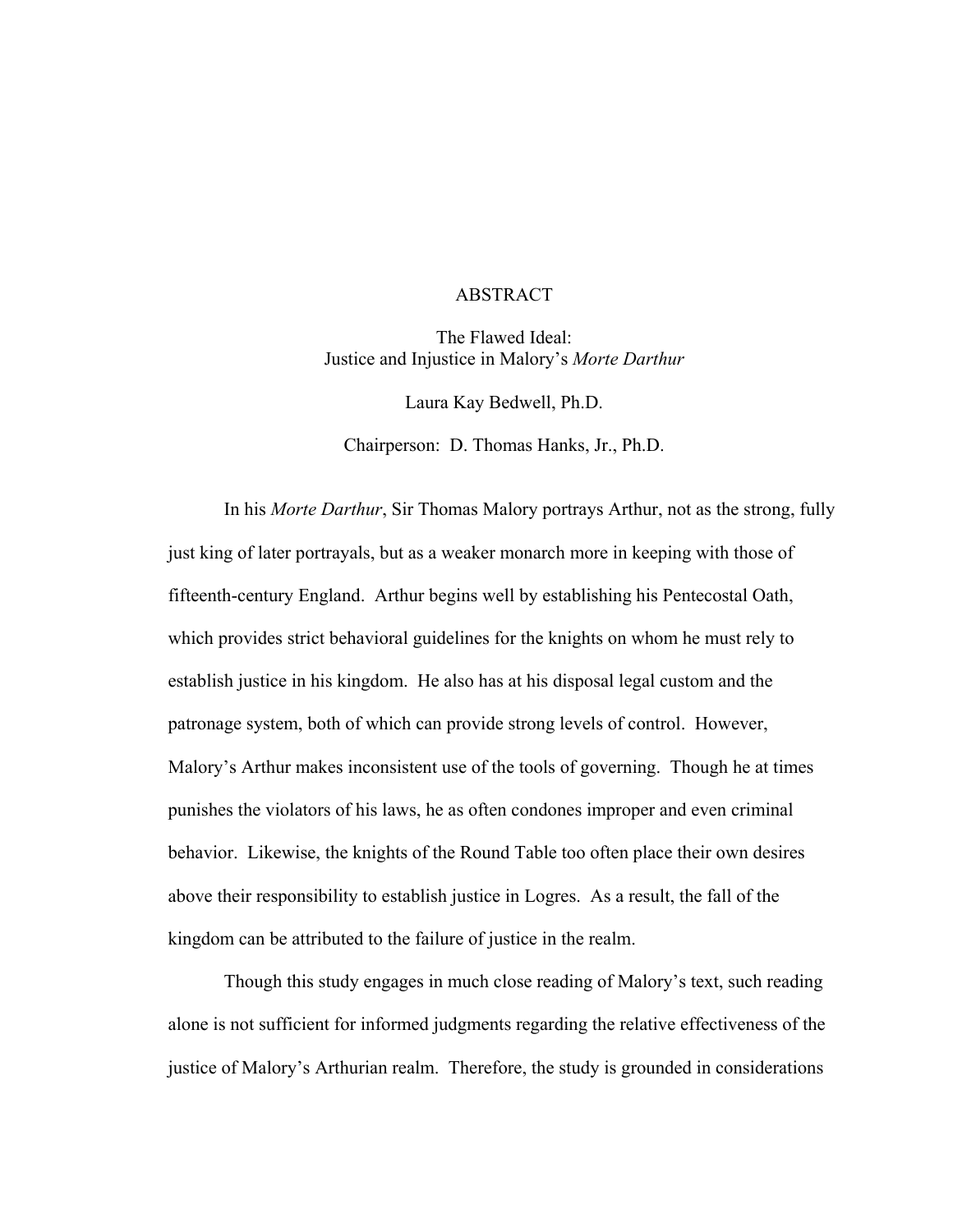# ABSTRACT

## The Flawed Ideal: Justice and Injustice in Malory's *Morte Darthur*

Laura Kay Bedwell, Ph.D.

Chairperson: D. Thomas Hanks, Jr., Ph.D.

In his *Morte Darthur*, Sir Thomas Malory portrays Arthur, not as the strong, fully just king of later portrayals, but as a weaker monarch more in keeping with those of fifteenth-century England. Arthur begins well by establishing his Pentecostal Oath, which provides strict behavioral guidelines for the knights on whom he must rely to establish justice in his kingdom. He also has at his disposal legal custom and the patronage system, both of which can provide strong levels of control. However, Malory's Arthur makes inconsistent use of the tools of governing. Though he at times punishes the violators of his laws, he as often condones improper and even criminal behavior. Likewise, the knights of the Round Table too often place their own desires above their responsibility to establish justice in Logres. As a result, the fall of the kingdom can be attributed to the failure of justice in the realm.

Though this study engages in much close reading of Malory's text, such reading alone is not sufficient for informed judgments regarding the relative effectiveness of the justice of Malory's Arthurian realm. Therefore, the study is grounded in considerations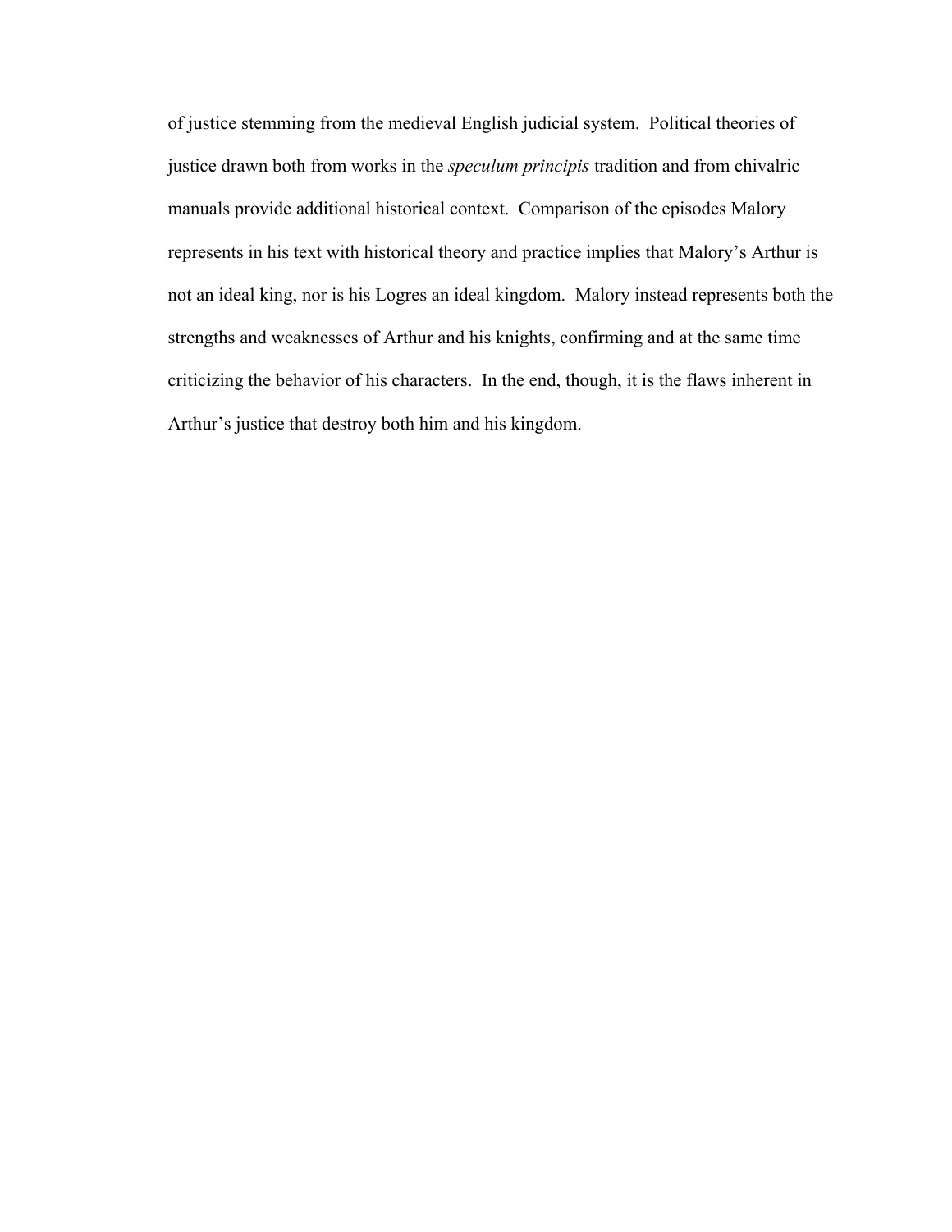of justice stemming from the medieval English judicial system. Political theories of justice drawn both from works in the *speculum principis* tradition and from chivalric manuals provide additional historical context. Comparison of the episodes Malory represents in his text with historical theory and practice implies that Malory's Arthur is not an ideal king, nor is his Logres an ideal kingdom. Malory instead represents both the strengths and weaknesses of Arthur and his knights, confirming and at the same time criticizing the behavior of his characters. In the end, though, it is the flaws inherent in Arthur's justice that destroy both him and his kingdom.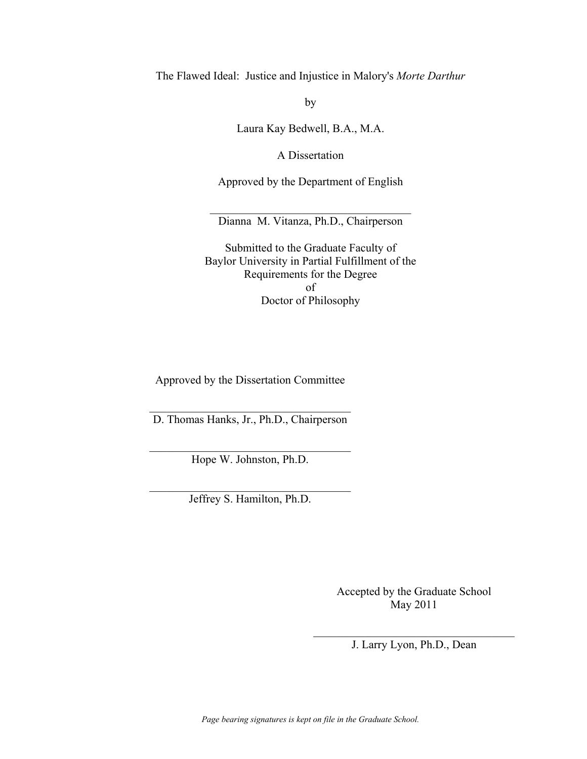The Flawed Ideal: Justice and Injustice in Malory's *Morte Darthur*

by

Laura Kay Bedwell, B.A., M.A.

A Dissertation

Approved by the Department of English

___________________________________

Dianna M. Vitanza, Ph.D., Chairperson

Submitted to the Graduate Faculty of
Baylor University in Partial Fulfillment of the
Requirements for the Degree
of
Doctor of Philosophy

Approved by the Dissertation Committee

___________________________________

D. Thomas Hanks, Jr., Ph.D., Chairperson

___________________________________

Hope W. Johnston, Ph.D.

___________________________________

Jeffrey S. Hamilton, Ph.D.

Accepted by the Graduate School
May 2011

___________________________________

J. Larry Lyon, Ph.D., Dean

*Page bearing signatures is kept on file in the Graduate School.*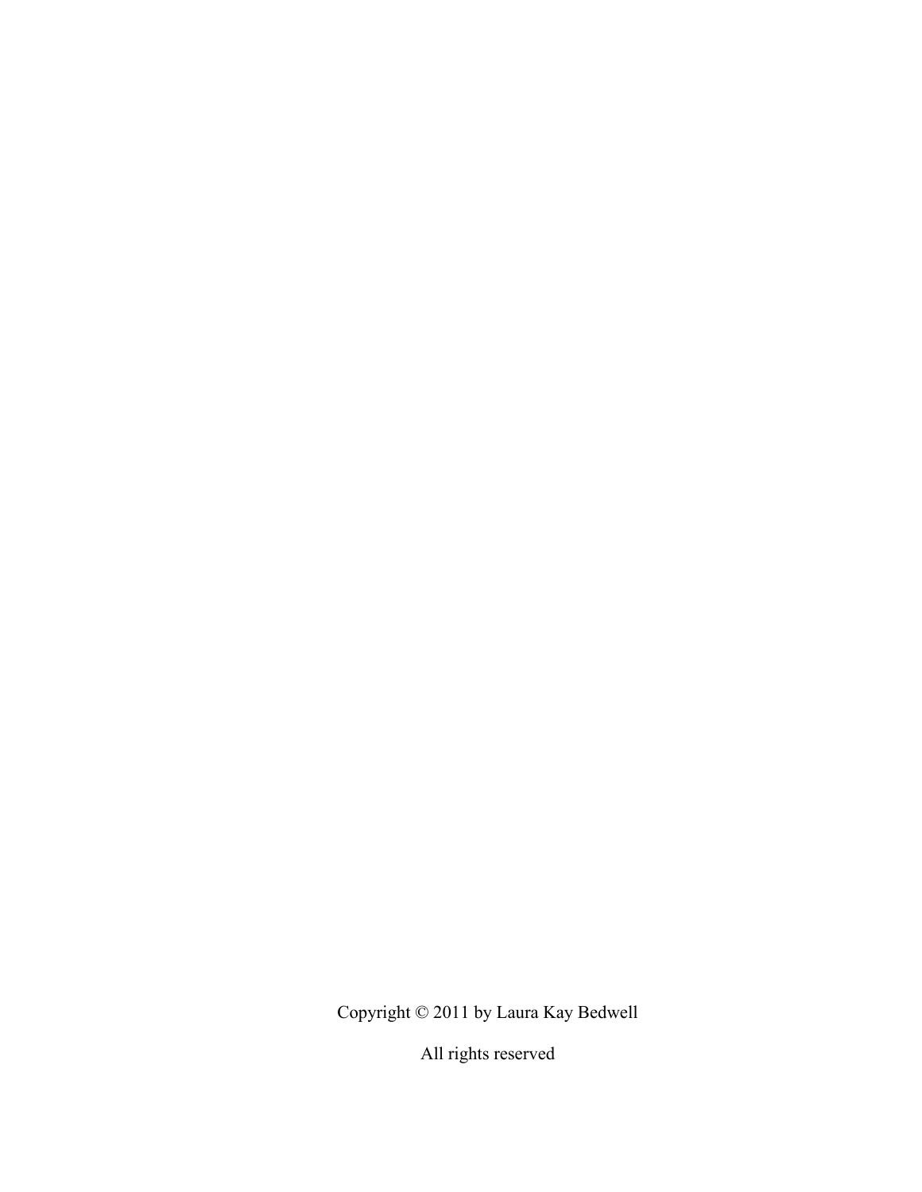Copyright © 2011 by Laura Kay Bedwell

All rights reserved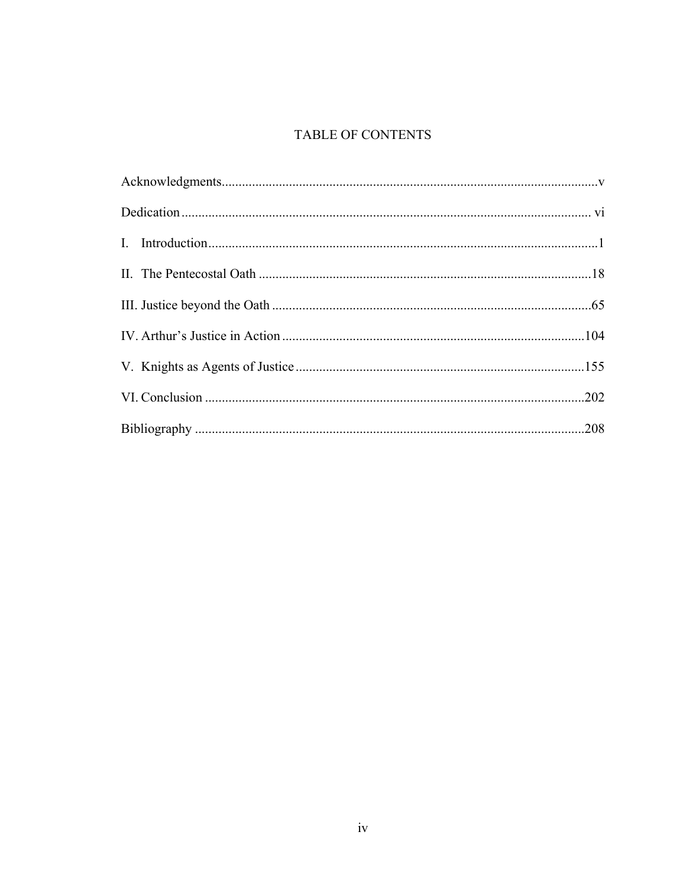# TABLE OF CONTENTS

Acknowledgments ..... v

Dedication ..... vi

I. Introduction ..... 1

II. The Pentecostal Oath ..... 18

III. Justice beyond the Oath ..... 65

IV. Arthur's Justice in Action ..... 104

V. Knights as Agents of Justice ..... 155

VI. Conclusion ..... 202

Bibliography ..... 208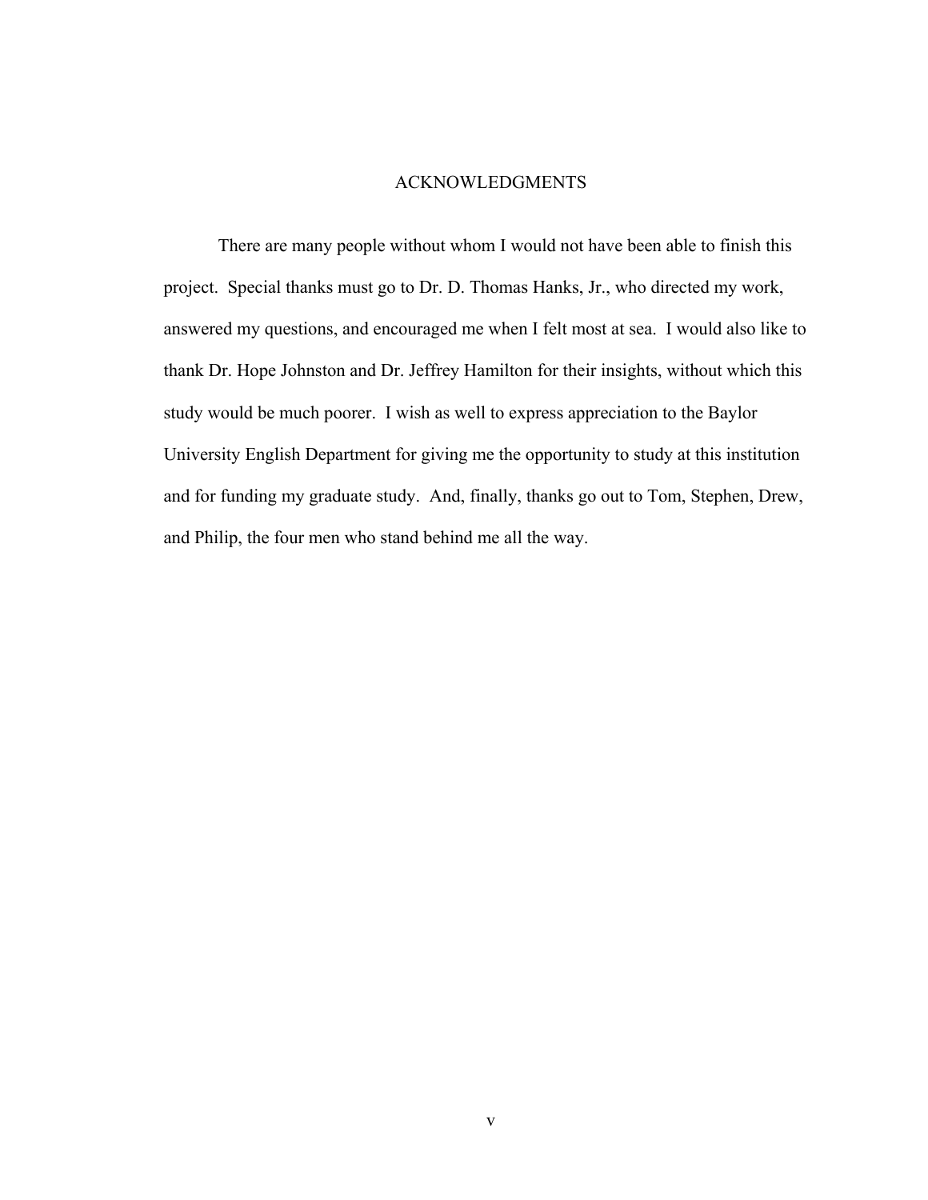# ACKNOWLEDGMENTS

There are many people without whom I would not have been able to finish this project. Special thanks must go to Dr. D. Thomas Hanks, Jr., who directed my work, answered my questions, and encouraged me when I felt most at sea. I would also like to thank Dr. Hope Johnston and Dr. Jeffrey Hamilton for their insights, without which this study would be much poorer. I wish as well to express appreciation to the Baylor University English Department for giving me the opportunity to study at this institution and for funding my graduate study. And, finally, thanks go out to Tom, Stephen, Drew, and Philip, the four men who stand behind me all the way.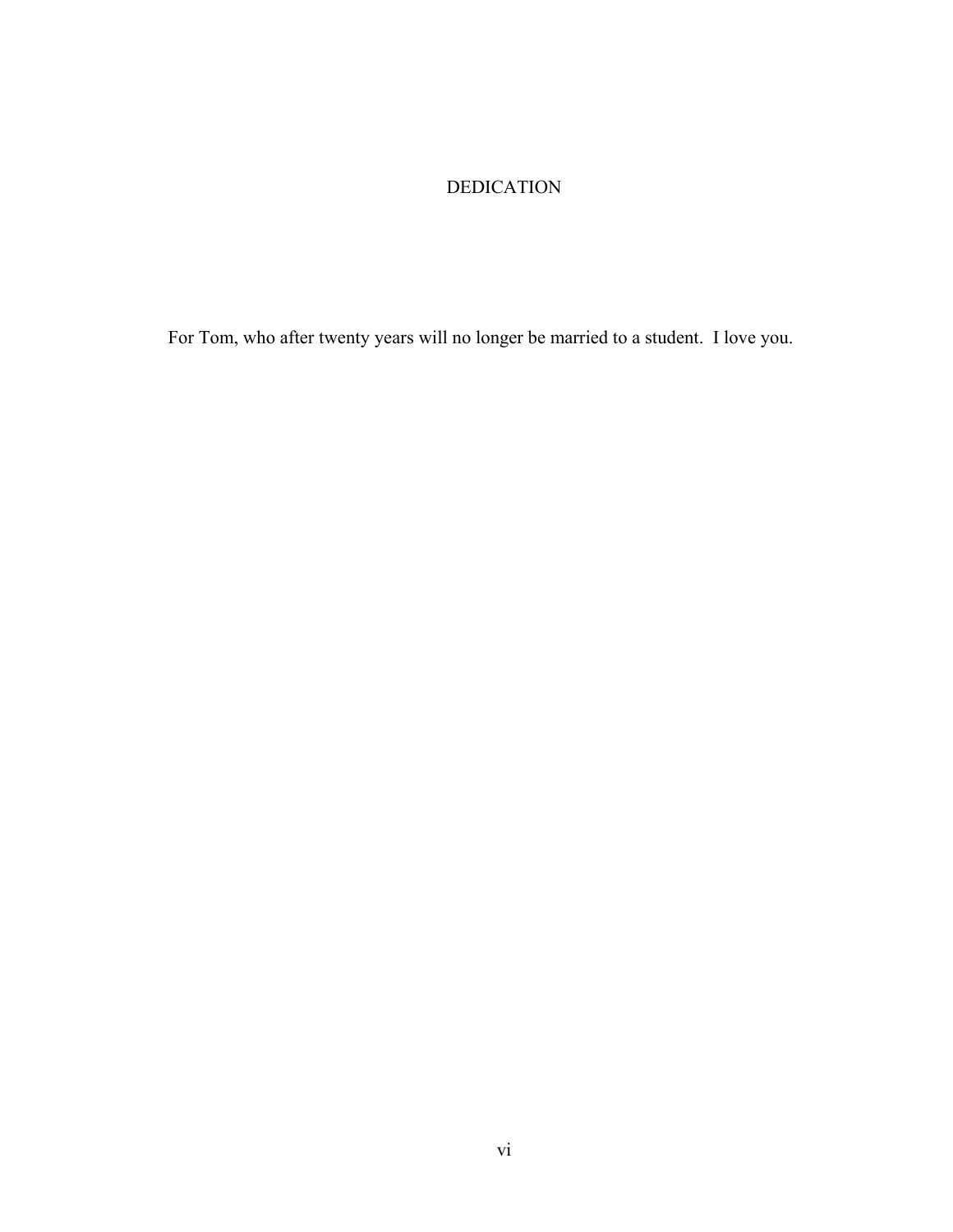# DEDICATION

For Tom, who after twenty years will no longer be married to a student. I love you.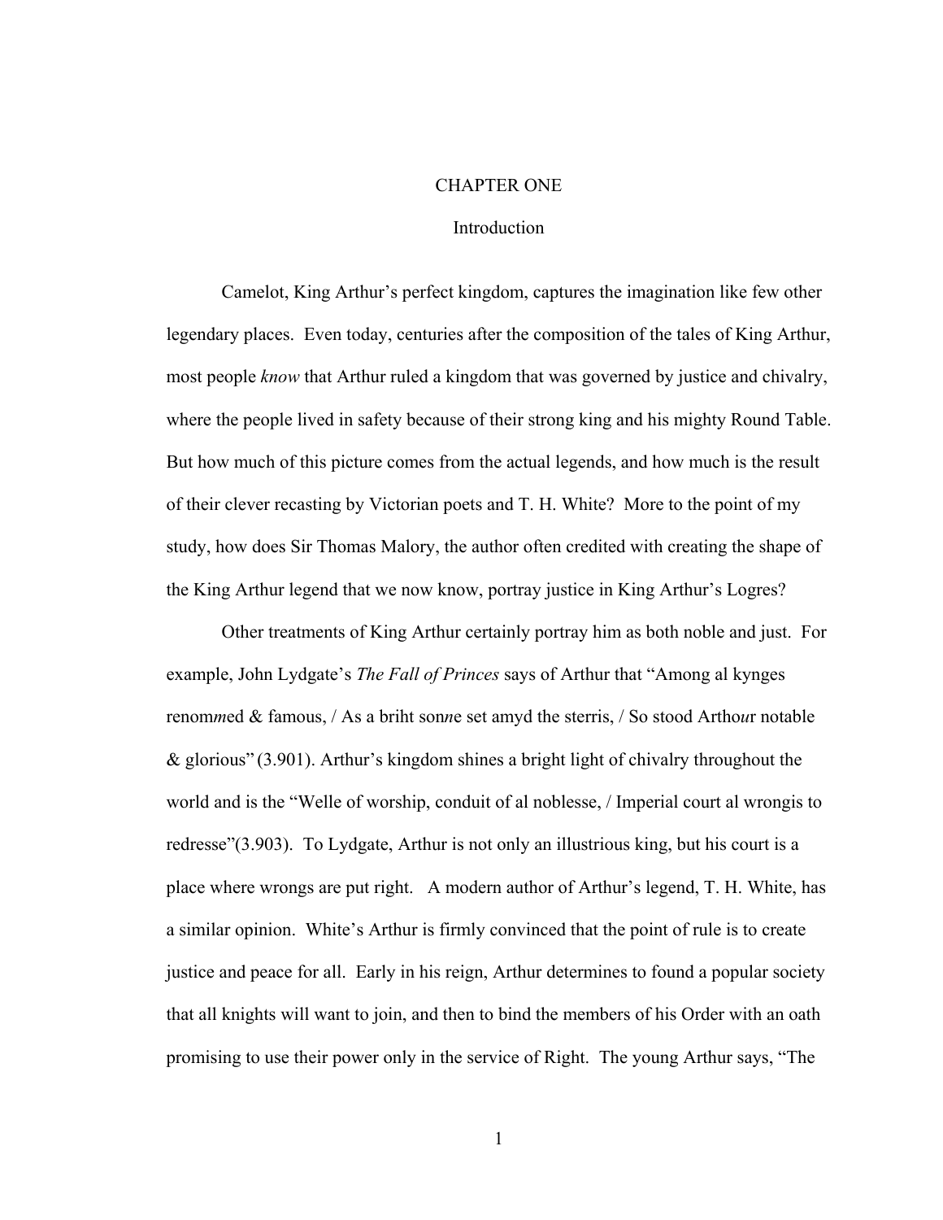# CHAPTER ONE

## Introduction

Camelot, King Arthur's perfect kingdom, captures the imagination like few other legendary places. Even today, centuries after the composition of the tales of King Arthur, most people *know* that Arthur ruled a kingdom that was governed by justice and chivalry, where the people lived in safety because of their strong king and his mighty Round Table. But how much of this picture comes from the actual legends, and how much is the result of their clever recasting by Victorian poets and T. H. White? More to the point of my study, how does Sir Thomas Malory, the author often credited with creating the shape of the King Arthur legend that we now know, portray justice in King Arthur's Logres?

Other treatments of King Arthur certainly portray him as both noble and just. For example, John Lydgate's *The Fall of Princes* says of Arthur that "Among al kynges renom*m*ed & famous, / As a briht son*n*e set amyd the sterris, / So stood Artho*u*r notable & glorious" (3.901). Arthur's kingdom shines a bright light of chivalry throughout the world and is the "Welle of worship, conduit of al noblesse, / Imperial court al wrongis to redresse"(3.903). To Lydgate, Arthur is not only an illustrious king, but his court is a place where wrongs are put right. A modern author of Arthur's legend, T. H. White, has a similar opinion. White's Arthur is firmly convinced that the point of rule is to create justice and peace for all. Early in his reign, Arthur determines to found a popular society that all knights will want to join, and then to bind the members of his Order with an oath promising to use their power only in the service of Right. The young Arthur says, "The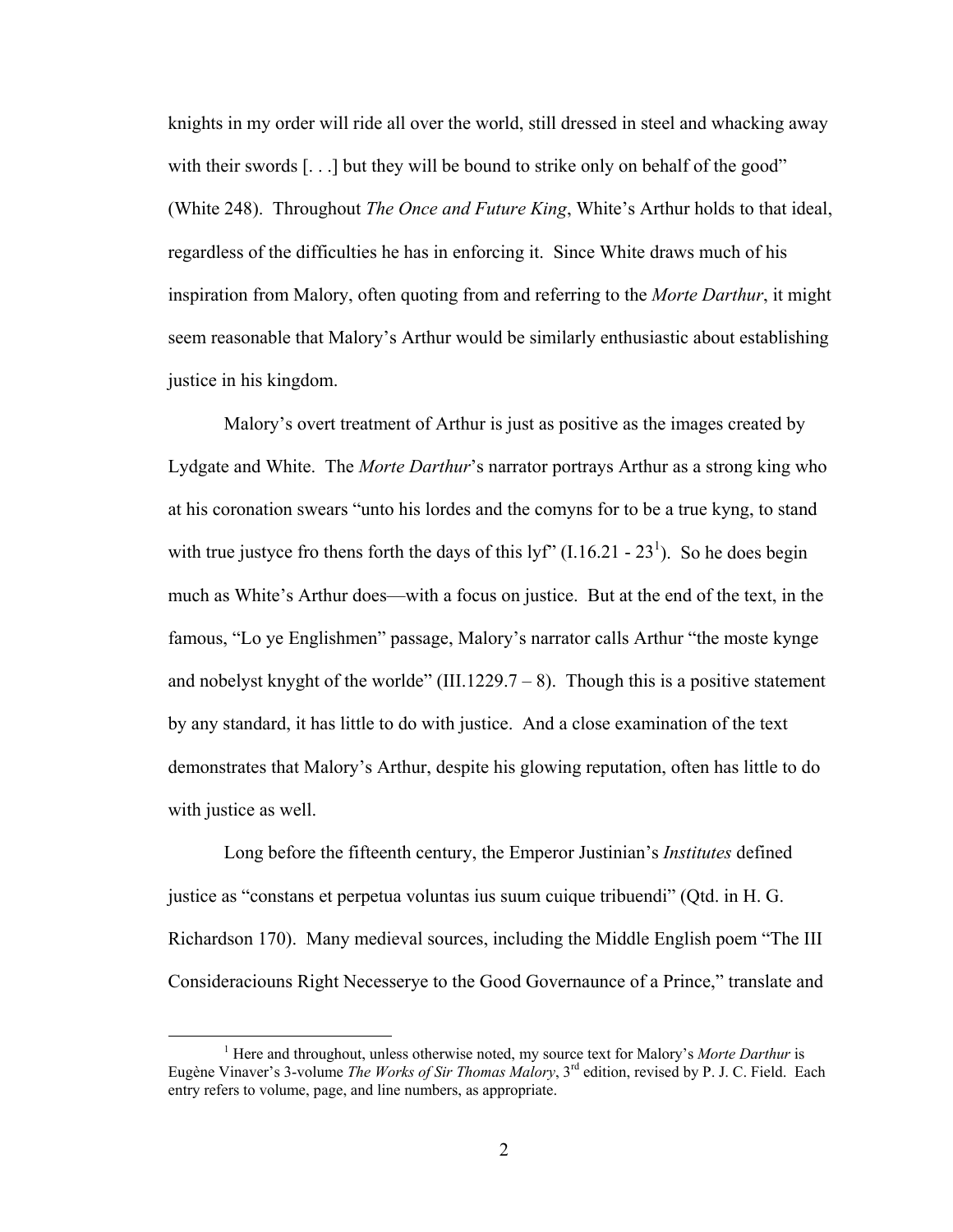knights in my order will ride all over the world, still dressed in steel and whacking away with their swords [. . .] but they will be bound to strike only on behalf of the good" (White 248). Throughout *The Once and Future King*, White's Arthur holds to that ideal, regardless of the difficulties he has in enforcing it. Since White draws much of his inspiration from Malory, often quoting from and referring to the *Morte Darthur*, it might seem reasonable that Malory's Arthur would be similarly enthusiastic about establishing justice in his kingdom.

Malory's overt treatment of Arthur is just as positive as the images created by Lydgate and White. The *Morte Darthur*'s narrator portrays Arthur as a strong king who at his coronation swears "unto his lordes and the comyns for to be a true kyng, to stand with true justyce fro thens forth the days of this lyf" (I.16.21 - 23[1]). So he does begin much as White's Arthur does—with a focus on justice. But at the end of the text, in the famous, "Lo ye Englishmen" passage, Malory's narrator calls Arthur "the moste kynge and nobelyst knyght of the worlde" (III.1229.7 – 8). Though this is a positive statement by any standard, it has little to do with justice. And a close examination of the text demonstrates that Malory's Arthur, despite his glowing reputation, often has little to do with justice as well.

Long before the fifteenth century, the Emperor Justinian's *Institutes* defined justice as "constans et perpetua voluntas ius suum cuique tribuendi" (Qtd. in H. G. Richardson 170). Many medieval sources, including the Middle English poem "The III Consideraciouns Right Necesserye to the Good Governaunce of a Prince," translate and

[1] Here and throughout, unless otherwise noted, my source text for Malory's *Morte Darthur* is Eugène Vinaver's 3-volume *The Works of Sir Thomas Malory*, 3rd edition, revised by P. J. C. Field. Each entry refers to volume, page, and line numbers, as appropriate.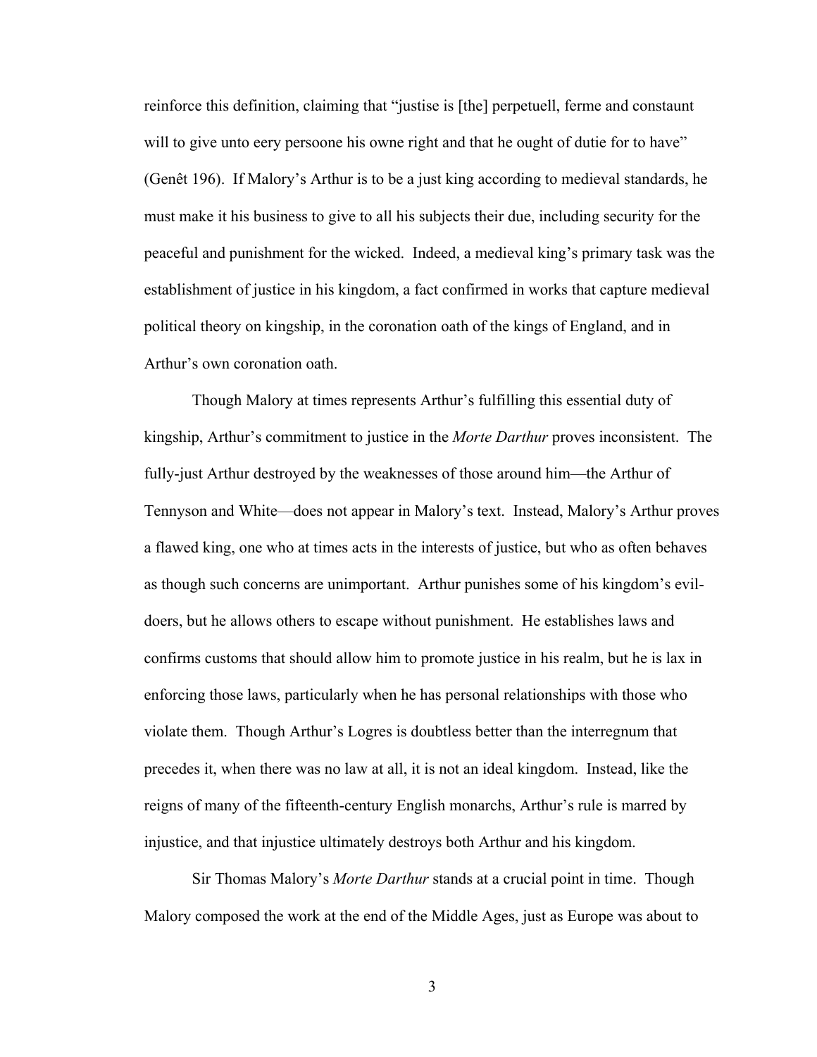reinforce this definition, claiming that "justise is [the] perpetuell, ferme and constaunt will to give unto eery persoone his owne right and that he ought of dutie for to have" (Genêt 196). If Malory's Arthur is to be a just king according to medieval standards, he must make it his business to give to all his subjects their due, including security for the peaceful and punishment for the wicked. Indeed, a medieval king's primary task was the establishment of justice in his kingdom, a fact confirmed in works that capture medieval political theory on kingship, in the coronation oath of the kings of England, and in Arthur's own coronation oath.

Though Malory at times represents Arthur's fulfilling this essential duty of kingship, Arthur's commitment to justice in the *Morte Darthur* proves inconsistent. The fully-just Arthur destroyed by the weaknesses of those around him—the Arthur of Tennyson and White—does not appear in Malory's text. Instead, Malory's Arthur proves a flawed king, one who at times acts in the interests of justice, but who as often behaves as though such concerns are unimportant. Arthur punishes some of his kingdom's evil-doers, but he allows others to escape without punishment. He establishes laws and confirms customs that should allow him to promote justice in his realm, but he is lax in enforcing those laws, particularly when he has personal relationships with those who violate them. Though Arthur's Logres is doubtless better than the interregnum that precedes it, when there was no law at all, it is not an ideal kingdom. Instead, like the reigns of many of the fifteenth-century English monarchs, Arthur's rule is marred by injustice, and that injustice ultimately destroys both Arthur and his kingdom.

Sir Thomas Malory's *Morte Darthur* stands at a crucial point in time. Though Malory composed the work at the end of the Middle Ages, just as Europe was about to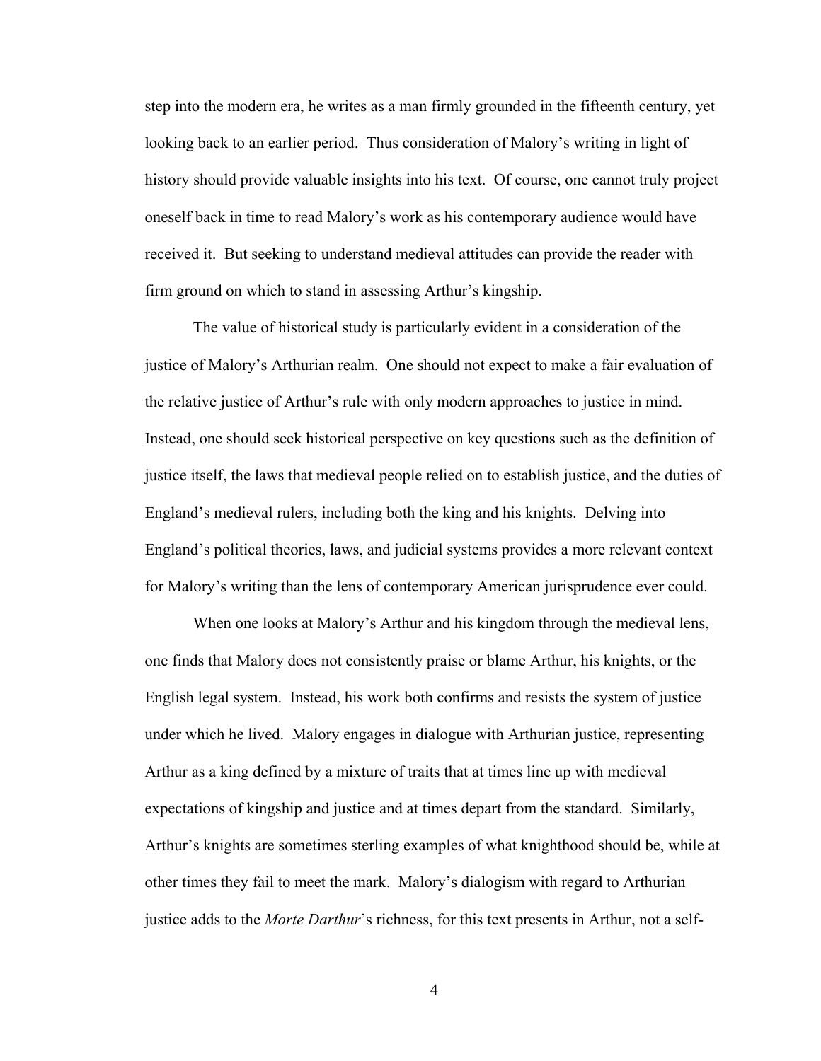step into the modern era, he writes as a man firmly grounded in the fifteenth century, yet looking back to an earlier period. Thus consideration of Malory's writing in light of history should provide valuable insights into his text. Of course, one cannot truly project oneself back in time to read Malory's work as his contemporary audience would have received it. But seeking to understand medieval attitudes can provide the reader with firm ground on which to stand in assessing Arthur's kingship.

The value of historical study is particularly evident in a consideration of the justice of Malory's Arthurian realm. One should not expect to make a fair evaluation of the relative justice of Arthur's rule with only modern approaches to justice in mind. Instead, one should seek historical perspective on key questions such as the definition of justice itself, the laws that medieval people relied on to establish justice, and the duties of England's medieval rulers, including both the king and his knights. Delving into England's political theories, laws, and judicial systems provides a more relevant context for Malory's writing than the lens of contemporary American jurisprudence ever could.

When one looks at Malory's Arthur and his kingdom through the medieval lens, one finds that Malory does not consistently praise or blame Arthur, his knights, or the English legal system. Instead, his work both confirms and resists the system of justice under which he lived. Malory engages in dialogue with Arthurian justice, representing Arthur as a king defined by a mixture of traits that at times line up with medieval expectations of kingship and justice and at times depart from the standard. Similarly, Arthur's knights are sometimes sterling examples of what knighthood should be, while at other times they fail to meet the mark. Malory's dialogism with regard to Arthurian justice adds to the *Morte Darthur*'s richness, for this text presents in Arthur, not a self-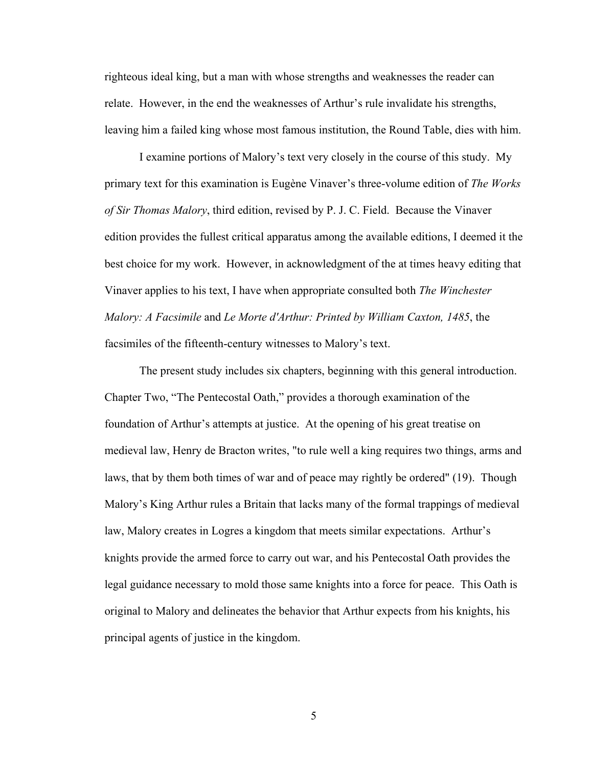righteous ideal king, but a man with whose strengths and weaknesses the reader can relate. However, in the end the weaknesses of Arthur's rule invalidate his strengths, leaving him a failed king whose most famous institution, the Round Table, dies with him.

I examine portions of Malory's text very closely in the course of this study. My primary text for this examination is Eugène Vinaver's three-volume edition of *The Works of Sir Thomas Malory*, third edition, revised by P. J. C. Field. Because the Vinaver edition provides the fullest critical apparatus among the available editions, I deemed it the best choice for my work. However, in acknowledgment of the at times heavy editing that Vinaver applies to his text, I have when appropriate consulted both *The Winchester Malory: A Facsimile* and *Le Morte d'Arthur: Printed by William Caxton, 1485*, the facsimiles of the fifteenth-century witnesses to Malory's text.

The present study includes six chapters, beginning with this general introduction. Chapter Two, "The Pentecostal Oath," provides a thorough examination of the foundation of Arthur's attempts at justice. At the opening of his great treatise on medieval law, Henry de Bracton writes, "to rule well a king requires two things, arms and laws, that by them both times of war and of peace may rightly be ordered" (19). Though Malory's King Arthur rules a Britain that lacks many of the formal trappings of medieval law, Malory creates in Logres a kingdom that meets similar expectations. Arthur's knights provide the armed force to carry out war, and his Pentecostal Oath provides the legal guidance necessary to mold those same knights into a force for peace. This Oath is original to Malory and delineates the behavior that Arthur expects from his knights, his principal agents of justice in the kingdom.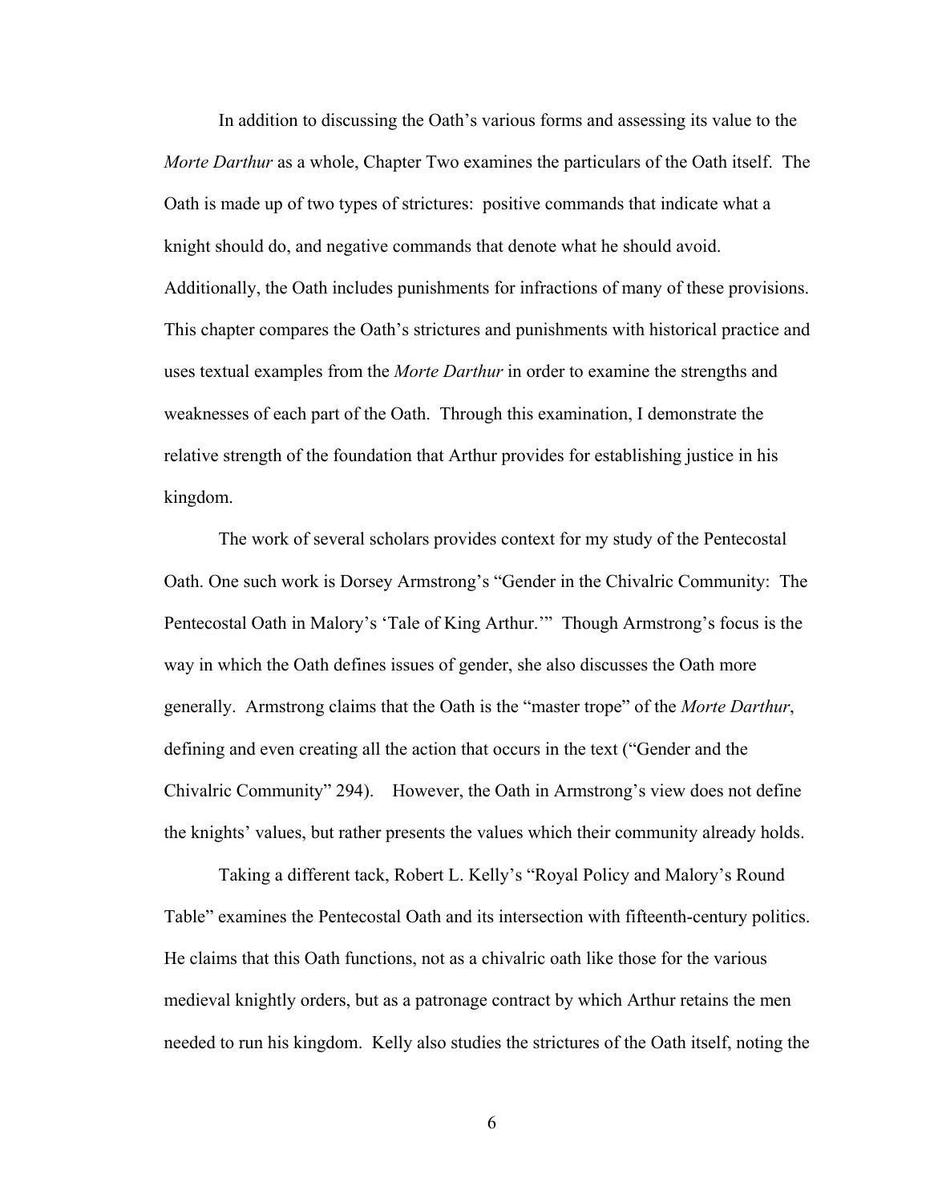In addition to discussing the Oath's various forms and assessing its value to the *Morte Darthur* as a whole, Chapter Two examines the particulars of the Oath itself. The Oath is made up of two types of strictures: positive commands that indicate what a knight should do, and negative commands that denote what he should avoid. Additionally, the Oath includes punishments for infractions of many of these provisions. This chapter compares the Oath's strictures and punishments with historical practice and uses textual examples from the *Morte Darthur* in order to examine the strengths and weaknesses of each part of the Oath. Through this examination, I demonstrate the relative strength of the foundation that Arthur provides for establishing justice in his kingdom.

The work of several scholars provides context for my study of the Pentecostal Oath. One such work is Dorsey Armstrong's "Gender in the Chivalric Community: The Pentecostal Oath in Malory's 'Tale of King Arthur.'" Though Armstrong's focus is the way in which the Oath defines issues of gender, she also discusses the Oath more generally. Armstrong claims that the Oath is the "master trope" of the *Morte Darthur*, defining and even creating all the action that occurs in the text ("Gender and the Chivalric Community" 294). However, the Oath in Armstrong's view does not define the knights' values, but rather presents the values which their community already holds.

Taking a different tack, Robert L. Kelly's "Royal Policy and Malory's Round Table" examines the Pentecostal Oath and its intersection with fifteenth-century politics. He claims that this Oath functions, not as a chivalric oath like those for the various medieval knightly orders, but as a patronage contract by which Arthur retains the men needed to run his kingdom. Kelly also studies the strictures of the Oath itself, noting the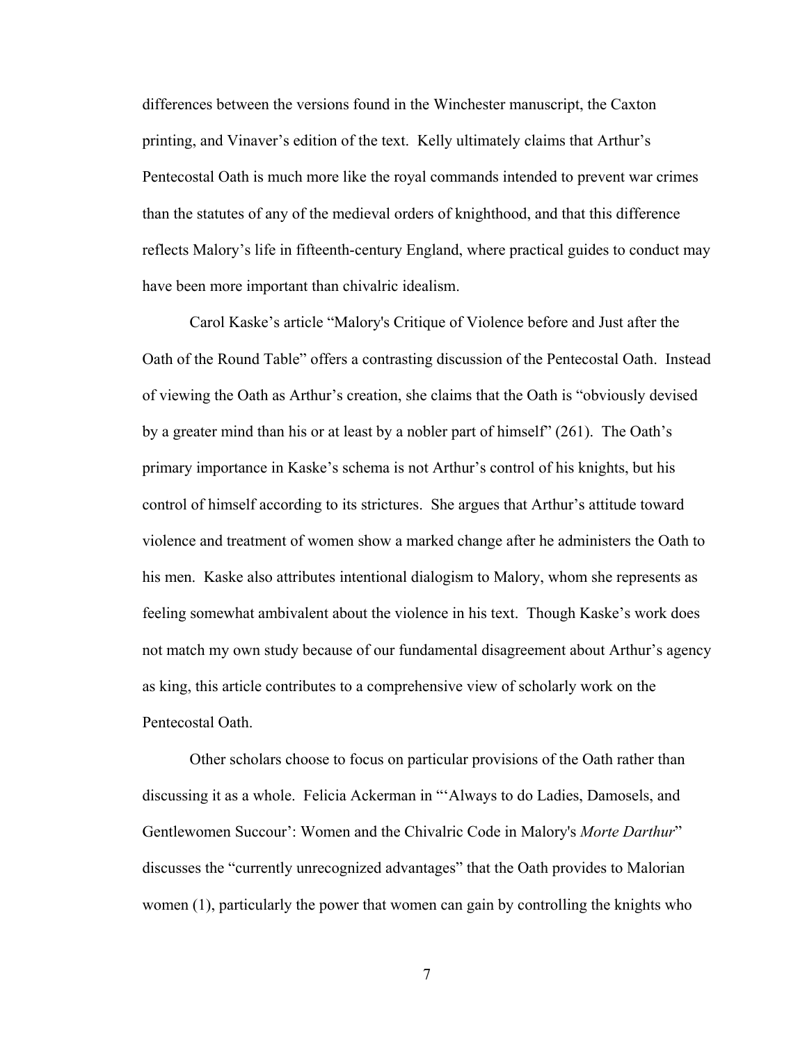differences between the versions found in the Winchester manuscript, the Caxton printing, and Vinaver's edition of the text. Kelly ultimately claims that Arthur's Pentecostal Oath is much more like the royal commands intended to prevent war crimes than the statutes of any of the medieval orders of knighthood, and that this difference reflects Malory's life in fifteenth-century England, where practical guides to conduct may have been more important than chivalric idealism.

Carol Kaske's article "Malory's Critique of Violence before and Just after the Oath of the Round Table" offers a contrasting discussion of the Pentecostal Oath. Instead of viewing the Oath as Arthur's creation, she claims that the Oath is "obviously devised by a greater mind than his or at least by a nobler part of himself" (261). The Oath's primary importance in Kaske's schema is not Arthur's control of his knights, but his control of himself according to its strictures. She argues that Arthur's attitude toward violence and treatment of women show a marked change after he administers the Oath to his men. Kaske also attributes intentional dialogism to Malory, whom she represents as feeling somewhat ambivalent about the violence in his text. Though Kaske's work does not match my own study because of our fundamental disagreement about Arthur's agency as king, this article contributes to a comprehensive view of scholarly work on the Pentecostal Oath.

Other scholars choose to focus on particular provisions of the Oath rather than discussing it as a whole. Felicia Ackerman in "'Always to do Ladies, Damosels, and Gentlewomen Succour': Women and the Chivalric Code in Malory's *Morte Darthur*" discusses the "currently unrecognized advantages" that the Oath provides to Malorian women (1), particularly the power that women can gain by controlling the knights who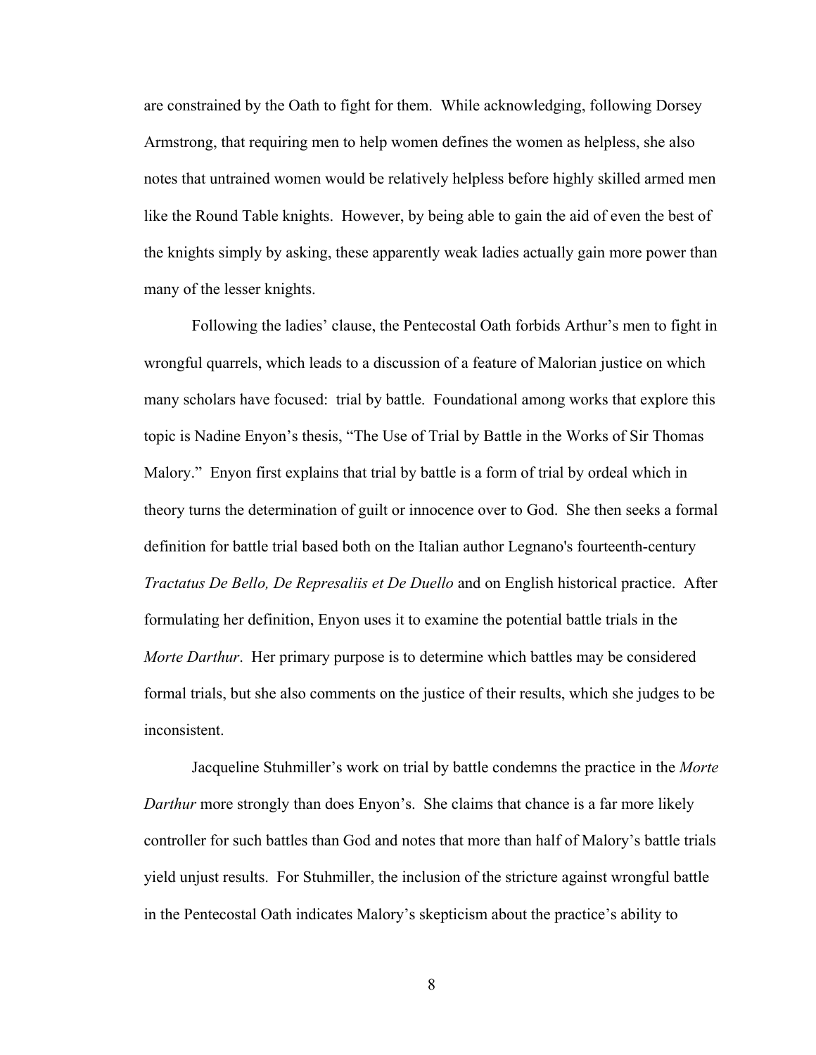are constrained by the Oath to fight for them. While acknowledging, following Dorsey Armstrong, that requiring men to help women defines the women as helpless, she also notes that untrained women would be relatively helpless before highly skilled armed men like the Round Table knights. However, by being able to gain the aid of even the best of the knights simply by asking, these apparently weak ladies actually gain more power than many of the lesser knights.

Following the ladies' clause, the Pentecostal Oath forbids Arthur's men to fight in wrongful quarrels, which leads to a discussion of a feature of Malorian justice on which many scholars have focused: trial by battle. Foundational among works that explore this topic is Nadine Enyon's thesis, "The Use of Trial by Battle in the Works of Sir Thomas Malory." Enyon first explains that trial by battle is a form of trial by ordeal which in theory turns the determination of guilt or innocence over to God. She then seeks a formal definition for battle trial based both on the Italian author Legnano's fourteenth-century *Tractatus De Bello, De Represaliis et De Duello* and on English historical practice. After formulating her definition, Enyon uses it to examine the potential battle trials in the *Morte Darthur*. Her primary purpose is to determine which battles may be considered formal trials, but she also comments on the justice of their results, which she judges to be inconsistent.

Jacqueline Stuhmiller's work on trial by battle condemns the practice in the *Morte Darthur* more strongly than does Enyon's. She claims that chance is a far more likely controller for such battles than God and notes that more than half of Malory's battle trials yield unjust results. For Stuhmiller, the inclusion of the stricture against wrongful battle in the Pentecostal Oath indicates Malory's skepticism about the practice's ability to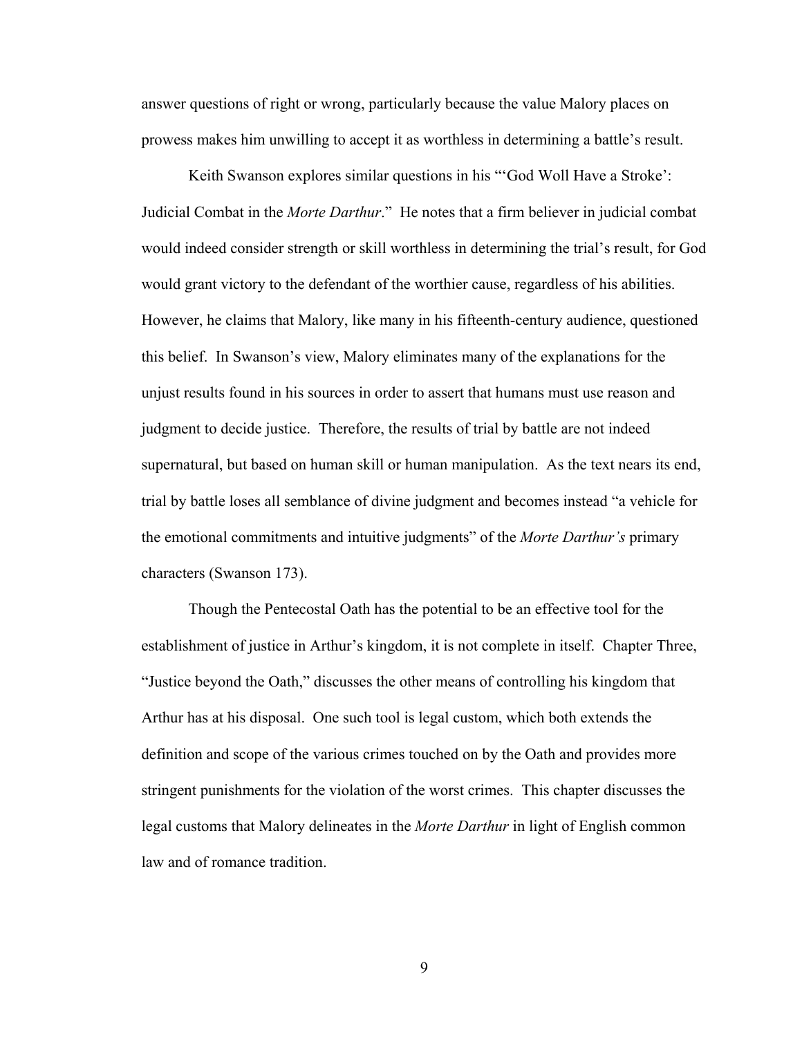answer questions of right or wrong, particularly because the value Malory places on prowess makes him unwilling to accept it as worthless in determining a battle's result.

Keith Swanson explores similar questions in his "'God Woll Have a Stroke': Judicial Combat in the *Morte Darthur*." He notes that a firm believer in judicial combat would indeed consider strength or skill worthless in determining the trial's result, for God would grant victory to the defendant of the worthier cause, regardless of his abilities. However, he claims that Malory, like many in his fifteenth-century audience, questioned this belief. In Swanson's view, Malory eliminates many of the explanations for the unjust results found in his sources in order to assert that humans must use reason and judgment to decide justice. Therefore, the results of trial by battle are not indeed supernatural, but based on human skill or human manipulation. As the text nears its end, trial by battle loses all semblance of divine judgment and becomes instead "a vehicle for the emotional commitments and intuitive judgments" of the *Morte Darthur's* primary characters (Swanson 173).

Though the Pentecostal Oath has the potential to be an effective tool for the establishment of justice in Arthur's kingdom, it is not complete in itself. Chapter Three, "Justice beyond the Oath," discusses the other means of controlling his kingdom that Arthur has at his disposal. One such tool is legal custom, which both extends the definition and scope of the various crimes touched on by the Oath and provides more stringent punishments for the violation of the worst crimes. This chapter discusses the legal customs that Malory delineates in the *Morte Darthur* in light of English common law and of romance tradition.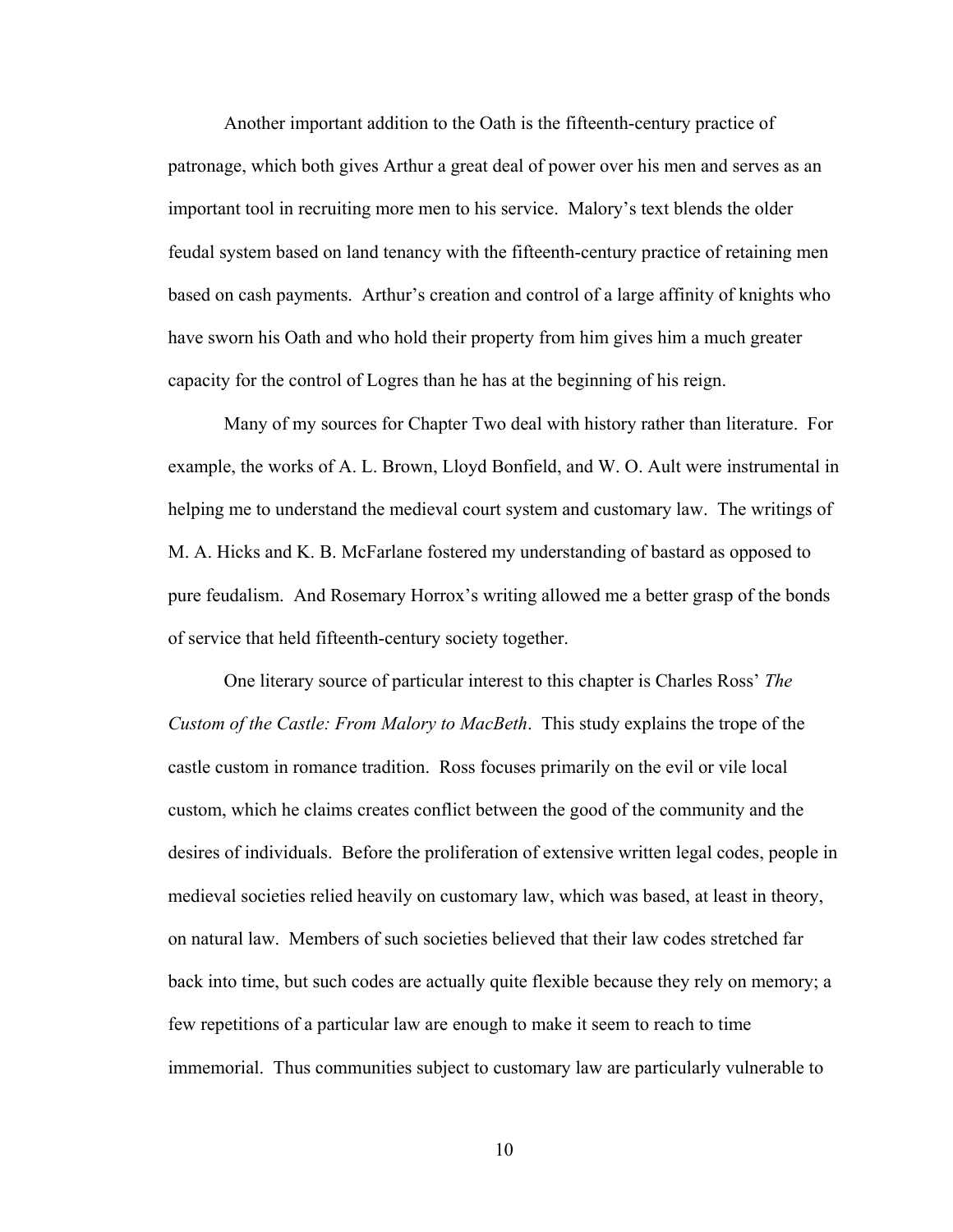Another important addition to the Oath is the fifteenth-century practice of patronage, which both gives Arthur a great deal of power over his men and serves as an important tool in recruiting more men to his service. Malory's text blends the older feudal system based on land tenancy with the fifteenth-century practice of retaining men based on cash payments. Arthur's creation and control of a large affinity of knights who have sworn his Oath and who hold their property from him gives him a much greater capacity for the control of Logres than he has at the beginning of his reign.

Many of my sources for Chapter Two deal with history rather than literature. For example, the works of A. L. Brown, Lloyd Bonfield, and W. O. Ault were instrumental in helping me to understand the medieval court system and customary law. The writings of M. A. Hicks and K. B. McFarlane fostered my understanding of bastard as opposed to pure feudalism. And Rosemary Horrox's writing allowed me a better grasp of the bonds of service that held fifteenth-century society together.

One literary source of particular interest to this chapter is Charles Ross' *The Custom of the Castle: From Malory to MacBeth*. This study explains the trope of the castle custom in romance tradition. Ross focuses primarily on the evil or vile local custom, which he claims creates conflict between the good of the community and the desires of individuals. Before the proliferation of extensive written legal codes, people in medieval societies relied heavily on customary law, which was based, at least in theory, on natural law. Members of such societies believed that their law codes stretched far back into time, but such codes are actually quite flexible because they rely on memory; a few repetitions of a particular law are enough to make it seem to reach to time immemorial. Thus communities subject to customary law are particularly vulnerable to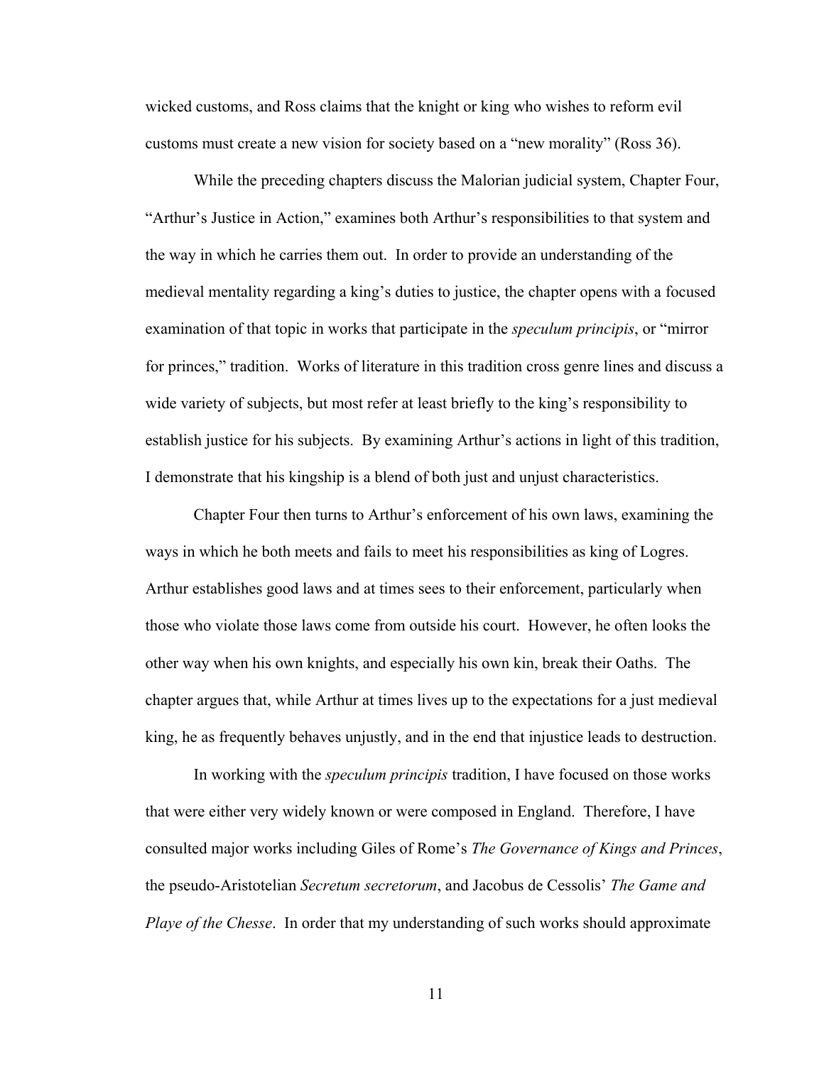wicked customs, and Ross claims that the knight or king who wishes to reform evil customs must create a new vision for society based on a "new morality" (Ross 36).

While the preceding chapters discuss the Malorian judicial system, Chapter Four, "Arthur's Justice in Action," examines both Arthur's responsibilities to that system and the way in which he carries them out. In order to provide an understanding of the medieval mentality regarding a king's duties to justice, the chapter opens with a focused examination of that topic in works that participate in the *speculum principis*, or "mirror for princes," tradition. Works of literature in this tradition cross genre lines and discuss a wide variety of subjects, but most refer at least briefly to the king's responsibility to establish justice for his subjects. By examining Arthur's actions in light of this tradition, I demonstrate that his kingship is a blend of both just and unjust characteristics.

Chapter Four then turns to Arthur's enforcement of his own laws, examining the ways in which he both meets and fails to meet his responsibilities as king of Logres. Arthur establishes good laws and at times sees to their enforcement, particularly when those who violate those laws come from outside his court. However, he often looks the other way when his own knights, and especially his own kin, break their Oaths. The chapter argues that, while Arthur at times lives up to the expectations for a just medieval king, he as frequently behaves unjustly, and in the end that injustice leads to destruction.

In working with the *speculum principis* tradition, I have focused on those works that were either very widely known or were composed in England. Therefore, I have consulted major works including Giles of Rome's *The Governance of Kings and Princes*, the pseudo-Aristotelian *Secretum secretorum*, and Jacobus de Cessolis' *The Game and Playe of the Chesse*. In order that my understanding of such works should approximate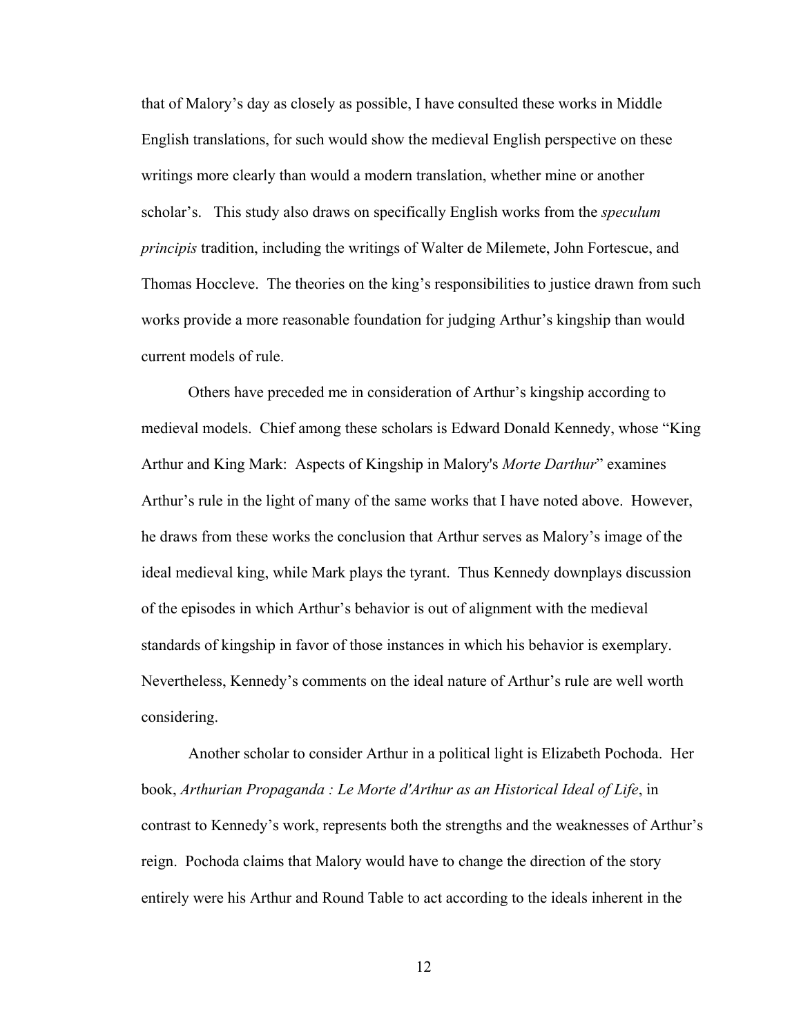that of Malory's day as closely as possible, I have consulted these works in Middle English translations, for such would show the medieval English perspective on these writings more clearly than would a modern translation, whether mine or another scholar's. This study also draws on specifically English works from the *speculum principis* tradition, including the writings of Walter de Milemete, John Fortescue, and Thomas Hoccleve. The theories on the king's responsibilities to justice drawn from such works provide a more reasonable foundation for judging Arthur's kingship than would current models of rule.

Others have preceded me in consideration of Arthur's kingship according to medieval models. Chief among these scholars is Edward Donald Kennedy, whose "King Arthur and King Mark: Aspects of Kingship in Malory's *Morte Darthur*" examines Arthur's rule in the light of many of the same works that I have noted above. However, he draws from these works the conclusion that Arthur serves as Malory's image of the ideal medieval king, while Mark plays the tyrant. Thus Kennedy downplays discussion of the episodes in which Arthur's behavior is out of alignment with the medieval standards of kingship in favor of those instances in which his behavior is exemplary. Nevertheless, Kennedy's comments on the ideal nature of Arthur's rule are well worth considering.

Another scholar to consider Arthur in a political light is Elizabeth Pochoda. Her book, *Arthurian Propaganda : Le Morte d'Arthur as an Historical Ideal of Life*, in contrast to Kennedy's work, represents both the strengths and the weaknesses of Arthur's reign. Pochoda claims that Malory would have to change the direction of the story entirely were his Arthur and Round Table to act according to the ideals inherent in the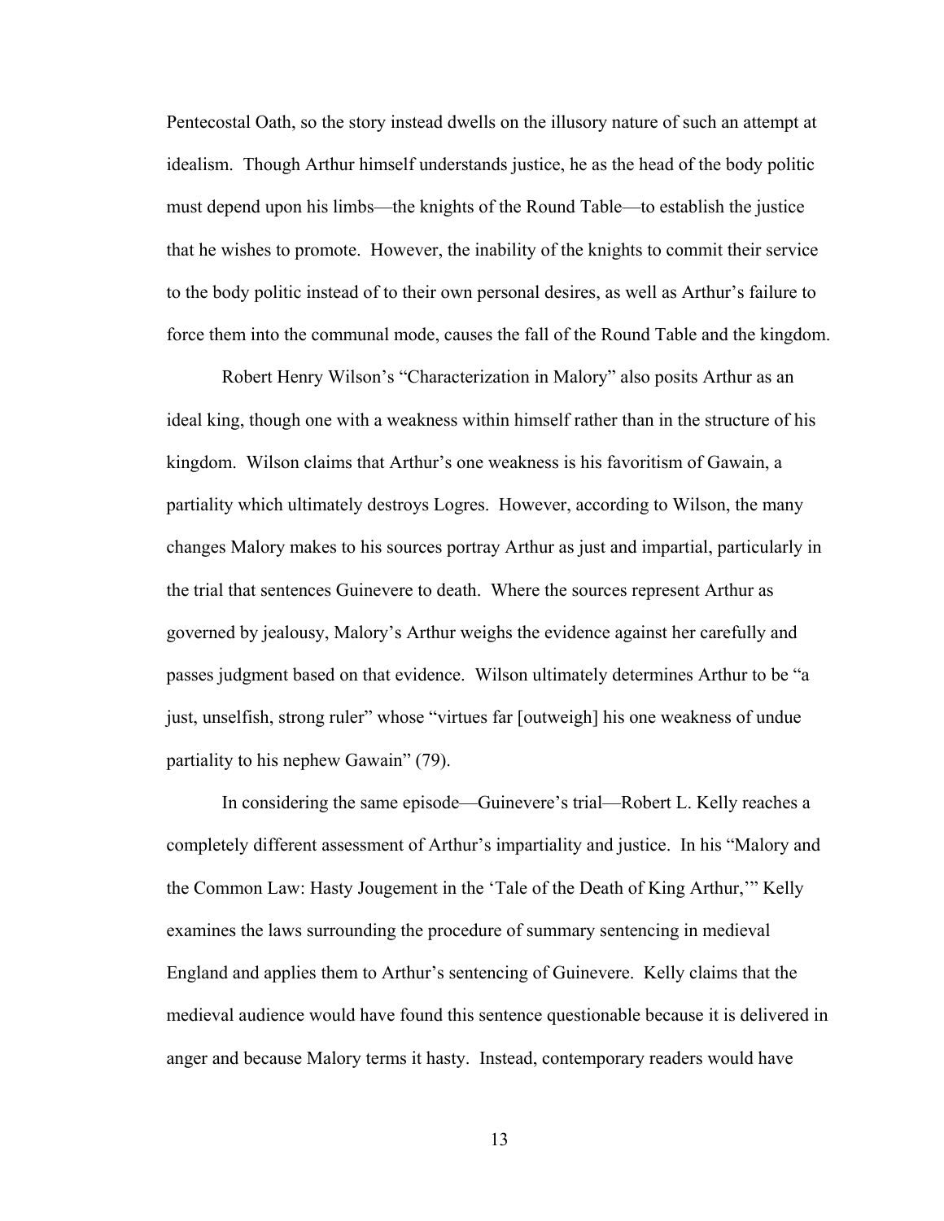Pentecostal Oath, so the story instead dwells on the illusory nature of such an attempt at idealism. Though Arthur himself understands justice, he as the head of the body politic must depend upon his limbs—the knights of the Round Table—to establish the justice that he wishes to promote. However, the inability of the knights to commit their service to the body politic instead of to their own personal desires, as well as Arthur's failure to force them into the communal mode, causes the fall of the Round Table and the kingdom.

Robert Henry Wilson's "Characterization in Malory" also posits Arthur as an ideal king, though one with a weakness within himself rather than in the structure of his kingdom. Wilson claims that Arthur's one weakness is his favoritism of Gawain, a partiality which ultimately destroys Logres. However, according to Wilson, the many changes Malory makes to his sources portray Arthur as just and impartial, particularly in the trial that sentences Guinevere to death. Where the sources represent Arthur as governed by jealousy, Malory's Arthur weighs the evidence against her carefully and passes judgment based on that evidence. Wilson ultimately determines Arthur to be "a just, unselfish, strong ruler" whose "virtues far [outweigh] his one weakness of undue partiality to his nephew Gawain" (79).

In considering the same episode—Guinevere's trial—Robert L. Kelly reaches a completely different assessment of Arthur's impartiality and justice. In his "Malory and the Common Law: Hasty Jougement in the 'Tale of the Death of King Arthur,'" Kelly examines the laws surrounding the procedure of summary sentencing in medieval England and applies them to Arthur's sentencing of Guinevere. Kelly claims that the medieval audience would have found this sentence questionable because it is delivered in anger and because Malory terms it hasty. Instead, contemporary readers would have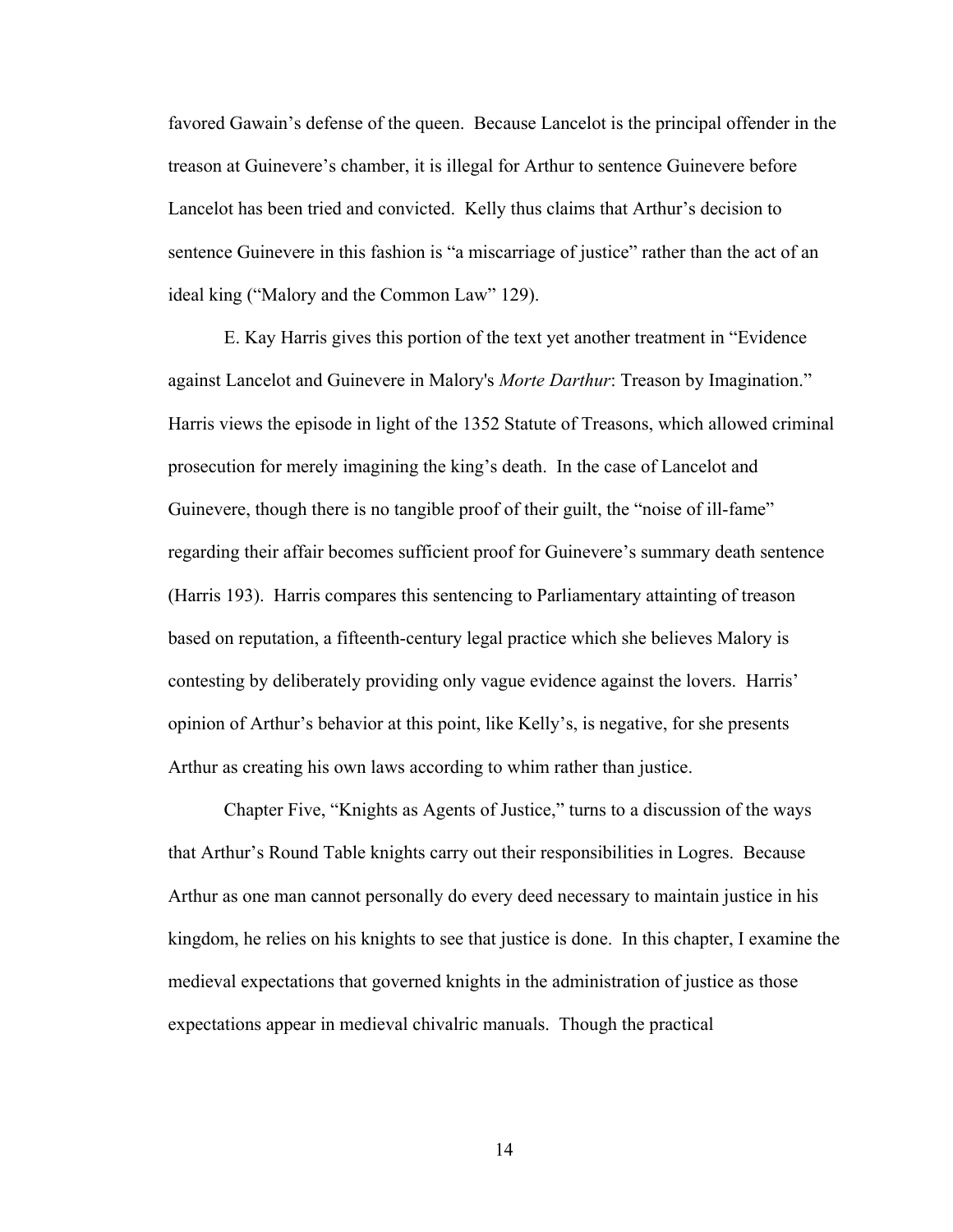favored Gawain's defense of the queen. Because Lancelot is the principal offender in the treason at Guinevere's chamber, it is illegal for Arthur to sentence Guinevere before Lancelot has been tried and convicted. Kelly thus claims that Arthur's decision to sentence Guinevere in this fashion is "a miscarriage of justice" rather than the act of an ideal king ("Malory and the Common Law" 129).

E. Kay Harris gives this portion of the text yet another treatment in "Evidence against Lancelot and Guinevere in Malory's *Morte Darthur*: Treason by Imagination." Harris views the episode in light of the 1352 Statute of Treasons, which allowed criminal prosecution for merely imagining the king's death. In the case of Lancelot and Guinevere, though there is no tangible proof of their guilt, the "noise of ill-fame" regarding their affair becomes sufficient proof for Guinevere's summary death sentence (Harris 193). Harris compares this sentencing to Parliamentary attainting of treason based on reputation, a fifteenth-century legal practice which she believes Malory is contesting by deliberately providing only vague evidence against the lovers. Harris' opinion of Arthur's behavior at this point, like Kelly's, is negative, for she presents Arthur as creating his own laws according to whim rather than justice.

Chapter Five, "Knights as Agents of Justice," turns to a discussion of the ways that Arthur's Round Table knights carry out their responsibilities in Logres. Because Arthur as one man cannot personally do every deed necessary to maintain justice in his kingdom, he relies on his knights to see that justice is done. In this chapter, I examine the medieval expectations that governed knights in the administration of justice as those expectations appear in medieval chivalric manuals. Though the practical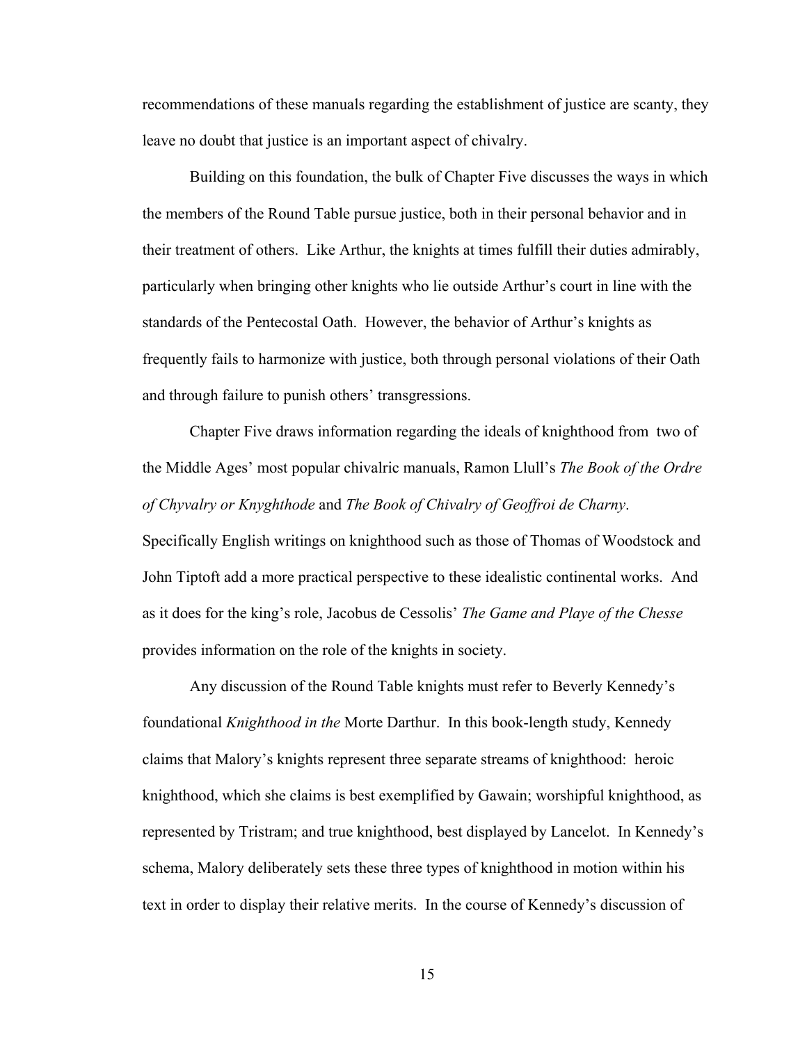recommendations of these manuals regarding the establishment of justice are scanty, they leave no doubt that justice is an important aspect of chivalry.

Building on this foundation, the bulk of Chapter Five discusses the ways in which the members of the Round Table pursue justice, both in their personal behavior and in their treatment of others. Like Arthur, the knights at times fulfill their duties admirably, particularly when bringing other knights who lie outside Arthur's court in line with the standards of the Pentecostal Oath. However, the behavior of Arthur's knights as frequently fails to harmonize with justice, both through personal violations of their Oath and through failure to punish others' transgressions.

Chapter Five draws information regarding the ideals of knighthood from two of the Middle Ages' most popular chivalric manuals, Ramon Llull's *The Book of the Ordre of Chyvalry or Knyghthode* and *The Book of Chivalry of Geoffroi de Charny*. Specifically English writings on knighthood such as those of Thomas of Woodstock and John Tiptoft add a more practical perspective to these idealistic continental works. And as it does for the king's role, Jacobus de Cessolis' *The Game and Playe of the Chesse* provides information on the role of the knights in society.

Any discussion of the Round Table knights must refer to Beverly Kennedy's foundational *Knighthood in the* Morte Darthur. In this book-length study, Kennedy claims that Malory's knights represent three separate streams of knighthood: heroic knighthood, which she claims is best exemplified by Gawain; worshipful knighthood, as represented by Tristram; and true knighthood, best displayed by Lancelot. In Kennedy's schema, Malory deliberately sets these three types of knighthood in motion within his text in order to display their relative merits. In the course of Kennedy's discussion of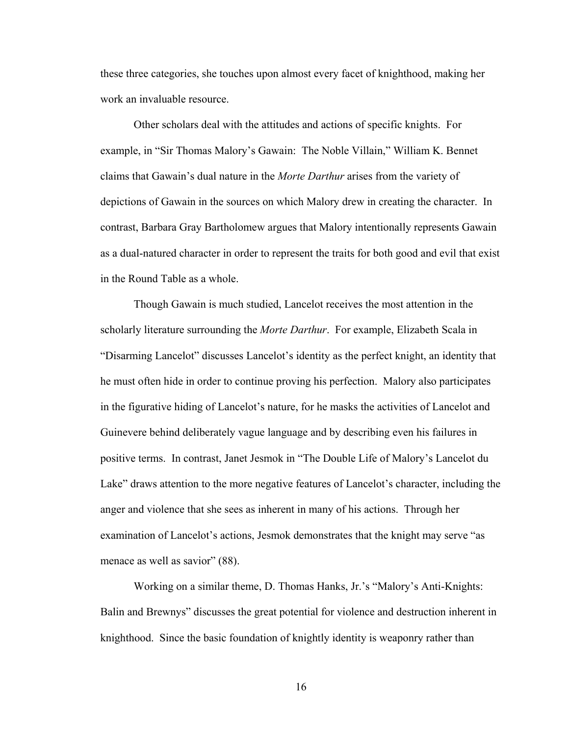these three categories, she touches upon almost every facet of knighthood, making her work an invaluable resource.

Other scholars deal with the attitudes and actions of specific knights. For example, in "Sir Thomas Malory's Gawain: The Noble Villain," William K. Bennet claims that Gawain's dual nature in the *Morte Darthur* arises from the variety of depictions of Gawain in the sources on which Malory drew in creating the character. In contrast, Barbara Gray Bartholomew argues that Malory intentionally represents Gawain as a dual-natured character in order to represent the traits for both good and evil that exist in the Round Table as a whole.

Though Gawain is much studied, Lancelot receives the most attention in the scholarly literature surrounding the *Morte Darthur*. For example, Elizabeth Scala in "Disarming Lancelot" discusses Lancelot's identity as the perfect knight, an identity that he must often hide in order to continue proving his perfection. Malory also participates in the figurative hiding of Lancelot's nature, for he masks the activities of Lancelot and Guinevere behind deliberately vague language and by describing even his failures in positive terms. In contrast, Janet Jesmok in "The Double Life of Malory's Lancelot du Lake" draws attention to the more negative features of Lancelot's character, including the anger and violence that she sees as inherent in many of his actions. Through her examination of Lancelot's actions, Jesmok demonstrates that the knight may serve "as menace as well as savior" (88).

Working on a similar theme, D. Thomas Hanks, Jr.'s "Malory's Anti-Knights: Balin and Brewnys" discusses the great potential for violence and destruction inherent in knighthood. Since the basic foundation of knightly identity is weaponry rather than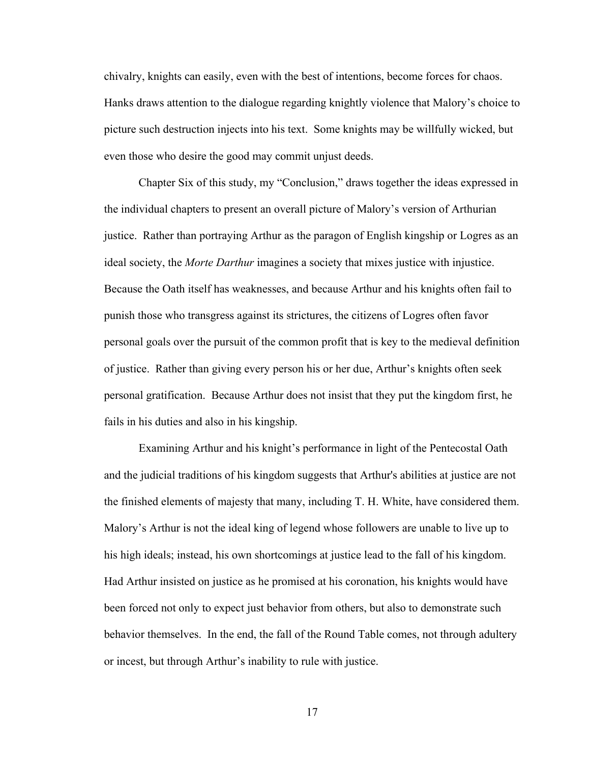chivalry, knights can easily, even with the best of intentions, become forces for chaos. Hanks draws attention to the dialogue regarding knightly violence that Malory's choice to picture such destruction injects into his text. Some knights may be willfully wicked, but even those who desire the good may commit unjust deeds.

Chapter Six of this study, my "Conclusion," draws together the ideas expressed in the individual chapters to present an overall picture of Malory's version of Arthurian justice. Rather than portraying Arthur as the paragon of English kingship or Logres as an ideal society, the *Morte Darthur* imagines a society that mixes justice with injustice. Because the Oath itself has weaknesses, and because Arthur and his knights often fail to punish those who transgress against its strictures, the citizens of Logres often favor personal goals over the pursuit of the common profit that is key to the medieval definition of justice. Rather than giving every person his or her due, Arthur's knights often seek personal gratification. Because Arthur does not insist that they put the kingdom first, he fails in his duties and also in his kingship.

Examining Arthur and his knight's performance in light of the Pentecostal Oath and the judicial traditions of his kingdom suggests that Arthur's abilities at justice are not the finished elements of majesty that many, including T. H. White, have considered them. Malory's Arthur is not the ideal king of legend whose followers are unable to live up to his high ideals; instead, his own shortcomings at justice lead to the fall of his kingdom. Had Arthur insisted on justice as he promised at his coronation, his knights would have been forced not only to expect just behavior from others, but also to demonstrate such behavior themselves. In the end, the fall of the Round Table comes, not through adultery or incest, but through Arthur's inability to rule with justice.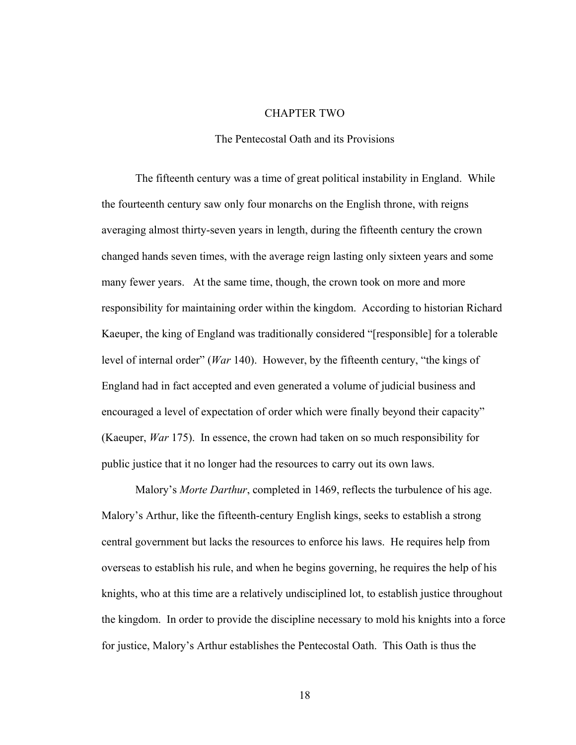# CHAPTER TWO

## The Pentecostal Oath and its Provisions

The fifteenth century was a time of great political instability in England. While the fourteenth century saw only four monarchs on the English throne, with reigns averaging almost thirty-seven years in length, during the fifteenth century the crown changed hands seven times, with the average reign lasting only sixteen years and some many fewer years. At the same time, though, the crown took on more and more responsibility for maintaining order within the kingdom. According to historian Richard Kaeuper, the king of England was traditionally considered "[responsible] for a tolerable level of internal order" (*War* 140). However, by the fifteenth century, "the kings of England had in fact accepted and even generated a volume of judicial business and encouraged a level of expectation of order which were finally beyond their capacity" (Kaeuper, *War* 175). In essence, the crown had taken on so much responsibility for public justice that it no longer had the resources to carry out its own laws.

Malory's *Morte Darthur*, completed in 1469, reflects the turbulence of his age. Malory's Arthur, like the fifteenth-century English kings, seeks to establish a strong central government but lacks the resources to enforce his laws. He requires help from overseas to establish his rule, and when he begins governing, he requires the help of his knights, who at this time are a relatively undisciplined lot, to establish justice throughout the kingdom. In order to provide the discipline necessary to mold his knights into a force for justice, Malory's Arthur establishes the Pentecostal Oath. This Oath is thus the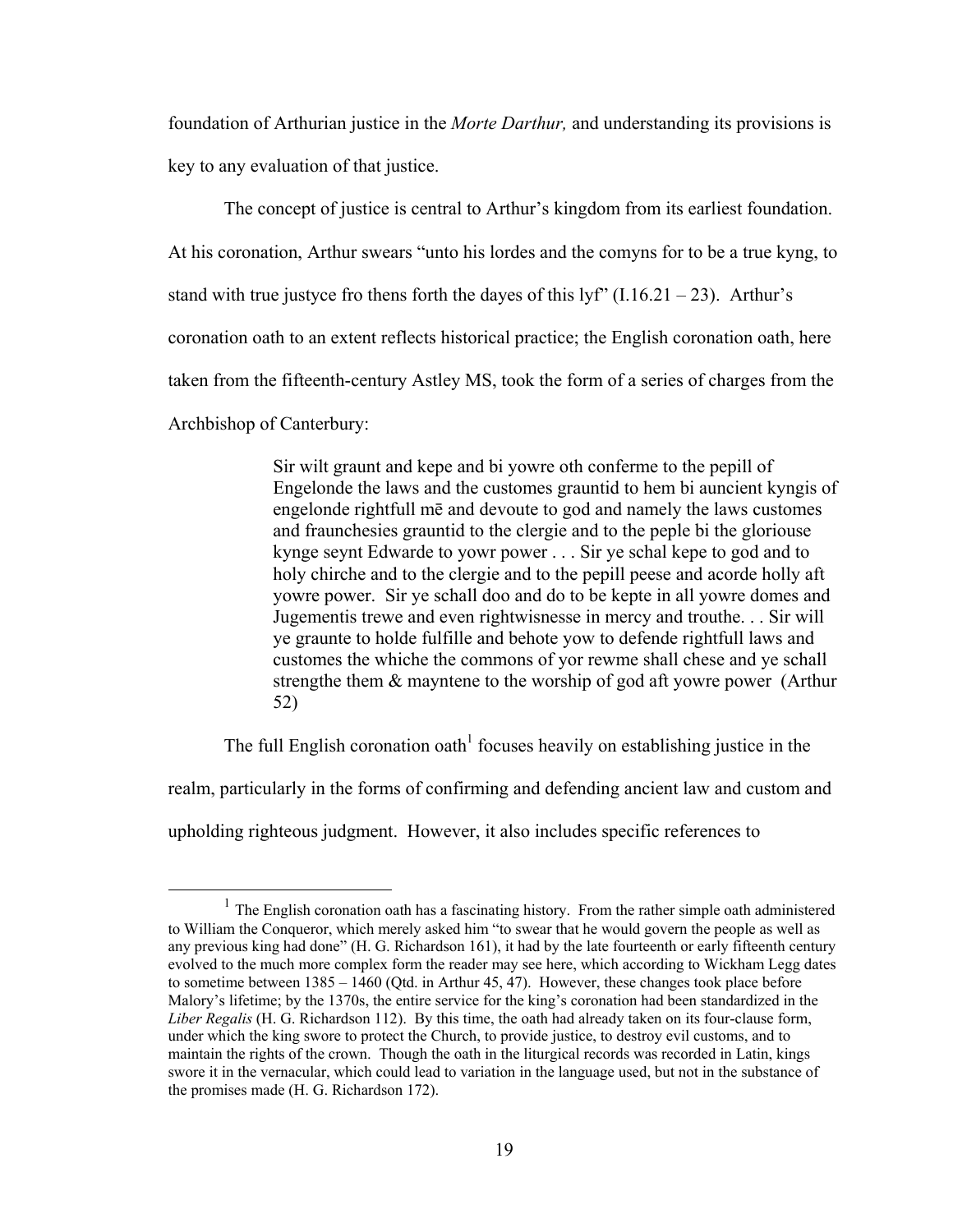foundation of Arthurian justice in the *Morte Darthur,* and understanding its provisions is key to any evaluation of that justice.

The concept of justice is central to Arthur's kingdom from its earliest foundation. At his coronation, Arthur swears "unto his lordes and the comyns for to be a true kyng, to stand with true justyce fro thens forth the dayes of this lyf" (I.16.21 – 23). Arthur's coronation oath to an extent reflects historical practice; the English coronation oath, here taken from the fifteenth-century Astley MS, took the form of a series of charges from the Archbishop of Canterbury:

> Sir wilt graunt and kepe and bi yowre oth conferme to the pepill of Engelonde the laws and the customes grauntid to hem bi auncient kyngis of engelonde rightfull mē and devoute to god and namely the laws customes and fraunchesies grauntid to the clergie and to the peple bi the gloriouse kynge seynt Edwarde to yowr power . . . Sir ye schal kepe to god and to holy chirche and to the clergie and to the pepill peese and acorde holly aft yowre power. Sir ye schall doo and do to be kepte in all yowre domes and Jugementis trewe and even rightwisnesse in mercy and trouthe. . . Sir will ye graunte to holde fulfille and behote yow to defende rightfull laws and customes the whiche the commons of yor rewme shall chese and ye schall strengthe them & mayntene to the worship of god aft yowre power (Arthur 52)

The full English coronation oath[1] focuses heavily on establishing justice in the realm, particularly in the forms of confirming and defending ancient law and custom and upholding righteous judgment. However, it also includes specific references to

[1] The English coronation oath has a fascinating history. From the rather simple oath administered to William the Conqueror, which merely asked him "to swear that he would govern the people as well as any previous king had done" (H. G. Richardson 161), it had by the late fourteenth or early fifteenth century evolved to the much more complex form the reader may see here, which according to Wickham Legg dates to sometime between 1385 – 1460 (Qtd. in Arthur 45, 47). However, these changes took place before Malory's lifetime; by the 1370s, the entire service for the king's coronation had been standardized in the *Liber Regalis* (H. G. Richardson 112). By this time, the oath had already taken on its four-clause form, under which the king swore to protect the Church, to provide justice, to destroy evil customs, and to maintain the rights of the crown. Though the oath in the liturgical records was recorded in Latin, kings swore it in the vernacular, which could lead to variation in the language used, but not in the substance of the promises made (H. G. Richardson 172).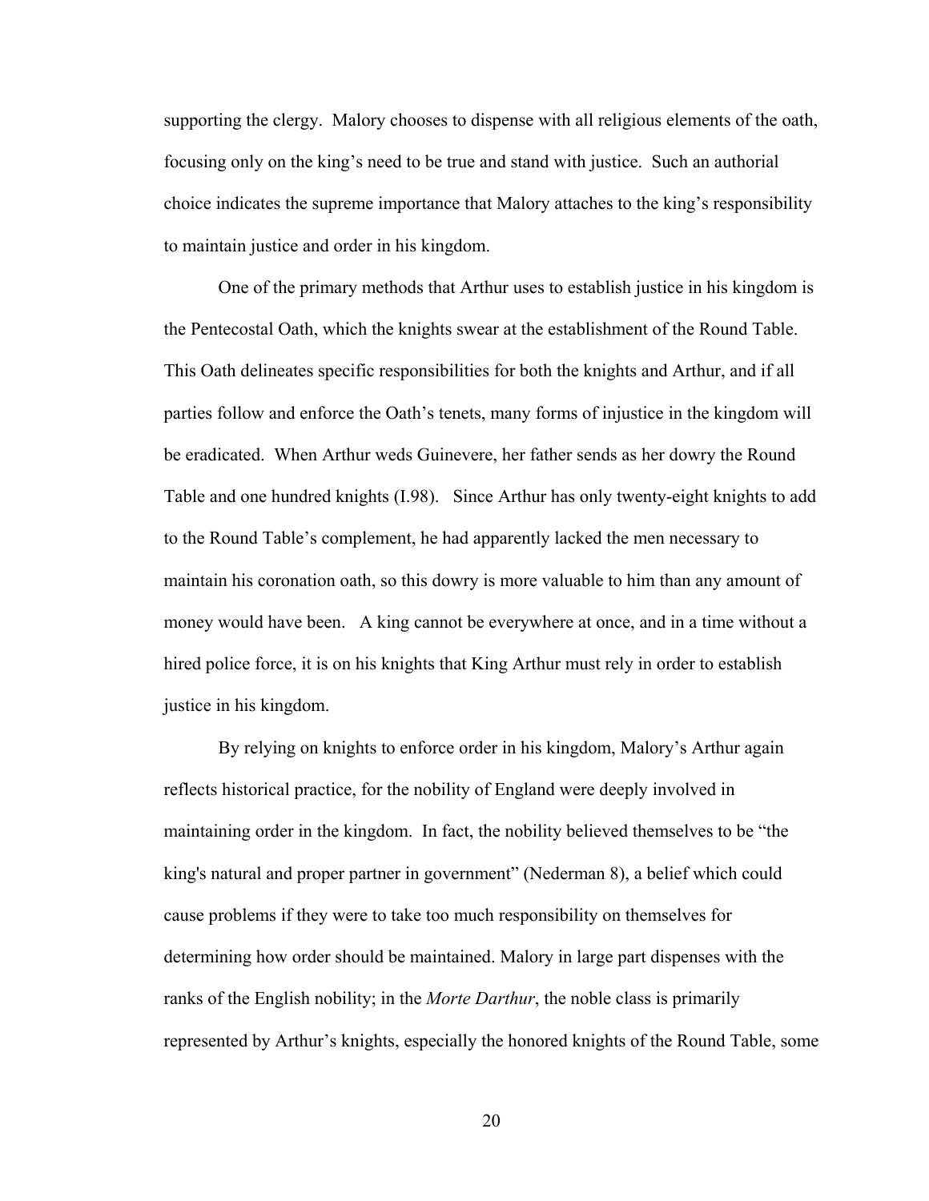supporting the clergy. Malory chooses to dispense with all religious elements of the oath, focusing only on the king's need to be true and stand with justice. Such an authorial choice indicates the supreme importance that Malory attaches to the king's responsibility to maintain justice and order in his kingdom.

One of the primary methods that Arthur uses to establish justice in his kingdom is the Pentecostal Oath, which the knights swear at the establishment of the Round Table. This Oath delineates specific responsibilities for both the knights and Arthur, and if all parties follow and enforce the Oath's tenets, many forms of injustice in the kingdom will be eradicated. When Arthur weds Guinevere, her father sends as her dowry the Round Table and one hundred knights (I.98). Since Arthur has only twenty-eight knights to add to the Round Table's complement, he had apparently lacked the men necessary to maintain his coronation oath, so this dowry is more valuable to him than any amount of money would have been. A king cannot be everywhere at once, and in a time without a hired police force, it is on his knights that King Arthur must rely in order to establish justice in his kingdom.

By relying on knights to enforce order in his kingdom, Malory's Arthur again reflects historical practice, for the nobility of England were deeply involved in maintaining order in the kingdom. In fact, the nobility believed themselves to be "the king's natural and proper partner in government" (Nederman 8), a belief which could cause problems if they were to take too much responsibility on themselves for determining how order should be maintained. Malory in large part dispenses with the ranks of the English nobility; in the *Morte Darthur*, the noble class is primarily represented by Arthur's knights, especially the honored knights of the Round Table, some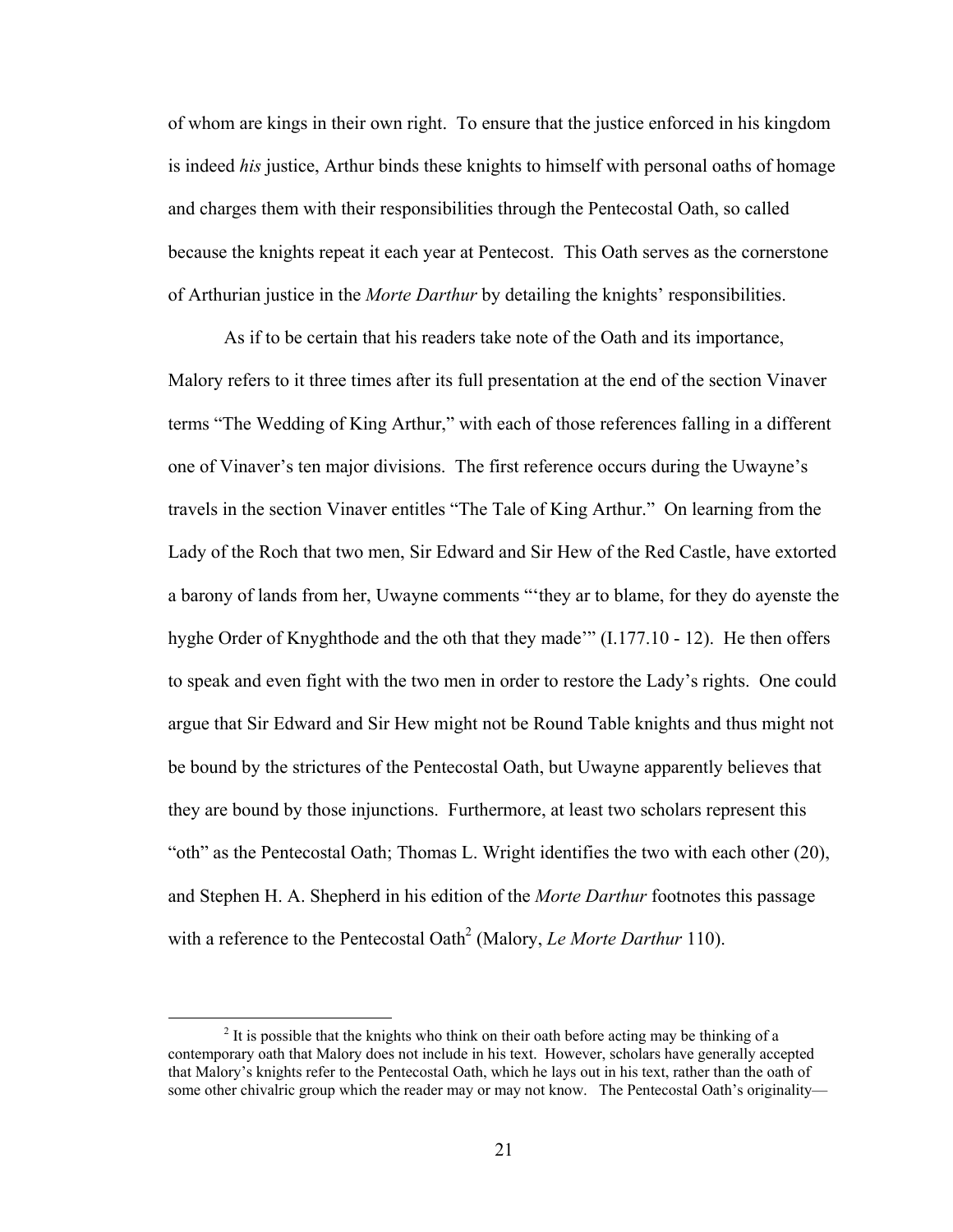of whom are kings in their own right. To ensure that the justice enforced in his kingdom is indeed *his* justice, Arthur binds these knights to himself with personal oaths of homage and charges them with their responsibilities through the Pentecostal Oath, so called because the knights repeat it each year at Pentecost. This Oath serves as the cornerstone of Arthurian justice in the *Morte Darthur* by detailing the knights' responsibilities.

As if to be certain that his readers take note of the Oath and its importance, Malory refers to it three times after its full presentation at the end of the section Vinaver terms "The Wedding of King Arthur," with each of those references falling in a different one of Vinaver's ten major divisions. The first reference occurs during the Uwayne's travels in the section Vinaver entitles "The Tale of King Arthur." On learning from the Lady of the Roch that two men, Sir Edward and Sir Hew of the Red Castle, have extorted a barony of lands from her, Uwayne comments "'they ar to blame, for they do ayenste the hyghe Order of Knyghthode and the oth that they made'" (I.177.10 - 12). He then offers to speak and even fight with the two men in order to restore the Lady's rights. One could argue that Sir Edward and Sir Hew might not be Round Table knights and thus might not be bound by the strictures of the Pentecostal Oath, but Uwayne apparently believes that they are bound by those injunctions. Furthermore, at least two scholars represent this "oth" as the Pentecostal Oath; Thomas L. Wright identifies the two with each other (20), and Stephen H. A. Shepherd in his edition of the *Morte Darthur* footnotes this passage with a reference to the Pentecostal Oath[2] (Malory, *Le Morte Darthur* 110).

---

[2] It is possible that the knights who think on their oath before acting may be thinking of a contemporary oath that Malory does not include in his text. However, scholars have generally accepted that Malory's knights refer to the Pentecostal Oath, which he lays out in his text, rather than the oath of some other chivalric group which the reader may or may not know. The Pentecostal Oath's originality—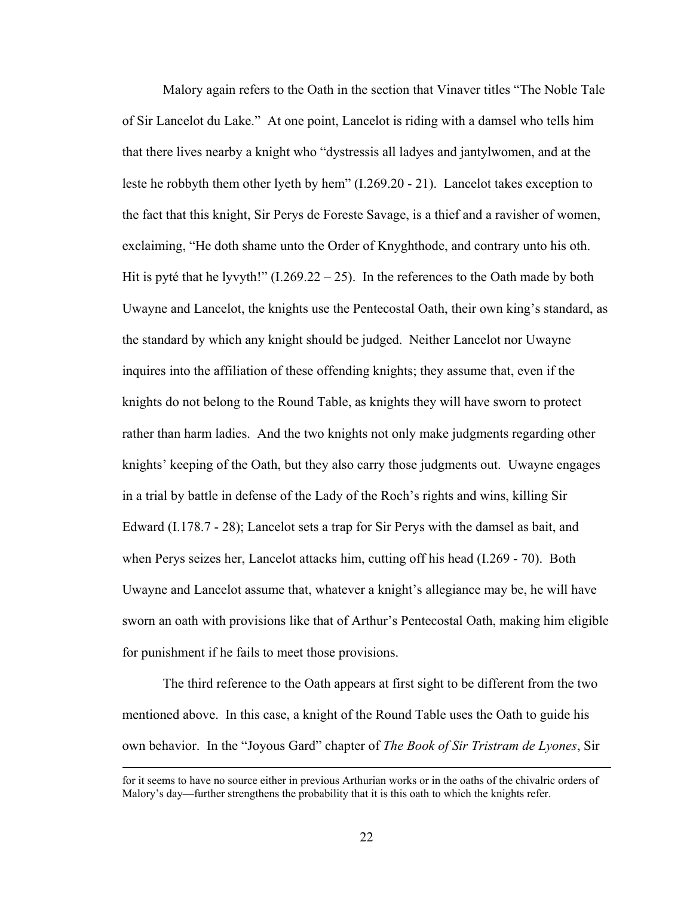Malory again refers to the Oath in the section that Vinaver titles "The Noble Tale of Sir Lancelot du Lake." At one point, Lancelot is riding with a damsel who tells him that there lives nearby a knight who "dystressis all ladyes and jantylwomen, and at the leste he robbyth them other lyeth by hem" (I.269.20 - 21). Lancelot takes exception to the fact that this knight, Sir Perys de Foreste Savage, is a thief and a ravisher of women, exclaiming, "He doth shame unto the Order of Knyghthode, and contrary unto his oth. Hit is pyté that he lyvyth!" (I.269.22 – 25). In the references to the Oath made by both Uwayne and Lancelot, the knights use the Pentecostal Oath, their own king's standard, as the standard by which any knight should be judged. Neither Lancelot nor Uwayne inquires into the affiliation of these offending knights; they assume that, even if the knights do not belong to the Round Table, as knights they will have sworn to protect rather than harm ladies. And the two knights not only make judgments regarding other knights' keeping of the Oath, but they also carry those judgments out. Uwayne engages in a trial by battle in defense of the Lady of the Roch's rights and wins, killing Sir Edward (I.178.7 - 28); Lancelot sets a trap for Sir Perys with the damsel as bait, and when Perys seizes her, Lancelot attacks him, cutting off his head (I.269 - 70). Both Uwayne and Lancelot assume that, whatever a knight's allegiance may be, he will have sworn an oath with provisions like that of Arthur's Pentecostal Oath, making him eligible for punishment if he fails to meet those provisions.

The third reference to the Oath appears at first sight to be different from the two mentioned above. In this case, a knight of the Round Table uses the Oath to guide his own behavior. In the "Joyous Gard" chapter of *The Book of Sir Tristram de Lyones*, Sir

---

for it seems to have no source either in previous Arthurian works or in the oaths of the chivalric orders of Malory's day—further strengthens the probability that it is this oath to which the knights refer.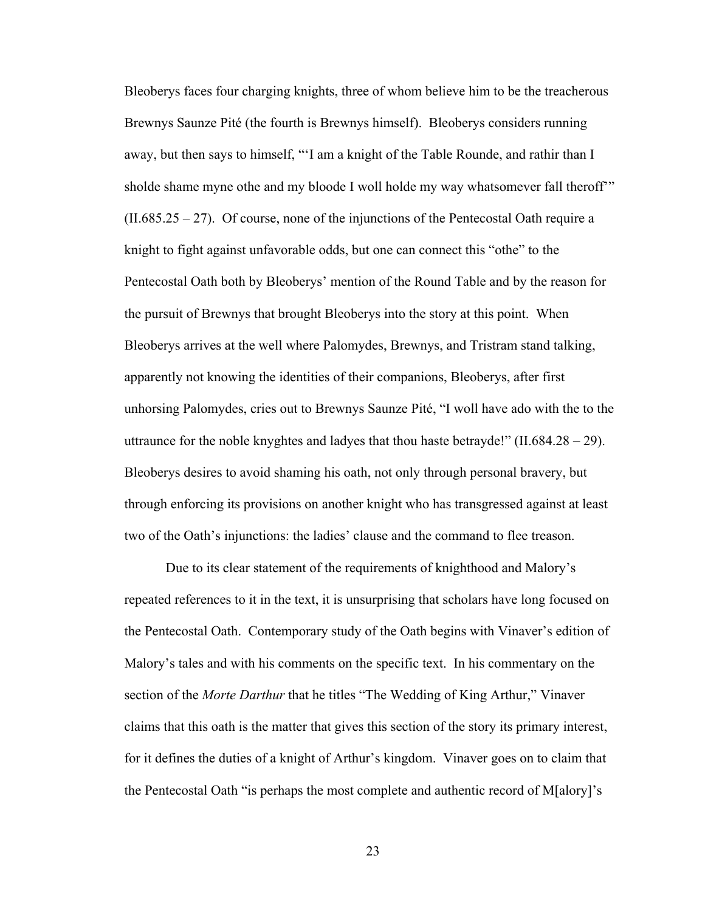Bleoberys faces four charging knights, three of whom believe him to be the treacherous Brewnys Saunze Pité (the fourth is Brewnys himself). Bleoberys considers running away, but then says to himself, "'I am a knight of the Table Rounde, and rathir than I sholde shame myne othe and my bloode I woll holde my way whatsomever fall theroff'" (II.685.25 – 27). Of course, none of the injunctions of the Pentecostal Oath require a knight to fight against unfavorable odds, but one can connect this "othe" to the Pentecostal Oath both by Bleoberys' mention of the Round Table and by the reason for the pursuit of Brewnys that brought Bleoberys into the story at this point. When Bleoberys arrives at the well where Palomydes, Brewnys, and Tristram stand talking, apparently not knowing the identities of their companions, Bleoberys, after first unhorsing Palomydes, cries out to Brewnys Saunze Pité, "I woll have ado with the to the uttraunce for the noble knyghtes and ladyes that thou haste betrayde!" (II.684.28 – 29). Bleoberys desires to avoid shaming his oath, not only through personal bravery, but through enforcing its provisions on another knight who has transgressed against at least two of the Oath's injunctions: the ladies' clause and the command to flee treason.

Due to its clear statement of the requirements of knighthood and Malory's repeated references to it in the text, it is unsurprising that scholars have long focused on the Pentecostal Oath. Contemporary study of the Oath begins with Vinaver's edition of Malory's tales and with his comments on the specific text. In his commentary on the section of the *Morte Darthur* that he titles "The Wedding of King Arthur," Vinaver claims that this oath is the matter that gives this section of the story its primary interest, for it defines the duties of a knight of Arthur's kingdom. Vinaver goes on to claim that the Pentecostal Oath "is perhaps the most complete and authentic record of M[alory]'s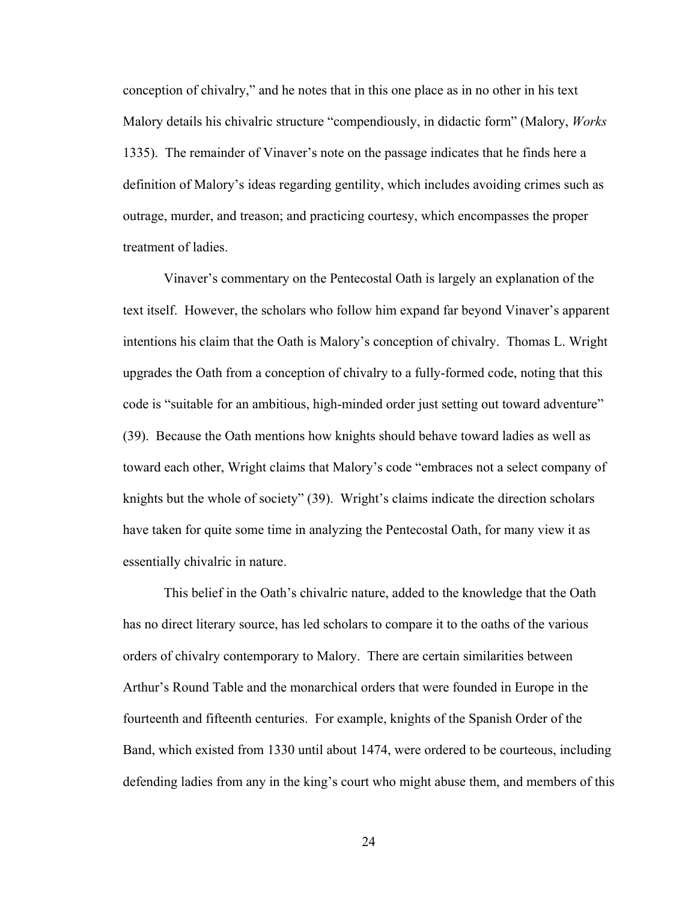conception of chivalry," and he notes that in this one place as in no other in his text Malory details his chivalric structure "compendiously, in didactic form" (Malory, *Works* 1335). The remainder of Vinaver's note on the passage indicates that he finds here a definition of Malory's ideas regarding gentility, which includes avoiding crimes such as outrage, murder, and treason; and practicing courtesy, which encompasses the proper treatment of ladies.

Vinaver's commentary on the Pentecostal Oath is largely an explanation of the text itself. However, the scholars who follow him expand far beyond Vinaver's apparent intentions his claim that the Oath is Malory's conception of chivalry. Thomas L. Wright upgrades the Oath from a conception of chivalry to a fully-formed code, noting that this code is "suitable for an ambitious, high-minded order just setting out toward adventure" (39). Because the Oath mentions how knights should behave toward ladies as well as toward each other, Wright claims that Malory's code "embraces not a select company of knights but the whole of society" (39). Wright's claims indicate the direction scholars have taken for quite some time in analyzing the Pentecostal Oath, for many view it as essentially chivalric in nature.

This belief in the Oath's chivalric nature, added to the knowledge that the Oath has no direct literary source, has led scholars to compare it to the oaths of the various orders of chivalry contemporary to Malory. There are certain similarities between Arthur's Round Table and the monarchical orders that were founded in Europe in the fourteenth and fifteenth centuries. For example, knights of the Spanish Order of the Band, which existed from 1330 until about 1474, were ordered to be courteous, including defending ladies from any in the king's court who might abuse them, and members of this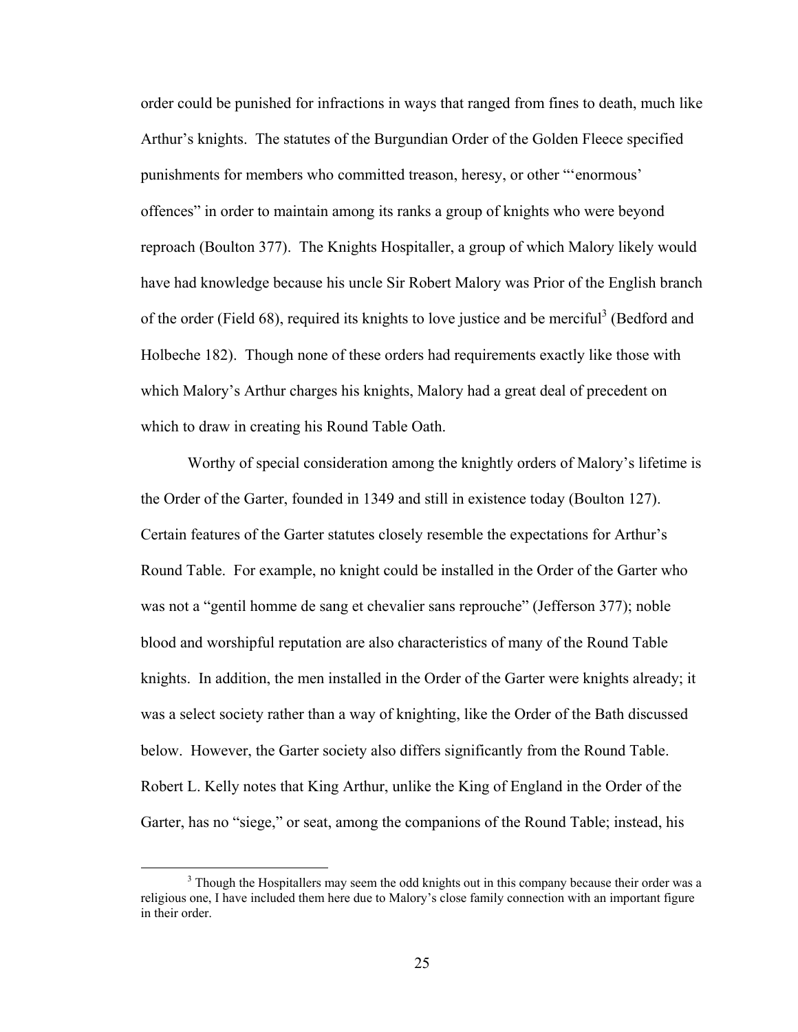order could be punished for infractions in ways that ranged from fines to death, much like Arthur's knights. The statutes of the Burgundian Order of the Golden Fleece specified punishments for members who committed treason, heresy, or other "'enormous' offences" in order to maintain among its ranks a group of knights who were beyond reproach (Boulton 377). The Knights Hospitaller, a group of which Malory likely would have had knowledge because his uncle Sir Robert Malory was Prior of the English branch of the order (Field 68), required its knights to love justice and be merciful[3] (Bedford and Holbeche 182). Though none of these orders had requirements exactly like those with which Malory's Arthur charges his knights, Malory had a great deal of precedent on which to draw in creating his Round Table Oath.

Worthy of special consideration among the knightly orders of Malory's lifetime is the Order of the Garter, founded in 1349 and still in existence today (Boulton 127). Certain features of the Garter statutes closely resemble the expectations for Arthur's Round Table. For example, no knight could be installed in the Order of the Garter who was not a "gentil homme de sang et chevalier sans reprouche" (Jefferson 377); noble blood and worshipful reputation are also characteristics of many of the Round Table knights. In addition, the men installed in the Order of the Garter were knights already; it was a select society rather than a way of knighting, like the Order of the Bath discussed below. However, the Garter society also differs significantly from the Round Table. Robert L. Kelly notes that King Arthur, unlike the King of England in the Order of the Garter, has no "siege," or seat, among the companions of the Round Table; instead, his

---

[3] Though the Hospitallers may seem the odd knights out in this company because their order was a religious one, I have included them here due to Malory's close family connection with an important figure in their order.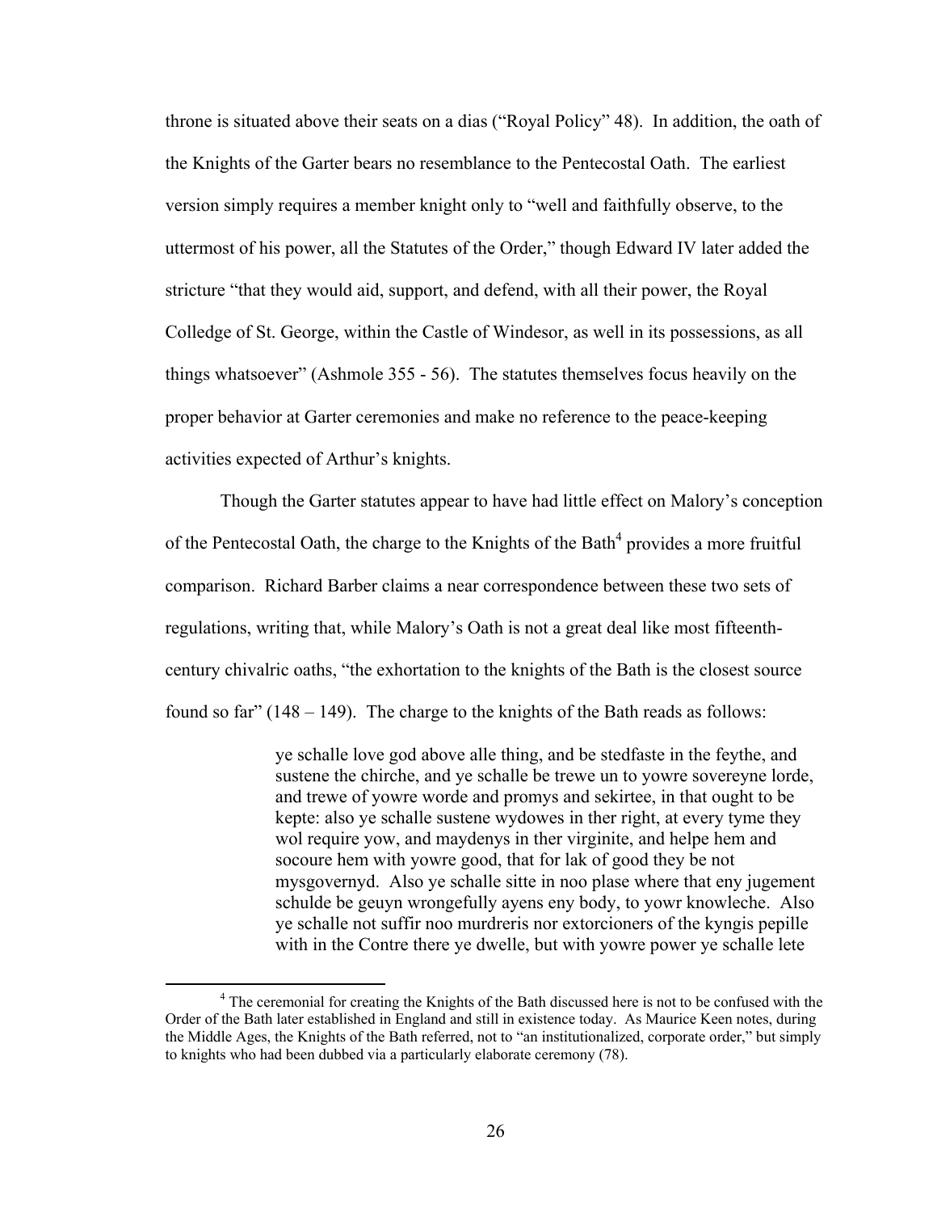throne is situated above their seats on a dias ("Royal Policy" 48). In addition, the oath of the Knights of the Garter bears no resemblance to the Pentecostal Oath. The earliest version simply requires a member knight only to "well and faithfully observe, to the uttermost of his power, all the Statutes of the Order," though Edward IV later added the stricture "that they would aid, support, and defend, with all their power, the Royal Colledge of St. George, within the Castle of Windesor, as well in its possessions, as all things whatsoever" (Ashmole 355 - 56). The statutes themselves focus heavily on the proper behavior at Garter ceremonies and make no reference to the peace-keeping activities expected of Arthur's knights.

Though the Garter statutes appear to have had little effect on Malory's conception of the Pentecostal Oath, the charge to the Knights of the Bath[4] provides a more fruitful comparison. Richard Barber claims a near correspondence between these two sets of regulations, writing that, while Malory's Oath is not a great deal like most fifteenth-century chivalric oaths, "the exhortation to the knights of the Bath is the closest source found so far" (148 – 149). The charge to the knights of the Bath reads as follows:

> ye schalle love god above alle thing, and be stedfaste in the feythe, and sustene the chirche, and ye schalle be trewe un to yowre sovereyne lorde, and trewe of yowre worde and promys and sekirtee, in that ought to be kepte: also ye schalle sustene wydowes in ther right, at every tyme they wol require yow, and maydenys in ther virginite, and helpe hem and socoure hem with yowre good, that for lak of good they be not mysgovernyd. Also ye schalle sitte in noo plase where that eny jugement schulde be geuyn wrongefully ayens eny body, to yowr knowleche. Also ye schalle not suffir noo murdreris nor extorcioners of the kyngis pepille with in the Contre there ye dwelle, but with yowre power ye schalle lete

[4] The ceremonial for creating the Knights of the Bath discussed here is not to be confused with the Order of the Bath later established in England and still in existence today. As Maurice Keen notes, during the Middle Ages, the Knights of the Bath referred, not to "an institutionalized, corporate order," but simply to knights who had been dubbed via a particularly elaborate ceremony (78).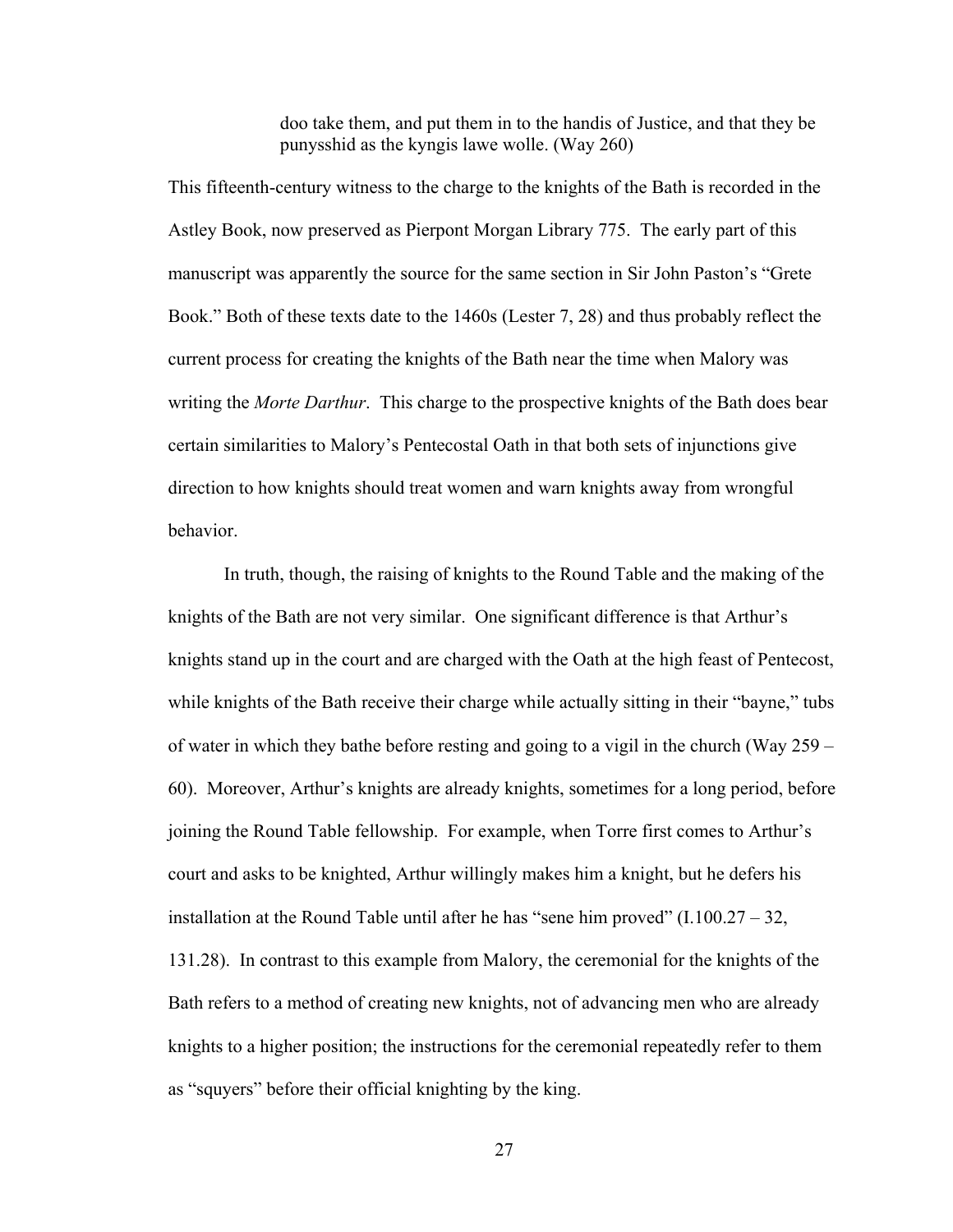> doo take them, and put them in to the handis of Justice, and that they be punysshid as the kyngis lawe wolle. (Way 260)

This fifteenth-century witness to the charge to the knights of the Bath is recorded in the Astley Book, now preserved as Pierpont Morgan Library 775. The early part of this manuscript was apparently the source for the same section in Sir John Paston's "Grete Book." Both of these texts date to the 1460s (Lester 7, 28) and thus probably reflect the current process for creating the knights of the Bath near the time when Malory was writing the *Morte Darthur*. This charge to the prospective knights of the Bath does bear certain similarities to Malory's Pentecostal Oath in that both sets of injunctions give direction to how knights should treat women and warn knights away from wrongful behavior.

In truth, though, the raising of knights to the Round Table and the making of the knights of the Bath are not very similar. One significant difference is that Arthur's knights stand up in the court and are charged with the Oath at the high feast of Pentecost, while knights of the Bath receive their charge while actually sitting in their "bayne," tubs of water in which they bathe before resting and going to a vigil in the church (Way 259 – 60). Moreover, Arthur's knights are already knights, sometimes for a long period, before joining the Round Table fellowship. For example, when Torre first comes to Arthur's court and asks to be knighted, Arthur willingly makes him a knight, but he defers his installation at the Round Table until after he has "sene him proved" (I.100.27 – 32, 131.28). In contrast to this example from Malory, the ceremonial for the knights of the Bath refers to a method of creating new knights, not of advancing men who are already knights to a higher position; the instructions for the ceremonial repeatedly refer to them as "squyers" before their official knighting by the king.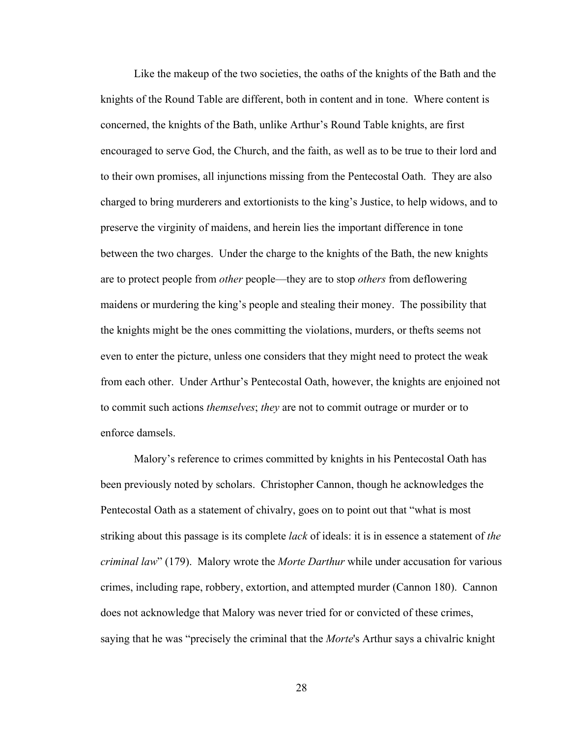Like the makeup of the two societies, the oaths of the knights of the Bath and the knights of the Round Table are different, both in content and in tone. Where content is concerned, the knights of the Bath, unlike Arthur's Round Table knights, are first encouraged to serve God, the Church, and the faith, as well as to be true to their lord and to their own promises, all injunctions missing from the Pentecostal Oath. They are also charged to bring murderers and extortionists to the king's Justice, to help widows, and to preserve the virginity of maidens, and herein lies the important difference in tone between the two charges. Under the charge to the knights of the Bath, the new knights are to protect people from *other* people—they are to stop *others* from deflowering maidens or murdering the king's people and stealing their money. The possibility that the knights might be the ones committing the violations, murders, or thefts seems not even to enter the picture, unless one considers that they might need to protect the weak from each other. Under Arthur's Pentecostal Oath, however, the knights are enjoined not to commit such actions *themselves*; *they* are not to commit outrage or murder or to enforce damsels.

Malory's reference to crimes committed by knights in his Pentecostal Oath has been previously noted by scholars. Christopher Cannon, though he acknowledges the Pentecostal Oath as a statement of chivalry, goes on to point out that "what is most striking about this passage is its complete *lack* of ideals: it is in essence a statement of *the criminal law*" (179). Malory wrote the *Morte Darthur* while under accusation for various crimes, including rape, robbery, extortion, and attempted murder (Cannon 180). Cannon does not acknowledge that Malory was never tried for or convicted of these crimes, saying that he was "precisely the criminal that the *Morte*'s Arthur says a chivalric knight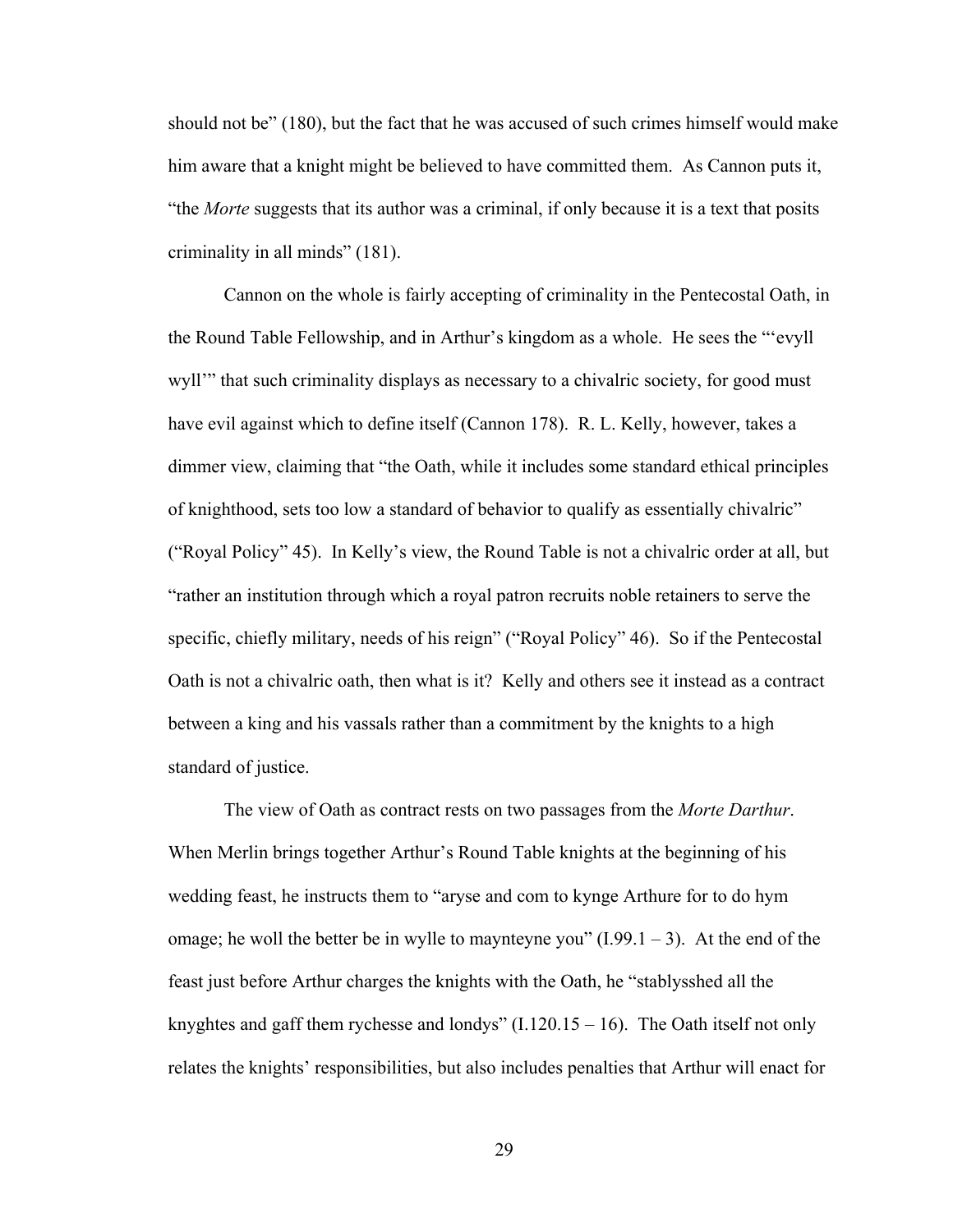should not be" (180), but the fact that he was accused of such crimes himself would make him aware that a knight might be believed to have committed them. As Cannon puts it, "the *Morte* suggests that its author was a criminal, if only because it is a text that posits criminality in all minds" (181).

Cannon on the whole is fairly accepting of criminality in the Pentecostal Oath, in the Round Table Fellowship, and in Arthur's kingdom as a whole. He sees the "'evyll wyll'" that such criminality displays as necessary to a chivalric society, for good must have evil against which to define itself (Cannon 178). R. L. Kelly, however, takes a dimmer view, claiming that "the Oath, while it includes some standard ethical principles of knighthood, sets too low a standard of behavior to qualify as essentially chivalric" ("Royal Policy" 45). In Kelly's view, the Round Table is not a chivalric order at all, but "rather an institution through which a royal patron recruits noble retainers to serve the specific, chiefly military, needs of his reign" ("Royal Policy" 46). So if the Pentecostal Oath is not a chivalric oath, then what is it? Kelly and others see it instead as a contract between a king and his vassals rather than a commitment by the knights to a high standard of justice.

The view of Oath as contract rests on two passages from the *Morte Darthur*. When Merlin brings together Arthur's Round Table knights at the beginning of his wedding feast, he instructs them to "aryse and com to kynge Arthure for to do hym omage; he woll the better be in wylle to maynteyne you" (I.99.1 – 3). At the end of the feast just before Arthur charges the knights with the Oath, he "stablysshed all the knyghtes and gaff them rychesse and londys" (I.120.15 – 16). The Oath itself not only relates the knights' responsibilities, but also includes penalties that Arthur will enact for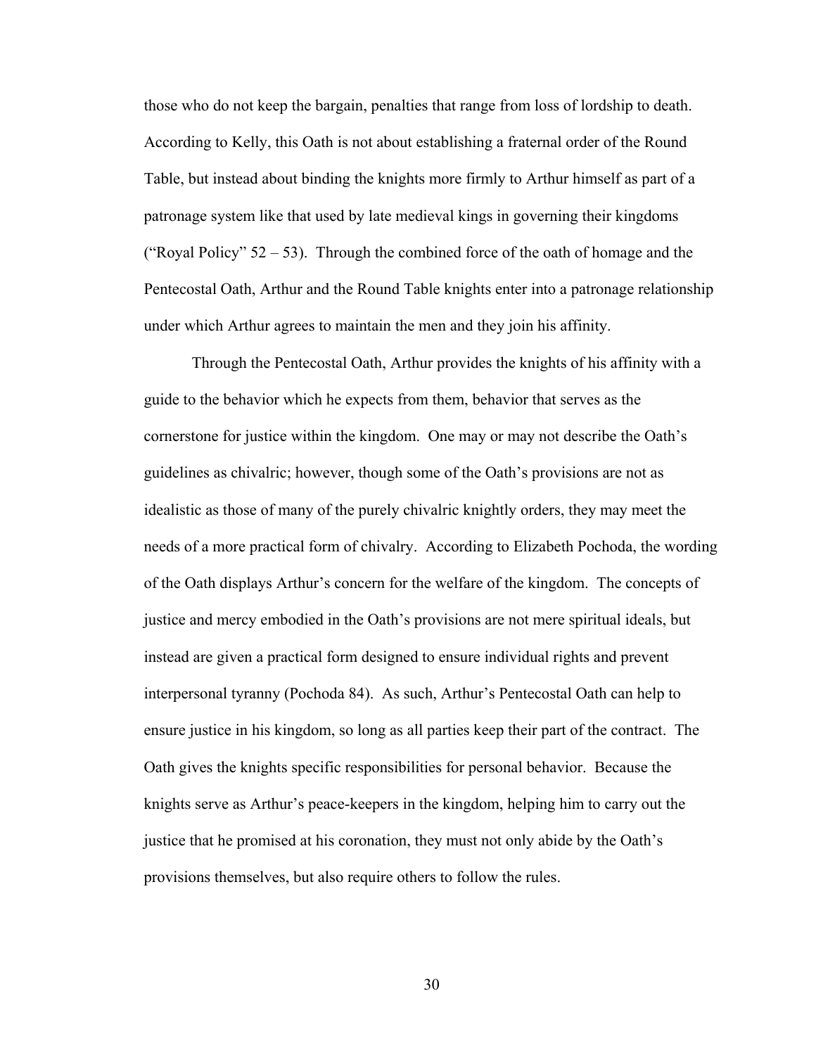those who do not keep the bargain, penalties that range from loss of lordship to death. According to Kelly, this Oath is not about establishing a fraternal order of the Round Table, but instead about binding the knights more firmly to Arthur himself as part of a patronage system like that used by late medieval kings in governing their kingdoms ("Royal Policy" 52 – 53). Through the combined force of the oath of homage and the Pentecostal Oath, Arthur and the Round Table knights enter into a patronage relationship under which Arthur agrees to maintain the men and they join his affinity.

Through the Pentecostal Oath, Arthur provides the knights of his affinity with a guide to the behavior which he expects from them, behavior that serves as the cornerstone for justice within the kingdom. One may or may not describe the Oath's guidelines as chivalric; however, though some of the Oath's provisions are not as idealistic as those of many of the purely chivalric knightly orders, they may meet the needs of a more practical form of chivalry. According to Elizabeth Pochoda, the wording of the Oath displays Arthur's concern for the welfare of the kingdom. The concepts of justice and mercy embodied in the Oath's provisions are not mere spiritual ideals, but instead are given a practical form designed to ensure individual rights and prevent interpersonal tyranny (Pochoda 84). As such, Arthur's Pentecostal Oath can help to ensure justice in his kingdom, so long as all parties keep their part of the contract. The Oath gives the knights specific responsibilities for personal behavior. Because the knights serve as Arthur's peace-keepers in the kingdom, helping him to carry out the justice that he promised at his coronation, they must not only abide by the Oath's provisions themselves, but also require others to follow the rules.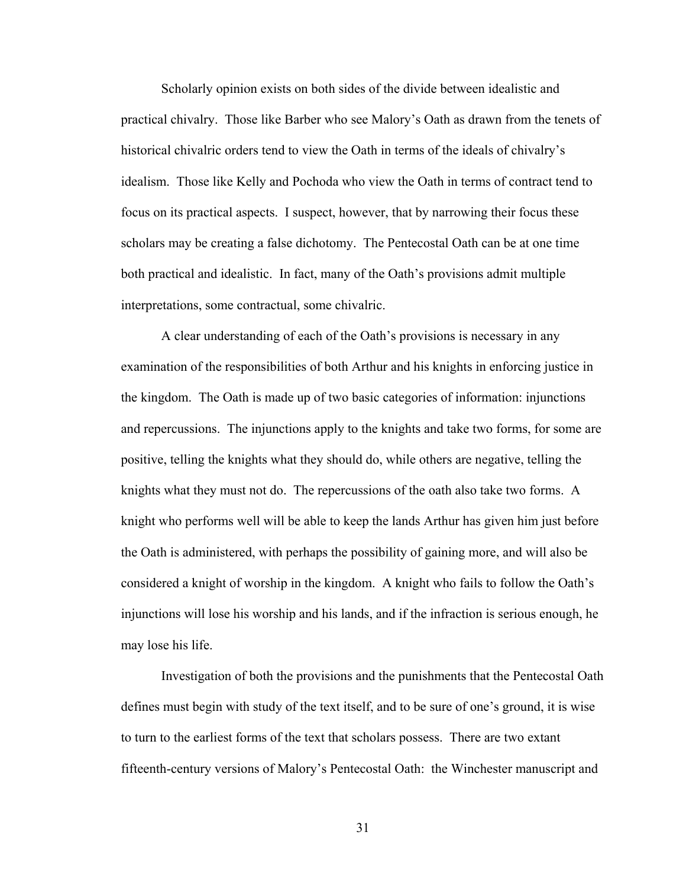Scholarly opinion exists on both sides of the divide between idealistic and practical chivalry. Those like Barber who see Malory's Oath as drawn from the tenets of historical chivalric orders tend to view the Oath in terms of the ideals of chivalry's idealism. Those like Kelly and Pochoda who view the Oath in terms of contract tend to focus on its practical aspects. I suspect, however, that by narrowing their focus these scholars may be creating a false dichotomy. The Pentecostal Oath can be at one time both practical and idealistic. In fact, many of the Oath's provisions admit multiple interpretations, some contractual, some chivalric.

A clear understanding of each of the Oath's provisions is necessary in any examination of the responsibilities of both Arthur and his knights in enforcing justice in the kingdom. The Oath is made up of two basic categories of information: injunctions and repercussions. The injunctions apply to the knights and take two forms, for some are positive, telling the knights what they should do, while others are negative, telling the knights what they must not do. The repercussions of the oath also take two forms. A knight who performs well will be able to keep the lands Arthur has given him just before the Oath is administered, with perhaps the possibility of gaining more, and will also be considered a knight of worship in the kingdom. A knight who fails to follow the Oath's injunctions will lose his worship and his lands, and if the infraction is serious enough, he may lose his life.

Investigation of both the provisions and the punishments that the Pentecostal Oath defines must begin with study of the text itself, and to be sure of one's ground, it is wise to turn to the earliest forms of the text that scholars possess. There are two extant fifteenth-century versions of Malory's Pentecostal Oath: the Winchester manuscript and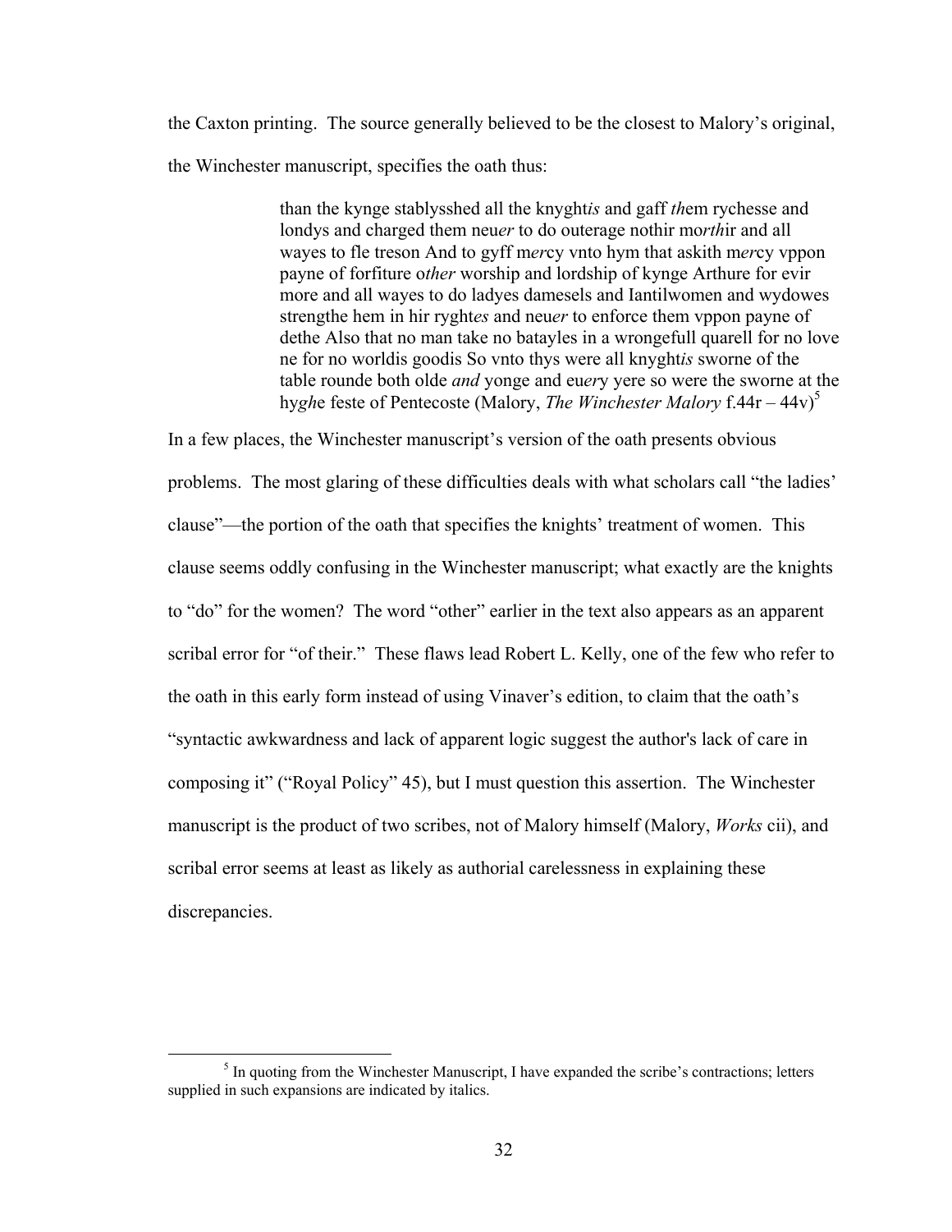the Caxton printing. The source generally believed to be the closest to Malory's original, the Winchester manuscript, specifies the oath thus:

> than the kynge stablysshed all the knyght*is* and gaff *th*em rychesse and londys and charged them neu*er* to do outerage nothir mo*rth*ir and all wayes to fle treson And to gyff m*er*cy vnto hym that askith m*er*cy vppon payne of forfiture o*ther* worship and lordship of kynge Arthure for evir more and all wayes to do ladyes damesels and Iantilwomen and wydowes strengthe hem in hir ryght*es* and neu*er* to enforce them vppon payne of dethe Also that no man take no batayles in a wrongefull quarell for no love ne for no worldis goodis So vnto thys were all knyght*is* sworne of the table rounde both olde *and* yonge and eu*er*y yere so were the sworne at the hy*gh*e feste of Pentecoste (Malory, *The Winchester Malory* f.44r – 44v)[5]

In a few places, the Winchester manuscript's version of the oath presents obvious problems. The most glaring of these difficulties deals with what scholars call "the ladies' clause"—the portion of the oath that specifies the knights' treatment of women. This clause seems oddly confusing in the Winchester manuscript; what exactly are the knights to "do" for the women? The word "other" earlier in the text also appears as an apparent scribal error for "of their." These flaws lead Robert L. Kelly, one of the few who refer to the oath in this early form instead of using Vinaver's edition, to claim that the oath's "syntactic awkwardness and lack of apparent logic suggest the author's lack of care in composing it" ("Royal Policy" 45), but I must question this assertion. The Winchester manuscript is the product of two scribes, not of Malory himself (Malory, *Works* cii), and scribal error seems at least as likely as authorial carelessness in explaining these discrepancies.

[5] In quoting from the Winchester Manuscript, I have expanded the scribe's contractions; letters supplied in such expansions are indicated by italics.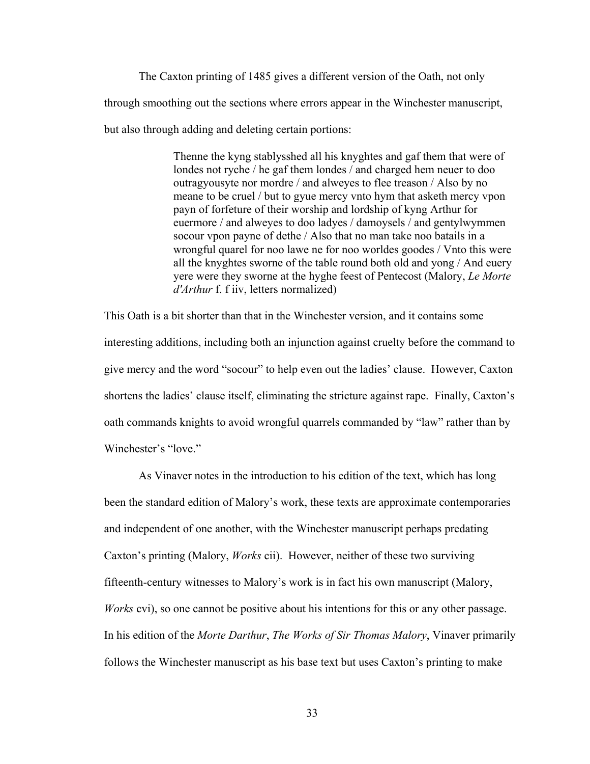The Caxton printing of 1485 gives a different version of the Oath, not only through smoothing out the sections where errors appear in the Winchester manuscript, but also through adding and deleting certain portions:

> Thenne the kyng stablysshed all his knyghtes and gaf them that were of londes not ryche / he gaf them londes / and charged hem neuer to doo outragyousyte nor mordre / and alweyes to flee treason / Also by no meane to be cruel / but to gyue mercy vnto hym that asketh mercy vpon payn of forfeture of their worship and lordship of kyng Arthur for euermore / and alweyes to doo ladyes / damoysels / and gentylwymmen socour vpon payne of dethe / Also that no man take noo batails in a wrongful quarel for noo lawe ne for noo worldes goodes / Vnto this were all the knyghtes sworne of the table round both old and yong / And euery yere were they sworne at the hyghe feest of Pentecost (Malory, *Le Morte d'Arthur* f. f iiv, letters normalized)

This Oath is a bit shorter than that in the Winchester version, and it contains some interesting additions, including both an injunction against cruelty before the command to give mercy and the word "socour" to help even out the ladies' clause. However, Caxton shortens the ladies' clause itself, eliminating the stricture against rape. Finally, Caxton's oath commands knights to avoid wrongful quarrels commanded by "law" rather than by Winchester's "love."

As Vinaver notes in the introduction to his edition of the text, which has long been the standard edition of Malory's work, these texts are approximate contemporaries and independent of one another, with the Winchester manuscript perhaps predating Caxton's printing (Malory, *Works* cii). However, neither of these two surviving fifteenth-century witnesses to Malory's work is in fact his own manuscript (Malory, *Works* cvi), so one cannot be positive about his intentions for this or any other passage. In his edition of the *Morte Darthur*, *The Works of Sir Thomas Malory*, Vinaver primarily follows the Winchester manuscript as his base text but uses Caxton's printing to make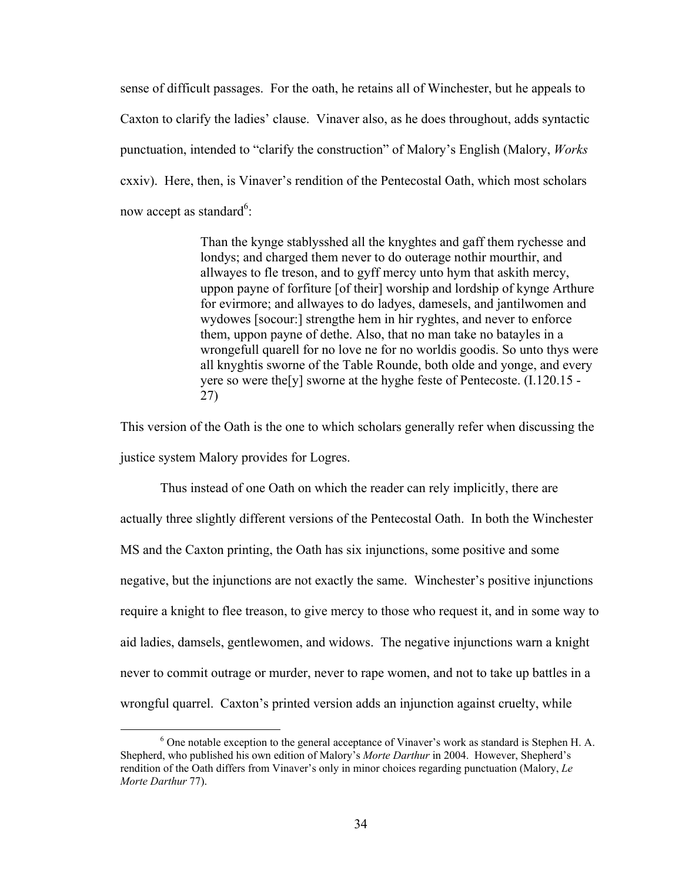sense of difficult passages. For the oath, he retains all of Winchester, but he appeals to Caxton to clarify the ladies' clause. Vinaver also, as he does throughout, adds syntactic punctuation, intended to "clarify the construction" of Malory's English (Malory, *Works* cxxiv). Here, then, is Vinaver's rendition of the Pentecostal Oath, which most scholars now accept as standard[6]:

> Than the kynge stablysshed all the knyghtes and gaff them rychesse and londys; and charged them never to do outerage nothir mourthir, and allwayes to fle treson, and to gyff mercy unto hym that askith mercy, uppon payne of forfiture [of their] worship and lordship of kynge Arthure for evirmore; and allwayes to do ladyes, damesels, and jantilwomen and wydowes [socour:] strengthe hem in hir ryghtes, and never to enforce them, uppon payne of dethe. Also, that no man take no batayles in a wrongefull quarell for no love ne for no worldis goodis. So unto thys were all knyghtis sworne of the Table Rounde, both olde and yonge, and every yere so were the[y] sworne at the hyghe feste of Pentecoste. (I.120.15 - 27)

This version of the Oath is the one to which scholars generally refer when discussing the justice system Malory provides for Logres.

Thus instead of one Oath on which the reader can rely implicitly, there are actually three slightly different versions of the Pentecostal Oath. In both the Winchester MS and the Caxton printing, the Oath has six injunctions, some positive and some negative, but the injunctions are not exactly the same. Winchester's positive injunctions require a knight to flee treason, to give mercy to those who request it, and in some way to aid ladies, damsels, gentlewomen, and widows. The negative injunctions warn a knight never to commit outrage or murder, never to rape women, and not to take up battles in a wrongful quarrel. Caxton's printed version adds an injunction against cruelty, while

[6] One notable exception to the general acceptance of Vinaver's work as standard is Stephen H. A. Shepherd, who published his own edition of Malory's *Morte Darthur* in 2004. However, Shepherd's rendition of the Oath differs from Vinaver's only in minor choices regarding punctuation (Malory, *Le Morte Darthur* 77).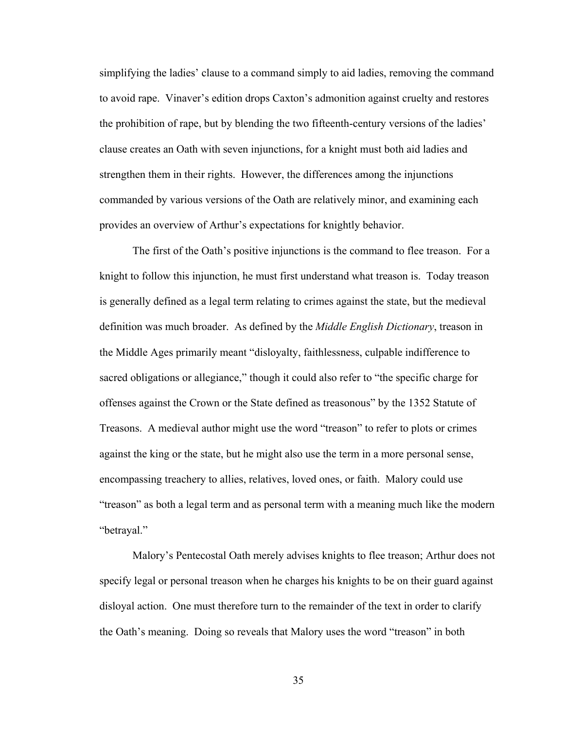simplifying the ladies' clause to a command simply to aid ladies, removing the command to avoid rape. Vinaver's edition drops Caxton's admonition against cruelty and restores the prohibition of rape, but by blending the two fifteenth-century versions of the ladies' clause creates an Oath with seven injunctions, for a knight must both aid ladies and strengthen them in their rights. However, the differences among the injunctions commanded by various versions of the Oath are relatively minor, and examining each provides an overview of Arthur's expectations for knightly behavior.

The first of the Oath's positive injunctions is the command to flee treason. For a knight to follow this injunction, he must first understand what treason is. Today treason is generally defined as a legal term relating to crimes against the state, but the medieval definition was much broader. As defined by the *Middle English Dictionary*, treason in the Middle Ages primarily meant "disloyalty, faithlessness, culpable indifference to sacred obligations or allegiance," though it could also refer to "the specific charge for offenses against the Crown or the State defined as treasonous" by the 1352 Statute of Treasons. A medieval author might use the word "treason" to refer to plots or crimes against the king or the state, but he might also use the term in a more personal sense, encompassing treachery to allies, relatives, loved ones, or faith. Malory could use "treason" as both a legal term and as personal term with a meaning much like the modern "betrayal."

Malory's Pentecostal Oath merely advises knights to flee treason; Arthur does not specify legal or personal treason when he charges his knights to be on their guard against disloyal action. One must therefore turn to the remainder of the text in order to clarify the Oath's meaning. Doing so reveals that Malory uses the word "treason" in both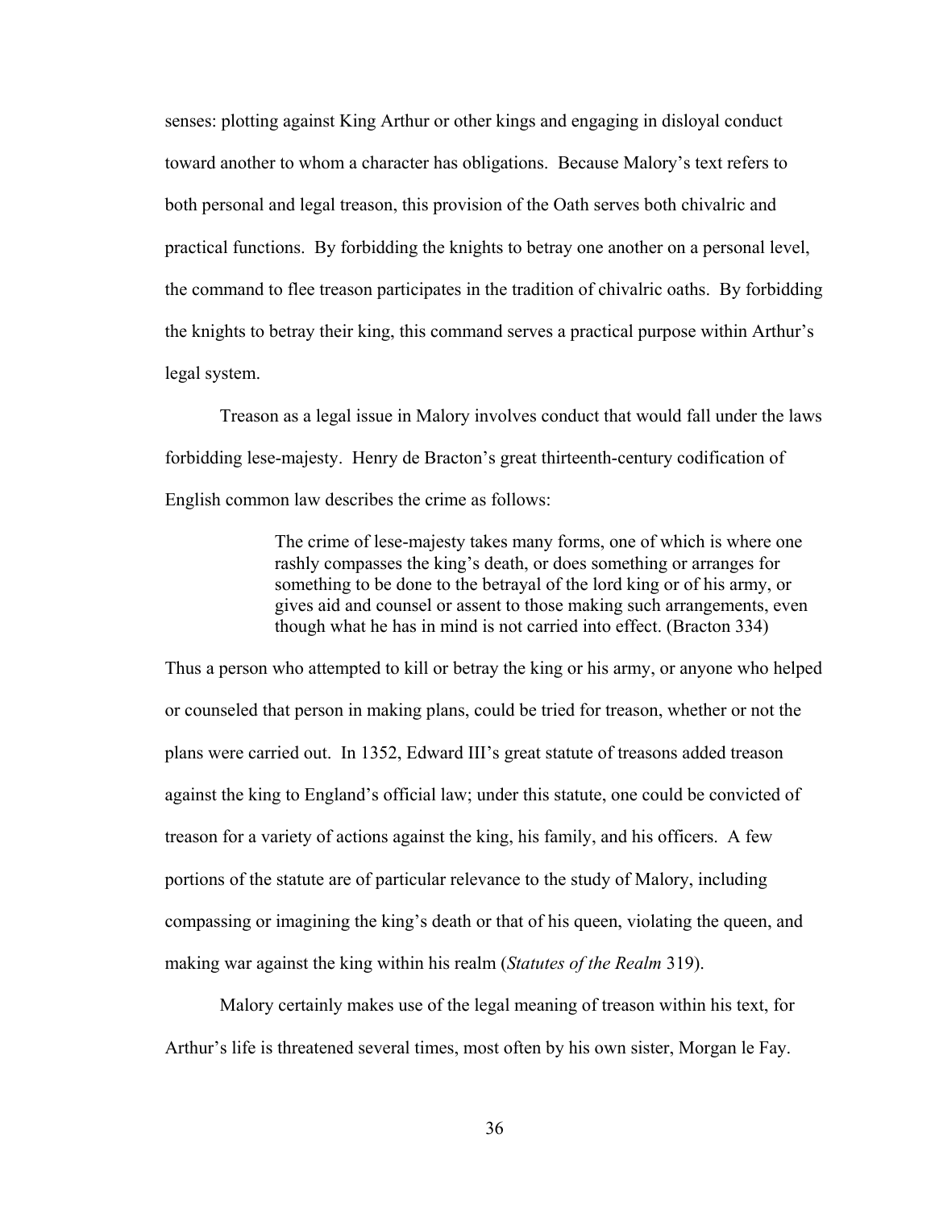senses: plotting against King Arthur or other kings and engaging in disloyal conduct toward another to whom a character has obligations. Because Malory's text refers to both personal and legal treason, this provision of the Oath serves both chivalric and practical functions. By forbidding the knights to betray one another on a personal level, the command to flee treason participates in the tradition of chivalric oaths. By forbidding the knights to betray their king, this command serves a practical purpose within Arthur's legal system.

Treason as a legal issue in Malory involves conduct that would fall under the laws forbidding lese-majesty. Henry de Bracton's great thirteenth-century codification of English common law describes the crime as follows:

> The crime of lese-majesty takes many forms, one of which is where one rashly compasses the king's death, or does something or arranges for something to be done to the betrayal of the lord king or of his army, or gives aid and counsel or assent to those making such arrangements, even though what he has in mind is not carried into effect. (Bracton 334)

Thus a person who attempted to kill or betray the king or his army, or anyone who helped or counseled that person in making plans, could be tried for treason, whether or not the plans were carried out. In 1352, Edward III's great statute of treasons added treason against the king to England's official law; under this statute, one could be convicted of treason for a variety of actions against the king, his family, and his officers. A few portions of the statute are of particular relevance to the study of Malory, including compassing or imagining the king's death or that of his queen, violating the queen, and making war against the king within his realm (*Statutes of the Realm* 319).

Malory certainly makes use of the legal meaning of treason within his text, for Arthur's life is threatened several times, most often by his own sister, Morgan le Fay.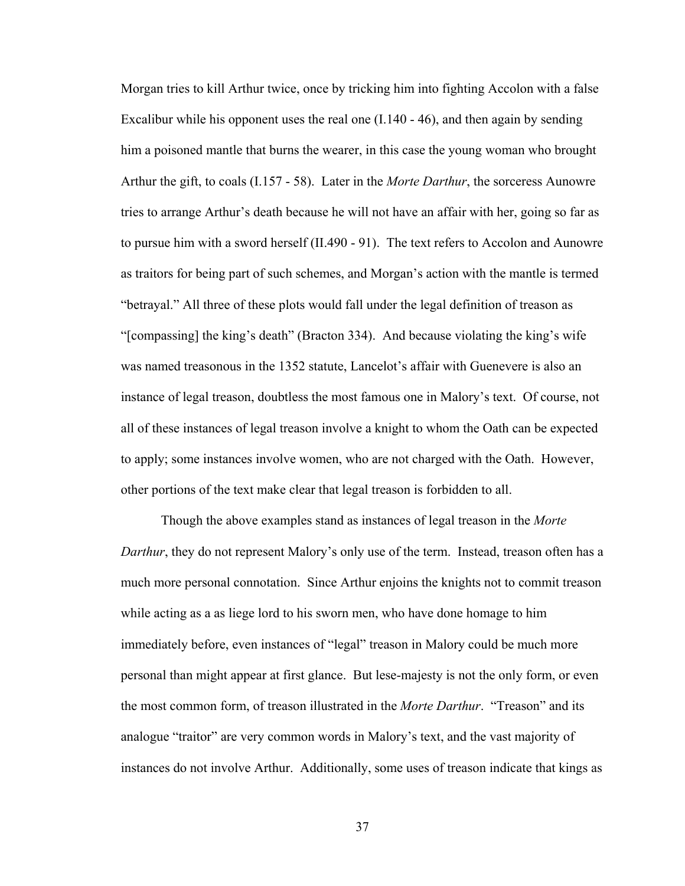Morgan tries to kill Arthur twice, once by tricking him into fighting Accolon with a false Excalibur while his opponent uses the real one (I.140 - 46), and then again by sending him a poisoned mantle that burns the wearer, in this case the young woman who brought Arthur the gift, to coals (I.157 - 58). Later in the *Morte Darthur*, the sorceress Aunowre tries to arrange Arthur's death because he will not have an affair with her, going so far as to pursue him with a sword herself (II.490 - 91). The text refers to Accolon and Aunowre as traitors for being part of such schemes, and Morgan's action with the mantle is termed "betrayal." All three of these plots would fall under the legal definition of treason as "[compassing] the king's death" (Bracton 334). And because violating the king's wife was named treasonous in the 1352 statute, Lancelot's affair with Guenevere is also an instance of legal treason, doubtless the most famous one in Malory's text. Of course, not all of these instances of legal treason involve a knight to whom the Oath can be expected to apply; some instances involve women, who are not charged with the Oath. However, other portions of the text make clear that legal treason is forbidden to all.

Though the above examples stand as instances of legal treason in the *Morte Darthur*, they do not represent Malory's only use of the term. Instead, treason often has a much more personal connotation. Since Arthur enjoins the knights not to commit treason while acting as a as liege lord to his sworn men, who have done homage to him immediately before, even instances of "legal" treason in Malory could be much more personal than might appear at first glance. But lese-majesty is not the only form, or even the most common form, of treason illustrated in the *Morte Darthur*. "Treason" and its analogue "traitor" are very common words in Malory's text, and the vast majority of instances do not involve Arthur. Additionally, some uses of treason indicate that kings as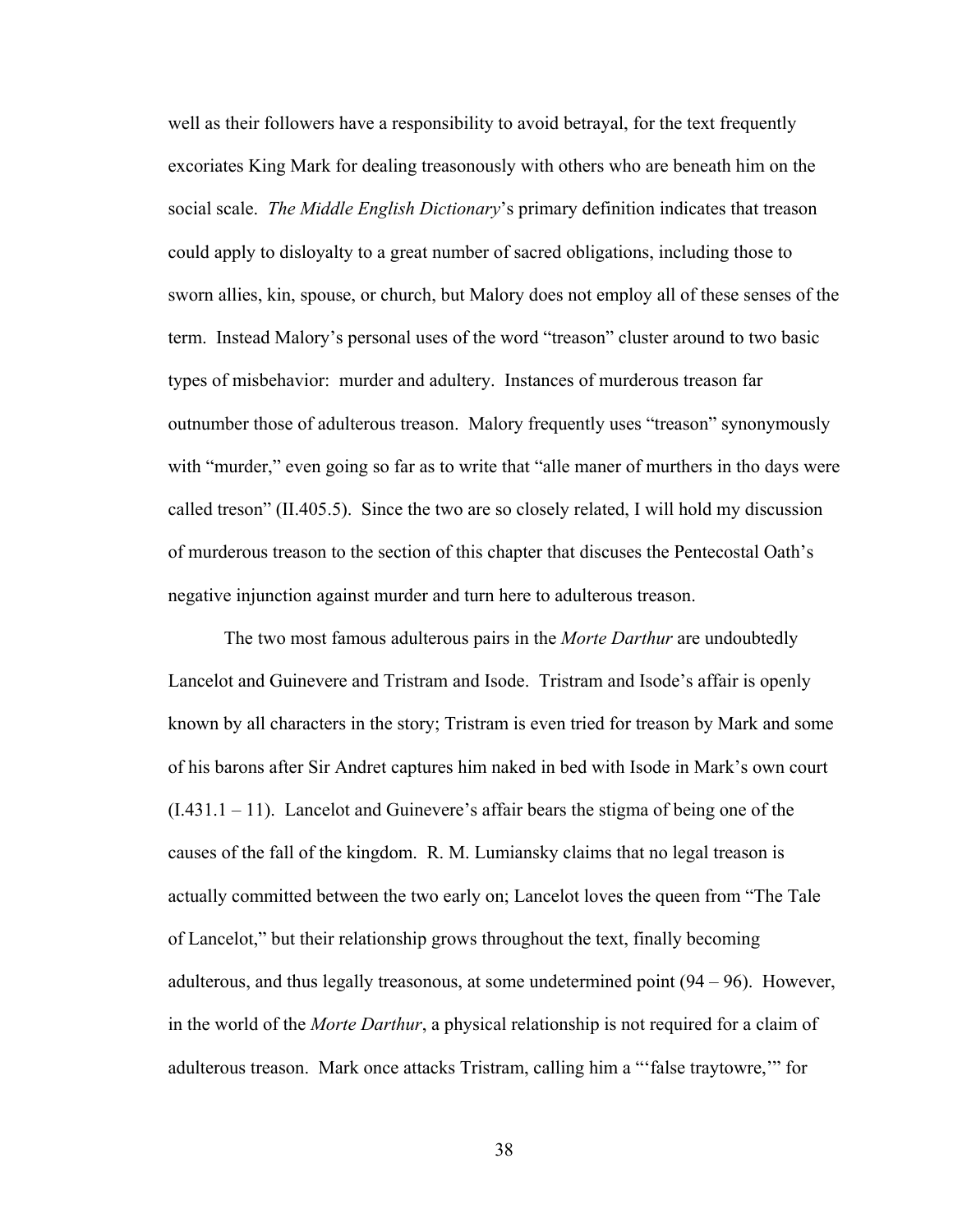well as their followers have a responsibility to avoid betrayal, for the text frequently excoriates King Mark for dealing treasonously with others who are beneath him on the social scale. *The Middle English Dictionary*'s primary definition indicates that treason could apply to disloyalty to a great number of sacred obligations, including those to sworn allies, kin, spouse, or church, but Malory does not employ all of these senses of the term. Instead Malory's personal uses of the word "treason" cluster around to two basic types of misbehavior: murder and adultery. Instances of murderous treason far outnumber those of adulterous treason. Malory frequently uses "treason" synonymously with "murder," even going so far as to write that "alle maner of murthers in tho days were called treson" (II.405.5). Since the two are so closely related, I will hold my discussion of murderous treason to the section of this chapter that discuses the Pentecostal Oath's negative injunction against murder and turn here to adulterous treason.

The two most famous adulterous pairs in the *Morte Darthur* are undoubtedly Lancelot and Guinevere and Tristram and Isode. Tristram and Isode's affair is openly known by all characters in the story; Tristram is even tried for treason by Mark and some of his barons after Sir Andret captures him naked in bed with Isode in Mark's own court (I.431.1 – 11). Lancelot and Guinevere's affair bears the stigma of being one of the causes of the fall of the kingdom. R. M. Lumiansky claims that no legal treason is actually committed between the two early on; Lancelot loves the queen from "The Tale of Lancelot," but their relationship grows throughout the text, finally becoming adulterous, and thus legally treasonous, at some undetermined point (94 – 96). However, in the world of the *Morte Darthur*, a physical relationship is not required for a claim of adulterous treason. Mark once attacks Tristram, calling him a "'false traytowre,'" for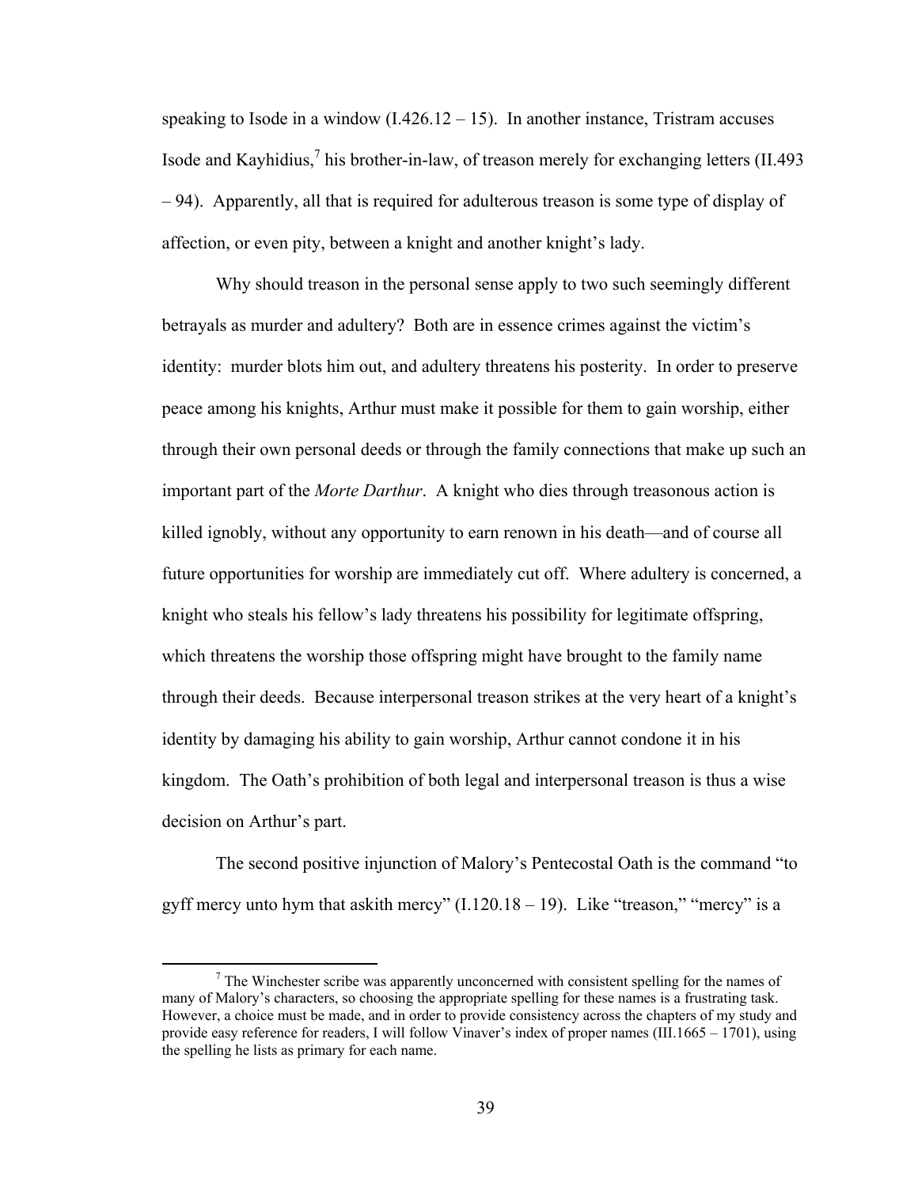speaking to Isode in a window (I.426.12 – 15). In another instance, Tristram accuses Isode and Kayhidius,[7] his brother-in-law, of treason merely for exchanging letters (II.493 – 94). Apparently, all that is required for adulterous treason is some type of display of affection, or even pity, between a knight and another knight's lady.

Why should treason in the personal sense apply to two such seemingly different betrayals as murder and adultery? Both are in essence crimes against the victim's identity: murder blots him out, and adultery threatens his posterity. In order to preserve peace among his knights, Arthur must make it possible for them to gain worship, either through their own personal deeds or through the family connections that make up such an important part of the *Morte Darthur*. A knight who dies through treasonous action is killed ignobly, without any opportunity to earn renown in his death—and of course all future opportunities for worship are immediately cut off. Where adultery is concerned, a knight who steals his fellow's lady threatens his possibility for legitimate offspring, which threatens the worship those offspring might have brought to the family name through their deeds. Because interpersonal treason strikes at the very heart of a knight's identity by damaging his ability to gain worship, Arthur cannot condone it in his kingdom. The Oath's prohibition of both legal and interpersonal treason is thus a wise decision on Arthur's part.

The second positive injunction of Malory's Pentecostal Oath is the command "to gyff mercy unto hym that askith mercy" (I.120.18 – 19). Like "treason," "mercy" is a

---

[7] The Winchester scribe was apparently unconcerned with consistent spelling for the names of many of Malory's characters, so choosing the appropriate spelling for these names is a frustrating task. However, a choice must be made, and in order to provide consistency across the chapters of my study and provide easy reference for readers, I will follow Vinaver's index of proper names (III.1665 – 1701), using the spelling he lists as primary for each name.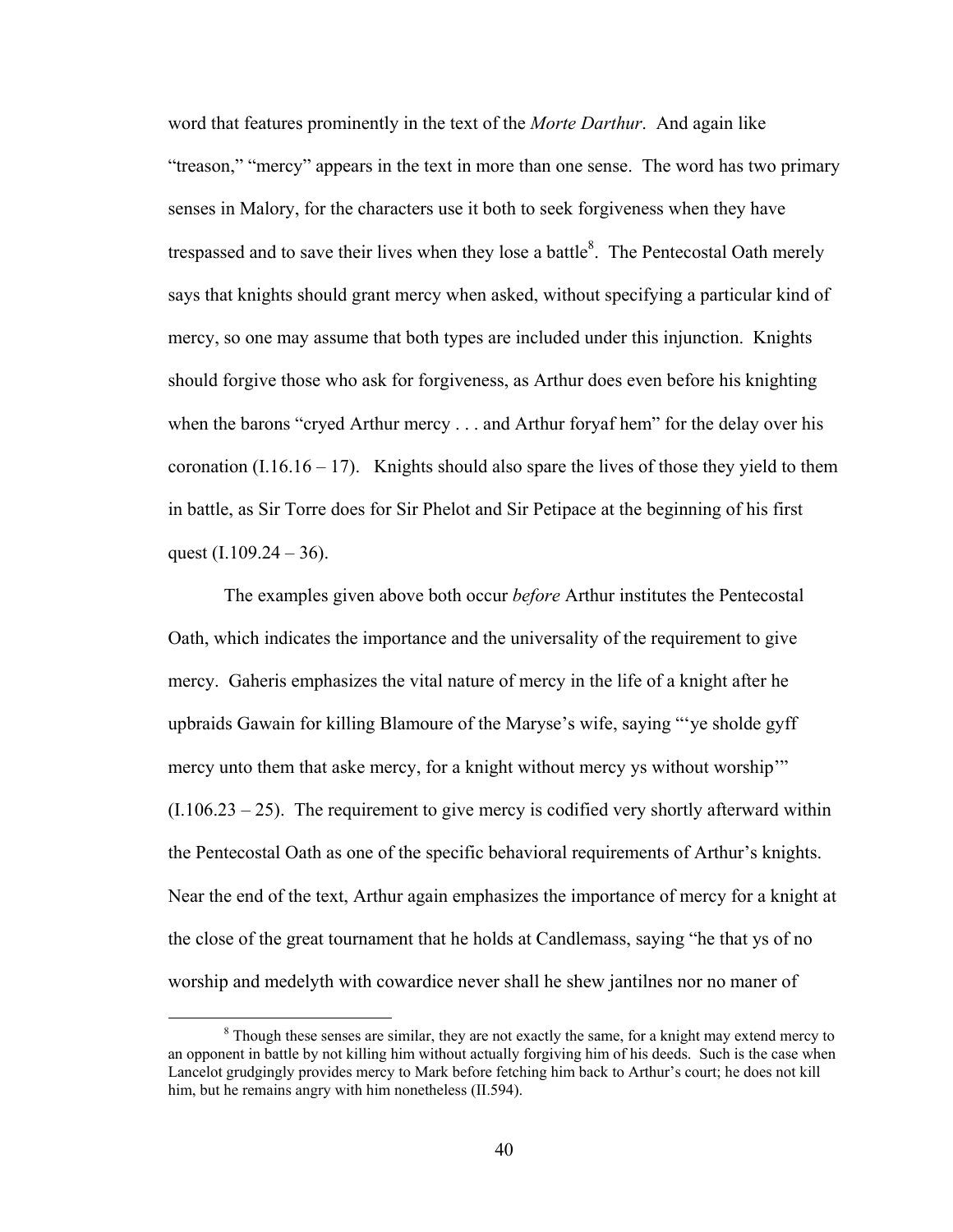word that features prominently in the text of the *Morte Darthur*. And again like "treason," "mercy" appears in the text in more than one sense. The word has two primary senses in Malory, for the characters use it both to seek forgiveness when they have trespassed and to save their lives when they lose a battle[8]. The Pentecostal Oath merely says that knights should grant mercy when asked, without specifying a particular kind of mercy, so one may assume that both types are included under this injunction. Knights should forgive those who ask for forgiveness, as Arthur does even before his knighting when the barons "cryed Arthur mercy . . . and Arthur foryaf hem" for the delay over his coronation (I.16.16 – 17). Knights should also spare the lives of those they yield to them in battle, as Sir Torre does for Sir Phelot and Sir Petipace at the beginning of his first quest (I.109.24 – 36).

The examples given above both occur *before* Arthur institutes the Pentecostal Oath, which indicates the importance and the universality of the requirement to give mercy. Gaheris emphasizes the vital nature of mercy in the life of a knight after he upbraids Gawain for killing Blamoure of the Maryse's wife, saying "'ye sholde gyff mercy unto them that aske mercy, for a knight without mercy ys without worship'" (I.106.23 – 25). The requirement to give mercy is codified very shortly afterward within the Pentecostal Oath as one of the specific behavioral requirements of Arthur's knights. Near the end of the text, Arthur again emphasizes the importance of mercy for a knight at the close of the great tournament that he holds at Candlemass, saying "he that ys of no worship and medelyth with cowardice never shall he shew jantilnes nor no maner of

[8] Though these senses are similar, they are not exactly the same, for a knight may extend mercy to an opponent in battle by not killing him without actually forgiving him of his deeds. Such is the case when Lancelot grudgingly provides mercy to Mark before fetching him back to Arthur's court; he does not kill him, but he remains angry with him nonetheless (II.594).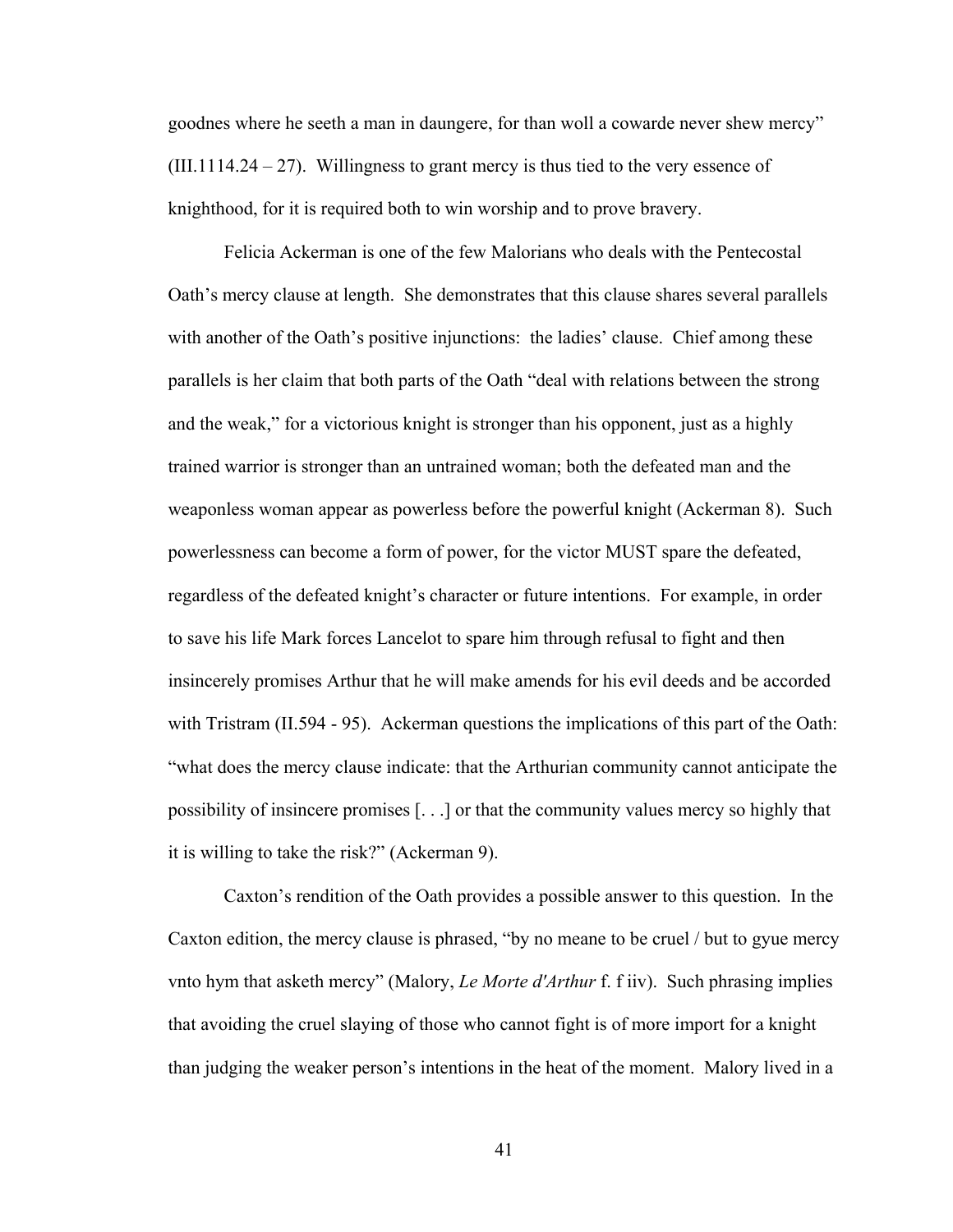goodnes where he seeth a man in daungere, for than woll a cowarde never shew mercy" (III.1114.24 – 27). Willingness to grant mercy is thus tied to the very essence of knighthood, for it is required both to win worship and to prove bravery.

Felicia Ackerman is one of the few Malorians who deals with the Pentecostal Oath's mercy clause at length. She demonstrates that this clause shares several parallels with another of the Oath's positive injunctions: the ladies' clause. Chief among these parallels is her claim that both parts of the Oath "deal with relations between the strong and the weak," for a victorious knight is stronger than his opponent, just as a highly trained warrior is stronger than an untrained woman; both the defeated man and the weaponless woman appear as powerless before the powerful knight (Ackerman 8). Such powerlessness can become a form of power, for the victor MUST spare the defeated, regardless of the defeated knight's character or future intentions. For example, in order to save his life Mark forces Lancelot to spare him through refusal to fight and then insincerely promises Arthur that he will make amends for his evil deeds and be accorded with Tristram (II.594 - 95). Ackerman questions the implications of this part of the Oath: "what does the mercy clause indicate: that the Arthurian community cannot anticipate the possibility of insincere promises [. . .] or that the community values mercy so highly that it is willing to take the risk?" (Ackerman 9).

Caxton's rendition of the Oath provides a possible answer to this question. In the Caxton edition, the mercy clause is phrased, "by no meane to be cruel / but to gyue mercy vnto hym that asketh mercy" (Malory, *Le Morte d'Arthur* f. f iiv). Such phrasing implies that avoiding the cruel slaying of those who cannot fight is of more import for a knight than judging the weaker person's intentions in the heat of the moment. Malory lived in a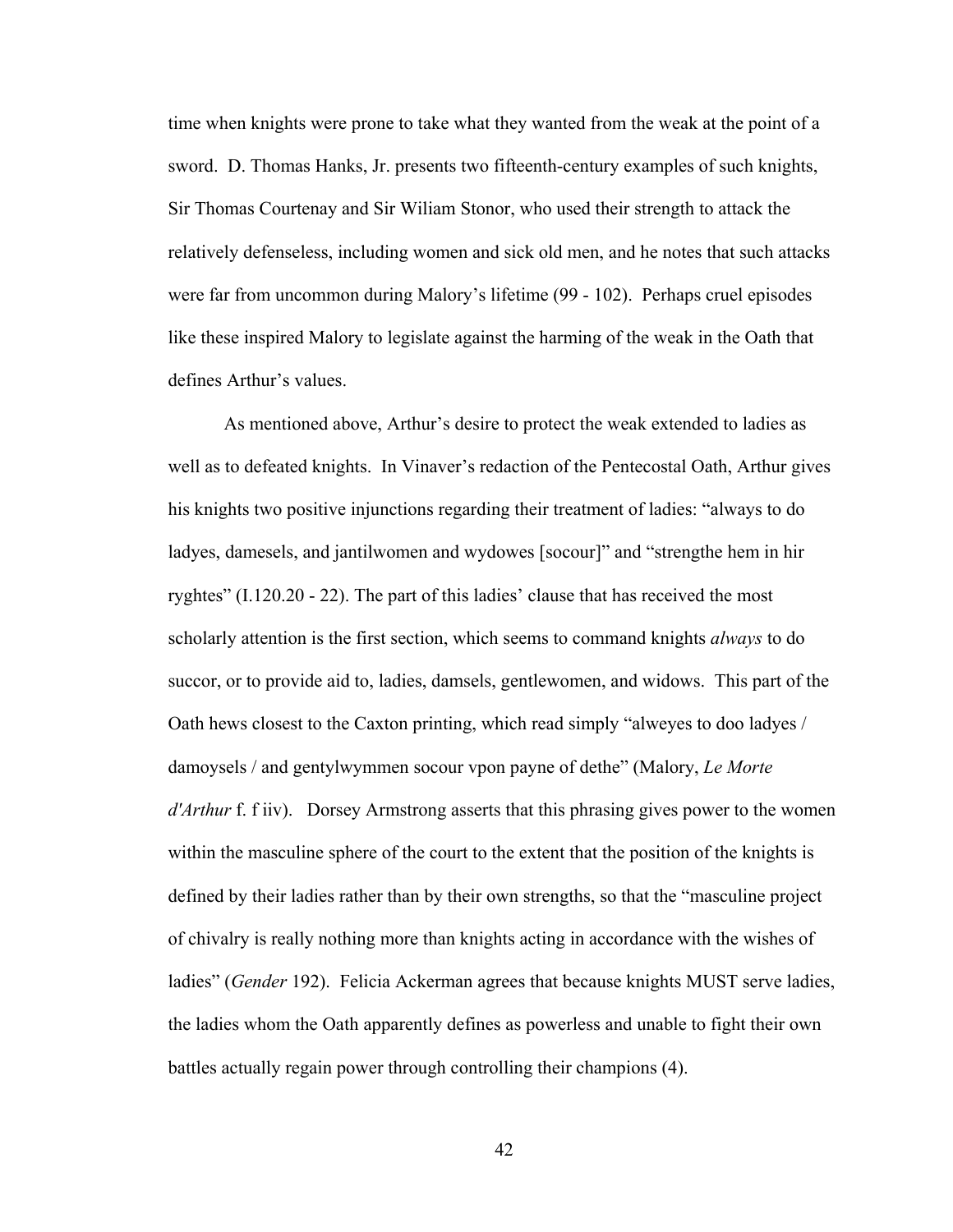time when knights were prone to take what they wanted from the weak at the point of a sword. D. Thomas Hanks, Jr. presents two fifteenth-century examples of such knights, Sir Thomas Courtenay and Sir Wiliam Stonor, who used their strength to attack the relatively defenseless, including women and sick old men, and he notes that such attacks were far from uncommon during Malory's lifetime (99 - 102). Perhaps cruel episodes like these inspired Malory to legislate against the harming of the weak in the Oath that defines Arthur's values.

As mentioned above, Arthur's desire to protect the weak extended to ladies as well as to defeated knights. In Vinaver's redaction of the Pentecostal Oath, Arthur gives his knights two positive injunctions regarding their treatment of ladies: "always to do ladyes, damesels, and jantilwomen and wydowes [socour]" and "strengthe hem in hir ryghtes" (I.120.20 - 22). The part of this ladies' clause that has received the most scholarly attention is the first section, which seems to command knights *always* to do succor, or to provide aid to, ladies, damsels, gentlewomen, and widows. This part of the Oath hews closest to the Caxton printing, which read simply "alweyes to doo ladyes / damoysels / and gentylwymmen socour vpon payne of dethe" (Malory, *Le Morte d'Arthur* f. f iiv). Dorsey Armstrong asserts that this phrasing gives power to the women within the masculine sphere of the court to the extent that the position of the knights is defined by their ladies rather than by their own strengths, so that the "masculine project of chivalry is really nothing more than knights acting in accordance with the wishes of ladies" (*Gender* 192). Felicia Ackerman agrees that because knights MUST serve ladies, the ladies whom the Oath apparently defines as powerless and unable to fight their own battles actually regain power through controlling their champions (4).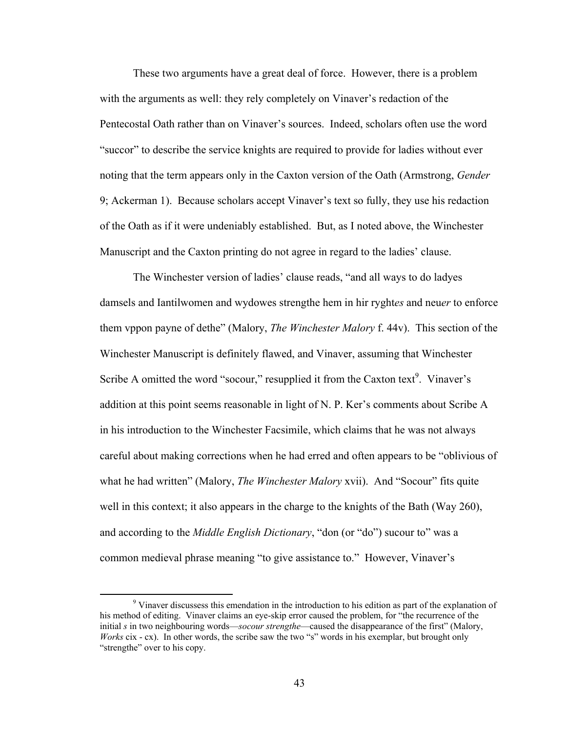These two arguments have a great deal of force. However, there is a problem with the arguments as well: they rely completely on Vinaver's redaction of the Pentecostal Oath rather than on Vinaver's sources. Indeed, scholars often use the word "succor" to describe the service knights are required to provide for ladies without ever noting that the term appears only in the Caxton version of the Oath (Armstrong, *Gender* 9; Ackerman 1). Because scholars accept Vinaver's text so fully, they use his redaction of the Oath as if it were undeniably established. But, as I noted above, the Winchester Manuscript and the Caxton printing do not agree in regard to the ladies' clause.

The Winchester version of ladies' clause reads, "and all ways to do ladyes damsels and Iantilwomen and wydowes strengthe hem in hir ryght*es* and neu*er* to enforce them vppon payne of dethe" (Malory, *The Winchester Malory* f. 44v). This section of the Winchester Manuscript is definitely flawed, and Vinaver, assuming that Winchester Scribe A omitted the word "socour," resupplied it from the Caxton text[9]. Vinaver's addition at this point seems reasonable in light of N. P. Ker's comments about Scribe A in his introduction to the Winchester Facsimile, which claims that he was not always careful about making corrections when he had erred and often appears to be "oblivious of what he had written" (Malory, *The Winchester Malory* xvii). And "Socour" fits quite well in this context; it also appears in the charge to the knights of the Bath (Way 260), and according to the *Middle English Dictionary*, "don (or "do") sucour to" was a common medieval phrase meaning "to give assistance to." However, Vinaver's

[9] Vinaver discussess this emendation in the introduction to his edition as part of the explanation of his method of editing. Vinaver claims an eye-skip error caused the problem, for "the recurrence of the initial *s* in two neighbouring words—*socour strengthe*—caused the disappearance of the first" (Malory, *Works* cix - cx). In other words, the scribe saw the two "s" words in his exemplar, but brought only "strengthe" over to his copy.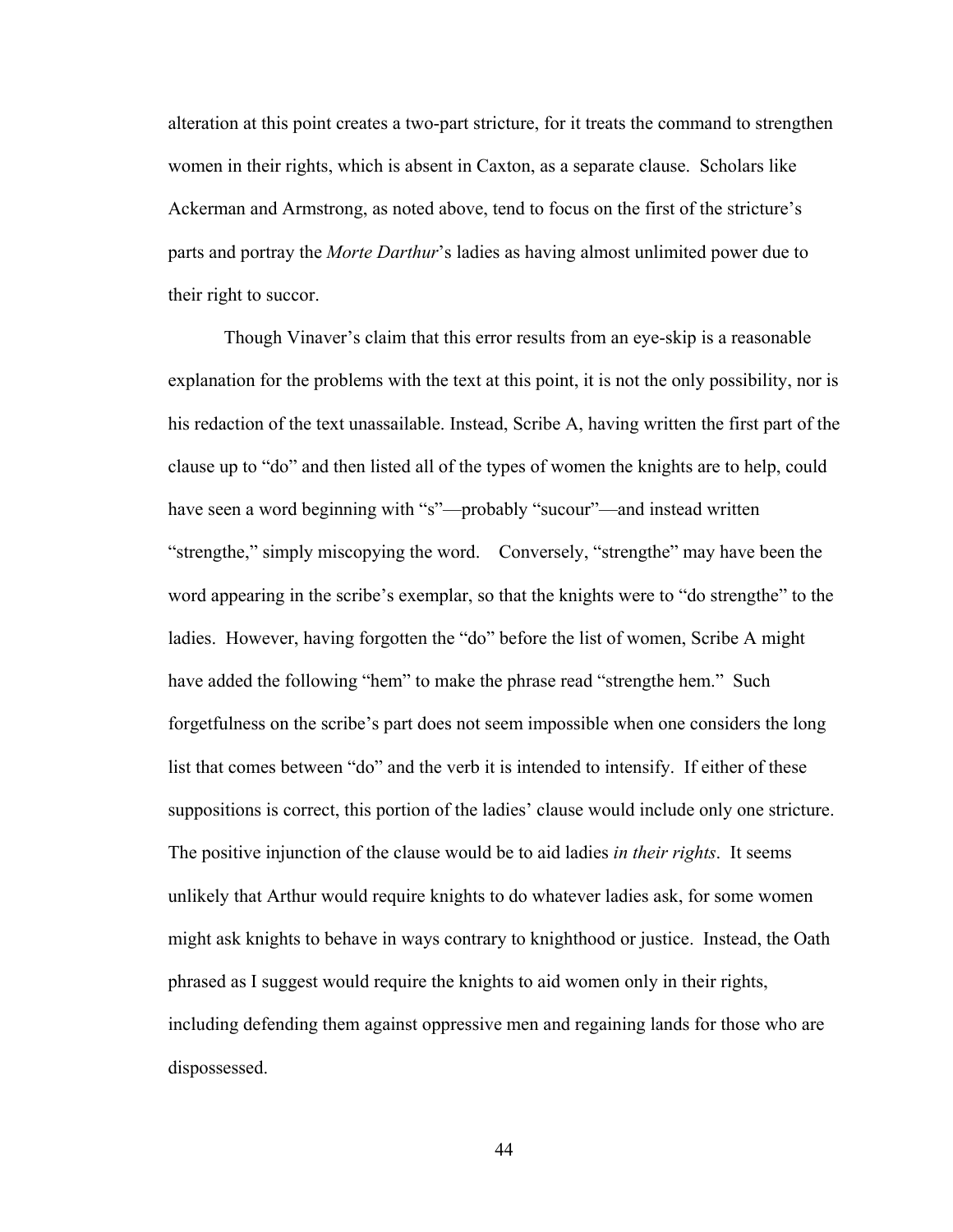alteration at this point creates a two-part stricture, for it treats the command to strengthen women in their rights, which is absent in Caxton, as a separate clause. Scholars like Ackerman and Armstrong, as noted above, tend to focus on the first of the stricture's parts and portray the *Morte Darthur*'s ladies as having almost unlimited power due to their right to succor.

Though Vinaver's claim that this error results from an eye-skip is a reasonable explanation for the problems with the text at this point, it is not the only possibility, nor is his redaction of the text unassailable. Instead, Scribe A, having written the first part of the clause up to "do" and then listed all of the types of women the knights are to help, could have seen a word beginning with "s"—probably "sucour"—and instead written "strengthe," simply miscopying the word. Conversely, "strengthe" may have been the word appearing in the scribe's exemplar, so that the knights were to "do strengthe" to the ladies. However, having forgotten the "do" before the list of women, Scribe A might have added the following "hem" to make the phrase read "strengthe hem." Such forgetfulness on the scribe's part does not seem impossible when one considers the long list that comes between "do" and the verb it is intended to intensify. If either of these suppositions is correct, this portion of the ladies' clause would include only one stricture. The positive injunction of the clause would be to aid ladies *in their rights*. It seems unlikely that Arthur would require knights to do whatever ladies ask, for some women might ask knights to behave in ways contrary to knighthood or justice. Instead, the Oath phrased as I suggest would require the knights to aid women only in their rights, including defending them against oppressive men and regaining lands for those who are dispossessed.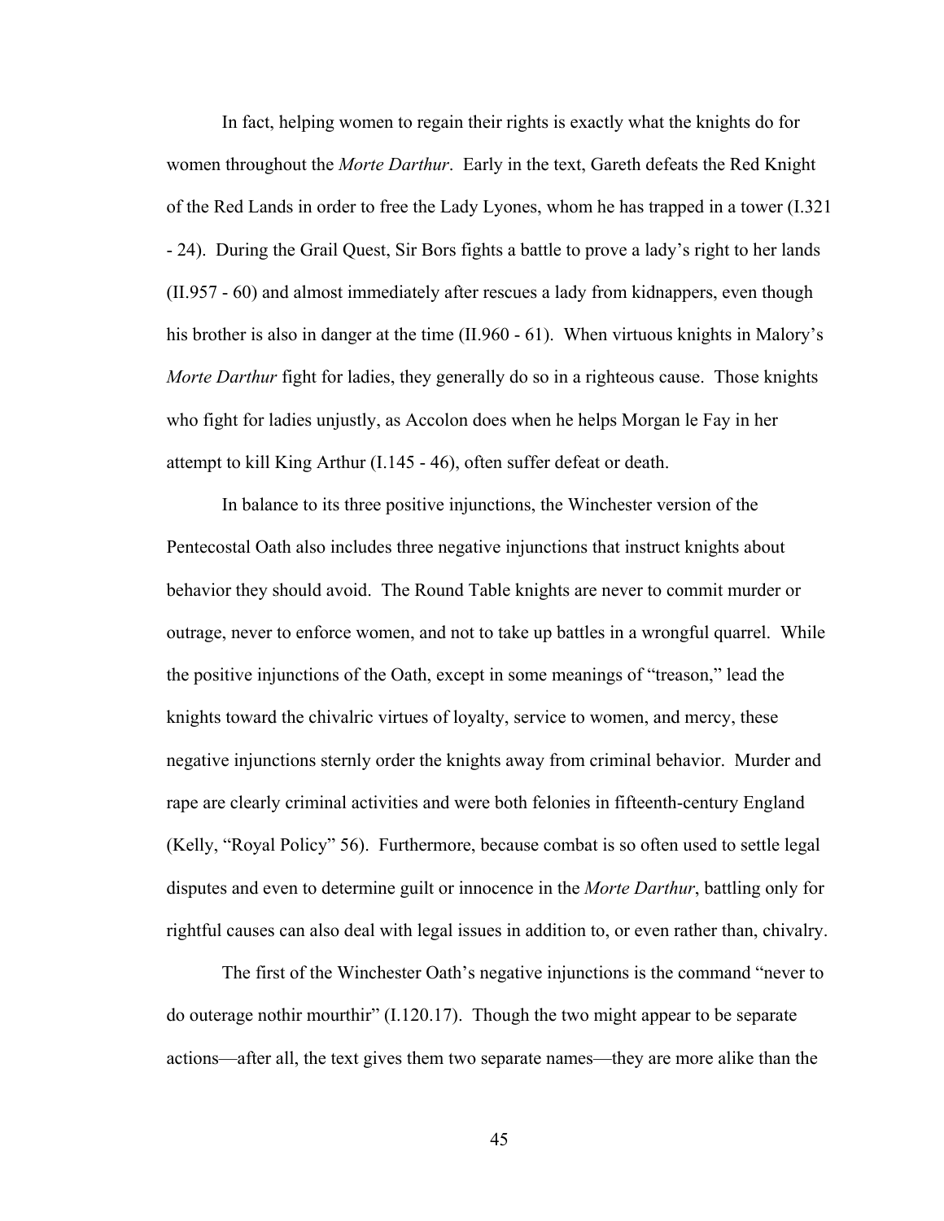In fact, helping women to regain their rights is exactly what the knights do for women throughout the *Morte Darthur*. Early in the text, Gareth defeats the Red Knight of the Red Lands in order to free the Lady Lyones, whom he has trapped in a tower (I.321 - 24). During the Grail Quest, Sir Bors fights a battle to prove a lady's right to her lands (II.957 - 60) and almost immediately after rescues a lady from kidnappers, even though his brother is also in danger at the time (II.960 - 61). When virtuous knights in Malory's *Morte Darthur* fight for ladies, they generally do so in a righteous cause. Those knights who fight for ladies unjustly, as Accolon does when he helps Morgan le Fay in her attempt to kill King Arthur (I.145 - 46), often suffer defeat or death.

In balance to its three positive injunctions, the Winchester version of the Pentecostal Oath also includes three negative injunctions that instruct knights about behavior they should avoid. The Round Table knights are never to commit murder or outrage, never to enforce women, and not to take up battles in a wrongful quarrel. While the positive injunctions of the Oath, except in some meanings of "treason," lead the knights toward the chivalric virtues of loyalty, service to women, and mercy, these negative injunctions sternly order the knights away from criminal behavior. Murder and rape are clearly criminal activities and were both felonies in fifteenth-century England (Kelly, "Royal Policy" 56). Furthermore, because combat is so often used to settle legal disputes and even to determine guilt or innocence in the *Morte Darthur*, battling only for rightful causes can also deal with legal issues in addition to, or even rather than, chivalry.

The first of the Winchester Oath's negative injunctions is the command "never to do outerage nothir mourthir" (I.120.17). Though the two might appear to be separate actions—after all, the text gives them two separate names—they are more alike than the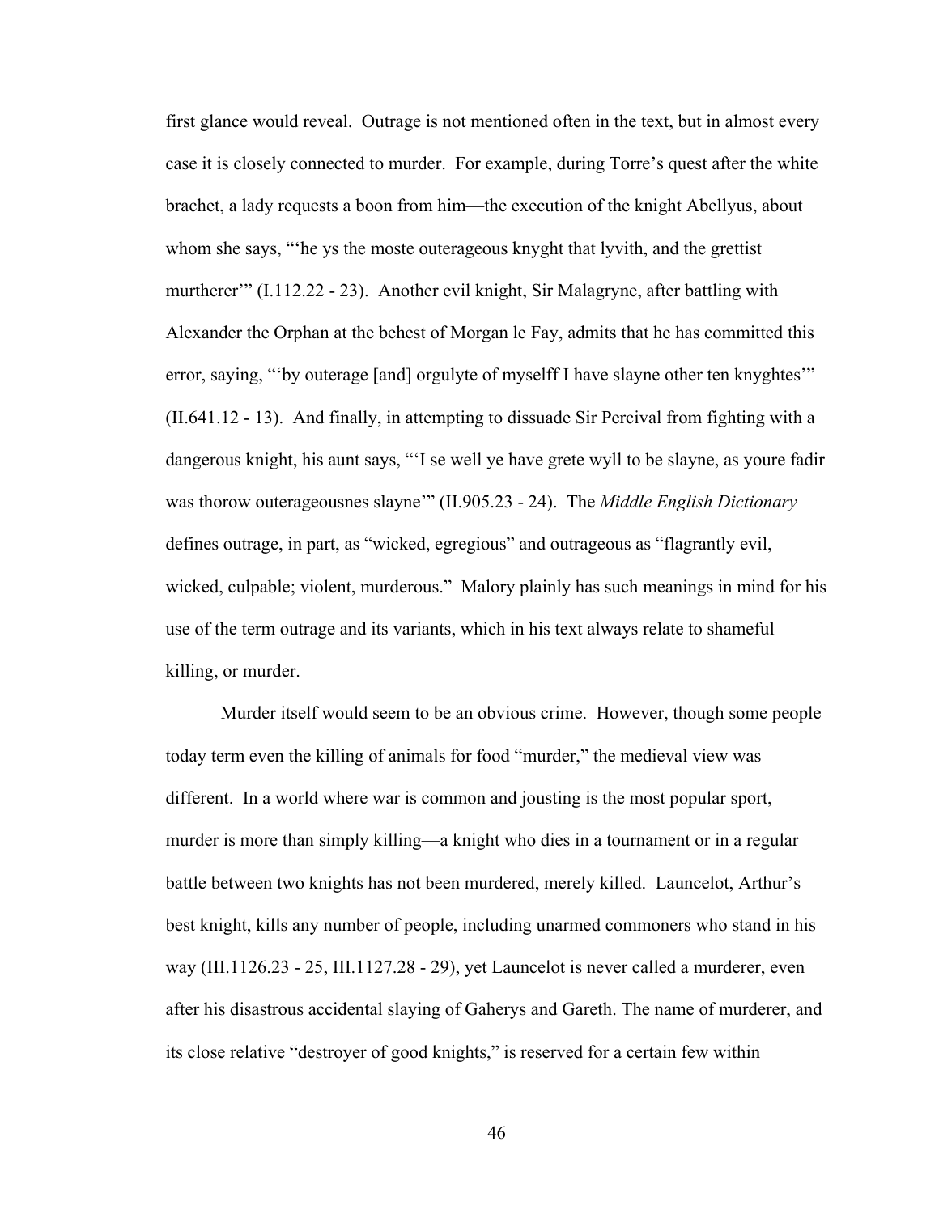first glance would reveal. Outrage is not mentioned often in the text, but in almost every case it is closely connected to murder. For example, during Torre's quest after the white brachet, a lady requests a boon from him—the execution of the knight Abellyus, about whom she says, "'he ys the moste outerageous knyght that lyvith, and the grettist murtherer'" (I.112.22 - 23). Another evil knight, Sir Malagryne, after battling with Alexander the Orphan at the behest of Morgan le Fay, admits that he has committed this error, saying, "'by outerage [and] orgulyte of myselff I have slayne other ten knyghtes'" (II.641.12 - 13). And finally, in attempting to dissuade Sir Percival from fighting with a dangerous knight, his aunt says, "'I se well ye have grete wyll to be slayne, as youre fadir was thorow outerageousnes slayne'" (II.905.23 - 24). The *Middle English Dictionary* defines outrage, in part, as "wicked, egregious" and outrageous as "flagrantly evil, wicked, culpable; violent, murderous." Malory plainly has such meanings in mind for his use of the term outrage and its variants, which in his text always relate to shameful killing, or murder.

Murder itself would seem to be an obvious crime. However, though some people today term even the killing of animals for food "murder," the medieval view was different. In a world where war is common and jousting is the most popular sport, murder is more than simply killing—a knight who dies in a tournament or in a regular battle between two knights has not been murdered, merely killed. Launcelot, Arthur's best knight, kills any number of people, including unarmed commoners who stand in his way (III.1126.23 - 25, III.1127.28 - 29), yet Launcelot is never called a murderer, even after his disastrous accidental slaying of Gaherys and Gareth. The name of murderer, and its close relative "destroyer of good knights," is reserved for a certain few within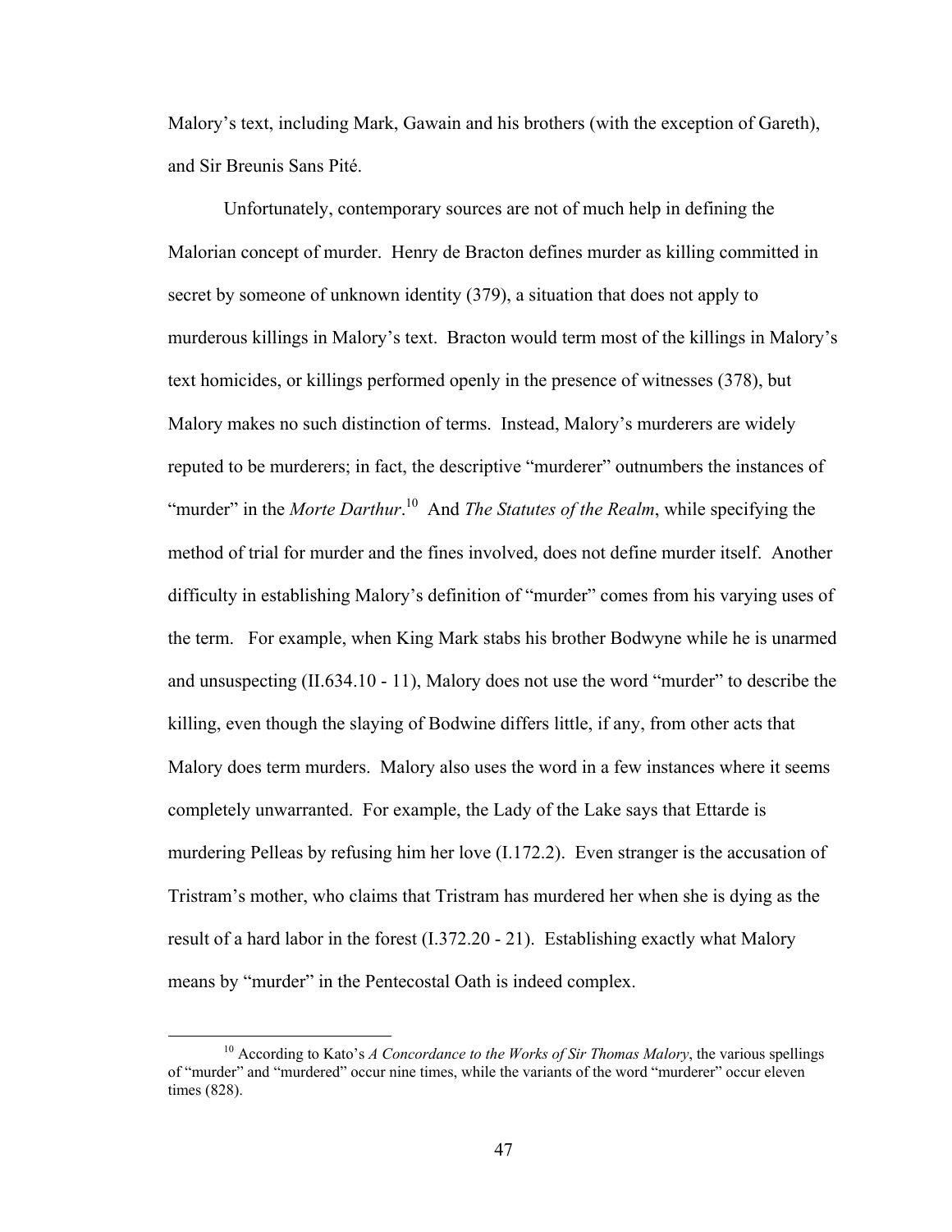Malory's text, including Mark, Gawain and his brothers (with the exception of Gareth), and Sir Breunis Sans Pité.

Unfortunately, contemporary sources are not of much help in defining the Malorian concept of murder. Henry de Bracton defines murder as killing committed in secret by someone of unknown identity (379), a situation that does not apply to murderous killings in Malory's text. Bracton would term most of the killings in Malory's text homicides, or killings performed openly in the presence of witnesses (378), but Malory makes no such distinction of terms. Instead, Malory's murderers are widely reputed to be murderers; in fact, the descriptive "murderer" outnumbers the instances of "murder" in the *Morte Darthur*.[10] And *The Statutes of the Realm*, while specifying the method of trial for murder and the fines involved, does not define murder itself. Another difficulty in establishing Malory's definition of "murder" comes from his varying uses of the term. For example, when King Mark stabs his brother Bodwyne while he is unarmed and unsuspecting (II.634.10 - 11), Malory does not use the word "murder" to describe the killing, even though the slaying of Bodwine differs little, if any, from other acts that Malory does term murders. Malory also uses the word in a few instances where it seems completely unwarranted. For example, the Lady of the Lake says that Ettarde is murdering Pelleas by refusing him her love (I.172.2). Even stranger is the accusation of Tristram's mother, who claims that Tristram has murdered her when she is dying as the result of a hard labor in the forest (I.372.20 - 21). Establishing exactly what Malory means by "murder" in the Pentecostal Oath is indeed complex.

---

[10] According to Kato's *A Concordance to the Works of Sir Thomas Malory*, the various spellings of "murder" and "murdered" occur nine times, while the variants of the word "murderer" occur eleven times (828).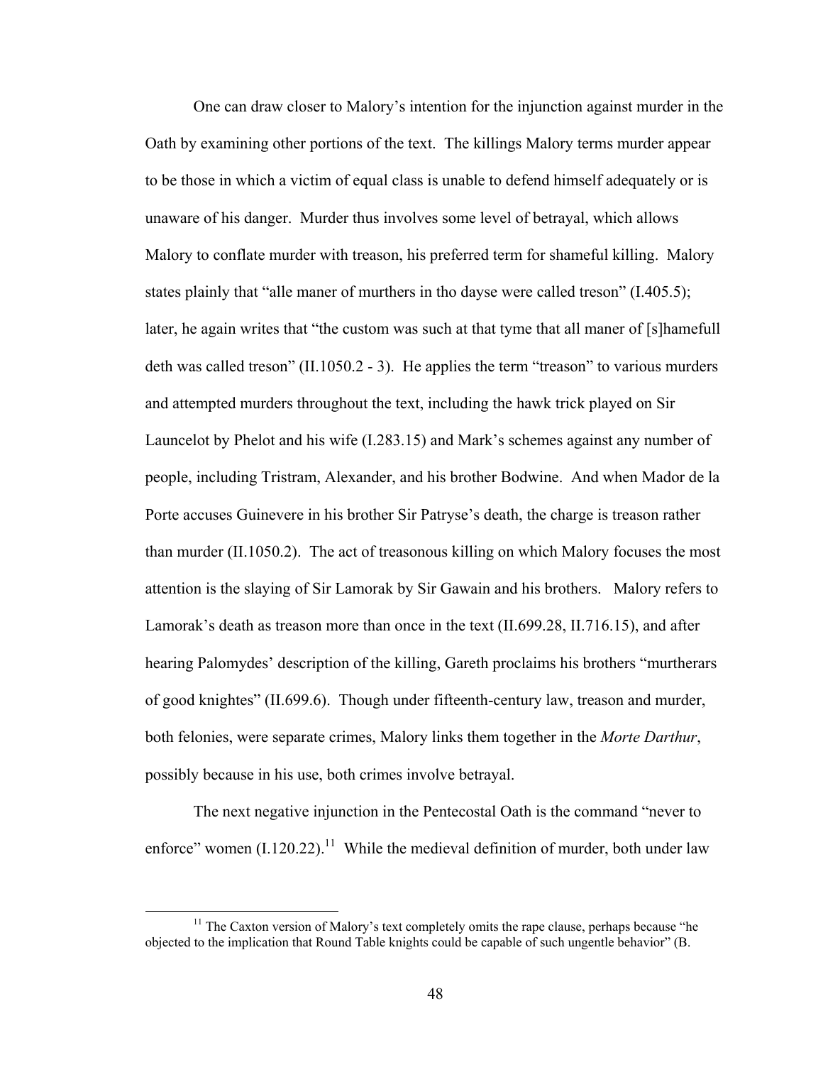One can draw closer to Malory's intention for the injunction against murder in the Oath by examining other portions of the text. The killings Malory terms murder appear to be those in which a victim of equal class is unable to defend himself adequately or is unaware of his danger. Murder thus involves some level of betrayal, which allows Malory to conflate murder with treason, his preferred term for shameful killing. Malory states plainly that "alle maner of murthers in tho dayse were called treson" (I.405.5); later, he again writes that "the custom was such at that tyme that all maner of [s]hamefull deth was called treson" (II.1050.2 - 3). He applies the term "treason" to various murders and attempted murders throughout the text, including the hawk trick played on Sir Launcelot by Phelot and his wife (I.283.15) and Mark's schemes against any number of people, including Tristram, Alexander, and his brother Bodwine. And when Mador de la Porte accuses Guinevere in his brother Sir Patryse's death, the charge is treason rather than murder (II.1050.2). The act of treasonous killing on which Malory focuses the most attention is the slaying of Sir Lamorak by Sir Gawain and his brothers. Malory refers to Lamorak's death as treason more than once in the text (II.699.28, II.716.15), and after hearing Palomydes' description of the killing, Gareth proclaims his brothers "murtherars of good knightes" (II.699.6). Though under fifteenth-century law, treason and murder, both felonies, were separate crimes, Malory links them together in the *Morte Darthur*, possibly because in his use, both crimes involve betrayal.

The next negative injunction in the Pentecostal Oath is the command "never to enforce" women (I.120.22).[11] While the medieval definition of murder, both under law

[11] The Caxton version of Malory's text completely omits the rape clause, perhaps because "he objected to the implication that Round Table knights could be capable of such ungentle behavior" (B.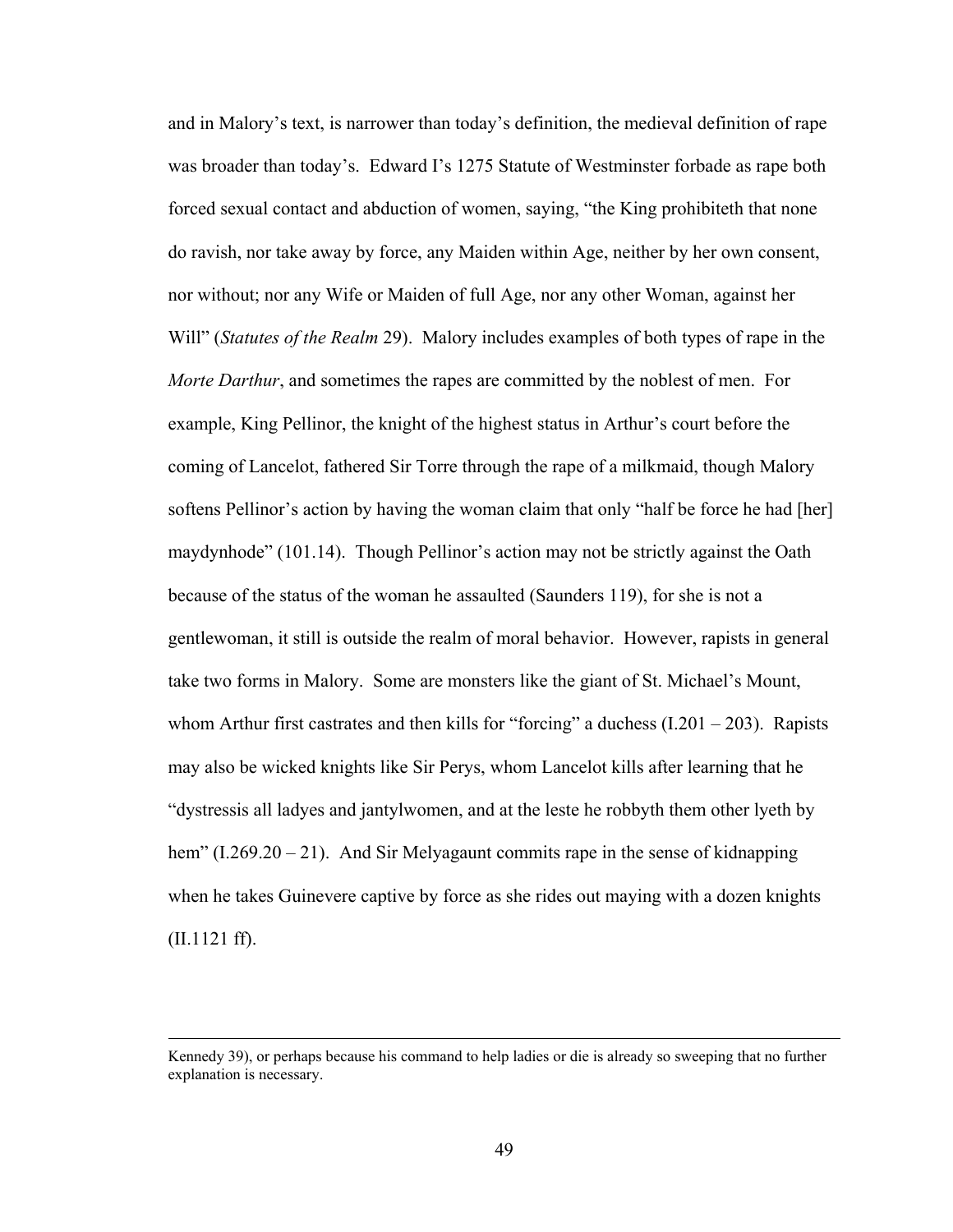and in Malory's text, is narrower than today's definition, the medieval definition of rape was broader than today's. Edward I's 1275 Statute of Westminster forbade as rape both forced sexual contact and abduction of women, saying, "the King prohibiteth that none do ravish, nor take away by force, any Maiden within Age, neither by her own consent, nor without; nor any Wife or Maiden of full Age, nor any other Woman, against her Will" (*Statutes of the Realm* 29). Malory includes examples of both types of rape in the *Morte Darthur*, and sometimes the rapes are committed by the noblest of men. For example, King Pellinor, the knight of the highest status in Arthur's court before the coming of Lancelot, fathered Sir Torre through the rape of a milkmaid, though Malory softens Pellinor's action by having the woman claim that only "half be force he had [her] maydynhode" (101.14). Though Pellinor's action may not be strictly against the Oath because of the status of the woman he assaulted (Saunders 119), for she is not a gentlewoman, it still is outside the realm of moral behavior. However, rapists in general take two forms in Malory. Some are monsters like the giant of St. Michael's Mount, whom Arthur first castrates and then kills for "forcing" a duchess (I.201 – 203). Rapists may also be wicked knights like Sir Perys, whom Lancelot kills after learning that he "dystressis all ladyes and jantylwomen, and at the leste he robbyth them other lyeth by hem" (I.269.20 – 21). And Sir Melyagaunt commits rape in the sense of kidnapping when he takes Guinevere captive by force as she rides out maying with a dozen knights (II.1121 ff).

---

Kennedy 39), or perhaps because his command to help ladies or die is already so sweeping that no further explanation is necessary.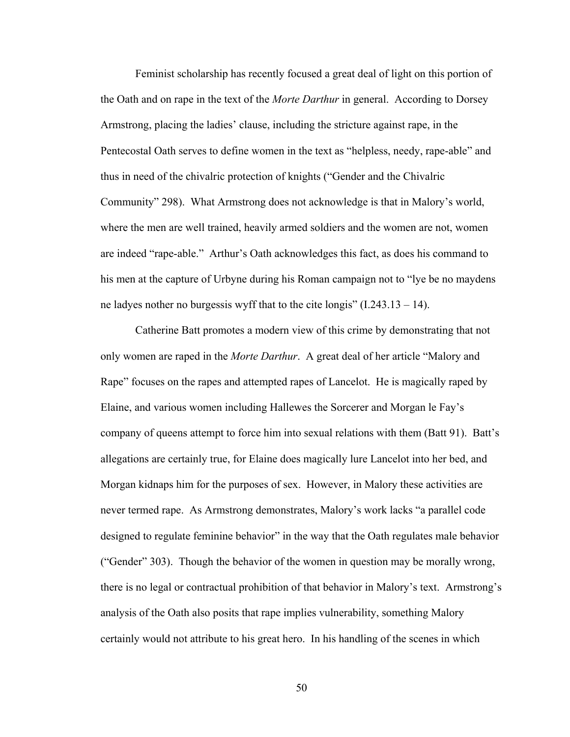Feminist scholarship has recently focused a great deal of light on this portion of the Oath and on rape in the text of the *Morte Darthur* in general. According to Dorsey Armstrong, placing the ladies' clause, including the stricture against rape, in the Pentecostal Oath serves to define women in the text as "helpless, needy, rape-able" and thus in need of the chivalric protection of knights ("Gender and the Chivalric Community" 298). What Armstrong does not acknowledge is that in Malory's world, where the men are well trained, heavily armed soldiers and the women are not, women are indeed "rape-able." Arthur's Oath acknowledges this fact, as does his command to his men at the capture of Urbyne during his Roman campaign not to "lye be no maydens ne ladyes nother no burgessis wyff that to the cite longis" (I.243.13 – 14).

Catherine Batt promotes a modern view of this crime by demonstrating that not only women are raped in the *Morte Darthur*. A great deal of her article "Malory and Rape" focuses on the rapes and attempted rapes of Lancelot. He is magically raped by Elaine, and various women including Hallewes the Sorcerer and Morgan le Fay's company of queens attempt to force him into sexual relations with them (Batt 91). Batt's allegations are certainly true, for Elaine does magically lure Lancelot into her bed, and Morgan kidnaps him for the purposes of sex. However, in Malory these activities are never termed rape. As Armstrong demonstrates, Malory's work lacks "a parallel code designed to regulate feminine behavior" in the way that the Oath regulates male behavior ("Gender" 303). Though the behavior of the women in question may be morally wrong, there is no legal or contractual prohibition of that behavior in Malory's text. Armstrong's analysis of the Oath also posits that rape implies vulnerability, something Malory certainly would not attribute to his great hero. In his handling of the scenes in which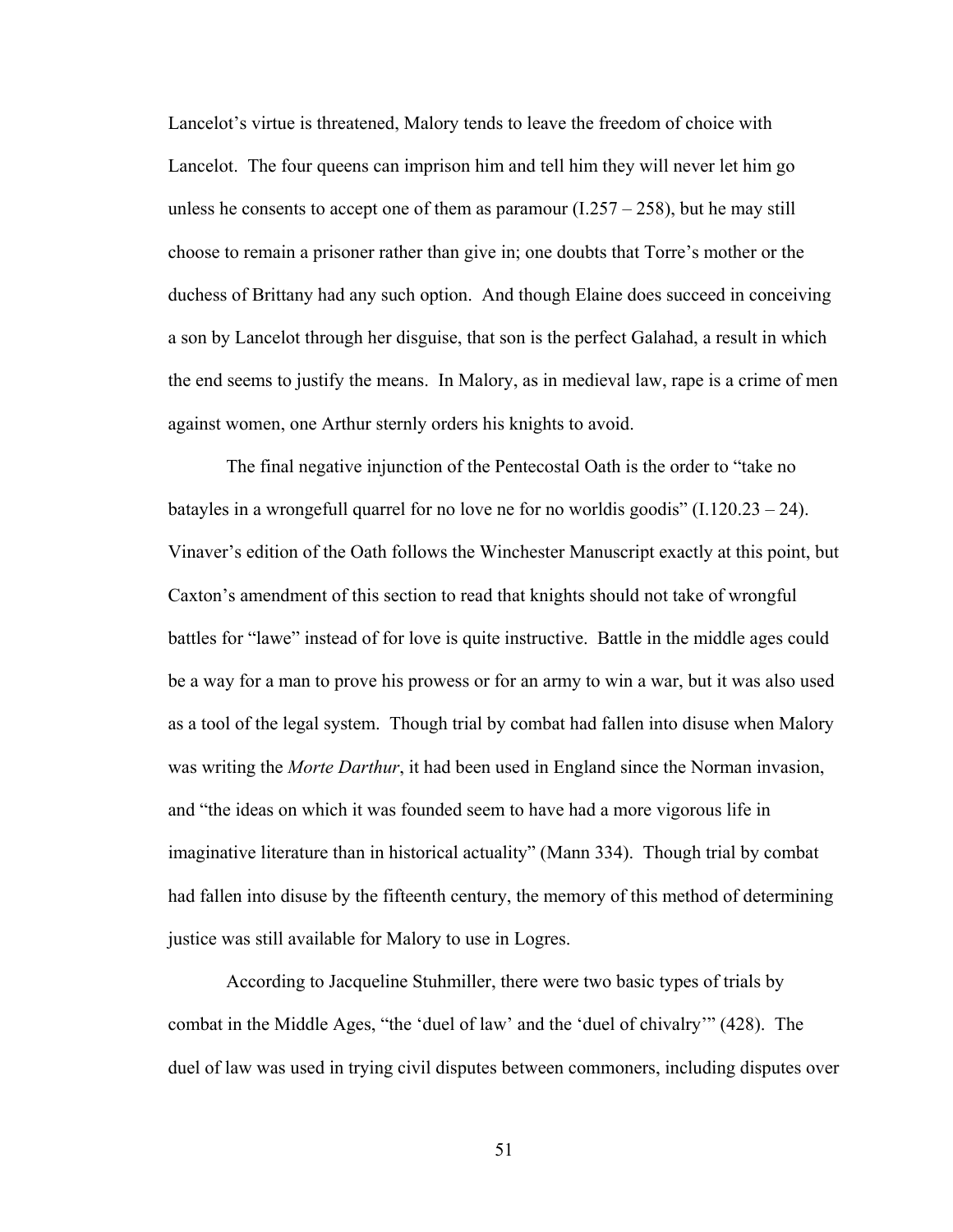Lancelot's virtue is threatened, Malory tends to leave the freedom of choice with Lancelot. The four queens can imprison him and tell him they will never let him go unless he consents to accept one of them as paramour (I.257 – 258), but he may still choose to remain a prisoner rather than give in; one doubts that Torre's mother or the duchess of Brittany had any such option. And though Elaine does succeed in conceiving a son by Lancelot through her disguise, that son is the perfect Galahad, a result in which the end seems to justify the means. In Malory, as in medieval law, rape is a crime of men against women, one Arthur sternly orders his knights to avoid.

The final negative injunction of the Pentecostal Oath is the order to "take no batayles in a wrongefull quarrel for no love ne for no worldis goodis" (I.120.23 – 24). Vinaver's edition of the Oath follows the Winchester Manuscript exactly at this point, but Caxton's amendment of this section to read that knights should not take of wrongful battles for "lawe" instead of for love is quite instructive. Battle in the middle ages could be a way for a man to prove his prowess or for an army to win a war, but it was also used as a tool of the legal system. Though trial by combat had fallen into disuse when Malory was writing the *Morte Darthur*, it had been used in England since the Norman invasion, and "the ideas on which it was founded seem to have had a more vigorous life in imaginative literature than in historical actuality" (Mann 334). Though trial by combat had fallen into disuse by the fifteenth century, the memory of this method of determining justice was still available for Malory to use in Logres.

According to Jacqueline Stuhmiller, there were two basic types of trials by combat in the Middle Ages, "the 'duel of law' and the 'duel of chivalry'" (428). The duel of law was used in trying civil disputes between commoners, including disputes over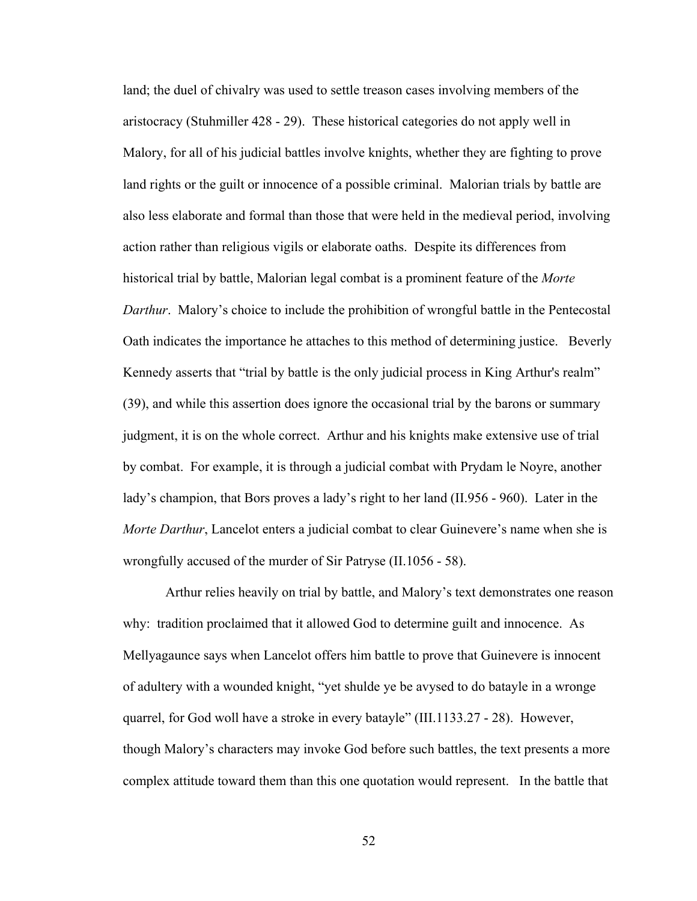land; the duel of chivalry was used to settle treason cases involving members of the aristocracy (Stuhmiller 428 - 29). These historical categories do not apply well in Malory, for all of his judicial battles involve knights, whether they are fighting to prove land rights or the guilt or innocence of a possible criminal. Malorian trials by battle are also less elaborate and formal than those that were held in the medieval period, involving action rather than religious vigils or elaborate oaths. Despite its differences from historical trial by battle, Malorian legal combat is a prominent feature of the *Morte Darthur*. Malory's choice to include the prohibition of wrongful battle in the Pentecostal Oath indicates the importance he attaches to this method of determining justice. Beverly Kennedy asserts that "trial by battle is the only judicial process in King Arthur's realm" (39), and while this assertion does ignore the occasional trial by the barons or summary judgment, it is on the whole correct. Arthur and his knights make extensive use of trial by combat. For example, it is through a judicial combat with Prydam le Noyre, another lady's champion, that Bors proves a lady's right to her land (II.956 - 960). Later in the *Morte Darthur*, Lancelot enters a judicial combat to clear Guinevere's name when she is wrongfully accused of the murder of Sir Patryse (II.1056 - 58).

Arthur relies heavily on trial by battle, and Malory's text demonstrates one reason why: tradition proclaimed that it allowed God to determine guilt and innocence. As Mellyagaunce says when Lancelot offers him battle to prove that Guinevere is innocent of adultery with a wounded knight, "yet shulde ye be avysed to do batayle in a wronge quarrel, for God woll have a stroke in every batayle" (III.1133.27 - 28). However, though Malory's characters may invoke God before such battles, the text presents a more complex attitude toward them than this one quotation would represent. In the battle that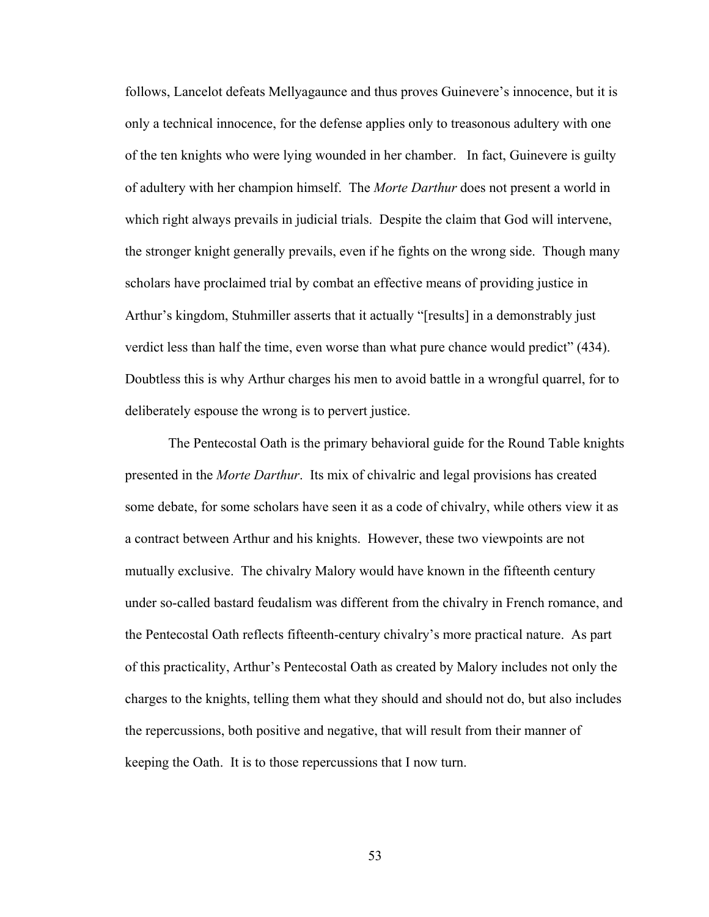follows, Lancelot defeats Mellyagaunce and thus proves Guinevere's innocence, but it is only a technical innocence, for the defense applies only to treasonous adultery with one of the ten knights who were lying wounded in her chamber. In fact, Guinevere is guilty of adultery with her champion himself. The *Morte Darthur* does not present a world in which right always prevails in judicial trials. Despite the claim that God will intervene, the stronger knight generally prevails, even if he fights on the wrong side. Though many scholars have proclaimed trial by combat an effective means of providing justice in Arthur's kingdom, Stuhmiller asserts that it actually "[results] in a demonstrably just verdict less than half the time, even worse than what pure chance would predict" (434). Doubtless this is why Arthur charges his men to avoid battle in a wrongful quarrel, for to deliberately espouse the wrong is to pervert justice.

The Pentecostal Oath is the primary behavioral guide for the Round Table knights presented in the *Morte Darthur*. Its mix of chivalric and legal provisions has created some debate, for some scholars have seen it as a code of chivalry, while others view it as a contract between Arthur and his knights. However, these two viewpoints are not mutually exclusive. The chivalry Malory would have known in the fifteenth century under so-called bastard feudalism was different from the chivalry in French romance, and the Pentecostal Oath reflects fifteenth-century chivalry's more practical nature. As part of this practicality, Arthur's Pentecostal Oath as created by Malory includes not only the charges to the knights, telling them what they should and should not do, but also includes the repercussions, both positive and negative, that will result from their manner of keeping the Oath. It is to those repercussions that I now turn.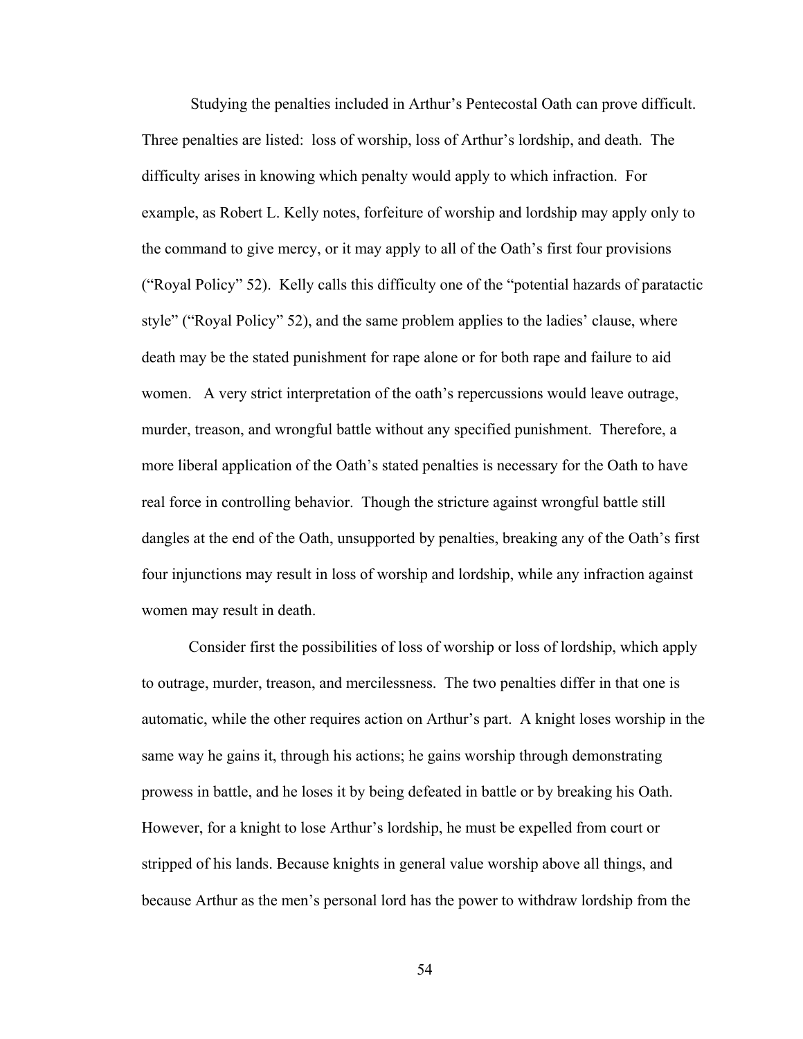Studying the penalties included in Arthur's Pentecostal Oath can prove difficult. Three penalties are listed: loss of worship, loss of Arthur's lordship, and death. The difficulty arises in knowing which penalty would apply to which infraction. For example, as Robert L. Kelly notes, forfeiture of worship and lordship may apply only to the command to give mercy, or it may apply to all of the Oath's first four provisions ("Royal Policy" 52). Kelly calls this difficulty one of the "potential hazards of paratactic style" ("Royal Policy" 52), and the same problem applies to the ladies' clause, where death may be the stated punishment for rape alone or for both rape and failure to aid women. A very strict interpretation of the oath's repercussions would leave outrage, murder, treason, and wrongful battle without any specified punishment. Therefore, a more liberal application of the Oath's stated penalties is necessary for the Oath to have real force in controlling behavior. Though the stricture against wrongful battle still dangles at the end of the Oath, unsupported by penalties, breaking any of the Oath's first four injunctions may result in loss of worship and lordship, while any infraction against women may result in death.

Consider first the possibilities of loss of worship or loss of lordship, which apply to outrage, murder, treason, and mercilessness. The two penalties differ in that one is automatic, while the other requires action on Arthur's part. A knight loses worship in the same way he gains it, through his actions; he gains worship through demonstrating prowess in battle, and he loses it by being defeated in battle or by breaking his Oath. However, for a knight to lose Arthur's lordship, he must be expelled from court or stripped of his lands. Because knights in general value worship above all things, and because Arthur as the men's personal lord has the power to withdraw lordship from the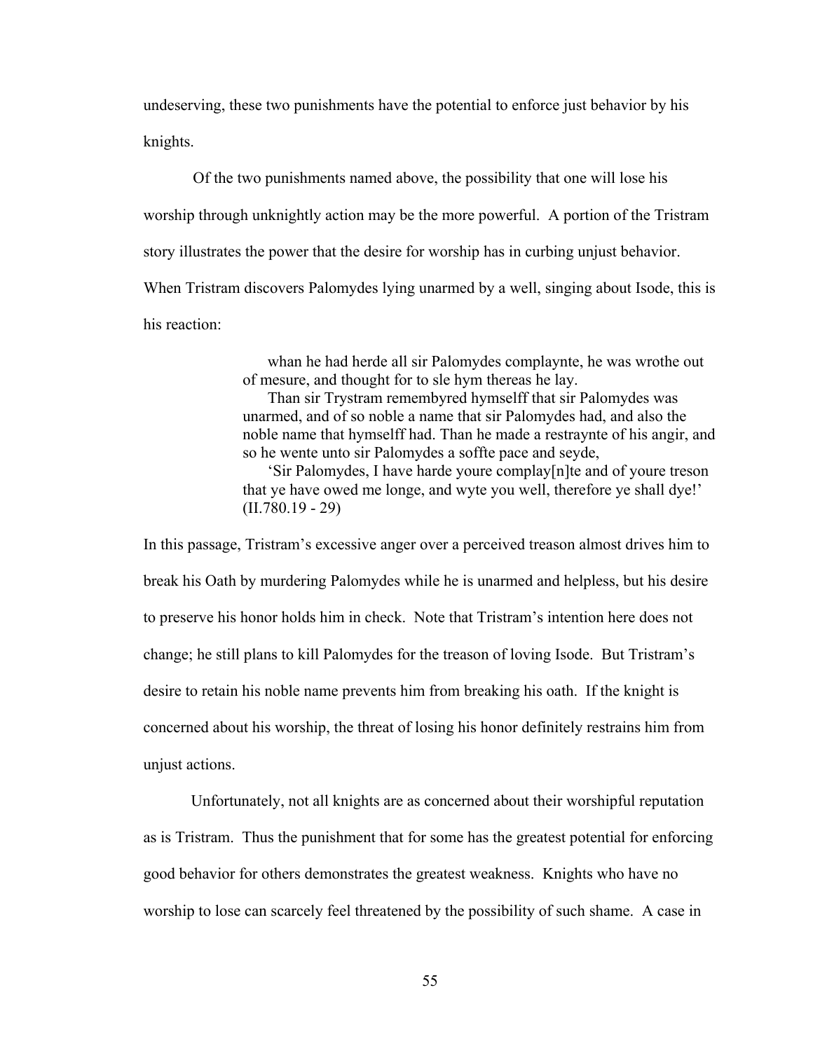undeserving, these two punishments have the potential to enforce just behavior by his knights.

Of the two punishments named above, the possibility that one will lose his worship through unknightly action may be the more powerful. A portion of the Tristram story illustrates the power that the desire for worship has in curbing unjust behavior. When Tristram discovers Palomydes lying unarmed by a well, singing about Isode, this is his reaction:

> whan he had herde all sir Palomydes complaynte, he was wrothe out of mesure, and thought for to sle hym thereas he lay.
>
> Than sir Trystram remembyred hymselff that sir Palomydes was unarmed, and of so noble a name that sir Palomydes had, and also the noble name that hymselff had. Than he made a restraynte of his angir, and so he wente unto sir Palomydes a soffte pace and seyde,
>
> 'Sir Palomydes, I have harde youre complay[n]te and of youre treson that ye have owed me longe, and wyte you well, therefore ye shall dye!' (II.780.19 - 29)

In this passage, Tristram's excessive anger over a perceived treason almost drives him to break his Oath by murdering Palomydes while he is unarmed and helpless, but his desire to preserve his honor holds him in check. Note that Tristram's intention here does not change; he still plans to kill Palomydes for the treason of loving Isode. But Tristram's desire to retain his noble name prevents him from breaking his oath. If the knight is concerned about his worship, the threat of losing his honor definitely restrains him from unjust actions.

Unfortunately, not all knights are as concerned about their worshipful reputation as is Tristram. Thus the punishment that for some has the greatest potential for enforcing good behavior for others demonstrates the greatest weakness. Knights who have no worship to lose can scarcely feel threatened by the possibility of such shame. A case in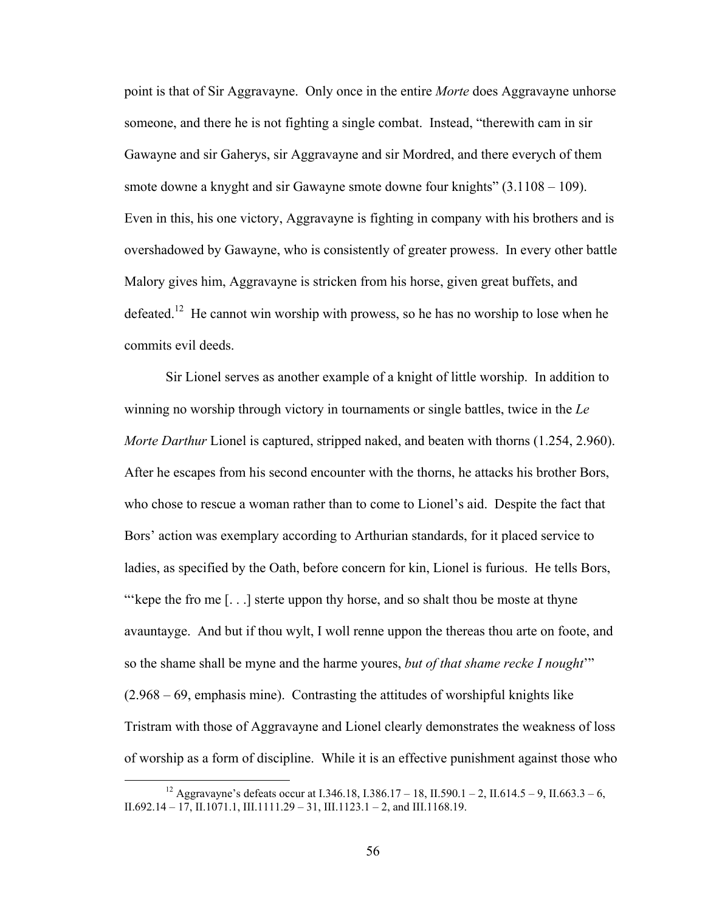point is that of Sir Aggravayne. Only once in the entire *Morte* does Aggravayne unhorse someone, and there he is not fighting a single combat. Instead, "therewith cam in sir Gawayne and sir Gaherys, sir Aggravayne and sir Mordred, and there everych of them smote downe a knyght and sir Gawayne smote downe four knights" (3.1108 – 109). Even in this, his one victory, Aggravayne is fighting in company with his brothers and is overshadowed by Gawayne, who is consistently of greater prowess. In every other battle Malory gives him, Aggravayne is stricken from his horse, given great buffets, and defeated.[12] He cannot win worship with prowess, so he has no worship to lose when he commits evil deeds.

Sir Lionel serves as another example of a knight of little worship. In addition to winning no worship through victory in tournaments or single battles, twice in the *Le Morte Darthur* Lionel is captured, stripped naked, and beaten with thorns (1.254, 2.960). After he escapes from his second encounter with the thorns, he attacks his brother Bors, who chose to rescue a woman rather than to come to Lionel's aid. Despite the fact that Bors' action was exemplary according to Arthurian standards, for it placed service to ladies, as specified by the Oath, before concern for kin, Lionel is furious. He tells Bors, "'kepe the fro me [. . .] sterte uppon thy horse, and so shalt thou be moste at thyne avauntayge. And but if thou wylt, I woll renne uppon the thereas thou arte on foote, and so the shame shall be myne and the harme youres, *but of that shame recke I nought*'" (2.968 – 69, emphasis mine). Contrasting the attitudes of worshipful knights like Tristram with those of Aggravayne and Lionel clearly demonstrates the weakness of loss of worship as a form of discipline. While it is an effective punishment against those who

---

[12] Aggravayne's defeats occur at I.346.18, I.386.17 – 18, II.590.1 – 2, II.614.5 – 9, II.663.3 – 6, II.692.14 – 17, II.1071.1, III.1111.29 – 31, III.1123.1 – 2, and III.1168.19.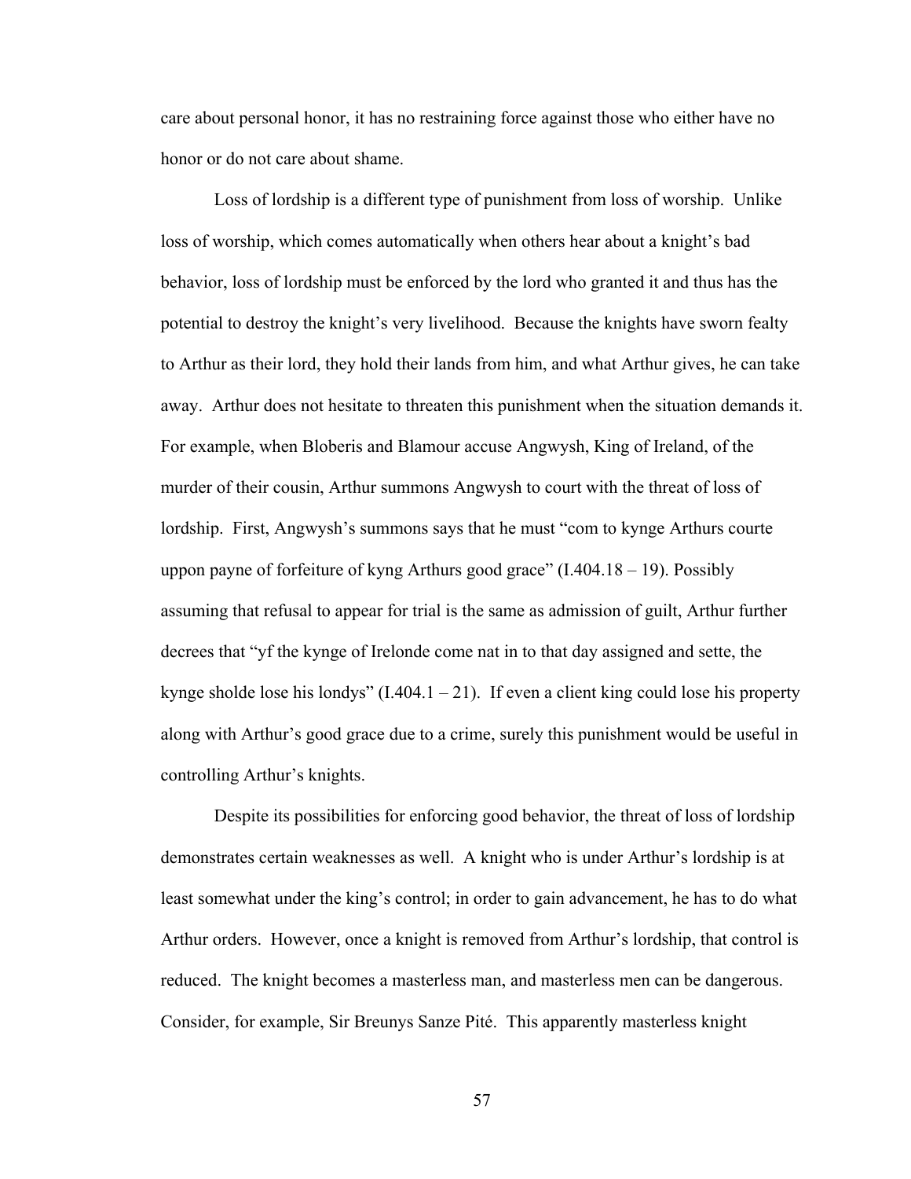care about personal honor, it has no restraining force against those who either have no honor or do not care about shame.

Loss of lordship is a different type of punishment from loss of worship. Unlike loss of worship, which comes automatically when others hear about a knight's bad behavior, loss of lordship must be enforced by the lord who granted it and thus has the potential to destroy the knight's very livelihood. Because the knights have sworn fealty to Arthur as their lord, they hold their lands from him, and what Arthur gives, he can take away. Arthur does not hesitate to threaten this punishment when the situation demands it. For example, when Bloberis and Blamour accuse Angwysh, King of Ireland, of the murder of their cousin, Arthur summons Angwysh to court with the threat of loss of lordship. First, Angwysh's summons says that he must "com to kynge Arthurs courte uppon payne of forfeiture of kyng Arthurs good grace" (I.404.18 – 19). Possibly assuming that refusal to appear for trial is the same as admission of guilt, Arthur further decrees that "yf the kynge of Irelonde come nat in to that day assigned and sette, the kynge sholde lose his londys" (I.404.1 – 21). If even a client king could lose his property along with Arthur's good grace due to a crime, surely this punishment would be useful in controlling Arthur's knights.

Despite its possibilities for enforcing good behavior, the threat of loss of lordship demonstrates certain weaknesses as well. A knight who is under Arthur's lordship is at least somewhat under the king's control; in order to gain advancement, he has to do what Arthur orders. However, once a knight is removed from Arthur's lordship, that control is reduced. The knight becomes a masterless man, and masterless men can be dangerous. Consider, for example, Sir Breunys Sanze Pité. This apparently masterless knight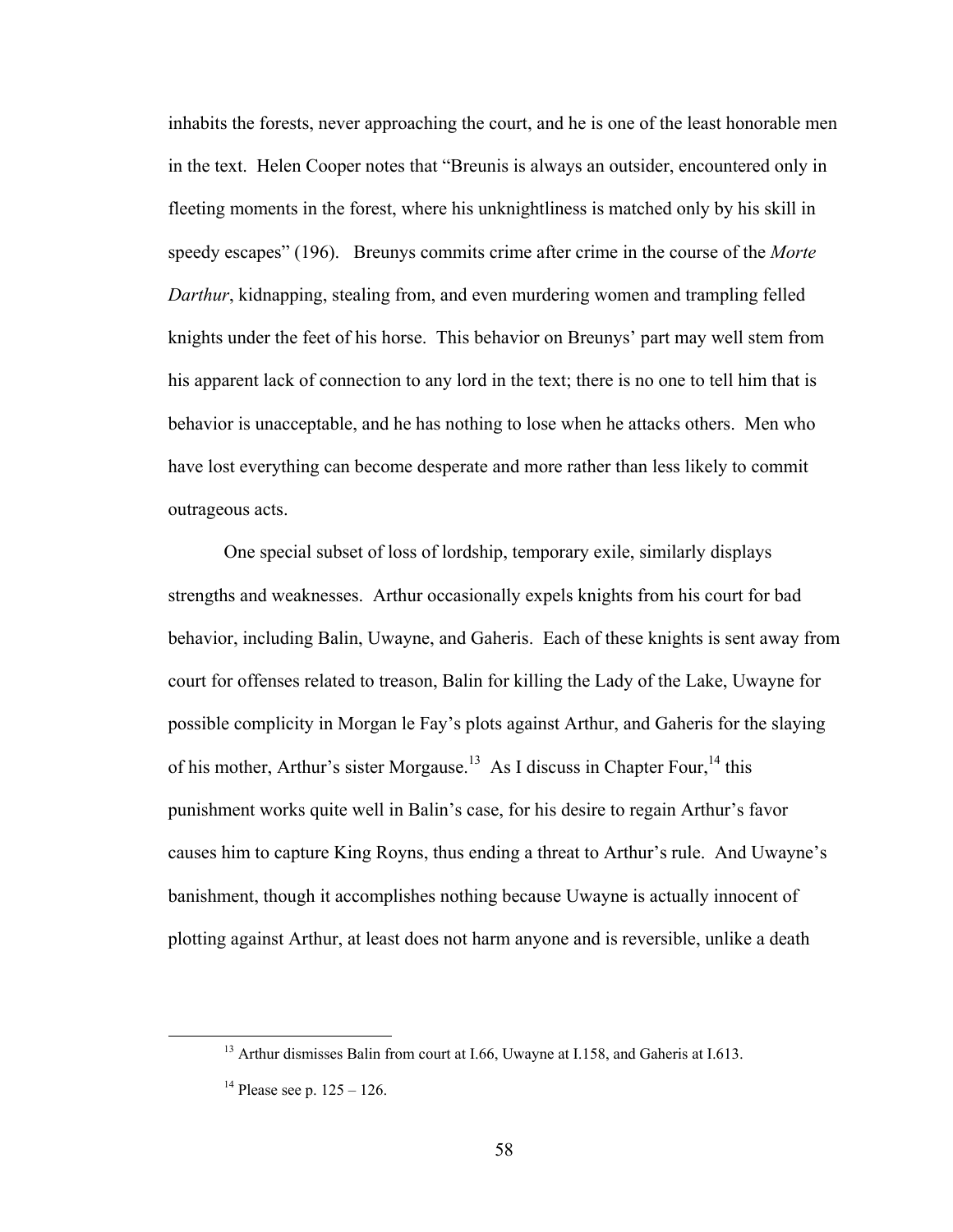inhabits the forests, never approaching the court, and he is one of the least honorable men in the text. Helen Cooper notes that "Breunis is always an outsider, encountered only in fleeting moments in the forest, where his unknightliness is matched only by his skill in speedy escapes" (196). Breunys commits crime after crime in the course of the *Morte Darthur*, kidnapping, stealing from, and even murdering women and trampling felled knights under the feet of his horse. This behavior on Breunys' part may well stem from his apparent lack of connection to any lord in the text; there is no one to tell him that is behavior is unacceptable, and he has nothing to lose when he attacks others. Men who have lost everything can become desperate and more rather than less likely to commit outrageous acts.

One special subset of loss of lordship, temporary exile, similarly displays strengths and weaknesses. Arthur occasionally expels knights from his court for bad behavior, including Balin, Uwayne, and Gaheris. Each of these knights is sent away from court for offenses related to treason, Balin for killing the Lady of the Lake, Uwayne for possible complicity in Morgan le Fay's plots against Arthur, and Gaheris for the slaying of his mother, Arthur's sister Morgause.[13] As I discuss in Chapter Four,[14] this punishment works quite well in Balin's case, for his desire to regain Arthur's favor causes him to capture King Royns, thus ending a threat to Arthur's rule. And Uwayne's banishment, though it accomplishes nothing because Uwayne is actually innocent of plotting against Arthur, at least does not harm anyone and is reversible, unlike a death

[13] Arthur dismisses Balin from court at I.66, Uwayne at I.158, and Gaheris at I.613.

[14] Please see p. 125 – 126.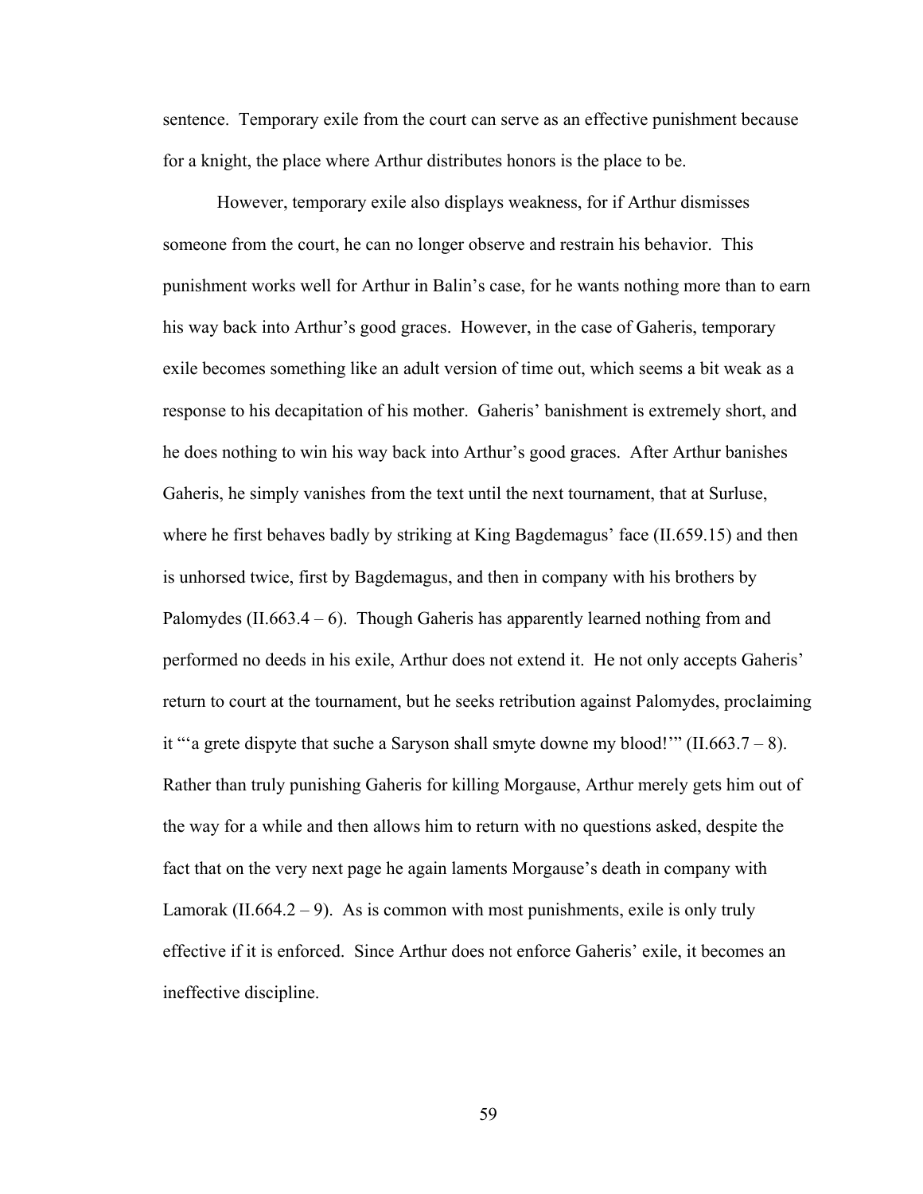sentence. Temporary exile from the court can serve as an effective punishment because for a knight, the place where Arthur distributes honors is the place to be.

However, temporary exile also displays weakness, for if Arthur dismisses someone from the court, he can no longer observe and restrain his behavior. This punishment works well for Arthur in Balin's case, for he wants nothing more than to earn his way back into Arthur's good graces. However, in the case of Gaheris, temporary exile becomes something like an adult version of time out, which seems a bit weak as a response to his decapitation of his mother. Gaheris' banishment is extremely short, and he does nothing to win his way back into Arthur's good graces. After Arthur banishes Gaheris, he simply vanishes from the text until the next tournament, that at Surluse, where he first behaves badly by striking at King Bagdemagus' face (II.659.15) and then is unhorsed twice, first by Bagdemagus, and then in company with his brothers by Palomydes (II.663.4 – 6). Though Gaheris has apparently learned nothing from and performed no deeds in his exile, Arthur does not extend it. He not only accepts Gaheris' return to court at the tournament, but he seeks retribution against Palomydes, proclaiming it "'a grete dispyte that suche a Saryson shall smyte downe my blood!'" (II.663.7 – 8). Rather than truly punishing Gaheris for killing Morgause, Arthur merely gets him out of the way for a while and then allows him to return with no questions asked, despite the fact that on the very next page he again laments Morgause's death in company with Lamorak (II.664.2 – 9). As is common with most punishments, exile is only truly effective if it is enforced. Since Arthur does not enforce Gaheris' exile, it becomes an ineffective discipline.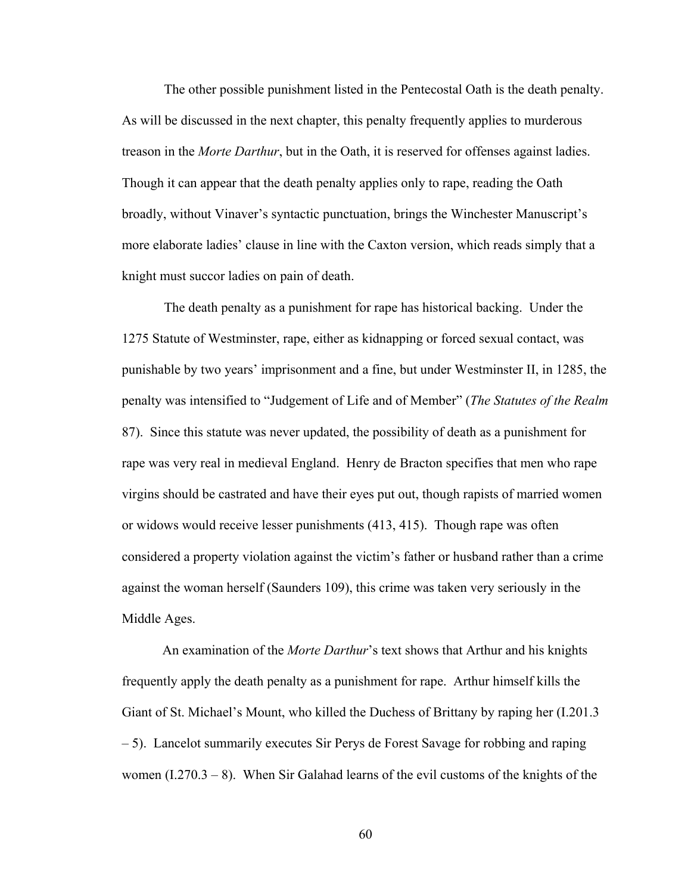The other possible punishment listed in the Pentecostal Oath is the death penalty. As will be discussed in the next chapter, this penalty frequently applies to murderous treason in the *Morte Darthur*, but in the Oath, it is reserved for offenses against ladies. Though it can appear that the death penalty applies only to rape, reading the Oath broadly, without Vinaver's syntactic punctuation, brings the Winchester Manuscript's more elaborate ladies' clause in line with the Caxton version, which reads simply that a knight must succor ladies on pain of death.

The death penalty as a punishment for rape has historical backing. Under the 1275 Statute of Westminster, rape, either as kidnapping or forced sexual contact, was punishable by two years' imprisonment and a fine, but under Westminster II, in 1285, the penalty was intensified to "Judgement of Life and of Member" (*The Statutes of the Realm* 87). Since this statute was never updated, the possibility of death as a punishment for rape was very real in medieval England. Henry de Bracton specifies that men who rape virgins should be castrated and have their eyes put out, though rapists of married women or widows would receive lesser punishments (413, 415). Though rape was often considered a property violation against the victim's father or husband rather than a crime against the woman herself (Saunders 109), this crime was taken very seriously in the Middle Ages.

An examination of the *Morte Darthur*'s text shows that Arthur and his knights frequently apply the death penalty as a punishment for rape. Arthur himself kills the Giant of St. Michael's Mount, who killed the Duchess of Brittany by raping her (I.201.3 – 5). Lancelot summarily executes Sir Perys de Forest Savage for robbing and raping women (I.270.3 – 8). When Sir Galahad learns of the evil customs of the knights of the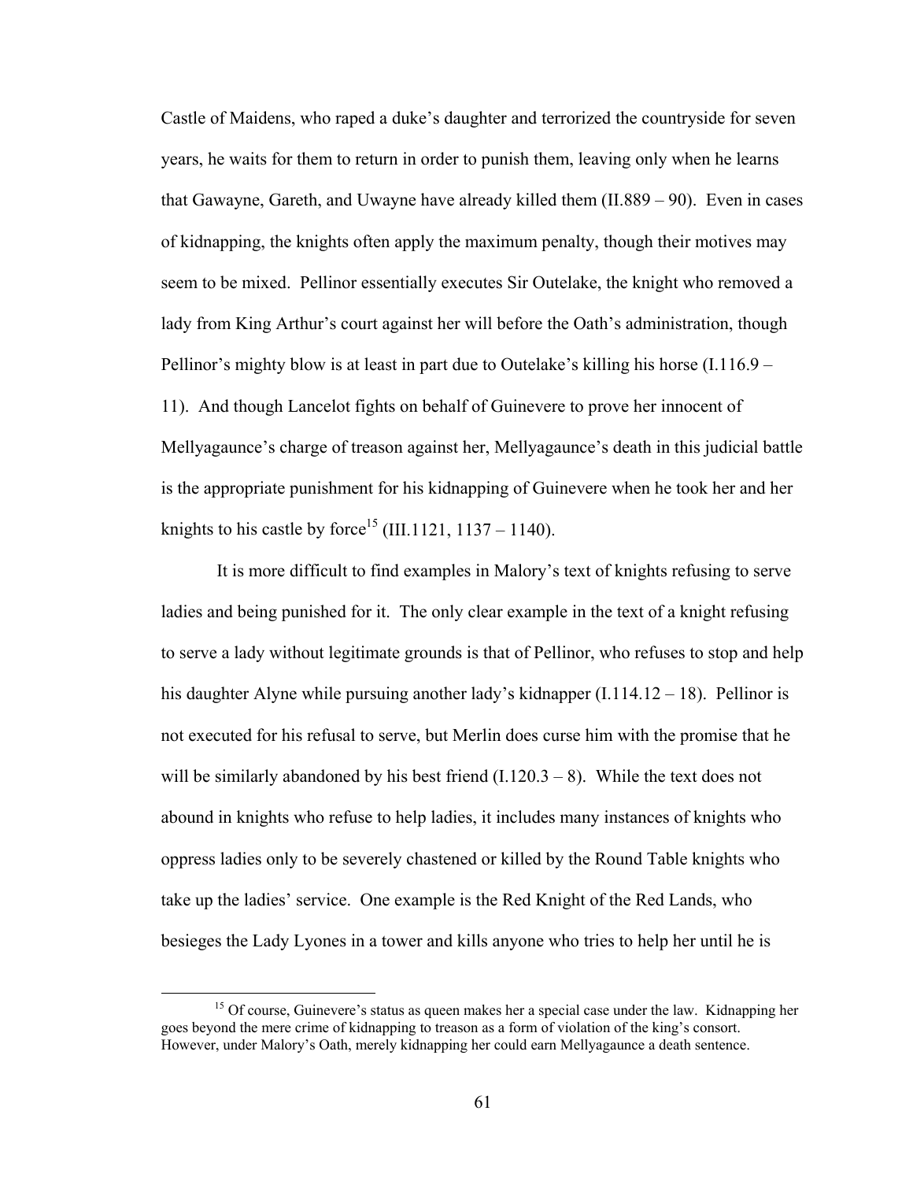Castle of Maidens, who raped a duke's daughter and terrorized the countryside for seven years, he waits for them to return in order to punish them, leaving only when he learns that Gawayne, Gareth, and Uwayne have already killed them (II.889 – 90). Even in cases of kidnapping, the knights often apply the maximum penalty, though their motives may seem to be mixed. Pellinor essentially executes Sir Outelake, the knight who removed a lady from King Arthur's court against her will before the Oath's administration, though Pellinor's mighty blow is at least in part due to Outelake's killing his horse (I.116.9 – 11). And though Lancelot fights on behalf of Guinevere to prove her innocent of Mellyagaunce's charge of treason against her, Mellyagaunce's death in this judicial battle is the appropriate punishment for his kidnapping of Guinevere when he took her and her knights to his castle by force[15] (III.1121, 1137 – 1140).

It is more difficult to find examples in Malory's text of knights refusing to serve ladies and being punished for it. The only clear example in the text of a knight refusing to serve a lady without legitimate grounds is that of Pellinor, who refuses to stop and help his daughter Alyne while pursuing another lady's kidnapper (I.114.12 – 18). Pellinor is not executed for his refusal to serve, but Merlin does curse him with the promise that he will be similarly abandoned by his best friend (I.120.3 – 8). While the text does not abound in knights who refuse to help ladies, it includes many instances of knights who oppress ladies only to be severely chastened or killed by the Round Table knights who take up the ladies' service. One example is the Red Knight of the Red Lands, who besieges the Lady Lyones in a tower and kills anyone who tries to help her until he is

[15] Of course, Guinevere's status as queen makes her a special case under the law. Kidnapping her goes beyond the mere crime of kidnapping to treason as a form of violation of the king's consort. However, under Malory's Oath, merely kidnapping her could earn Mellyagaunce a death sentence.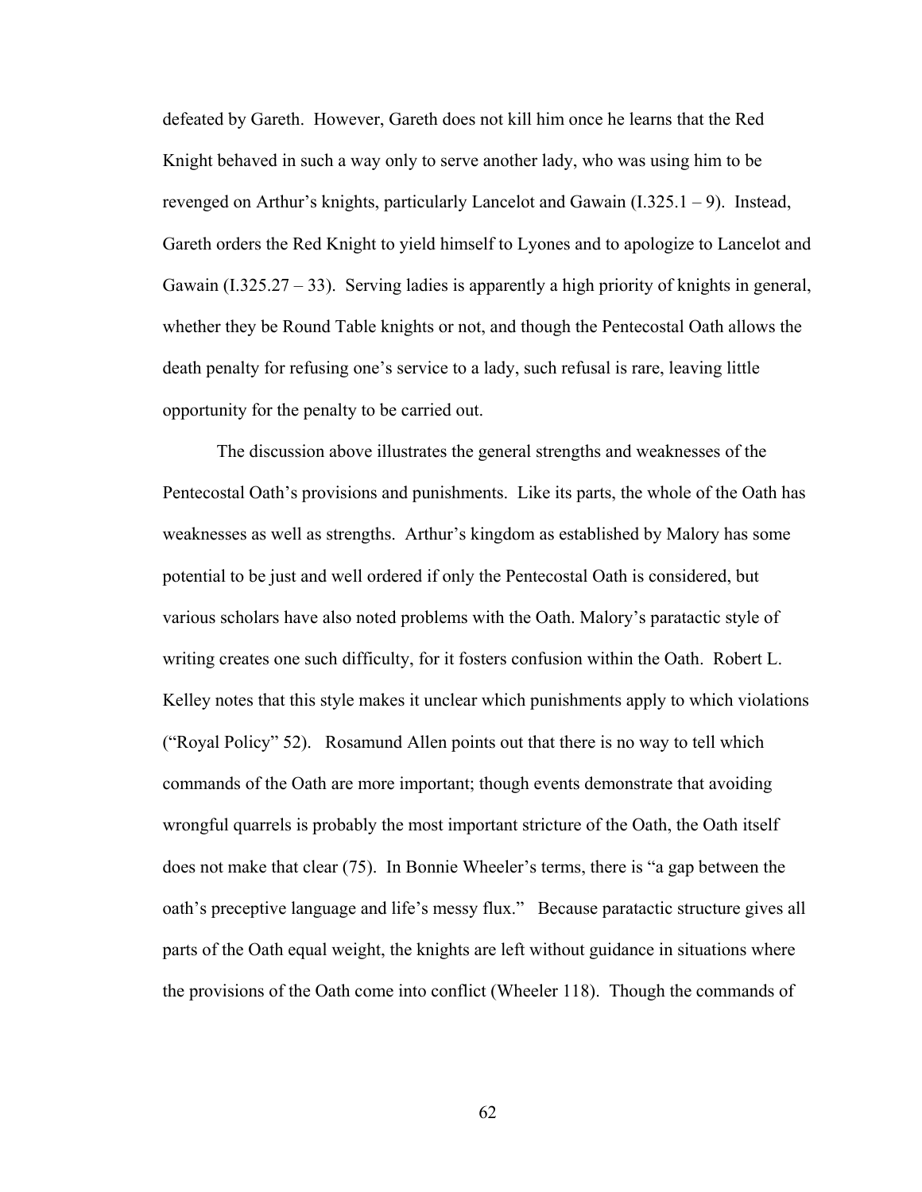defeated by Gareth. However, Gareth does not kill him once he learns that the Red Knight behaved in such a way only to serve another lady, who was using him to be revenged on Arthur's knights, particularly Lancelot and Gawain (I.325.1 – 9). Instead, Gareth orders the Red Knight to yield himself to Lyones and to apologize to Lancelot and Gawain (I.325.27 – 33). Serving ladies is apparently a high priority of knights in general, whether they be Round Table knights or not, and though the Pentecostal Oath allows the death penalty for refusing one's service to a lady, such refusal is rare, leaving little opportunity for the penalty to be carried out.

The discussion above illustrates the general strengths and weaknesses of the Pentecostal Oath's provisions and punishments. Like its parts, the whole of the Oath has weaknesses as well as strengths. Arthur's kingdom as established by Malory has some potential to be just and well ordered if only the Pentecostal Oath is considered, but various scholars have also noted problems with the Oath. Malory's paratactic style of writing creates one such difficulty, for it fosters confusion within the Oath. Robert L. Kelley notes that this style makes it unclear which punishments apply to which violations ("Royal Policy" 52). Rosamund Allen points out that there is no way to tell which commands of the Oath are more important; though events demonstrate that avoiding wrongful quarrels is probably the most important stricture of the Oath, the Oath itself does not make that clear (75). In Bonnie Wheeler's terms, there is "a gap between the oath's preceptive language and life's messy flux." Because paratactic structure gives all parts of the Oath equal weight, the knights are left without guidance in situations where the provisions of the Oath come into conflict (Wheeler 118). Though the commands of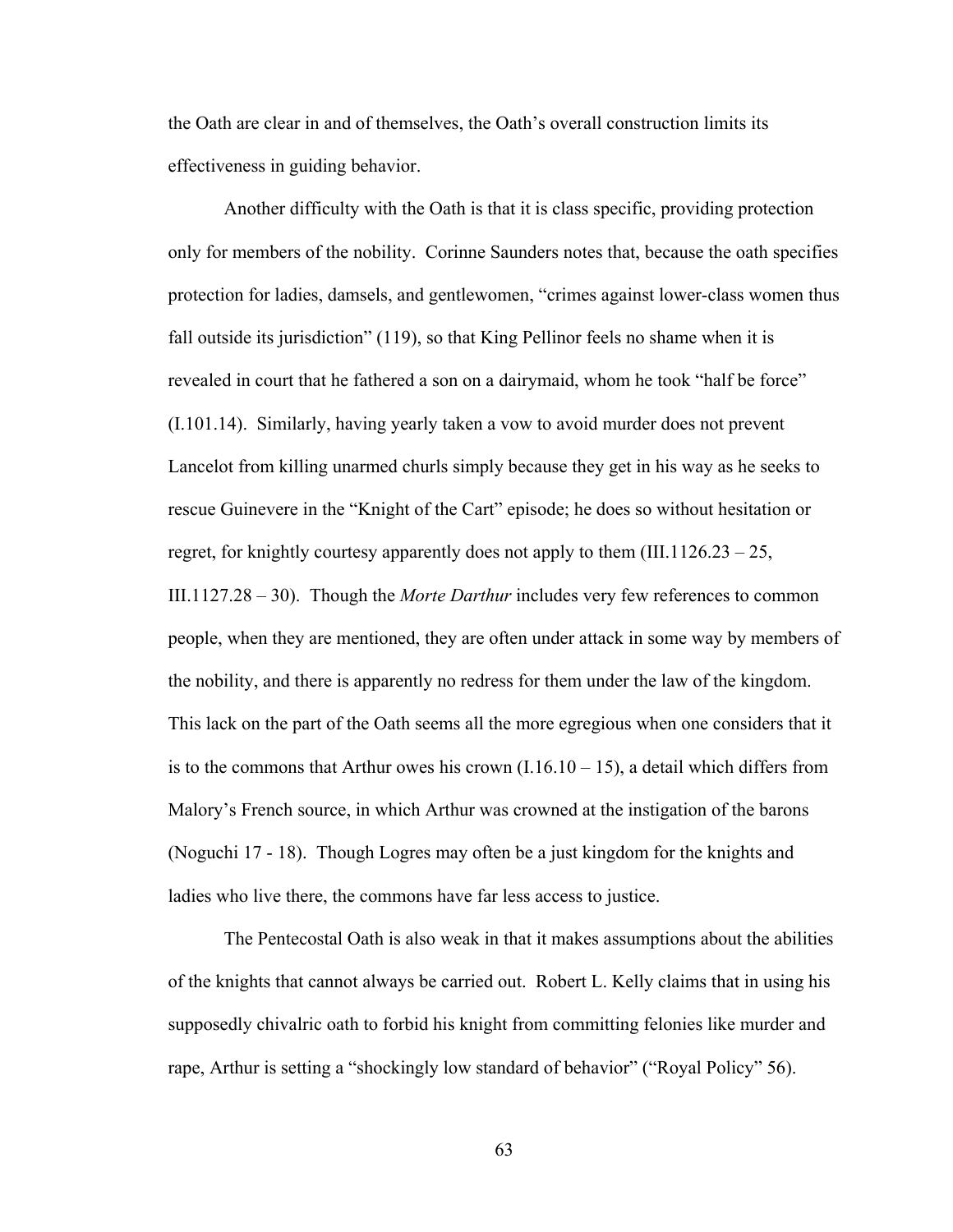the Oath are clear in and of themselves, the Oath's overall construction limits its effectiveness in guiding behavior.

Another difficulty with the Oath is that it is class specific, providing protection only for members of the nobility. Corinne Saunders notes that, because the oath specifies protection for ladies, damsels, and gentlewomen, "crimes against lower-class women thus fall outside its jurisdiction" (119), so that King Pellinor feels no shame when it is revealed in court that he fathered a son on a dairymaid, whom he took "half be force" (I.101.14). Similarly, having yearly taken a vow to avoid murder does not prevent Lancelot from killing unarmed churls simply because they get in his way as he seeks to rescue Guinevere in the "Knight of the Cart" episode; he does so without hesitation or regret, for knightly courtesy apparently does not apply to them (III.1126.23 – 25, III.1127.28 – 30). Though the *Morte Darthur* includes very few references to common people, when they are mentioned, they are often under attack in some way by members of the nobility, and there is apparently no redress for them under the law of the kingdom. This lack on the part of the Oath seems all the more egregious when one considers that it is to the commons that Arthur owes his crown (I.16.10 – 15), a detail which differs from Malory's French source, in which Arthur was crowned at the instigation of the barons (Noguchi 17 - 18). Though Logres may often be a just kingdom for the knights and ladies who live there, the commons have far less access to justice.

The Pentecostal Oath is also weak in that it makes assumptions about the abilities of the knights that cannot always be carried out. Robert L. Kelly claims that in using his supposedly chivalric oath to forbid his knight from committing felonies like murder and rape, Arthur is setting a "shockingly low standard of behavior" ("Royal Policy" 56).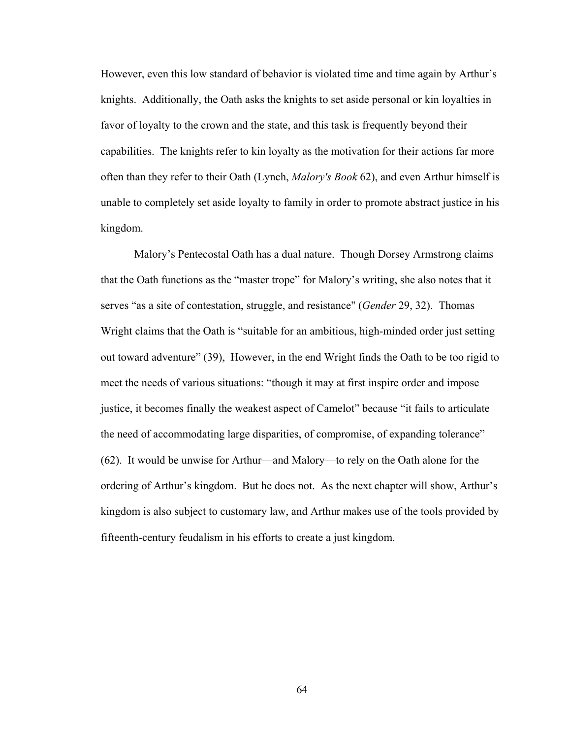However, even this low standard of behavior is violated time and time again by Arthur's knights. Additionally, the Oath asks the knights to set aside personal or kin loyalties in favor of loyalty to the crown and the state, and this task is frequently beyond their capabilities. The knights refer to kin loyalty as the motivation for their actions far more often than they refer to their Oath (Lynch, *Malory's Book* 62), and even Arthur himself is unable to completely set aside loyalty to family in order to promote abstract justice in his kingdom.

Malory's Pentecostal Oath has a dual nature. Though Dorsey Armstrong claims that the Oath functions as the "master trope" for Malory's writing, she also notes that it serves "as a site of contestation, struggle, and resistance" (*Gender* 29, 32). Thomas Wright claims that the Oath is "suitable for an ambitious, high-minded order just setting out toward adventure" (39), However, in the end Wright finds the Oath to be too rigid to meet the needs of various situations: "though it may at first inspire order and impose justice, it becomes finally the weakest aspect of Camelot" because "it fails to articulate the need of accommodating large disparities, of compromise, of expanding tolerance" (62). It would be unwise for Arthur—and Malory—to rely on the Oath alone for the ordering of Arthur's kingdom. But he does not. As the next chapter will show, Arthur's kingdom is also subject to customary law, and Arthur makes use of the tools provided by fifteenth-century feudalism in his efforts to create a just kingdom.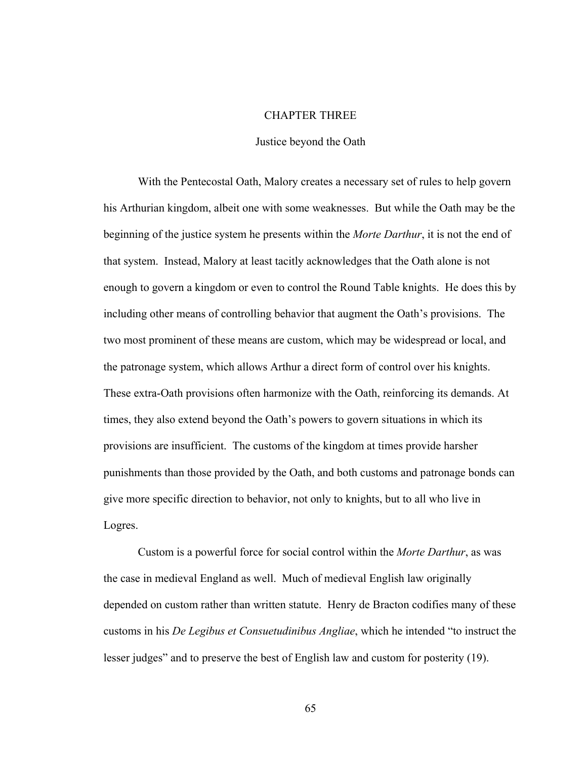# CHAPTER THREE

## Justice beyond the Oath

With the Pentecostal Oath, Malory creates a necessary set of rules to help govern his Arthurian kingdom, albeit one with some weaknesses. But while the Oath may be the beginning of the justice system he presents within the *Morte Darthur*, it is not the end of that system. Instead, Malory at least tacitly acknowledges that the Oath alone is not enough to govern a kingdom or even to control the Round Table knights. He does this by including other means of controlling behavior that augment the Oath's provisions. The two most prominent of these means are custom, which may be widespread or local, and the patronage system, which allows Arthur a direct form of control over his knights. These extra-Oath provisions often harmonize with the Oath, reinforcing its demands. At times, they also extend beyond the Oath's powers to govern situations in which its provisions are insufficient. The customs of the kingdom at times provide harsher punishments than those provided by the Oath, and both customs and patronage bonds can give more specific direction to behavior, not only to knights, but to all who live in Logres.

Custom is a powerful force for social control within the *Morte Darthur*, as was the case in medieval England as well. Much of medieval English law originally depended on custom rather than written statute. Henry de Bracton codifies many of these customs in his *De Legibus et Consuetudinibus Angliae*, which he intended "to instruct the lesser judges" and to preserve the best of English law and custom for posterity (19).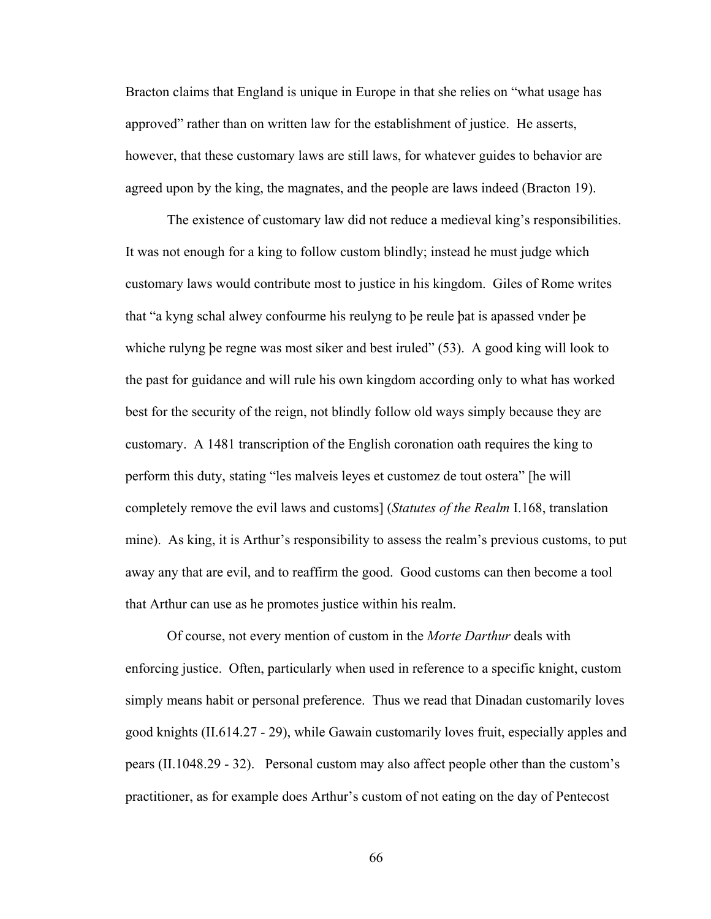Bracton claims that England is unique in Europe in that she relies on "what usage has approved" rather than on written law for the establishment of justice. He asserts, however, that these customary laws are still laws, for whatever guides to behavior are agreed upon by the king, the magnates, and the people are laws indeed (Bracton 19).

The existence of customary law did not reduce a medieval king's responsibilities. It was not enough for a king to follow custom blindly; instead he must judge which customary laws would contribute most to justice in his kingdom. Giles of Rome writes that "a kyng schal alwey confourme his reulyng to þe reule þat is apassed vnder þe whiche rulyng þe regne was most siker and best iruled" (53). A good king will look to the past for guidance and will rule his own kingdom according only to what has worked best for the security of the reign, not blindly follow old ways simply because they are customary. A 1481 transcription of the English coronation oath requires the king to perform this duty, stating "les malveis leyes et customez de tout ostera" [he will completely remove the evil laws and customs] (*Statutes of the Realm* I.168, translation mine). As king, it is Arthur's responsibility to assess the realm's previous customs, to put away any that are evil, and to reaffirm the good. Good customs can then become a tool that Arthur can use as he promotes justice within his realm.

Of course, not every mention of custom in the *Morte Darthur* deals with enforcing justice. Often, particularly when used in reference to a specific knight, custom simply means habit or personal preference. Thus we read that Dinadan customarily loves good knights (II.614.27 - 29), while Gawain customarily loves fruit, especially apples and pears (II.1048.29 - 32). Personal custom may also affect people other than the custom's practitioner, as for example does Arthur's custom of not eating on the day of Pentecost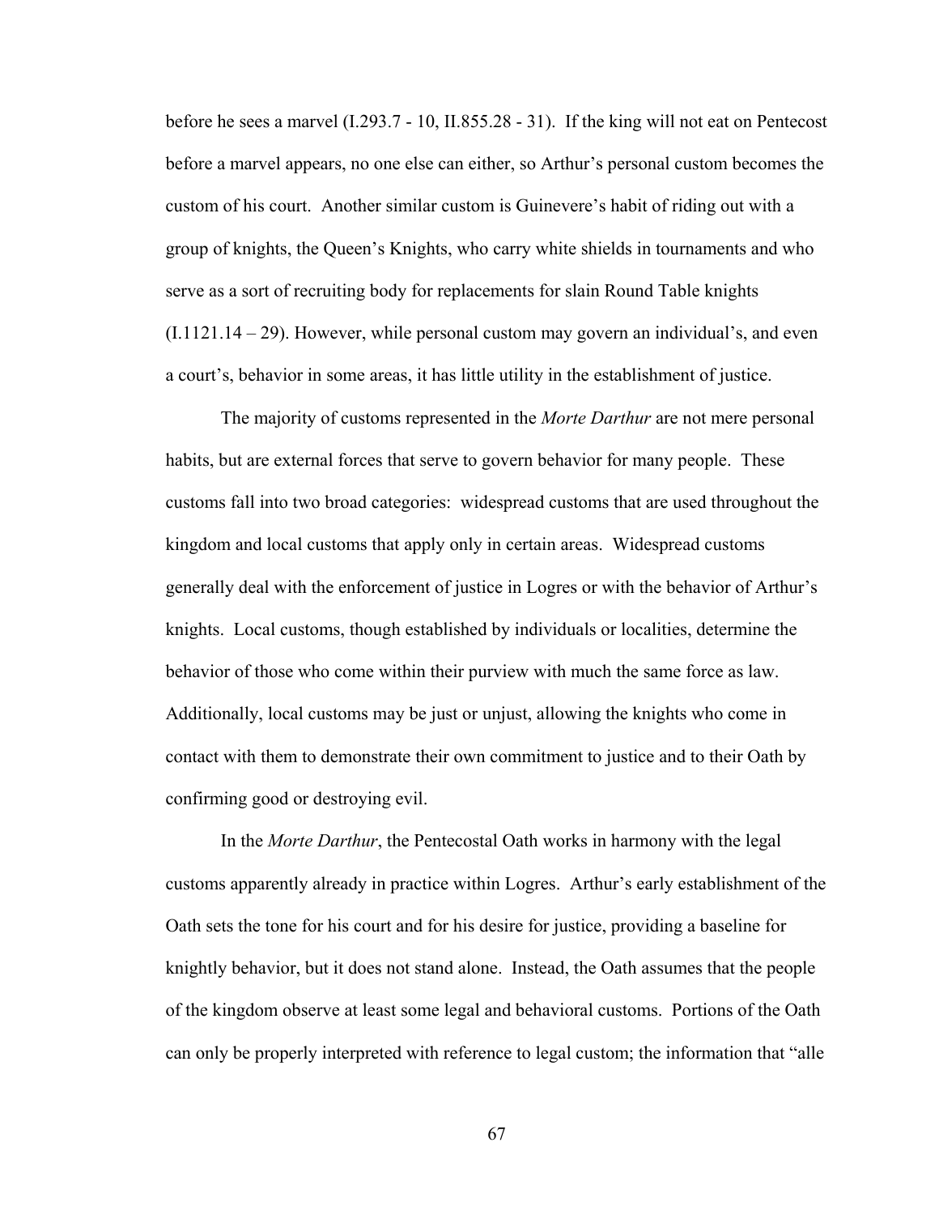before he sees a marvel (I.293.7 - 10, II.855.28 - 31). If the king will not eat on Pentecost before a marvel appears, no one else can either, so Arthur's personal custom becomes the custom of his court. Another similar custom is Guinevere's habit of riding out with a group of knights, the Queen's Knights, who carry white shields in tournaments and who serve as a sort of recruiting body for replacements for slain Round Table knights (I.1121.14 – 29). However, while personal custom may govern an individual's, and even a court's, behavior in some areas, it has little utility in the establishment of justice.

The majority of customs represented in the *Morte Darthur* are not mere personal habits, but are external forces that serve to govern behavior for many people. These customs fall into two broad categories: widespread customs that are used throughout the kingdom and local customs that apply only in certain areas. Widespread customs generally deal with the enforcement of justice in Logres or with the behavior of Arthur's knights. Local customs, though established by individuals or localities, determine the behavior of those who come within their purview with much the same force as law. Additionally, local customs may be just or unjust, allowing the knights who come in contact with them to demonstrate their own commitment to justice and to their Oath by confirming good or destroying evil.

In the *Morte Darthur*, the Pentecostal Oath works in harmony with the legal customs apparently already in practice within Logres. Arthur's early establishment of the Oath sets the tone for his court and for his desire for justice, providing a baseline for knightly behavior, but it does not stand alone. Instead, the Oath assumes that the people of the kingdom observe at least some legal and behavioral customs. Portions of the Oath can only be properly interpreted with reference to legal custom; the information that "alle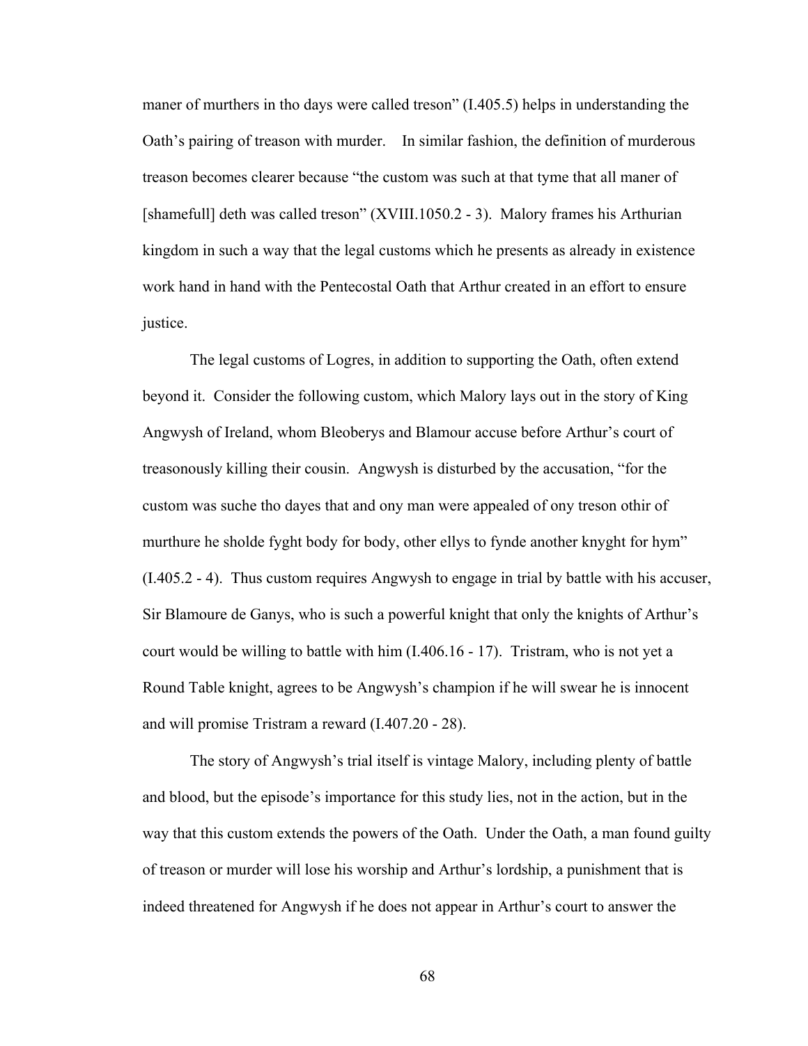maner of murthers in tho days were called treson" (I.405.5) helps in understanding the Oath's pairing of treason with murder. In similar fashion, the definition of murderous treason becomes clearer because "the custom was such at that tyme that all maner of [shamefull] deth was called treson" (XVIII.1050.2 - 3). Malory frames his Arthurian kingdom in such a way that the legal customs which he presents as already in existence work hand in hand with the Pentecostal Oath that Arthur created in an effort to ensure justice.

The legal customs of Logres, in addition to supporting the Oath, often extend beyond it. Consider the following custom, which Malory lays out in the story of King Angwysh of Ireland, whom Bleoberys and Blamour accuse before Arthur's court of treasonously killing their cousin. Angwysh is disturbed by the accusation, "for the custom was suche tho dayes that and ony man were appealed of ony treson othir of murthure he sholde fyght body for body, other ellys to fynde another knyght for hym" (I.405.2 - 4). Thus custom requires Angwysh to engage in trial by battle with his accuser, Sir Blamoure de Ganys, who is such a powerful knight that only the knights of Arthur's court would be willing to battle with him (I.406.16 - 17). Tristram, who is not yet a Round Table knight, agrees to be Angwysh's champion if he will swear he is innocent and will promise Tristram a reward (I.407.20 - 28).

The story of Angwysh's trial itself is vintage Malory, including plenty of battle and blood, but the episode's importance for this study lies, not in the action, but in the way that this custom extends the powers of the Oath. Under the Oath, a man found guilty of treason or murder will lose his worship and Arthur's lordship, a punishment that is indeed threatened for Angwysh if he does not appear in Arthur's court to answer the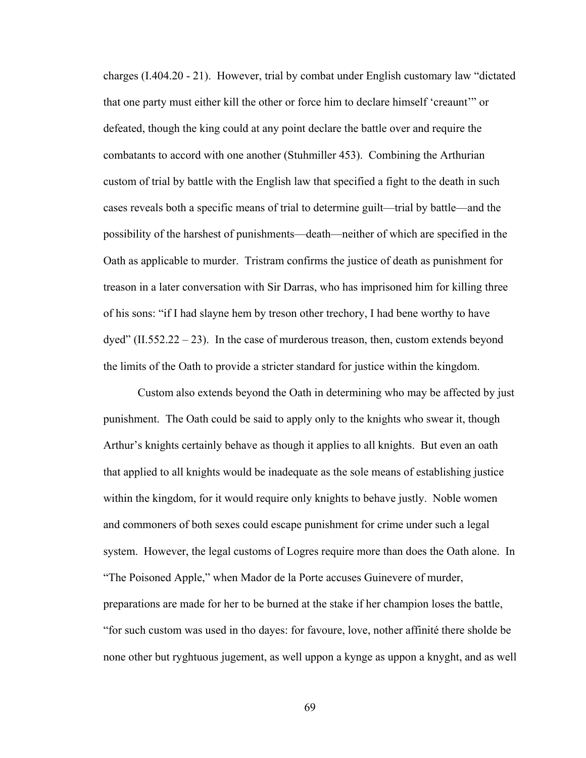charges (I.404.20 - 21). However, trial by combat under English customary law "dictated that one party must either kill the other or force him to declare himself 'creaunt'" or defeated, though the king could at any point declare the battle over and require the combatants to accord with one another (Stuhmiller 453). Combining the Arthurian custom of trial by battle with the English law that specified a fight to the death in such cases reveals both a specific means of trial to determine guilt—trial by battle—and the possibility of the harshest of punishments—death—neither of which are specified in the Oath as applicable to murder. Tristram confirms the justice of death as punishment for treason in a later conversation with Sir Darras, who has imprisoned him for killing three of his sons: "if I had slayne hem by treson other trechory, I had bene worthy to have dyed" (II.552.22 – 23). In the case of murderous treason, then, custom extends beyond the limits of the Oath to provide a stricter standard for justice within the kingdom.

Custom also extends beyond the Oath in determining who may be affected by just punishment. The Oath could be said to apply only to the knights who swear it, though Arthur's knights certainly behave as though it applies to all knights. But even an oath that applied to all knights would be inadequate as the sole means of establishing justice within the kingdom, for it would require only knights to behave justly. Noble women and commoners of both sexes could escape punishment for crime under such a legal system. However, the legal customs of Logres require more than does the Oath alone. In "The Poisoned Apple," when Mador de la Porte accuses Guinevere of murder, preparations are made for her to be burned at the stake if her champion loses the battle, "for such custom was used in tho dayes: for favoure, love, nother affinité there sholde be none other but ryghtuous jugement, as well uppon a kynge as uppon a knyght, and as well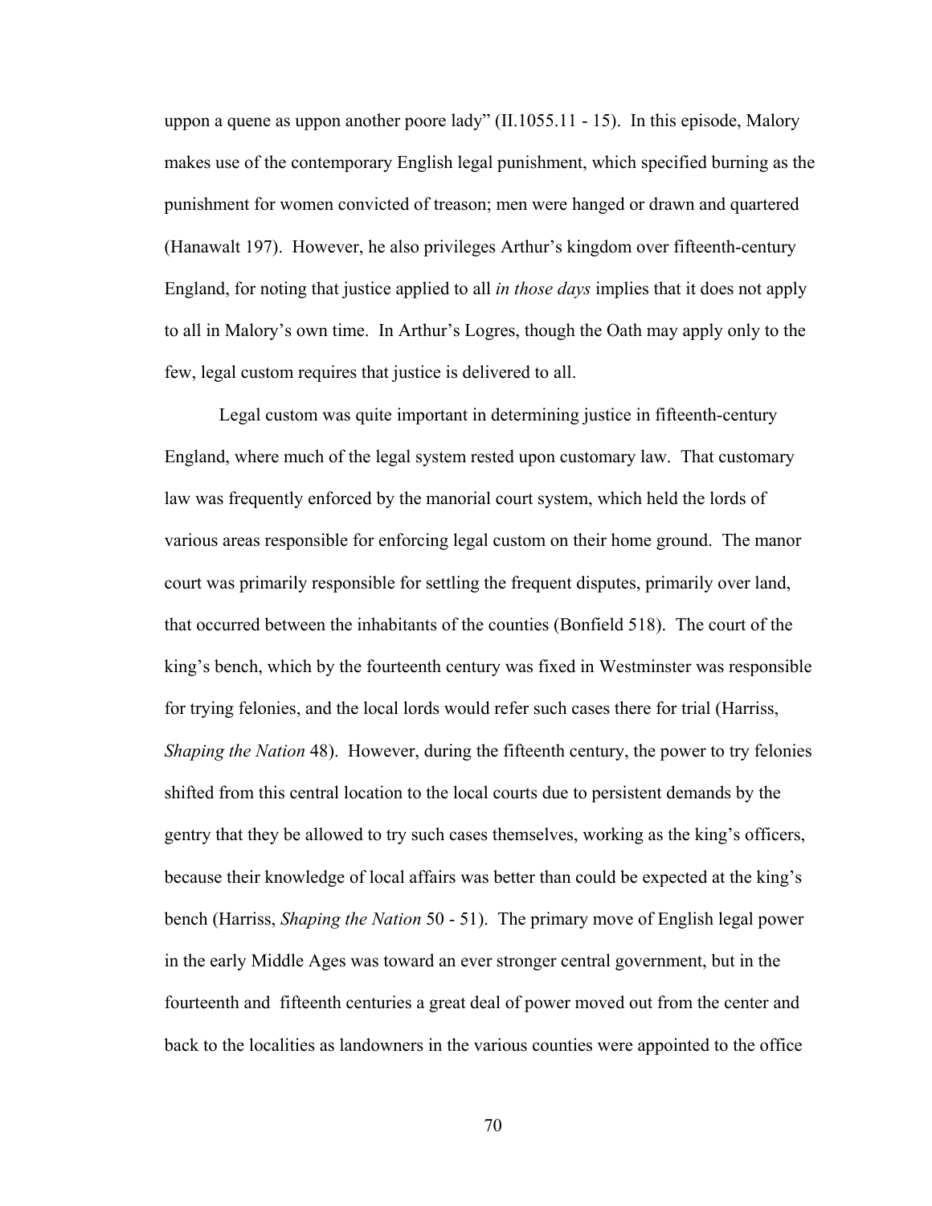uppon a quene as uppon another poore lady" (II.1055.11 - 15). In this episode, Malory makes use of the contemporary English legal punishment, which specified burning as the punishment for women convicted of treason; men were hanged or drawn and quartered (Hanawalt 197). However, he also privileges Arthur's kingdom over fifteenth-century England, for noting that justice applied to all *in those days* implies that it does not apply to all in Malory's own time. In Arthur's Logres, though the Oath may apply only to the few, legal custom requires that justice is delivered to all.

Legal custom was quite important in determining justice in fifteenth-century England, where much of the legal system rested upon customary law. That customary law was frequently enforced by the manorial court system, which held the lords of various areas responsible for enforcing legal custom on their home ground. The manor court was primarily responsible for settling the frequent disputes, primarily over land, that occurred between the inhabitants of the counties (Bonfield 518). The court of the king's bench, which by the fourteenth century was fixed in Westminster was responsible for trying felonies, and the local lords would refer such cases there for trial (Harriss, *Shaping the Nation* 48). However, during the fifteenth century, the power to try felonies shifted from this central location to the local courts due to persistent demands by the gentry that they be allowed to try such cases themselves, working as the king's officers, because their knowledge of local affairs was better than could be expected at the king's bench (Harriss, *Shaping the Nation* 50 - 51). The primary move of English legal power in the early Middle Ages was toward an ever stronger central government, but in the fourteenth and fifteenth centuries a great deal of power moved out from the center and back to the localities as landowners in the various counties were appointed to the office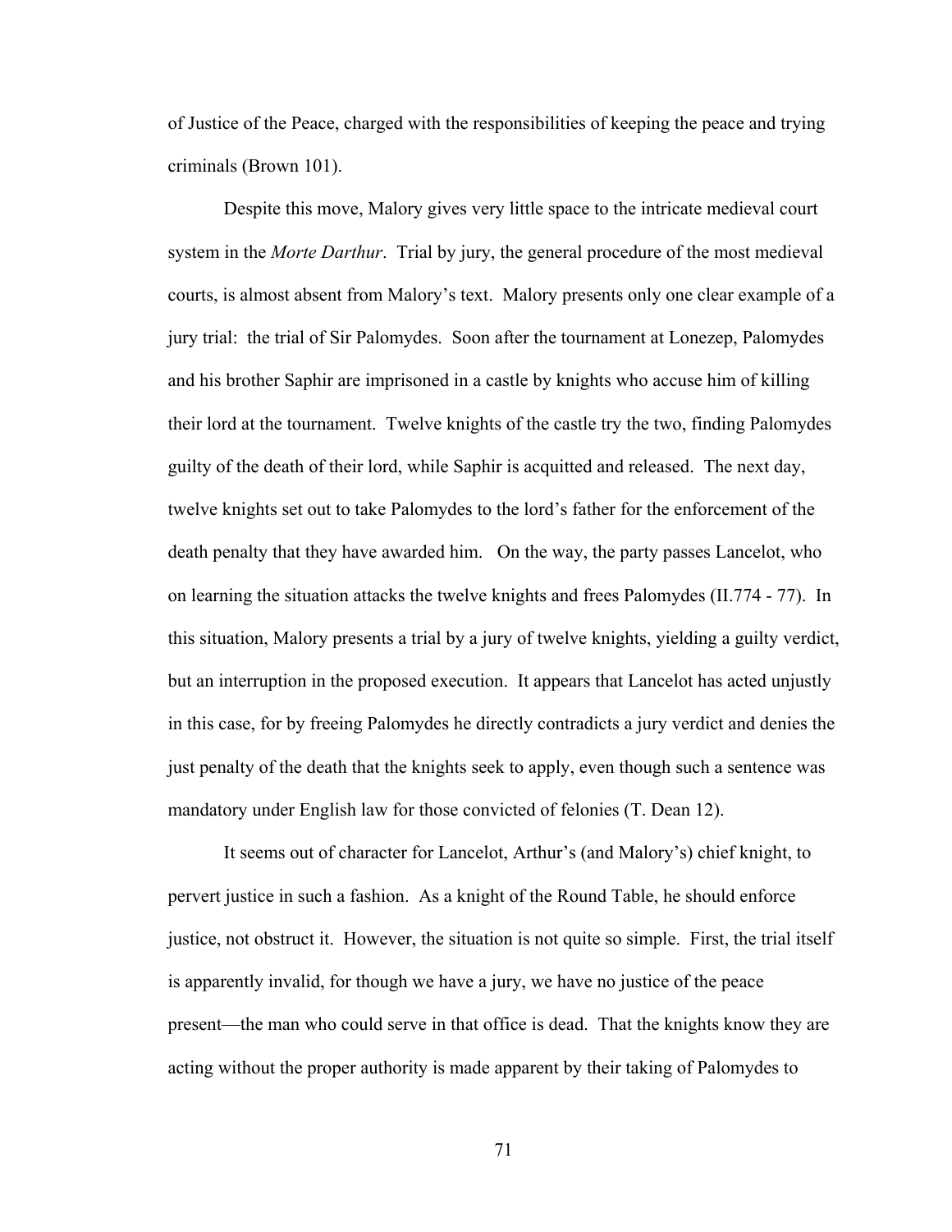of Justice of the Peace, charged with the responsibilities of keeping the peace and trying criminals (Brown 101).

Despite this move, Malory gives very little space to the intricate medieval court system in the *Morte Darthur*. Trial by jury, the general procedure of the most medieval courts, is almost absent from Malory's text. Malory presents only one clear example of a jury trial: the trial of Sir Palomydes. Soon after the tournament at Lonezep, Palomydes and his brother Saphir are imprisoned in a castle by knights who accuse him of killing their lord at the tournament. Twelve knights of the castle try the two, finding Palomydes guilty of the death of their lord, while Saphir is acquitted and released. The next day, twelve knights set out to take Palomydes to the lord's father for the enforcement of the death penalty that they have awarded him. On the way, the party passes Lancelot, who on learning the situation attacks the twelve knights and frees Palomydes (II.774 - 77). In this situation, Malory presents a trial by a jury of twelve knights, yielding a guilty verdict, but an interruption in the proposed execution. It appears that Lancelot has acted unjustly in this case, for by freeing Palomydes he directly contradicts a jury verdict and denies the just penalty of the death that the knights seek to apply, even though such a sentence was mandatory under English law for those convicted of felonies (T. Dean 12).

It seems out of character for Lancelot, Arthur's (and Malory's) chief knight, to pervert justice in such a fashion. As a knight of the Round Table, he should enforce justice, not obstruct it. However, the situation is not quite so simple. First, the trial itself is apparently invalid, for though we have a jury, we have no justice of the peace present—the man who could serve in that office is dead. That the knights know they are acting without the proper authority is made apparent by their taking of Palomydes to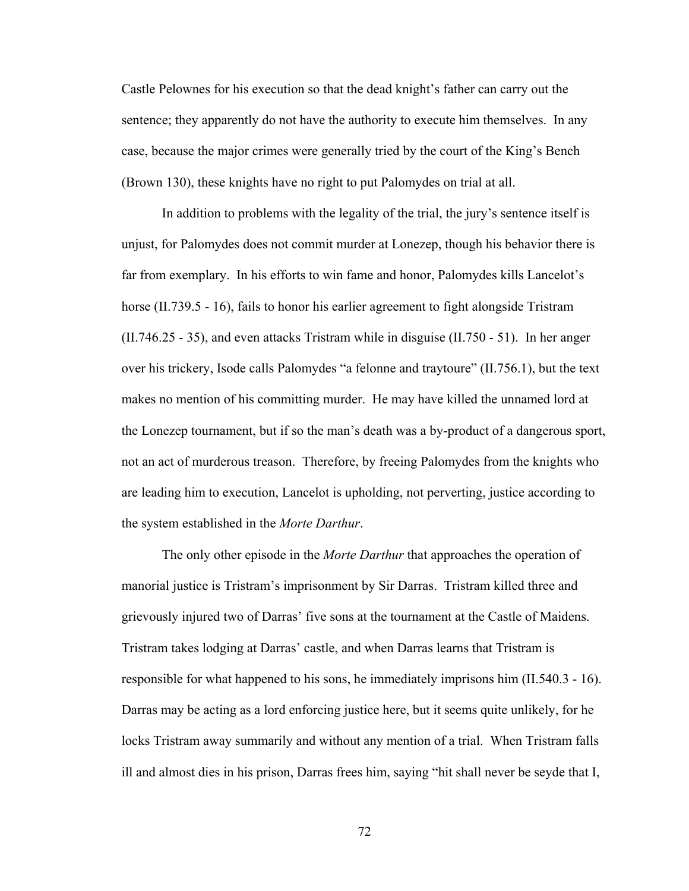Castle Pelownes for his execution so that the dead knight's father can carry out the sentence; they apparently do not have the authority to execute him themselves. In any case, because the major crimes were generally tried by the court of the King's Bench (Brown 130), these knights have no right to put Palomydes on trial at all.

In addition to problems with the legality of the trial, the jury's sentence itself is unjust, for Palomydes does not commit murder at Lonezep, though his behavior there is far from exemplary. In his efforts to win fame and honor, Palomydes kills Lancelot's horse (II.739.5 - 16), fails to honor his earlier agreement to fight alongside Tristram (II.746.25 - 35), and even attacks Tristram while in disguise (II.750 - 51). In her anger over his trickery, Isode calls Palomydes "a felonne and traytoure" (II.756.1), but the text makes no mention of his committing murder. He may have killed the unnamed lord at the Lonezep tournament, but if so the man's death was a by-product of a dangerous sport, not an act of murderous treason. Therefore, by freeing Palomydes from the knights who are leading him to execution, Lancelot is upholding, not perverting, justice according to the system established in the *Morte Darthur*.

The only other episode in the *Morte Darthur* that approaches the operation of manorial justice is Tristram's imprisonment by Sir Darras. Tristram killed three and grievously injured two of Darras' five sons at the tournament at the Castle of Maidens. Tristram takes lodging at Darras' castle, and when Darras learns that Tristram is responsible for what happened to his sons, he immediately imprisons him (II.540.3 - 16). Darras may be acting as a lord enforcing justice here, but it seems quite unlikely, for he locks Tristram away summarily and without any mention of a trial. When Tristram falls ill and almost dies in his prison, Darras frees him, saying "hit shall never be seyde that I,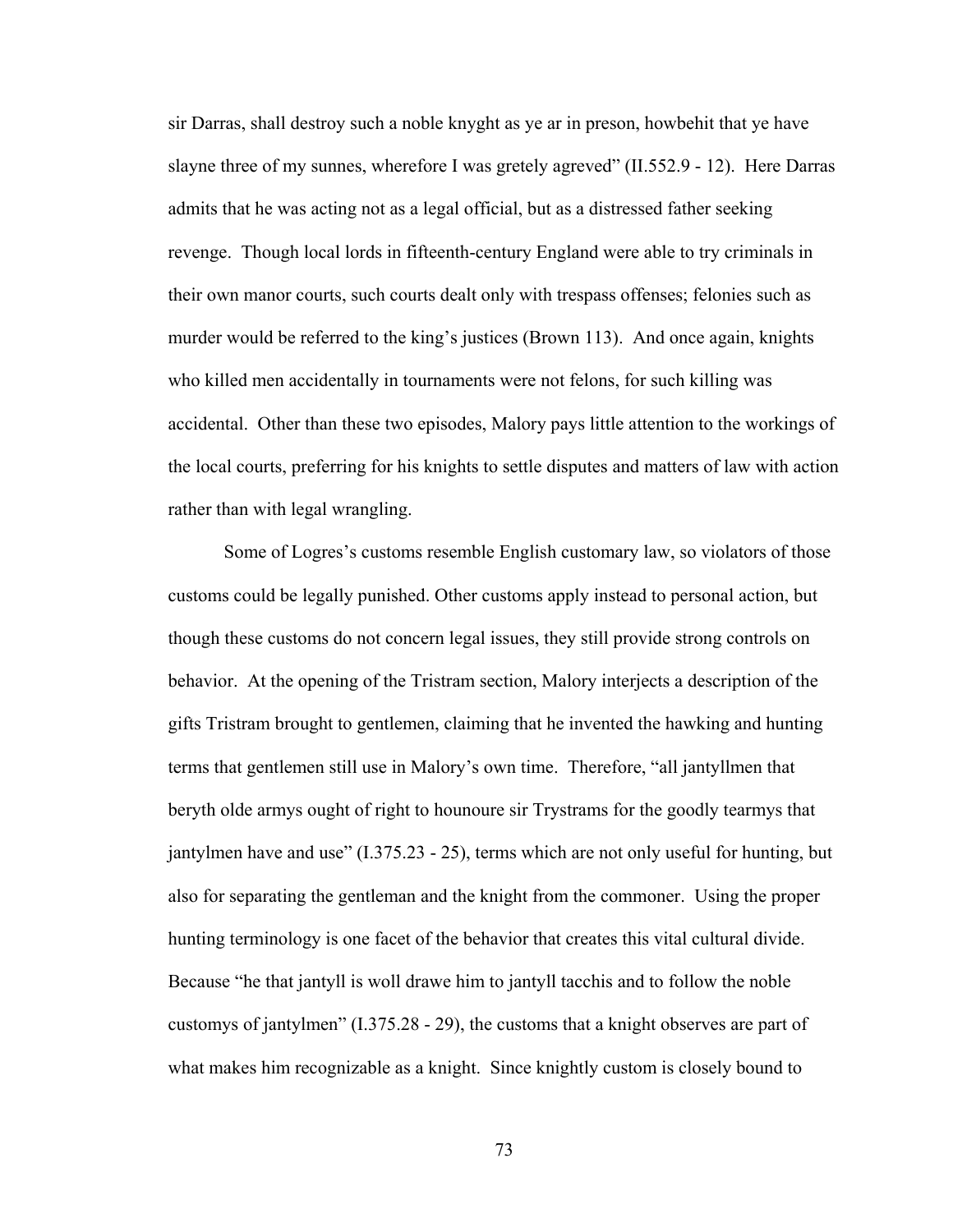sir Darras, shall destroy such a noble knyght as ye ar in preson, howbehit that ye have slayne three of my sunnes, wherefore I was gretely agreved" (II.552.9 - 12). Here Darras admits that he was acting not as a legal official, but as a distressed father seeking revenge. Though local lords in fifteenth-century England were able to try criminals in their own manor courts, such courts dealt only with trespass offenses; felonies such as murder would be referred to the king's justices (Brown 113). And once again, knights who killed men accidentally in tournaments were not felons, for such killing was accidental. Other than these two episodes, Malory pays little attention to the workings of the local courts, preferring for his knights to settle disputes and matters of law with action rather than with legal wrangling.

Some of Logres's customs resemble English customary law, so violators of those customs could be legally punished. Other customs apply instead to personal action, but though these customs do not concern legal issues, they still provide strong controls on behavior. At the opening of the Tristram section, Malory interjects a description of the gifts Tristram brought to gentlemen, claiming that he invented the hawking and hunting terms that gentlemen still use in Malory's own time. Therefore, "all jantyllmen that beryth olde armys ought of right to hounoure sir Trystrams for the goodly tearmys that jantylmen have and use" (I.375.23 - 25), terms which are not only useful for hunting, but also for separating the gentleman and the knight from the commoner. Using the proper hunting terminology is one facet of the behavior that creates this vital cultural divide. Because "he that jantyll is woll drawe him to jantyll tacchis and to follow the noble customys of jantylmen" (I.375.28 - 29), the customs that a knight observes are part of what makes him recognizable as a knight. Since knightly custom is closely bound to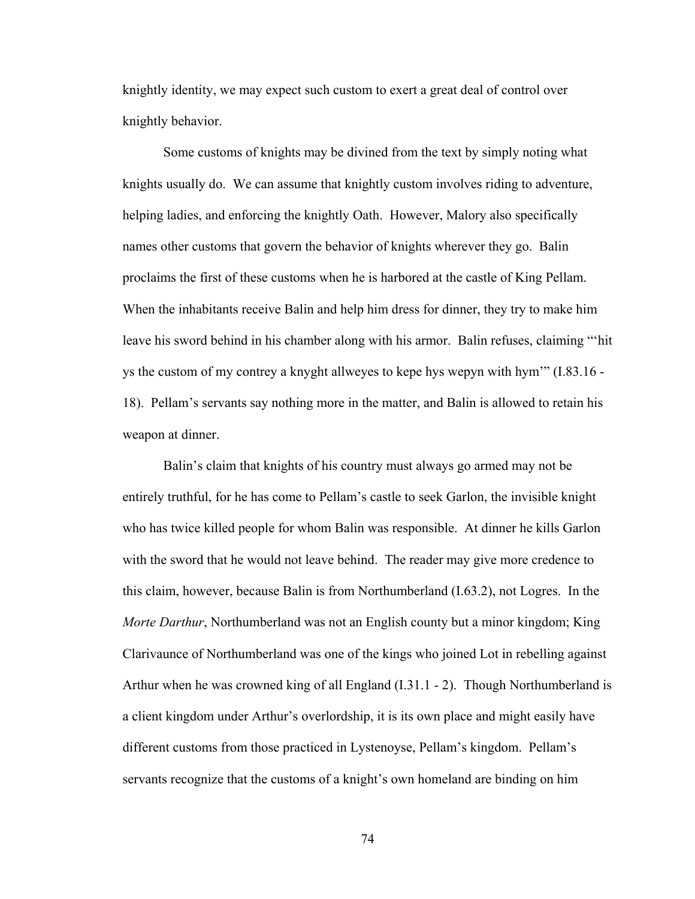knightly identity, we may expect such custom to exert a great deal of control over knightly behavior.

Some customs of knights may be divined from the text by simply noting what knights usually do. We can assume that knightly custom involves riding to adventure, helping ladies, and enforcing the knightly Oath. However, Malory also specifically names other customs that govern the behavior of knights wherever they go. Balin proclaims the first of these customs when he is harbored at the castle of King Pellam. When the inhabitants receive Balin and help him dress for dinner, they try to make him leave his sword behind in his chamber along with his armor. Balin refuses, claiming "'hit ys the custom of my contrey a knyght allweyes to kepe hys wepyn with hym'" (I.83.16 - 18). Pellam's servants say nothing more in the matter, and Balin is allowed to retain his weapon at dinner.

Balin's claim that knights of his country must always go armed may not be entirely truthful, for he has come to Pellam's castle to seek Garlon, the invisible knight who has twice killed people for whom Balin was responsible. At dinner he kills Garlon with the sword that he would not leave behind. The reader may give more credence to this claim, however, because Balin is from Northumberland (I.63.2), not Logres. In the *Morte Darthur*, Northumberland was not an English county but a minor kingdom; King Clarivaunce of Northumberland was one of the kings who joined Lot in rebelling against Arthur when he was crowned king of all England (I.31.1 - 2). Though Northumberland is a client kingdom under Arthur's overlordship, it is its own place and might easily have different customs from those practiced in Lystenoyse, Pellam's kingdom. Pellam's servants recognize that the customs of a knight's own homeland are binding on him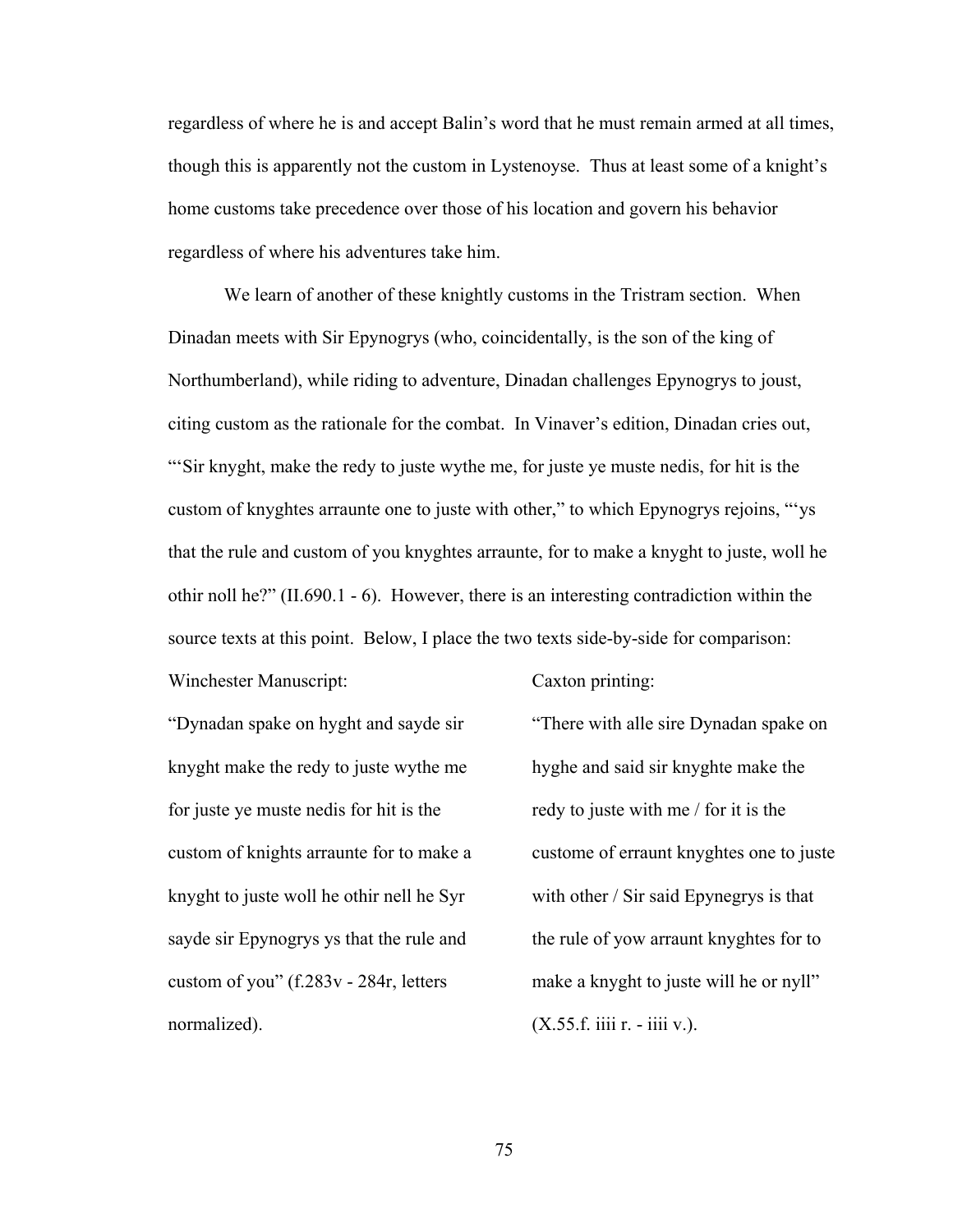regardless of where he is and accept Balin's word that he must remain armed at all times, though this is apparently not the custom in Lystenoyse. Thus at least some of a knight's home customs take precedence over those of his location and govern his behavior regardless of where his adventures take him.

We learn of another of these knightly customs in the Tristram section. When Dinadan meets with Sir Epynogrys (who, coincidentally, is the son of the king of Northumberland), while riding to adventure, Dinadan challenges Epynogrys to joust, citing custom as the rationale for the combat. In Vinaver's edition, Dinadan cries out, "'Sir knyght, make the redy to juste wythe me, for juste ye muste nedis, for hit is the custom of knyghtes arraunte one to juste with other," to which Epynogrys rejoins, "'ys that the rule and custom of you knyghtes arraunte, for to make a knyght to juste, woll he othir noll he?" (II.690.1 - 6). However, there is an interesting contradiction within the source texts at this point. Below, I place the two texts side-by-side for comparison:

| Winchester Manuscript: | Caxton printing: |
| --- | --- |
| "Dynadan spake on hyght and sayde sir knyght make the redy to juste wythe me for juste ye muste nedis for hit is the custom of knights arraunte for to make a knyght to juste woll he othir nell he Syr sayde sir Epynogrys ys that the rule and custom of you" (f.283v - 284r, letters normalized). | "There with alle sire Dynadan spake on hyghe and said sir knyghte make the redy to juste with me / for it is the custome of erraunt knyghtes one to juste with other / Sir said Epynegrys is that the rule of yow arraunt knyghtes for to make a knyght to juste will he or nyll" (X.55.f. iiii r. - iiii v.). |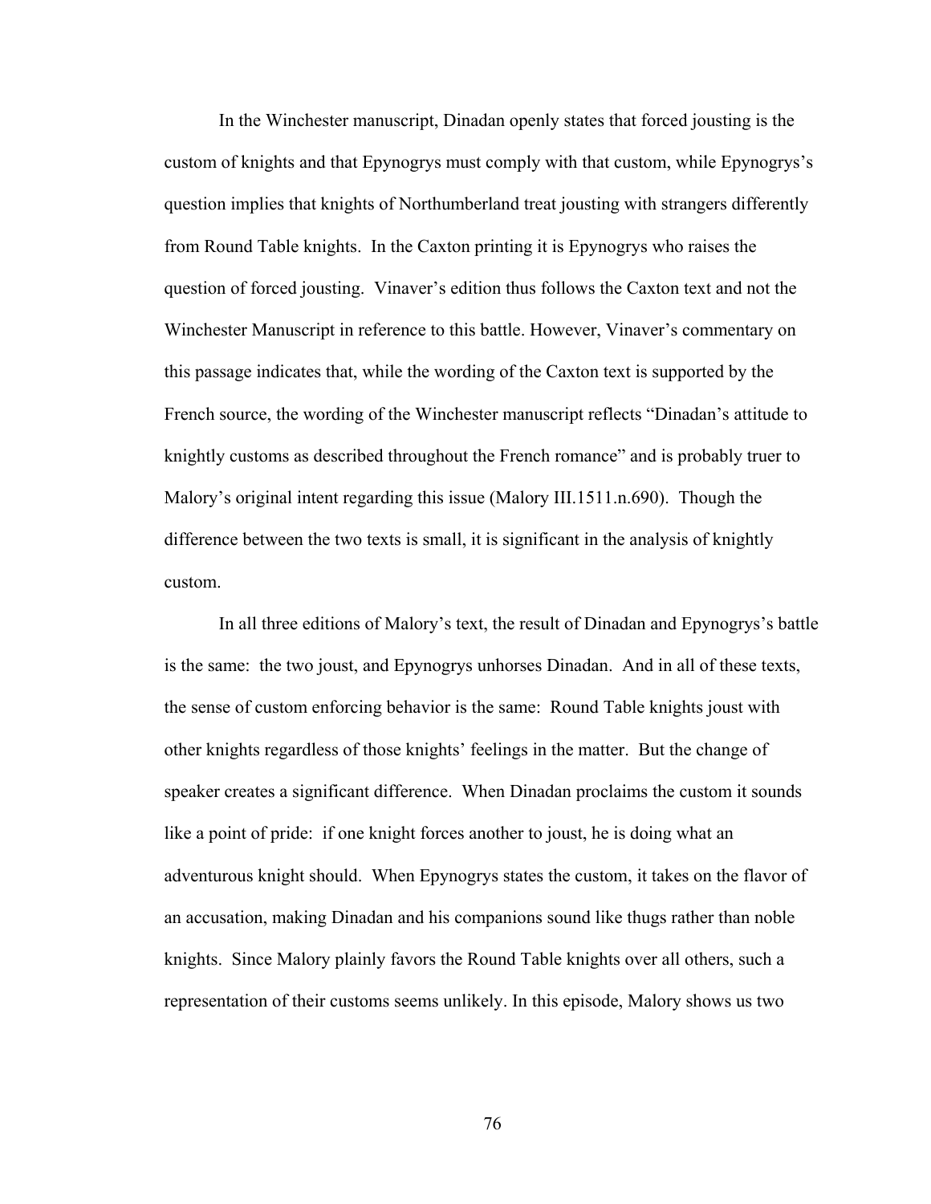In the Winchester manuscript, Dinadan openly states that forced jousting is the custom of knights and that Epynogrys must comply with that custom, while Epynogrys's question implies that knights of Northumberland treat jousting with strangers differently from Round Table knights. In the Caxton printing it is Epynogrys who raises the question of forced jousting. Vinaver's edition thus follows the Caxton text and not the Winchester Manuscript in reference to this battle. However, Vinaver's commentary on this passage indicates that, while the wording of the Caxton text is supported by the French source, the wording of the Winchester manuscript reflects "Dinadan's attitude to knightly customs as described throughout the French romance" and is probably truer to Malory's original intent regarding this issue (Malory III.1511.n.690). Though the difference between the two texts is small, it is significant in the analysis of knightly custom.

In all three editions of Malory's text, the result of Dinadan and Epynogrys's battle is the same: the two joust, and Epynogrys unhorses Dinadan. And in all of these texts, the sense of custom enforcing behavior is the same: Round Table knights joust with other knights regardless of those knights' feelings in the matter. But the change of speaker creates a significant difference. When Dinadan proclaims the custom it sounds like a point of pride: if one knight forces another to joust, he is doing what an adventurous knight should. When Epynogrys states the custom, it takes on the flavor of an accusation, making Dinadan and his companions sound like thugs rather than noble knights. Since Malory plainly favors the Round Table knights over all others, such a representation of their customs seems unlikely. In this episode, Malory shows us two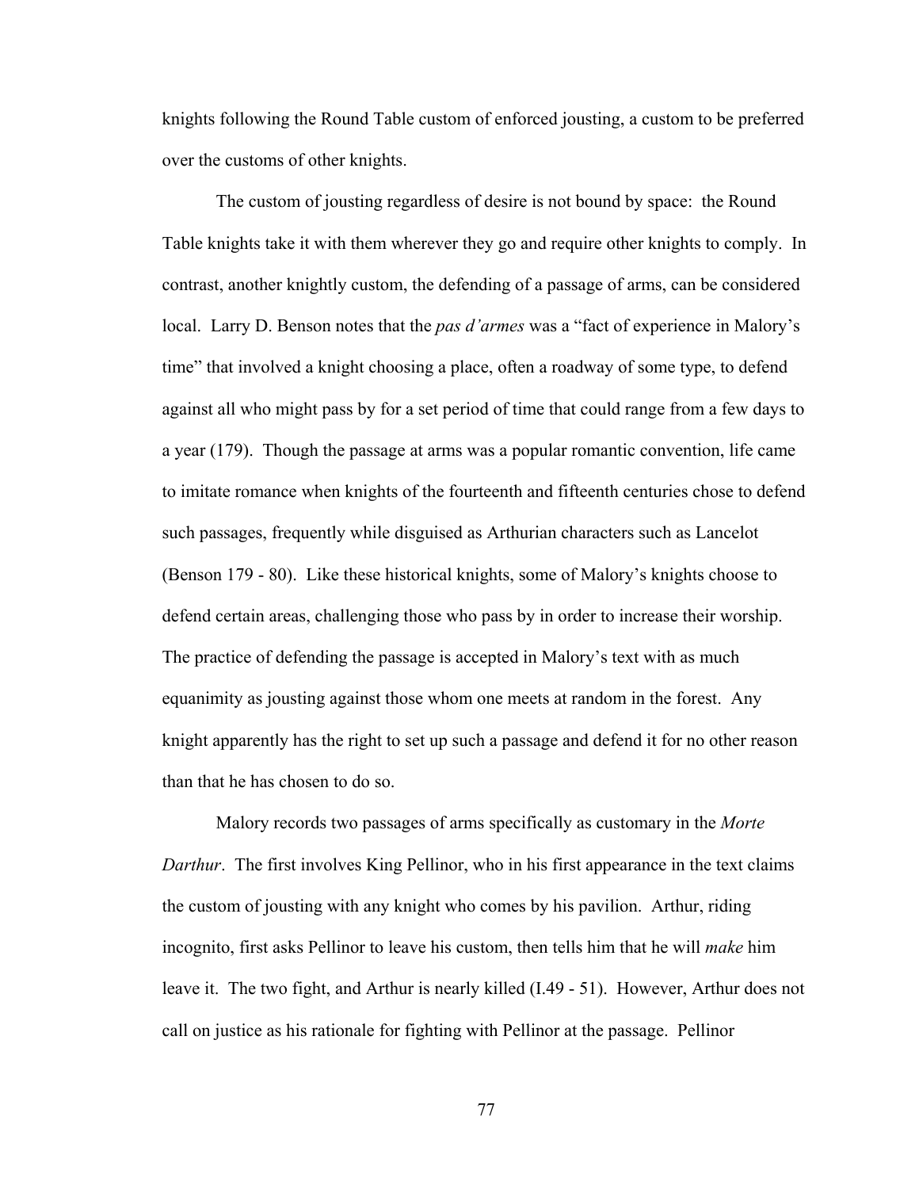knights following the Round Table custom of enforced jousting, a custom to be preferred over the customs of other knights.

The custom of jousting regardless of desire is not bound by space: the Round Table knights take it with them wherever they go and require other knights to comply. In contrast, another knightly custom, the defending of a passage of arms, can be considered local. Larry D. Benson notes that the *pas d'armes* was a "fact of experience in Malory's time" that involved a knight choosing a place, often a roadway of some type, to defend against all who might pass by for a set period of time that could range from a few days to a year (179). Though the passage at arms was a popular romantic convention, life came to imitate romance when knights of the fourteenth and fifteenth centuries chose to defend such passages, frequently while disguised as Arthurian characters such as Lancelot (Benson 179 - 80). Like these historical knights, some of Malory's knights choose to defend certain areas, challenging those who pass by in order to increase their worship. The practice of defending the passage is accepted in Malory's text with as much equanimity as jousting against those whom one meets at random in the forest. Any knight apparently has the right to set up such a passage and defend it for no other reason than that he has chosen to do so.

Malory records two passages of arms specifically as customary in the *Morte Darthur*. The first involves King Pellinor, who in his first appearance in the text claims the custom of jousting with any knight who comes by his pavilion. Arthur, riding incognito, first asks Pellinor to leave his custom, then tells him that he will *make* him leave it. The two fight, and Arthur is nearly killed (I.49 - 51). However, Arthur does not call on justice as his rationale for fighting with Pellinor at the passage. Pellinor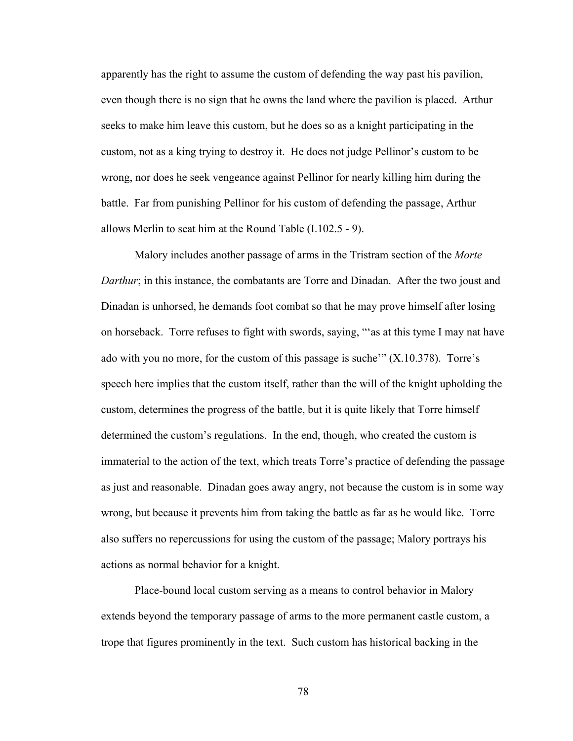apparently has the right to assume the custom of defending the way past his pavilion, even though there is no sign that he owns the land where the pavilion is placed. Arthur seeks to make him leave this custom, but he does so as a knight participating in the custom, not as a king trying to destroy it. He does not judge Pellinor's custom to be wrong, nor does he seek vengeance against Pellinor for nearly killing him during the battle. Far from punishing Pellinor for his custom of defending the passage, Arthur allows Merlin to seat him at the Round Table (I.102.5 - 9).

Malory includes another passage of arms in the Tristram section of the *Morte Darthur*; in this instance, the combatants are Torre and Dinadan. After the two joust and Dinadan is unhorsed, he demands foot combat so that he may prove himself after losing on horseback. Torre refuses to fight with swords, saying, "'as at this tyme I may nat have ado with you no more, for the custom of this passage is suche'" (X.10.378). Torre's speech here implies that the custom itself, rather than the will of the knight upholding the custom, determines the progress of the battle, but it is quite likely that Torre himself determined the custom's regulations. In the end, though, who created the custom is immaterial to the action of the text, which treats Torre's practice of defending the passage as just and reasonable. Dinadan goes away angry, not because the custom is in some way wrong, but because it prevents him from taking the battle as far as he would like. Torre also suffers no repercussions for using the custom of the passage; Malory portrays his actions as normal behavior for a knight.

Place-bound local custom serving as a means to control behavior in Malory extends beyond the temporary passage of arms to the more permanent castle custom, a trope that figures prominently in the text. Such custom has historical backing in the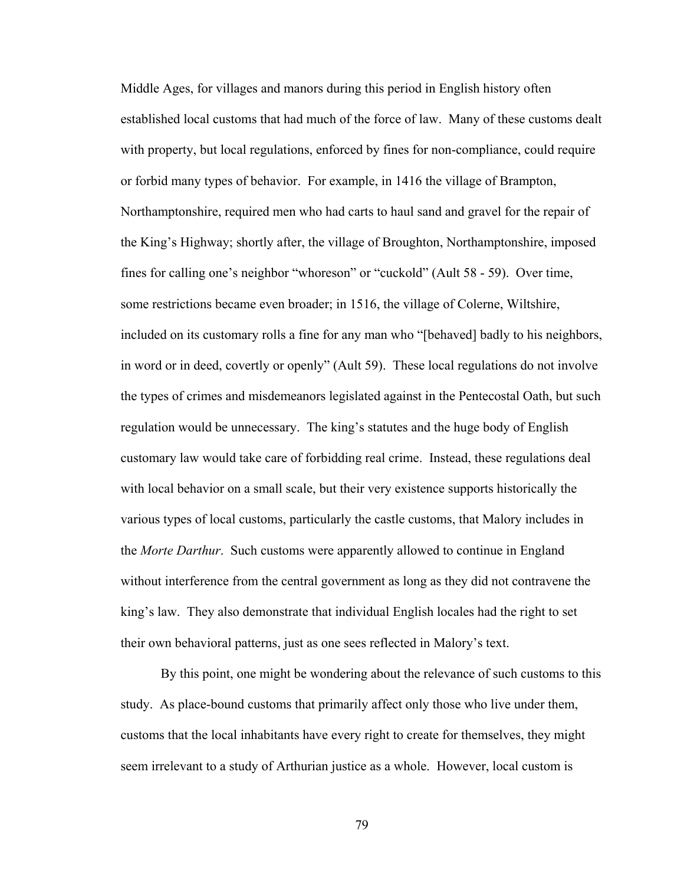Middle Ages, for villages and manors during this period in English history often established local customs that had much of the force of law. Many of these customs dealt with property, but local regulations, enforced by fines for non-compliance, could require or forbid many types of behavior. For example, in 1416 the village of Brampton, Northamptonshire, required men who had carts to haul sand and gravel for the repair of the King's Highway; shortly after, the village of Broughton, Northamptonshire, imposed fines for calling one's neighbor "whoreson" or "cuckold" (Ault 58 - 59). Over time, some restrictions became even broader; in 1516, the village of Colerne, Wiltshire, included on its customary rolls a fine for any man who "[behaved] badly to his neighbors, in word or in deed, covertly or openly" (Ault 59). These local regulations do not involve the types of crimes and misdemeanors legislated against in the Pentecostal Oath, but such regulation would be unnecessary. The king's statutes and the huge body of English customary law would take care of forbidding real crime. Instead, these regulations deal with local behavior on a small scale, but their very existence supports historically the various types of local customs, particularly the castle customs, that Malory includes in the *Morte Darthur*. Such customs were apparently allowed to continue in England without interference from the central government as long as they did not contravene the king's law. They also demonstrate that individual English locales had the right to set their own behavioral patterns, just as one sees reflected in Malory's text.

By this point, one might be wondering about the relevance of such customs to this study. As place-bound customs that primarily affect only those who live under them, customs that the local inhabitants have every right to create for themselves, they might seem irrelevant to a study of Arthurian justice as a whole. However, local custom is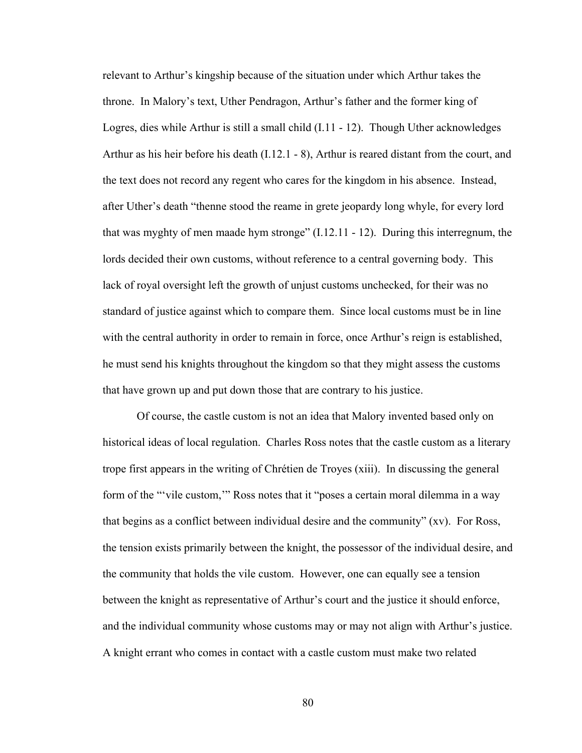relevant to Arthur's kingship because of the situation under which Arthur takes the throne. In Malory's text, Uther Pendragon, Arthur's father and the former king of Logres, dies while Arthur is still a small child (I.11 - 12). Though Uther acknowledges Arthur as his heir before his death (I.12.1 - 8), Arthur is reared distant from the court, and the text does not record any regent who cares for the kingdom in his absence. Instead, after Uther's death "thenne stood the reame in grete jeopardy long whyle, for every lord that was myghty of men maade hym stronge" (I.12.11 - 12). During this interregnum, the lords decided their own customs, without reference to a central governing body. This lack of royal oversight left the growth of unjust customs unchecked, for their was no standard of justice against which to compare them. Since local customs must be in line with the central authority in order to remain in force, once Arthur's reign is established, he must send his knights throughout the kingdom so that they might assess the customs that have grown up and put down those that are contrary to his justice.

Of course, the castle custom is not an idea that Malory invented based only on historical ideas of local regulation. Charles Ross notes that the castle custom as a literary trope first appears in the writing of Chrétien de Troyes (xiii). In discussing the general form of the "'vile custom,'" Ross notes that it "poses a certain moral dilemma in a way that begins as a conflict between individual desire and the community" (xv). For Ross, the tension exists primarily between the knight, the possessor of the individual desire, and the community that holds the vile custom. However, one can equally see a tension between the knight as representative of Arthur's court and the justice it should enforce, and the individual community whose customs may or may not align with Arthur's justice. A knight errant who comes in contact with a castle custom must make two related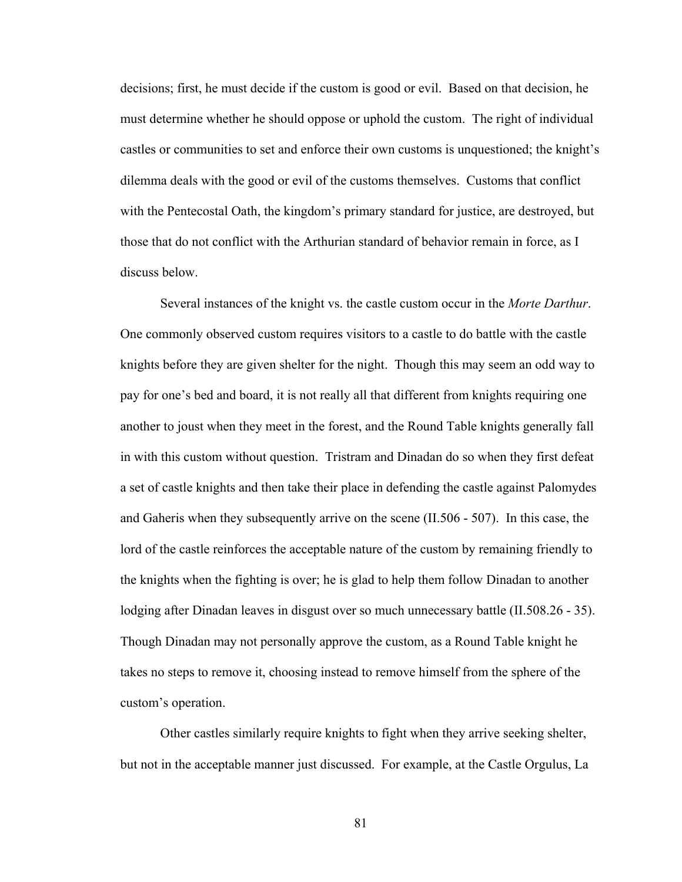decisions; first, he must decide if the custom is good or evil. Based on that decision, he must determine whether he should oppose or uphold the custom. The right of individual castles or communities to set and enforce their own customs is unquestioned; the knight's dilemma deals with the good or evil of the customs themselves. Customs that conflict with the Pentecostal Oath, the kingdom's primary standard for justice, are destroyed, but those that do not conflict with the Arthurian standard of behavior remain in force, as I discuss below.

Several instances of the knight vs. the castle custom occur in the *Morte Darthur*. One commonly observed custom requires visitors to a castle to do battle with the castle knights before they are given shelter for the night. Though this may seem an odd way to pay for one's bed and board, it is not really all that different from knights requiring one another to joust when they meet in the forest, and the Round Table knights generally fall in with this custom without question. Tristram and Dinadan do so when they first defeat a set of castle knights and then take their place in defending the castle against Palomydes and Gaheris when they subsequently arrive on the scene (II.506 - 507). In this case, the lord of the castle reinforces the acceptable nature of the custom by remaining friendly to the knights when the fighting is over; he is glad to help them follow Dinadan to another lodging after Dinadan leaves in disgust over so much unnecessary battle (II.508.26 - 35). Though Dinadan may not personally approve the custom, as a Round Table knight he takes no steps to remove it, choosing instead to remove himself from the sphere of the custom's operation.

Other castles similarly require knights to fight when they arrive seeking shelter, but not in the acceptable manner just discussed. For example, at the Castle Orgulus, La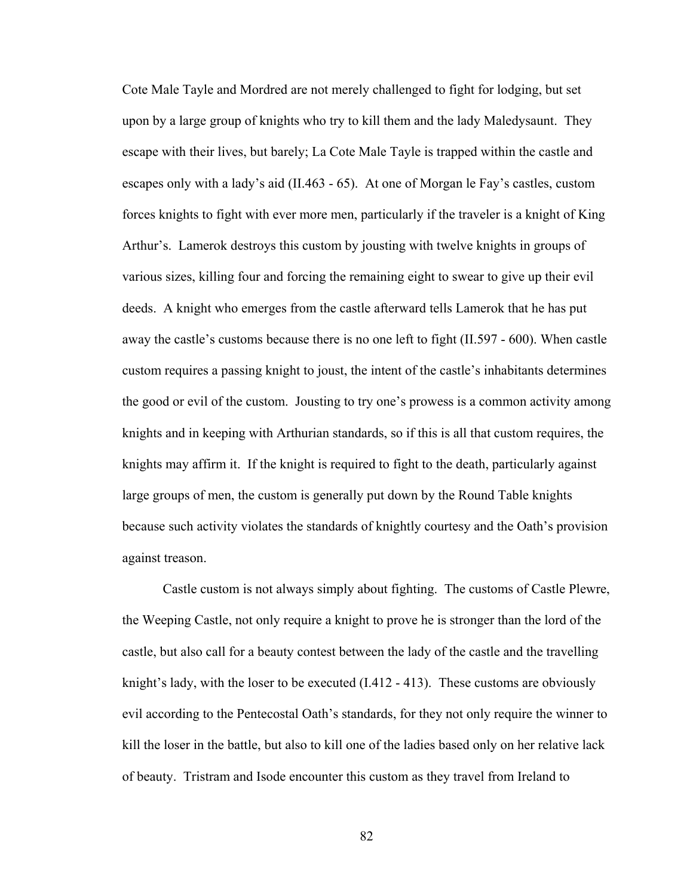Cote Male Tayle and Mordred are not merely challenged to fight for lodging, but set upon by a large group of knights who try to kill them and the lady Maledysaunt. They escape with their lives, but barely; La Cote Male Tayle is trapped within the castle and escapes only with a lady's aid (II.463 - 65). At one of Morgan le Fay's castles, custom forces knights to fight with ever more men, particularly if the traveler is a knight of King Arthur's. Lamerok destroys this custom by jousting with twelve knights in groups of various sizes, killing four and forcing the remaining eight to swear to give up their evil deeds. A knight who emerges from the castle afterward tells Lamerok that he has put away the castle's customs because there is no one left to fight (II.597 - 600). When castle custom requires a passing knight to joust, the intent of the castle's inhabitants determines the good or evil of the custom. Jousting to try one's prowess is a common activity among knights and in keeping with Arthurian standards, so if this is all that custom requires, the knights may affirm it. If the knight is required to fight to the death, particularly against large groups of men, the custom is generally put down by the Round Table knights because such activity violates the standards of knightly courtesy and the Oath's provision against treason.

Castle custom is not always simply about fighting. The customs of Castle Plewre, the Weeping Castle, not only require a knight to prove he is stronger than the lord of the castle, but also call for a beauty contest between the lady of the castle and the travelling knight's lady, with the loser to be executed (I.412 - 413). These customs are obviously evil according to the Pentecostal Oath's standards, for they not only require the winner to kill the loser in the battle, but also to kill one of the ladies based only on her relative lack of beauty. Tristram and Isode encounter this custom as they travel from Ireland to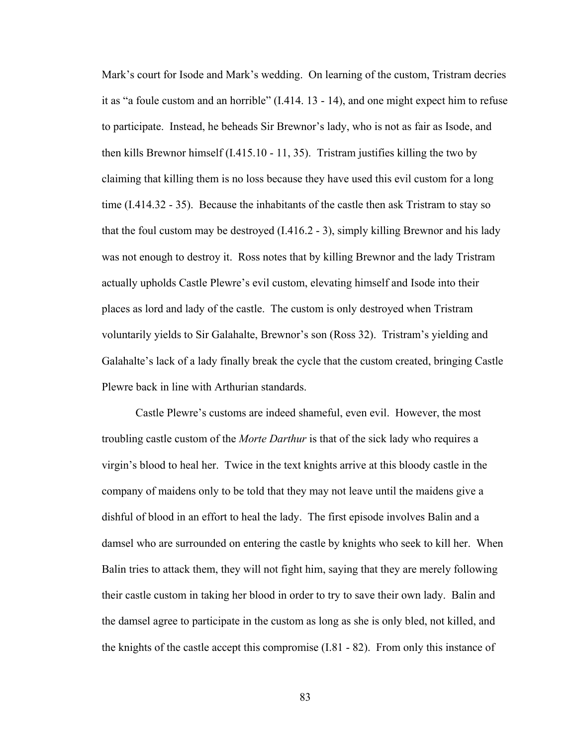Mark's court for Isode and Mark's wedding. On learning of the custom, Tristram decries it as "a foule custom and an horrible" (I.414. 13 - 14), and one might expect him to refuse to participate. Instead, he beheads Sir Brewnor's lady, who is not as fair as Isode, and then kills Brewnor himself (I.415.10 - 11, 35). Tristram justifies killing the two by claiming that killing them is no loss because they have used this evil custom for a long time (I.414.32 - 35). Because the inhabitants of the castle then ask Tristram to stay so that the foul custom may be destroyed (I.416.2 - 3), simply killing Brewnor and his lady was not enough to destroy it. Ross notes that by killing Brewnor and the lady Tristram actually upholds Castle Plewre's evil custom, elevating himself and Isode into their places as lord and lady of the castle. The custom is only destroyed when Tristram voluntarily yields to Sir Galahalte, Brewnor's son (Ross 32). Tristram's yielding and Galahalte's lack of a lady finally break the cycle that the custom created, bringing Castle Plewre back in line with Arthurian standards.

Castle Plewre's customs are indeed shameful, even evil. However, the most troubling castle custom of the *Morte Darthur* is that of the sick lady who requires a virgin's blood to heal her. Twice in the text knights arrive at this bloody castle in the company of maidens only to be told that they may not leave until the maidens give a dishful of blood in an effort to heal the lady. The first episode involves Balin and a damsel who are surrounded on entering the castle by knights who seek to kill her. When Balin tries to attack them, they will not fight him, saying that they are merely following their castle custom in taking her blood in order to try to save their own lady. Balin and the damsel agree to participate in the custom as long as she is only bled, not killed, and the knights of the castle accept this compromise (I.81 - 82). From only this instance of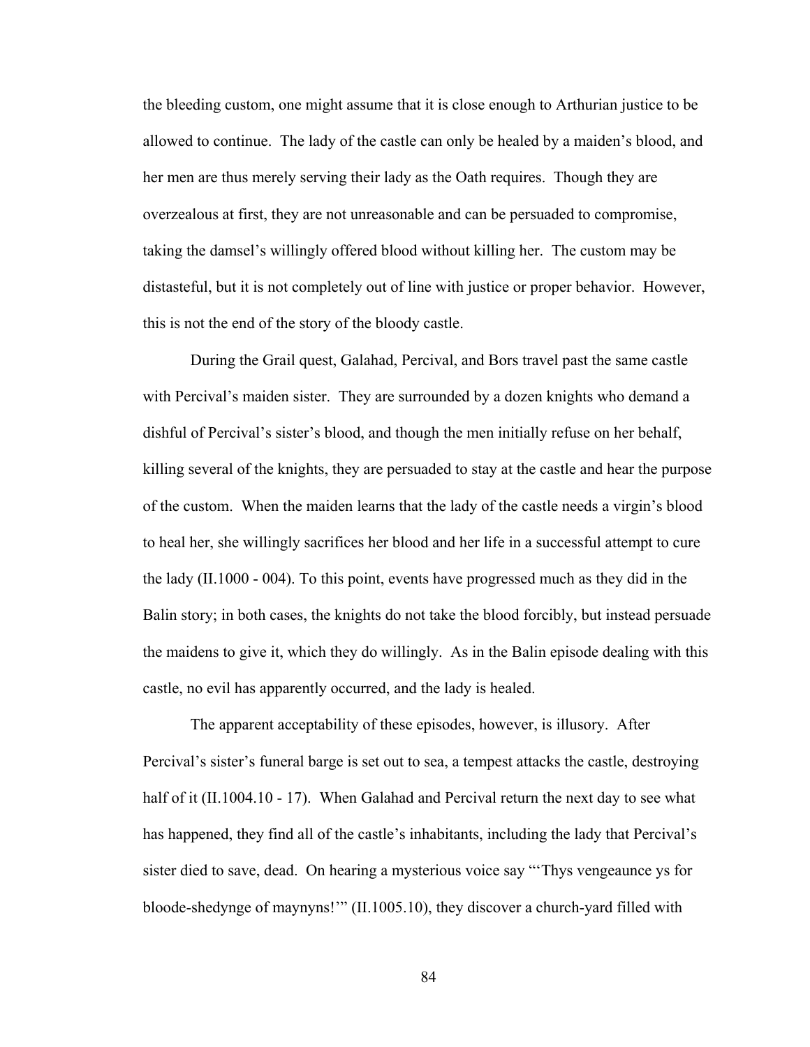the bleeding custom, one might assume that it is close enough to Arthurian justice to be allowed to continue. The lady of the castle can only be healed by a maiden's blood, and her men are thus merely serving their lady as the Oath requires. Though they are overzealous at first, they are not unreasonable and can be persuaded to compromise, taking the damsel's willingly offered blood without killing her. The custom may be distasteful, but it is not completely out of line with justice or proper behavior. However, this is not the end of the story of the bloody castle.

During the Grail quest, Galahad, Percival, and Bors travel past the same castle with Percival's maiden sister. They are surrounded by a dozen knights who demand a dishful of Percival's sister's blood, and though the men initially refuse on her behalf, killing several of the knights, they are persuaded to stay at the castle and hear the purpose of the custom. When the maiden learns that the lady of the castle needs a virgin's blood to heal her, she willingly sacrifices her blood and her life in a successful attempt to cure the lady (II.1000 - 004). To this point, events have progressed much as they did in the Balin story; in both cases, the knights do not take the blood forcibly, but instead persuade the maidens to give it, which they do willingly. As in the Balin episode dealing with this castle, no evil has apparently occurred, and the lady is healed.

The apparent acceptability of these episodes, however, is illusory. After Percival's sister's funeral barge is set out to sea, a tempest attacks the castle, destroying half of it (II.1004.10 - 17). When Galahad and Percival return the next day to see what has happened, they find all of the castle's inhabitants, including the lady that Percival's sister died to save, dead. On hearing a mysterious voice say "'Thys vengeaunce ys for bloode-shedynge of maynyns!'" (II.1005.10), they discover a church-yard filled with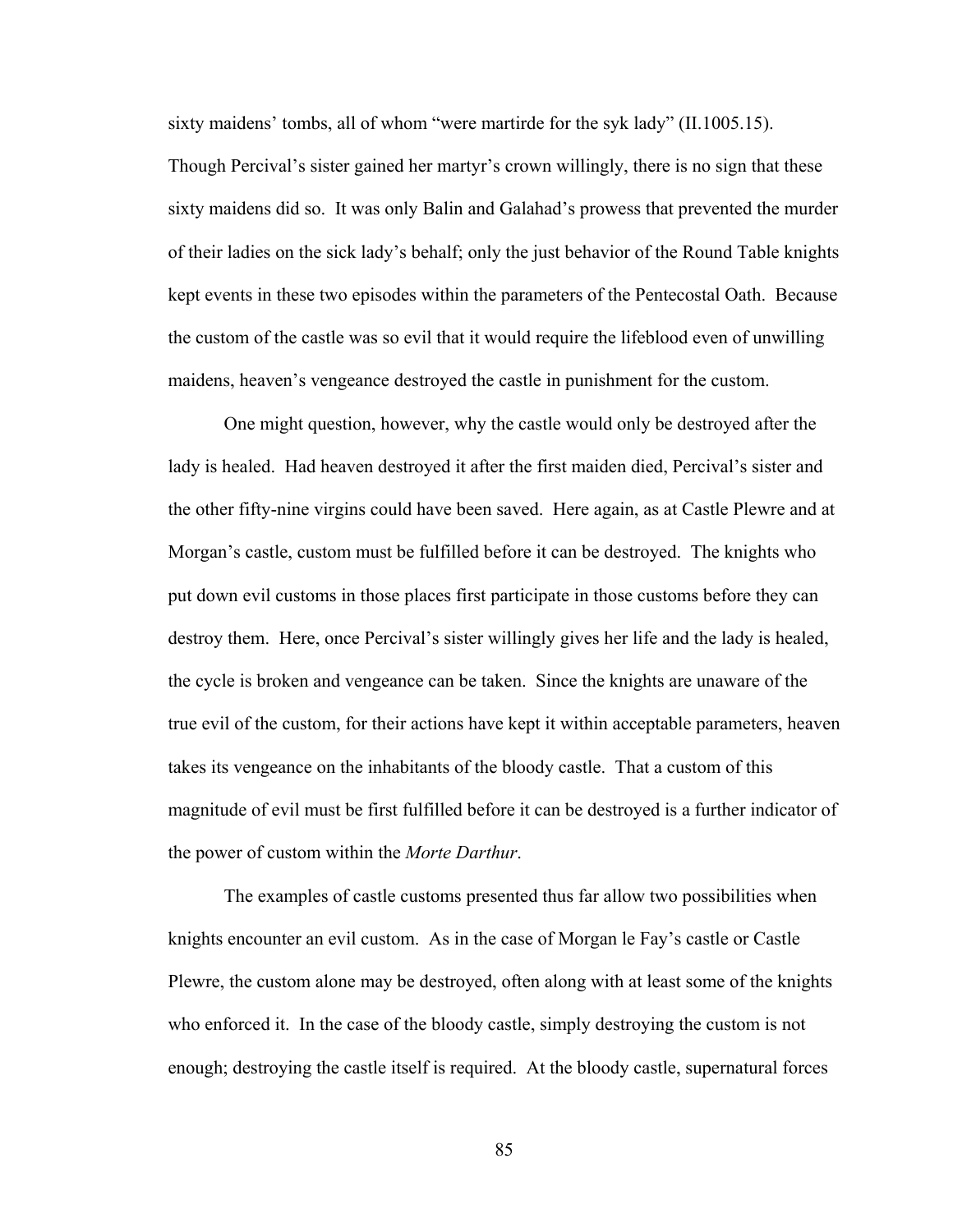sixty maidens' tombs, all of whom "were martirde for the syk lady" (II.1005.15). Though Percival's sister gained her martyr's crown willingly, there is no sign that these sixty maidens did so. It was only Balin and Galahad's prowess that prevented the murder of their ladies on the sick lady's behalf; only the just behavior of the Round Table knights kept events in these two episodes within the parameters of the Pentecostal Oath. Because the custom of the castle was so evil that it would require the lifeblood even of unwilling maidens, heaven's vengeance destroyed the castle in punishment for the custom.

One might question, however, why the castle would only be destroyed after the lady is healed. Had heaven destroyed it after the first maiden died, Percival's sister and the other fifty-nine virgins could have been saved. Here again, as at Castle Plewre and at Morgan's castle, custom must be fulfilled before it can be destroyed. The knights who put down evil customs in those places first participate in those customs before they can destroy them. Here, once Percival's sister willingly gives her life and the lady is healed, the cycle is broken and vengeance can be taken. Since the knights are unaware of the true evil of the custom, for their actions have kept it within acceptable parameters, heaven takes its vengeance on the inhabitants of the bloody castle. That a custom of this magnitude of evil must be first fulfilled before it can be destroyed is a further indicator of the power of custom within the *Morte Darthur*.

The examples of castle customs presented thus far allow two possibilities when knights encounter an evil custom. As in the case of Morgan le Fay's castle or Castle Plewre, the custom alone may be destroyed, often along with at least some of the knights who enforced it. In the case of the bloody castle, simply destroying the custom is not enough; destroying the castle itself is required. At the bloody castle, supernatural forces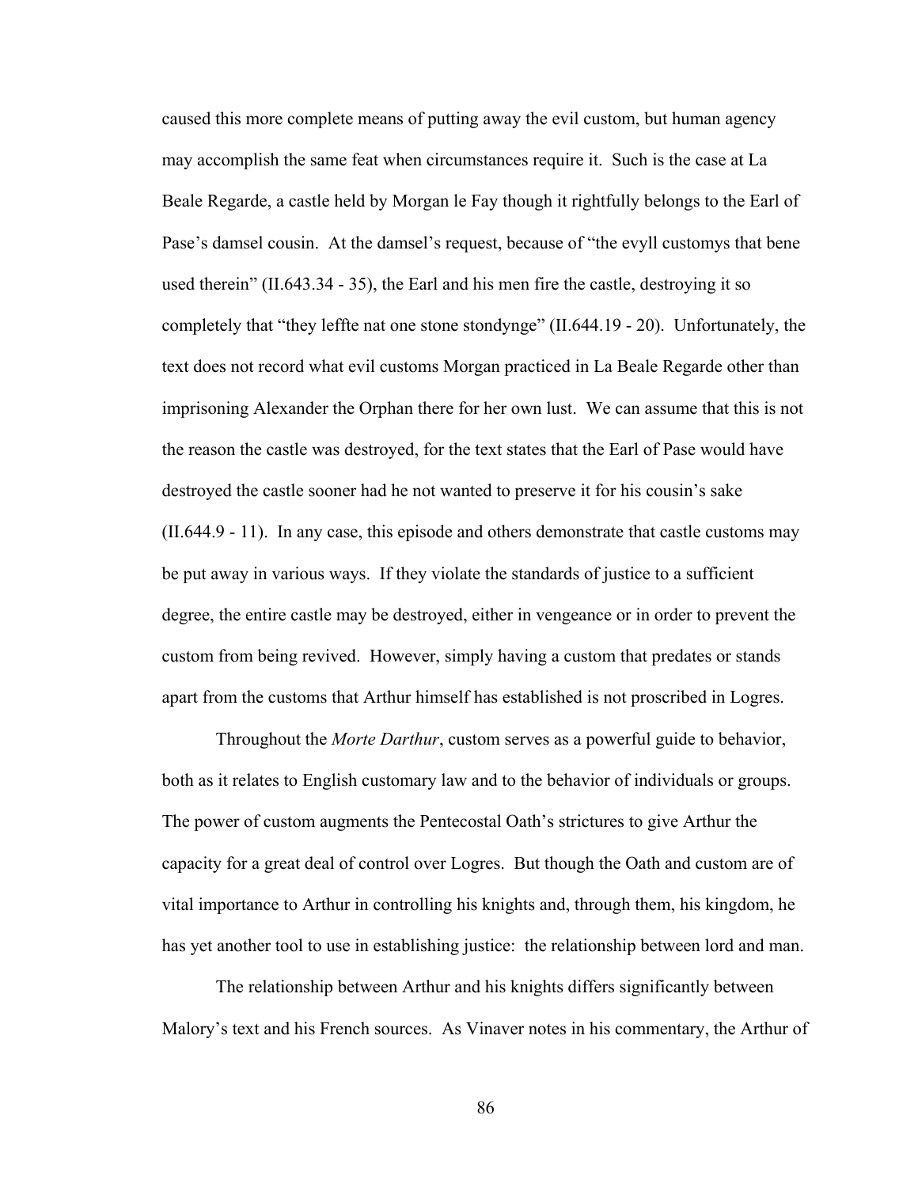caused this more complete means of putting away the evil custom, but human agency may accomplish the same feat when circumstances require it. Such is the case at La Beale Regarde, a castle held by Morgan le Fay though it rightfully belongs to the Earl of Pase's damsel cousin. At the damsel's request, because of "the evyll customys that bene used therein" (II.643.34 - 35), the Earl and his men fire the castle, destroying it so completely that "they leffte nat one stone stondynge" (II.644.19 - 20). Unfortunately, the text does not record what evil customs Morgan practiced in La Beale Regarde other than imprisoning Alexander the Orphan there for her own lust. We can assume that this is not the reason the castle was destroyed, for the text states that the Earl of Pase would have destroyed the castle sooner had he not wanted to preserve it for his cousin's sake (II.644.9 - 11). In any case, this episode and others demonstrate that castle customs may be put away in various ways. If they violate the standards of justice to a sufficient degree, the entire castle may be destroyed, either in vengeance or in order to prevent the custom from being revived. However, simply having a custom that predates or stands apart from the customs that Arthur himself has established is not proscribed in Logres.

Throughout the *Morte Darthur*, custom serves as a powerful guide to behavior, both as it relates to English customary law and to the behavior of individuals or groups. The power of custom augments the Pentecostal Oath's strictures to give Arthur the capacity for a great deal of control over Logres. But though the Oath and custom are of vital importance to Arthur in controlling his knights and, through them, his kingdom, he has yet another tool to use in establishing justice: the relationship between lord and man.

The relationship between Arthur and his knights differs significantly between Malory's text and his French sources. As Vinaver notes in his commentary, the Arthur of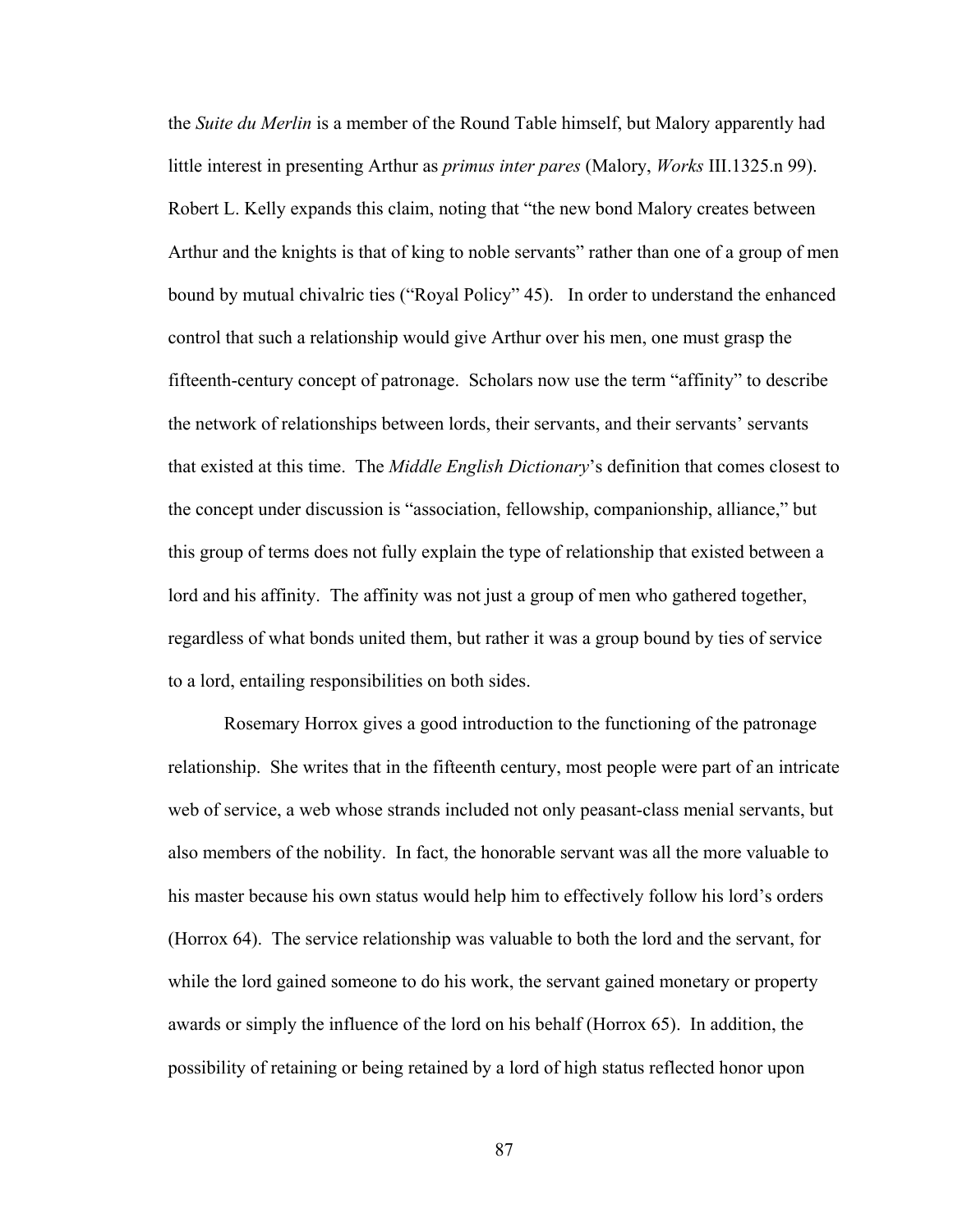the *Suite du Merlin* is a member of the Round Table himself, but Malory apparently had little interest in presenting Arthur as *primus inter pares* (Malory, *Works* III.1325.n 99). Robert L. Kelly expands this claim, noting that "the new bond Malory creates between Arthur and the knights is that of king to noble servants" rather than one of a group of men bound by mutual chivalric ties ("Royal Policy" 45). In order to understand the enhanced control that such a relationship would give Arthur over his men, one must grasp the fifteenth-century concept of patronage. Scholars now use the term "affinity" to describe the network of relationships between lords, their servants, and their servants' servants that existed at this time. The *Middle English Dictionary*'s definition that comes closest to the concept under discussion is "association, fellowship, companionship, alliance," but this group of terms does not fully explain the type of relationship that existed between a lord and his affinity. The affinity was not just a group of men who gathered together, regardless of what bonds united them, but rather it was a group bound by ties of service to a lord, entailing responsibilities on both sides.

Rosemary Horrox gives a good introduction to the functioning of the patronage relationship. She writes that in the fifteenth century, most people were part of an intricate web of service, a web whose strands included not only peasant-class menial servants, but also members of the nobility. In fact, the honorable servant was all the more valuable to his master because his own status would help him to effectively follow his lord's orders (Horrox 64). The service relationship was valuable to both the lord and the servant, for while the lord gained someone to do his work, the servant gained monetary or property awards or simply the influence of the lord on his behalf (Horrox 65). In addition, the possibility of retaining or being retained by a lord of high status reflected honor upon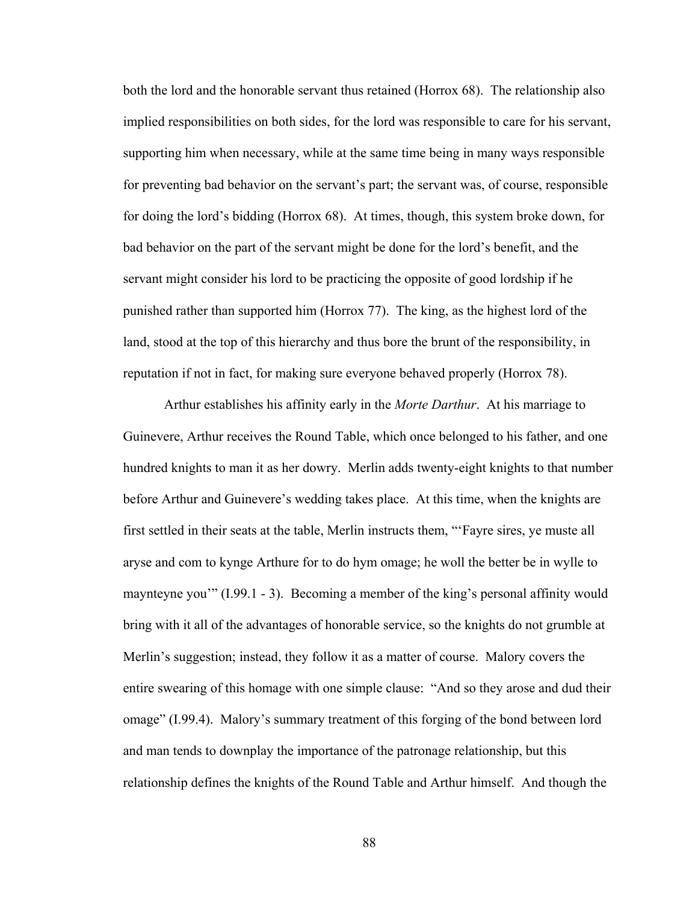both the lord and the honorable servant thus retained (Horrox 68). The relationship also implied responsibilities on both sides, for the lord was responsible to care for his servant, supporting him when necessary, while at the same time being in many ways responsible for preventing bad behavior on the servant's part; the servant was, of course, responsible for doing the lord's bidding (Horrox 68). At times, though, this system broke down, for bad behavior on the part of the servant might be done for the lord's benefit, and the servant might consider his lord to be practicing the opposite of good lordship if he punished rather than supported him (Horrox 77). The king, as the highest lord of the land, stood at the top of this hierarchy and thus bore the brunt of the responsibility, in reputation if not in fact, for making sure everyone behaved properly (Horrox 78).

Arthur establishes his affinity early in the *Morte Darthur*. At his marriage to Guinevere, Arthur receives the Round Table, which once belonged to his father, and one hundred knights to man it as her dowry. Merlin adds twenty-eight knights to that number before Arthur and Guinevere's wedding takes place. At this time, when the knights are first settled in their seats at the table, Merlin instructs them, "'Fayre sires, ye muste all aryse and com to kynge Arthure for to do hym omage; he woll the better be in wylle to maynteyne you'" (I.99.1 - 3). Becoming a member of the king's personal affinity would bring with it all of the advantages of honorable service, so the knights do not grumble at Merlin's suggestion; instead, they follow it as a matter of course. Malory covers the entire swearing of this homage with one simple clause: "And so they arose and dud their omage" (I.99.4). Malory's summary treatment of this forging of the bond between lord and man tends to downplay the importance of the patronage relationship, but this relationship defines the knights of the Round Table and Arthur himself. And though the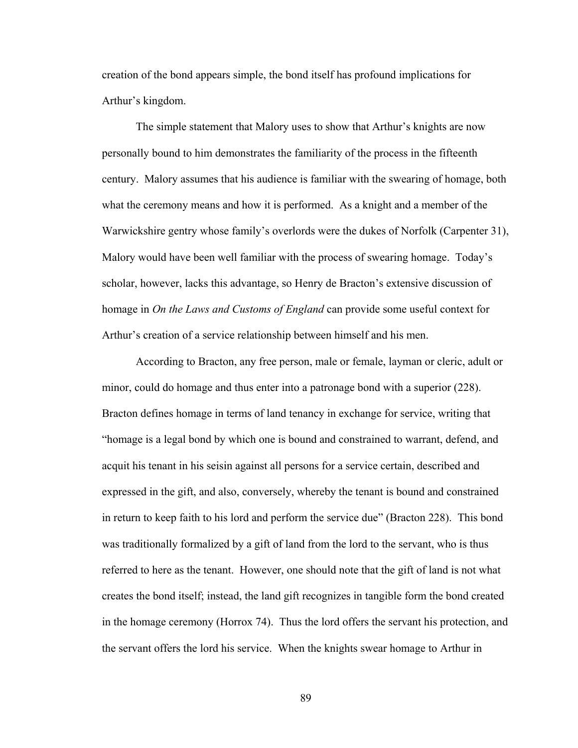creation of the bond appears simple, the bond itself has profound implications for Arthur's kingdom.

The simple statement that Malory uses to show that Arthur's knights are now personally bound to him demonstrates the familiarity of the process in the fifteenth century. Malory assumes that his audience is familiar with the swearing of homage, both what the ceremony means and how it is performed. As a knight and a member of the Warwickshire gentry whose family's overlords were the dukes of Norfolk (Carpenter 31), Malory would have been well familiar with the process of swearing homage. Today's scholar, however, lacks this advantage, so Henry de Bracton's extensive discussion of homage in *On the Laws and Customs of England* can provide some useful context for Arthur's creation of a service relationship between himself and his men.

According to Bracton, any free person, male or female, layman or cleric, adult or minor, could do homage and thus enter into a patronage bond with a superior (228). Bracton defines homage in terms of land tenancy in exchange for service, writing that "homage is a legal bond by which one is bound and constrained to warrant, defend, and acquit his tenant in his seisin against all persons for a service certain, described and expressed in the gift, and also, conversely, whereby the tenant is bound and constrained in return to keep faith to his lord and perform the service due" (Bracton 228). This bond was traditionally formalized by a gift of land from the lord to the servant, who is thus referred to here as the tenant. However, one should note that the gift of land is not what creates the bond itself; instead, the land gift recognizes in tangible form the bond created in the homage ceremony (Horrox 74). Thus the lord offers the servant his protection, and the servant offers the lord his service. When the knights swear homage to Arthur in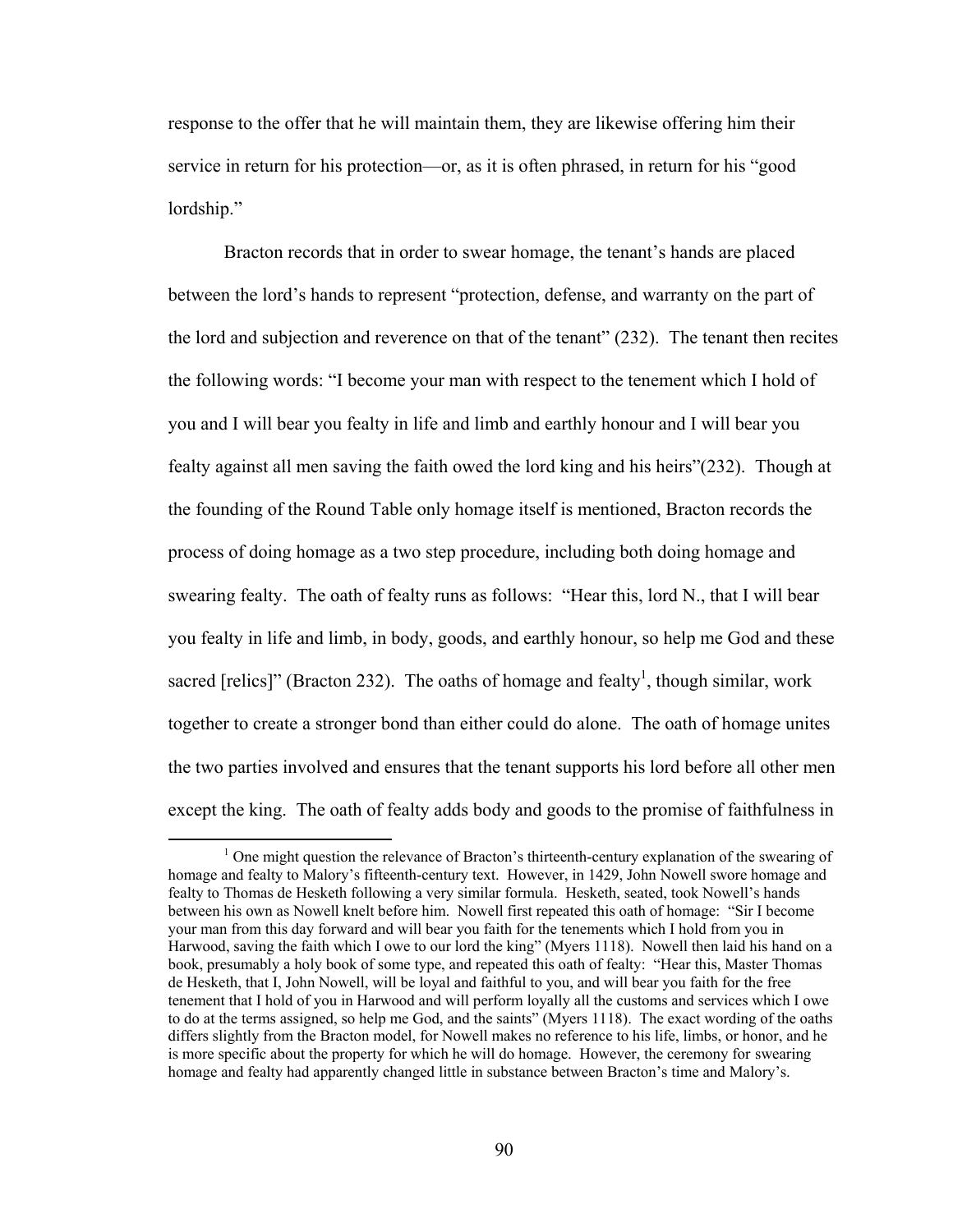response to the offer that he will maintain them, they are likewise offering him their service in return for his protection—or, as it is often phrased, in return for his "good lordship."

Bracton records that in order to swear homage, the tenant's hands are placed between the lord's hands to represent "protection, defense, and warranty on the part of the lord and subjection and reverence on that of the tenant" (232). The tenant then recites the following words: "I become your man with respect to the tenement which I hold of you and I will bear you fealty in life and limb and earthly honour and I will bear you fealty against all men saving the faith owed the lord king and his heirs"(232). Though at the founding of the Round Table only homage itself is mentioned, Bracton records the process of doing homage as a two step procedure, including both doing homage and swearing fealty. The oath of fealty runs as follows: "Hear this, lord N., that I will bear you fealty in life and limb, in body, goods, and earthly honour, so help me God and these sacred [relics]" (Bracton 232). The oaths of homage and fealty[1], though similar, work together to create a stronger bond than either could do alone. The oath of homage unites the two parties involved and ensures that the tenant supports his lord before all other men except the king. The oath of fealty adds body and goods to the promise of faithfulness in

[1] One might question the relevance of Bracton's thirteenth-century explanation of the swearing of homage and fealty to Malory's fifteenth-century text. However, in 1429, John Nowell swore homage and fealty to Thomas de Hesketh following a very similar formula. Hesketh, seated, took Nowell's hands between his own as Nowell knelt before him. Nowell first repeated this oath of homage: "Sir I become your man from this day forward and will bear you faith for the tenements which I hold from you in Harwood, saving the faith which I owe to our lord the king" (Myers 1118). Nowell then laid his hand on a book, presumably a holy book of some type, and repeated this oath of fealty: "Hear this, Master Thomas de Hesketh, that I, John Nowell, will be loyal and faithful to you, and will bear you faith for the free tenement that I hold of you in Harwood and will perform loyally all the customs and services which I owe to do at the terms assigned, so help me God, and the saints" (Myers 1118). The exact wording of the oaths differs slightly from the Bracton model, for Nowell makes no reference to his life, limbs, or honor, and he is more specific about the property for which he will do homage. However, the ceremony for swearing homage and fealty had apparently changed little in substance between Bracton's time and Malory's.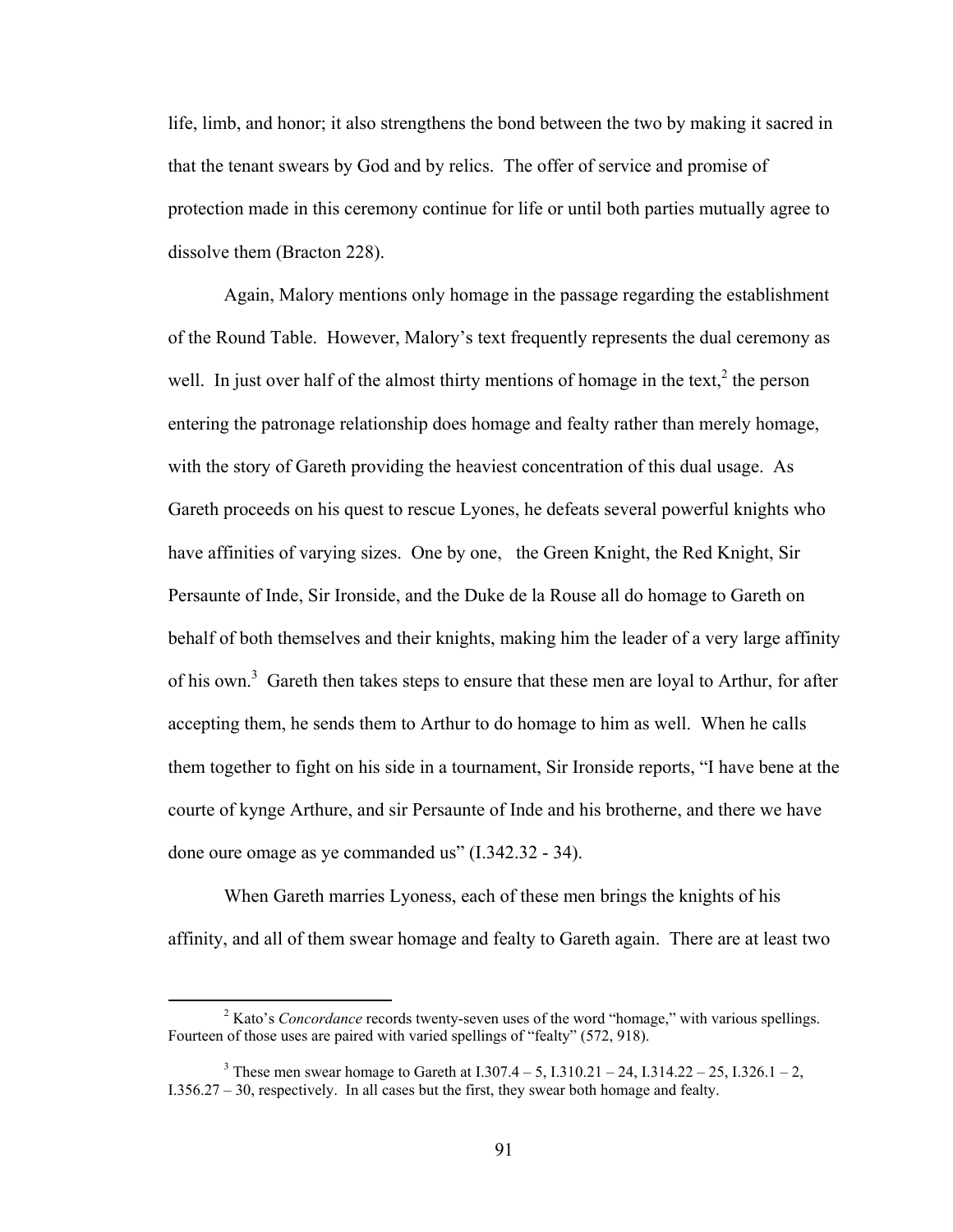life, limb, and honor; it also strengthens the bond between the two by making it sacred in that the tenant swears by God and by relics. The offer of service and promise of protection made in this ceremony continue for life or until both parties mutually agree to dissolve them (Bracton 228).

Again, Malory mentions only homage in the passage regarding the establishment of the Round Table. However, Malory's text frequently represents the dual ceremony as well. In just over half of the almost thirty mentions of homage in the text,[2] the person entering the patronage relationship does homage and fealty rather than merely homage, with the story of Gareth providing the heaviest concentration of this dual usage. As Gareth proceeds on his quest to rescue Lyones, he defeats several powerful knights who have affinities of varying sizes. One by one, the Green Knight, the Red Knight, Sir Persaunte of Inde, Sir Ironside, and the Duke de la Rouse all do homage to Gareth on behalf of both themselves and their knights, making him the leader of a very large affinity of his own.[3] Gareth then takes steps to ensure that these men are loyal to Arthur, for after accepting them, he sends them to Arthur to do homage to him as well. When he calls them together to fight on his side in a tournament, Sir Ironside reports, "I have bene at the courte of kynge Arthure, and sir Persaunte of Inde and his brotherne, and there we have done oure omage as ye commanded us" (I.342.32 - 34).

When Gareth marries Lyoness, each of these men brings the knights of his affinity, and all of them swear homage and fealty to Gareth again. There are at least two

---

[2] Kato's *Concordance* records twenty-seven uses of the word "homage," with various spellings. Fourteen of those uses are paired with varied spellings of "fealty" (572, 918).

[3] These men swear homage to Gareth at I.307.4 – 5, I.310.21 – 24, I.314.22 – 25, I.326.1 – 2, I.356.27 – 30, respectively. In all cases but the first, they swear both homage and fealty.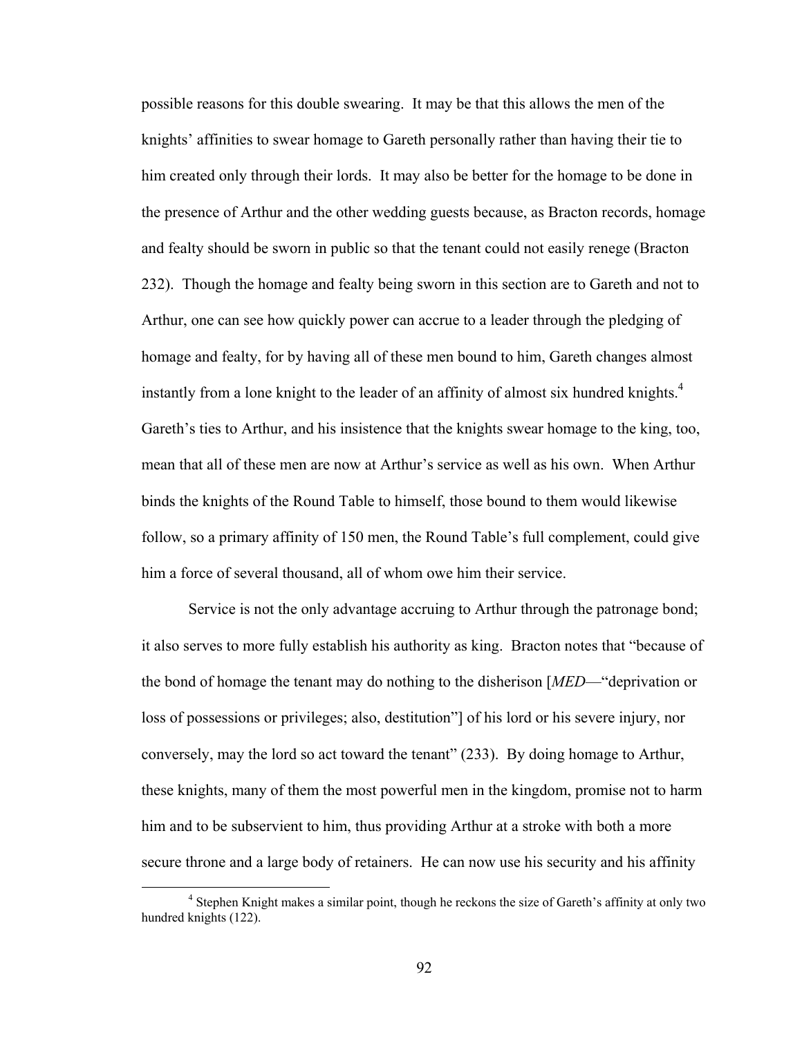possible reasons for this double swearing. It may be that this allows the men of the knights' affinities to swear homage to Gareth personally rather than having their tie to him created only through their lords. It may also be better for the homage to be done in the presence of Arthur and the other wedding guests because, as Bracton records, homage and fealty should be sworn in public so that the tenant could not easily renege (Bracton 232). Though the homage and fealty being sworn in this section are to Gareth and not to Arthur, one can see how quickly power can accrue to a leader through the pledging of homage and fealty, for by having all of these men bound to him, Gareth changes almost instantly from a lone knight to the leader of an affinity of almost six hundred knights.[4] Gareth's ties to Arthur, and his insistence that the knights swear homage to the king, too, mean that all of these men are now at Arthur's service as well as his own. When Arthur binds the knights of the Round Table to himself, those bound to them would likewise follow, so a primary affinity of 150 men, the Round Table's full complement, could give him a force of several thousand, all of whom owe him their service.

Service is not the only advantage accruing to Arthur through the patronage bond; it also serves to more fully establish his authority as king. Bracton notes that "because of the bond of homage the tenant may do nothing to the disherison [*MED*—"deprivation or loss of possessions or privileges; also, destitution"] of his lord or his severe injury, nor conversely, may the lord so act toward the tenant" (233). By doing homage to Arthur, these knights, many of them the most powerful men in the kingdom, promise not to harm him and to be subservient to him, thus providing Arthur at a stroke with both a more secure throne and a large body of retainers. He can now use his security and his affinity

[4] Stephen Knight makes a similar point, though he reckons the size of Gareth's affinity at only two hundred knights (122).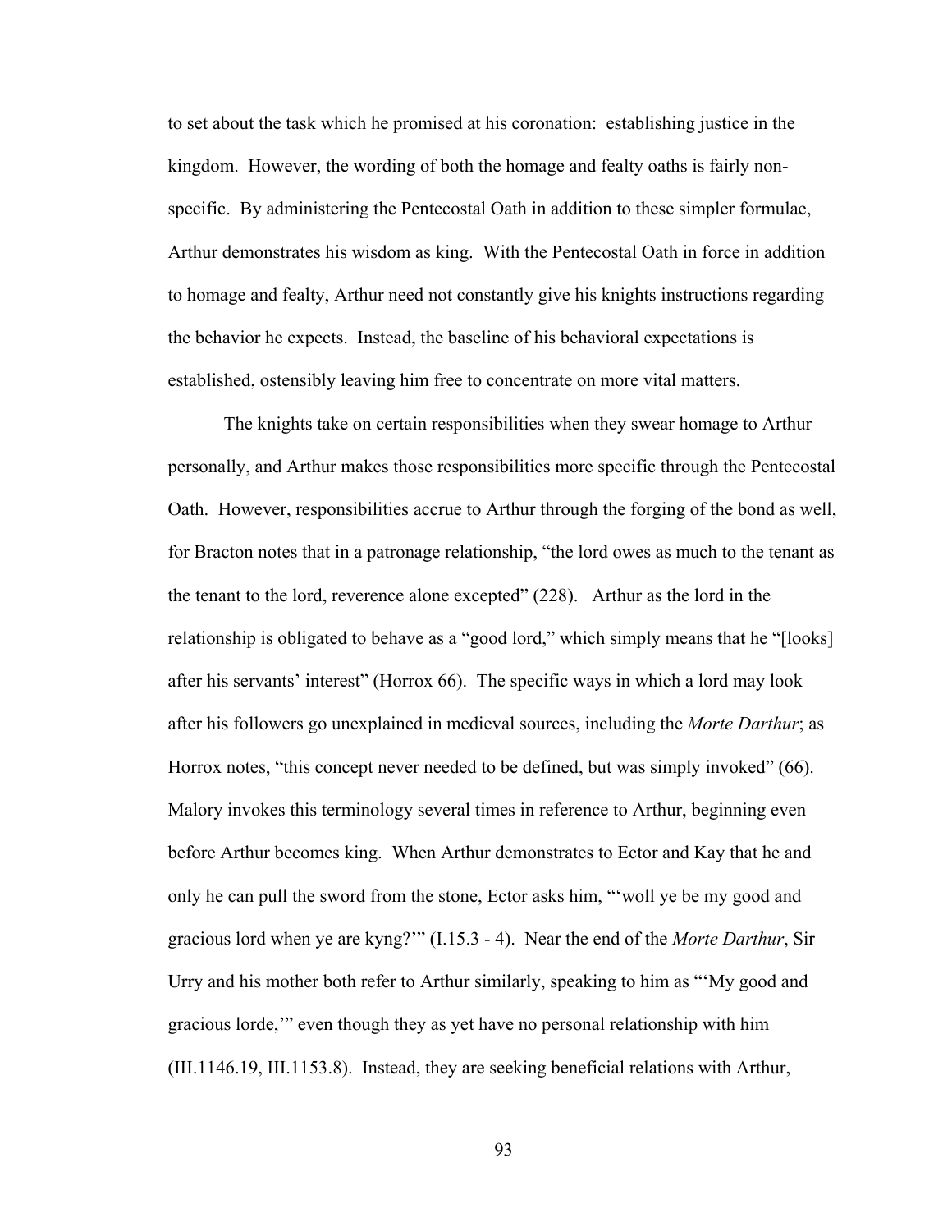to set about the task which he promised at his coronation: establishing justice in the kingdom. However, the wording of both the homage and fealty oaths is fairly non-specific. By administering the Pentecostal Oath in addition to these simpler formulae, Arthur demonstrates his wisdom as king. With the Pentecostal Oath in force in addition to homage and fealty, Arthur need not constantly give his knights instructions regarding the behavior he expects. Instead, the baseline of his behavioral expectations is established, ostensibly leaving him free to concentrate on more vital matters.

The knights take on certain responsibilities when they swear homage to Arthur personally, and Arthur makes those responsibilities more specific through the Pentecostal Oath. However, responsibilities accrue to Arthur through the forging of the bond as well, for Bracton notes that in a patronage relationship, "the lord owes as much to the tenant as the tenant to the lord, reverence alone excepted" (228). Arthur as the lord in the relationship is obligated to behave as a "good lord," which simply means that he "[looks] after his servants' interest" (Horrox 66). The specific ways in which a lord may look after his followers go unexplained in medieval sources, including the *Morte Darthur*; as Horrox notes, "this concept never needed to be defined, but was simply invoked" (66). Malory invokes this terminology several times in reference to Arthur, beginning even before Arthur becomes king. When Arthur demonstrates to Ector and Kay that he and only he can pull the sword from the stone, Ector asks him, "'woll ye be my good and gracious lord when ye are kyng?'" (I.15.3 - 4). Near the end of the *Morte Darthur*, Sir Urry and his mother both refer to Arthur similarly, speaking to him as "'My good and gracious lorde,'" even though they as yet have no personal relationship with him (III.1146.19, III.1153.8). Instead, they are seeking beneficial relations with Arthur,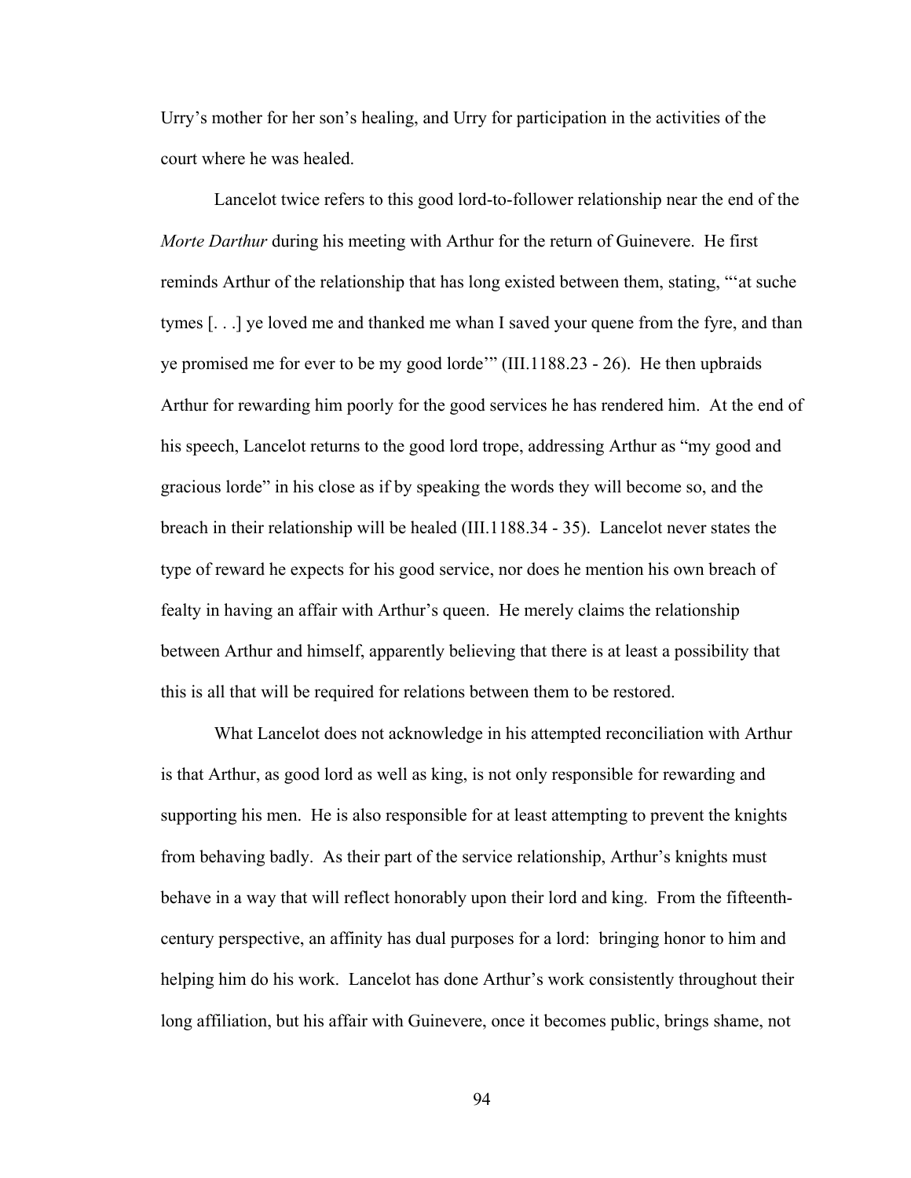Urry's mother for her son's healing, and Urry for participation in the activities of the court where he was healed.

Lancelot twice refers to this good lord-to-follower relationship near the end of the *Morte Darthur* during his meeting with Arthur for the return of Guinevere. He first reminds Arthur of the relationship that has long existed between them, stating, "'at suche tymes [. . .] ye loved me and thanked me whan I saved your quene from the fyre, and than ye promised me for ever to be my good lorde'" (III.1188.23 - 26). He then upbraids Arthur for rewarding him poorly for the good services he has rendered him. At the end of his speech, Lancelot returns to the good lord trope, addressing Arthur as "my good and gracious lorde" in his close as if by speaking the words they will become so, and the breach in their relationship will be healed (III.1188.34 - 35). Lancelot never states the type of reward he expects for his good service, nor does he mention his own breach of fealty in having an affair with Arthur's queen. He merely claims the relationship between Arthur and himself, apparently believing that there is at least a possibility that this is all that will be required for relations between them to be restored.

What Lancelot does not acknowledge in his attempted reconciliation with Arthur is that Arthur, as good lord as well as king, is not only responsible for rewarding and supporting his men. He is also responsible for at least attempting to prevent the knights from behaving badly. As their part of the service relationship, Arthur's knights must behave in a way that will reflect honorably upon their lord and king. From the fifteenth-century perspective, an affinity has dual purposes for a lord: bringing honor to him and helping him do his work. Lancelot has done Arthur's work consistently throughout their long affiliation, but his affair with Guinevere, once it becomes public, brings shame, not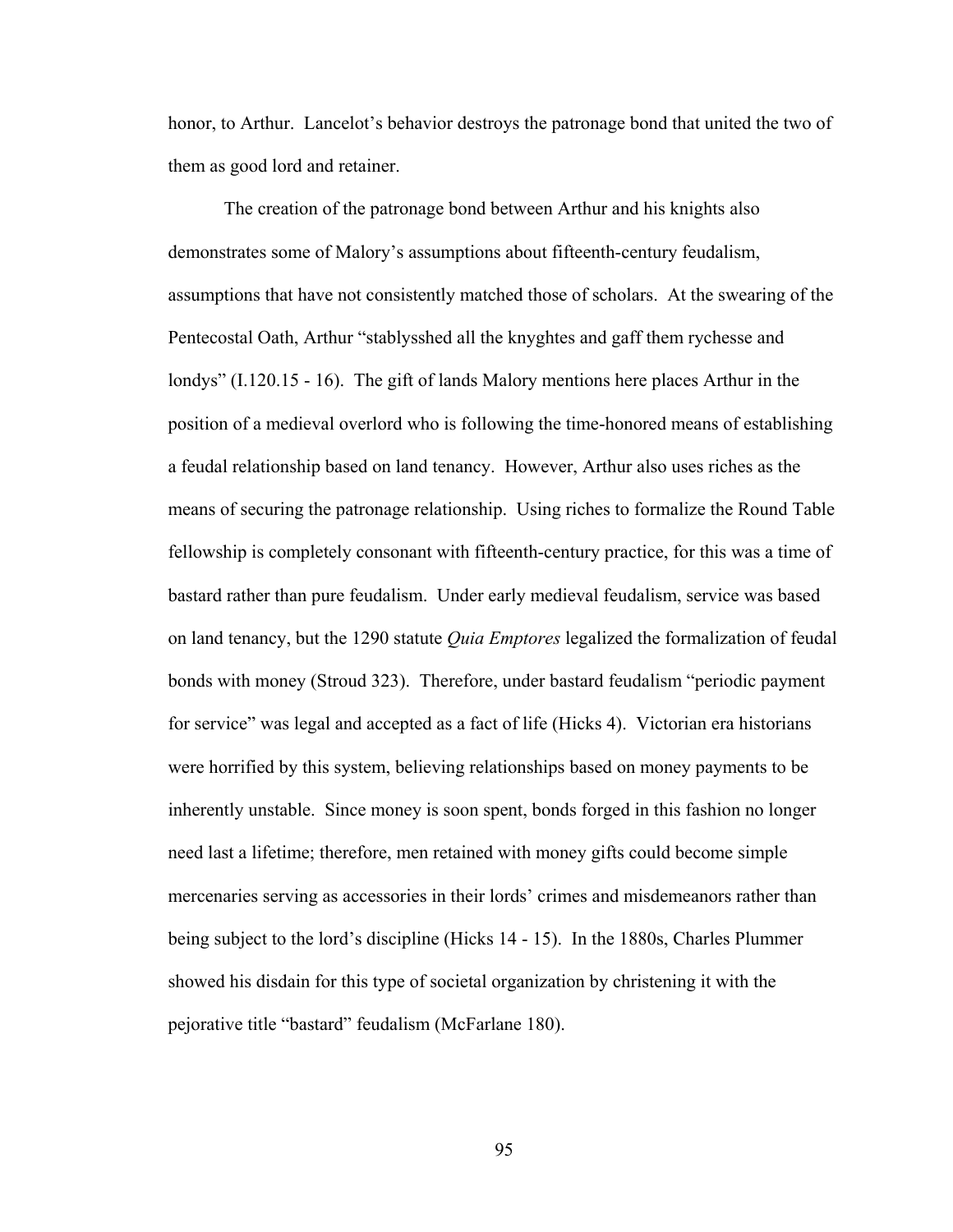honor, to Arthur. Lancelot's behavior destroys the patronage bond that united the two of them as good lord and retainer.

The creation of the patronage bond between Arthur and his knights also demonstrates some of Malory's assumptions about fifteenth-century feudalism, assumptions that have not consistently matched those of scholars. At the swearing of the Pentecostal Oath, Arthur "stablysshed all the knyghtes and gaff them rychesse and londys" (I.120.15 - 16). The gift of lands Malory mentions here places Arthur in the position of a medieval overlord who is following the time-honored means of establishing a feudal relationship based on land tenancy. However, Arthur also uses riches as the means of securing the patronage relationship. Using riches to formalize the Round Table fellowship is completely consonant with fifteenth-century practice, for this was a time of bastard rather than pure feudalism. Under early medieval feudalism, service was based on land tenancy, but the 1290 statute *Quia Emptores* legalized the formalization of feudal bonds with money (Stroud 323). Therefore, under bastard feudalism "periodic payment for service" was legal and accepted as a fact of life (Hicks 4). Victorian era historians were horrified by this system, believing relationships based on money payments to be inherently unstable. Since money is soon spent, bonds forged in this fashion no longer need last a lifetime; therefore, men retained with money gifts could become simple mercenaries serving as accessories in their lords' crimes and misdemeanors rather than being subject to the lord's discipline (Hicks 14 - 15). In the 1880s, Charles Plummer showed his disdain for this type of societal organization by christening it with the pejorative title "bastard" feudalism (McFarlane 180).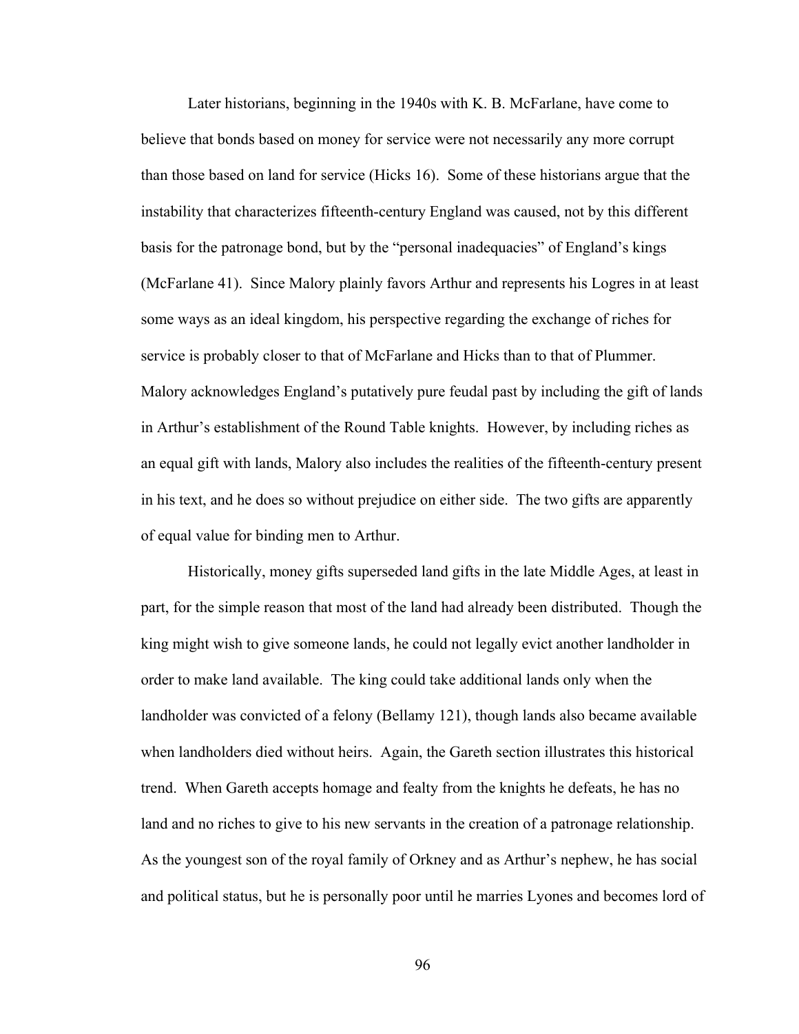Later historians, beginning in the 1940s with K. B. McFarlane, have come to believe that bonds based on money for service were not necessarily any more corrupt than those based on land for service (Hicks 16). Some of these historians argue that the instability that characterizes fifteenth-century England was caused, not by this different basis for the patronage bond, but by the "personal inadequacies" of England's kings (McFarlane 41). Since Malory plainly favors Arthur and represents his Logres in at least some ways as an ideal kingdom, his perspective regarding the exchange of riches for service is probably closer to that of McFarlane and Hicks than to that of Plummer. Malory acknowledges England's putatively pure feudal past by including the gift of lands in Arthur's establishment of the Round Table knights. However, by including riches as an equal gift with lands, Malory also includes the realities of the fifteenth-century present in his text, and he does so without prejudice on either side. The two gifts are apparently of equal value for binding men to Arthur.

Historically, money gifts superseded land gifts in the late Middle Ages, at least in part, for the simple reason that most of the land had already been distributed. Though the king might wish to give someone lands, he could not legally evict another landholder in order to make land available. The king could take additional lands only when the landholder was convicted of a felony (Bellamy 121), though lands also became available when landholders died without heirs. Again, the Gareth section illustrates this historical trend. When Gareth accepts homage and fealty from the knights he defeats, he has no land and no riches to give to his new servants in the creation of a patronage relationship. As the youngest son of the royal family of Orkney and as Arthur's nephew, he has social and political status, but he is personally poor until he marries Lyones and becomes lord of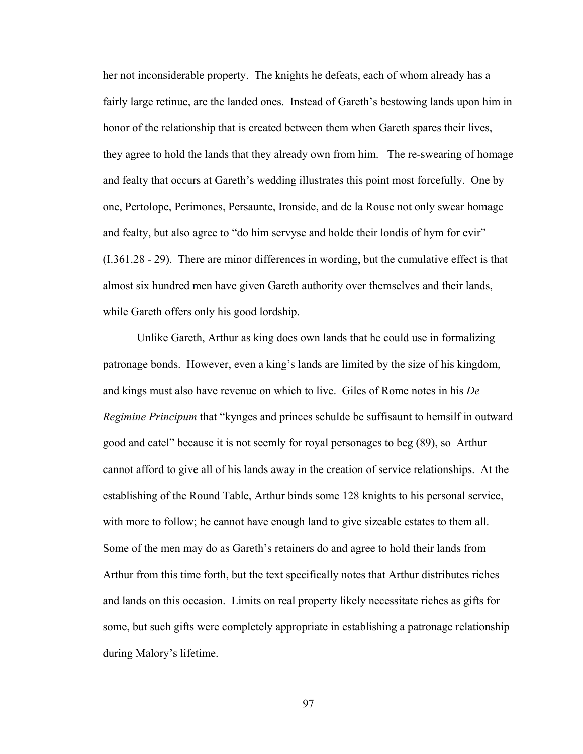her not inconsiderable property. The knights he defeats, each of whom already has a fairly large retinue, are the landed ones. Instead of Gareth's bestowing lands upon him in honor of the relationship that is created between them when Gareth spares their lives, they agree to hold the lands that they already own from him. The re-swearing of homage and fealty that occurs at Gareth's wedding illustrates this point most forcefully. One by one, Pertolope, Perimones, Persaunte, Ironside, and de la Rouse not only swear homage and fealty, but also agree to "do him servyse and holde their londis of hym for evir" (I.361.28 - 29). There are minor differences in wording, but the cumulative effect is that almost six hundred men have given Gareth authority over themselves and their lands, while Gareth offers only his good lordship.

Unlike Gareth, Arthur as king does own lands that he could use in formalizing patronage bonds. However, even a king's lands are limited by the size of his kingdom, and kings must also have revenue on which to live. Giles of Rome notes in his *De Regimine Principum* that "kynges and princes schulde be suffisaunt to hemsilf in outward good and catel" because it is not seemly for royal personages to beg (89), so Arthur cannot afford to give all of his lands away in the creation of service relationships. At the establishing of the Round Table, Arthur binds some 128 knights to his personal service, with more to follow; he cannot have enough land to give sizeable estates to them all. Some of the men may do as Gareth's retainers do and agree to hold their lands from Arthur from this time forth, but the text specifically notes that Arthur distributes riches and lands on this occasion. Limits on real property likely necessitate riches as gifts for some, but such gifts were completely appropriate in establishing a patronage relationship during Malory's lifetime.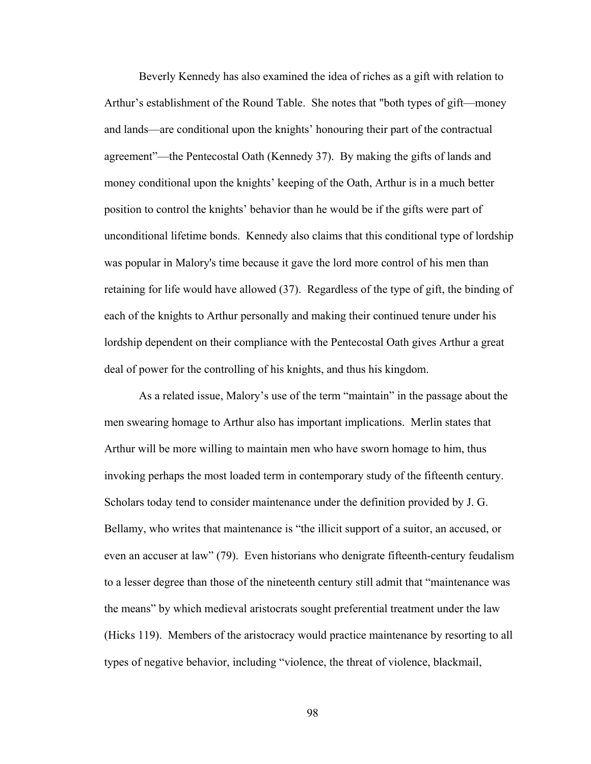Beverly Kennedy has also examined the idea of riches as a gift with relation to Arthur's establishment of the Round Table. She notes that "both types of gift—money and lands—are conditional upon the knights' honouring their part of the contractual agreement"—the Pentecostal Oath (Kennedy 37). By making the gifts of lands and money conditional upon the knights' keeping of the Oath, Arthur is in a much better position to control the knights' behavior than he would be if the gifts were part of unconditional lifetime bonds. Kennedy also claims that this conditional type of lordship was popular in Malory's time because it gave the lord more control of his men than retaining for life would have allowed (37). Regardless of the type of gift, the binding of each of the knights to Arthur personally and making their continued tenure under his lordship dependent on their compliance with the Pentecostal Oath gives Arthur a great deal of power for the controlling of his knights, and thus his kingdom.

As a related issue, Malory's use of the term "maintain" in the passage about the men swearing homage to Arthur also has important implications. Merlin states that Arthur will be more willing to maintain men who have sworn homage to him, thus invoking perhaps the most loaded term in contemporary study of the fifteenth century. Scholars today tend to consider maintenance under the definition provided by J. G. Bellamy, who writes that maintenance is "the illicit support of a suitor, an accused, or even an accuser at law" (79). Even historians who denigrate fifteenth-century feudalism to a lesser degree than those of the nineteenth century still admit that "maintenance was the means" by which medieval aristocrats sought preferential treatment under the law (Hicks 119). Members of the aristocracy would practice maintenance by resorting to all types of negative behavior, including "violence, the threat of violence, blackmail,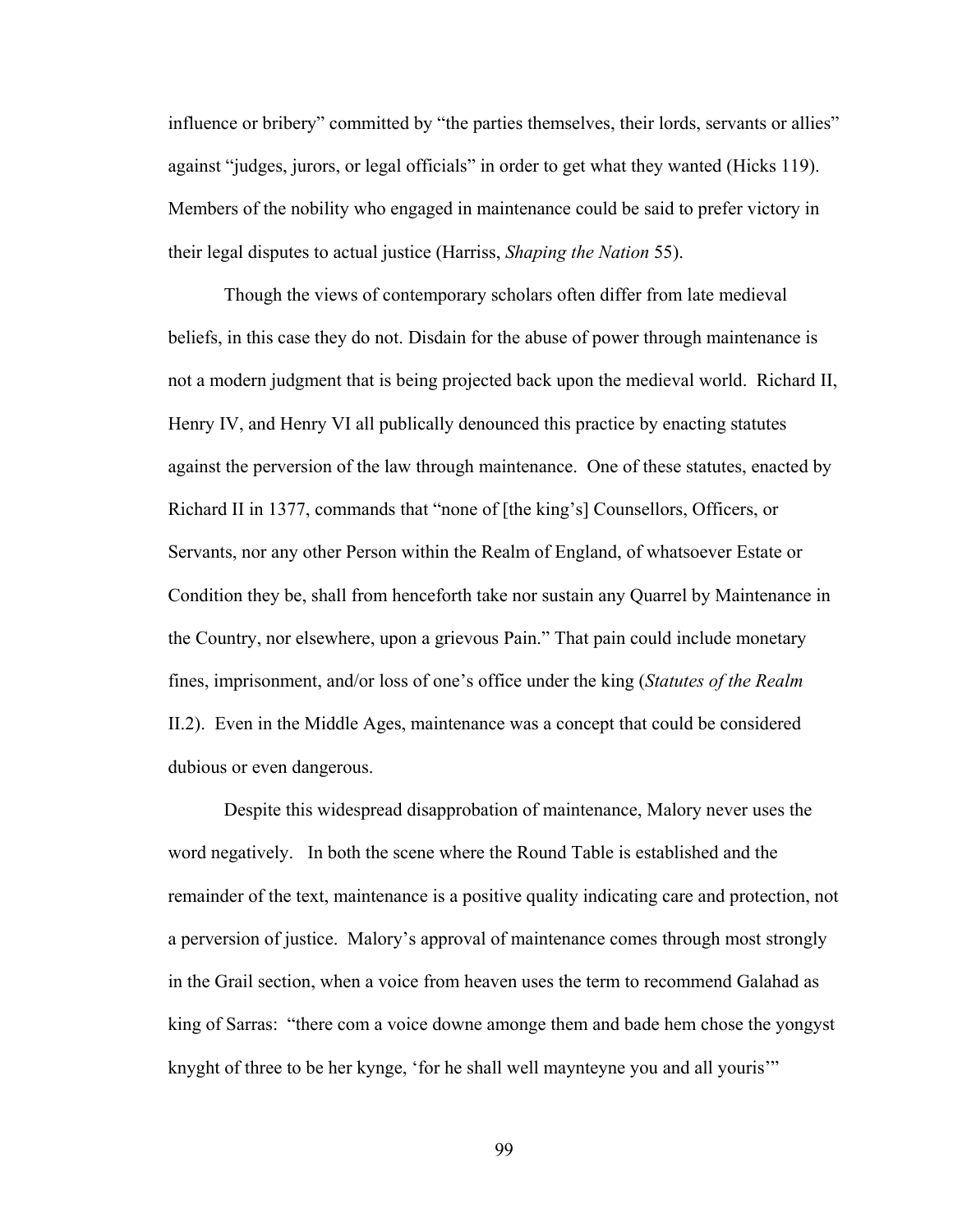influence or bribery" committed by "the parties themselves, their lords, servants or allies" against "judges, jurors, or legal officials" in order to get what they wanted (Hicks 119). Members of the nobility who engaged in maintenance could be said to prefer victory in their legal disputes to actual justice (Harriss, *Shaping the Nation* 55).

Though the views of contemporary scholars often differ from late medieval beliefs, in this case they do not. Disdain for the abuse of power through maintenance is not a modern judgment that is being projected back upon the medieval world. Richard II, Henry IV, and Henry VI all publically denounced this practice by enacting statutes against the perversion of the law through maintenance. One of these statutes, enacted by Richard II in 1377, commands that "none of [the king's] Counsellors, Officers, or Servants, nor any other Person within the Realm of England, of whatsoever Estate or Condition they be, shall from henceforth take nor sustain any Quarrel by Maintenance in the Country, nor elsewhere, upon a grievous Pain." That pain could include monetary fines, imprisonment, and/or loss of one's office under the king (*Statutes of the Realm* II.2). Even in the Middle Ages, maintenance was a concept that could be considered dubious or even dangerous.

Despite this widespread disapprobation of maintenance, Malory never uses the word negatively. In both the scene where the Round Table is established and the remainder of the text, maintenance is a positive quality indicating care and protection, not a perversion of justice. Malory's approval of maintenance comes through most strongly in the Grail section, when a voice from heaven uses the term to recommend Galahad as king of Sarras: "there com a voice downe amonge them and bade hem chose the yongyst knyght of three to be her kynge, 'for he shall well maynteyne you and all youris'"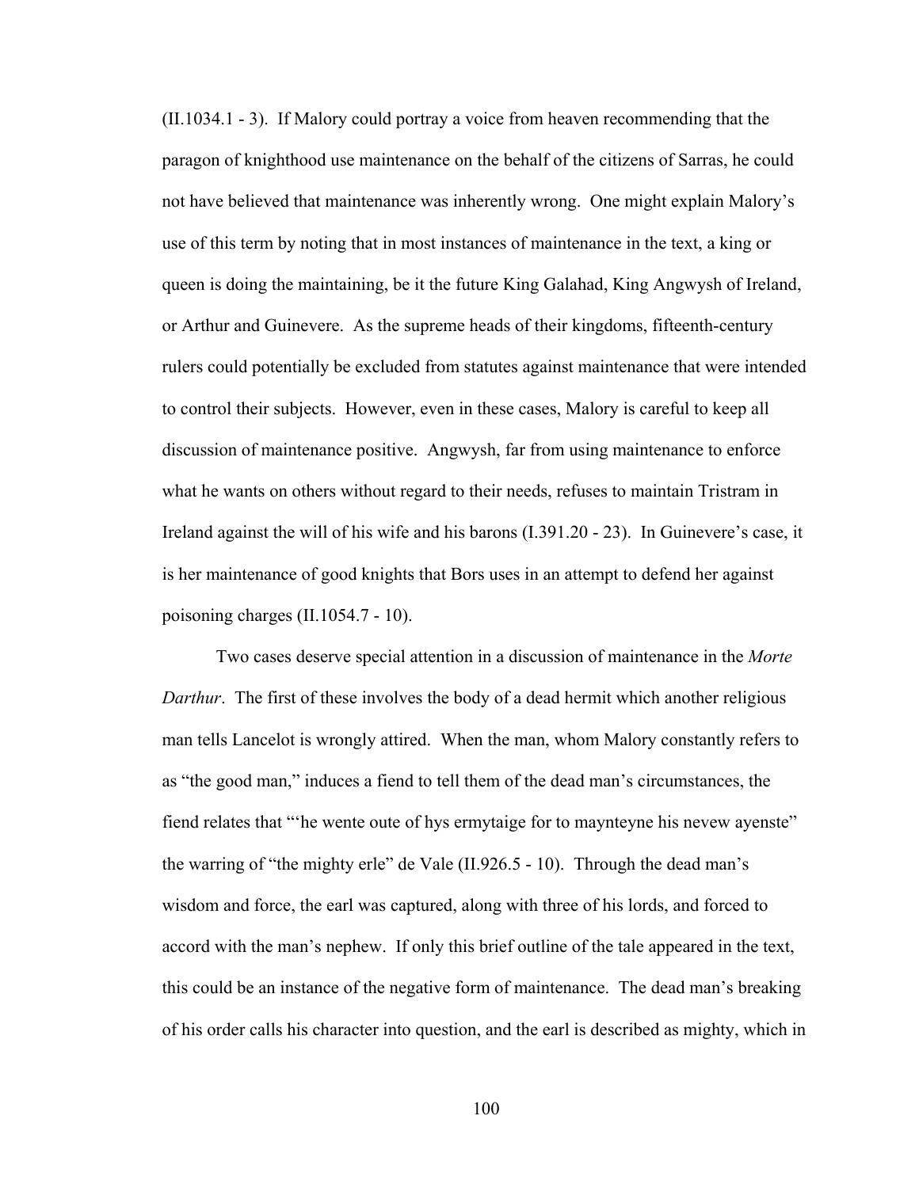(II.1034.1 - 3). If Malory could portray a voice from heaven recommending that the paragon of knighthood use maintenance on the behalf of the citizens of Sarras, he could not have believed that maintenance was inherently wrong. One might explain Malory's use of this term by noting that in most instances of maintenance in the text, a king or queen is doing the maintaining, be it the future King Galahad, King Angwysh of Ireland, or Arthur and Guinevere. As the supreme heads of their kingdoms, fifteenth-century rulers could potentially be excluded from statutes against maintenance that were intended to control their subjects. However, even in these cases, Malory is careful to keep all discussion of maintenance positive. Angwysh, far from using maintenance to enforce what he wants on others without regard to their needs, refuses to maintain Tristram in Ireland against the will of his wife and his barons (I.391.20 - 23). In Guinevere's case, it is her maintenance of good knights that Bors uses in an attempt to defend her against poisoning charges (II.1054.7 - 10).

Two cases deserve special attention in a discussion of maintenance in the *Morte Darthur*. The first of these involves the body of a dead hermit which another religious man tells Lancelot is wrongly attired. When the man, whom Malory constantly refers to as "the good man," induces a fiend to tell them of the dead man's circumstances, the fiend relates that "'he wente oute of hys ermytaige for to maynteyne his nevew ayenste" the warring of "the mighty erle" de Vale (II.926.5 - 10). Through the dead man's wisdom and force, the earl was captured, along with three of his lords, and forced to accord with the man's nephew. If only this brief outline of the tale appeared in the text, this could be an instance of the negative form of maintenance. The dead man's breaking of his order calls his character into question, and the earl is described as mighty, which in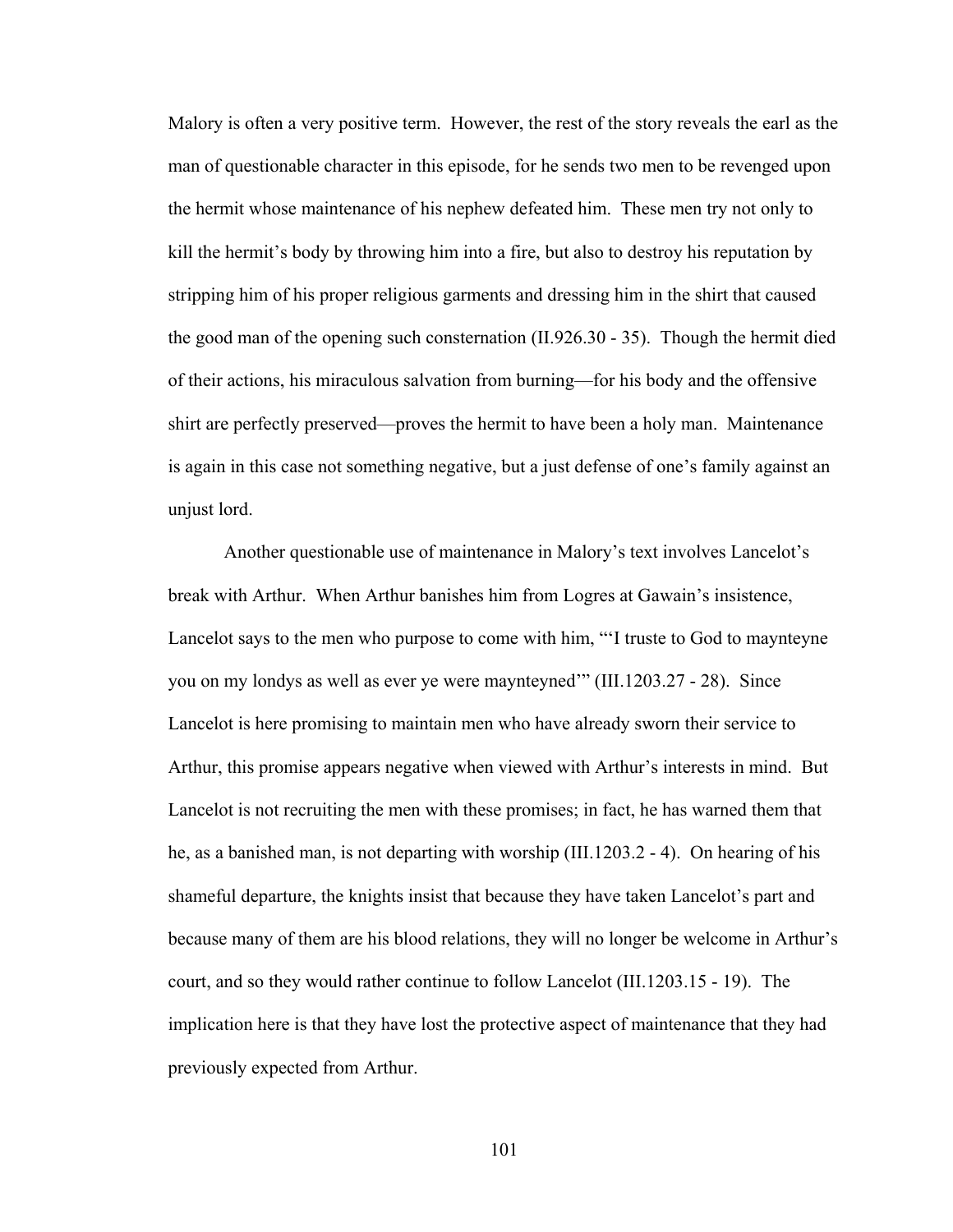Malory is often a very positive term. However, the rest of the story reveals the earl as the man of questionable character in this episode, for he sends two men to be revenged upon the hermit whose maintenance of his nephew defeated him. These men try not only to kill the hermit's body by throwing him into a fire, but also to destroy his reputation by stripping him of his proper religious garments and dressing him in the shirt that caused the good man of the opening such consternation (II.926.30 - 35). Though the hermit died of their actions, his miraculous salvation from burning—for his body and the offensive shirt are perfectly preserved—proves the hermit to have been a holy man. Maintenance is again in this case not something negative, but a just defense of one's family against an unjust lord.

Another questionable use of maintenance in Malory's text involves Lancelot's break with Arthur. When Arthur banishes him from Logres at Gawain's insistence, Lancelot says to the men who purpose to come with him, "'I truste to God to maynteyne you on my londys as well as ever ye were maynteyned'" (III.1203.27 - 28). Since Lancelot is here promising to maintain men who have already sworn their service to Arthur, this promise appears negative when viewed with Arthur's interests in mind. But Lancelot is not recruiting the men with these promises; in fact, he has warned them that he, as a banished man, is not departing with worship (III.1203.2 - 4). On hearing of his shameful departure, the knights insist that because they have taken Lancelot's part and because many of them are his blood relations, they will no longer be welcome in Arthur's court, and so they would rather continue to follow Lancelot (III.1203.15 - 19). The implication here is that they have lost the protective aspect of maintenance that they had previously expected from Arthur.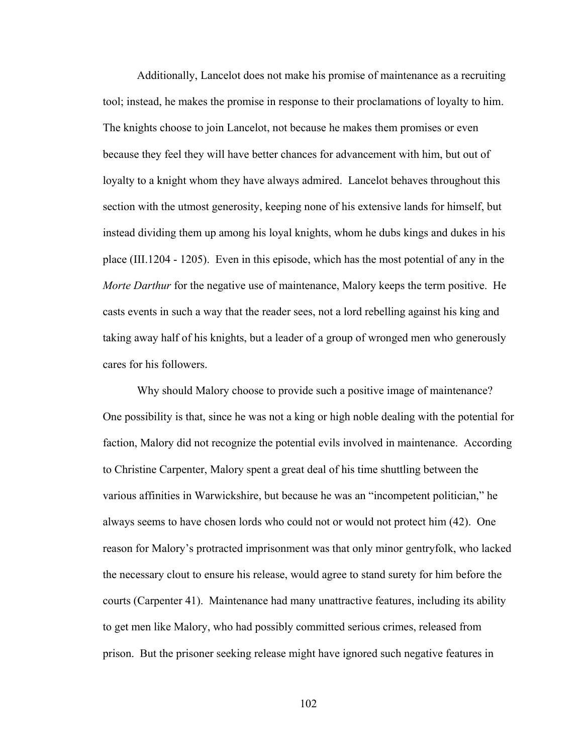Additionally, Lancelot does not make his promise of maintenance as a recruiting tool; instead, he makes the promise in response to their proclamations of loyalty to him. The knights choose to join Lancelot, not because he makes them promises or even because they feel they will have better chances for advancement with him, but out of loyalty to a knight whom they have always admired. Lancelot behaves throughout this section with the utmost generosity, keeping none of his extensive lands for himself, but instead dividing them up among his loyal knights, whom he dubs kings and dukes in his place (III.1204 - 1205). Even in this episode, which has the most potential of any in the *Morte Darthur* for the negative use of maintenance, Malory keeps the term positive. He casts events in such a way that the reader sees, not a lord rebelling against his king and taking away half of his knights, but a leader of a group of wronged men who generously cares for his followers.

Why should Malory choose to provide such a positive image of maintenance? One possibility is that, since he was not a king or high noble dealing with the potential for faction, Malory did not recognize the potential evils involved in maintenance. According to Christine Carpenter, Malory spent a great deal of his time shuttling between the various affinities in Warwickshire, but because he was an "incompetent politician," he always seems to have chosen lords who could not or would not protect him (42). One reason for Malory's protracted imprisonment was that only minor gentryfolk, who lacked the necessary clout to ensure his release, would agree to stand surety for him before the courts (Carpenter 41). Maintenance had many unattractive features, including its ability to get men like Malory, who had possibly committed serious crimes, released from prison. But the prisoner seeking release might have ignored such negative features in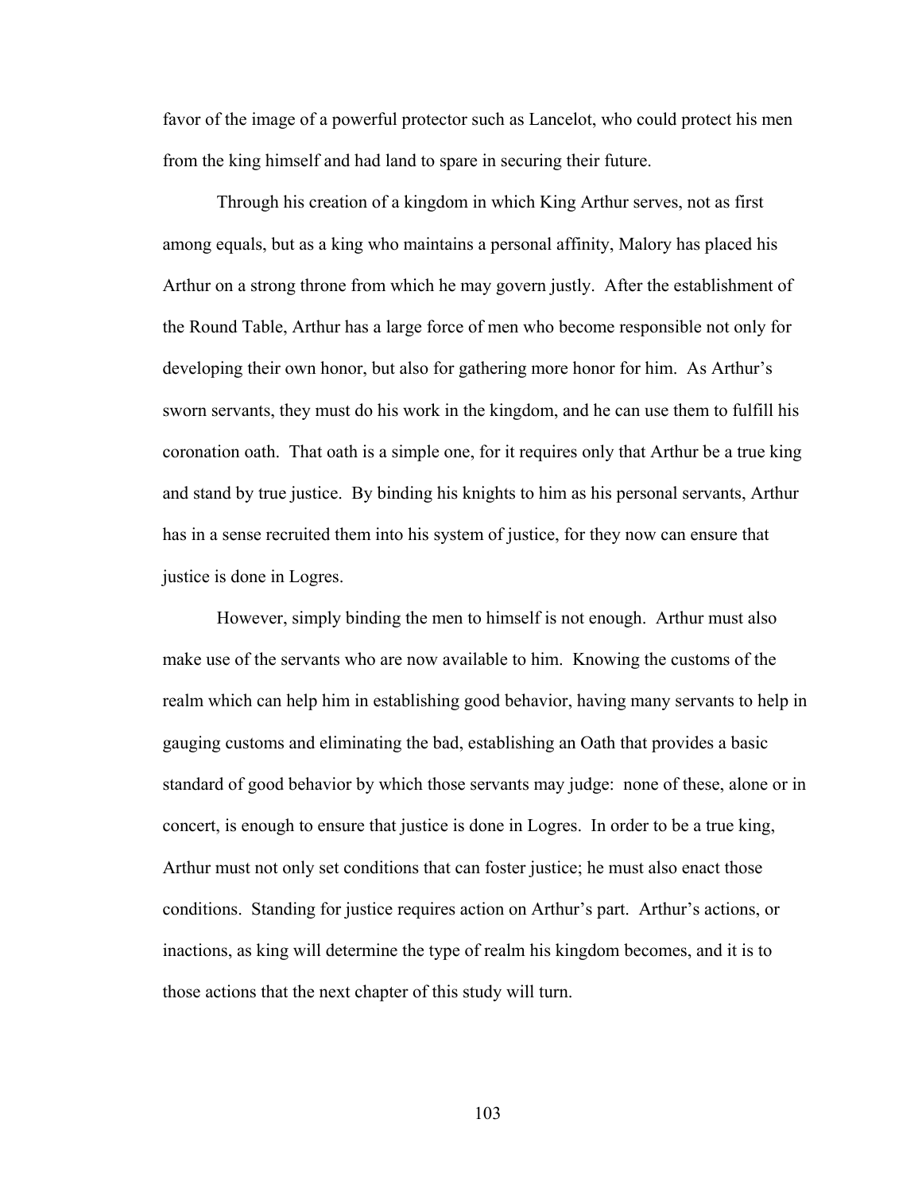favor of the image of a powerful protector such as Lancelot, who could protect his men from the king himself and had land to spare in securing their future.

Through his creation of a kingdom in which King Arthur serves, not as first among equals, but as a king who maintains a personal affinity, Malory has placed his Arthur on a strong throne from which he may govern justly. After the establishment of the Round Table, Arthur has a large force of men who become responsible not only for developing their own honor, but also for gathering more honor for him. As Arthur's sworn servants, they must do his work in the kingdom, and he can use them to fulfill his coronation oath. That oath is a simple one, for it requires only that Arthur be a true king and stand by true justice. By binding his knights to him as his personal servants, Arthur has in a sense recruited them into his system of justice, for they now can ensure that justice is done in Logres.

However, simply binding the men to himself is not enough. Arthur must also make use of the servants who are now available to him. Knowing the customs of the realm which can help him in establishing good behavior, having many servants to help in gauging customs and eliminating the bad, establishing an Oath that provides a basic standard of good behavior by which those servants may judge: none of these, alone or in concert, is enough to ensure that justice is done in Logres. In order to be a true king, Arthur must not only set conditions that can foster justice; he must also enact those conditions. Standing for justice requires action on Arthur's part. Arthur's actions, or inactions, as king will determine the type of realm his kingdom becomes, and it is to those actions that the next chapter of this study will turn.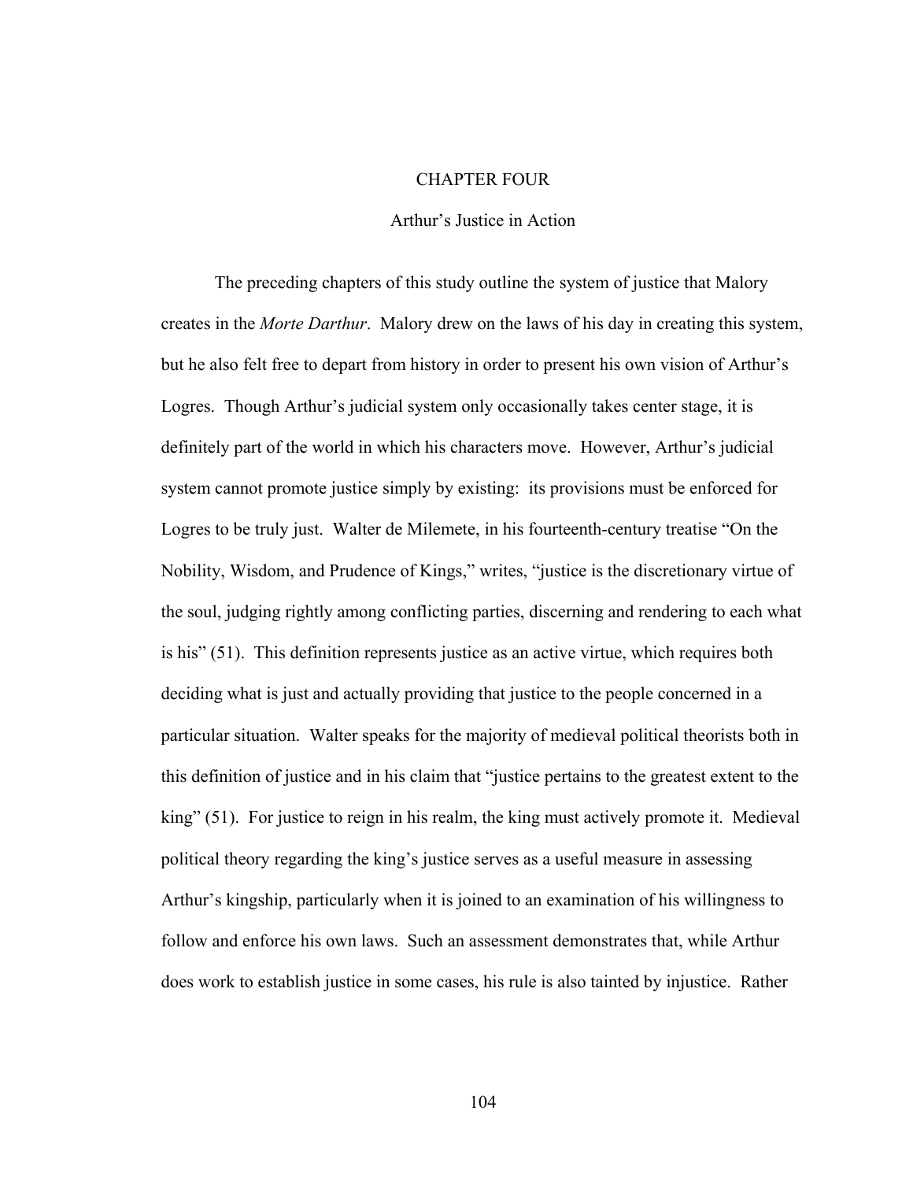# CHAPTER FOUR

## Arthur's Justice in Action

The preceding chapters of this study outline the system of justice that Malory creates in the *Morte Darthur*. Malory drew on the laws of his day in creating this system, but he also felt free to depart from history in order to present his own vision of Arthur's Logres. Though Arthur's judicial system only occasionally takes center stage, it is definitely part of the world in which his characters move. However, Arthur's judicial system cannot promote justice simply by existing: its provisions must be enforced for Logres to be truly just. Walter de Milemete, in his fourteenth-century treatise "On the Nobility, Wisdom, and Prudence of Kings," writes, "justice is the discretionary virtue of the soul, judging rightly among conflicting parties, discerning and rendering to each what is his" (51). This definition represents justice as an active virtue, which requires both deciding what is just and actually providing that justice to the people concerned in a particular situation. Walter speaks for the majority of medieval political theorists both in this definition of justice and in his claim that "justice pertains to the greatest extent to the king" (51). For justice to reign in his realm, the king must actively promote it. Medieval political theory regarding the king's justice serves as a useful measure in assessing Arthur's kingship, particularly when it is joined to an examination of his willingness to follow and enforce his own laws. Such an assessment demonstrates that, while Arthur does work to establish justice in some cases, his rule is also tainted by injustice. Rather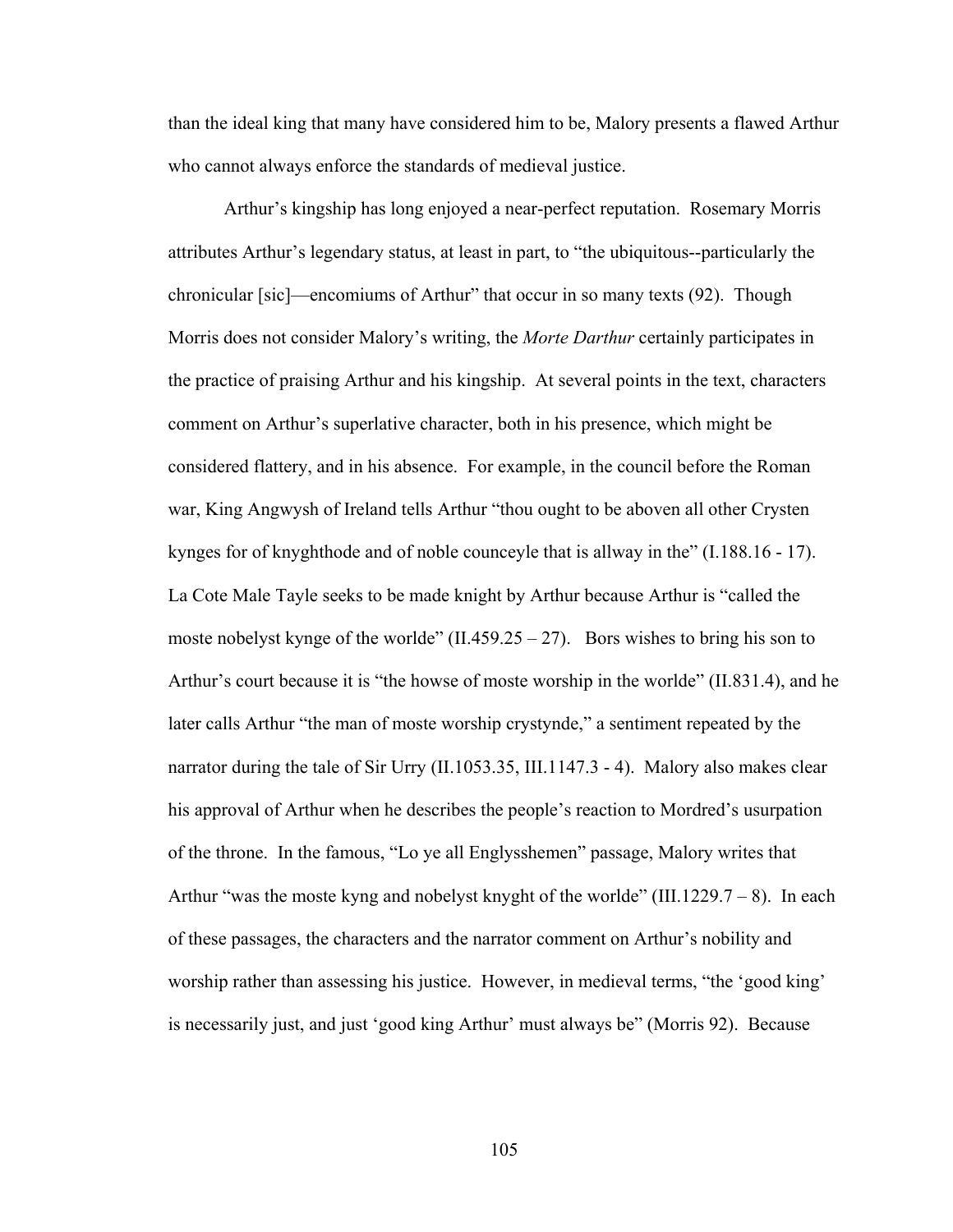than the ideal king that many have considered him to be, Malory presents a flawed Arthur who cannot always enforce the standards of medieval justice.

Arthur's kingship has long enjoyed a near-perfect reputation. Rosemary Morris attributes Arthur's legendary status, at least in part, to "the ubiquitous--particularly the chronicular [sic]—encomiums of Arthur" that occur in so many texts (92). Though Morris does not consider Malory's writing, the *Morte Darthur* certainly participates in the practice of praising Arthur and his kingship. At several points in the text, characters comment on Arthur's superlative character, both in his presence, which might be considered flattery, and in his absence. For example, in the council before the Roman war, King Angwysh of Ireland tells Arthur "thou ought to be aboven all other Crysten kynges for of knyghthode and of noble counceyle that is allway in the" (I.188.16 - 17). La Cote Male Tayle seeks to be made knight by Arthur because Arthur is "called the moste nobelyst kynge of the worlde" (II.459.25 – 27). Bors wishes to bring his son to Arthur's court because it is "the howse of moste worship in the worlde" (II.831.4), and he later calls Arthur "the man of moste worship crystynde," a sentiment repeated by the narrator during the tale of Sir Urry (II.1053.35, III.1147.3 - 4). Malory also makes clear his approval of Arthur when he describes the people's reaction to Mordred's usurpation of the throne. In the famous, "Lo ye all Englysshemen" passage, Malory writes that Arthur "was the moste kyng and nobelyst knyght of the worlde" (III.1229.7 – 8). In each of these passages, the characters and the narrator comment on Arthur's nobility and worship rather than assessing his justice. However, in medieval terms, "the 'good king' is necessarily just, and just 'good king Arthur' must always be" (Morris 92). Because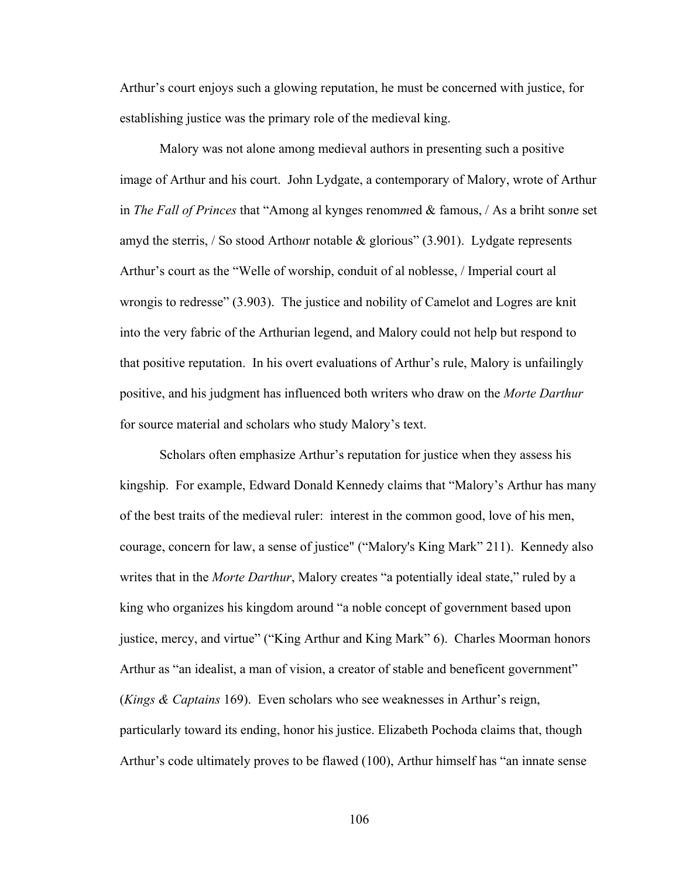Arthur's court enjoys such a glowing reputation, he must be concerned with justice, for establishing justice was the primary role of the medieval king.

Malory was not alone among medieval authors in presenting such a positive image of Arthur and his court. John Lydgate, a contemporary of Malory, wrote of Arthur in *The Fall of Princes* that "Among al kynges renom*m*ed & famous, / As a briht son*n*e set amyd the sterris, / So stood Artho*u*r notable & glorious" (3.901). Lydgate represents Arthur's court as the "Welle of worship, conduit of al noblesse, / Imperial court al wrongis to redresse" (3.903). The justice and nobility of Camelot and Logres are knit into the very fabric of the Arthurian legend, and Malory could not help but respond to that positive reputation. In his overt evaluations of Arthur's rule, Malory is unfailingly positive, and his judgment has influenced both writers who draw on the *Morte Darthur* for source material and scholars who study Malory's text.

Scholars often emphasize Arthur's reputation for justice when they assess his kingship. For example, Edward Donald Kennedy claims that "Malory's Arthur has many of the best traits of the medieval ruler: interest in the common good, love of his men, courage, concern for law, a sense of justice" ("Malory's King Mark" 211). Kennedy also writes that in the *Morte Darthur*, Malory creates "a potentially ideal state," ruled by a king who organizes his kingdom around "a noble concept of government based upon justice, mercy, and virtue" ("King Arthur and King Mark" 6). Charles Moorman honors Arthur as "an idealist, a man of vision, a creator of stable and beneficent government" (*Kings & Captains* 169). Even scholars who see weaknesses in Arthur's reign, particularly toward its ending, honor his justice. Elizabeth Pochoda claims that, though Arthur's code ultimately proves to be flawed (100), Arthur himself has "an innate sense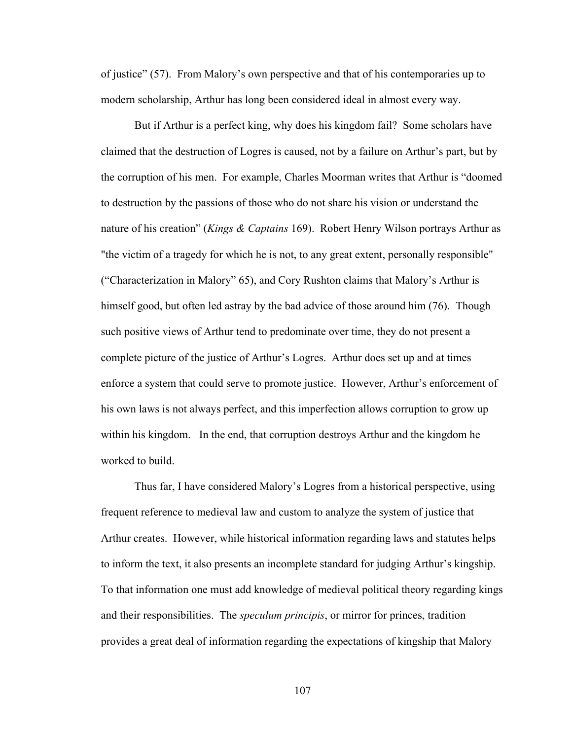of justice" (57). From Malory's own perspective and that of his contemporaries up to modern scholarship, Arthur has long been considered ideal in almost every way.

But if Arthur is a perfect king, why does his kingdom fail? Some scholars have claimed that the destruction of Logres is caused, not by a failure on Arthur's part, but by the corruption of his men. For example, Charles Moorman writes that Arthur is "doomed to destruction by the passions of those who do not share his vision or understand the nature of his creation" (*Kings & Captains* 169). Robert Henry Wilson portrays Arthur as "the victim of a tragedy for which he is not, to any great extent, personally responsible" ("Characterization in Malory" 65), and Cory Rushton claims that Malory's Arthur is himself good, but often led astray by the bad advice of those around him (76). Though such positive views of Arthur tend to predominate over time, they do not present a complete picture of the justice of Arthur's Logres. Arthur does set up and at times enforce a system that could serve to promote justice. However, Arthur's enforcement of his own laws is not always perfect, and this imperfection allows corruption to grow up within his kingdom. In the end, that corruption destroys Arthur and the kingdom he worked to build.

Thus far, I have considered Malory's Logres from a historical perspective, using frequent reference to medieval law and custom to analyze the system of justice that Arthur creates. However, while historical information regarding laws and statutes helps to inform the text, it also presents an incomplete standard for judging Arthur's kingship. To that information one must add knowledge of medieval political theory regarding kings and their responsibilities. The *speculum principis*, or mirror for princes, tradition provides a great deal of information regarding the expectations of kingship that Malory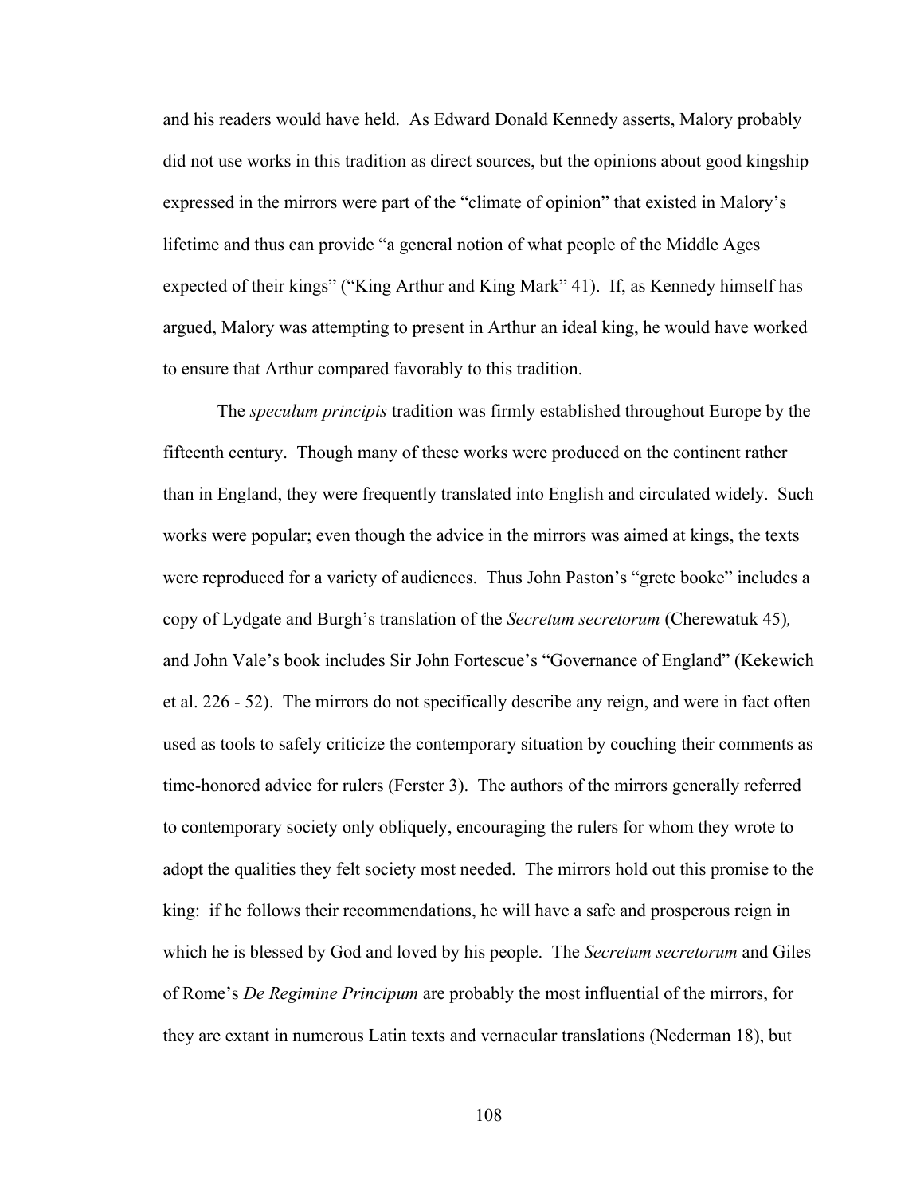and his readers would have held. As Edward Donald Kennedy asserts, Malory probably did not use works in this tradition as direct sources, but the opinions about good kingship expressed in the mirrors were part of the "climate of opinion" that existed in Malory's lifetime and thus can provide "a general notion of what people of the Middle Ages expected of their kings" ("King Arthur and King Mark" 41). If, as Kennedy himself has argued, Malory was attempting to present in Arthur an ideal king, he would have worked to ensure that Arthur compared favorably to this tradition.

The *speculum principis* tradition was firmly established throughout Europe by the fifteenth century. Though many of these works were produced on the continent rather than in England, they were frequently translated into English and circulated widely. Such works were popular; even though the advice in the mirrors was aimed at kings, the texts were reproduced for a variety of audiences. Thus John Paston's "grete booke" includes a copy of Lydgate and Burgh's translation of the *Secretum secretorum* (Cherewatuk 45), and John Vale's book includes Sir John Fortescue's "Governance of England" (Kekewich et al. 226 - 52). The mirrors do not specifically describe any reign, and were in fact often used as tools to safely criticize the contemporary situation by couching their comments as time-honored advice for rulers (Ferster 3). The authors of the mirrors generally referred to contemporary society only obliquely, encouraging the rulers for whom they wrote to adopt the qualities they felt society most needed. The mirrors hold out this promise to the king: if he follows their recommendations, he will have a safe and prosperous reign in which he is blessed by God and loved by his people. The *Secretum secretorum* and Giles of Rome's *De Regimine Principum* are probably the most influential of the mirrors, for they are extant in numerous Latin texts and vernacular translations (Nederman 18), but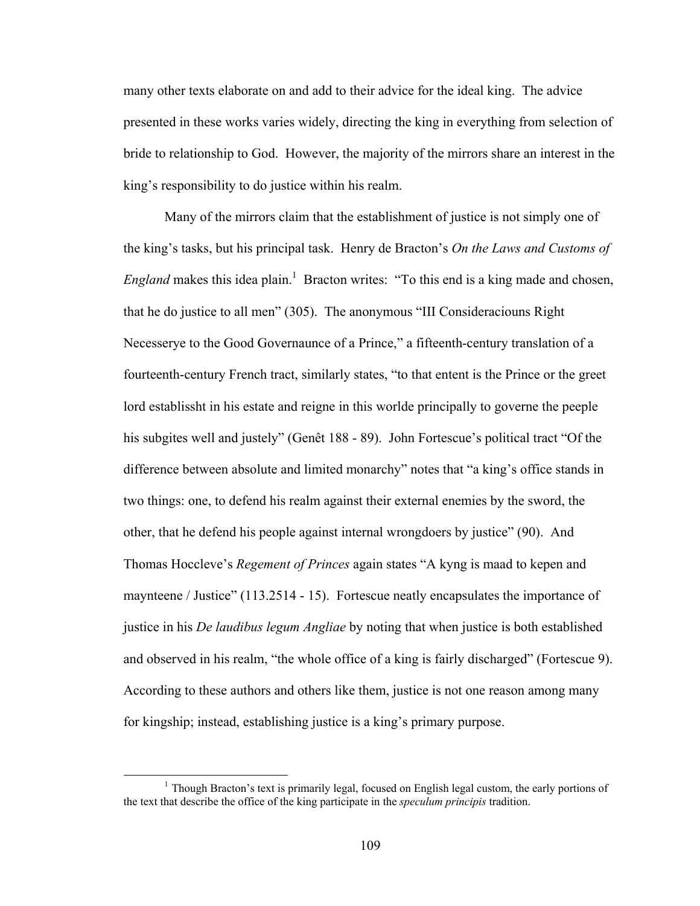many other texts elaborate on and add to their advice for the ideal king. The advice presented in these works varies widely, directing the king in everything from selection of bride to relationship to God. However, the majority of the mirrors share an interest in the king's responsibility to do justice within his realm.

Many of the mirrors claim that the establishment of justice is not simply one of the king's tasks, but his principal task. Henry de Bracton's *On the Laws and Customs of England* makes this idea plain.[1] Bracton writes: "To this end is a king made and chosen, that he do justice to all men" (305). The anonymous "III Consideraciouns Right Necesserye to the Good Governaunce of a Prince," a fifteenth-century translation of a fourteenth-century French tract, similarly states, "to that entent is the Prince or the greet lord establissht in his estate and reigne in this worlde principally to governe the peeple his subgites well and justely" (Genêt 188 - 89). John Fortescue's political tract "Of the difference between absolute and limited monarchy" notes that "a king's office stands in two things: one, to defend his realm against their external enemies by the sword, the other, that he defend his people against internal wrongdoers by justice" (90). And Thomas Hoccleve's *Regement of Princes* again states "A kyng is maad to kepen and maynteene / Justice" (113.2514 - 15). Fortescue neatly encapsulates the importance of justice in his *De laudibus legum Angliae* by noting that when justice is both established and observed in his realm, "the whole office of a king is fairly discharged" (Fortescue 9). According to these authors and others like them, justice is not one reason among many for kingship; instead, establishing justice is a king's primary purpose.

[1] Though Bracton's text is primarily legal, focused on English legal custom, the early portions of the text that describe the office of the king participate in the *speculum principis* tradition.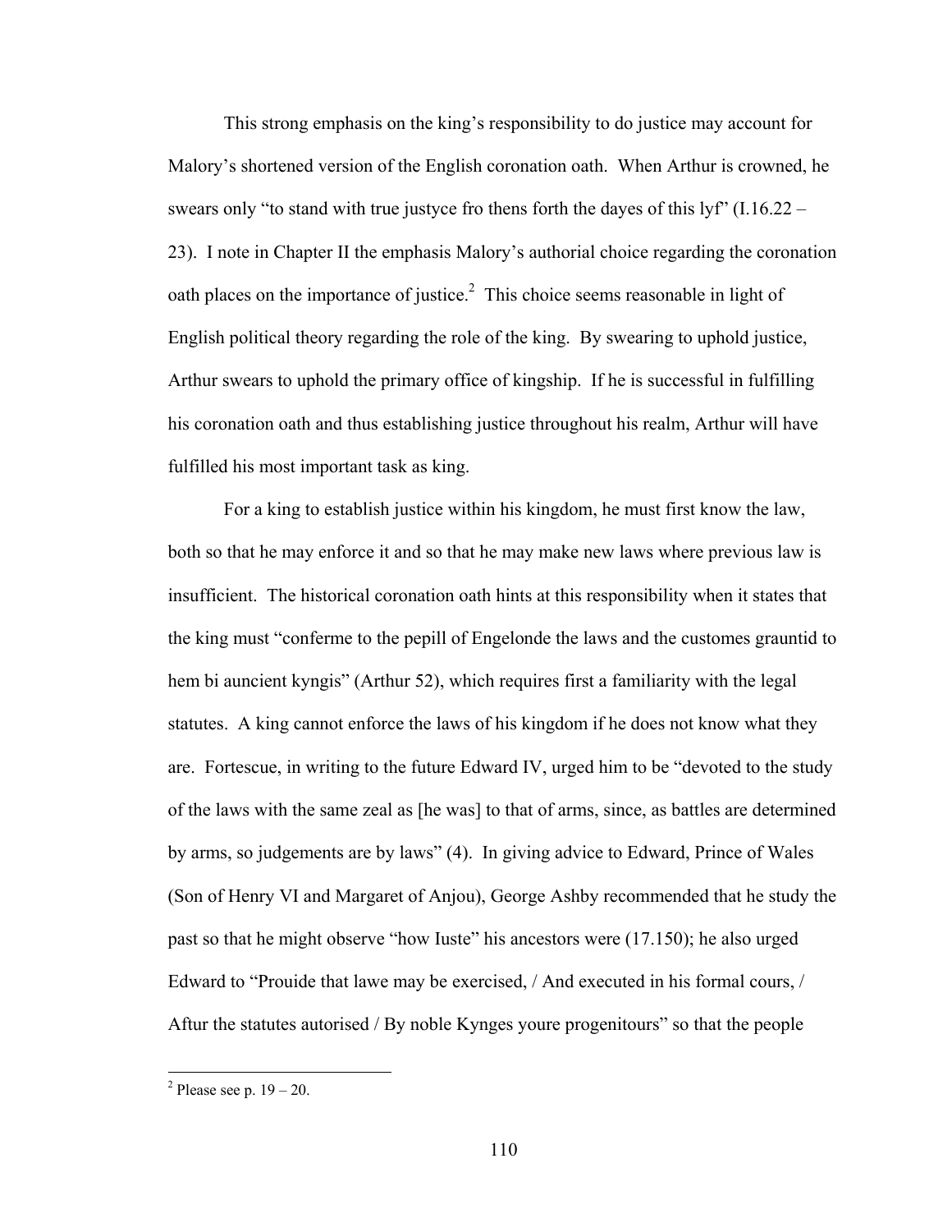This strong emphasis on the king's responsibility to do justice may account for Malory's shortened version of the English coronation oath. When Arthur is crowned, he swears only "to stand with true justyce fro thens forth the dayes of this lyf" (I.16.22 – 23). I note in Chapter II the emphasis Malory's authorial choice regarding the coronation oath places on the importance of justice.[2] This choice seems reasonable in light of English political theory regarding the role of the king. By swearing to uphold justice, Arthur swears to uphold the primary office of kingship. If he is successful in fulfilling his coronation oath and thus establishing justice throughout his realm, Arthur will have fulfilled his most important task as king.

For a king to establish justice within his kingdom, he must first know the law, both so that he may enforce it and so that he may make new laws where previous law is insufficient. The historical coronation oath hints at this responsibility when it states that the king must "conferme to the pepill of Engelonde the laws and the customes grauntid to hem bi auncient kyngis" (Arthur 52), which requires first a familiarity with the legal statutes. A king cannot enforce the laws of his kingdom if he does not know what they are. Fortescue, in writing to the future Edward IV, urged him to be "devoted to the study of the laws with the same zeal as [he was] to that of arms, since, as battles are determined by arms, so judgements are by laws" (4). In giving advice to Edward, Prince of Wales (Son of Henry VI and Margaret of Anjou), George Ashby recommended that he study the past so that he might observe "how Iuste" his ancestors were (17.150); he also urged Edward to "Prouide that lawe may be exercised, / And executed in his formal cours, / Aftur the statutes autorised / By noble Kynges youre progenitours" so that the people

[2] Please see p. 19 – 20.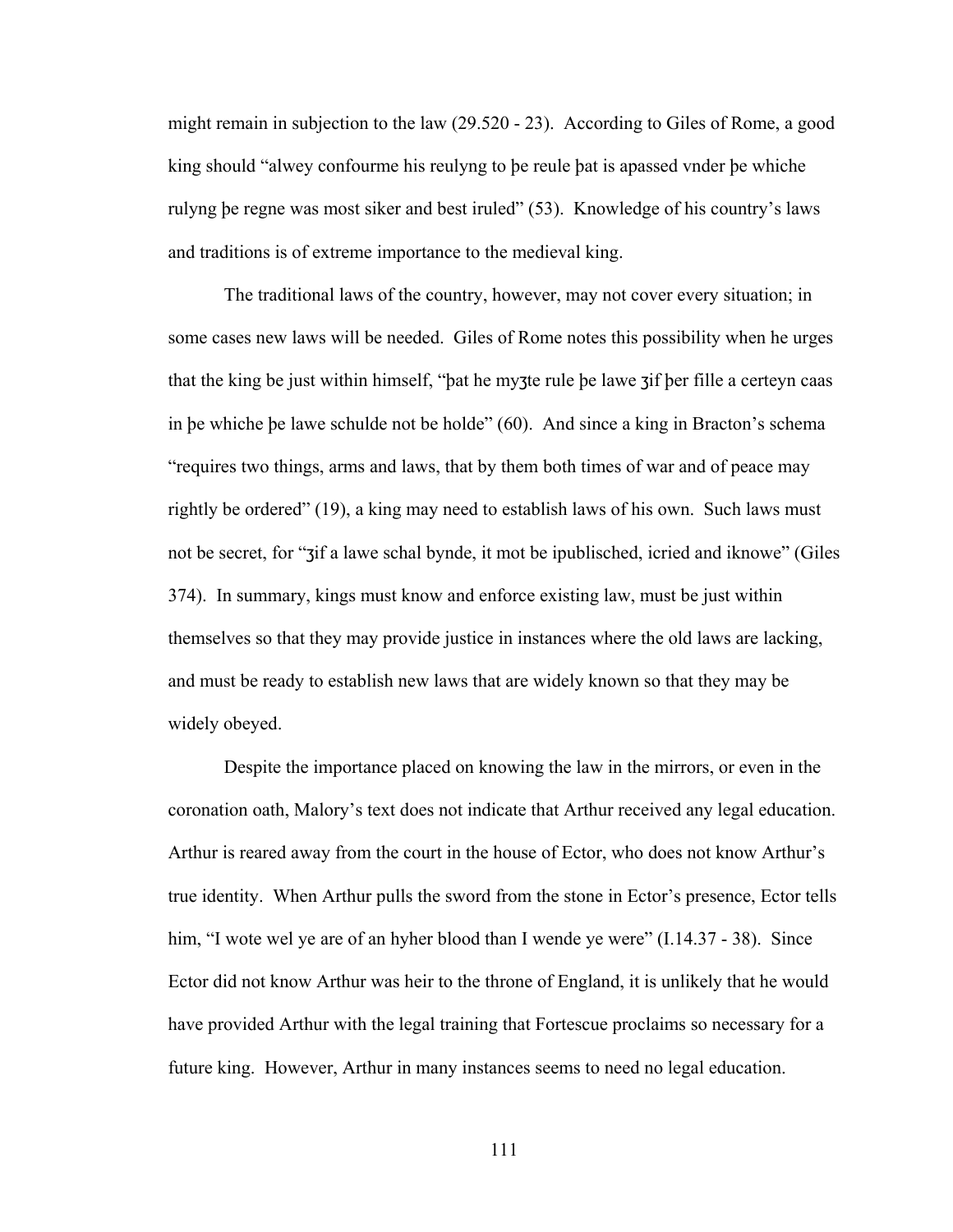might remain in subjection to the law (29.520 - 23). According to Giles of Rome, a good king should "alwey confourme his reulyng to þe reule þat is apassed vnder þe whiche rulyng þe regne was most siker and best iruled" (53). Knowledge of his country's laws and traditions is of extreme importance to the medieval king.

The traditional laws of the country, however, may not cover every situation; in some cases new laws will be needed. Giles of Rome notes this possibility when he urges that the king be just within himself, "þat he myȝte rule þe lawe ȝif þer fille a certeyn caas in þe whiche þe lawe schulde not be holde" (60). And since a king in Bracton's schema "requires two things, arms and laws, that by them both times of war and of peace may rightly be ordered" (19), a king may need to establish laws of his own. Such laws must not be secret, for "ȝif a lawe schal bynde, it mot be ipublisched, icried and iknowe" (Giles 374). In summary, kings must know and enforce existing law, must be just within themselves so that they may provide justice in instances where the old laws are lacking, and must be ready to establish new laws that are widely known so that they may be widely obeyed.

Despite the importance placed on knowing the law in the mirrors, or even in the coronation oath, Malory's text does not indicate that Arthur received any legal education. Arthur is reared away from the court in the house of Ector, who does not know Arthur's true identity. When Arthur pulls the sword from the stone in Ector's presence, Ector tells him, "I wote wel ye are of an hyher blood than I wende ye were" (I.14.37 - 38). Since Ector did not know Arthur was heir to the throne of England, it is unlikely that he would have provided Arthur with the legal training that Fortescue proclaims so necessary for a future king. However, Arthur in many instances seems to need no legal education.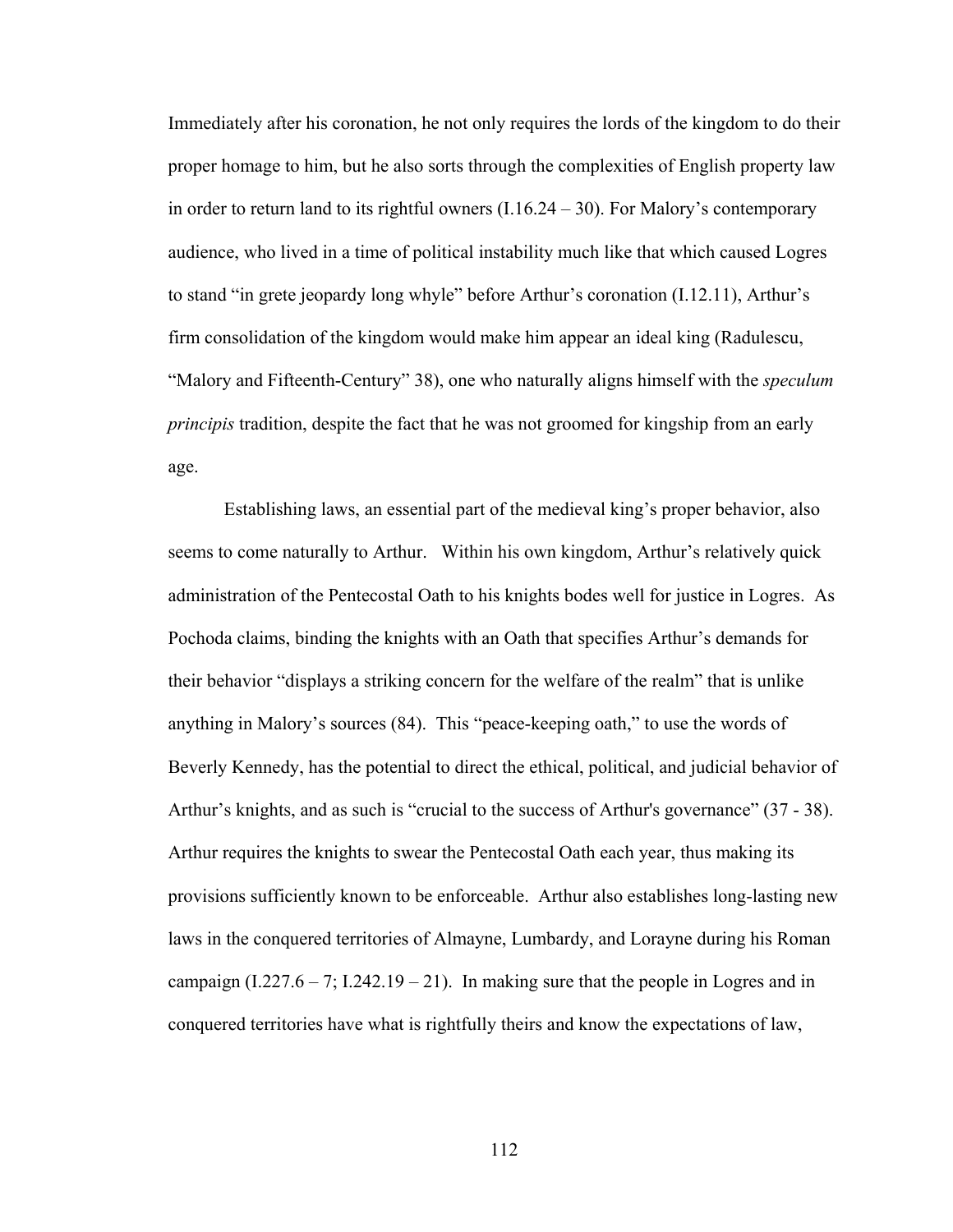Immediately after his coronation, he not only requires the lords of the kingdom to do their proper homage to him, but he also sorts through the complexities of English property law in order to return land to its rightful owners (I.16.24 – 30). For Malory's contemporary audience, who lived in a time of political instability much like that which caused Logres to stand "in grete jeopardy long whyle" before Arthur's coronation (I.12.11), Arthur's firm consolidation of the kingdom would make him appear an ideal king (Radulescu, "Malory and Fifteenth-Century" 38), one who naturally aligns himself with the *speculum principis* tradition, despite the fact that he was not groomed for kingship from an early age.

Establishing laws, an essential part of the medieval king's proper behavior, also seems to come naturally to Arthur. Within his own kingdom, Arthur's relatively quick administration of the Pentecostal Oath to his knights bodes well for justice in Logres. As Pochoda claims, binding the knights with an Oath that specifies Arthur's demands for their behavior "displays a striking concern for the welfare of the realm" that is unlike anything in Malory's sources (84). This "peace-keeping oath," to use the words of Beverly Kennedy, has the potential to direct the ethical, political, and judicial behavior of Arthur's knights, and as such is "crucial to the success of Arthur's governance" (37 - 38). Arthur requires the knights to swear the Pentecostal Oath each year, thus making its provisions sufficiently known to be enforceable. Arthur also establishes long-lasting new laws in the conquered territories of Almayne, Lumbardy, and Lorayne during his Roman campaign (I.227.6 – 7; I.242.19 – 21). In making sure that the people in Logres and in conquered territories have what is rightfully theirs and know the expectations of law,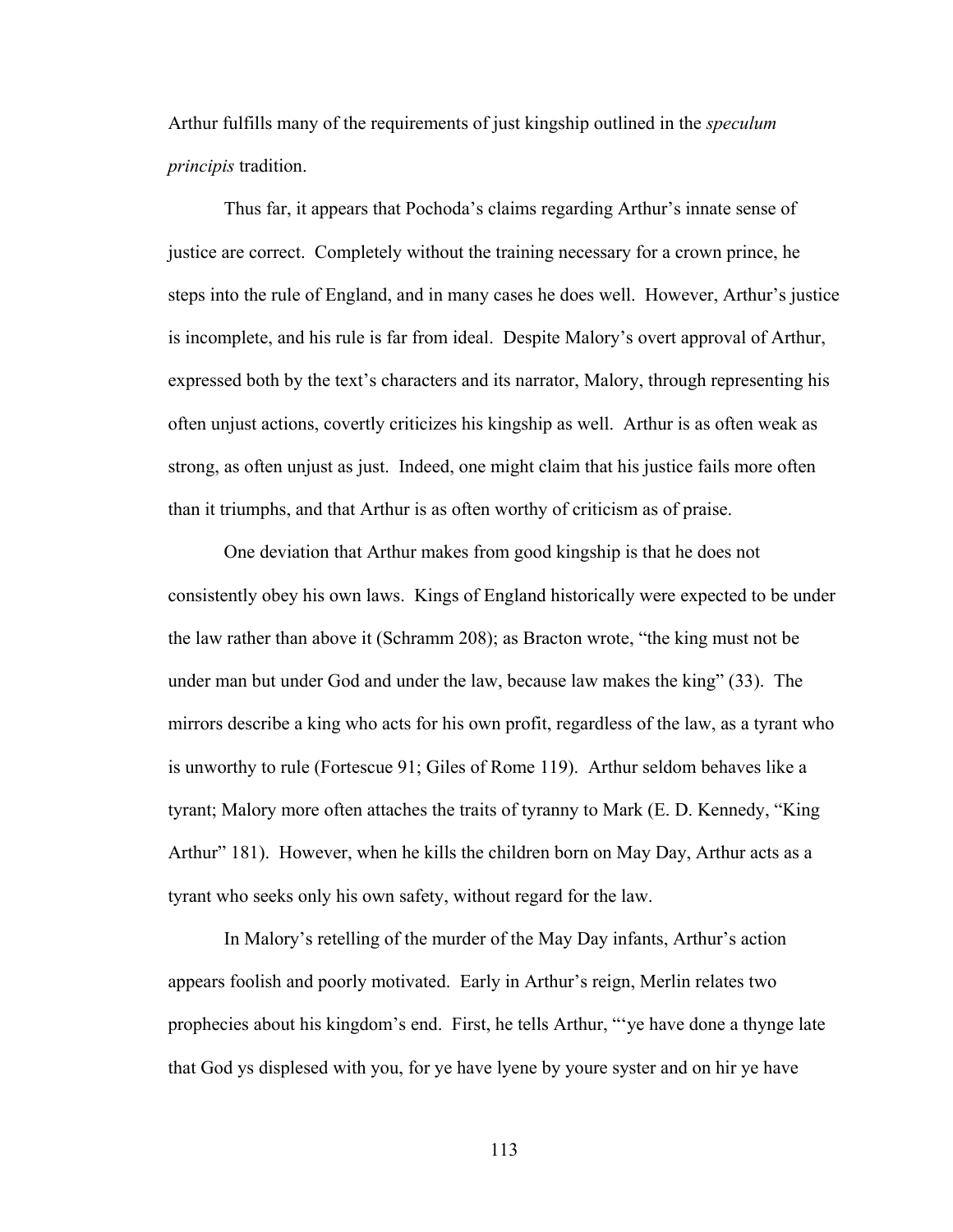Arthur fulfills many of the requirements of just kingship outlined in the *speculum principis* tradition.

Thus far, it appears that Pochoda's claims regarding Arthur's innate sense of justice are correct. Completely without the training necessary for a crown prince, he steps into the rule of England, and in many cases he does well. However, Arthur's justice is incomplete, and his rule is far from ideal. Despite Malory's overt approval of Arthur, expressed both by the text's characters and its narrator, Malory, through representing his often unjust actions, covertly criticizes his kingship as well. Arthur is as often weak as strong, as often unjust as just. Indeed, one might claim that his justice fails more often than it triumphs, and that Arthur is as often worthy of criticism as of praise.

One deviation that Arthur makes from good kingship is that he does not consistently obey his own laws. Kings of England historically were expected to be under the law rather than above it (Schramm 208); as Bracton wrote, "the king must not be under man but under God and under the law, because law makes the king" (33). The mirrors describe a king who acts for his own profit, regardless of the law, as a tyrant who is unworthy to rule (Fortescue 91; Giles of Rome 119). Arthur seldom behaves like a tyrant; Malory more often attaches the traits of tyranny to Mark (E. D. Kennedy, "King Arthur" 181). However, when he kills the children born on May Day, Arthur acts as a tyrant who seeks only his own safety, without regard for the law.

In Malory's retelling of the murder of the May Day infants, Arthur's action appears foolish and poorly motivated. Early in Arthur's reign, Merlin relates two prophecies about his kingdom's end. First, he tells Arthur, "'ye have done a thynge late that God ys displesed with you, for ye have lyene by youre syster and on hir ye have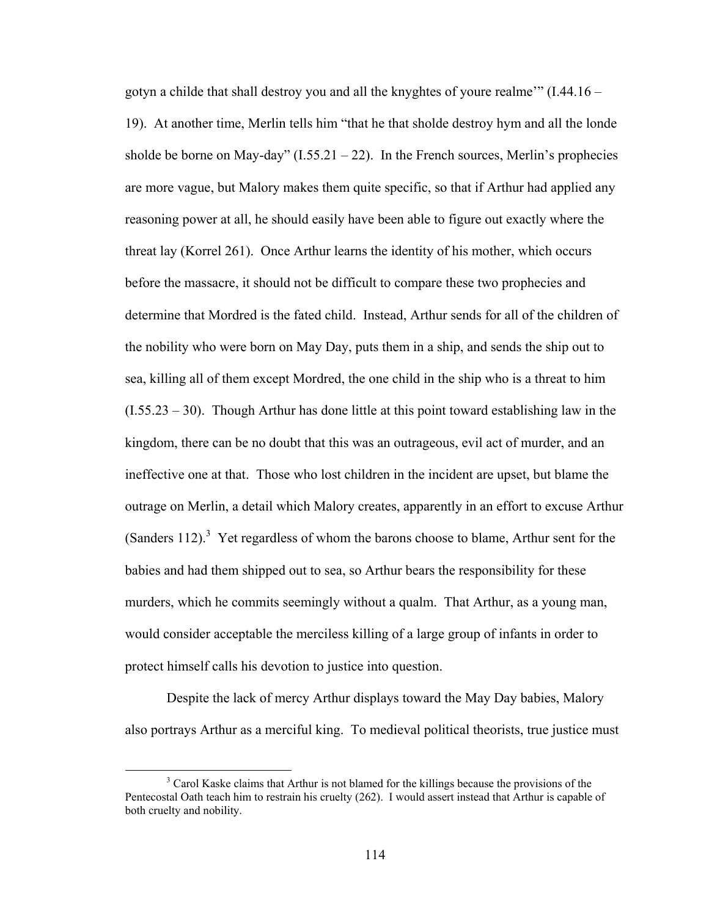gotyn a childe that shall destroy you and all the knyghtes of youre realme'" (I.44.16 – 19). At another time, Merlin tells him "that he that sholde destroy hym and all the londe sholde be borne on May-day" (I.55.21 – 22). In the French sources, Merlin's prophecies are more vague, but Malory makes them quite specific, so that if Arthur had applied any reasoning power at all, he should easily have been able to figure out exactly where the threat lay (Korrel 261). Once Arthur learns the identity of his mother, which occurs before the massacre, it should not be difficult to compare these two prophecies and determine that Mordred is the fated child. Instead, Arthur sends for all of the children of the nobility who were born on May Day, puts them in a ship, and sends the ship out to sea, killing all of them except Mordred, the one child in the ship who is a threat to him (I.55.23 – 30). Though Arthur has done little at this point toward establishing law in the kingdom, there can be no doubt that this was an outrageous, evil act of murder, and an ineffective one at that. Those who lost children in the incident are upset, but blame the outrage on Merlin, a detail which Malory creates, apparently in an effort to excuse Arthur (Sanders 112).[3] Yet regardless of whom the barons choose to blame, Arthur sent for the babies and had them shipped out to sea, so Arthur bears the responsibility for these murders, which he commits seemingly without a qualm. That Arthur, as a young man, would consider acceptable the merciless killing of a large group of infants in order to protect himself calls his devotion to justice into question.

Despite the lack of mercy Arthur displays toward the May Day babies, Malory also portrays Arthur as a merciful king. To medieval political theorists, true justice must

[3] Carol Kaske claims that Arthur is not blamed for the killings because the provisions of the Pentecostal Oath teach him to restrain his cruelty (262). I would assert instead that Arthur is capable of both cruelty and nobility.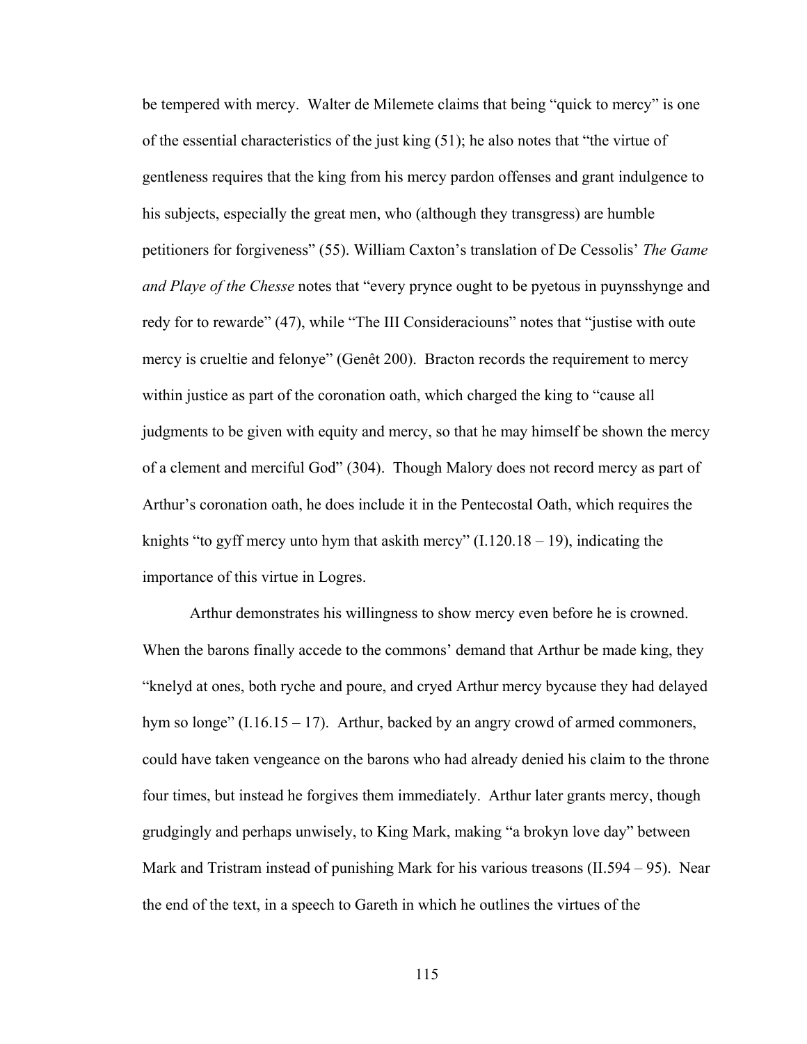be tempered with mercy. Walter de Milemete claims that being "quick to mercy" is one of the essential characteristics of the just king (51); he also notes that "the virtue of gentleness requires that the king from his mercy pardon offenses and grant indulgence to his subjects, especially the great men, who (although they transgress) are humble petitioners for forgiveness" (55). William Caxton's translation of De Cessolis' *The Game and Playe of the Chesse* notes that "every prynce ought to be pyetous in puynsshynge and redy for to rewarde" (47), while "The III Consideraciouns" notes that "justise with oute mercy is crueltie and felonye" (Genêt 200). Bracton records the requirement to mercy within justice as part of the coronation oath, which charged the king to "cause all judgments to be given with equity and mercy, so that he may himself be shown the mercy of a clement and merciful God" (304). Though Malory does not record mercy as part of Arthur's coronation oath, he does include it in the Pentecostal Oath, which requires the knights "to gyff mercy unto hym that askith mercy" (I.120.18 – 19), indicating the importance of this virtue in Logres.

Arthur demonstrates his willingness to show mercy even before he is crowned. When the barons finally accede to the commons' demand that Arthur be made king, they "knelyd at ones, both ryche and poure, and cryed Arthur mercy bycause they had delayed hym so longe" (I.16.15 – 17). Arthur, backed by an angry crowd of armed commoners, could have taken vengeance on the barons who had already denied his claim to the throne four times, but instead he forgives them immediately. Arthur later grants mercy, though grudgingly and perhaps unwisely, to King Mark, making "a brokyn love day" between Mark and Tristram instead of punishing Mark for his various treasons (II.594 – 95). Near the end of the text, in a speech to Gareth in which he outlines the virtues of the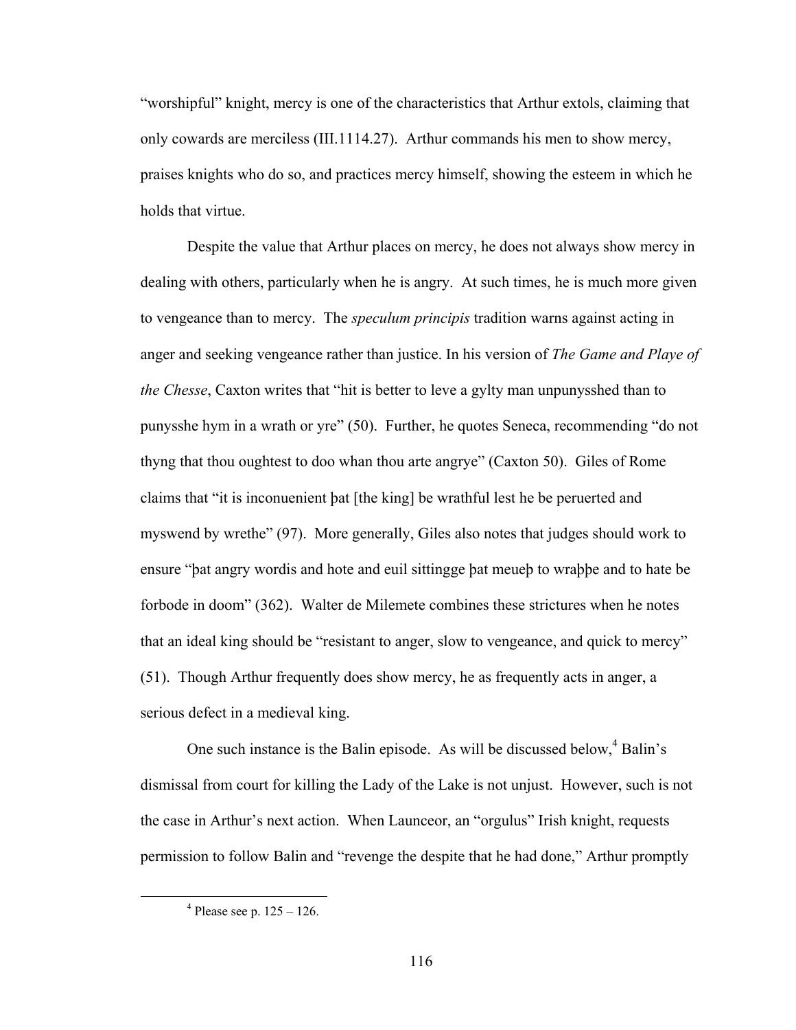"worshipful" knight, mercy is one of the characteristics that Arthur extols, claiming that only cowards are merciless (III.1114.27). Arthur commands his men to show mercy, praises knights who do so, and practices mercy himself, showing the esteem in which he holds that virtue.

Despite the value that Arthur places on mercy, he does not always show mercy in dealing with others, particularly when he is angry. At such times, he is much more given to vengeance than to mercy. The *speculum principis* tradition warns against acting in anger and seeking vengeance rather than justice. In his version of *The Game and Playe of the Chesse*, Caxton writes that "hit is better to leve a gylty man unpunysshed than to punysshe hym in a wrath or yre" (50). Further, he quotes Seneca, recommending "do not thyng that thou oughtest to doo whan thou arte angrye" (Caxton 50). Giles of Rome claims that "it is inconuenient þat [the king] be wrathful lest he be peruerted and myswend by wrethe" (97). More generally, Giles also notes that judges should work to ensure "þat angry wordis and hote and euil sittingge þat meueþ to wraþþe and to hate be forbode in doom" (362). Walter de Milemete combines these strictures when he notes that an ideal king should be "resistant to anger, slow to vengeance, and quick to mercy" (51). Though Arthur frequently does show mercy, he as frequently acts in anger, a serious defect in a medieval king.

One such instance is the Balin episode. As will be discussed below,[4] Balin's dismissal from court for killing the Lady of the Lake is not unjust. However, such is not the case in Arthur's next action. When Launceor, an "orgulus" Irish knight, requests permission to follow Balin and "revenge the despite that he had done," Arthur promptly

[4] Please see p. 125 – 126.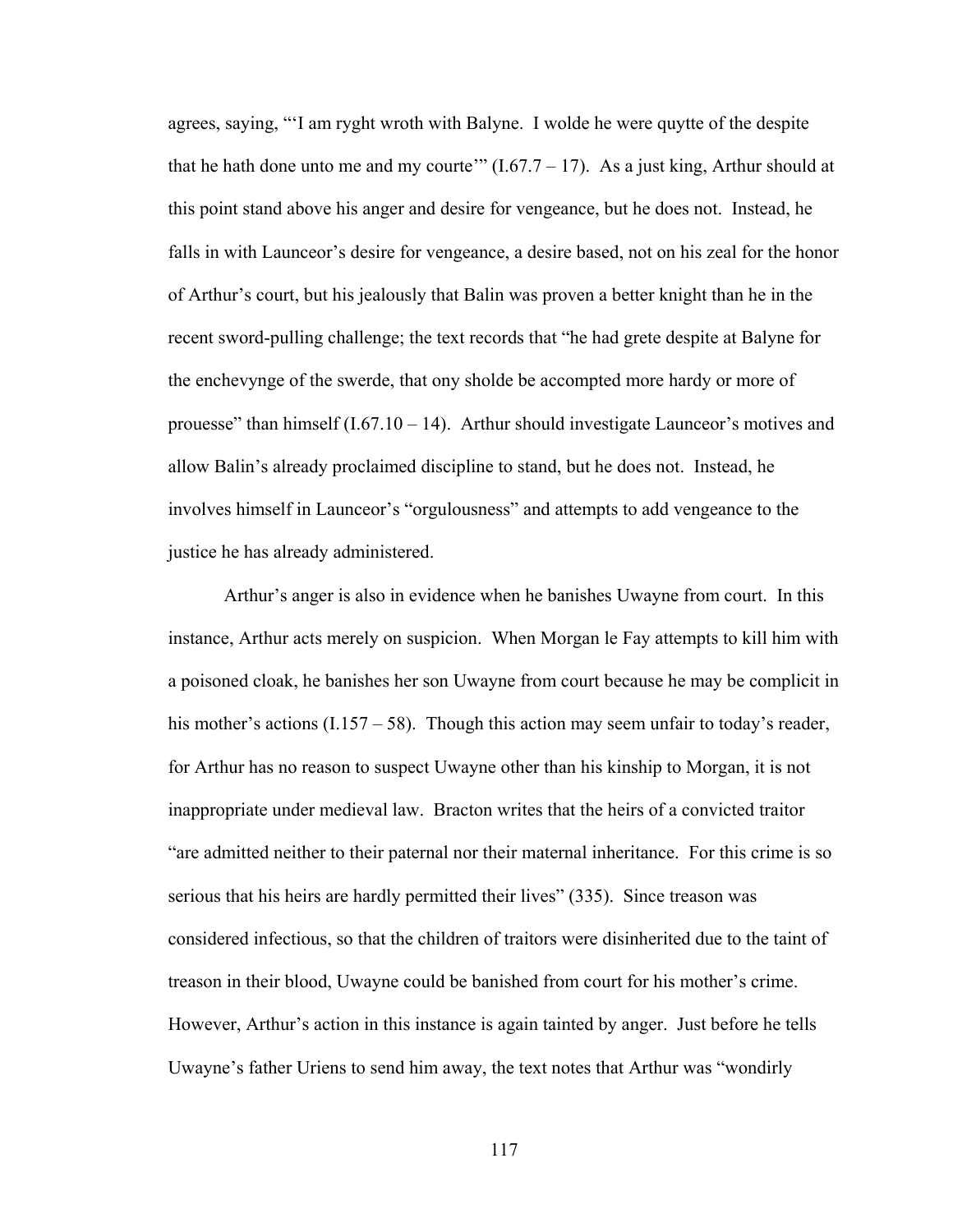agrees, saying, "'I am ryght wroth with Balyne. I wolde he were quytte of the despite that he hath done unto me and my courte'" (I.67.7 – 17). As a just king, Arthur should at this point stand above his anger and desire for vengeance, but he does not. Instead, he falls in with Launceor's desire for vengeance, a desire based, not on his zeal for the honor of Arthur's court, but his jealously that Balin was proven a better knight than he in the recent sword-pulling challenge; the text records that "he had grete despite at Balyne for the enchevynge of the swerde, that ony sholde be accompted more hardy or more of prouesse" than himself (I.67.10 – 14). Arthur should investigate Launceor's motives and allow Balin's already proclaimed discipline to stand, but he does not. Instead, he involves himself in Launceor's "orgulousness" and attempts to add vengeance to the justice he has already administered.

Arthur's anger is also in evidence when he banishes Uwayne from court. In this instance, Arthur acts merely on suspicion. When Morgan le Fay attempts to kill him with a poisoned cloak, he banishes her son Uwayne from court because he may be complicit in his mother's actions (I.157 – 58). Though this action may seem unfair to today's reader, for Arthur has no reason to suspect Uwayne other than his kinship to Morgan, it is not inappropriate under medieval law. Bracton writes that the heirs of a convicted traitor "are admitted neither to their paternal nor their maternal inheritance. For this crime is so serious that his heirs are hardly permitted their lives" (335). Since treason was considered infectious, so that the children of traitors were disinherited due to the taint of treason in their blood, Uwayne could be banished from court for his mother's crime. However, Arthur's action in this instance is again tainted by anger. Just before he tells Uwayne's father Uriens to send him away, the text notes that Arthur was "wondirly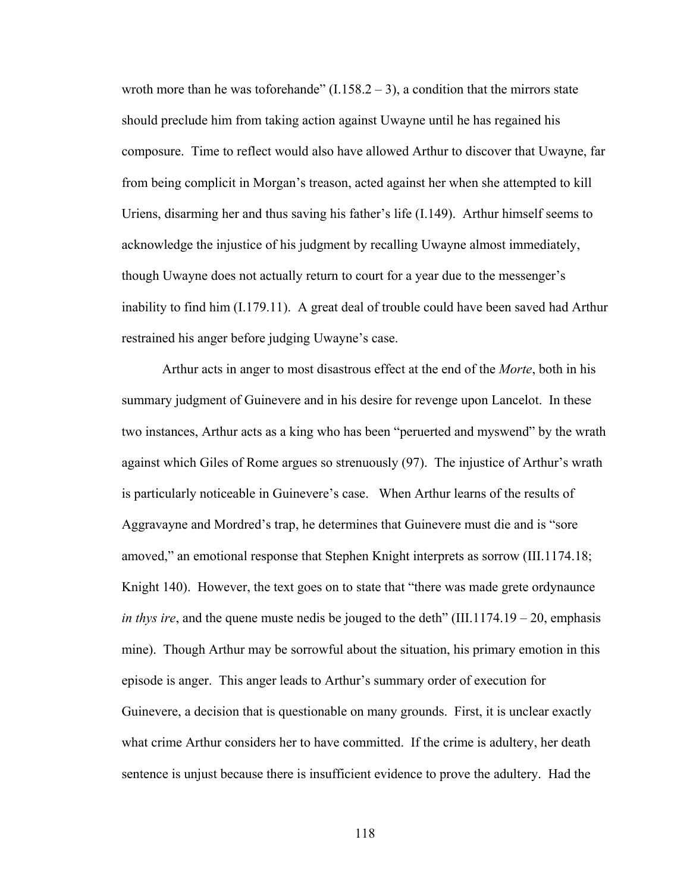wroth more than he was toforehande" (I.158.2 – 3), a condition that the mirrors state should preclude him from taking action against Uwayne until he has regained his composure. Time to reflect would also have allowed Arthur to discover that Uwayne, far from being complicit in Morgan's treason, acted against her when she attempted to kill Uriens, disarming her and thus saving his father's life (I.149). Arthur himself seems to acknowledge the injustice of his judgment by recalling Uwayne almost immediately, though Uwayne does not actually return to court for a year due to the messenger's inability to find him (I.179.11). A great deal of trouble could have been saved had Arthur restrained his anger before judging Uwayne's case.

Arthur acts in anger to most disastrous effect at the end of the *Morte*, both in his summary judgment of Guinevere and in his desire for revenge upon Lancelot. In these two instances, Arthur acts as a king who has been "peruerted and myswend" by the wrath against which Giles of Rome argues so strenuously (97). The injustice of Arthur's wrath is particularly noticeable in Guinevere's case. When Arthur learns of the results of Aggravayne and Mordred's trap, he determines that Guinevere must die and is "sore amoved," an emotional response that Stephen Knight interprets as sorrow (III.1174.18; Knight 140). However, the text goes on to state that "there was made grete ordynaunce *in thys ire*, and the quene muste nedis be jouged to the deth" (III.1174.19 – 20, emphasis mine). Though Arthur may be sorrowful about the situation, his primary emotion in this episode is anger. This anger leads to Arthur's summary order of execution for Guinevere, a decision that is questionable on many grounds. First, it is unclear exactly what crime Arthur considers her to have committed. If the crime is adultery, her death sentence is unjust because there is insufficient evidence to prove the adultery. Had the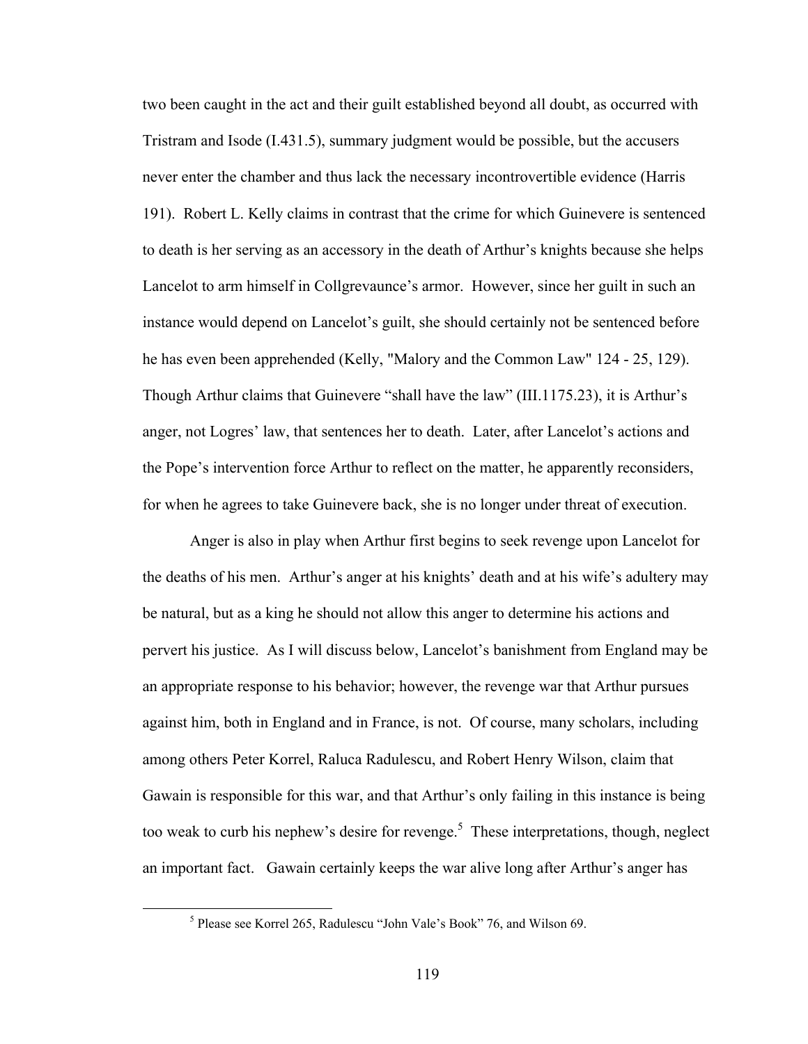two been caught in the act and their guilt established beyond all doubt, as occurred with Tristram and Isode (I.431.5), summary judgment would be possible, but the accusers never enter the chamber and thus lack the necessary incontrovertible evidence (Harris 191). Robert L. Kelly claims in contrast that the crime for which Guinevere is sentenced to death is her serving as an accessory in the death of Arthur's knights because she helps Lancelot to arm himself in Collgrevaunce's armor. However, since her guilt in such an instance would depend on Lancelot's guilt, she should certainly not be sentenced before he has even been apprehended (Kelly, "Malory and the Common Law" 124 - 25, 129). Though Arthur claims that Guinevere "shall have the law" (III.1175.23), it is Arthur's anger, not Logres' law, that sentences her to death. Later, after Lancelot's actions and the Pope's intervention force Arthur to reflect on the matter, he apparently reconsiders, for when he agrees to take Guinevere back, she is no longer under threat of execution.

Anger is also in play when Arthur first begins to seek revenge upon Lancelot for the deaths of his men. Arthur's anger at his knights' death and at his wife's adultery may be natural, but as a king he should not allow this anger to determine his actions and pervert his justice. As I will discuss below, Lancelot's banishment from England may be an appropriate response to his behavior; however, the revenge war that Arthur pursues against him, both in England and in France, is not. Of course, many scholars, including among others Peter Korrel, Raluca Radulescu, and Robert Henry Wilson, claim that Gawain is responsible for this war, and that Arthur's only failing in this instance is being too weak to curb his nephew's desire for revenge.[5] These interpretations, though, neglect an important fact. Gawain certainly keeps the war alive long after Arthur's anger has

[5] Please see Korrel 265, Radulescu "John Vale's Book" 76, and Wilson 69.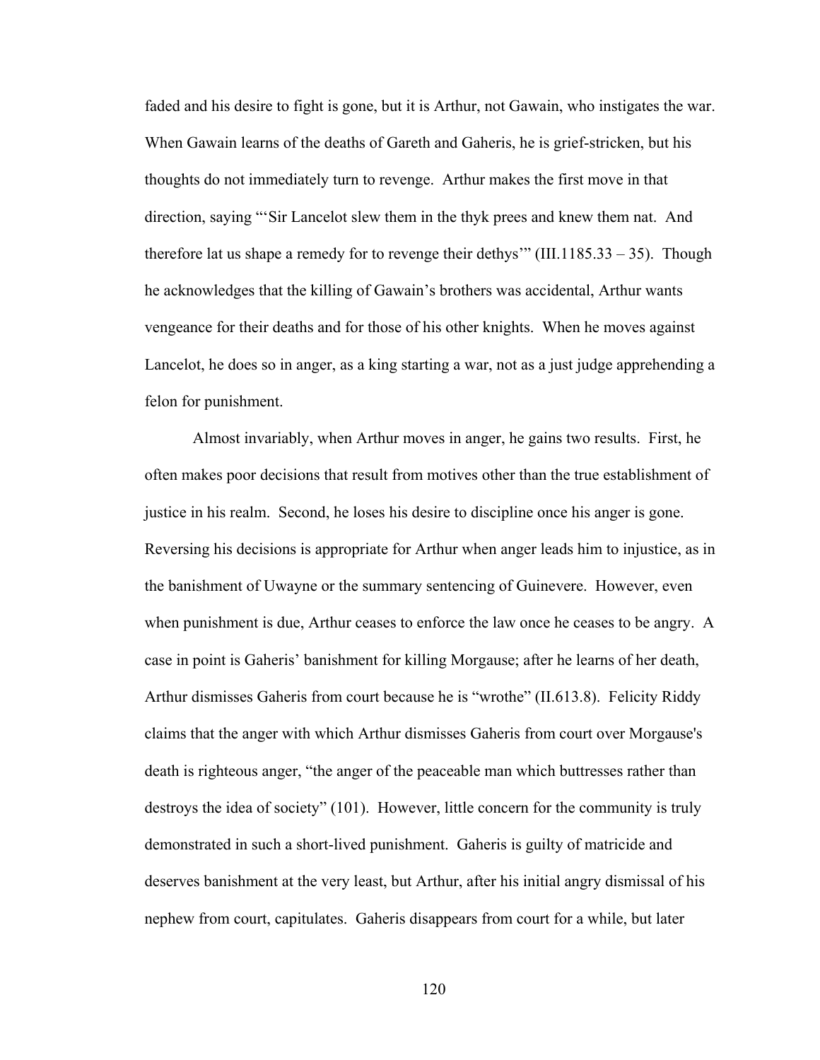faded and his desire to fight is gone, but it is Arthur, not Gawain, who instigates the war. When Gawain learns of the deaths of Gareth and Gaheris, he is grief-stricken, but his thoughts do not immediately turn to revenge. Arthur makes the first move in that direction, saying "'Sir Lancelot slew them in the thyk prees and knew them nat. And therefore lat us shape a remedy for to revenge their dethys'" (III.1185.33 – 35). Though he acknowledges that the killing of Gawain's brothers was accidental, Arthur wants vengeance for their deaths and for those of his other knights. When he moves against Lancelot, he does so in anger, as a king starting a war, not as a just judge apprehending a felon for punishment.

Almost invariably, when Arthur moves in anger, he gains two results. First, he often makes poor decisions that result from motives other than the true establishment of justice in his realm. Second, he loses his desire to discipline once his anger is gone. Reversing his decisions is appropriate for Arthur when anger leads him to injustice, as in the banishment of Uwayne or the summary sentencing of Guinevere. However, even when punishment is due, Arthur ceases to enforce the law once he ceases to be angry. A case in point is Gaheris' banishment for killing Morgause; after he learns of her death, Arthur dismisses Gaheris from court because he is "wrothe" (II.613.8). Felicity Riddy claims that the anger with which Arthur dismisses Gaheris from court over Morgause's death is righteous anger, "the anger of the peaceable man which buttresses rather than destroys the idea of society" (101). However, little concern for the community is truly demonstrated in such a short-lived punishment. Gaheris is guilty of matricide and deserves banishment at the very least, but Arthur, after his initial angry dismissal of his nephew from court, capitulates. Gaheris disappears from court for a while, but later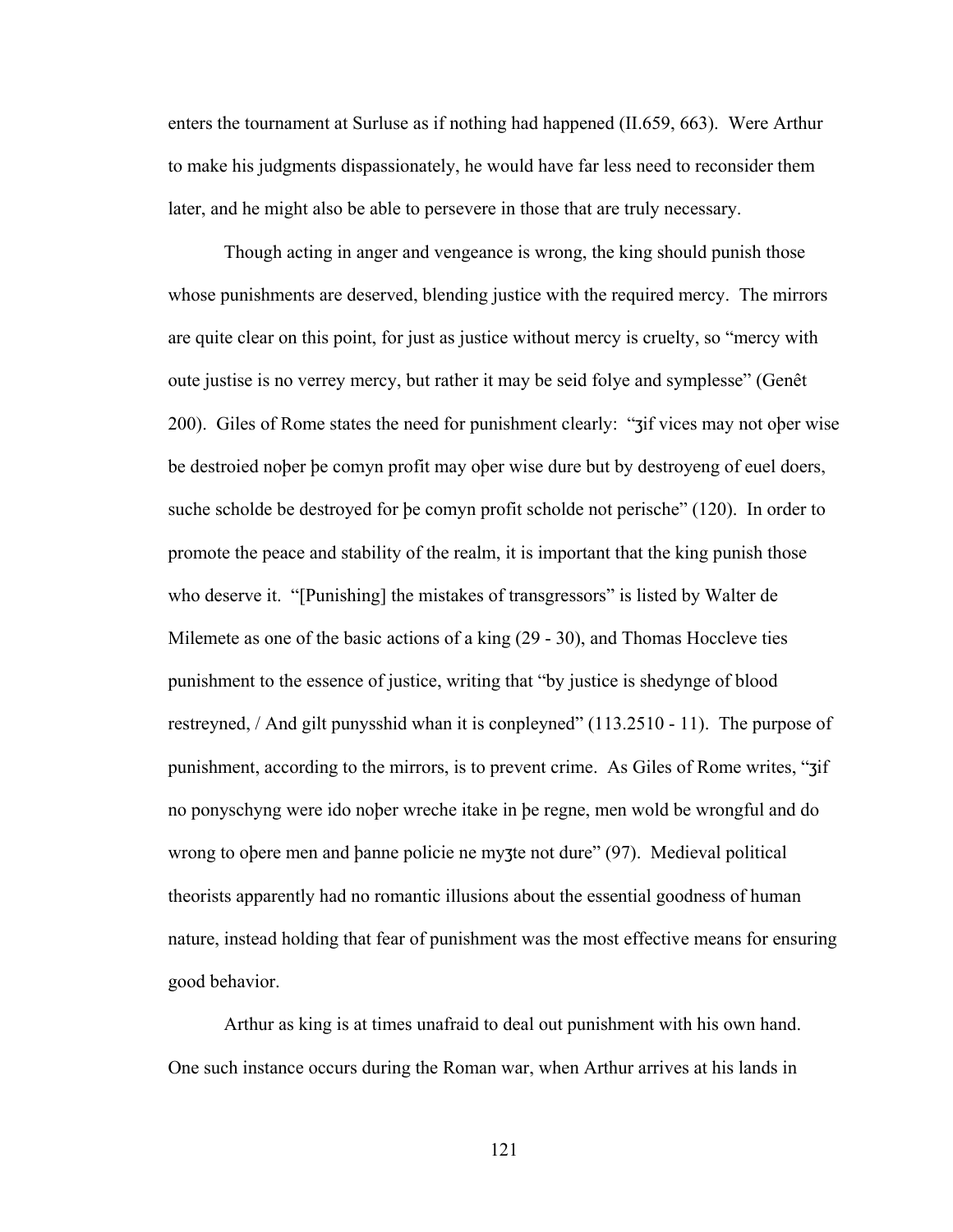enters the tournament at Surluse as if nothing had happened (II.659, 663). Were Arthur to make his judgments dispassionately, he would have far less need to reconsider them later, and he might also be able to persevere in those that are truly necessary.

Though acting in anger and vengeance is wrong, the king should punish those whose punishments are deserved, blending justice with the required mercy. The mirrors are quite clear on this point, for just as justice without mercy is cruelty, so "mercy with oute justise is no verrey mercy, but rather it may be seid folye and symplesse" (Genêt 200). Giles of Rome states the need for punishment clearly: "ʒif vices may not oþer wise be destroied noþer þe comyn profit may oþer wise dure but by destroyeng of euel doers, suche scholde be destroyed for þe comyn profit scholde not perische" (120). In order to promote the peace and stability of the realm, it is important that the king punish those who deserve it. "[Punishing] the mistakes of transgressors" is listed by Walter de Milemete as one of the basic actions of a king (29 - 30), and Thomas Hoccleve ties punishment to the essence of justice, writing that "by justice is shedynge of blood restreyned, / And gilt punysshid whan it is conpleyned" (113.2510 - 11). The purpose of punishment, according to the mirrors, is to prevent crime. As Giles of Rome writes, "ʒif no ponyschyng were ido noþer wreche itake in þe regne, men wold be wrongful and do wrong to oþere men and þanne policie ne myʒte not dure" (97). Medieval political theorists apparently had no romantic illusions about the essential goodness of human nature, instead holding that fear of punishment was the most effective means for ensuring good behavior.

Arthur as king is at times unafraid to deal out punishment with his own hand. One such instance occurs during the Roman war, when Arthur arrives at his lands in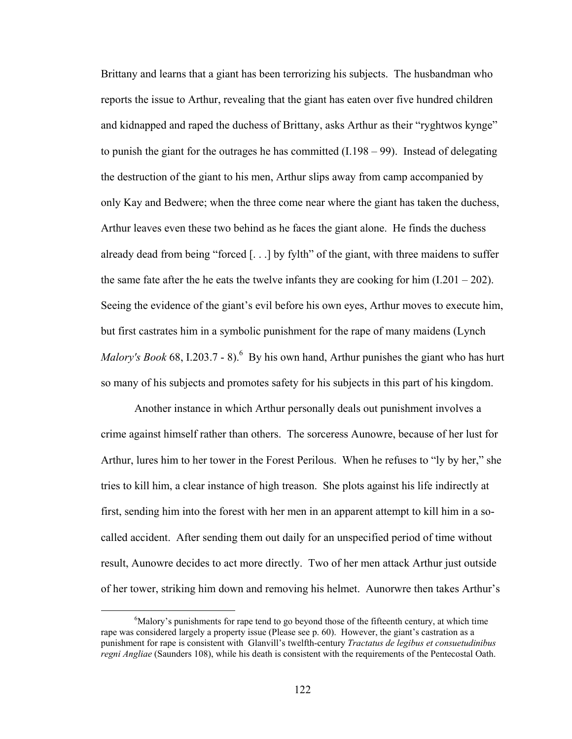Brittany and learns that a giant has been terrorizing his subjects. The husbandman who reports the issue to Arthur, revealing that the giant has eaten over five hundred children and kidnapped and raped the duchess of Brittany, asks Arthur as their "ryghtwos kynge" to punish the giant for the outrages he has committed (I.198 – 99). Instead of delegating the destruction of the giant to his men, Arthur slips away from camp accompanied by only Kay and Bedwere; when the three come near where the giant has taken the duchess, Arthur leaves even these two behind as he faces the giant alone. He finds the duchess already dead from being "forced [. . .] by fylth" of the giant, with three maidens to suffer the same fate after the he eats the twelve infants they are cooking for him (I.201 – 202). Seeing the evidence of the giant's evil before his own eyes, Arthur moves to execute him, but first castrates him in a symbolic punishment for the rape of many maidens (Lynch *Malory's Book* 68, I.203.7 - 8).[6] By his own hand, Arthur punishes the giant who has hurt so many of his subjects and promotes safety for his subjects in this part of his kingdom.

Another instance in which Arthur personally deals out punishment involves a crime against himself rather than others. The sorceress Aunowre, because of her lust for Arthur, lures him to her tower in the Forest Perilous. When he refuses to "ly by her," she tries to kill him, a clear instance of high treason. She plots against his life indirectly at first, sending him into the forest with her men in an apparent attempt to kill him in a so-called accident. After sending them out daily for an unspecified period of time without result, Aunowre decides to act more directly. Two of her men attack Arthur just outside of her tower, striking him down and removing his helmet. Aunorwre then takes Arthur's

---

[6] Malory's punishments for rape tend to go beyond those of the fifteenth century, at which time rape was considered largely a property issue (Please see p. 60). However, the giant's castration as a punishment for rape is consistent with Glanvill's twelfth-century *Tractatus de legibus et consuetudinibus regni Angliae* (Saunders 108), while his death is consistent with the requirements of the Pentecostal Oath.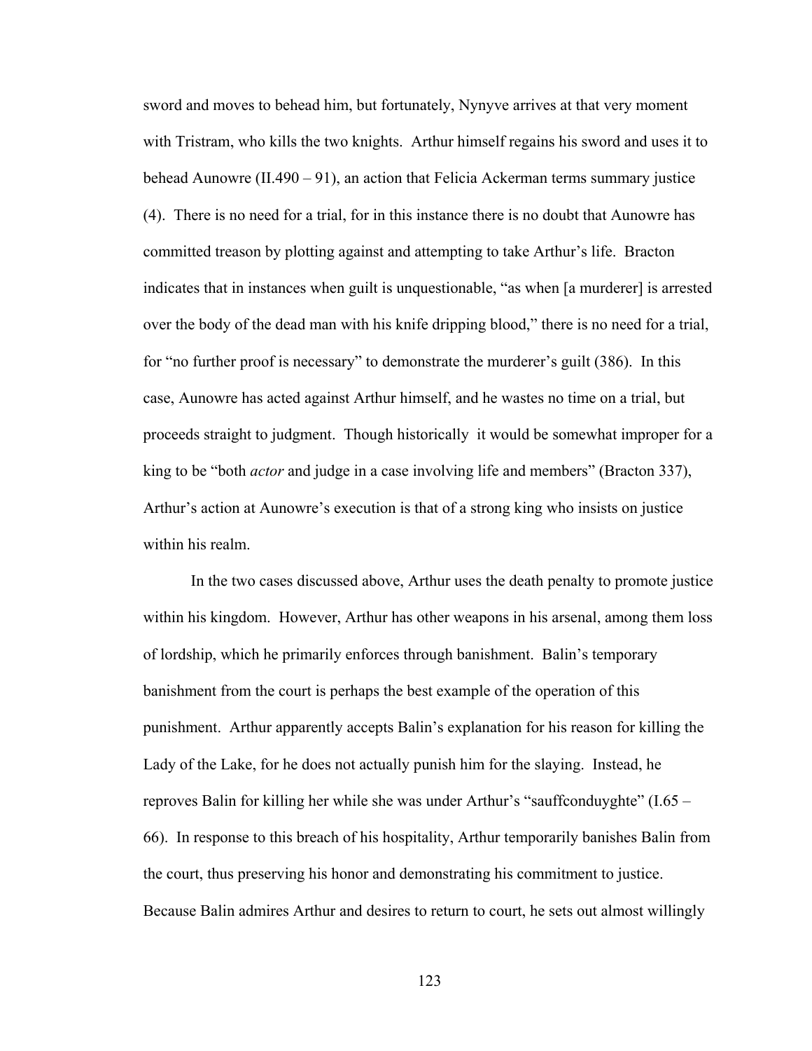sword and moves to behead him, but fortunately, Nynyve arrives at that very moment with Tristram, who kills the two knights. Arthur himself regains his sword and uses it to behead Aunowre (II.490 – 91), an action that Felicia Ackerman terms summary justice (4). There is no need for a trial, for in this instance there is no doubt that Aunowre has committed treason by plotting against and attempting to take Arthur's life. Bracton indicates that in instances when guilt is unquestionable, "as when [a murderer] is arrested over the body of the dead man with his knife dripping blood," there is no need for a trial, for "no further proof is necessary" to demonstrate the murderer's guilt (386). In this case, Aunowre has acted against Arthur himself, and he wastes no time on a trial, but proceeds straight to judgment. Though historically it would be somewhat improper for a king to be "both *actor* and judge in a case involving life and members" (Bracton 337), Arthur's action at Aunowre's execution is that of a strong king who insists on justice within his realm.

In the two cases discussed above, Arthur uses the death penalty to promote justice within his kingdom. However, Arthur has other weapons in his arsenal, among them loss of lordship, which he primarily enforces through banishment. Balin's temporary banishment from the court is perhaps the best example of the operation of this punishment. Arthur apparently accepts Balin's explanation for his reason for killing the Lady of the Lake, for he does not actually punish him for the slaying. Instead, he reproves Balin for killing her while she was under Arthur's "sauffconduyghte" (I.65 – 66). In response to this breach of his hospitality, Arthur temporarily banishes Balin from the court, thus preserving his honor and demonstrating his commitment to justice. Because Balin admires Arthur and desires to return to court, he sets out almost willingly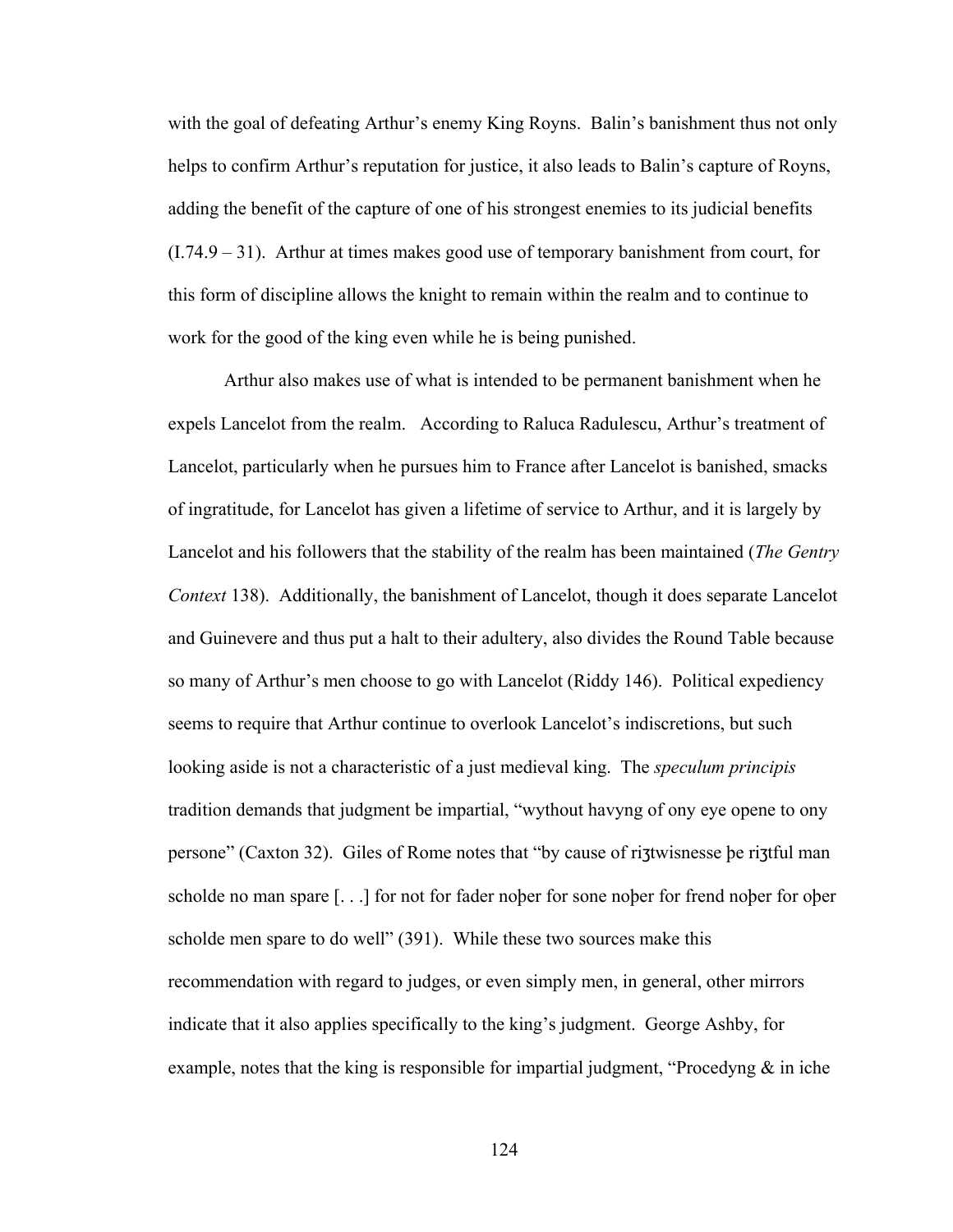with the goal of defeating Arthur's enemy King Royns. Balin's banishment thus not only helps to confirm Arthur's reputation for justice, it also leads to Balin's capture of Royns, adding the benefit of the capture of one of his strongest enemies to its judicial benefits (I.74.9 – 31). Arthur at times makes good use of temporary banishment from court, for this form of discipline allows the knight to remain within the realm and to continue to work for the good of the king even while he is being punished.

Arthur also makes use of what is intended to be permanent banishment when he expels Lancelot from the realm. According to Raluca Radulescu, Arthur's treatment of Lancelot, particularly when he pursues him to France after Lancelot is banished, smacks of ingratitude, for Lancelot has given a lifetime of service to Arthur, and it is largely by Lancelot and his followers that the stability of the realm has been maintained (*The Gentry Context* 138). Additionally, the banishment of Lancelot, though it does separate Lancelot and Guinevere and thus put a halt to their adultery, also divides the Round Table because so many of Arthur's men choose to go with Lancelot (Riddy 146). Political expediency seems to require that Arthur continue to overlook Lancelot's indiscretions, but such looking aside is not a characteristic of a just medieval king. The *speculum principis* tradition demands that judgment be impartial, "wythout havyng of ony eye opene to ony persone" (Caxton 32). Giles of Rome notes that "by cause of riȝtwisnesse þe riȝtful man scholde no man spare [. . .] for not for fader noþer for sone noþer for frend noþer for oþer scholde men spare to do well" (391). While these two sources make this recommendation with regard to judges, or even simply men, in general, other mirrors indicate that it also applies specifically to the king's judgment. George Ashby, for example, notes that the king is responsible for impartial judgment, "Procedyng & in iche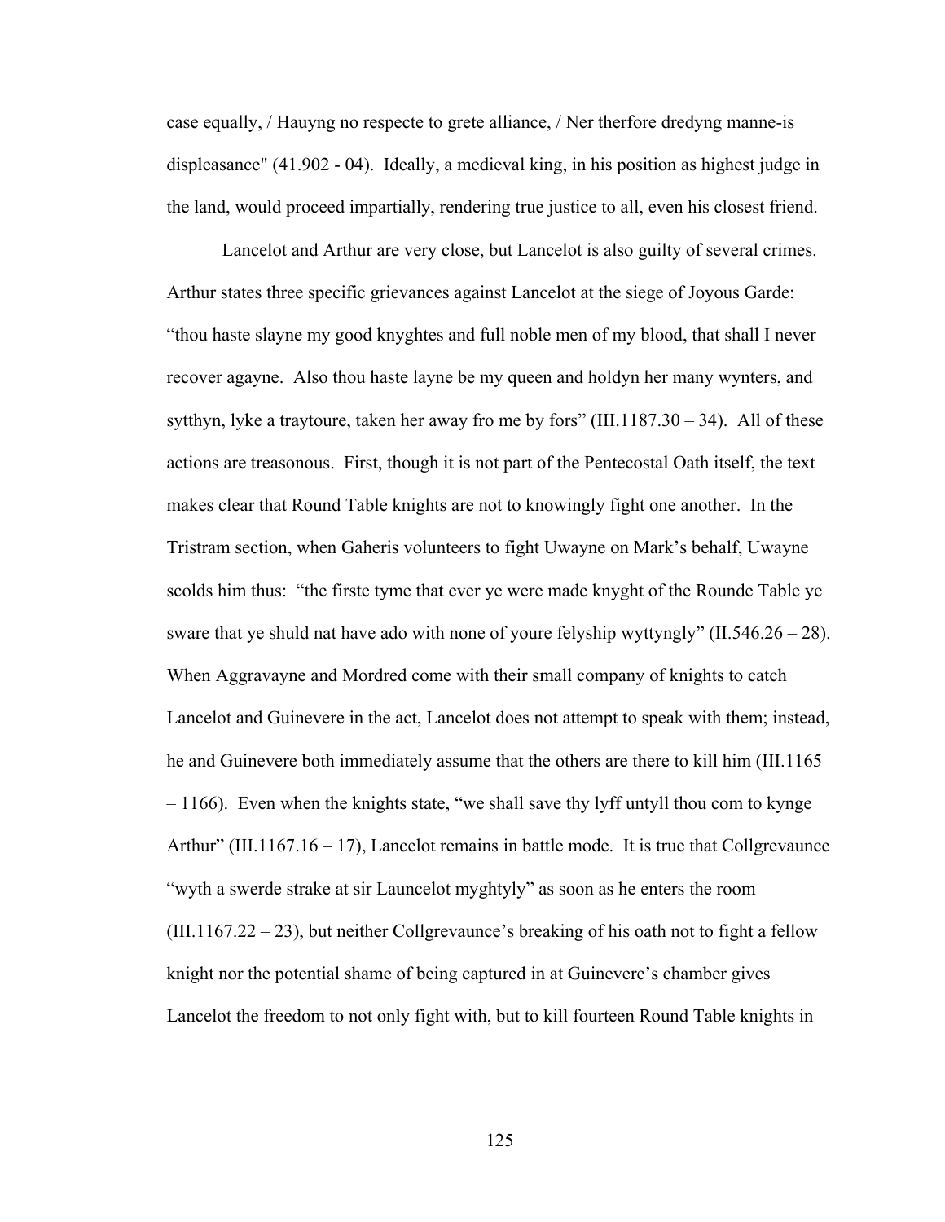case equally, / Hauyng no respecte to grete alliance, / Ner therfore dredyng manne-is displeasance" (41.902 - 04). Ideally, a medieval king, in his position as highest judge in the land, would proceed impartially, rendering true justice to all, even his closest friend.

Lancelot and Arthur are very close, but Lancelot is also guilty of several crimes. Arthur states three specific grievances against Lancelot at the siege of Joyous Garde: "thou haste slayne my good knyghtes and full noble men of my blood, that shall I never recover agayne. Also thou haste layne be my queen and holdyn her many wynters, and sytthyn, lyke a traytoure, taken her away fro me by fors" (III.1187.30 – 34). All of these actions are treasonous. First, though it is not part of the Pentecostal Oath itself, the text makes clear that Round Table knights are not to knowingly fight one another. In the Tristram section, when Gaheris volunteers to fight Uwayne on Mark's behalf, Uwayne scolds him thus: "the firste tyme that ever ye were made knyght of the Rounde Table ye sware that ye shuld nat have ado with none of youre felyship wyttyngly" (II.546.26 – 28). When Aggravayne and Mordred come with their small company of knights to catch Lancelot and Guinevere in the act, Lancelot does not attempt to speak with them; instead, he and Guinevere both immediately assume that the others are there to kill him (III.1165 – 1166). Even when the knights state, "we shall save thy lyff untyll thou com to kynge Arthur" (III.1167.16 – 17), Lancelot remains in battle mode. It is true that Collgrevaunce "wyth a swerde strake at sir Launcelot myghtyly" as soon as he enters the room (III.1167.22 – 23), but neither Collgrevaunce's breaking of his oath not to fight a fellow knight nor the potential shame of being captured in at Guinevere's chamber gives Lancelot the freedom to not only fight with, but to kill fourteen Round Table knights in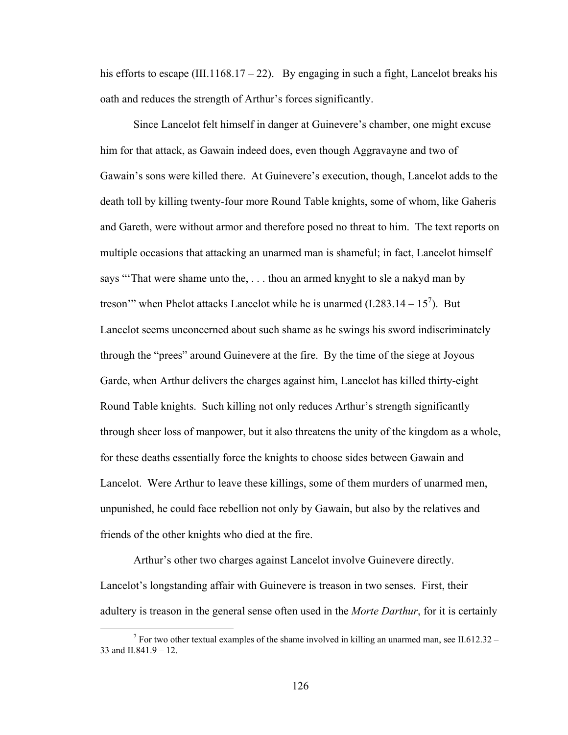his efforts to escape (III.1168.17 – 22). By engaging in such a fight, Lancelot breaks his oath and reduces the strength of Arthur's forces significantly.

Since Lancelot felt himself in danger at Guinevere's chamber, one might excuse him for that attack, as Gawain indeed does, even though Aggravayne and two of Gawain's sons were killed there. At Guinevere's execution, though, Lancelot adds to the death toll by killing twenty-four more Round Table knights, some of whom, like Gaheris and Gareth, were without armor and therefore posed no threat to him. The text reports on multiple occasions that attacking an unarmed man is shameful; in fact, Lancelot himself says "'That were shame unto the, . . . thou an armed knyght to sle a nakyd man by treson'" when Phelot attacks Lancelot while he is unarmed (I.283.14 – 15[7]). But Lancelot seems unconcerned about such shame as he swings his sword indiscriminately through the "prees" around Guinevere at the fire. By the time of the siege at Joyous Garde, when Arthur delivers the charges against him, Lancelot has killed thirty-eight Round Table knights. Such killing not only reduces Arthur's strength significantly through sheer loss of manpower, but it also threatens the unity of the kingdom as a whole, for these deaths essentially force the knights to choose sides between Gawain and Lancelot. Were Arthur to leave these killings, some of them murders of unarmed men, unpunished, he could face rebellion not only by Gawain, but also by the relatives and friends of the other knights who died at the fire.

Arthur's other two charges against Lancelot involve Guinevere directly. Lancelot's longstanding affair with Guinevere is treason in two senses. First, their adultery is treason in the general sense often used in the *Morte Darthur*, for it is certainly

---

[7] For two other textual examples of the shame involved in killing an unarmed man, see II.612.32 – 33 and II.841.9 – 12.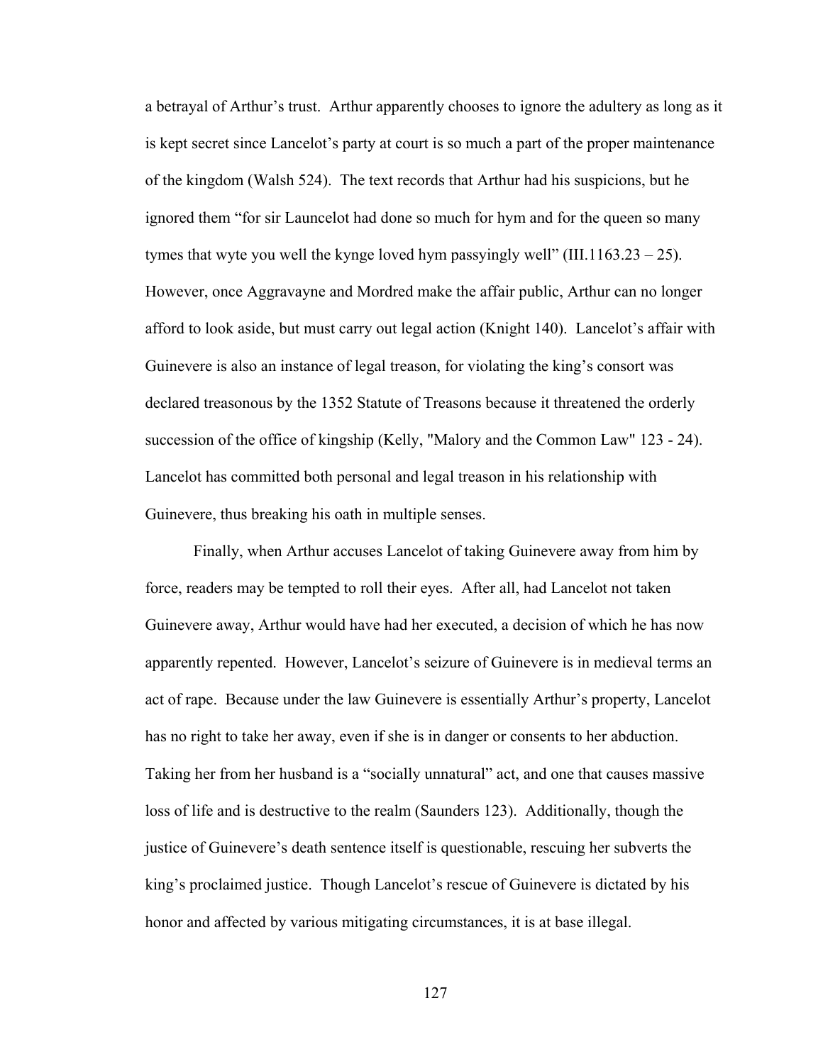a betrayal of Arthur's trust. Arthur apparently chooses to ignore the adultery as long as it is kept secret since Lancelot's party at court is so much a part of the proper maintenance of the kingdom (Walsh 524). The text records that Arthur had his suspicions, but he ignored them "for sir Launcelot had done so much for hym and for the queen so many tymes that wyte you well the kynge loved hym passyingly well" (III.1163.23 – 25). However, once Aggravayne and Mordred make the affair public, Arthur can no longer afford to look aside, but must carry out legal action (Knight 140). Lancelot's affair with Guinevere is also an instance of legal treason, for violating the king's consort was declared treasonous by the 1352 Statute of Treasons because it threatened the orderly succession of the office of kingship (Kelly, "Malory and the Common Law" 123 - 24). Lancelot has committed both personal and legal treason in his relationship with Guinevere, thus breaking his oath in multiple senses.

Finally, when Arthur accuses Lancelot of taking Guinevere away from him by force, readers may be tempted to roll their eyes. After all, had Lancelot not taken Guinevere away, Arthur would have had her executed, a decision of which he has now apparently repented. However, Lancelot's seizure of Guinevere is in medieval terms an act of rape. Because under the law Guinevere is essentially Arthur's property, Lancelot has no right to take her away, even if she is in danger or consents to her abduction. Taking her from her husband is a "socially unnatural" act, and one that causes massive loss of life and is destructive to the realm (Saunders 123). Additionally, though the justice of Guinevere's death sentence itself is questionable, rescuing her subverts the king's proclaimed justice. Though Lancelot's rescue of Guinevere is dictated by his honor and affected by various mitigating circumstances, it is at base illegal.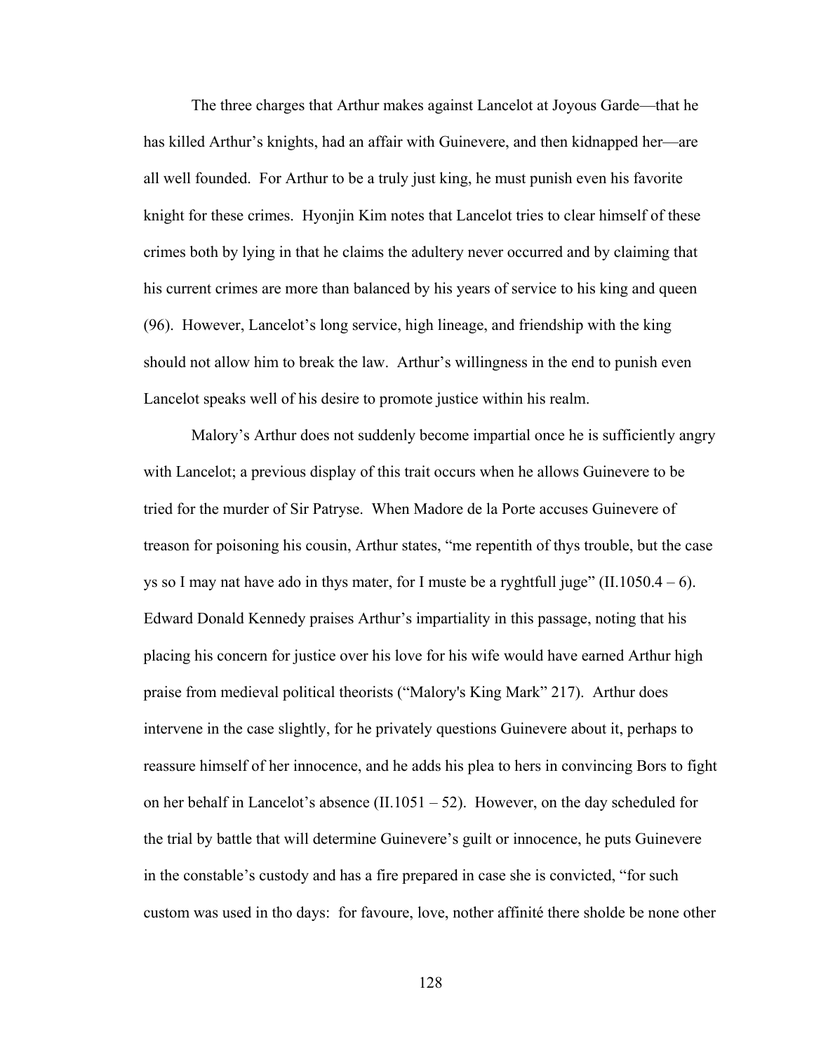The three charges that Arthur makes against Lancelot at Joyous Garde—that he has killed Arthur's knights, had an affair with Guinevere, and then kidnapped her—are all well founded. For Arthur to be a truly just king, he must punish even his favorite knight for these crimes. Hyonjin Kim notes that Lancelot tries to clear himself of these crimes both by lying in that he claims the adultery never occurred and by claiming that his current crimes are more than balanced by his years of service to his king and queen (96). However, Lancelot's long service, high lineage, and friendship with the king should not allow him to break the law. Arthur's willingness in the end to punish even Lancelot speaks well of his desire to promote justice within his realm.

Malory's Arthur does not suddenly become impartial once he is sufficiently angry with Lancelot; a previous display of this trait occurs when he allows Guinevere to be tried for the murder of Sir Patryse. When Madore de la Porte accuses Guinevere of treason for poisoning his cousin, Arthur states, "me repentith of thys trouble, but the case ys so I may nat have ado in thys mater, for I muste be a ryghtfull juge" (II.1050.4 – 6). Edward Donald Kennedy praises Arthur's impartiality in this passage, noting that his placing his concern for justice over his love for his wife would have earned Arthur high praise from medieval political theorists ("Malory's King Mark" 217). Arthur does intervene in the case slightly, for he privately questions Guinevere about it, perhaps to reassure himself of her innocence, and he adds his plea to hers in convincing Bors to fight on her behalf in Lancelot's absence (II.1051 – 52). However, on the day scheduled for the trial by battle that will determine Guinevere's guilt or innocence, he puts Guinevere in the constable's custody and has a fire prepared in case she is convicted, "for such custom was used in tho days: for favoure, love, nother affinité there sholde be none other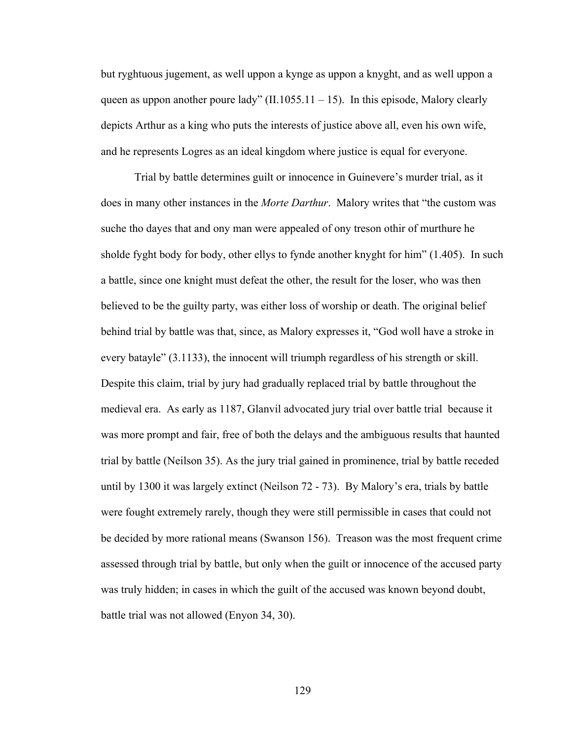but ryghtuous jugement, as well uppon a kynge as uppon a knyght, and as well uppon a queen as uppon another poure lady" (II.1055.11 – 15). In this episode, Malory clearly depicts Arthur as a king who puts the interests of justice above all, even his own wife, and he represents Logres as an ideal kingdom where justice is equal for everyone.

Trial by battle determines guilt or innocence in Guinevere's murder trial, as it does in many other instances in the *Morte Darthur*. Malory writes that "the custom was suche tho dayes that and ony man were appealed of ony treson othir of murthure he sholde fyght body for body, other ellys to fynde another knyght for him" (1.405). In such a battle, since one knight must defeat the other, the result for the loser, who was then believed to be the guilty party, was either loss of worship or death. The original belief behind trial by battle was that, since, as Malory expresses it, "God woll have a stroke in every batayle" (3.1133), the innocent will triumph regardless of his strength or skill. Despite this claim, trial by jury had gradually replaced trial by battle throughout the medieval era. As early as 1187, Glanvil advocated jury trial over battle trial because it was more prompt and fair, free of both the delays and the ambiguous results that haunted trial by battle (Neilson 35). As the jury trial gained in prominence, trial by battle receded until by 1300 it was largely extinct (Neilson 72 - 73). By Malory's era, trials by battle were fought extremely rarely, though they were still permissible in cases that could not be decided by more rational means (Swanson 156). Treason was the most frequent crime assessed through trial by battle, but only when the guilt or innocence of the accused party was truly hidden; in cases in which the guilt of the accused was known beyond doubt, battle trial was not allowed (Enyon 34, 30).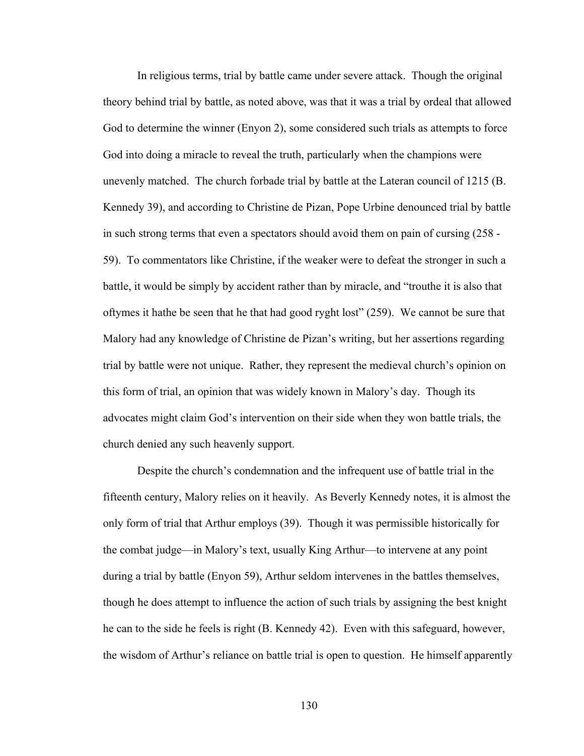In religious terms, trial by battle came under severe attack. Though the original theory behind trial by battle, as noted above, was that it was a trial by ordeal that allowed God to determine the winner (Enyon 2), some considered such trials as attempts to force God into doing a miracle to reveal the truth, particularly when the champions were unevenly matched. The church forbade trial by battle at the Lateran council of 1215 (B. Kennedy 39), and according to Christine de Pizan, Pope Urbine denounced trial by battle in such strong terms that even a spectators should avoid them on pain of cursing (258 - 59). To commentators like Christine, if the weaker were to defeat the stronger in such a battle, it would be simply by accident rather than by miracle, and "trouthe it is also that oftymes it hathe be seen that he that had good ryght lost" (259). We cannot be sure that Malory had any knowledge of Christine de Pizan's writing, but her assertions regarding trial by battle were not unique. Rather, they represent the medieval church's opinion on this form of trial, an opinion that was widely known in Malory's day. Though its advocates might claim God's intervention on their side when they won battle trials, the church denied any such heavenly support.

Despite the church's condemnation and the infrequent use of battle trial in the fifteenth century, Malory relies on it heavily. As Beverly Kennedy notes, it is almost the only form of trial that Arthur employs (39). Though it was permissible historically for the combat judge—in Malory's text, usually King Arthur—to intervene at any point during a trial by battle (Enyon 59), Arthur seldom intervenes in the battles themselves, though he does attempt to influence the action of such trials by assigning the best knight he can to the side he feels is right (B. Kennedy 42). Even with this safeguard, however, the wisdom of Arthur's reliance on battle trial is open to question. He himself apparently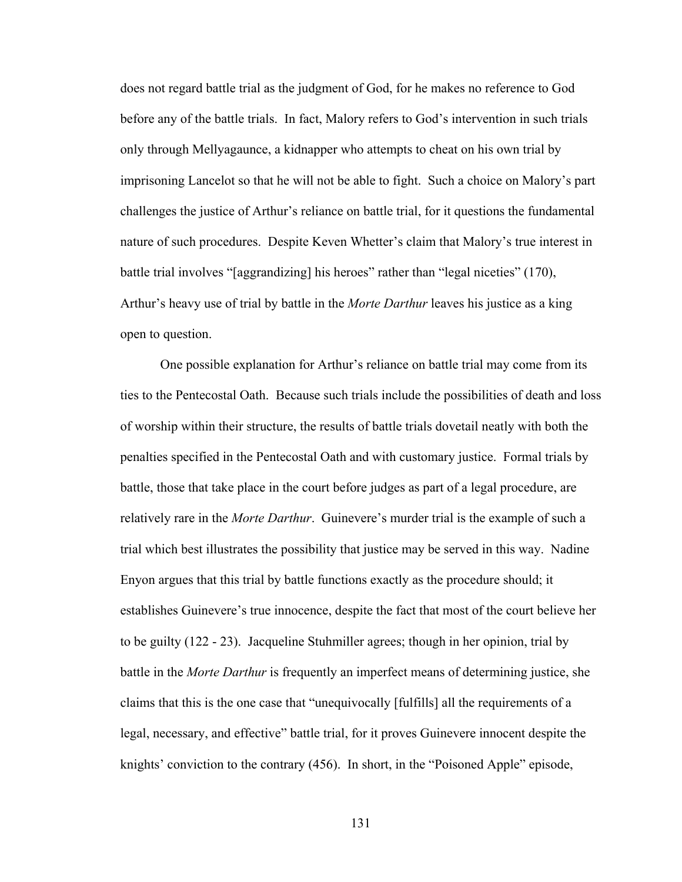does not regard battle trial as the judgment of God, for he makes no reference to God before any of the battle trials. In fact, Malory refers to God's intervention in such trials only through Mellyagaunce, a kidnapper who attempts to cheat on his own trial by imprisoning Lancelot so that he will not be able to fight. Such a choice on Malory's part challenges the justice of Arthur's reliance on battle trial, for it questions the fundamental nature of such procedures. Despite Keven Whetter's claim that Malory's true interest in battle trial involves "[aggrandizing] his heroes" rather than "legal niceties" (170), Arthur's heavy use of trial by battle in the *Morte Darthur* leaves his justice as a king open to question.

One possible explanation for Arthur's reliance on battle trial may come from its ties to the Pentecostal Oath. Because such trials include the possibilities of death and loss of worship within their structure, the results of battle trials dovetail neatly with both the penalties specified in the Pentecostal Oath and with customary justice. Formal trials by battle, those that take place in the court before judges as part of a legal procedure, are relatively rare in the *Morte Darthur*. Guinevere's murder trial is the example of such a trial which best illustrates the possibility that justice may be served in this way. Nadine Enyon argues that this trial by battle functions exactly as the procedure should; it establishes Guinevere's true innocence, despite the fact that most of the court believe her to be guilty (122 - 23). Jacqueline Stuhmiller agrees; though in her opinion, trial by battle in the *Morte Darthur* is frequently an imperfect means of determining justice, she claims that this is the one case that "unequivocally [fulfills] all the requirements of a legal, necessary, and effective" battle trial, for it proves Guinevere innocent despite the knights' conviction to the contrary (456). In short, in the "Poisoned Apple" episode,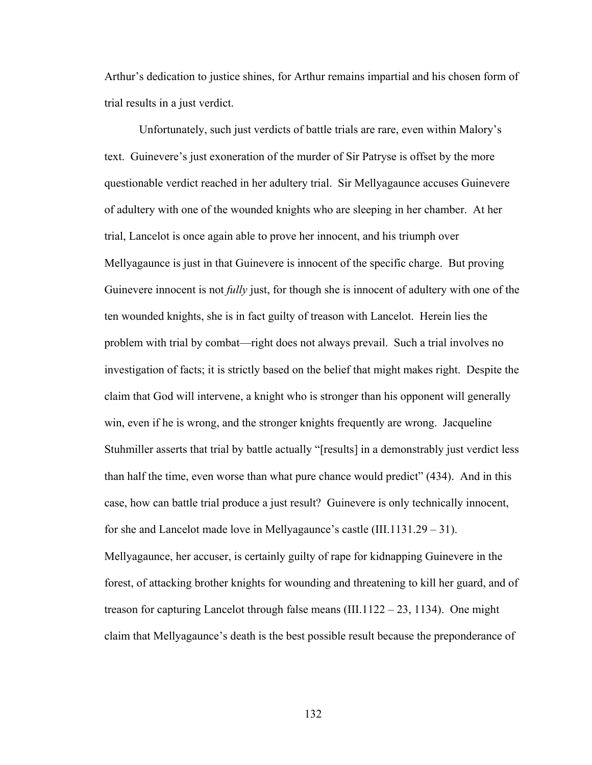Arthur's dedication to justice shines, for Arthur remains impartial and his chosen form of trial results in a just verdict.

Unfortunately, such just verdicts of battle trials are rare, even within Malory's text. Guinevere's just exoneration of the murder of Sir Patryse is offset by the more questionable verdict reached in her adultery trial. Sir Mellyagaunce accuses Guinevere of adultery with one of the wounded knights who are sleeping in her chamber. At her trial, Lancelot is once again able to prove her innocent, and his triumph over Mellyagaunce is just in that Guinevere is innocent of the specific charge. But proving Guinevere innocent is not *fully* just, for though she is innocent of adultery with one of the ten wounded knights, she is in fact guilty of treason with Lancelot. Herein lies the problem with trial by combat—right does not always prevail. Such a trial involves no investigation of facts; it is strictly based on the belief that might makes right. Despite the claim that God will intervene, a knight who is stronger than his opponent will generally win, even if he is wrong, and the stronger knights frequently are wrong. Jacqueline Stuhmiller asserts that trial by battle actually "[results] in a demonstrably just verdict less than half the time, even worse than what pure chance would predict" (434). And in this case, how can battle trial produce a just result? Guinevere is only technically innocent, for she and Lancelot made love in Mellyagaunce's castle (III.1131.29 – 31). Mellyagaunce, her accuser, is certainly guilty of rape for kidnapping Guinevere in the forest, of attacking brother knights for wounding and threatening to kill her guard, and of treason for capturing Lancelot through false means (III.1122 – 23, 1134). One might claim that Mellyagaunce's death is the best possible result because the preponderance of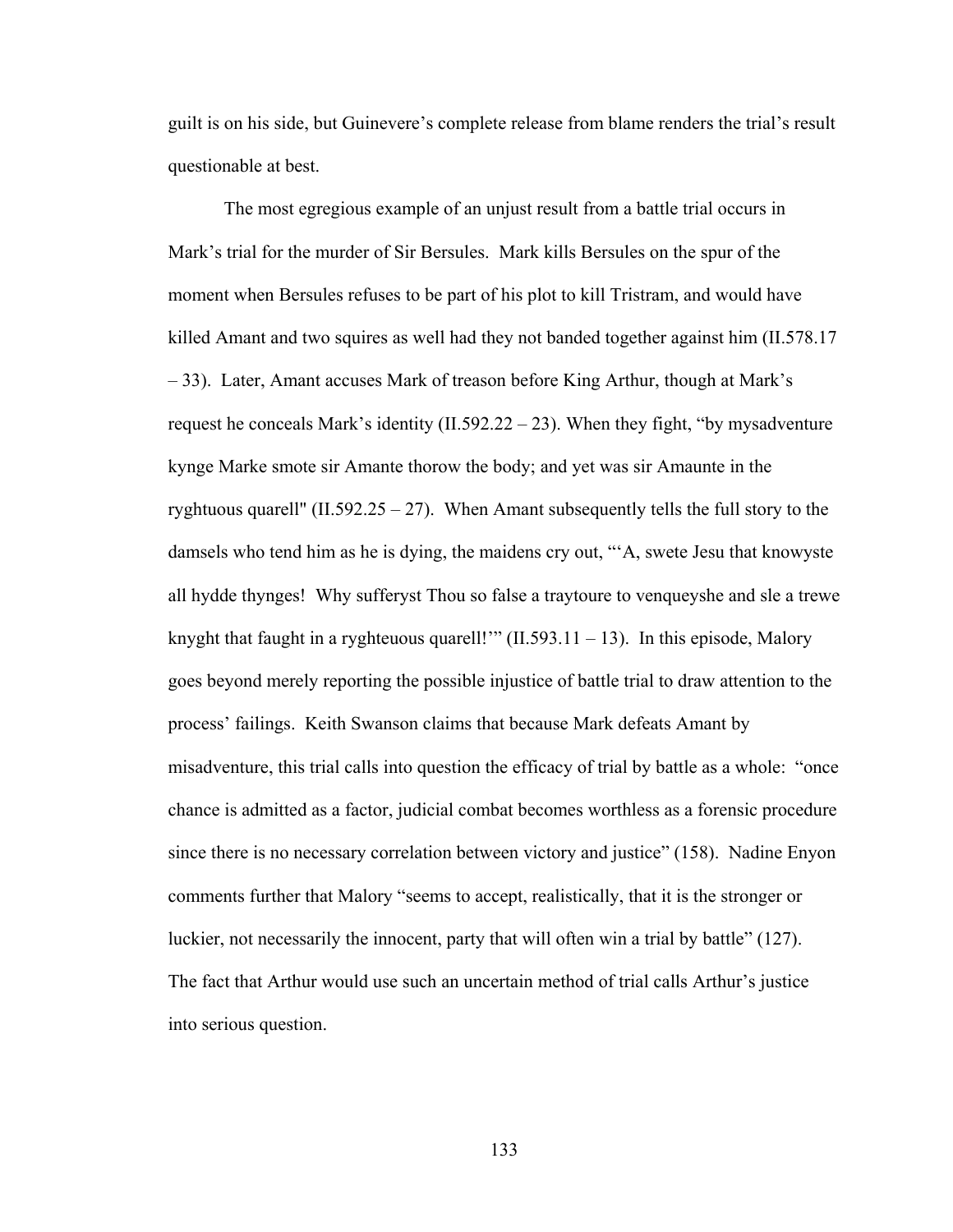guilt is on his side, but Guinevere's complete release from blame renders the trial's result questionable at best.

The most egregious example of an unjust result from a battle trial occurs in Mark's trial for the murder of Sir Bersules. Mark kills Bersules on the spur of the moment when Bersules refuses to be part of his plot to kill Tristram, and would have killed Amant and two squires as well had they not banded together against him (II.578.17 – 33). Later, Amant accuses Mark of treason before King Arthur, though at Mark's request he conceals Mark's identity (II.592.22 – 23). When they fight, "by mysadventure kynge Marke smote sir Amante thorow the body; and yet was sir Amaunte in the ryghtuous quarell" (II.592.25 – 27). When Amant subsequently tells the full story to the damsels who tend him as he is dying, the maidens cry out, "'A, swete Jesu that knowyste all hydde thynges! Why sufferyst Thou so false a traytoure to venqueyshe and sle a trewe knyght that faught in a ryghteuous quarell!'" (II.593.11 – 13). In this episode, Malory goes beyond merely reporting the possible injustice of battle trial to draw attention to the process' failings. Keith Swanson claims that because Mark defeats Amant by misadventure, this trial calls into question the efficacy of trial by battle as a whole: "once chance is admitted as a factor, judicial combat becomes worthless as a forensic procedure since there is no necessary correlation between victory and justice" (158). Nadine Enyon comments further that Malory "seems to accept, realistically, that it is the stronger or luckier, not necessarily the innocent, party that will often win a trial by battle" (127). The fact that Arthur would use such an uncertain method of trial calls Arthur's justice into serious question.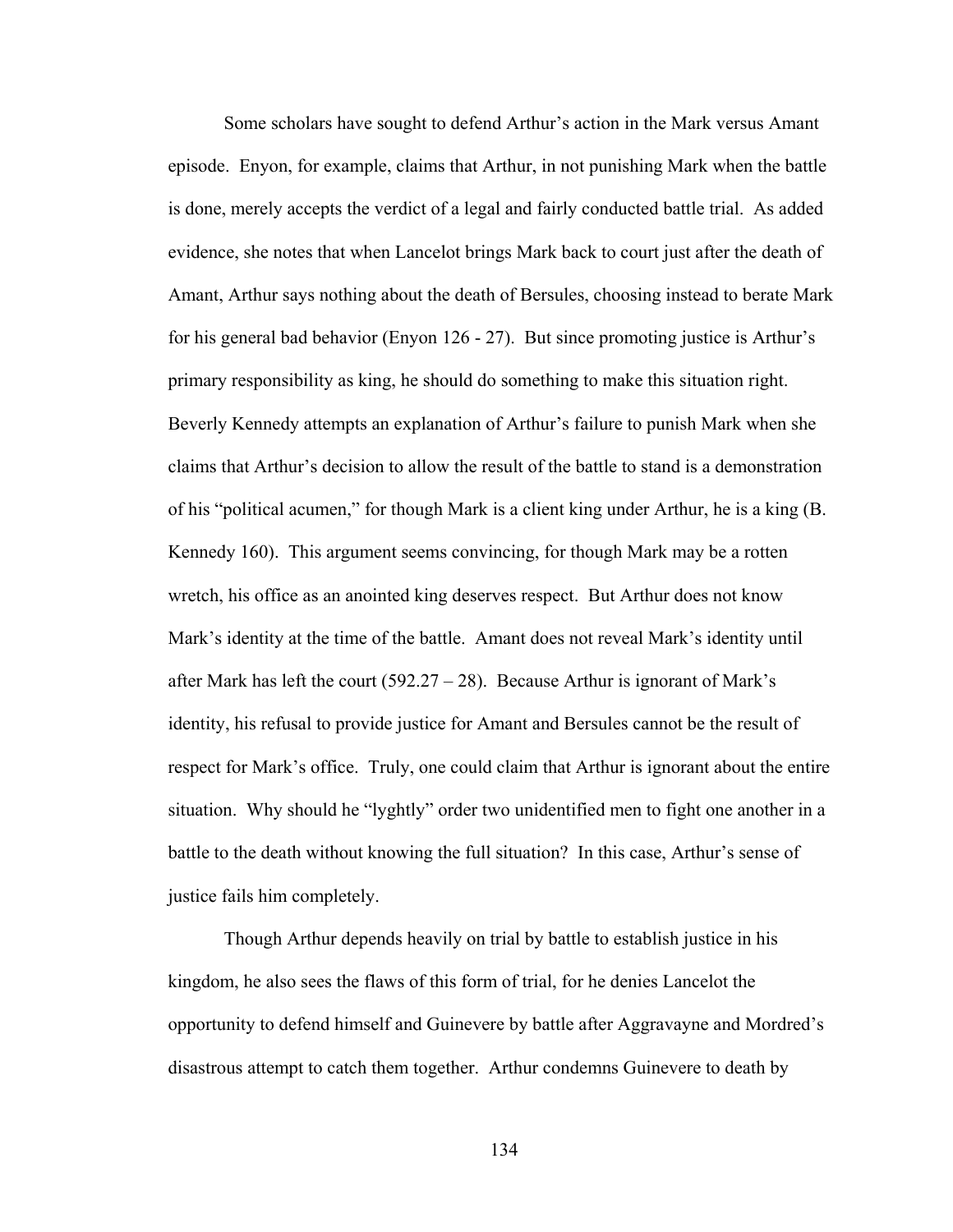Some scholars have sought to defend Arthur's action in the Mark versus Amant episode. Enyon, for example, claims that Arthur, in not punishing Mark when the battle is done, merely accepts the verdict of a legal and fairly conducted battle trial. As added evidence, she notes that when Lancelot brings Mark back to court just after the death of Amant, Arthur says nothing about the death of Bersules, choosing instead to berate Mark for his general bad behavior (Enyon 126 - 27). But since promoting justice is Arthur's primary responsibility as king, he should do something to make this situation right. Beverly Kennedy attempts an explanation of Arthur's failure to punish Mark when she claims that Arthur's decision to allow the result of the battle to stand is a demonstration of his "political acumen," for though Mark is a client king under Arthur, he is a king (B. Kennedy 160). This argument seems convincing, for though Mark may be a rotten wretch, his office as an anointed king deserves respect. But Arthur does not know Mark's identity at the time of the battle. Amant does not reveal Mark's identity until after Mark has left the court (592.27 – 28). Because Arthur is ignorant of Mark's identity, his refusal to provide justice for Amant and Bersules cannot be the result of respect for Mark's office. Truly, one could claim that Arthur is ignorant about the entire situation. Why should he "lyghtly" order two unidentified men to fight one another in a battle to the death without knowing the full situation? In this case, Arthur's sense of justice fails him completely.

Though Arthur depends heavily on trial by battle to establish justice in his kingdom, he also sees the flaws of this form of trial, for he denies Lancelot the opportunity to defend himself and Guinevere by battle after Aggravayne and Mordred's disastrous attempt to catch them together. Arthur condemns Guinevere to death by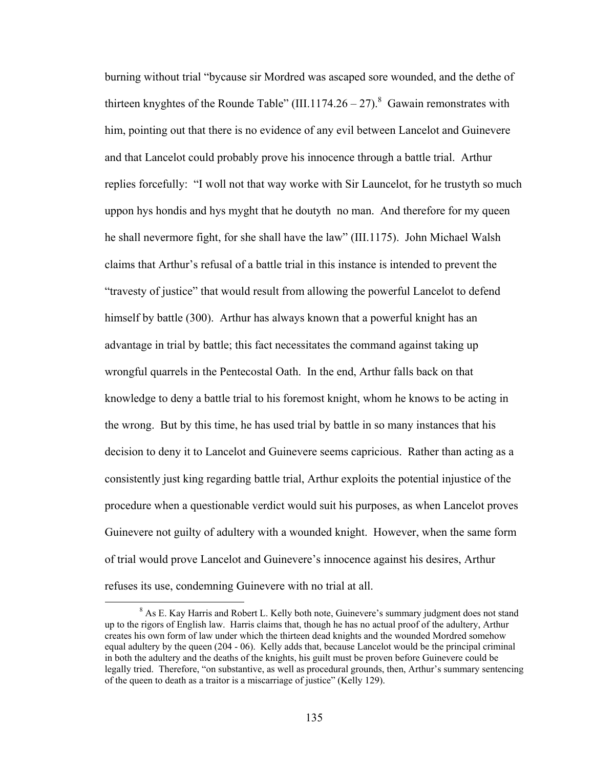burning without trial "bycause sir Mordred was ascaped sore wounded, and the dethe of thirteen knyghtes of the Rounde Table" (III.1174.26 – 27).[8] Gawain remonstrates with him, pointing out that there is no evidence of any evil between Lancelot and Guinevere and that Lancelot could probably prove his innocence through a battle trial. Arthur replies forcefully: "I woll not that way worke with Sir Launcelot, for he trustyth so much uppon hys hondis and hys myght that he doutyth no man. And therefore for my queen he shall nevermore fight, for she shall have the law" (III.1175). John Michael Walsh claims that Arthur's refusal of a battle trial in this instance is intended to prevent the "travesty of justice" that would result from allowing the powerful Lancelot to defend himself by battle (300). Arthur has always known that a powerful knight has an advantage in trial by battle; this fact necessitates the command against taking up wrongful quarrels in the Pentecostal Oath. In the end, Arthur falls back on that knowledge to deny a battle trial to his foremost knight, whom he knows to be acting in the wrong. But by this time, he has used trial by battle in so many instances that his decision to deny it to Lancelot and Guinevere seems capricious. Rather than acting as a consistently just king regarding battle trial, Arthur exploits the potential injustice of the procedure when a questionable verdict would suit his purposes, as when Lancelot proves Guinevere not guilty of adultery with a wounded knight. However, when the same form of trial would prove Lancelot and Guinevere's innocence against his desires, Arthur refuses its use, condemning Guinevere with no trial at all.

[8] As E. Kay Harris and Robert L. Kelly both note, Guinevere's summary judgment does not stand up to the rigors of English law. Harris claims that, though he has no actual proof of the adultery, Arthur creates his own form of law under which the thirteen dead knights and the wounded Mordred somehow equal adultery by the queen (204 - 06). Kelly adds that, because Lancelot would be the principal criminal in both the adultery and the deaths of the knights, his guilt must be proven before Guinevere could be legally tried. Therefore, "on substantive, as well as procedural grounds, then, Arthur's summary sentencing of the queen to death as a traitor is a miscarriage of justice" (Kelly 129).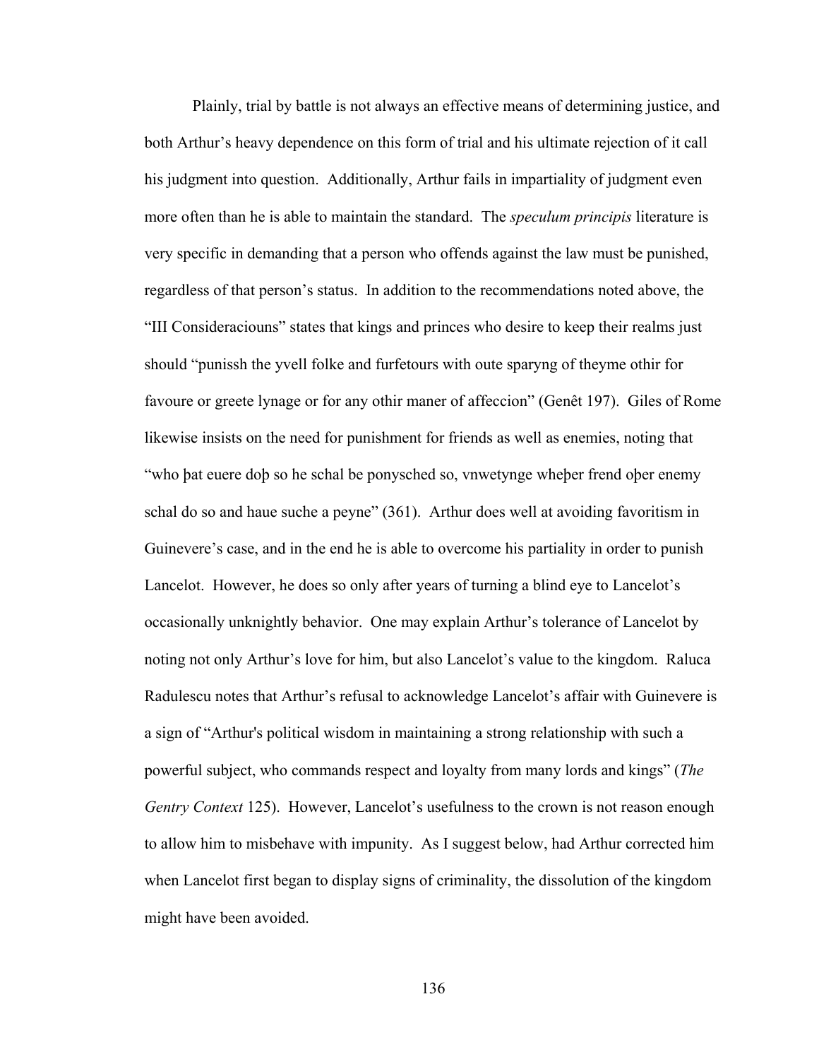Plainly, trial by battle is not always an effective means of determining justice, and both Arthur's heavy dependence on this form of trial and his ultimate rejection of it call his judgment into question. Additionally, Arthur fails in impartiality of judgment even more often than he is able to maintain the standard. The *speculum principis* literature is very specific in demanding that a person who offends against the law must be punished, regardless of that person's status. In addition to the recommendations noted above, the "III Consideraciouns" states that kings and princes who desire to keep their realms just should "punissh the yvell folke and furfetours with oute sparyng of theyme othir for favoure or greete lynage or for any othir maner of affeccion" (Genêt 197). Giles of Rome likewise insists on the need for punishment for friends as well as enemies, noting that "who þat euere doþ so he schal be ponysched so, vnwetynge wheþer frend oþer enemy schal do so and haue suche a peyne" (361). Arthur does well at avoiding favoritism in Guinevere's case, and in the end he is able to overcome his partiality in order to punish Lancelot. However, he does so only after years of turning a blind eye to Lancelot's occasionally unknightly behavior. One may explain Arthur's tolerance of Lancelot by noting not only Arthur's love for him, but also Lancelot's value to the kingdom. Raluca Radulescu notes that Arthur's refusal to acknowledge Lancelot's affair with Guinevere is a sign of "Arthur's political wisdom in maintaining a strong relationship with such a powerful subject, who commands respect and loyalty from many lords and kings" (*The Gentry Context* 125). However, Lancelot's usefulness to the crown is not reason enough to allow him to misbehave with impunity. As I suggest below, had Arthur corrected him when Lancelot first began to display signs of criminality, the dissolution of the kingdom might have been avoided.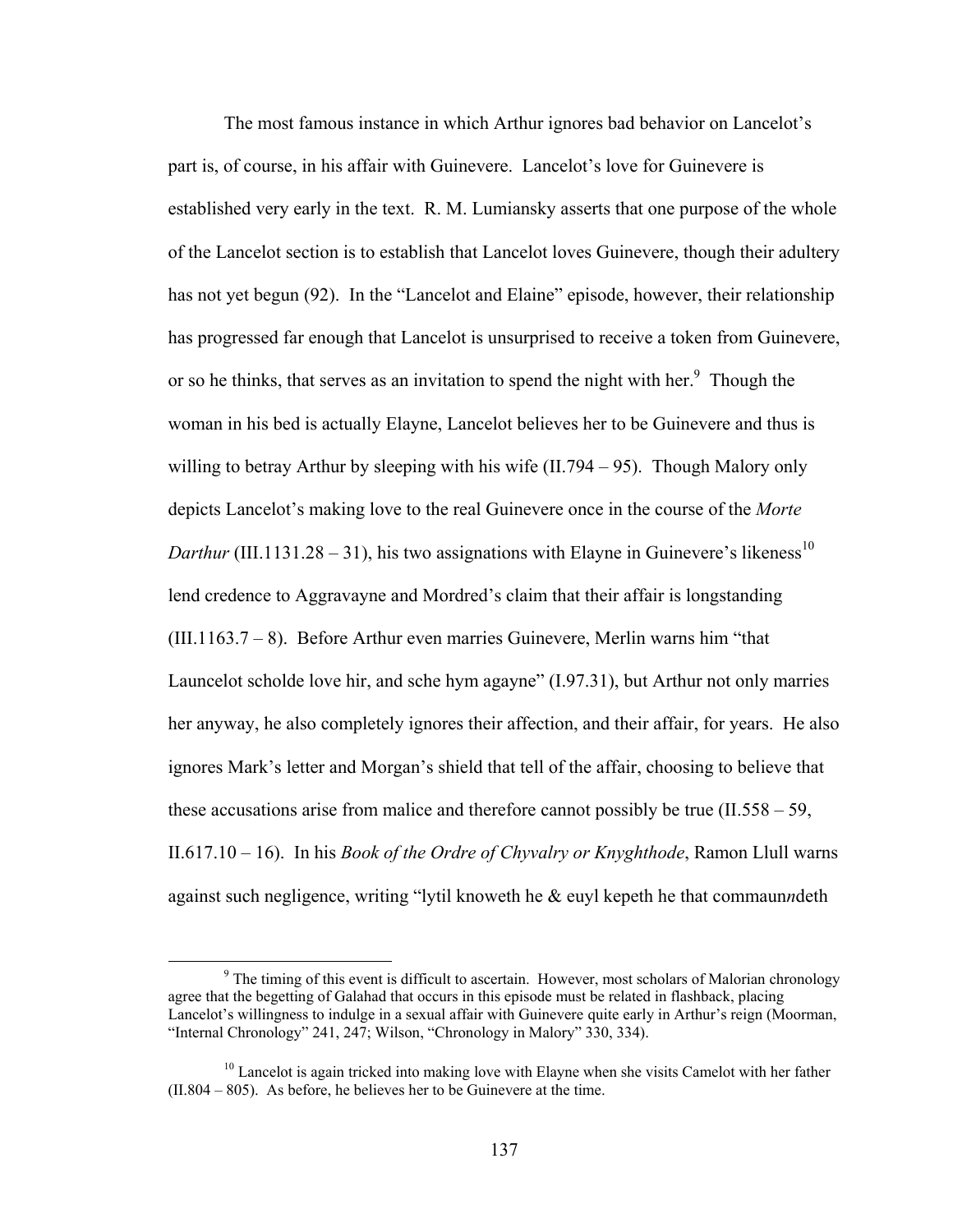The most famous instance in which Arthur ignores bad behavior on Lancelot's part is, of course, in his affair with Guinevere. Lancelot's love for Guinevere is established very early in the text. R. M. Lumiansky asserts that one purpose of the whole of the Lancelot section is to establish that Lancelot loves Guinevere, though their adultery has not yet begun (92). In the "Lancelot and Elaine" episode, however, their relationship has progressed far enough that Lancelot is unsurprised to receive a token from Guinevere, or so he thinks, that serves as an invitation to spend the night with her.[9] Though the woman in his bed is actually Elayne, Lancelot believes her to be Guinevere and thus is willing to betray Arthur by sleeping with his wife (II.794 – 95). Though Malory only depicts Lancelot's making love to the real Guinevere once in the course of the *Morte Darthur* (III.1131.28 – 31), his two assignations with Elayne in Guinevere's likeness[10] lend credence to Aggravayne and Mordred's claim that their affair is longstanding (III.1163.7 – 8). Before Arthur even marries Guinevere, Merlin warns him "that Launcelot scholde love hir, and sche hym agayne" (I.97.31), but Arthur not only marries her anyway, he also completely ignores their affection, and their affair, for years. He also ignores Mark's letter and Morgan's shield that tell of the affair, choosing to believe that these accusations arise from malice and therefore cannot possibly be true (II.558 – 59, II.617.10 – 16). In his *Book of the Ordre of Chyvalry or Knyghthode*, Ramon Llull warns against such negligence, writing "lytil knoweth he & euyl kepeth he that commaun*n*deth

[9] The timing of this event is difficult to ascertain. However, most scholars of Malorian chronology agree that the begetting of Galahad that occurs in this episode must be related in flashback, placing Lancelot's willingness to indulge in a sexual affair with Guinevere quite early in Arthur's reign (Moorman, "Internal Chronology" 241, 247; Wilson, "Chronology in Malory" 330, 334).

[10] Lancelot is again tricked into making love with Elayne when she visits Camelot with her father (II.804 – 805). As before, he believes her to be Guinevere at the time.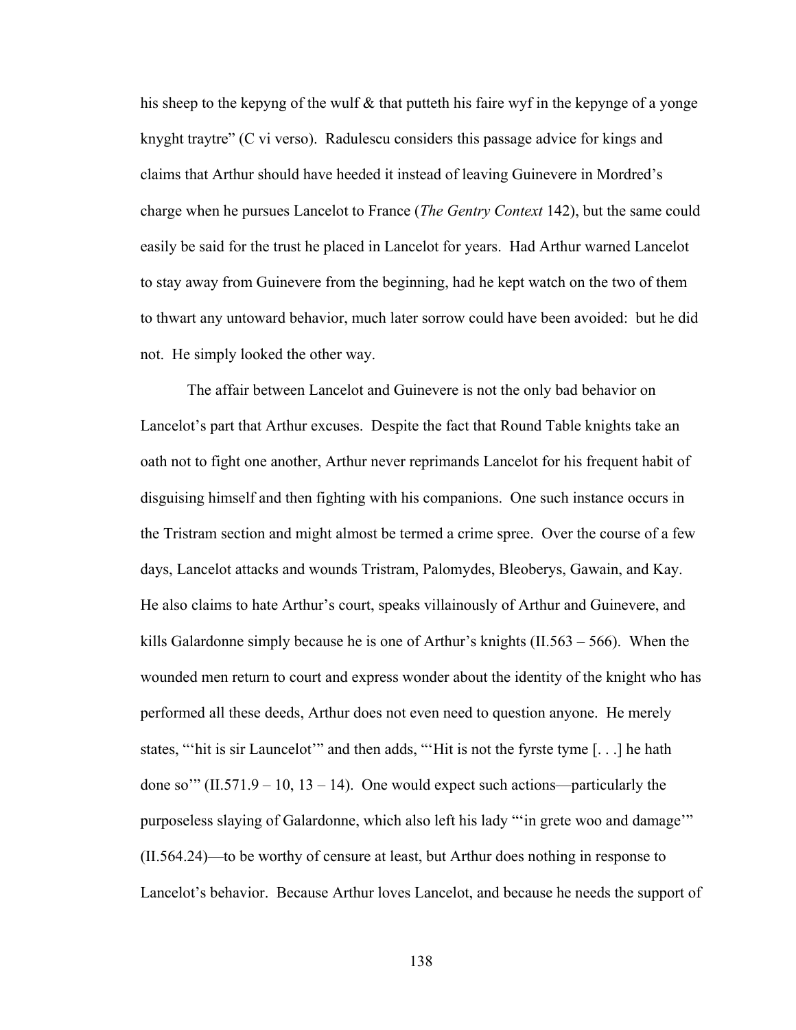his sheep to the kepyng of the wulf & that putteth his faire wyf in the kepynge of a yonge knyght traytre" (C vi verso). Radulescu considers this passage advice for kings and claims that Arthur should have heeded it instead of leaving Guinevere in Mordred's charge when he pursues Lancelot to France (*The Gentry Context* 142), but the same could easily be said for the trust he placed in Lancelot for years. Had Arthur warned Lancelot to stay away from Guinevere from the beginning, had he kept watch on the two of them to thwart any untoward behavior, much later sorrow could have been avoided: but he did not. He simply looked the other way.

The affair between Lancelot and Guinevere is not the only bad behavior on Lancelot's part that Arthur excuses. Despite the fact that Round Table knights take an oath not to fight one another, Arthur never reprimands Lancelot for his frequent habit of disguising himself and then fighting with his companions. One such instance occurs in the Tristram section and might almost be termed a crime spree. Over the course of a few days, Lancelot attacks and wounds Tristram, Palomydes, Bleoberys, Gawain, and Kay. He also claims to hate Arthur's court, speaks villainously of Arthur and Guinevere, and kills Galardonne simply because he is one of Arthur's knights (II.563 – 566). When the wounded men return to court and express wonder about the identity of the knight who has performed all these deeds, Arthur does not even need to question anyone. He merely states, "'hit is sir Launcelot'" and then adds, "'Hit is not the fyrste tyme [. . .] he hath done so'" (II.571.9 – 10, 13 – 14). One would expect such actions—particularly the purposeless slaying of Galardonne, which also left his lady "'in grete woo and damage'" (II.564.24)—to be worthy of censure at least, but Arthur does nothing in response to Lancelot's behavior. Because Arthur loves Lancelot, and because he needs the support of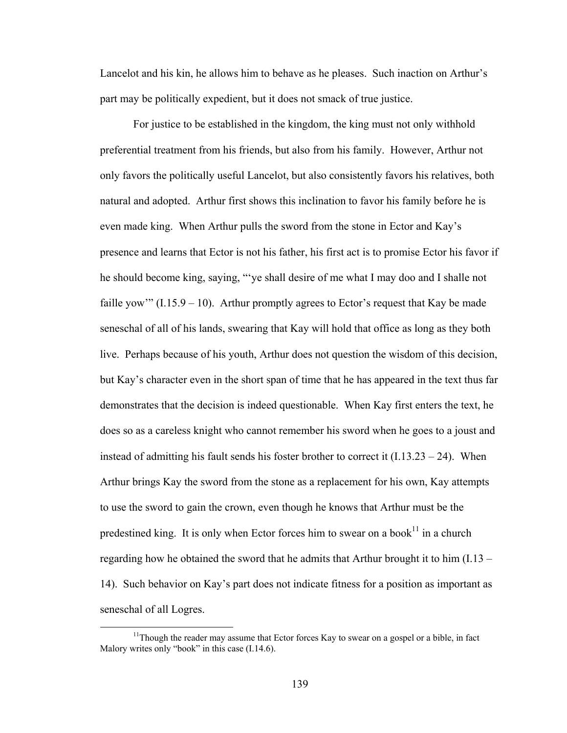Lancelot and his kin, he allows him to behave as he pleases. Such inaction on Arthur's part may be politically expedient, but it does not smack of true justice.

For justice to be established in the kingdom, the king must not only withhold preferential treatment from his friends, but also from his family. However, Arthur not only favors the politically useful Lancelot, but also consistently favors his relatives, both natural and adopted. Arthur first shows this inclination to favor his family before he is even made king. When Arthur pulls the sword from the stone in Ector and Kay's presence and learns that Ector is not his father, his first act is to promise Ector his favor if he should become king, saying, "'ye shall desire of me what I may doo and I shalle not faille yow'" (I.15.9 – 10). Arthur promptly agrees to Ector's request that Kay be made seneschal of all of his lands, swearing that Kay will hold that office as long as they both live. Perhaps because of his youth, Arthur does not question the wisdom of this decision, but Kay's character even in the short span of time that he has appeared in the text thus far demonstrates that the decision is indeed questionable. When Kay first enters the text, he does so as a careless knight who cannot remember his sword when he goes to a joust and instead of admitting his fault sends his foster brother to correct it (I.13.23 – 24). When Arthur brings Kay the sword from the stone as a replacement for his own, Kay attempts to use the sword to gain the crown, even though he knows that Arthur must be the predestined king. It is only when Ector forces him to swear on a book[11] in a church regarding how he obtained the sword that he admits that Arthur brought it to him (I.13 – 14). Such behavior on Kay's part does not indicate fitness for a position as important as seneschal of all Logres.

[11]Though the reader may assume that Ector forces Kay to swear on a gospel or a bible, in fact Malory writes only "book" in this case (I.14.6).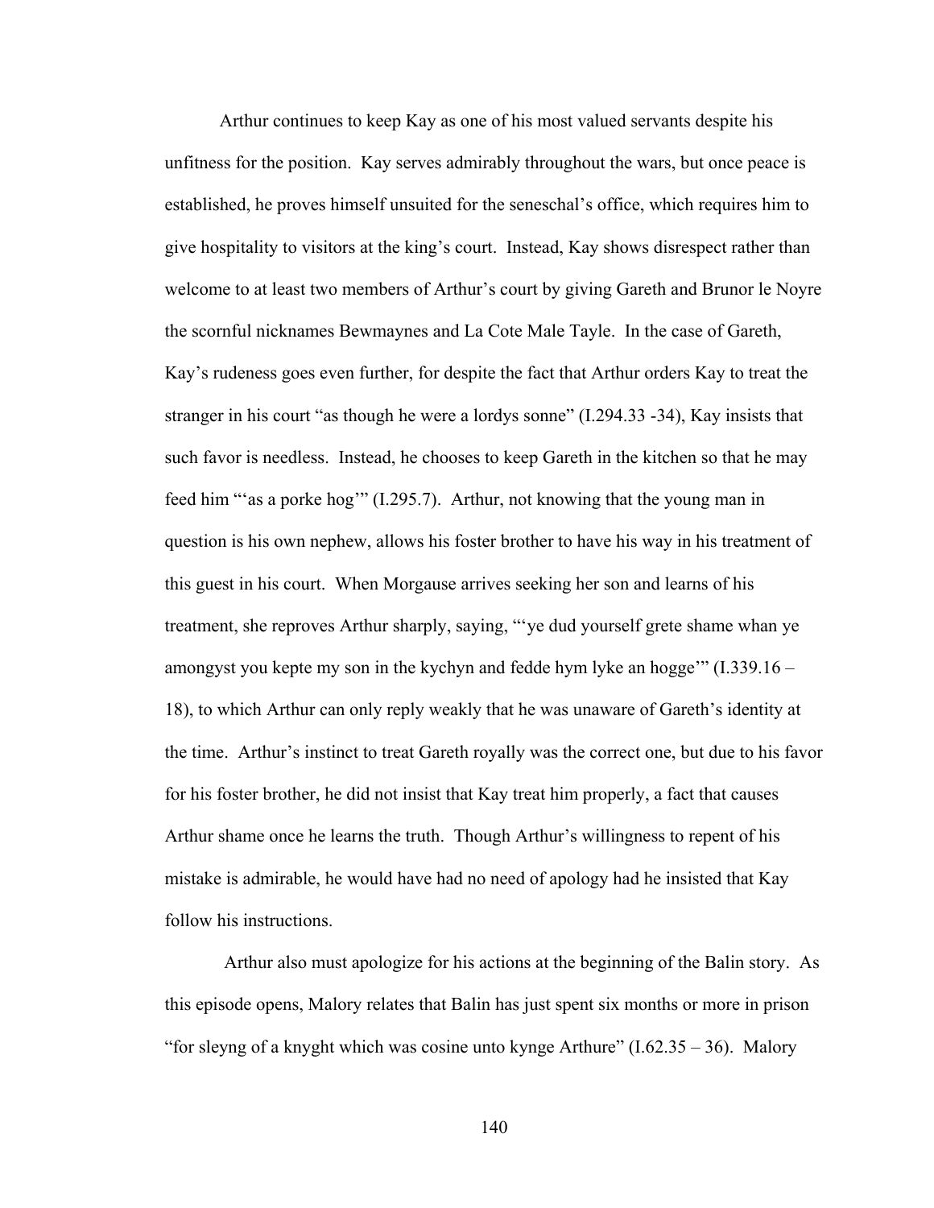Arthur continues to keep Kay as one of his most valued servants despite his unfitness for the position. Kay serves admirably throughout the wars, but once peace is established, he proves himself unsuited for the seneschal's office, which requires him to give hospitality to visitors at the king's court. Instead, Kay shows disrespect rather than welcome to at least two members of Arthur's court by giving Gareth and Brunor le Noyre the scornful nicknames Bewmaynes and La Cote Male Tayle. In the case of Gareth, Kay's rudeness goes even further, for despite the fact that Arthur orders Kay to treat the stranger in his court "as though he were a lordys sonne" (I.294.33 -34), Kay insists that such favor is needless. Instead, he chooses to keep Gareth in the kitchen so that he may feed him "'as a porke hog'" (I.295.7). Arthur, not knowing that the young man in question is his own nephew, allows his foster brother to have his way in his treatment of this guest in his court. When Morgause arrives seeking her son and learns of his treatment, she reproves Arthur sharply, saying, "'ye dud yourself grete shame whan ye amongyst you kepte my son in the kychyn and fedde hym lyke an hogge'" (I.339.16 – 18), to which Arthur can only reply weakly that he was unaware of Gareth's identity at the time. Arthur's instinct to treat Gareth royally was the correct one, but due to his favor for his foster brother, he did not insist that Kay treat him properly, a fact that causes Arthur shame once he learns the truth. Though Arthur's willingness to repent of his mistake is admirable, he would have had no need of apology had he insisted that Kay follow his instructions.

Arthur also must apologize for his actions at the beginning of the Balin story. As this episode opens, Malory relates that Balin has just spent six months or more in prison "for sleyng of a knyght which was cosine unto kynge Arthure" (I.62.35 – 36). Malory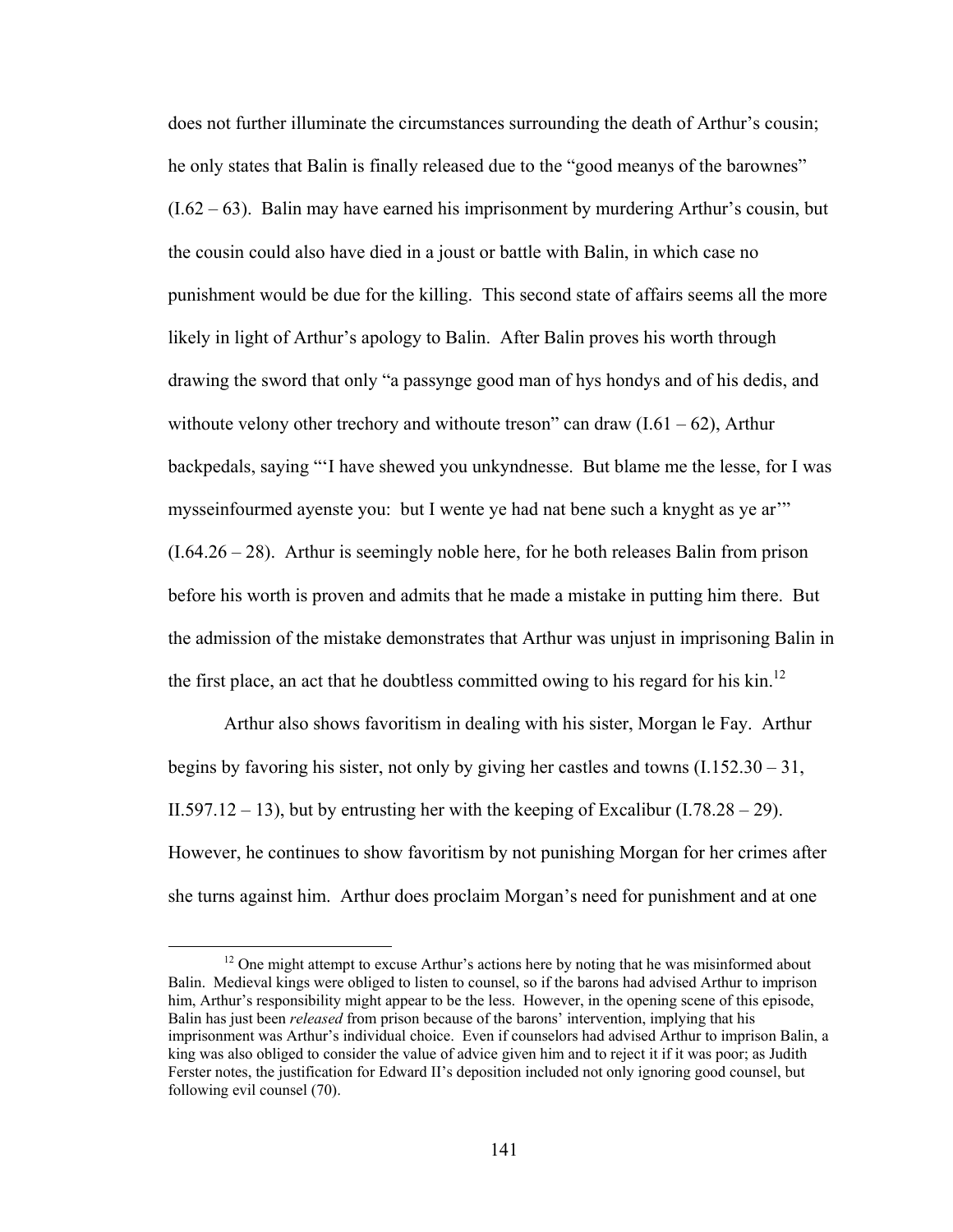does not further illuminate the circumstances surrounding the death of Arthur's cousin; he only states that Balin is finally released due to the "good meanys of the barownes" (I.62 – 63). Balin may have earned his imprisonment by murdering Arthur's cousin, but the cousin could also have died in a joust or battle with Balin, in which case no punishment would be due for the killing. This second state of affairs seems all the more likely in light of Arthur's apology to Balin. After Balin proves his worth through drawing the sword that only "a passynge good man of hys hondys and of his dedis, and withoute velony other trechory and withoute treson" can draw (I.61 – 62), Arthur backpedals, saying "'I have shewed you unkyndnesse. But blame me the lesse, for I was mysseinfourmed ayenste you: but I wente ye had nat bene such a knyght as ye ar'" (I.64.26 – 28). Arthur is seemingly noble here, for he both releases Balin from prison before his worth is proven and admits that he made a mistake in putting him there. But the admission of the mistake demonstrates that Arthur was unjust in imprisoning Balin in the first place, an act that he doubtless committed owing to his regard for his kin.[12]

Arthur also shows favoritism in dealing with his sister, Morgan le Fay. Arthur begins by favoring his sister, not only by giving her castles and towns (I.152.30 – 31, II.597.12 – 13), but by entrusting her with the keeping of Excalibur (I.78.28 – 29). However, he continues to show favoritism by not punishing Morgan for her crimes after she turns against him. Arthur does proclaim Morgan's need for punishment and at one

[12] One might attempt to excuse Arthur's actions here by noting that he was misinformed about Balin. Medieval kings were obliged to listen to counsel, so if the barons had advised Arthur to imprison him, Arthur's responsibility might appear to be the less. However, in the opening scene of this episode, Balin has just been *released* from prison because of the barons' intervention, implying that his imprisonment was Arthur's individual choice. Even if counselors had advised Arthur to imprison Balin, a king was also obliged to consider the value of advice given him and to reject it if it was poor; as Judith Ferster notes, the justification for Edward II's deposition included not only ignoring good counsel, but following evil counsel (70).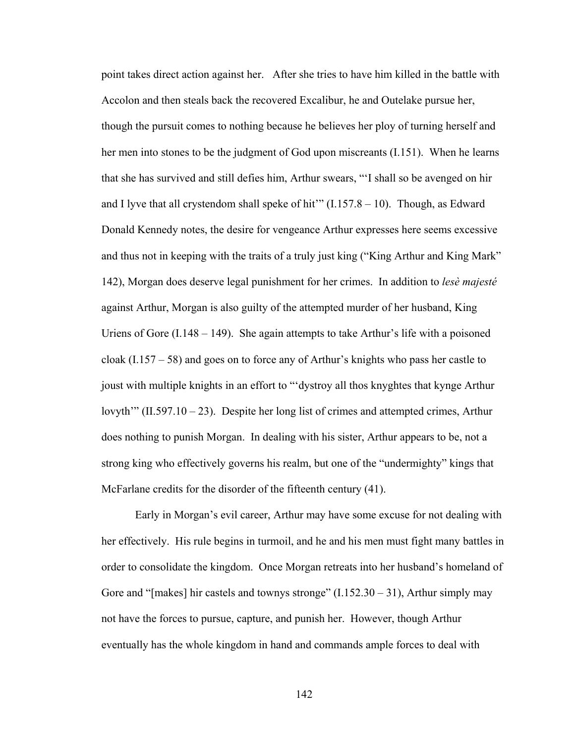point takes direct action against her. After she tries to have him killed in the battle with Accolon and then steals back the recovered Excalibur, he and Outelake pursue her, though the pursuit comes to nothing because he believes her ploy of turning herself and her men into stones to be the judgment of God upon miscreants (I.151). When he learns that she has survived and still defies him, Arthur swears, "'I shall so be avenged on hir and I lyve that all crystendom shall speke of hit'" (I.157.8 – 10). Though, as Edward Donald Kennedy notes, the desire for vengeance Arthur expresses here seems excessive and thus not in keeping with the traits of a truly just king ("King Arthur and King Mark" 142), Morgan does deserve legal punishment for her crimes. In addition to *lesè majesté* against Arthur, Morgan is also guilty of the attempted murder of her husband, King Uriens of Gore (I.148 – 149). She again attempts to take Arthur's life with a poisoned cloak (I.157 – 58) and goes on to force any of Arthur's knights who pass her castle to joust with multiple knights in an effort to "'dystroy all thos knyghtes that kynge Arthur lovyth'" (II.597.10 – 23). Despite her long list of crimes and attempted crimes, Arthur does nothing to punish Morgan. In dealing with his sister, Arthur appears to be, not a strong king who effectively governs his realm, but one of the "undermighty" kings that McFarlane credits for the disorder of the fifteenth century (41).

Early in Morgan's evil career, Arthur may have some excuse for not dealing with her effectively. His rule begins in turmoil, and he and his men must fight many battles in order to consolidate the kingdom. Once Morgan retreats into her husband's homeland of Gore and "[makes] hir castels and townys stronge" (I.152.30 – 31), Arthur simply may not have the forces to pursue, capture, and punish her. However, though Arthur eventually has the whole kingdom in hand and commands ample forces to deal with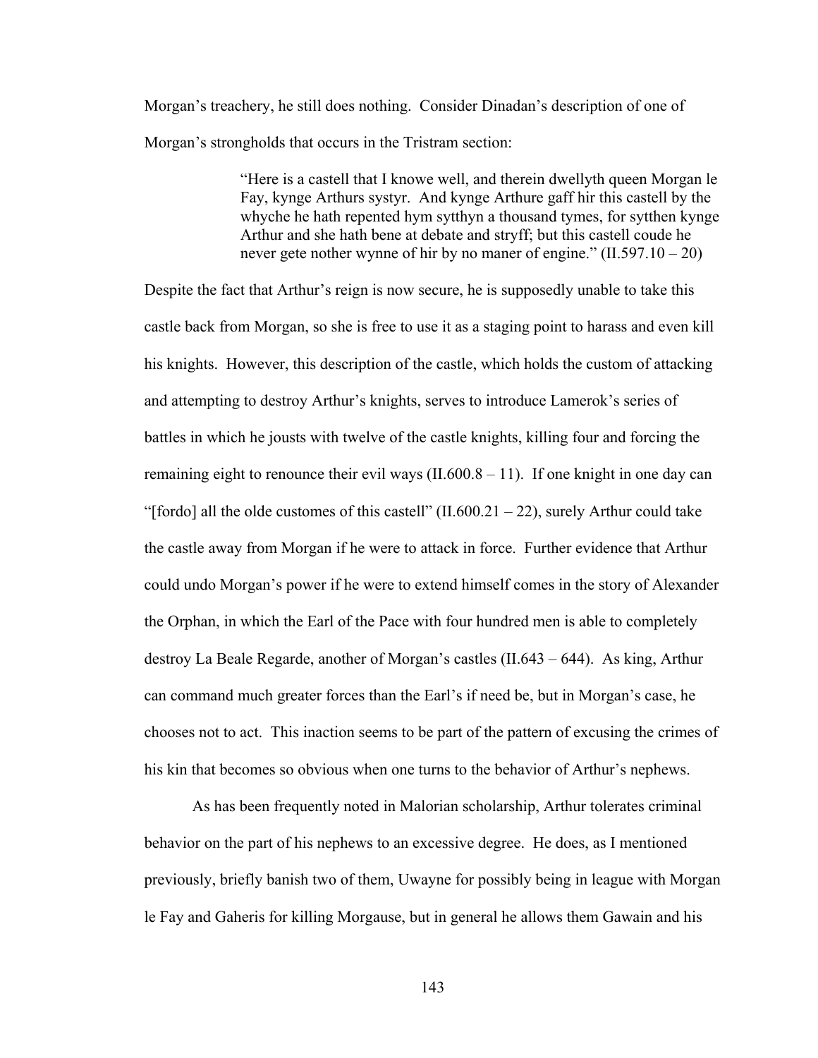Morgan's treachery, he still does nothing. Consider Dinadan's description of one of Morgan's strongholds that occurs in the Tristram section:

> "Here is a castell that I knowe well, and therein dwellyth queen Morgan le Fay, kynge Arthurs systyr. And kynge Arthure gaff hir this castell by the whyche he hath repented hym sytthyn a thousand tymes, for sytthen kynge Arthur and she hath bene at debate and stryff; but this castell coude he never gete nother wynne of hir by no maner of engine." (II.597.10 – 20)

Despite the fact that Arthur's reign is now secure, he is supposedly unable to take this castle back from Morgan, so she is free to use it as a staging point to harass and even kill his knights. However, this description of the castle, which holds the custom of attacking and attempting to destroy Arthur's knights, serves to introduce Lamerok's series of battles in which he jousts with twelve of the castle knights, killing four and forcing the remaining eight to renounce their evil ways (II.600.8 – 11). If one knight in one day can "[fordo] all the olde customes of this castell" (II.600.21 – 22), surely Arthur could take the castle away from Morgan if he were to attack in force. Further evidence that Arthur could undo Morgan's power if he were to extend himself comes in the story of Alexander the Orphan, in which the Earl of the Pace with four hundred men is able to completely destroy La Beale Regarde, another of Morgan's castles (II.643 – 644). As king, Arthur can command much greater forces than the Earl's if need be, but in Morgan's case, he chooses not to act. This inaction seems to be part of the pattern of excusing the crimes of his kin that becomes so obvious when one turns to the behavior of Arthur's nephews.

As has been frequently noted in Malorian scholarship, Arthur tolerates criminal behavior on the part of his nephews to an excessive degree. He does, as I mentioned previously, briefly banish two of them, Uwayne for possibly being in league with Morgan le Fay and Gaheris for killing Morgause, but in general he allows them Gawain and his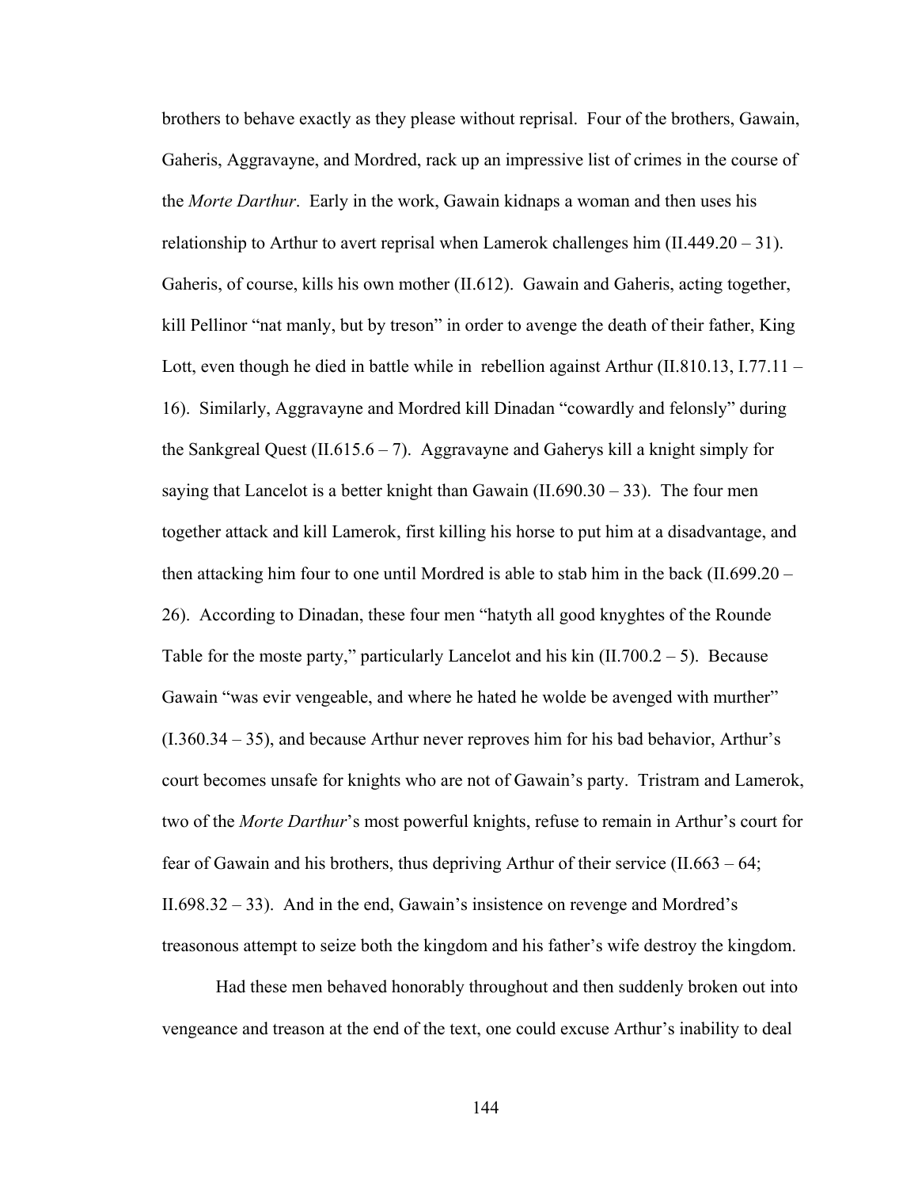brothers to behave exactly as they please without reprisal. Four of the brothers, Gawain, Gaheris, Aggravayne, and Mordred, rack up an impressive list of crimes in the course of the *Morte Darthur*. Early in the work, Gawain kidnaps a woman and then uses his relationship to Arthur to avert reprisal when Lamerok challenges him (II.449.20 – 31). Gaheris, of course, kills his own mother (II.612). Gawain and Gaheris, acting together, kill Pellinor "nat manly, but by treson" in order to avenge the death of their father, King Lott, even though he died in battle while in rebellion against Arthur (II.810.13, I.77.11 – 16). Similarly, Aggravayne and Mordred kill Dinadan "cowardly and felonsly" during the Sankgreal Quest (II.615.6 – 7). Aggravayne and Gaherys kill a knight simply for saying that Lancelot is a better knight than Gawain (II.690.30 – 33). The four men together attack and kill Lamerok, first killing his horse to put him at a disadvantage, and then attacking him four to one until Mordred is able to stab him in the back (II.699.20 – 26). According to Dinadan, these four men "hatyth all good knyghtes of the Rounde Table for the moste party," particularly Lancelot and his kin (II.700.2 – 5). Because Gawain "was evir vengeable, and where he hated he wolde be avenged with murther" (I.360.34 – 35), and because Arthur never reproves him for his bad behavior, Arthur's court becomes unsafe for knights who are not of Gawain's party. Tristram and Lamerok, two of the *Morte Darthur*'s most powerful knights, refuse to remain in Arthur's court for fear of Gawain and his brothers, thus depriving Arthur of their service (II.663 – 64; II.698.32 – 33). And in the end, Gawain's insistence on revenge and Mordred's treasonous attempt to seize both the kingdom and his father's wife destroy the kingdom.

Had these men behaved honorably throughout and then suddenly broken out into vengeance and treason at the end of the text, one could excuse Arthur's inability to deal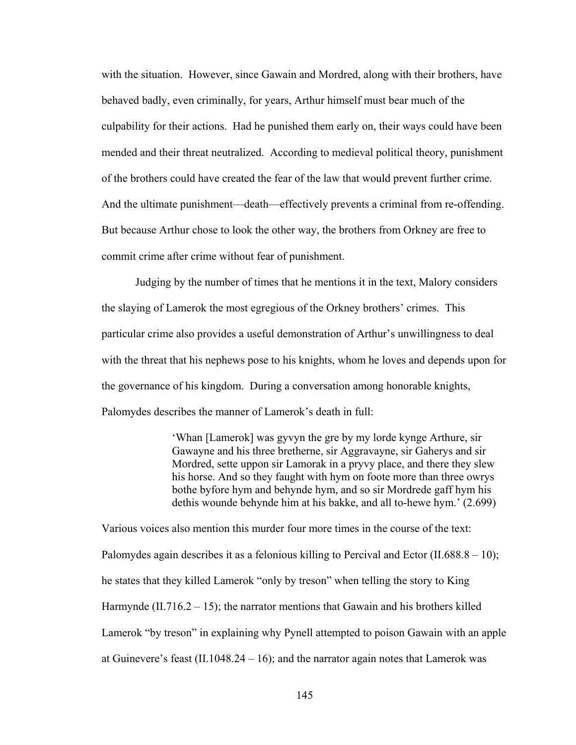with the situation. However, since Gawain and Mordred, along with their brothers, have behaved badly, even criminally, for years, Arthur himself must bear much of the culpability for their actions. Had he punished them early on, their ways could have been mended and their threat neutralized. According to medieval political theory, punishment of the brothers could have created the fear of the law that would prevent further crime. And the ultimate punishment—death—effectively prevents a criminal from re-offending. But because Arthur chose to look the other way, the brothers from Orkney are free to commit crime after crime without fear of punishment.

Judging by the number of times that he mentions it in the text, Malory considers the slaying of Lamerok the most egregious of the Orkney brothers' crimes. This particular crime also provides a useful demonstration of Arthur's unwillingness to deal with the threat that his nephews pose to his knights, whom he loves and depends upon for the governance of his kingdom. During a conversation among honorable knights, Palomydes describes the manner of Lamerok's death in full:

> 'Whan [Lamerok] was gyvyn the gre by my lorde kynge Arthure, sir Gawayne and his three bretherne, sir Aggravayne, sir Gaherys and sir Mordred, sette uppon sir Lamorak in a pryvy place, and there they slew his horse. And so they faught with hym on foote more than three owrys bothe byfore hym and behynde hym, and so sir Mordrede gaff hym his dethis wounde behynde him at his bakke, and all to-hewe hym.' (2.699)

Various voices also mention this murder four more times in the course of the text: Palomydes again describes it as a felonious killing to Percival and Ector (II.688.8 – 10); he states that they killed Lamerok "only by treson" when telling the story to King Harmynde (II.716.2 – 15); the narrator mentions that Gawain and his brothers killed Lamerok "by treson" in explaining why Pynell attempted to poison Gawain with an apple at Guinevere's feast (II.1048.24 – 16); and the narrator again notes that Lamerok was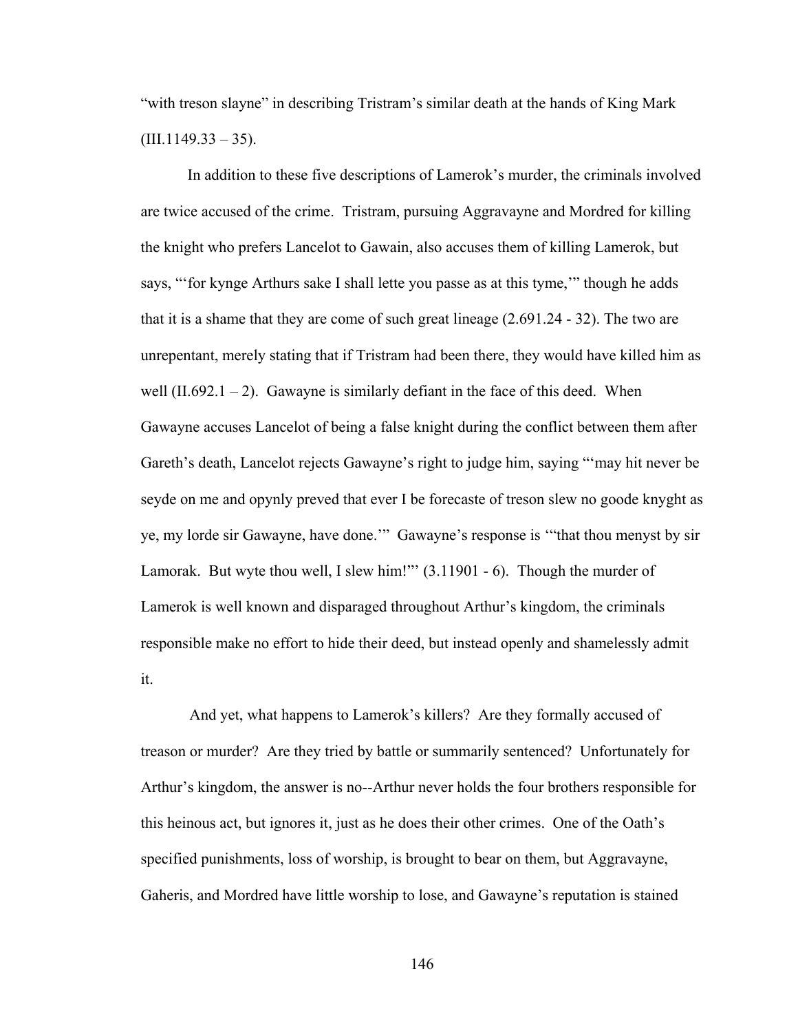"with treson slayne" in describing Tristram's similar death at the hands of King Mark (III.1149.33 – 35).

In addition to these five descriptions of Lamerok's murder, the criminals involved are twice accused of the crime. Tristram, pursuing Aggravayne and Mordred for killing the knight who prefers Lancelot to Gawain, also accuses them of killing Lamerok, but says, "'for kynge Arthurs sake I shall lette you passe as at this tyme,'" though he adds that it is a shame that they are come of such great lineage (2.691.24 - 32). The two are unrepentant, merely stating that if Tristram had been there, they would have killed him as well (II.692.1 – 2). Gawayne is similarly defiant in the face of this deed. When Gawayne accuses Lancelot of being a false knight during the conflict between them after Gareth's death, Lancelot rejects Gawayne's right to judge him, saying "'may hit never be seyde on me and opynly preved that ever I be forecaste of treson slew no goode knyght as ye, my lorde sir Gawayne, have done.'" Gawayne's response is '"that thou menyst by sir Lamorak. But wyte thou well, I slew him!"' (3.11901 - 6). Though the murder of Lamerok is well known and disparaged throughout Arthur's kingdom, the criminals responsible make no effort to hide their deed, but instead openly and shamelessly admit it.

And yet, what happens to Lamerok's killers? Are they formally accused of treason or murder? Are they tried by battle or summarily sentenced? Unfortunately for Arthur's kingdom, the answer is no--Arthur never holds the four brothers responsible for this heinous act, but ignores it, just as he does their other crimes. One of the Oath's specified punishments, loss of worship, is brought to bear on them, but Aggravayne, Gaheris, and Mordred have little worship to lose, and Gawayne's reputation is stained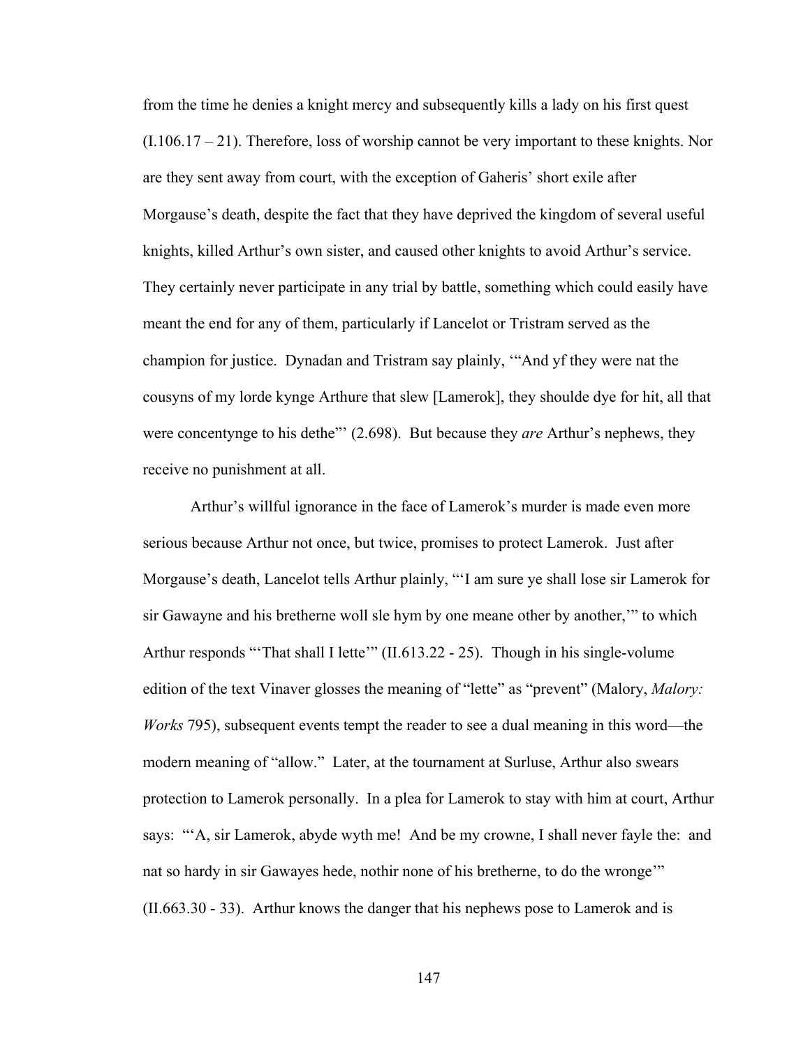from the time he denies a knight mercy and subsequently kills a lady on his first quest (I.106.17 – 21). Therefore, loss of worship cannot be very important to these knights. Nor are they sent away from court, with the exception of Gaheris' short exile after Morgause's death, despite the fact that they have deprived the kingdom of several useful knights, killed Arthur's own sister, and caused other knights to avoid Arthur's service. They certainly never participate in any trial by battle, something which could easily have meant the end for any of them, particularly if Lancelot or Tristram served as the champion for justice. Dynadan and Tristram say plainly, '"And yf they were nat the cousyns of my lorde kynge Arthure that slew [Lamerok], they shoulde dye for hit, all that were concentynge to his dethe"' (2.698). But because they *are* Arthur's nephews, they receive no punishment at all.

Arthur's willful ignorance in the face of Lamerok's murder is made even more serious because Arthur not once, but twice, promises to protect Lamerok. Just after Morgause's death, Lancelot tells Arthur plainly, "'I am sure ye shall lose sir Lamerok for sir Gawayne and his bretherne woll sle hym by one meane other by another,'" to which Arthur responds "'That shall I lette'" (II.613.22 - 25). Though in his single-volume edition of the text Vinaver glosses the meaning of "lette" as "prevent" (Malory, *Malory: Works* 795), subsequent events tempt the reader to see a dual meaning in this word—the modern meaning of "allow." Later, at the tournament at Surluse, Arthur also swears protection to Lamerok personally. In a plea for Lamerok to stay with him at court, Arthur says: "'A, sir Lamerok, abyde wyth me! And be my crowne, I shall never fayle the: and nat so hardy in sir Gawayes hede, nothir none of his bretherne, to do the wronge'" (II.663.30 - 33). Arthur knows the danger that his nephews pose to Lamerok and is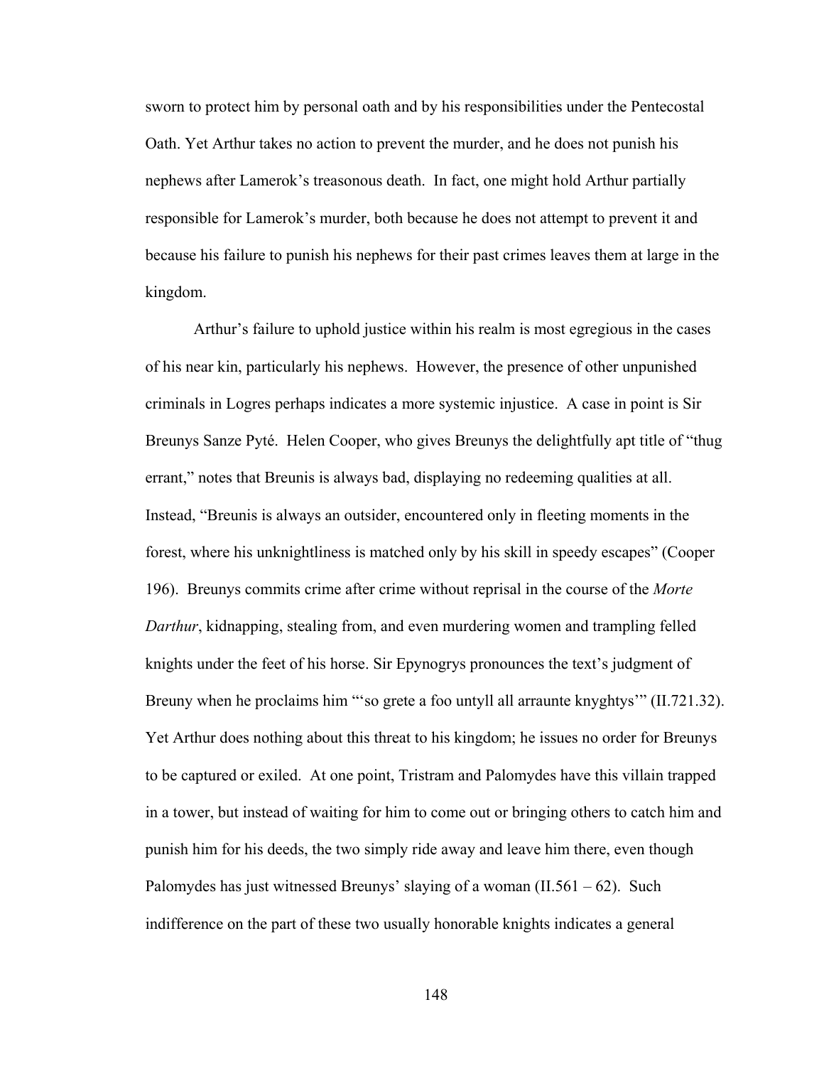sworn to protect him by personal oath and by his responsibilities under the Pentecostal Oath. Yet Arthur takes no action to prevent the murder, and he does not punish his nephews after Lamerok's treasonous death. In fact, one might hold Arthur partially responsible for Lamerok's murder, both because he does not attempt to prevent it and because his failure to punish his nephews for their past crimes leaves them at large in the kingdom.

Arthur's failure to uphold justice within his realm is most egregious in the cases of his near kin, particularly his nephews. However, the presence of other unpunished criminals in Logres perhaps indicates a more systemic injustice. A case in point is Sir Breunys Sanze Pyté. Helen Cooper, who gives Breunys the delightfully apt title of "thug errant," notes that Breunis is always bad, displaying no redeeming qualities at all. Instead, "Breunis is always an outsider, encountered only in fleeting moments in the forest, where his unknightliness is matched only by his skill in speedy escapes" (Cooper 196). Breunys commits crime after crime without reprisal in the course of the *Morte Darthur*, kidnapping, stealing from, and even murdering women and trampling felled knights under the feet of his horse. Sir Epynogrys pronounces the text's judgment of Breuny when he proclaims him "'so grete a foo untyll all arraunte knyghtys'" (II.721.32). Yet Arthur does nothing about this threat to his kingdom; he issues no order for Breunys to be captured or exiled. At one point, Tristram and Palomydes have this villain trapped in a tower, but instead of waiting for him to come out or bringing others to catch him and punish him for his deeds, the two simply ride away and leave him there, even though Palomydes has just witnessed Breunys' slaying of a woman (II.561 – 62). Such indifference on the part of these two usually honorable knights indicates a general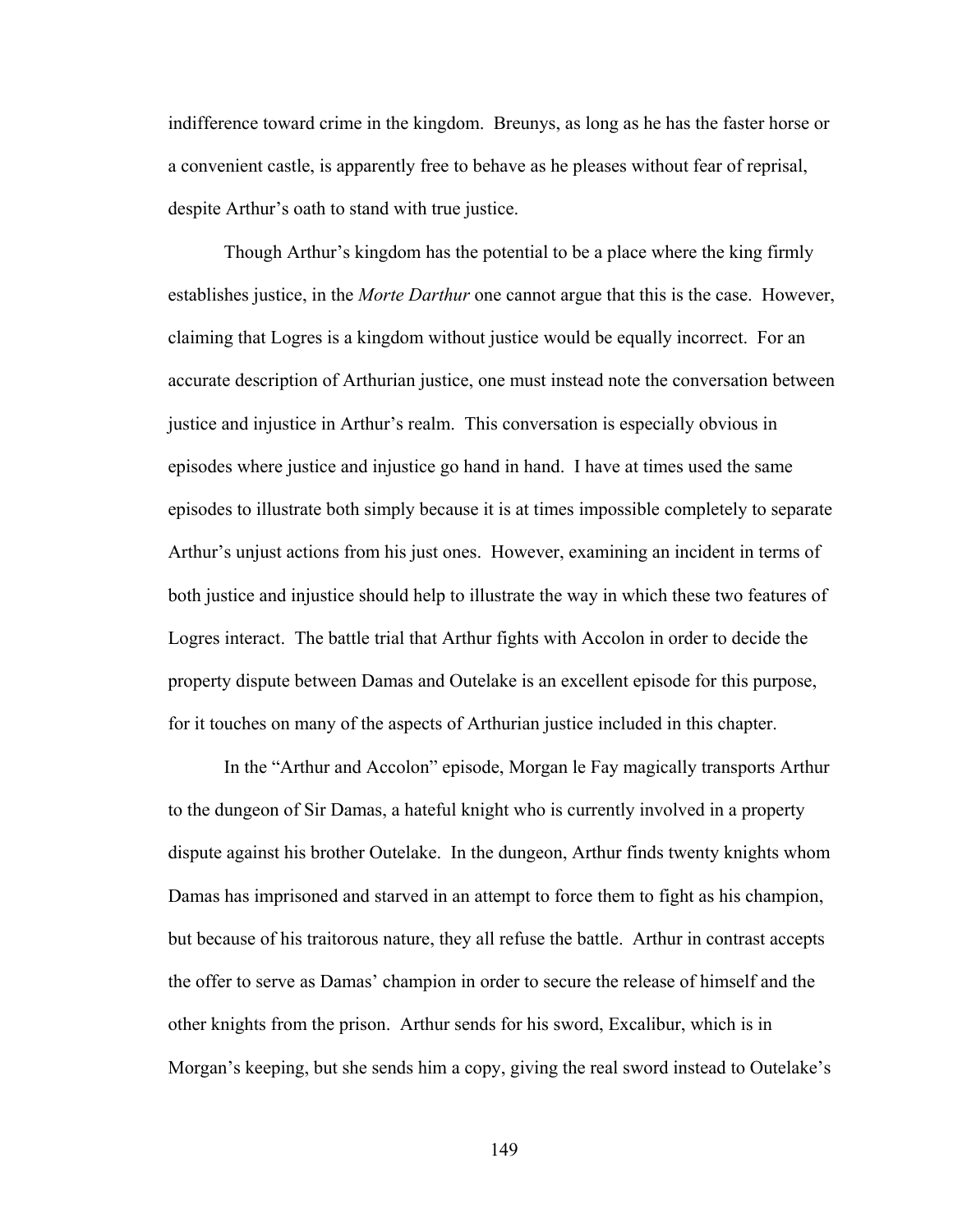indifference toward crime in the kingdom. Breunys, as long as he has the faster horse or a convenient castle, is apparently free to behave as he pleases without fear of reprisal, despite Arthur's oath to stand with true justice.

Though Arthur's kingdom has the potential to be a place where the king firmly establishes justice, in the *Morte Darthur* one cannot argue that this is the case. However, claiming that Logres is a kingdom without justice would be equally incorrect. For an accurate description of Arthurian justice, one must instead note the conversation between justice and injustice in Arthur's realm. This conversation is especially obvious in episodes where justice and injustice go hand in hand. I have at times used the same episodes to illustrate both simply because it is at times impossible completely to separate Arthur's unjust actions from his just ones. However, examining an incident in terms of both justice and injustice should help to illustrate the way in which these two features of Logres interact. The battle trial that Arthur fights with Accolon in order to decide the property dispute between Damas and Outelake is an excellent episode for this purpose, for it touches on many of the aspects of Arthurian justice included in this chapter.

In the "Arthur and Accolon" episode, Morgan le Fay magically transports Arthur to the dungeon of Sir Damas, a hateful knight who is currently involved in a property dispute against his brother Outelake. In the dungeon, Arthur finds twenty knights whom Damas has imprisoned and starved in an attempt to force them to fight as his champion, but because of his traitorous nature, they all refuse the battle. Arthur in contrast accepts the offer to serve as Damas' champion in order to secure the release of himself and the other knights from the prison. Arthur sends for his sword, Excalibur, which is in Morgan's keeping, but she sends him a copy, giving the real sword instead to Outelake's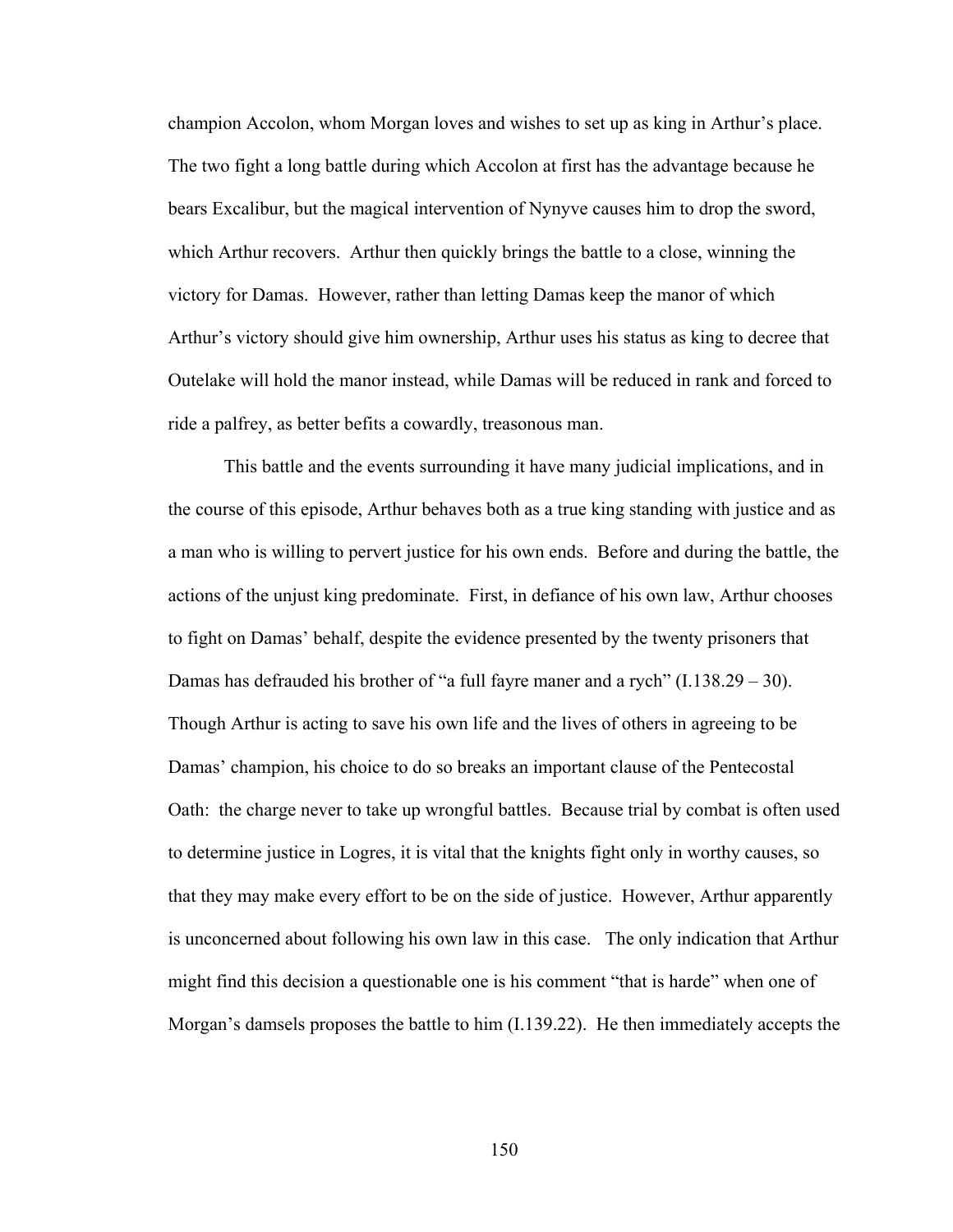champion Accolon, whom Morgan loves and wishes to set up as king in Arthur's place. The two fight a long battle during which Accolon at first has the advantage because he bears Excalibur, but the magical intervention of Nynyve causes him to drop the sword, which Arthur recovers. Arthur then quickly brings the battle to a close, winning the victory for Damas. However, rather than letting Damas keep the manor of which Arthur's victory should give him ownership, Arthur uses his status as king to decree that Outelake will hold the manor instead, while Damas will be reduced in rank and forced to ride a palfrey, as better befits a cowardly, treasonous man.

This battle and the events surrounding it have many judicial implications, and in the course of this episode, Arthur behaves both as a true king standing with justice and as a man who is willing to pervert justice for his own ends. Before and during the battle, the actions of the unjust king predominate. First, in defiance of his own law, Arthur chooses to fight on Damas' behalf, despite the evidence presented by the twenty prisoners that Damas has defrauded his brother of "a full fayre maner and a rych" (I.138.29 – 30). Though Arthur is acting to save his own life and the lives of others in agreeing to be Damas' champion, his choice to do so breaks an important clause of the Pentecostal Oath: the charge never to take up wrongful battles. Because trial by combat is often used to determine justice in Logres, it is vital that the knights fight only in worthy causes, so that they may make every effort to be on the side of justice. However, Arthur apparently is unconcerned about following his own law in this case. The only indication that Arthur might find this decision a questionable one is his comment "that is harde" when one of Morgan's damsels proposes the battle to him (I.139.22). He then immediately accepts the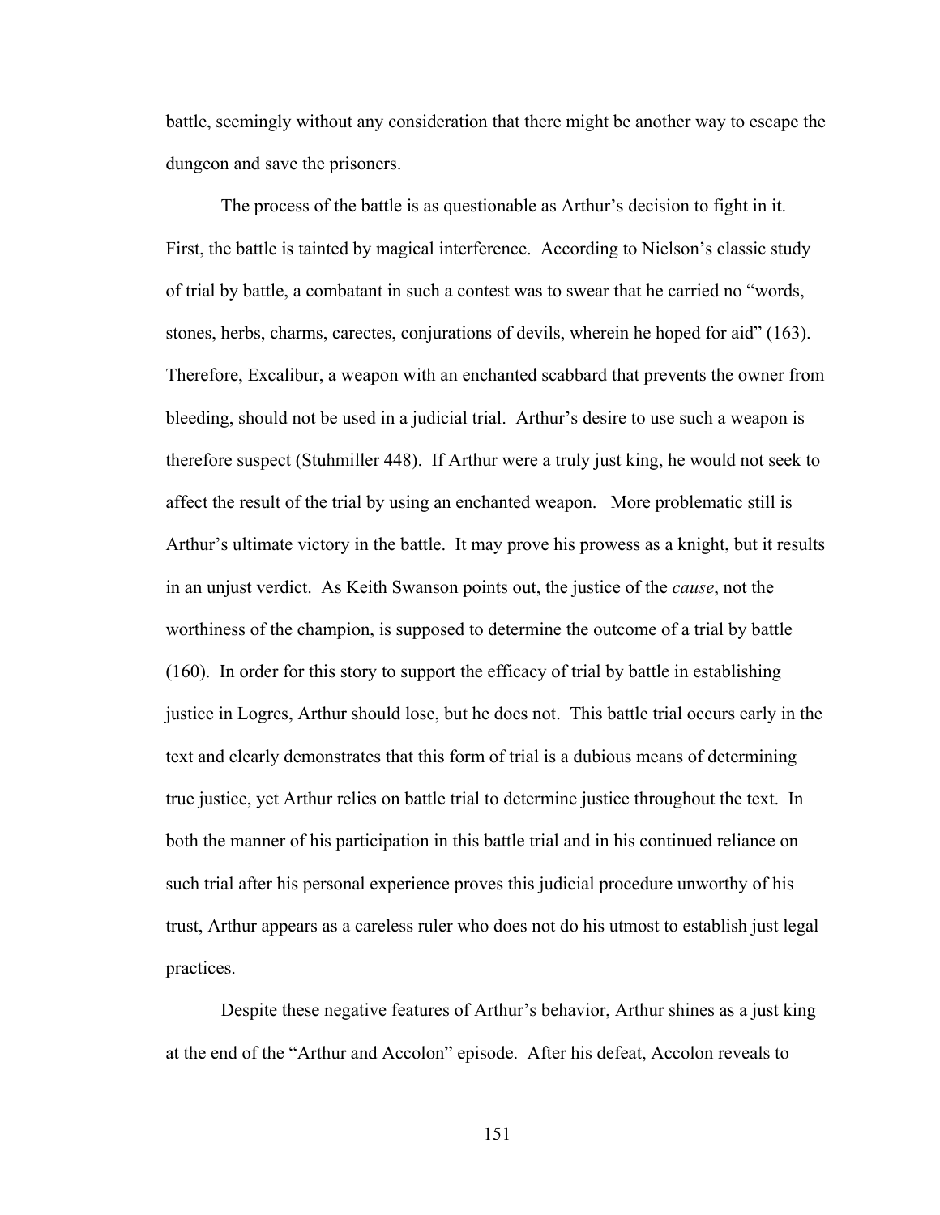battle, seemingly without any consideration that there might be another way to escape the dungeon and save the prisoners.

The process of the battle is as questionable as Arthur's decision to fight in it. First, the battle is tainted by magical interference. According to Nielson's classic study of trial by battle, a combatant in such a contest was to swear that he carried no "words, stones, herbs, charms, carectes, conjurations of devils, wherein he hoped for aid" (163). Therefore, Excalibur, a weapon with an enchanted scabbard that prevents the owner from bleeding, should not be used in a judicial trial. Arthur's desire to use such a weapon is therefore suspect (Stuhmiller 448). If Arthur were a truly just king, he would not seek to affect the result of the trial by using an enchanted weapon. More problematic still is Arthur's ultimate victory in the battle. It may prove his prowess as a knight, but it results in an unjust verdict. As Keith Swanson points out, the justice of the *cause*, not the worthiness of the champion, is supposed to determine the outcome of a trial by battle (160). In order for this story to support the efficacy of trial by battle in establishing justice in Logres, Arthur should lose, but he does not. This battle trial occurs early in the text and clearly demonstrates that this form of trial is a dubious means of determining true justice, yet Arthur relies on battle trial to determine justice throughout the text. In both the manner of his participation in this battle trial and in his continued reliance on such trial after his personal experience proves this judicial procedure unworthy of his trust, Arthur appears as a careless ruler who does not do his utmost to establish just legal practices.

Despite these negative features of Arthur's behavior, Arthur shines as a just king at the end of the "Arthur and Accolon" episode. After his defeat, Accolon reveals to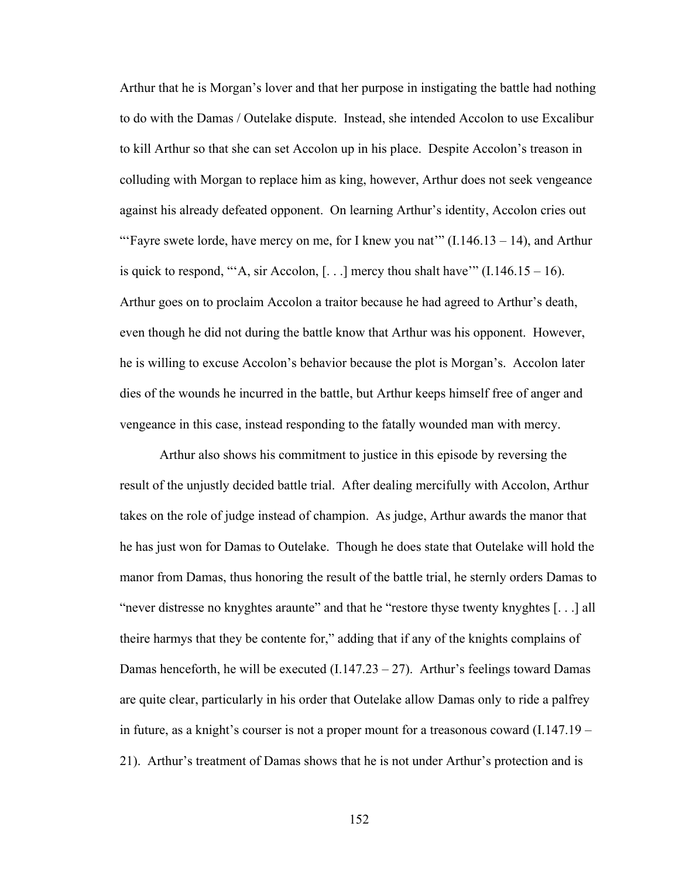Arthur that he is Morgan's lover and that her purpose in instigating the battle had nothing to do with the Damas / Outelake dispute. Instead, she intended Accolon to use Excalibur to kill Arthur so that she can set Accolon up in his place. Despite Accolon's treason in colluding with Morgan to replace him as king, however, Arthur does not seek vengeance against his already defeated opponent. On learning Arthur's identity, Accolon cries out "'Fayre swete lorde, have mercy on me, for I knew you nat'" (I.146.13 – 14), and Arthur is quick to respond, "'A, sir Accolon, [. . .] mercy thou shalt have'" (I.146.15 – 16). Arthur goes on to proclaim Accolon a traitor because he had agreed to Arthur's death, even though he did not during the battle know that Arthur was his opponent. However, he is willing to excuse Accolon's behavior because the plot is Morgan's. Accolon later dies of the wounds he incurred in the battle, but Arthur keeps himself free of anger and vengeance in this case, instead responding to the fatally wounded man with mercy.

Arthur also shows his commitment to justice in this episode by reversing the result of the unjustly decided battle trial. After dealing mercifully with Accolon, Arthur takes on the role of judge instead of champion. As judge, Arthur awards the manor that he has just won for Damas to Outelake. Though he does state that Outelake will hold the manor from Damas, thus honoring the result of the battle trial, he sternly orders Damas to "never distresse no knyghtes araunte" and that he "restore thyse twenty knyghtes [. . .] all theire harmys that they be contente for," adding that if any of the knights complains of Damas henceforth, he will be executed (I.147.23 – 27). Arthur's feelings toward Damas are quite clear, particularly in his order that Outelake allow Damas only to ride a palfrey in future, as a knight's courser is not a proper mount for a treasonous coward (I.147.19 – 21). Arthur's treatment of Damas shows that he is not under Arthur's protection and is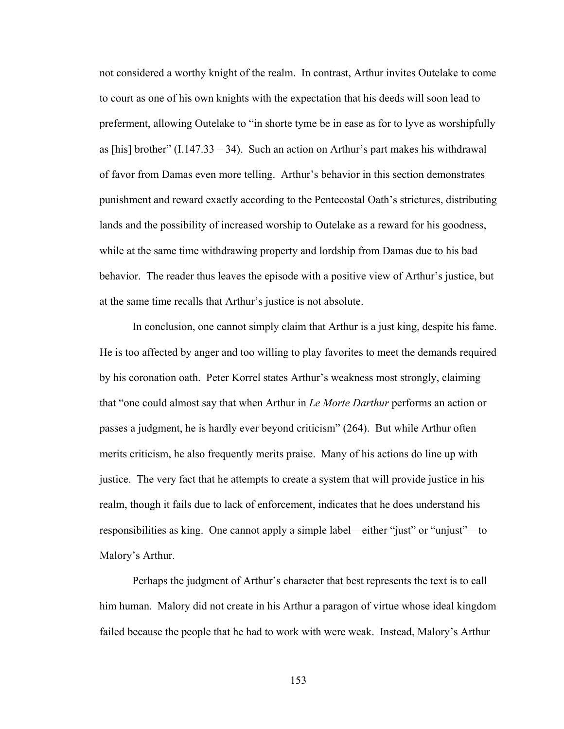not considered a worthy knight of the realm. In contrast, Arthur invites Outelake to come to court as one of his own knights with the expectation that his deeds will soon lead to preferment, allowing Outelake to "in shorte tyme be in ease as for to lyve as worshipfully as [his] brother" (I.147.33 – 34). Such an action on Arthur's part makes his withdrawal of favor from Damas even more telling. Arthur's behavior in this section demonstrates punishment and reward exactly according to the Pentecostal Oath's strictures, distributing lands and the possibility of increased worship to Outelake as a reward for his goodness, while at the same time withdrawing property and lordship from Damas due to his bad behavior. The reader thus leaves the episode with a positive view of Arthur's justice, but at the same time recalls that Arthur's justice is not absolute.

In conclusion, one cannot simply claim that Arthur is a just king, despite his fame. He is too affected by anger and too willing to play favorites to meet the demands required by his coronation oath. Peter Korrel states Arthur's weakness most strongly, claiming that "one could almost say that when Arthur in *Le Morte Darthur* performs an action or passes a judgment, he is hardly ever beyond criticism" (264). But while Arthur often merits criticism, he also frequently merits praise. Many of his actions do line up with justice. The very fact that he attempts to create a system that will provide justice in his realm, though it fails due to lack of enforcement, indicates that he does understand his responsibilities as king. One cannot apply a simple label—either "just" or "unjust"—to Malory's Arthur.

Perhaps the judgment of Arthur's character that best represents the text is to call him human. Malory did not create in his Arthur a paragon of virtue whose ideal kingdom failed because the people that he had to work with were weak. Instead, Malory's Arthur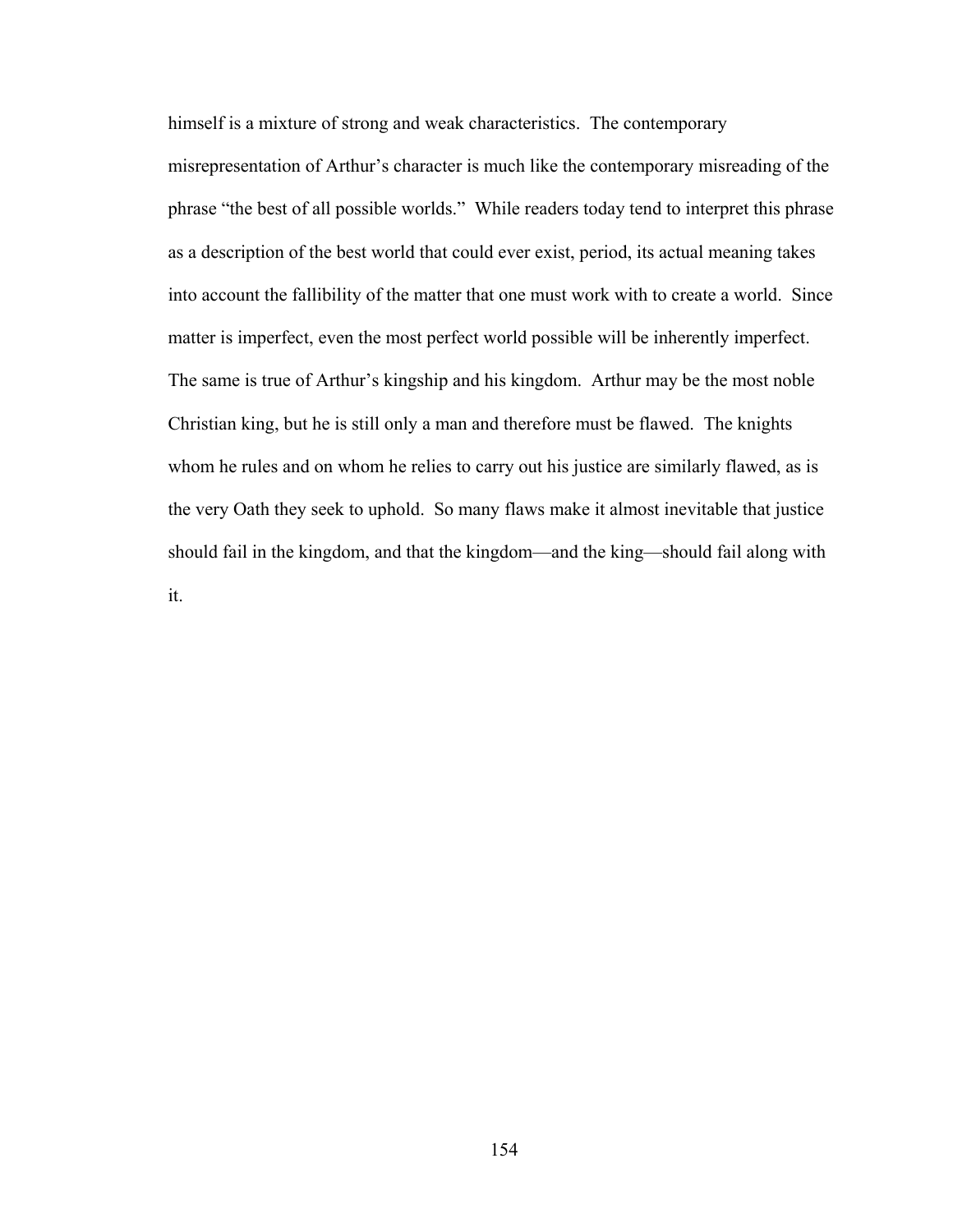himself is a mixture of strong and weak characteristics. The contemporary misrepresentation of Arthur's character is much like the contemporary misreading of the phrase "the best of all possible worlds." While readers today tend to interpret this phrase as a description of the best world that could ever exist, period, its actual meaning takes into account the fallibility of the matter that one must work with to create a world. Since matter is imperfect, even the most perfect world possible will be inherently imperfect. The same is true of Arthur's kingship and his kingdom. Arthur may be the most noble Christian king, but he is still only a man and therefore must be flawed. The knights whom he rules and on whom he relies to carry out his justice are similarly flawed, as is the very Oath they seek to uphold. So many flaws make it almost inevitable that justice should fail in the kingdom, and that the kingdom—and the king—should fail along with it.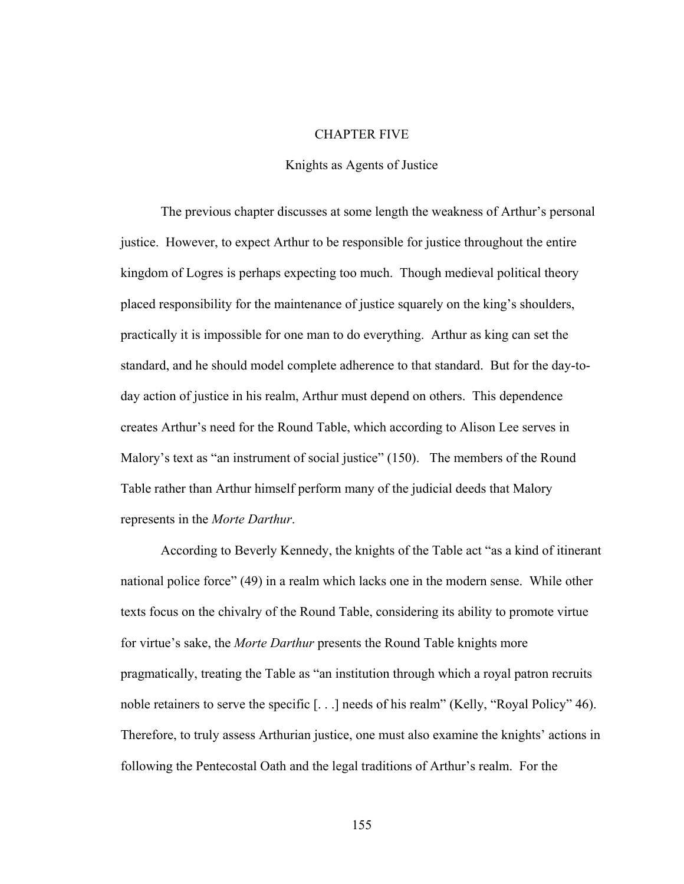# CHAPTER FIVE

## Knights as Agents of Justice

The previous chapter discusses at some length the weakness of Arthur's personal justice. However, to expect Arthur to be responsible for justice throughout the entire kingdom of Logres is perhaps expecting too much. Though medieval political theory placed responsibility for the maintenance of justice squarely on the king's shoulders, practically it is impossible for one man to do everything. Arthur as king can set the standard, and he should model complete adherence to that standard. But for the day-to-day action of justice in his realm, Arthur must depend on others. This dependence creates Arthur's need for the Round Table, which according to Alison Lee serves in Malory's text as "an instrument of social justice" (150). The members of the Round Table rather than Arthur himself perform many of the judicial deeds that Malory represents in the *Morte Darthur*.

According to Beverly Kennedy, the knights of the Table act "as a kind of itinerant national police force" (49) in a realm which lacks one in the modern sense. While other texts focus on the chivalry of the Round Table, considering its ability to promote virtue for virtue's sake, the *Morte Darthur* presents the Round Table knights more pragmatically, treating the Table as "an institution through which a royal patron recruits noble retainers to serve the specific [. . .] needs of his realm" (Kelly, "Royal Policy" 46). Therefore, to truly assess Arthurian justice, one must also examine the knights' actions in following the Pentecostal Oath and the legal traditions of Arthur's realm. For the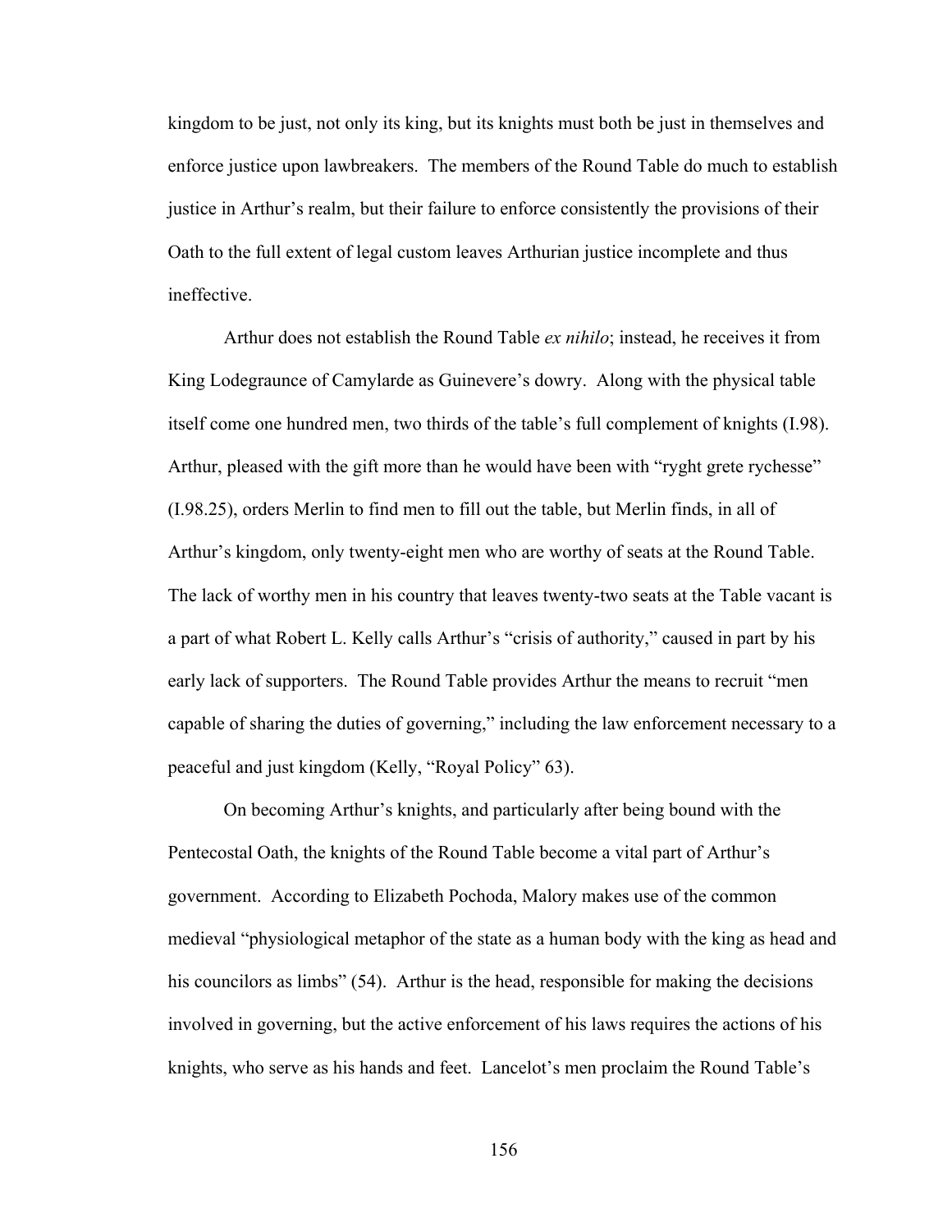kingdom to be just, not only its king, but its knights must both be just in themselves and enforce justice upon lawbreakers. The members of the Round Table do much to establish justice in Arthur's realm, but their failure to enforce consistently the provisions of their Oath to the full extent of legal custom leaves Arthurian justice incomplete and thus ineffective.

Arthur does not establish the Round Table *ex nihilo*; instead, he receives it from King Lodegraunce of Camylarde as Guinevere's dowry. Along with the physical table itself come one hundred men, two thirds of the table's full complement of knights (I.98). Arthur, pleased with the gift more than he would have been with "ryght grete rychesse" (I.98.25), orders Merlin to find men to fill out the table, but Merlin finds, in all of Arthur's kingdom, only twenty-eight men who are worthy of seats at the Round Table. The lack of worthy men in his country that leaves twenty-two seats at the Table vacant is a part of what Robert L. Kelly calls Arthur's "crisis of authority," caused in part by his early lack of supporters. The Round Table provides Arthur the means to recruit "men capable of sharing the duties of governing," including the law enforcement necessary to a peaceful and just kingdom (Kelly, "Royal Policy" 63).

On becoming Arthur's knights, and particularly after being bound with the Pentecostal Oath, the knights of the Round Table become a vital part of Arthur's government. According to Elizabeth Pochoda, Malory makes use of the common medieval "physiological metaphor of the state as a human body with the king as head and his councilors as limbs" (54). Arthur is the head, responsible for making the decisions involved in governing, but the active enforcement of his laws requires the actions of his knights, who serve as his hands and feet. Lancelot's men proclaim the Round Table's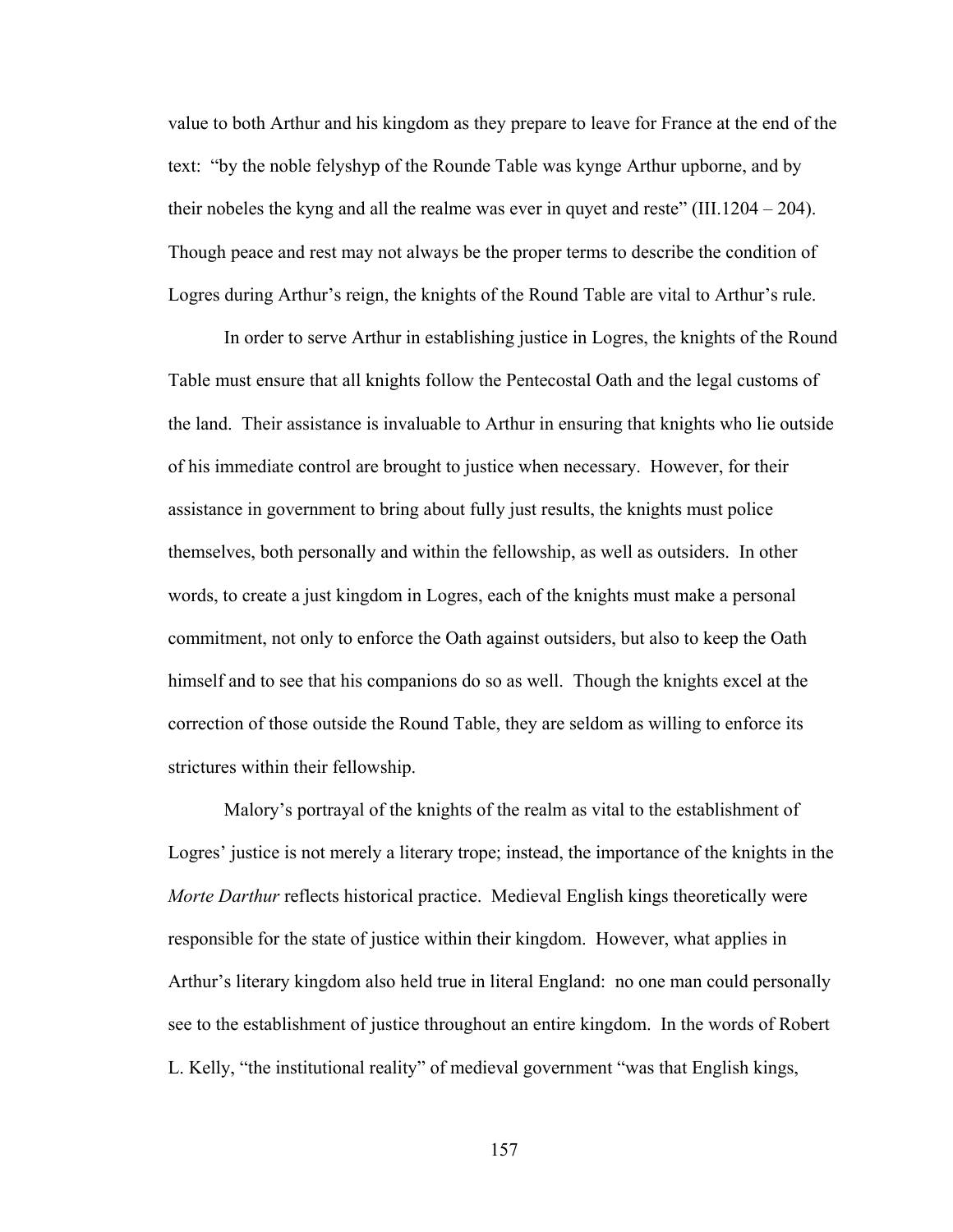value to both Arthur and his kingdom as they prepare to leave for France at the end of the text: "by the noble felyshyp of the Rounde Table was kynge Arthur upborne, and by their nobeles the kyng and all the realme was ever in quyet and reste" (III.1204 – 204). Though peace and rest may not always be the proper terms to describe the condition of Logres during Arthur's reign, the knights of the Round Table are vital to Arthur's rule.

In order to serve Arthur in establishing justice in Logres, the knights of the Round Table must ensure that all knights follow the Pentecostal Oath and the legal customs of the land. Their assistance is invaluable to Arthur in ensuring that knights who lie outside of his immediate control are brought to justice when necessary. However, for their assistance in government to bring about fully just results, the knights must police themselves, both personally and within the fellowship, as well as outsiders. In other words, to create a just kingdom in Logres, each of the knights must make a personal commitment, not only to enforce the Oath against outsiders, but also to keep the Oath himself and to see that his companions do so as well. Though the knights excel at the correction of those outside the Round Table, they are seldom as willing to enforce its strictures within their fellowship.

Malory's portrayal of the knights of the realm as vital to the establishment of Logres' justice is not merely a literary trope; instead, the importance of the knights in the *Morte Darthur* reflects historical practice. Medieval English kings theoretically were responsible for the state of justice within their kingdom. However, what applies in Arthur's literary kingdom also held true in literal England: no one man could personally see to the establishment of justice throughout an entire kingdom. In the words of Robert L. Kelly, "the institutional reality" of medieval government "was that English kings,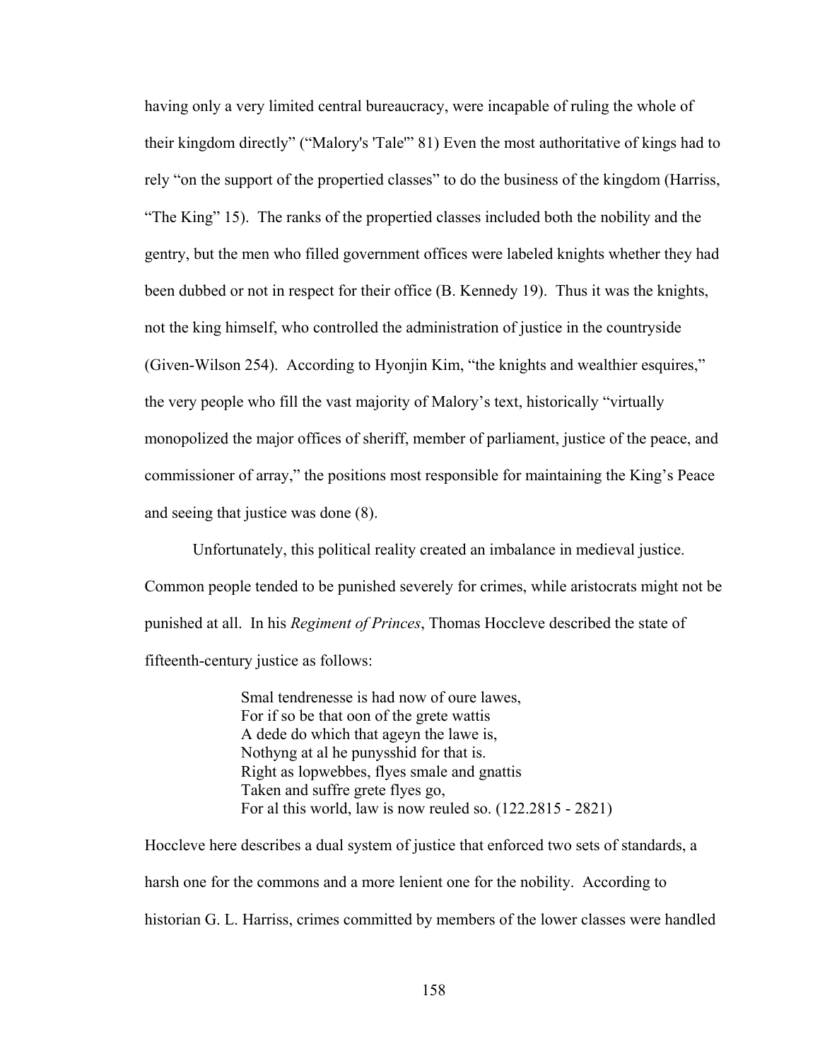having only a very limited central bureaucracy, were incapable of ruling the whole of their kingdom directly" ("Malory's 'Tale'" 81) Even the most authoritative of kings had to rely "on the support of the propertied classes" to do the business of the kingdom (Harriss, "The King" 15). The ranks of the propertied classes included both the nobility and the gentry, but the men who filled government offices were labeled knights whether they had been dubbed or not in respect for their office (B. Kennedy 19). Thus it was the knights, not the king himself, who controlled the administration of justice in the countryside (Given-Wilson 254). According to Hyonjin Kim, "the knights and wealthier esquires," the very people who fill the vast majority of Malory's text, historically "virtually monopolized the major offices of sheriff, member of parliament, justice of the peace, and commissioner of array," the positions most responsible for maintaining the King's Peace and seeing that justice was done (8).

Unfortunately, this political reality created an imbalance in medieval justice. Common people tended to be punished severely for crimes, while aristocrats might not be punished at all. In his *Regiment of Princes*, Thomas Hoccleve described the state of fifteenth-century justice as follows:

> Smal tendrenesse is had now of oure lawes,  
> For if so be that oon of the grete wattis  
> A dede do which that ageyn the lawe is,  
> Nothyng at al he punysshid for that is.  
> Right as lopwebbes, flyes smale and gnattis  
> Taken and suffre grete flyes go,  
> For al this world, law is now reuled so. (122.2815 - 2821)

Hoccleve here describes a dual system of justice that enforced two sets of standards, a harsh one for the commons and a more lenient one for the nobility. According to historian G. L. Harriss, crimes committed by members of the lower classes were handled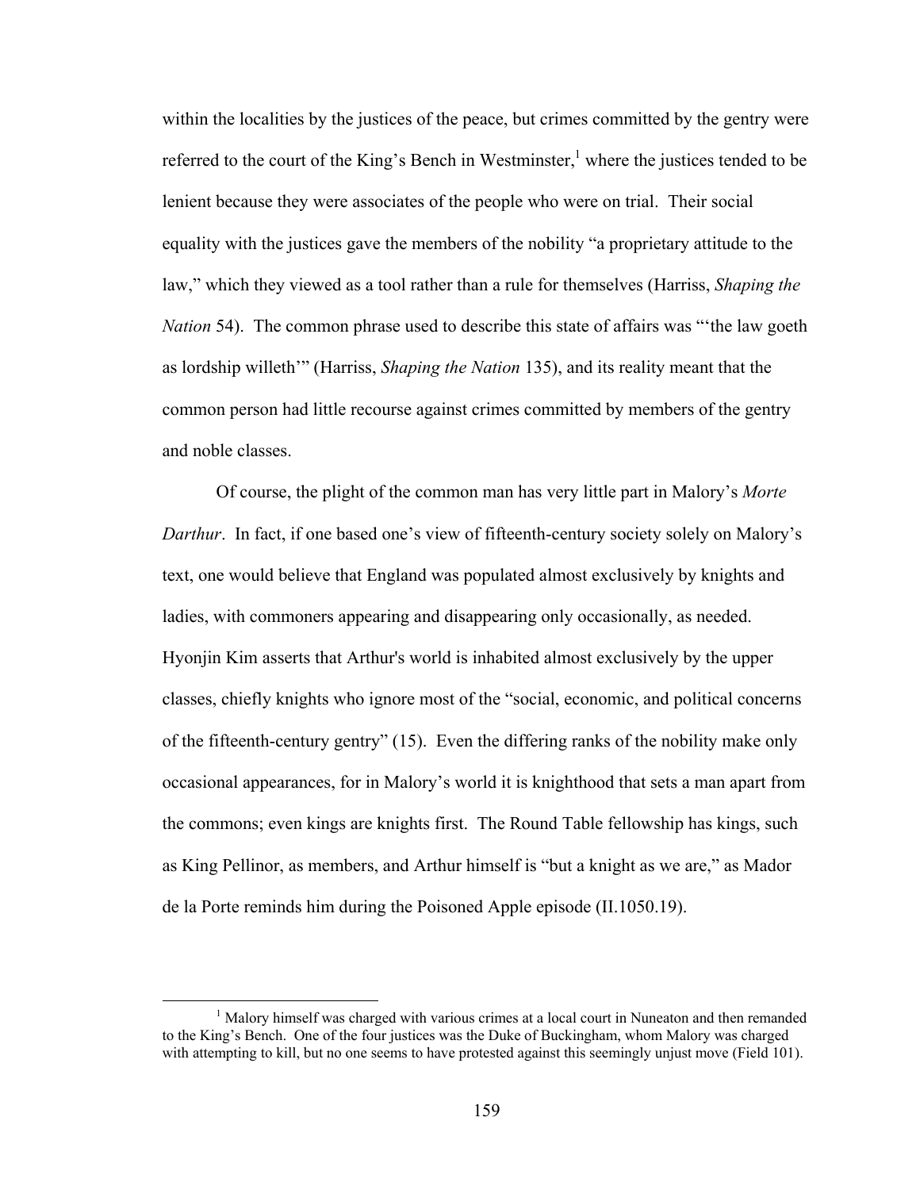within the localities by the justices of the peace, but crimes committed by the gentry were referred to the court of the King's Bench in Westminster,[1] where the justices tended to be lenient because they were associates of the people who were on trial. Their social equality with the justices gave the members of the nobility "a proprietary attitude to the law," which they viewed as a tool rather than a rule for themselves (Harriss, *Shaping the Nation* 54). The common phrase used to describe this state of affairs was "'the law goeth as lordship willeth'" (Harriss, *Shaping the Nation* 135), and its reality meant that the common person had little recourse against crimes committed by members of the gentry and noble classes.

Of course, the plight of the common man has very little part in Malory's *Morte Darthur*. In fact, if one based one's view of fifteenth-century society solely on Malory's text, one would believe that England was populated almost exclusively by knights and ladies, with commoners appearing and disappearing only occasionally, as needed. Hyonjin Kim asserts that Arthur's world is inhabited almost exclusively by the upper classes, chiefly knights who ignore most of the "social, economic, and political concerns of the fifteenth-century gentry" (15). Even the differing ranks of the nobility make only occasional appearances, for in Malory's world it is knighthood that sets a man apart from the commons; even kings are knights first. The Round Table fellowship has kings, such as King Pellinor, as members, and Arthur himself is "but a knight as we are," as Mador de la Porte reminds him during the Poisoned Apple episode (II.1050.19).

[1] Malory himself was charged with various crimes at a local court in Nuneaton and then remanded to the King's Bench. One of the four justices was the Duke of Buckingham, whom Malory was charged with attempting to kill, but no one seems to have protested against this seemingly unjust move (Field 101).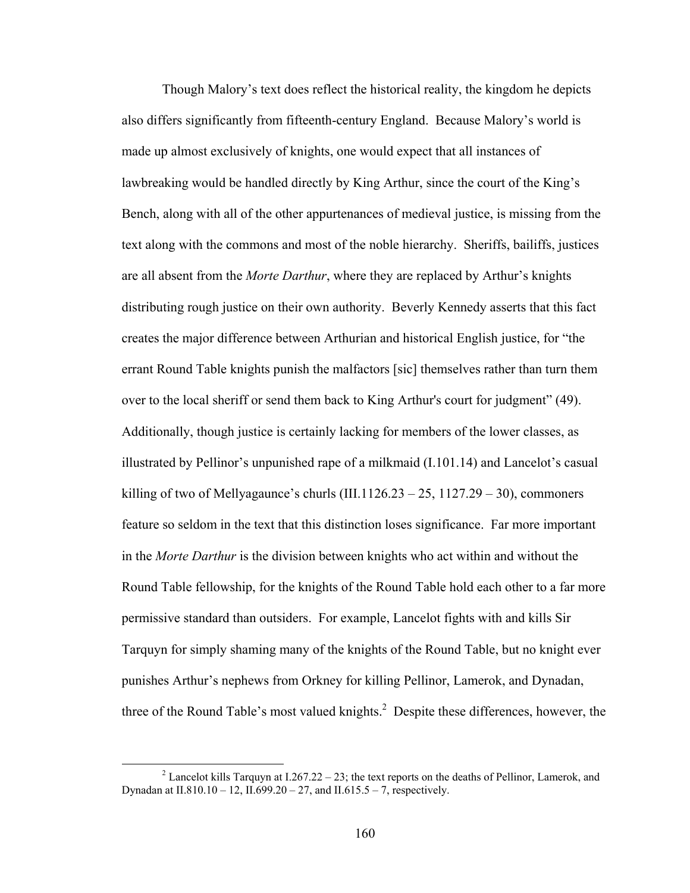Though Malory's text does reflect the historical reality, the kingdom he depicts also differs significantly from fifteenth-century England. Because Malory's world is made up almost exclusively of knights, one would expect that all instances of lawbreaking would be handled directly by King Arthur, since the court of the King's Bench, along with all of the other appurtenances of medieval justice, is missing from the text along with the commons and most of the noble hierarchy. Sheriffs, bailiffs, justices are all absent from the *Morte Darthur*, where they are replaced by Arthur's knights distributing rough justice on their own authority. Beverly Kennedy asserts that this fact creates the major difference between Arthurian and historical English justice, for "the errant Round Table knights punish the malfactors [sic] themselves rather than turn them over to the local sheriff or send them back to King Arthur's court for judgment" (49). Additionally, though justice is certainly lacking for members of the lower classes, as illustrated by Pellinor's unpunished rape of a milkmaid (I.101.14) and Lancelot's casual killing of two of Mellyagaunce's churls (III.1126.23 – 25, 1127.29 – 30), commoners feature so seldom in the text that this distinction loses significance. Far more important in the *Morte Darthur* is the division between knights who act within and without the Round Table fellowship, for the knights of the Round Table hold each other to a far more permissive standard than outsiders. For example, Lancelot fights with and kills Sir Tarquyn for simply shaming many of the knights of the Round Table, but no knight ever punishes Arthur's nephews from Orkney for killing Pellinor, Lamerok, and Dynadan, three of the Round Table's most valued knights.[2] Despite these differences, however, the

---

[2] Lancelot kills Tarquyn at I.267.22 – 23; the text reports on the deaths of Pellinor, Lamerok, and Dynadan at II.810.10 – 12, II.699.20 – 27, and II.615.5 – 7, respectively.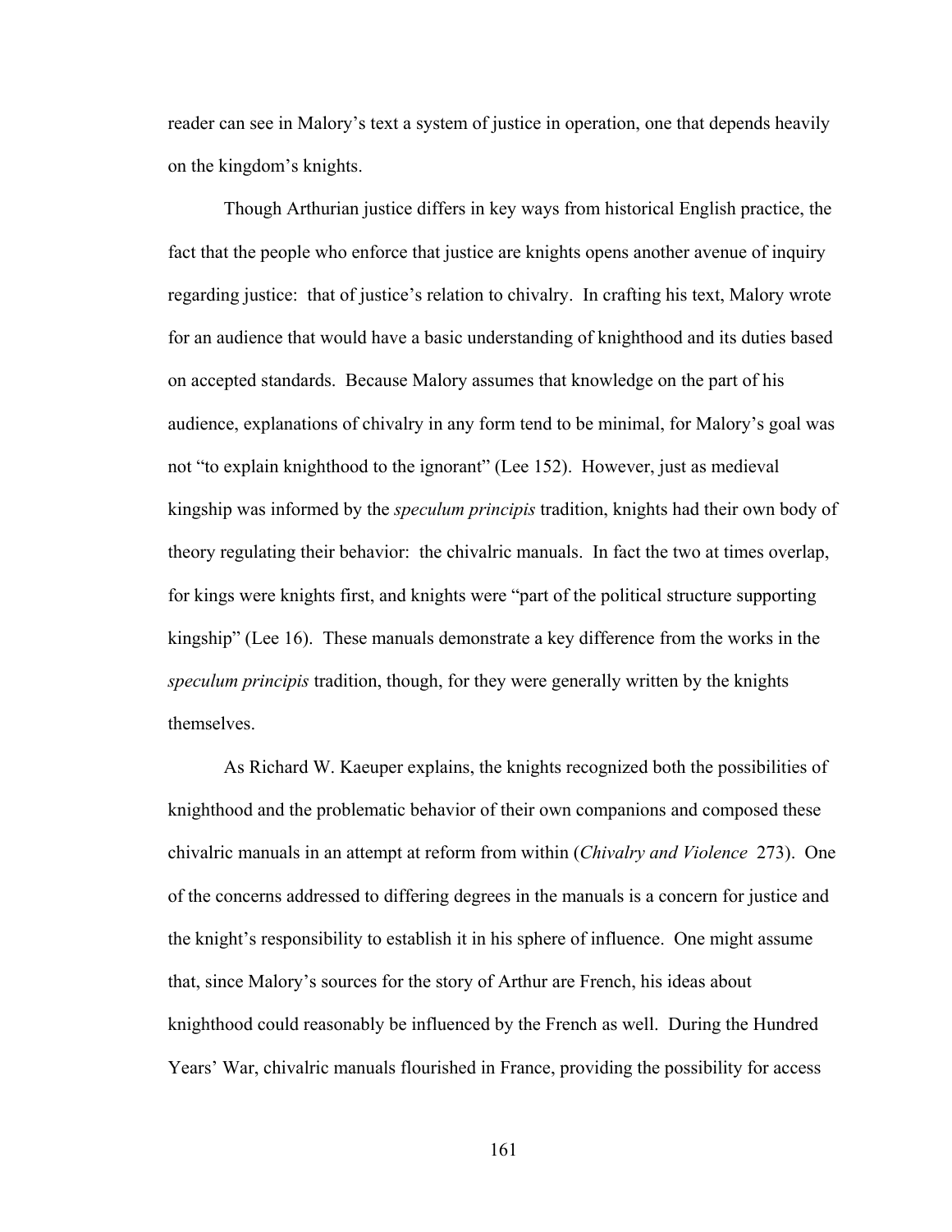reader can see in Malory's text a system of justice in operation, one that depends heavily on the kingdom's knights.

Though Arthurian justice differs in key ways from historical English practice, the fact that the people who enforce that justice are knights opens another avenue of inquiry regarding justice: that of justice's relation to chivalry. In crafting his text, Malory wrote for an audience that would have a basic understanding of knighthood and its duties based on accepted standards. Because Malory assumes that knowledge on the part of his audience, explanations of chivalry in any form tend to be minimal, for Malory's goal was not "to explain knighthood to the ignorant" (Lee 152). However, just as medieval kingship was informed by the *speculum principis* tradition, knights had their own body of theory regulating their behavior: the chivalric manuals. In fact the two at times overlap, for kings were knights first, and knights were "part of the political structure supporting kingship" (Lee 16). These manuals demonstrate a key difference from the works in the *speculum principis* tradition, though, for they were generally written by the knights themselves.

As Richard W. Kaeuper explains, the knights recognized both the possibilities of knighthood and the problematic behavior of their own companions and composed these chivalric manuals in an attempt at reform from within (*Chivalry and Violence* 273). One of the concerns addressed to differing degrees in the manuals is a concern for justice and the knight's responsibility to establish it in his sphere of influence. One might assume that, since Malory's sources for the story of Arthur are French, his ideas about knighthood could reasonably be influenced by the French as well. During the Hundred Years' War, chivalric manuals flourished in France, providing the possibility for access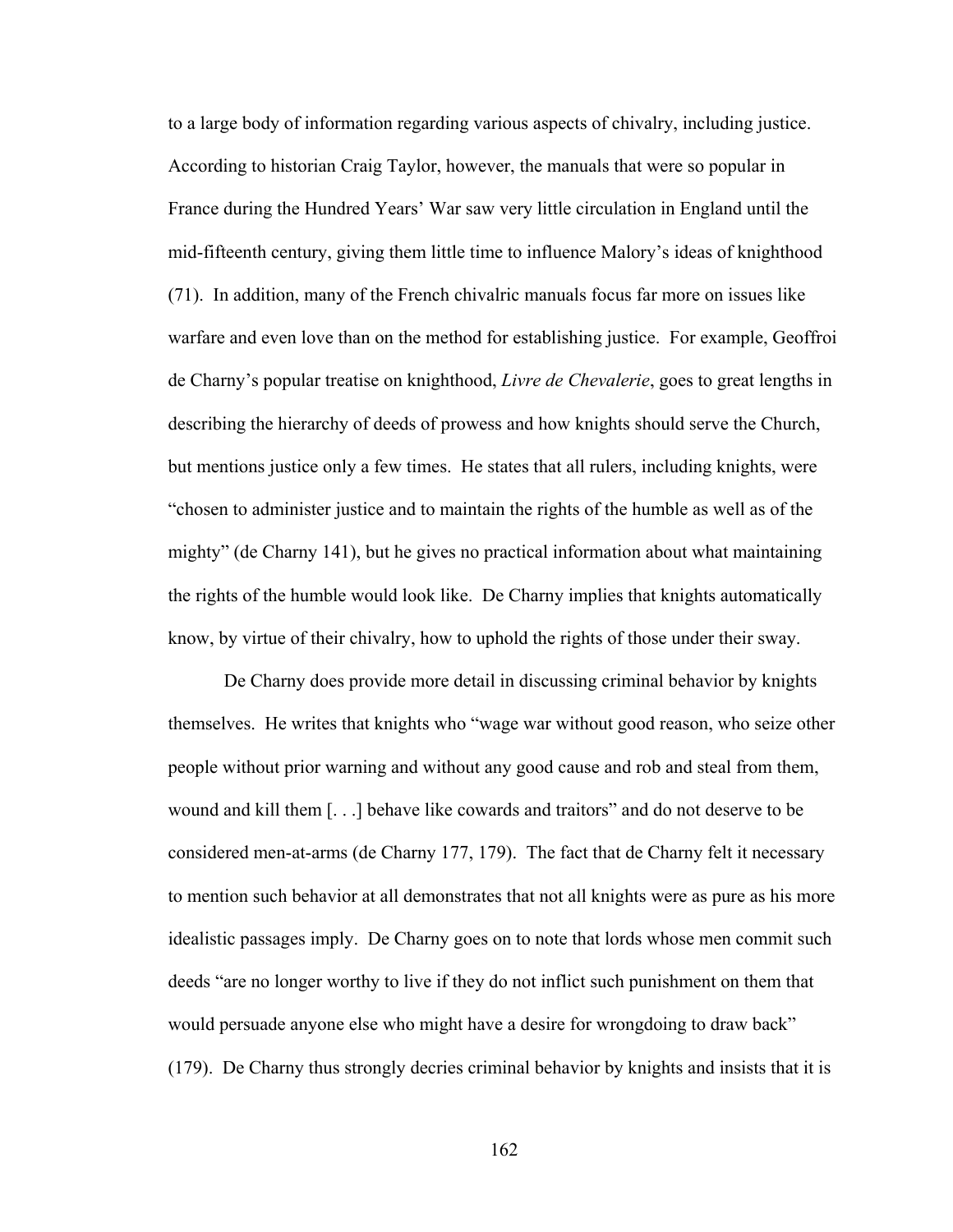to a large body of information regarding various aspects of chivalry, including justice. According to historian Craig Taylor, however, the manuals that were so popular in France during the Hundred Years' War saw very little circulation in England until the mid-fifteenth century, giving them little time to influence Malory's ideas of knighthood (71). In addition, many of the French chivalric manuals focus far more on issues like warfare and even love than on the method for establishing justice. For example, Geoffroi de Charny's popular treatise on knighthood, *Livre de Chevalerie*, goes to great lengths in describing the hierarchy of deeds of prowess and how knights should serve the Church, but mentions justice only a few times. He states that all rulers, including knights, were "chosen to administer justice and to maintain the rights of the humble as well as of the mighty" (de Charny 141), but he gives no practical information about what maintaining the rights of the humble would look like. De Charny implies that knights automatically know, by virtue of their chivalry, how to uphold the rights of those under their sway.

De Charny does provide more detail in discussing criminal behavior by knights themselves. He writes that knights who "wage war without good reason, who seize other people without prior warning and without any good cause and rob and steal from them, wound and kill them [. . .] behave like cowards and traitors" and do not deserve to be considered men-at-arms (de Charny 177, 179). The fact that de Charny felt it necessary to mention such behavior at all demonstrates that not all knights were as pure as his more idealistic passages imply. De Charny goes on to note that lords whose men commit such deeds "are no longer worthy to live if they do not inflict such punishment on them that would persuade anyone else who might have a desire for wrongdoing to draw back" (179). De Charny thus strongly decries criminal behavior by knights and insists that it is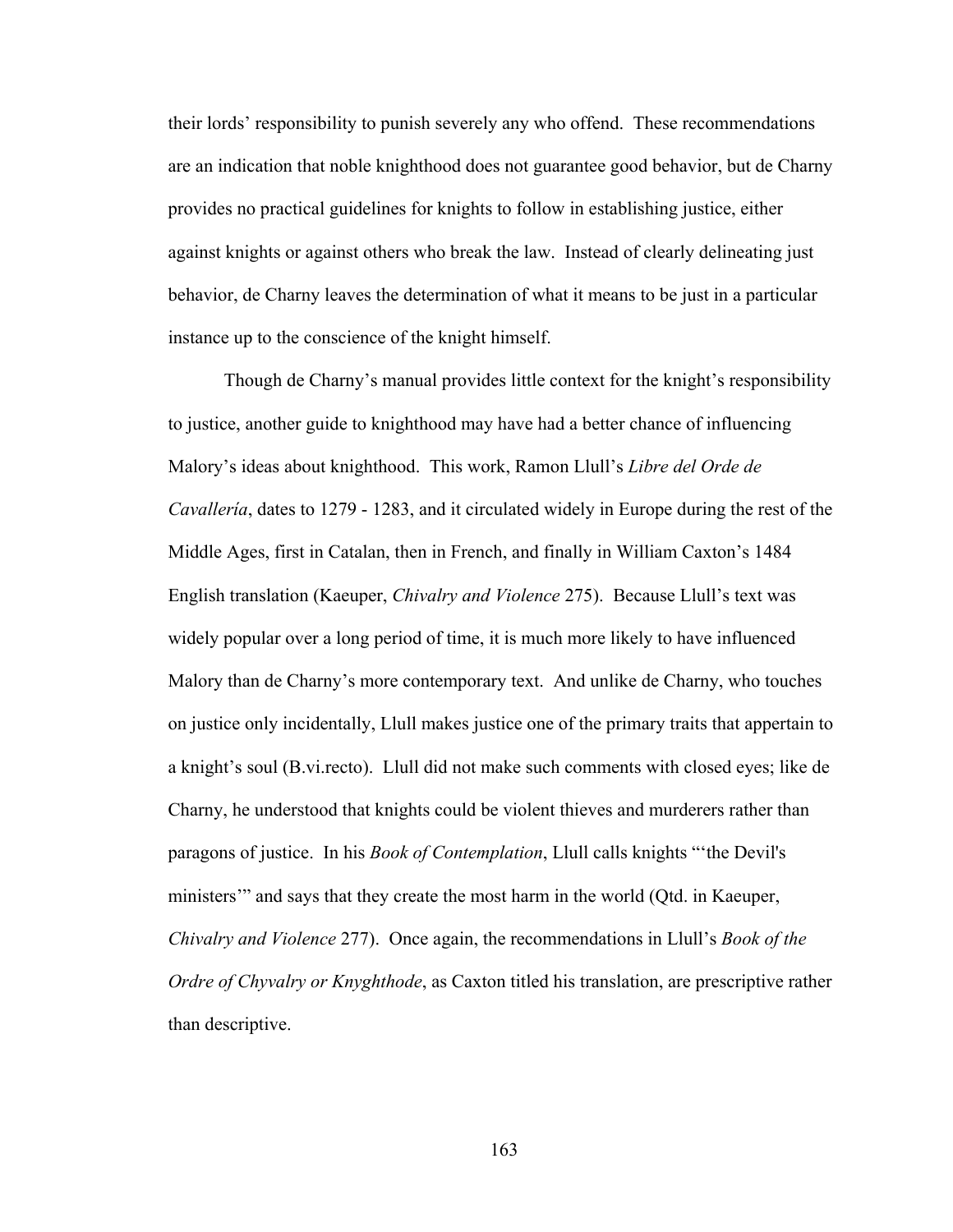their lords' responsibility to punish severely any who offend. These recommendations are an indication that noble knighthood does not guarantee good behavior, but de Charny provides no practical guidelines for knights to follow in establishing justice, either against knights or against others who break the law. Instead of clearly delineating just behavior, de Charny leaves the determination of what it means to be just in a particular instance up to the conscience of the knight himself.

Though de Charny's manual provides little context for the knight's responsibility to justice, another guide to knighthood may have had a better chance of influencing Malory's ideas about knighthood. This work, Ramon Llull's *Libre del Orde de Cavallería*, dates to 1279 - 1283, and it circulated widely in Europe during the rest of the Middle Ages, first in Catalan, then in French, and finally in William Caxton's 1484 English translation (Kaeuper, *Chivalry and Violence* 275). Because Llull's text was widely popular over a long period of time, it is much more likely to have influenced Malory than de Charny's more contemporary text. And unlike de Charny, who touches on justice only incidentally, Llull makes justice one of the primary traits that appertain to a knight's soul (B.vi.recto). Llull did not make such comments with closed eyes; like de Charny, he understood that knights could be violent thieves and murderers rather than paragons of justice. In his *Book of Contemplation*, Llull calls knights "'the Devil's ministers'" and says that they create the most harm in the world (Qtd. in Kaeuper, *Chivalry and Violence* 277). Once again, the recommendations in Llull's *Book of the Ordre of Chyvalry or Knyghthode*, as Caxton titled his translation, are prescriptive rather than descriptive.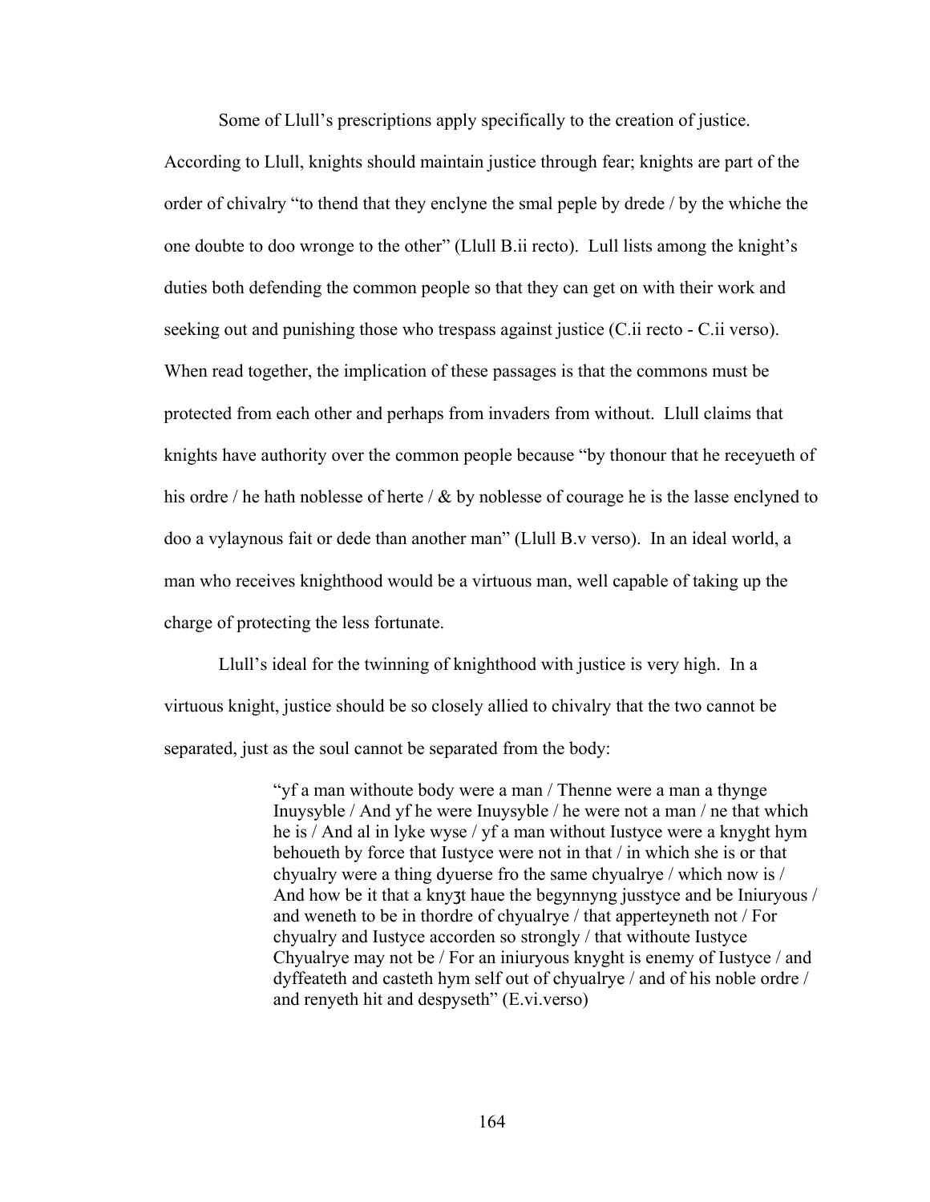Some of Llull's prescriptions apply specifically to the creation of justice. According to Llull, knights should maintain justice through fear; knights are part of the order of chivalry "to thend that they enclyne the smal peple by drede / by the whiche the one doubte to doo wronge to the other" (Llull B.ii recto). Lull lists among the knight's duties both defending the common people so that they can get on with their work and seeking out and punishing those who trespass against justice (C.ii recto - C.ii verso). When read together, the implication of these passages is that the commons must be protected from each other and perhaps from invaders from without. Llull claims that knights have authority over the common people because "by thonour that he receyueth of his ordre / he hath noblesse of herte / & by noblesse of courage he is the lasse enclyned to doo a vylaynous fait or dede than another man" (Llull B.v verso). In an ideal world, a man who receives knighthood would be a virtuous man, well capable of taking up the charge of protecting the less fortunate.

Llull's ideal for the twinning of knighthood with justice is very high. In a virtuous knight, justice should be so closely allied to chivalry that the two cannot be separated, just as the soul cannot be separated from the body:

> "yf a man withoute body were a man / Thenne were a man a thynge Inuysyble / And yf he were Inuysyble / he were not a man / ne that which he is / And al in lyke wyse / yf a man without Iustyce were a knyght hym behoueth by force that Iustyce were not in that / in which she is or that chyualry were a thing dyuerse fro the same chyualrye / which now is / And how be it that a knyȝt haue the begynnyng jusstyce and be Iniuryous / and weneth to be in thordre of chyualrye / that apperteyneth not / For chyualry and Iustyce accorden so strongly / that withoute Iustyce Chyualrye may not be / For an iniuryous knyght is enemy of Iustyce / and dyffeateth and casteth hym self out of chyualrye / and of his noble ordre / and renyeth hit and despyseth" (E.vi.verso)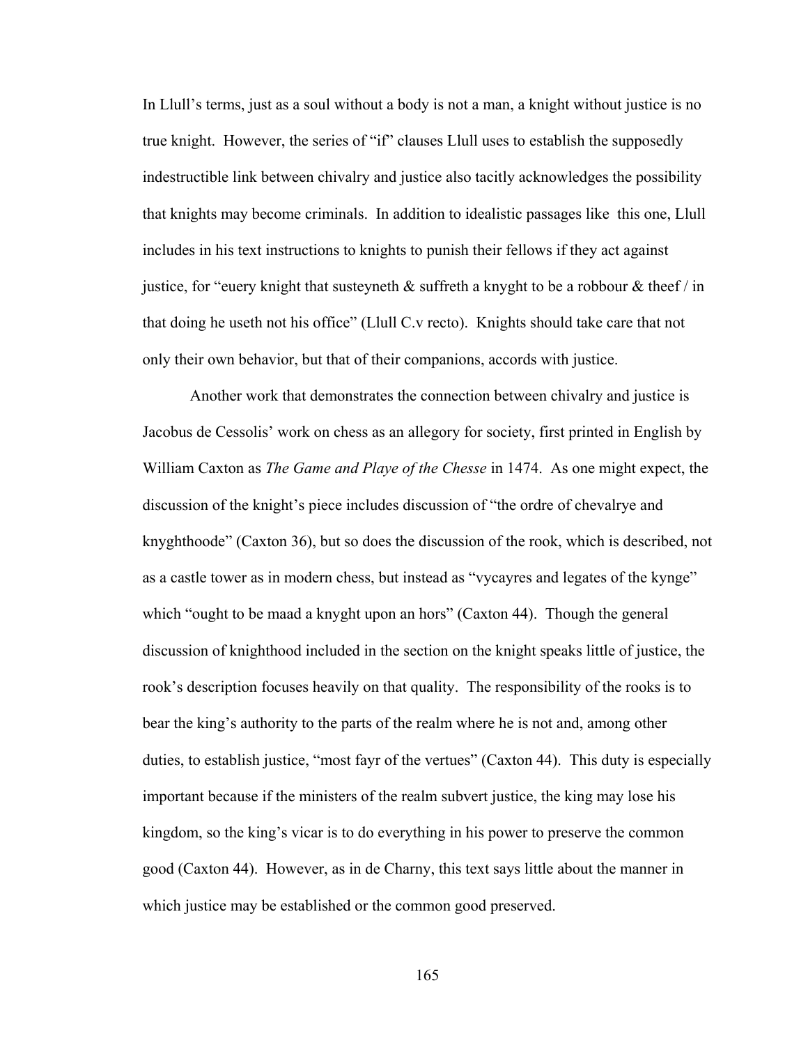In Llull's terms, just as a soul without a body is not a man, a knight without justice is no true knight. However, the series of "if" clauses Llull uses to establish the supposedly indestructible link between chivalry and justice also tacitly acknowledges the possibility that knights may become criminals. In addition to idealistic passages like this one, Llull includes in his text instructions to knights to punish their fellows if they act against justice, for "euery knight that susteyneth & suffreth a knyght to be a robbour & theef / in that doing he useth not his office" (Llull C.v recto). Knights should take care that not only their own behavior, but that of their companions, accords with justice.

Another work that demonstrates the connection between chivalry and justice is Jacobus de Cessolis' work on chess as an allegory for society, first printed in English by William Caxton as *The Game and Playe of the Chesse* in 1474. As one might expect, the discussion of the knight's piece includes discussion of "the ordre of chevalrye and knyghthoode" (Caxton 36), but so does the discussion of the rook, which is described, not as a castle tower as in modern chess, but instead as "vycayres and legates of the kynge" which "ought to be maad a knyght upon an hors" (Caxton 44). Though the general discussion of knighthood included in the section on the knight speaks little of justice, the rook's description focuses heavily on that quality. The responsibility of the rooks is to bear the king's authority to the parts of the realm where he is not and, among other duties, to establish justice, "most fayr of the vertues" (Caxton 44). This duty is especially important because if the ministers of the realm subvert justice, the king may lose his kingdom, so the king's vicar is to do everything in his power to preserve the common good (Caxton 44). However, as in de Charny, this text says little about the manner in which justice may be established or the common good preserved.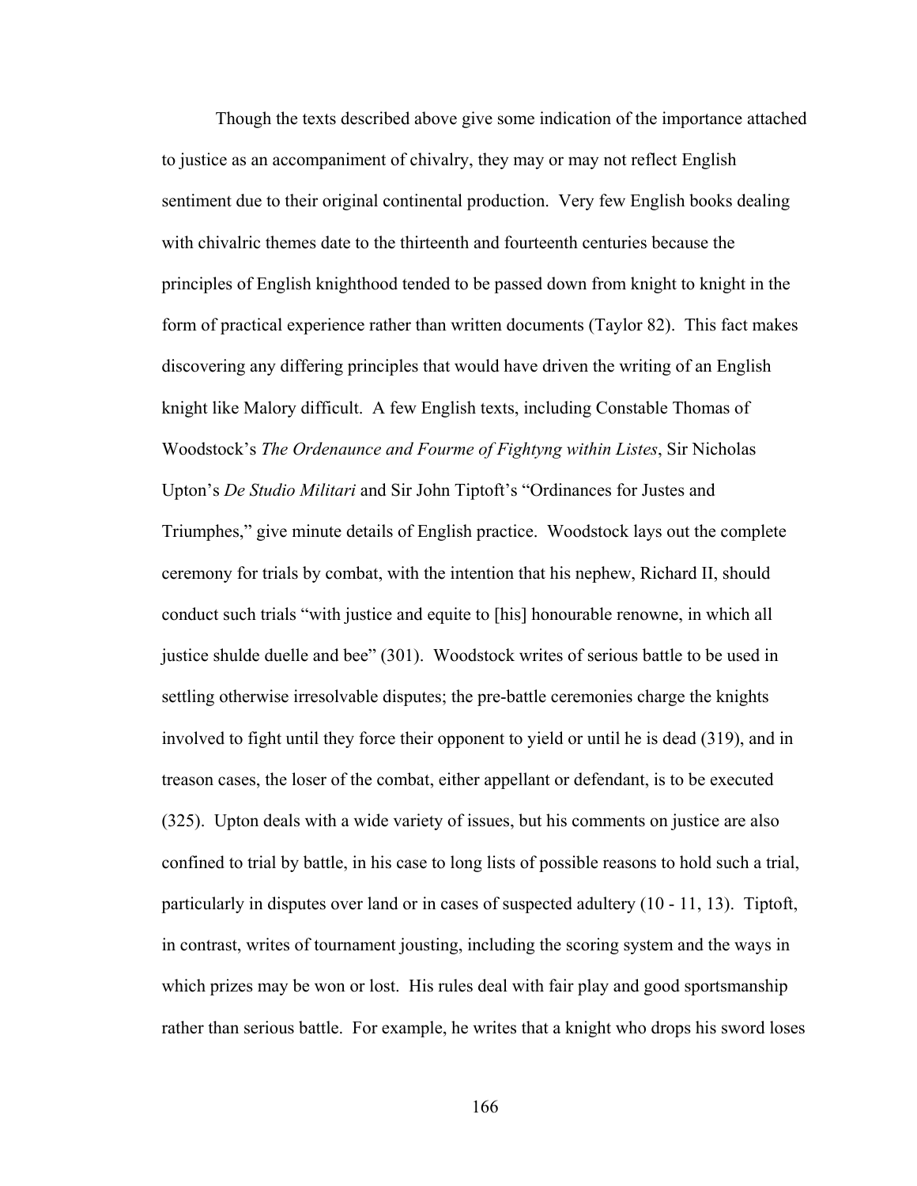Though the texts described above give some indication of the importance attached to justice as an accompaniment of chivalry, they may or may not reflect English sentiment due to their original continental production. Very few English books dealing with chivalric themes date to the thirteenth and fourteenth centuries because the principles of English knighthood tended to be passed down from knight to knight in the form of practical experience rather than written documents (Taylor 82). This fact makes discovering any differing principles that would have driven the writing of an English knight like Malory difficult. A few English texts, including Constable Thomas of Woodstock's *The Ordenaunce and Fourme of Fightyng within Listes*, Sir Nicholas Upton's *De Studio Militari* and Sir John Tiptoft's "Ordinances for Justes and Triumphes," give minute details of English practice. Woodstock lays out the complete ceremony for trials by combat, with the intention that his nephew, Richard II, should conduct such trials "with justice and equite to [his] honourable renowne, in which all justice shulde duelle and bee" (301). Woodstock writes of serious battle to be used in settling otherwise irresolvable disputes; the pre-battle ceremonies charge the knights involved to fight until they force their opponent to yield or until he is dead (319), and in treason cases, the loser of the combat, either appellant or defendant, is to be executed (325). Upton deals with a wide variety of issues, but his comments on justice are also confined to trial by battle, in his case to long lists of possible reasons to hold such a trial, particularly in disputes over land or in cases of suspected adultery (10 - 11, 13). Tiptoft, in contrast, writes of tournament jousting, including the scoring system and the ways in which prizes may be won or lost. His rules deal with fair play and good sportsmanship rather than serious battle. For example, he writes that a knight who drops his sword loses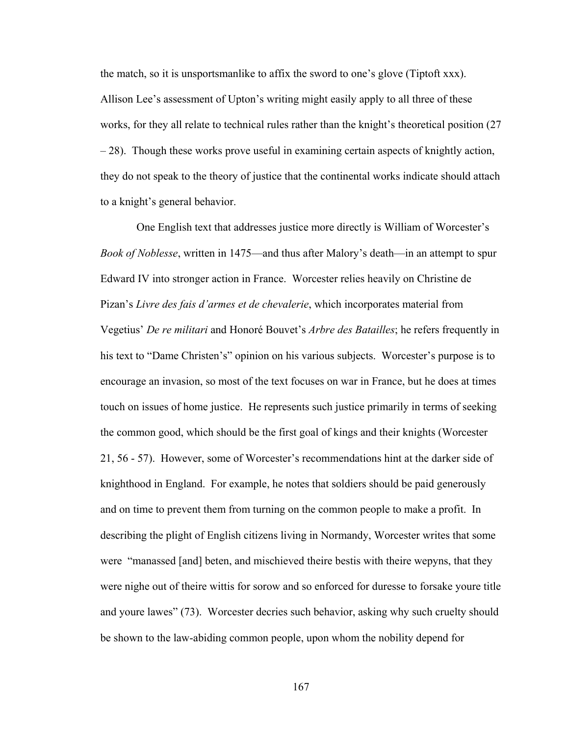the match, so it is unsportsmanlike to affix the sword to one's glove (Tiptoft xxx). Allison Lee's assessment of Upton's writing might easily apply to all three of these works, for they all relate to technical rules rather than the knight's theoretical position (27 – 28). Though these works prove useful in examining certain aspects of knightly action, they do not speak to the theory of justice that the continental works indicate should attach to a knight's general behavior.

One English text that addresses justice more directly is William of Worcester's *Book of Noblesse*, written in 1475—and thus after Malory's death—in an attempt to spur Edward IV into stronger action in France. Worcester relies heavily on Christine de Pizan's *Livre des fais d'armes et de chevalerie*, which incorporates material from Vegetius' *De re militari* and Honoré Bouvet's *Arbre des Batailles*; he refers frequently in his text to "Dame Christen's" opinion on his various subjects. Worcester's purpose is to encourage an invasion, so most of the text focuses on war in France, but he does at times touch on issues of home justice. He represents such justice primarily in terms of seeking the common good, which should be the first goal of kings and their knights (Worcester 21, 56 - 57). However, some of Worcester's recommendations hint at the darker side of knighthood in England. For example, he notes that soldiers should be paid generously and on time to prevent them from turning on the common people to make a profit. In describing the plight of English citizens living in Normandy, Worcester writes that some were "manassed [and] beten, and mischieved theire bestis with theire wepyns, that they were nighe out of theire wittis for sorow and so enforced for duresse to forsake youre title and youre lawes" (73). Worcester decries such behavior, asking why such cruelty should be shown to the law-abiding common people, upon whom the nobility depend for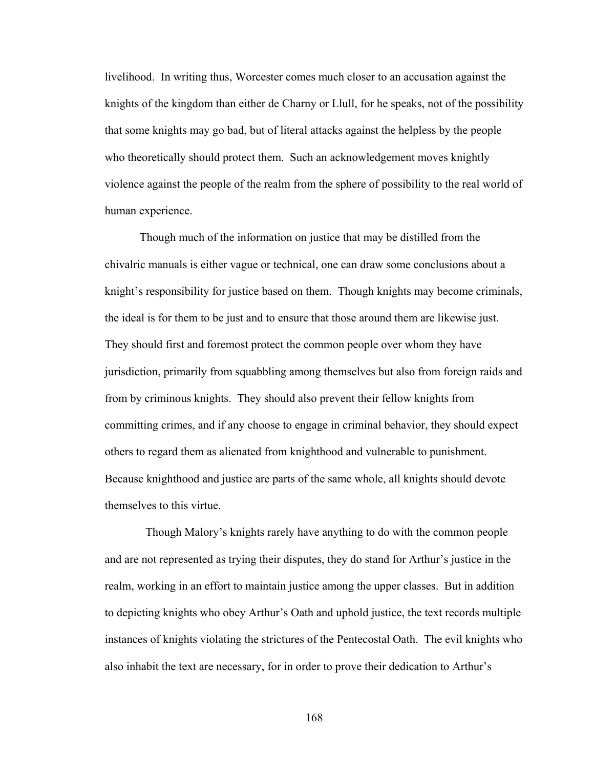livelihood. In writing thus, Worcester comes much closer to an accusation against the knights of the kingdom than either de Charny or Llull, for he speaks, not of the possibility that some knights may go bad, but of literal attacks against the helpless by the people who theoretically should protect them. Such an acknowledgement moves knightly violence against the people of the realm from the sphere of possibility to the real world of human experience.

Though much of the information on justice that may be distilled from the chivalric manuals is either vague or technical, one can draw some conclusions about a knight's responsibility for justice based on them. Though knights may become criminals, the ideal is for them to be just and to ensure that those around them are likewise just. They should first and foremost protect the common people over whom they have jurisdiction, primarily from squabbling among themselves but also from foreign raids and from by criminous knights. They should also prevent their fellow knights from committing crimes, and if any choose to engage in criminal behavior, they should expect others to regard them as alienated from knighthood and vulnerable to punishment. Because knighthood and justice are parts of the same whole, all knights should devote themselves to this virtue.

Though Malory's knights rarely have anything to do with the common people and are not represented as trying their disputes, they do stand for Arthur's justice in the realm, working in an effort to maintain justice among the upper classes. But in addition to depicting knights who obey Arthur's Oath and uphold justice, the text records multiple instances of knights violating the strictures of the Pentecostal Oath. The evil knights who also inhabit the text are necessary, for in order to prove their dedication to Arthur's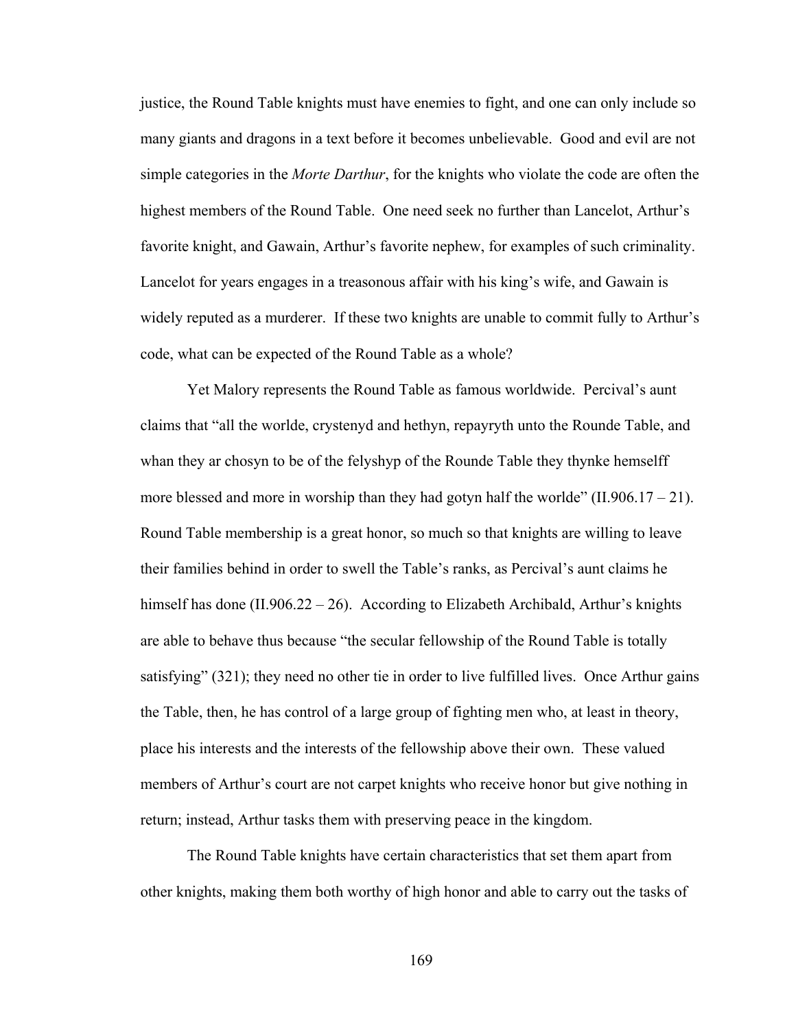justice, the Round Table knights must have enemies to fight, and one can only include so many giants and dragons in a text before it becomes unbelievable. Good and evil are not simple categories in the *Morte Darthur*, for the knights who violate the code are often the highest members of the Round Table. One need seek no further than Lancelot, Arthur's favorite knight, and Gawain, Arthur's favorite nephew, for examples of such criminality. Lancelot for years engages in a treasonous affair with his king's wife, and Gawain is widely reputed as a murderer. If these two knights are unable to commit fully to Arthur's code, what can be expected of the Round Table as a whole?

Yet Malory represents the Round Table as famous worldwide. Percival's aunt claims that "all the worlde, crystenyd and hethyn, repayryth unto the Rounde Table, and whan they ar chosyn to be of the felyshyp of the Rounde Table they thynke hemselff more blessed and more in worship than they had gotyn half the worlde" (II.906.17 – 21). Round Table membership is a great honor, so much so that knights are willing to leave their families behind in order to swell the Table's ranks, as Percival's aunt claims he himself has done (II.906.22 – 26). According to Elizabeth Archibald, Arthur's knights are able to behave thus because "the secular fellowship of the Round Table is totally satisfying" (321); they need no other tie in order to live fulfilled lives. Once Arthur gains the Table, then, he has control of a large group of fighting men who, at least in theory, place his interests and the interests of the fellowship above their own. These valued members of Arthur's court are not carpet knights who receive honor but give nothing in return; instead, Arthur tasks them with preserving peace in the kingdom.

The Round Table knights have certain characteristics that set them apart from other knights, making them both worthy of high honor and able to carry out the tasks of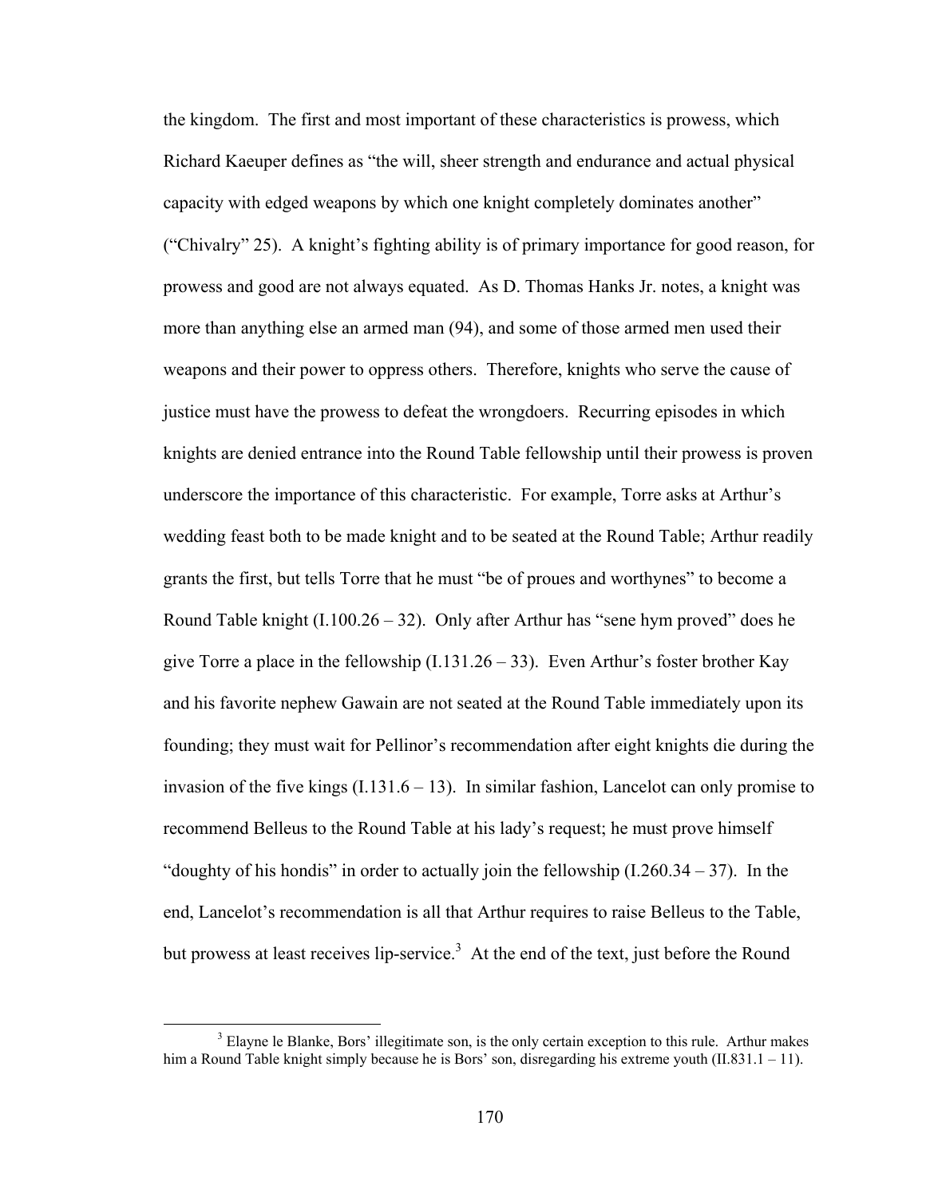the kingdom. The first and most important of these characteristics is prowess, which Richard Kaeuper defines as "the will, sheer strength and endurance and actual physical capacity with edged weapons by which one knight completely dominates another" ("Chivalry" 25). A knight's fighting ability is of primary importance for good reason, for prowess and good are not always equated. As D. Thomas Hanks Jr. notes, a knight was more than anything else an armed man (94), and some of those armed men used their weapons and their power to oppress others. Therefore, knights who serve the cause of justice must have the prowess to defeat the wrongdoers. Recurring episodes in which knights are denied entrance into the Round Table fellowship until their prowess is proven underscore the importance of this characteristic. For example, Torre asks at Arthur's wedding feast both to be made knight and to be seated at the Round Table; Arthur readily grants the first, but tells Torre that he must "be of proues and worthynes" to become a Round Table knight (I.100.26 – 32). Only after Arthur has "sene hym proved" does he give Torre a place in the fellowship (I.131.26 – 33). Even Arthur's foster brother Kay and his favorite nephew Gawain are not seated at the Round Table immediately upon its founding; they must wait for Pellinor's recommendation after eight knights die during the invasion of the five kings (I.131.6 – 13). In similar fashion, Lancelot can only promise to recommend Belleus to the Round Table at his lady's request; he must prove himself "doughty of his hondis" in order to actually join the fellowship (I.260.34 – 37). In the end, Lancelot's recommendation is all that Arthur requires to raise Belleus to the Table, but prowess at least receives lip-service.[3] At the end of the text, just before the Round

[3] Elayne le Blanke, Bors' illegitimate son, is the only certain exception to this rule. Arthur makes him a Round Table knight simply because he is Bors' son, disregarding his extreme youth (II.831.1 – 11).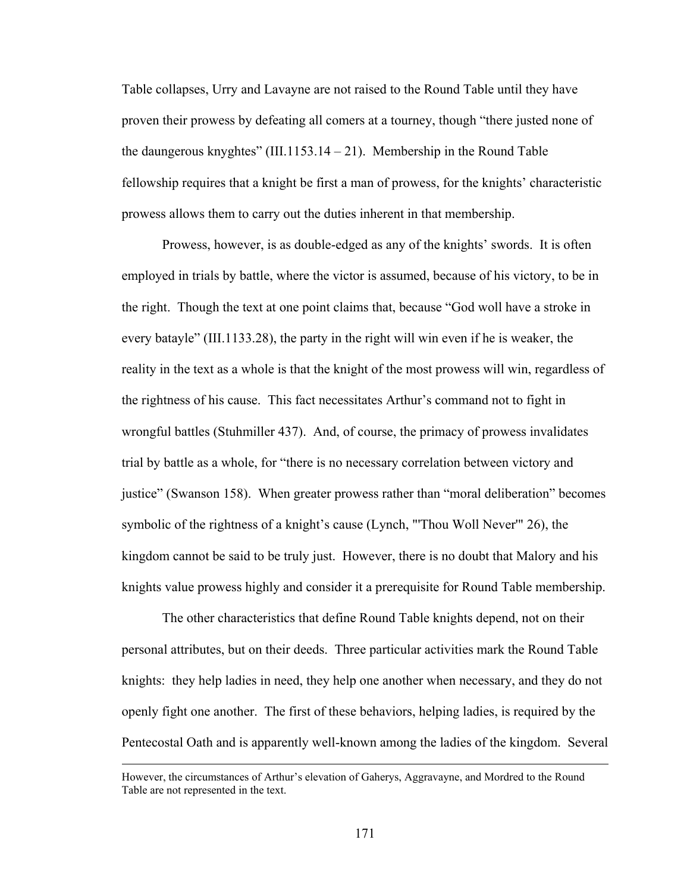Table collapses, Urry and Lavayne are not raised to the Round Table until they have proven their prowess by defeating all comers at a tourney, though "there justed none of the daungerous knyghtes" (III.1153.14 – 21). Membership in the Round Table fellowship requires that a knight be first a man of prowess, for the knights' characteristic prowess allows them to carry out the duties inherent in that membership.

Prowess, however, is as double-edged as any of the knights' swords. It is often employed in trials by battle, where the victor is assumed, because of his victory, to be in the right. Though the text at one point claims that, because "God woll have a stroke in every batayle" (III.1133.28), the party in the right will win even if he is weaker, the reality in the text as a whole is that the knight of the most prowess will win, regardless of the rightness of his cause. This fact necessitates Arthur's command not to fight in wrongful battles (Stuhmiller 437). And, of course, the primacy of prowess invalidates trial by battle as a whole, for "there is no necessary correlation between victory and justice" (Swanson 158). When greater prowess rather than "moral deliberation" becomes symbolic of the rightness of a knight's cause (Lynch, "'Thou Woll Never'" 26), the kingdom cannot be said to be truly just. However, there is no doubt that Malory and his knights value prowess highly and consider it a prerequisite for Round Table membership.

The other characteristics that define Round Table knights depend, not on their personal attributes, but on their deeds. Three particular activities mark the Round Table knights: they help ladies in need, they help one another when necessary, and they do not openly fight one another. The first of these behaviors, helping ladies, is required by the Pentecostal Oath and is apparently well-known among the ladies of the kingdom. Several

---

However, the circumstances of Arthur's elevation of Gaherys, Aggravayne, and Mordred to the Round Table are not represented in the text.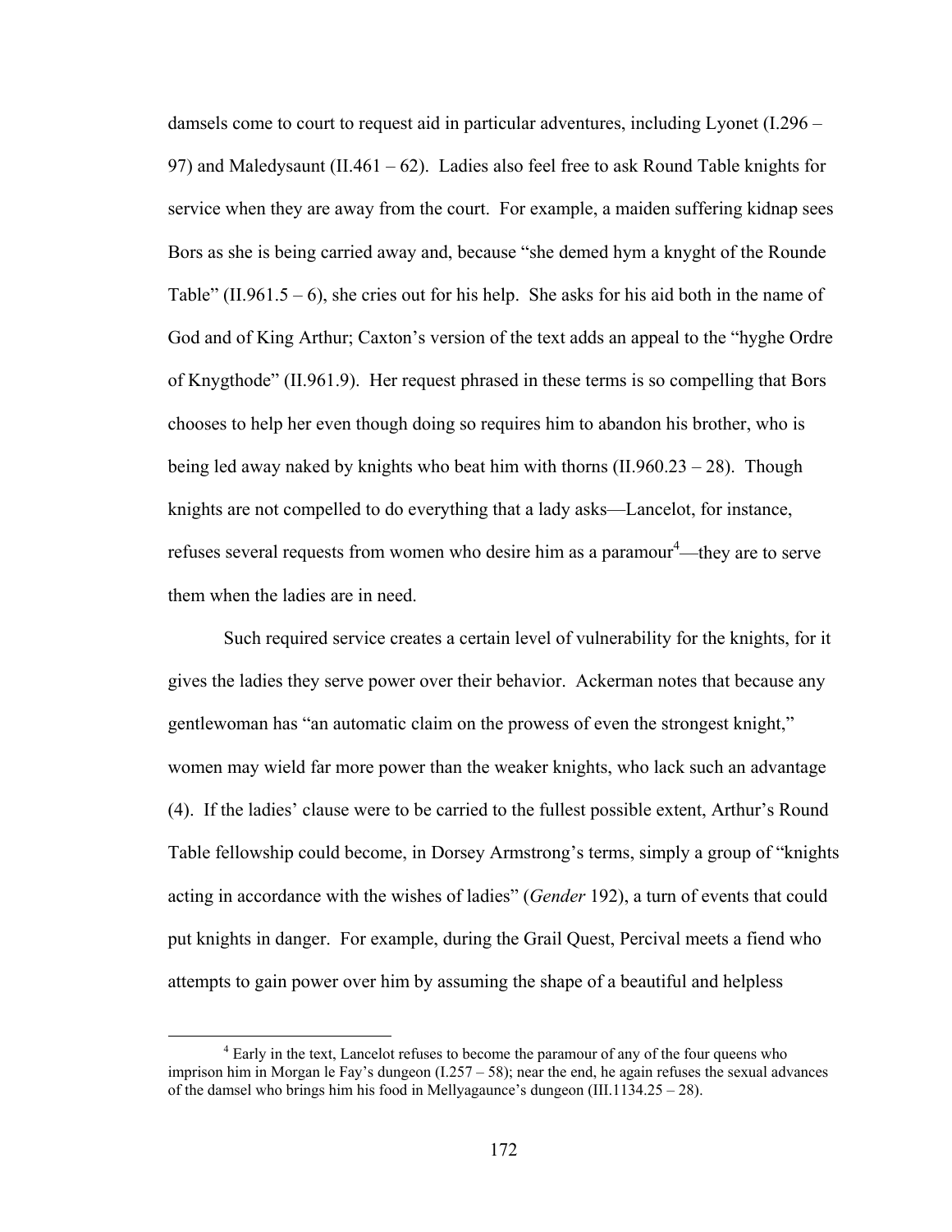damsels come to court to request aid in particular adventures, including Lyonet (I.296 – 97) and Maledysaunt (II.461 – 62). Ladies also feel free to ask Round Table knights for service when they are away from the court. For example, a maiden suffering kidnap sees Bors as she is being carried away and, because "she demed hym a knyght of the Rounde Table" (II.961.5 – 6), she cries out for his help. She asks for his aid both in the name of God and of King Arthur; Caxton's version of the text adds an appeal to the "hyghe Ordre of Knygthode" (II.961.9). Her request phrased in these terms is so compelling that Bors chooses to help her even though doing so requires him to abandon his brother, who is being led away naked by knights who beat him with thorns (II.960.23 – 28). Though knights are not compelled to do everything that a lady asks—Lancelot, for instance, refuses several requests from women who desire him as a paramour[4]—they are to serve them when the ladies are in need.

Such required service creates a certain level of vulnerability for the knights, for it gives the ladies they serve power over their behavior. Ackerman notes that because any gentlewoman has "an automatic claim on the prowess of even the strongest knight," women may wield far more power than the weaker knights, who lack such an advantage (4). If the ladies' clause were to be carried to the fullest possible extent, Arthur's Round Table fellowship could become, in Dorsey Armstrong's terms, simply a group of "knights acting in accordance with the wishes of ladies" (*Gender* 192), a turn of events that could put knights in danger. For example, during the Grail Quest, Percival meets a fiend who attempts to gain power over him by assuming the shape of a beautiful and helpless

[4] Early in the text, Lancelot refuses to become the paramour of any of the four queens who imprison him in Morgan le Fay's dungeon (I.257 – 58); near the end, he again refuses the sexual advances of the damsel who brings him his food in Mellyagaunce's dungeon (III.1134.25 – 28).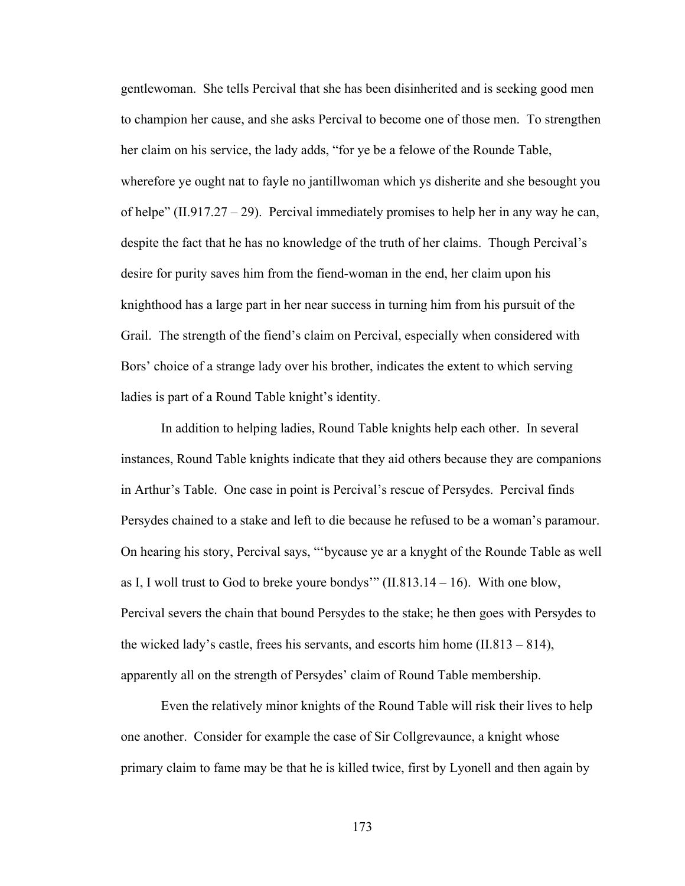gentlewoman. She tells Percival that she has been disinherited and is seeking good men to champion her cause, and she asks Percival to become one of those men. To strengthen her claim on his service, the lady adds, "for ye be a felowe of the Rounde Table, wherefore ye ought nat to fayle no jantillwoman which ys disherite and she besought you of helpe" (II.917.27 – 29). Percival immediately promises to help her in any way he can, despite the fact that he has no knowledge of the truth of her claims. Though Percival's desire for purity saves him from the fiend-woman in the end, her claim upon his knighthood has a large part in her near success in turning him from his pursuit of the Grail. The strength of the fiend's claim on Percival, especially when considered with Bors' choice of a strange lady over his brother, indicates the extent to which serving ladies is part of a Round Table knight's identity.

In addition to helping ladies, Round Table knights help each other. In several instances, Round Table knights indicate that they aid others because they are companions in Arthur's Table. One case in point is Percival's rescue of Persydes. Percival finds Persydes chained to a stake and left to die because he refused to be a woman's paramour. On hearing his story, Percival says, "'bycause ye ar a knyght of the Rounde Table as well as I, I woll trust to God to breke youre bondys'" (II.813.14 – 16). With one blow, Percival severs the chain that bound Persydes to the stake; he then goes with Persydes to the wicked lady's castle, frees his servants, and escorts him home (II.813 – 814), apparently all on the strength of Persydes' claim of Round Table membership.

Even the relatively minor knights of the Round Table will risk their lives to help one another. Consider for example the case of Sir Collgrevaunce, a knight whose primary claim to fame may be that he is killed twice, first by Lyonell and then again by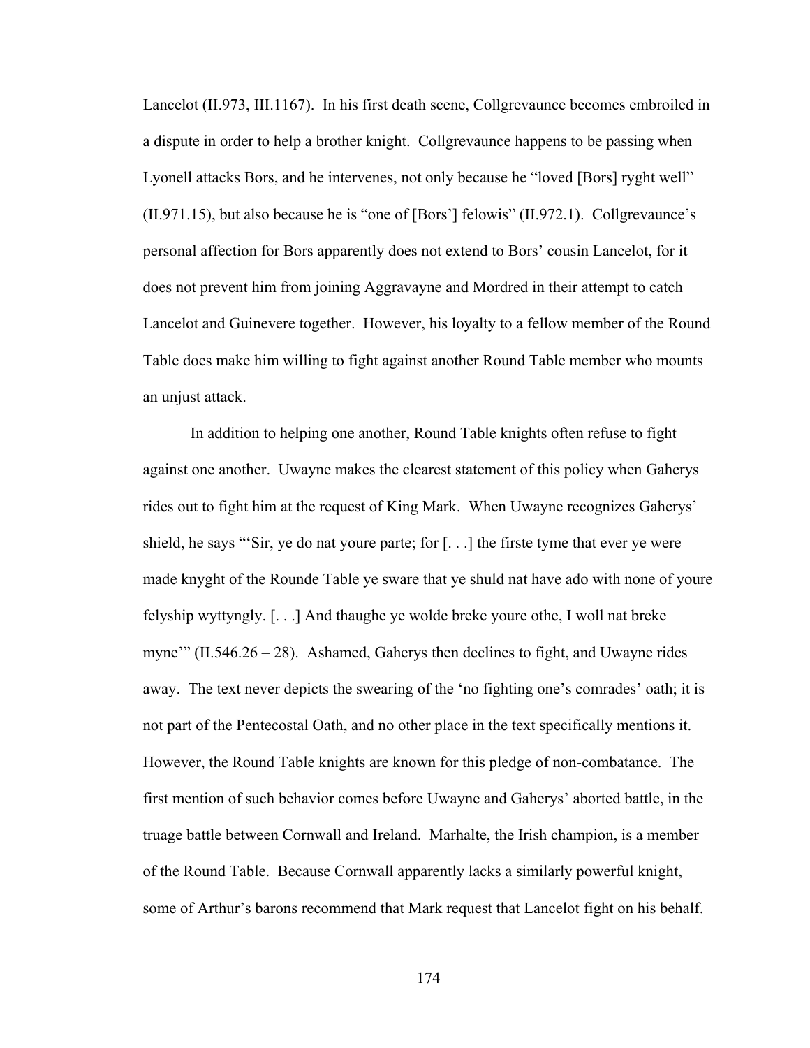Lancelot (II.973, III.1167). In his first death scene, Collgrevaunce becomes embroiled in a dispute in order to help a brother knight. Collgrevaunce happens to be passing when Lyonell attacks Bors, and he intervenes, not only because he "loved [Bors] ryght well" (II.971.15), but also because he is "one of [Bors'] felowis" (II.972.1). Collgrevaunce's personal affection for Bors apparently does not extend to Bors' cousin Lancelot, for it does not prevent him from joining Aggravayne and Mordred in their attempt to catch Lancelot and Guinevere together. However, his loyalty to a fellow member of the Round Table does make him willing to fight against another Round Table member who mounts an unjust attack.

In addition to helping one another, Round Table knights often refuse to fight against one another. Uwayne makes the clearest statement of this policy when Gaherys rides out to fight him at the request of King Mark. When Uwayne recognizes Gaherys' shield, he says "'Sir, ye do nat youre parte; for [. . .] the firste tyme that ever ye were made knyght of the Rounde Table ye sware that ye shuld nat have ado with none of youre felyship wyttyngly. [. . .] And thaughe ye wolde breke youre othe, I woll nat breke myne'" (II.546.26 – 28). Ashamed, Gaherys then declines to fight, and Uwayne rides away. The text never depicts the swearing of the 'no fighting one's comrades' oath; it is not part of the Pentecostal Oath, and no other place in the text specifically mentions it. However, the Round Table knights are known for this pledge of non-combatance. The first mention of such behavior comes before Uwayne and Gaherys' aborted battle, in the truage battle between Cornwall and Ireland. Marhalte, the Irish champion, is a member of the Round Table. Because Cornwall apparently lacks a similarly powerful knight, some of Arthur's barons recommend that Mark request that Lancelot fight on his behalf.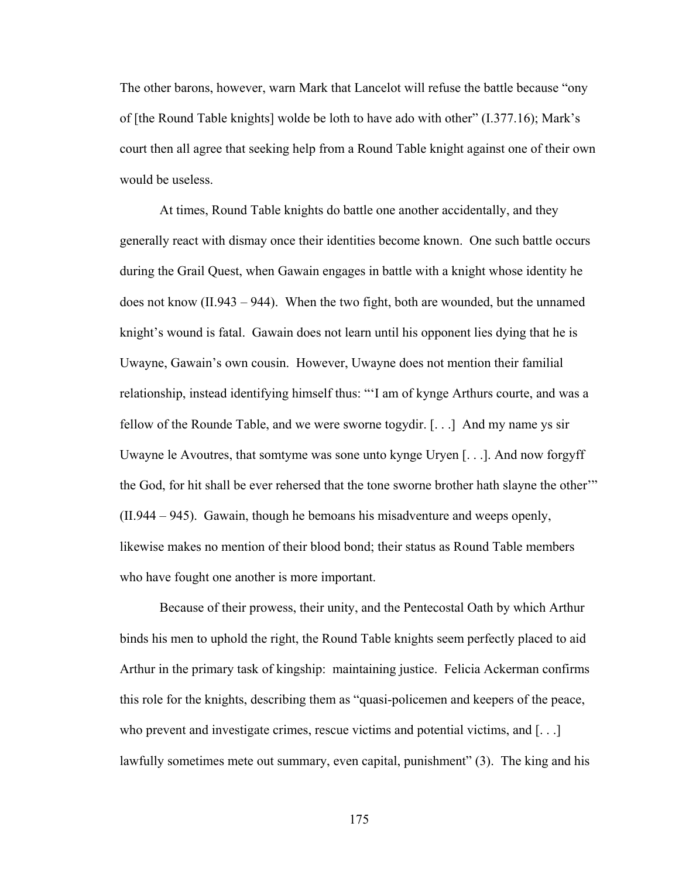The other barons, however, warn Mark that Lancelot will refuse the battle because "ony of [the Round Table knights] wolde be loth to have ado with other" (I.377.16); Mark's court then all agree that seeking help from a Round Table knight against one of their own would be useless.

At times, Round Table knights do battle one another accidentally, and they generally react with dismay once their identities become known. One such battle occurs during the Grail Quest, when Gawain engages in battle with a knight whose identity he does not know (II.943 – 944). When the two fight, both are wounded, but the unnamed knight's wound is fatal. Gawain does not learn until his opponent lies dying that he is Uwayne, Gawain's own cousin. However, Uwayne does not mention their familial relationship, instead identifying himself thus: "'I am of kynge Arthurs courte, and was a fellow of the Rounde Table, and we were sworne togydir. [. . .] And my name ys sir Uwayne le Avoutres, that somtyme was sone unto kynge Uryen [. . .]. And now forgyff the God, for hit shall be ever rehersed that the tone sworne brother hath slayne the other'" (II.944 – 945). Gawain, though he bemoans his misadventure and weeps openly, likewise makes no mention of their blood bond; their status as Round Table members who have fought one another is more important.

Because of their prowess, their unity, and the Pentecostal Oath by which Arthur binds his men to uphold the right, the Round Table knights seem perfectly placed to aid Arthur in the primary task of kingship: maintaining justice. Felicia Ackerman confirms this role for the knights, describing them as "quasi-policemen and keepers of the peace, who prevent and investigate crimes, rescue victims and potential victims, and [. . .] lawfully sometimes mete out summary, even capital, punishment" (3). The king and his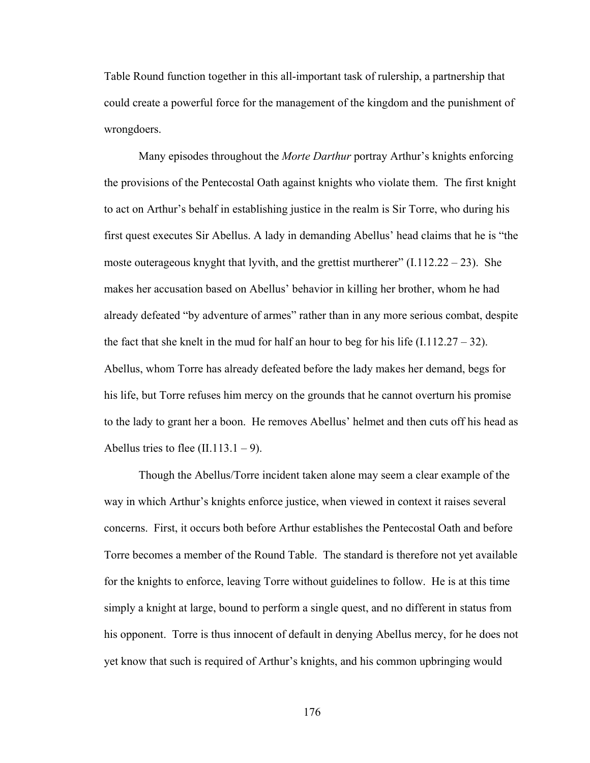Table Round function together in this all-important task of rulership, a partnership that could create a powerful force for the management of the kingdom and the punishment of wrongdoers.

Many episodes throughout the *Morte Darthur* portray Arthur's knights enforcing the provisions of the Pentecostal Oath against knights who violate them. The first knight to act on Arthur's behalf in establishing justice in the realm is Sir Torre, who during his first quest executes Sir Abellus. A lady in demanding Abellus' head claims that he is "the moste outerageous knyght that lyvith, and the grettist murtherer" (I.112.22 – 23). She makes her accusation based on Abellus' behavior in killing her brother, whom he had already defeated "by adventure of armes" rather than in any more serious combat, despite the fact that she knelt in the mud for half an hour to beg for his life (I.112.27 – 32). Abellus, whom Torre has already defeated before the lady makes her demand, begs for his life, but Torre refuses him mercy on the grounds that he cannot overturn his promise to the lady to grant her a boon. He removes Abellus' helmet and then cuts off his head as Abellus tries to flee (II.113.1 – 9).

Though the Abellus/Torre incident taken alone may seem a clear example of the way in which Arthur's knights enforce justice, when viewed in context it raises several concerns. First, it occurs both before Arthur establishes the Pentecostal Oath and before Torre becomes a member of the Round Table. The standard is therefore not yet available for the knights to enforce, leaving Torre without guidelines to follow. He is at this time simply a knight at large, bound to perform a single quest, and no different in status from his opponent. Torre is thus innocent of default in denying Abellus mercy, for he does not yet know that such is required of Arthur's knights, and his common upbringing would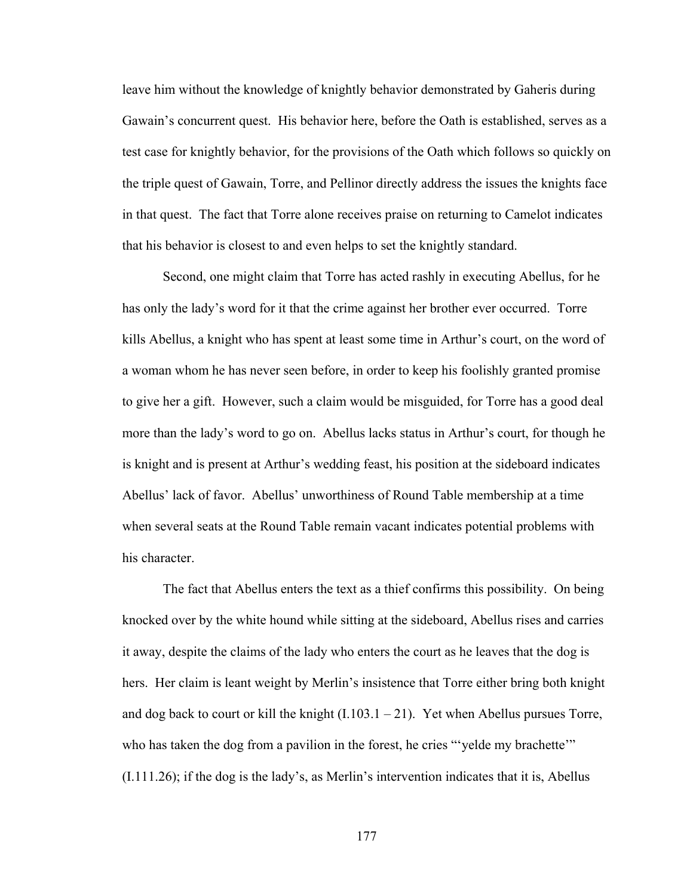leave him without the knowledge of knightly behavior demonstrated by Gaheris during Gawain's concurrent quest. His behavior here, before the Oath is established, serves as a test case for knightly behavior, for the provisions of the Oath which follows so quickly on the triple quest of Gawain, Torre, and Pellinor directly address the issues the knights face in that quest. The fact that Torre alone receives praise on returning to Camelot indicates that his behavior is closest to and even helps to set the knightly standard.

Second, one might claim that Torre has acted rashly in executing Abellus, for he has only the lady's word for it that the crime against her brother ever occurred. Torre kills Abellus, a knight who has spent at least some time in Arthur's court, on the word of a woman whom he has never seen before, in order to keep his foolishly granted promise to give her a gift. However, such a claim would be misguided, for Torre has a good deal more than the lady's word to go on. Abellus lacks status in Arthur's court, for though he is knight and is present at Arthur's wedding feast, his position at the sideboard indicates Abellus' lack of favor. Abellus' unworthiness of Round Table membership at a time when several seats at the Round Table remain vacant indicates potential problems with his character.

The fact that Abellus enters the text as a thief confirms this possibility. On being knocked over by the white hound while sitting at the sideboard, Abellus rises and carries it away, despite the claims of the lady who enters the court as he leaves that the dog is hers. Her claim is leant weight by Merlin's insistence that Torre either bring both knight and dog back to court or kill the knight (I.103.1 – 21). Yet when Abellus pursues Torre, who has taken the dog from a pavilion in the forest, he cries "'yelde my brachette'" (I.111.26); if the dog is the lady's, as Merlin's intervention indicates that it is, Abellus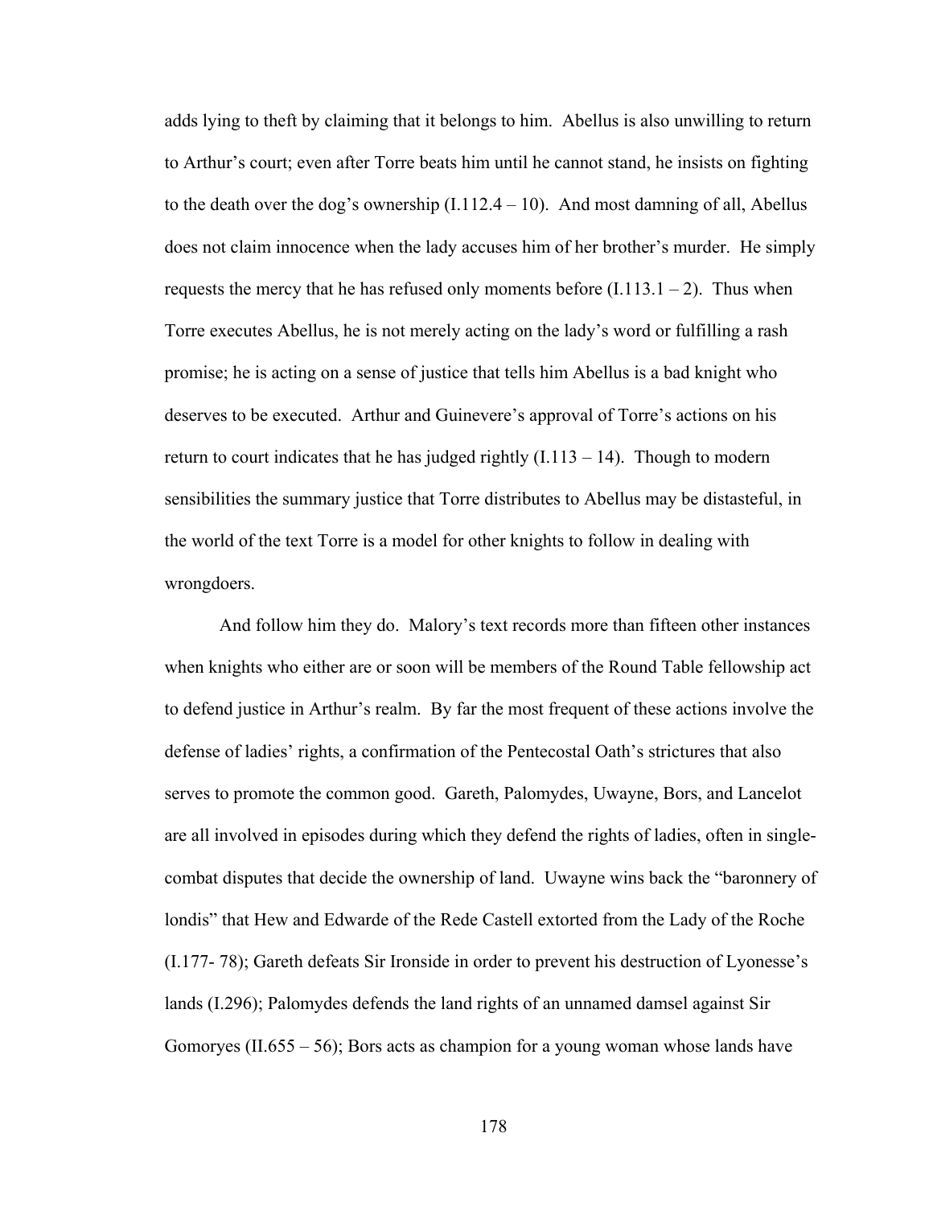adds lying to theft by claiming that it belongs to him. Abellus is also unwilling to return to Arthur's court; even after Torre beats him until he cannot stand, he insists on fighting to the death over the dog's ownership (I.112.4 – 10). And most damning of all, Abellus does not claim innocence when the lady accuses him of her brother's murder. He simply requests the mercy that he has refused only moments before (I.113.1 – 2). Thus when Torre executes Abellus, he is not merely acting on the lady's word or fulfilling a rash promise; he is acting on a sense of justice that tells him Abellus is a bad knight who deserves to be executed. Arthur and Guinevere's approval of Torre's actions on his return to court indicates that he has judged rightly (I.113 – 14). Though to modern sensibilities the summary justice that Torre distributes to Abellus may be distasteful, in the world of the text Torre is a model for other knights to follow in dealing with wrongdoers.

And follow him they do. Malory's text records more than fifteen other instances when knights who either are or soon will be members of the Round Table fellowship act to defend justice in Arthur's realm. By far the most frequent of these actions involve the defense of ladies' rights, a confirmation of the Pentecostal Oath's strictures that also serves to promote the common good. Gareth, Palomydes, Uwayne, Bors, and Lancelot are all involved in episodes during which they defend the rights of ladies, often in single-combat disputes that decide the ownership of land. Uwayne wins back the "baronnery of londis" that Hew and Edwarde of the Rede Castell extorted from the Lady of the Roche (I.177- 78); Gareth defeats Sir Ironside in order to prevent his destruction of Lyonesse's lands (I.296); Palomydes defends the land rights of an unnamed damsel against Sir Gomoryes (II.655 – 56); Bors acts as champion for a young woman whose lands have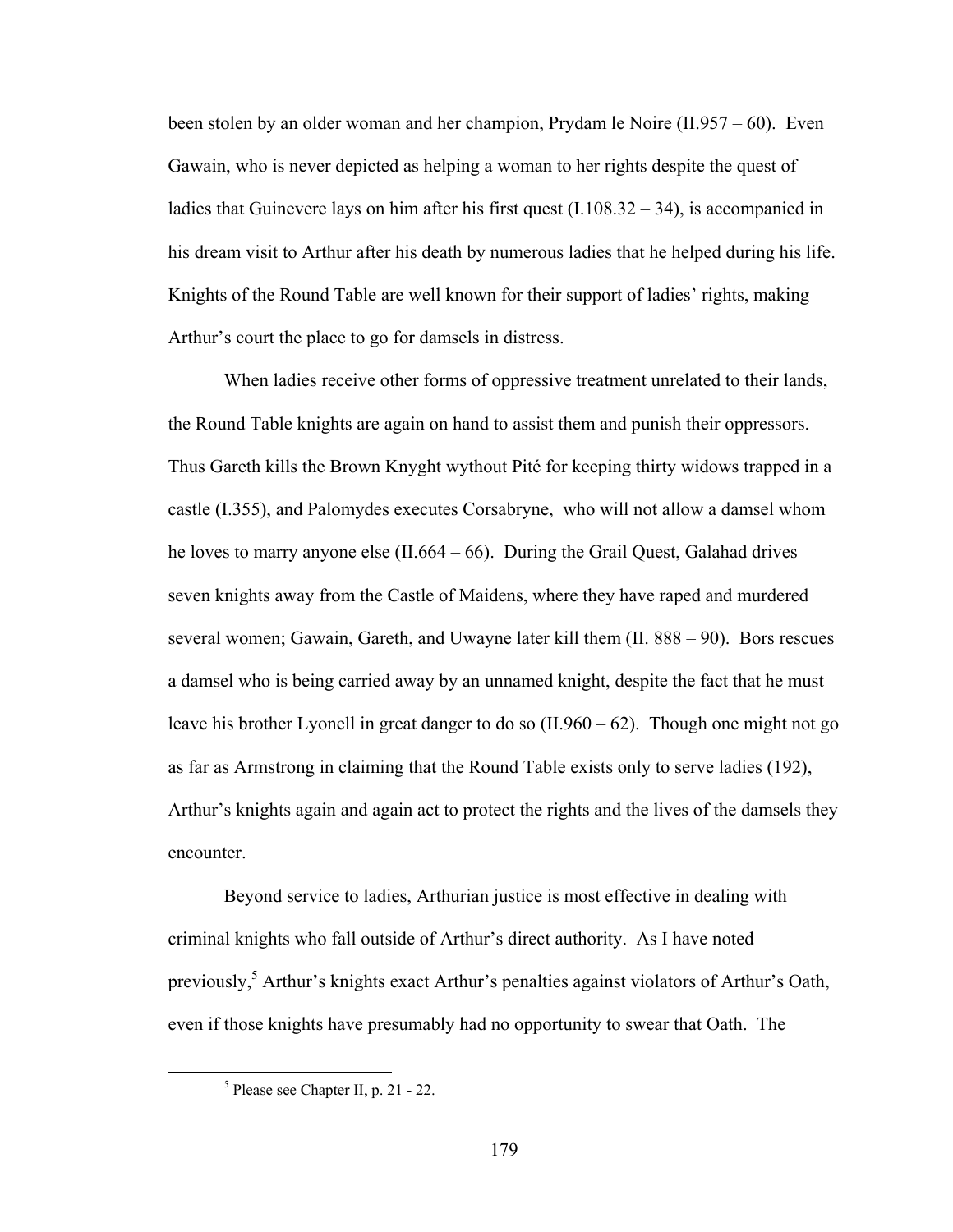been stolen by an older woman and her champion, Prydam le Noire (II.957 – 60). Even Gawain, who is never depicted as helping a woman to her rights despite the quest of ladies that Guinevere lays on him after his first quest (I.108.32 – 34), is accompanied in his dream visit to Arthur after his death by numerous ladies that he helped during his life. Knights of the Round Table are well known for their support of ladies' rights, making Arthur's court the place to go for damsels in distress.

When ladies receive other forms of oppressive treatment unrelated to their lands, the Round Table knights are again on hand to assist them and punish their oppressors. Thus Gareth kills the Brown Knyght wythout Pité for keeping thirty widows trapped in a castle (I.355), and Palomydes executes Corsabryne, who will not allow a damsel whom he loves to marry anyone else (II.664 – 66). During the Grail Quest, Galahad drives seven knights away from the Castle of Maidens, where they have raped and murdered several women; Gawain, Gareth, and Uwayne later kill them (II. 888 – 90). Bors rescues a damsel who is being carried away by an unnamed knight, despite the fact that he must leave his brother Lyonell in great danger to do so (II.960 – 62). Though one might not go as far as Armstrong in claiming that the Round Table exists only to serve ladies (192), Arthur's knights again and again act to protect the rights and the lives of the damsels they encounter.

Beyond service to ladies, Arthurian justice is most effective in dealing with criminal knights who fall outside of Arthur's direct authority. As I have noted previously,[5] Arthur's knights exact Arthur's penalties against violators of Arthur's Oath, even if those knights have presumably had no opportunity to swear that Oath. The

[5] Please see Chapter II, p. 21 - 22.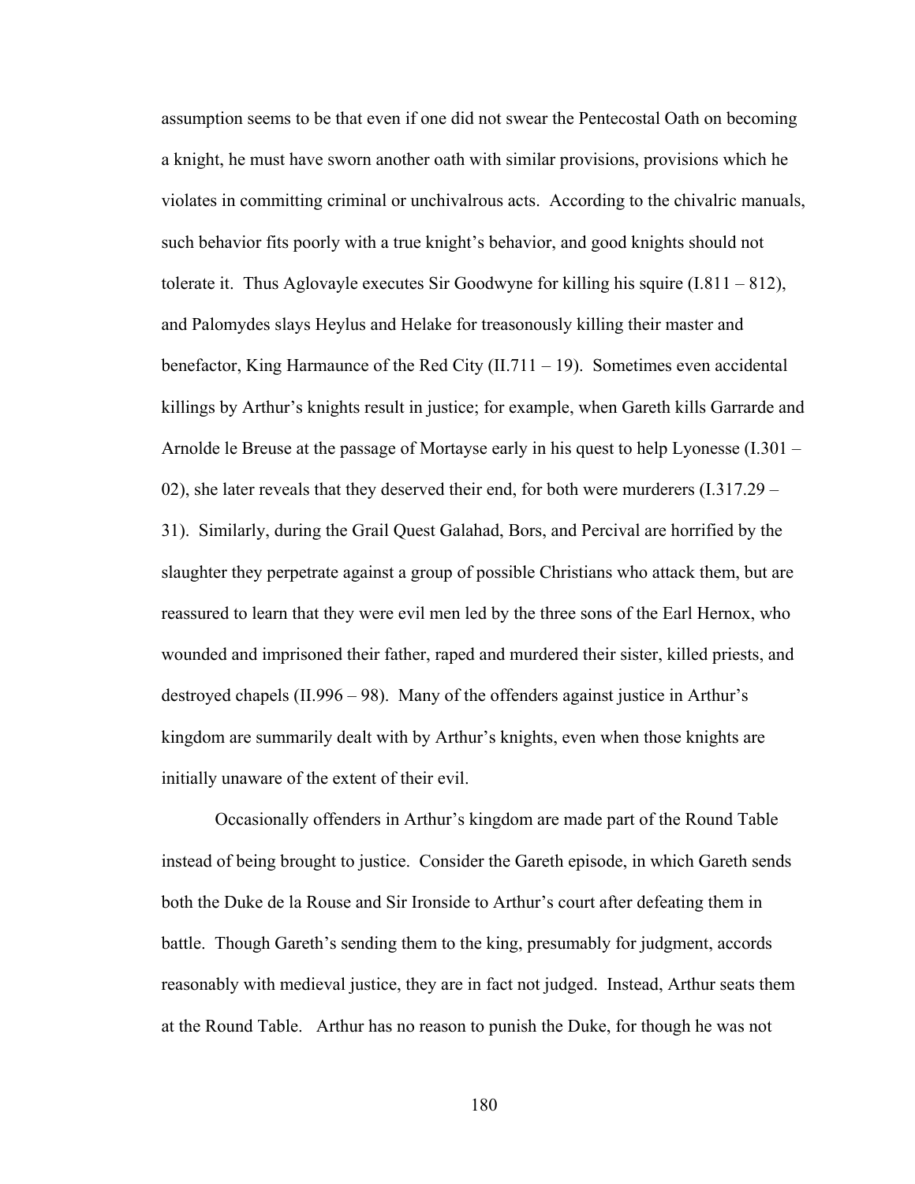assumption seems to be that even if one did not swear the Pentecostal Oath on becoming a knight, he must have sworn another oath with similar provisions, provisions which he violates in committing criminal or unchivalrous acts. According to the chivalric manuals, such behavior fits poorly with a true knight's behavior, and good knights should not tolerate it. Thus Aglovayle executes Sir Goodwyne for killing his squire (I.811 – 812), and Palomydes slays Heylus and Helake for treasonously killing their master and benefactor, King Harmaunce of the Red City (II.711 – 19). Sometimes even accidental killings by Arthur's knights result in justice; for example, when Gareth kills Garrarde and Arnolde le Breuse at the passage of Mortayse early in his quest to help Lyonesse (I.301 – 02), she later reveals that they deserved their end, for both were murderers (I.317.29 – 31). Similarly, during the Grail Quest Galahad, Bors, and Percival are horrified by the slaughter they perpetrate against a group of possible Christians who attack them, but are reassured to learn that they were evil men led by the three sons of the Earl Hernox, who wounded and imprisoned their father, raped and murdered their sister, killed priests, and destroyed chapels (II.996 – 98). Many of the offenders against justice in Arthur's kingdom are summarily dealt with by Arthur's knights, even when those knights are initially unaware of the extent of their evil.

Occasionally offenders in Arthur's kingdom are made part of the Round Table instead of being brought to justice. Consider the Gareth episode, in which Gareth sends both the Duke de la Rouse and Sir Ironside to Arthur's court after defeating them in battle. Though Gareth's sending them to the king, presumably for judgment, accords reasonably with medieval justice, they are in fact not judged. Instead, Arthur seats them at the Round Table. Arthur has no reason to punish the Duke, for though he was not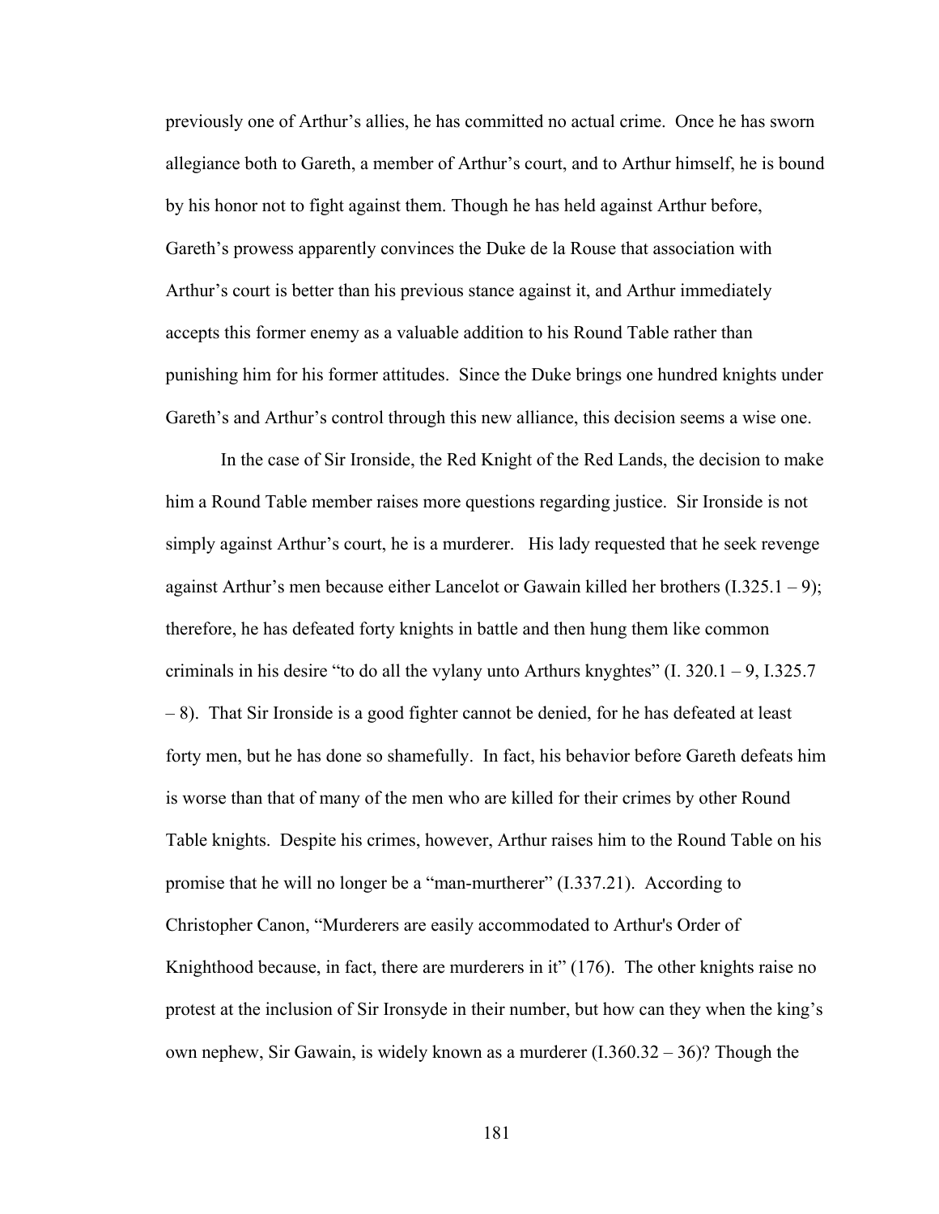previously one of Arthur's allies, he has committed no actual crime. Once he has sworn allegiance both to Gareth, a member of Arthur's court, and to Arthur himself, he is bound by his honor not to fight against them. Though he has held against Arthur before, Gareth's prowess apparently convinces the Duke de la Rouse that association with Arthur's court is better than his previous stance against it, and Arthur immediately accepts this former enemy as a valuable addition to his Round Table rather than punishing him for his former attitudes. Since the Duke brings one hundred knights under Gareth's and Arthur's control through this new alliance, this decision seems a wise one.

In the case of Sir Ironside, the Red Knight of the Red Lands, the decision to make him a Round Table member raises more questions regarding justice. Sir Ironside is not simply against Arthur's court, he is a murderer. His lady requested that he seek revenge against Arthur's men because either Lancelot or Gawain killed her brothers (I.325.1 – 9); therefore, he has defeated forty knights in battle and then hung them like common criminals in his desire "to do all the vylany unto Arthurs knyghtes" (I. 320.1 – 9, I.325.7 – 8). That Sir Ironside is a good fighter cannot be denied, for he has defeated at least forty men, but he has done so shamefully. In fact, his behavior before Gareth defeats him is worse than that of many of the men who are killed for their crimes by other Round Table knights. Despite his crimes, however, Arthur raises him to the Round Table on his promise that he will no longer be a "man-murtherer" (I.337.21). According to Christopher Canon, "Murderers are easily accommodated to Arthur's Order of Knighthood because, in fact, there are murderers in it" (176). The other knights raise no protest at the inclusion of Sir Ironsyde in their number, but how can they when the king's own nephew, Sir Gawain, is widely known as a murderer (I.360.32 – 36)? Though the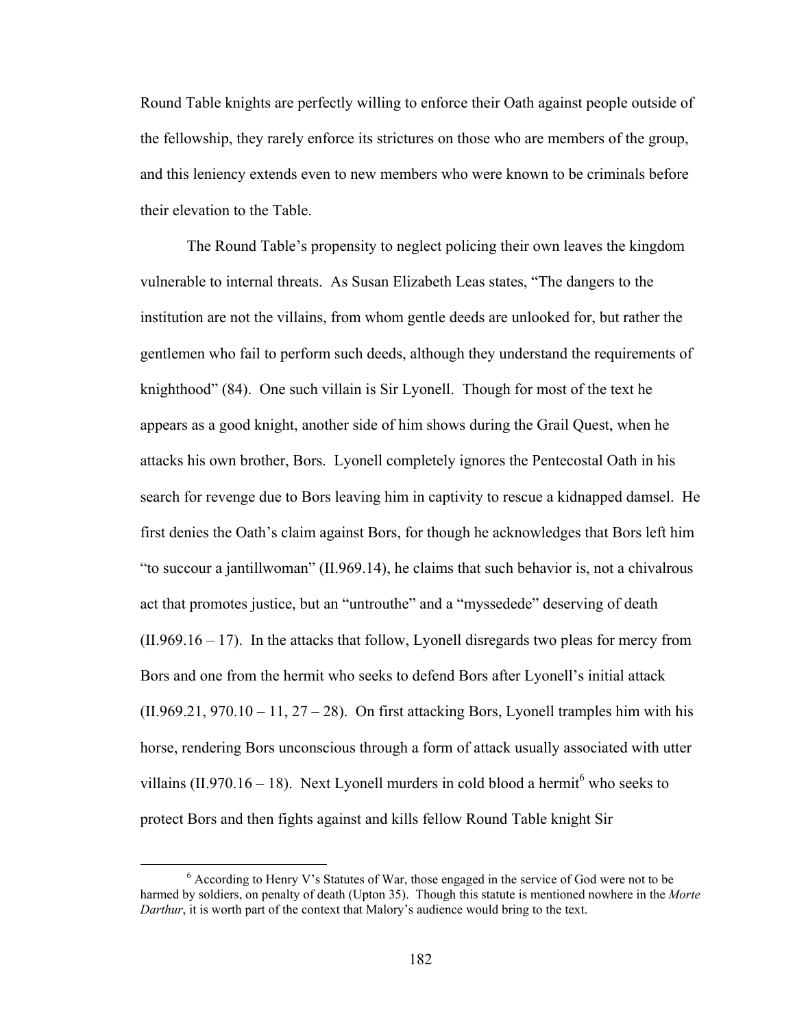Round Table knights are perfectly willing to enforce their Oath against people outside of the fellowship, they rarely enforce its strictures on those who are members of the group, and this leniency extends even to new members who were known to be criminals before their elevation to the Table.

The Round Table's propensity to neglect policing their own leaves the kingdom vulnerable to internal threats. As Susan Elizabeth Leas states, "The dangers to the institution are not the villains, from whom gentle deeds are unlooked for, but rather the gentlemen who fail to perform such deeds, although they understand the requirements of knighthood" (84). One such villain is Sir Lyonell. Though for most of the text he appears as a good knight, another side of him shows during the Grail Quest, when he attacks his own brother, Bors. Lyonell completely ignores the Pentecostal Oath in his search for revenge due to Bors leaving him in captivity to rescue a kidnapped damsel. He first denies the Oath's claim against Bors, for though he acknowledges that Bors left him "to succour a jantillwoman" (II.969.14), he claims that such behavior is, not a chivalrous act that promotes justice, but an "untrouthe" and a "myssedede" deserving of death (II.969.16 – 17). In the attacks that follow, Lyonell disregards two pleas for mercy from Bors and one from the hermit who seeks to defend Bors after Lyonell's initial attack (II.969.21, 970.10 – 11, 27 – 28). On first attacking Bors, Lyonell tramples him with his horse, rendering Bors unconscious through a form of attack usually associated with utter villains (II.970.16 – 18). Next Lyonell murders in cold blood a hermit[6] who seeks to protect Bors and then fights against and kills fellow Round Table knight Sir

[6] According to Henry V's Statutes of War, those engaged in the service of God were not to be harmed by soldiers, on penalty of death (Upton 35). Though this statute is mentioned nowhere in the *Morte Darthur*, it is worth part of the context that Malory's audience would bring to the text.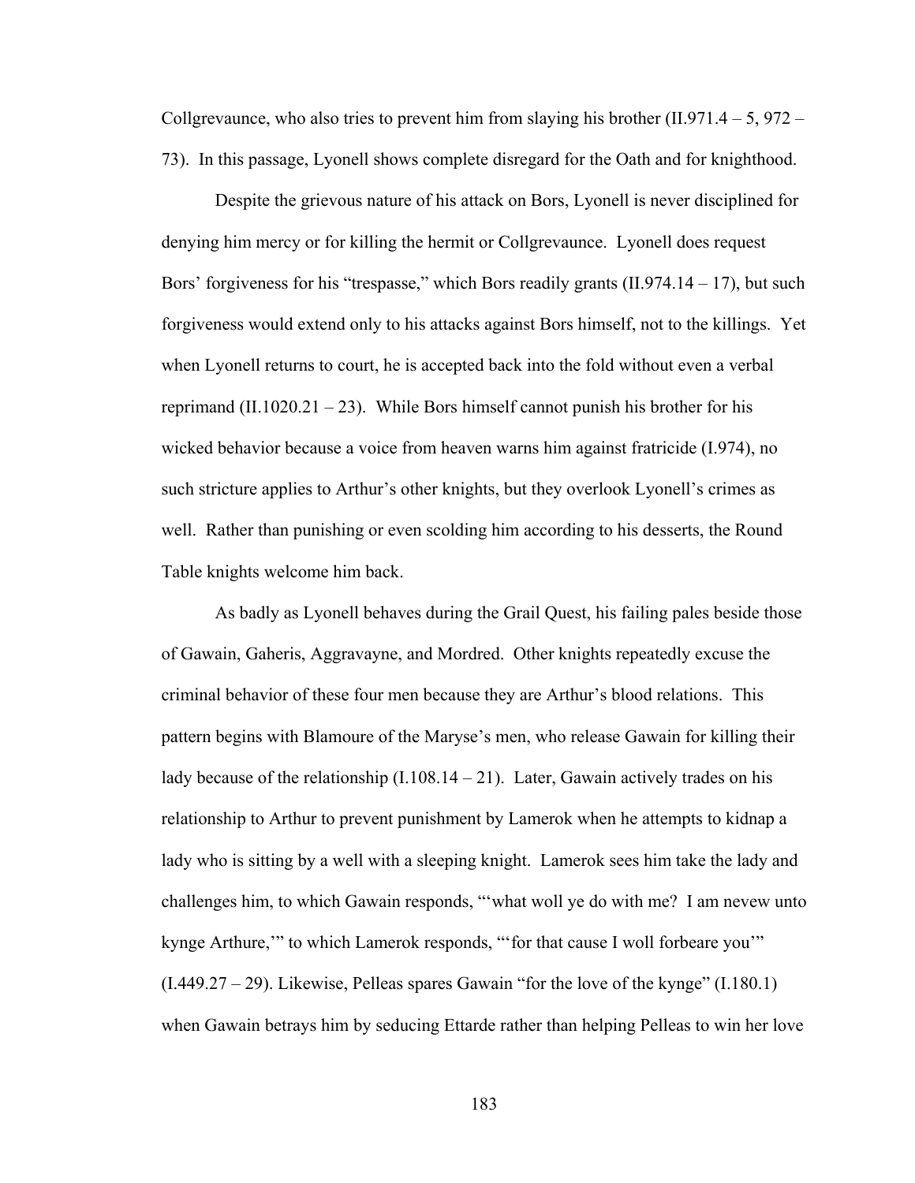Collgrevaunce, who also tries to prevent him from slaying his brother (II.971.4 – 5, 972 – 73). In this passage, Lyonell shows complete disregard for the Oath and for knighthood.

Despite the grievous nature of his attack on Bors, Lyonell is never disciplined for denying him mercy or for killing the hermit or Collgrevaunce. Lyonell does request Bors' forgiveness for his "trespasse," which Bors readily grants (II.974.14 – 17), but such forgiveness would extend only to his attacks against Bors himself, not to the killings. Yet when Lyonell returns to court, he is accepted back into the fold without even a verbal reprimand (II.1020.21 – 23). While Bors himself cannot punish his brother for his wicked behavior because a voice from heaven warns him against fratricide (I.974), no such stricture applies to Arthur's other knights, but they overlook Lyonell's crimes as well. Rather than punishing or even scolding him according to his desserts, the Round Table knights welcome him back.

As badly as Lyonell behaves during the Grail Quest, his failing pales beside those of Gawain, Gaheris, Aggravayne, and Mordred. Other knights repeatedly excuse the criminal behavior of these four men because they are Arthur's blood relations. This pattern begins with Blamoure of the Maryse's men, who release Gawain for killing their lady because of the relationship (I.108.14 – 21). Later, Gawain actively trades on his relationship to Arthur to prevent punishment by Lamerok when he attempts to kidnap a lady who is sitting by a well with a sleeping knight. Lamerok sees him take the lady and challenges him, to which Gawain responds, "'what woll ye do with me? I am nevew unto kynge Arthure,'" to which Lamerok responds, "'for that cause I woll forbeare you'" (I.449.27 – 29). Likewise, Pelleas spares Gawain "for the love of the kynge" (I.180.1) when Gawain betrays him by seducing Ettarde rather than helping Pelleas to win her love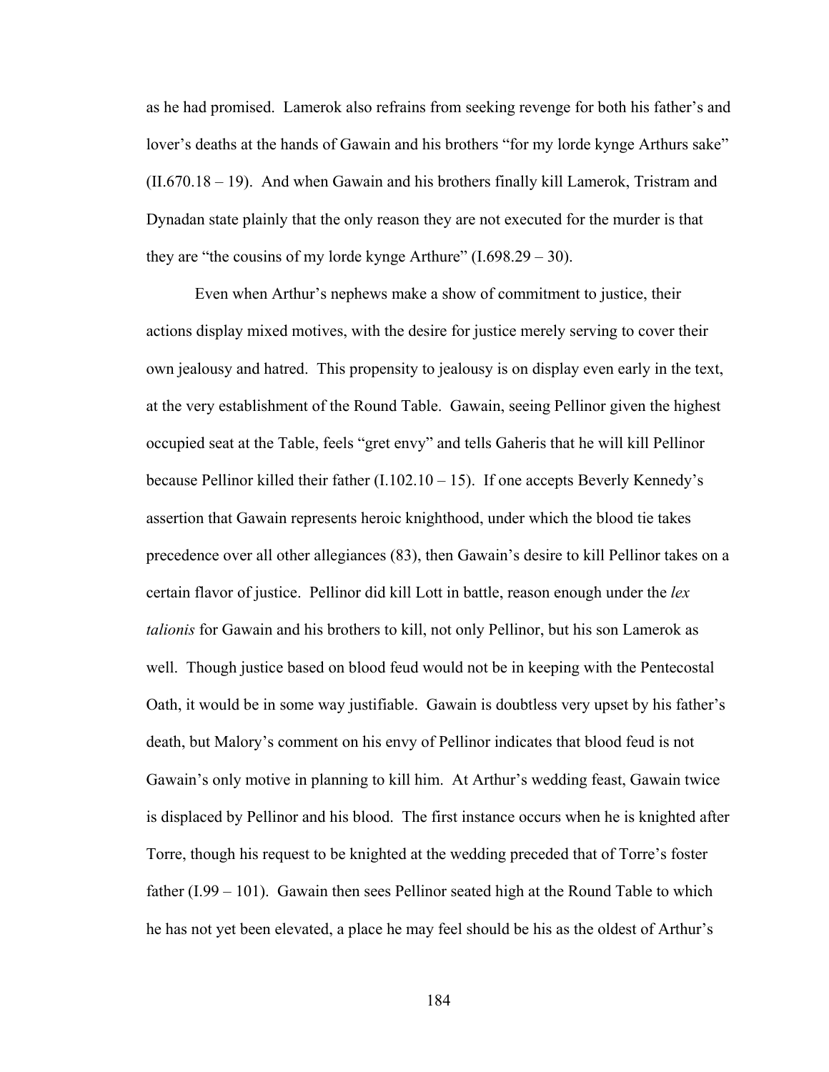as he had promised. Lamerok also refrains from seeking revenge for both his father's and lover's deaths at the hands of Gawain and his brothers "for my lorde kynge Arthurs sake" (II.670.18 – 19). And when Gawain and his brothers finally kill Lamerok, Tristram and Dynadan state plainly that the only reason they are not executed for the murder is that they are "the cousins of my lorde kynge Arthure" (I.698.29 – 30).

Even when Arthur's nephews make a show of commitment to justice, their actions display mixed motives, with the desire for justice merely serving to cover their own jealousy and hatred. This propensity to jealousy is on display even early in the text, at the very establishment of the Round Table. Gawain, seeing Pellinor given the highest occupied seat at the Table, feels "gret envy" and tells Gaheris that he will kill Pellinor because Pellinor killed their father (I.102.10 – 15). If one accepts Beverly Kennedy's assertion that Gawain represents heroic knighthood, under which the blood tie takes precedence over all other allegiances (83), then Gawain's desire to kill Pellinor takes on a certain flavor of justice. Pellinor did kill Lott in battle, reason enough under the *lex talionis* for Gawain and his brothers to kill, not only Pellinor, but his son Lamerok as well. Though justice based on blood feud would not be in keeping with the Pentecostal Oath, it would be in some way justifiable. Gawain is doubtless very upset by his father's death, but Malory's comment on his envy of Pellinor indicates that blood feud is not Gawain's only motive in planning to kill him. At Arthur's wedding feast, Gawain twice is displaced by Pellinor and his blood. The first instance occurs when he is knighted after Torre, though his request to be knighted at the wedding preceded that of Torre's foster father (I.99 – 101). Gawain then sees Pellinor seated high at the Round Table to which he has not yet been elevated, a place he may feel should be his as the oldest of Arthur's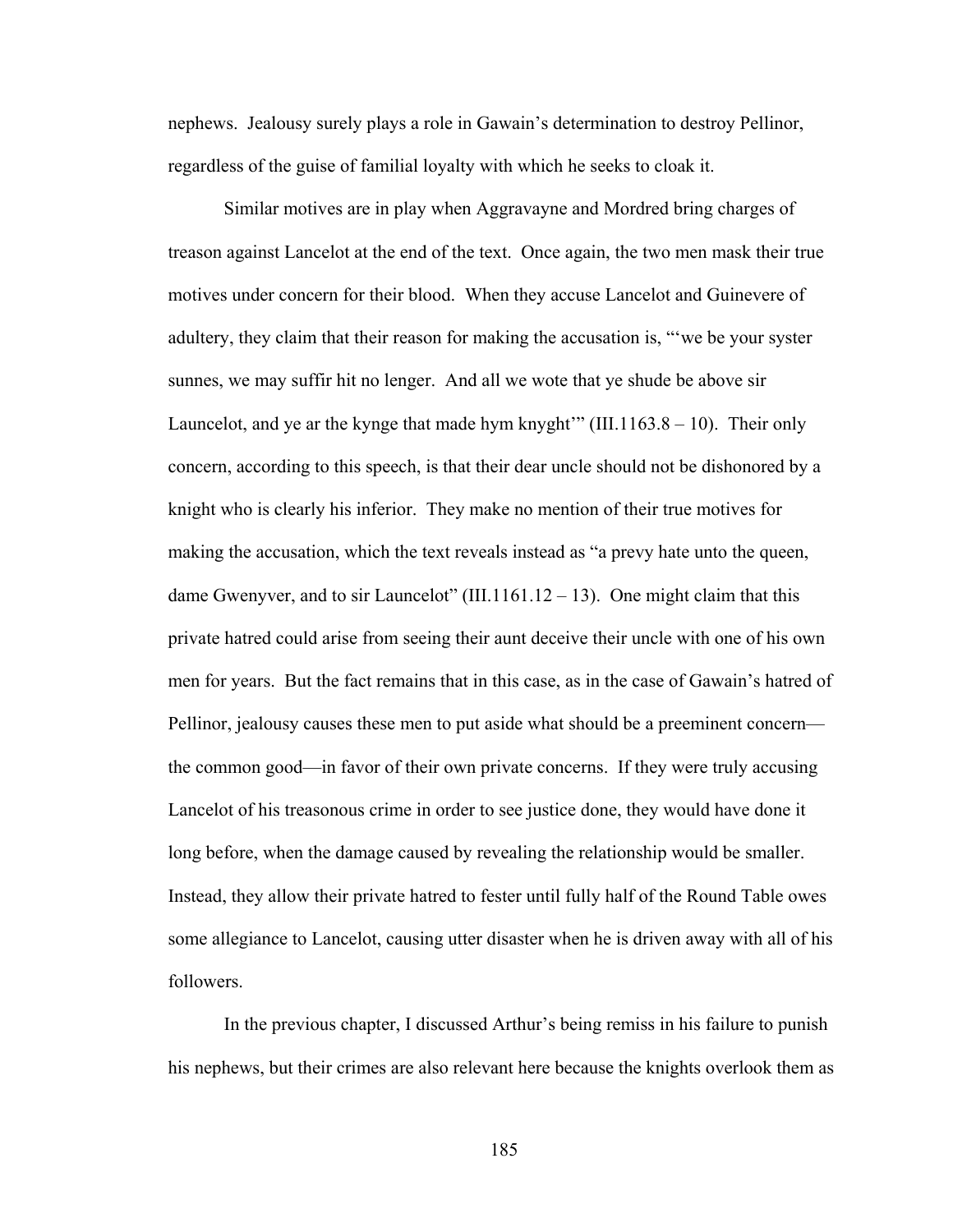nephews. Jealousy surely plays a role in Gawain's determination to destroy Pellinor, regardless of the guise of familial loyalty with which he seeks to cloak it.

Similar motives are in play when Aggravayne and Mordred bring charges of treason against Lancelot at the end of the text. Once again, the two men mask their true motives under concern for their blood. When they accuse Lancelot and Guinevere of adultery, they claim that their reason for making the accusation is, "'we be your syster sunnes, we may suffir hit no lenger. And all we wote that ye shude be above sir Launcelot, and ye ar the kynge that made hym knyght'" (III.1163.8 – 10). Their only concern, according to this speech, is that their dear uncle should not be dishonored by a knight who is clearly his inferior. They make no mention of their true motives for making the accusation, which the text reveals instead as "a prevy hate unto the queen, dame Gwenyver, and to sir Launcelot" (III.1161.12 – 13). One might claim that this private hatred could arise from seeing their aunt deceive their uncle with one of his own men for years. But the fact remains that in this case, as in the case of Gawain's hatred of Pellinor, jealousy causes these men to put aside what should be a preeminent concern—the common good—in favor of their own private concerns. If they were truly accusing Lancelot of his treasonous crime in order to see justice done, they would have done it long before, when the damage caused by revealing the relationship would be smaller. Instead, they allow their private hatred to fester until fully half of the Round Table owes some allegiance to Lancelot, causing utter disaster when he is driven away with all of his followers.

In the previous chapter, I discussed Arthur's being remiss in his failure to punish his nephews, but their crimes are also relevant here because the knights overlook them as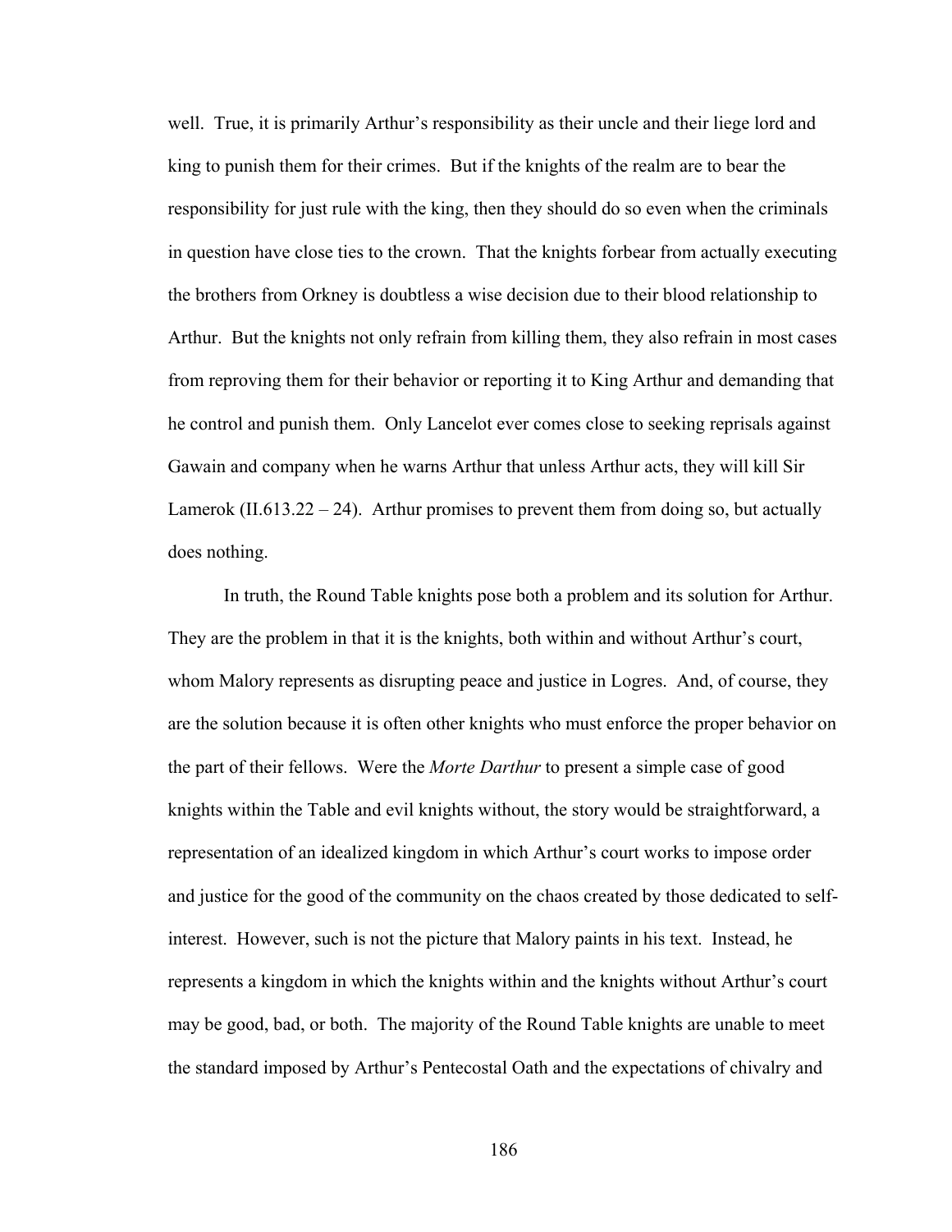well. True, it is primarily Arthur's responsibility as their uncle and their liege lord and king to punish them for their crimes. But if the knights of the realm are to bear the responsibility for just rule with the king, then they should do so even when the criminals in question have close ties to the crown. That the knights forbear from actually executing the brothers from Orkney is doubtless a wise decision due to their blood relationship to Arthur. But the knights not only refrain from killing them, they also refrain in most cases from reproving them for their behavior or reporting it to King Arthur and demanding that he control and punish them. Only Lancelot ever comes close to seeking reprisals against Gawain and company when he warns Arthur that unless Arthur acts, they will kill Sir Lamerok (II.613.22 – 24). Arthur promises to prevent them from doing so, but actually does nothing.

In truth, the Round Table knights pose both a problem and its solution for Arthur. They are the problem in that it is the knights, both within and without Arthur's court, whom Malory represents as disrupting peace and justice in Logres. And, of course, they are the solution because it is often other knights who must enforce the proper behavior on the part of their fellows. Were the *Morte Darthur* to present a simple case of good knights within the Table and evil knights without, the story would be straightforward, a representation of an idealized kingdom in which Arthur's court works to impose order and justice for the good of the community on the chaos created by those dedicated to self-interest. However, such is not the picture that Malory paints in his text. Instead, he represents a kingdom in which the knights within and the knights without Arthur's court may be good, bad, or both. The majority of the Round Table knights are unable to meet the standard imposed by Arthur's Pentecostal Oath and the expectations of chivalry and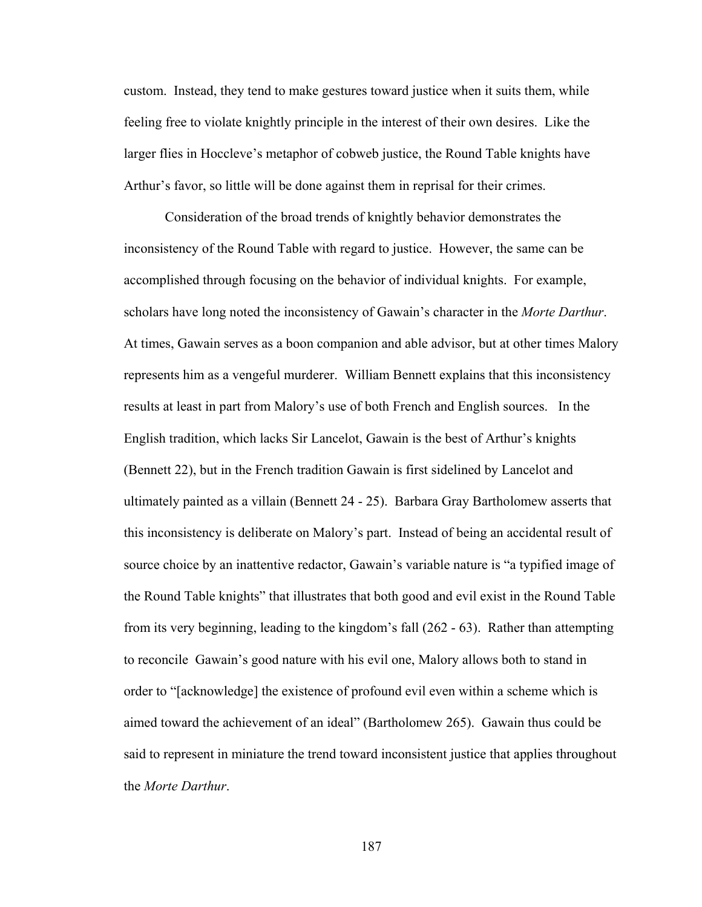custom. Instead, they tend to make gestures toward justice when it suits them, while feeling free to violate knightly principle in the interest of their own desires. Like the larger flies in Hoccleve's metaphor of cobweb justice, the Round Table knights have Arthur's favor, so little will be done against them in reprisal for their crimes.

Consideration of the broad trends of knightly behavior demonstrates the inconsistency of the Round Table with regard to justice. However, the same can be accomplished through focusing on the behavior of individual knights. For example, scholars have long noted the inconsistency of Gawain's character in the *Morte Darthur*. At times, Gawain serves as a boon companion and able advisor, but at other times Malory represents him as a vengeful murderer. William Bennett explains that this inconsistency results at least in part from Malory's use of both French and English sources. In the English tradition, which lacks Sir Lancelot, Gawain is the best of Arthur's knights (Bennett 22), but in the French tradition Gawain is first sidelined by Lancelot and ultimately painted as a villain (Bennett 24 - 25). Barbara Gray Bartholomew asserts that this inconsistency is deliberate on Malory's part. Instead of being an accidental result of source choice by an inattentive redactor, Gawain's variable nature is "a typified image of the Round Table knights" that illustrates that both good and evil exist in the Round Table from its very beginning, leading to the kingdom's fall (262 - 63). Rather than attempting to reconcile Gawain's good nature with his evil one, Malory allows both to stand in order to "[acknowledge] the existence of profound evil even within a scheme which is aimed toward the achievement of an ideal" (Bartholomew 265). Gawain thus could be said to represent in miniature the trend toward inconsistent justice that applies throughout the *Morte Darthur*.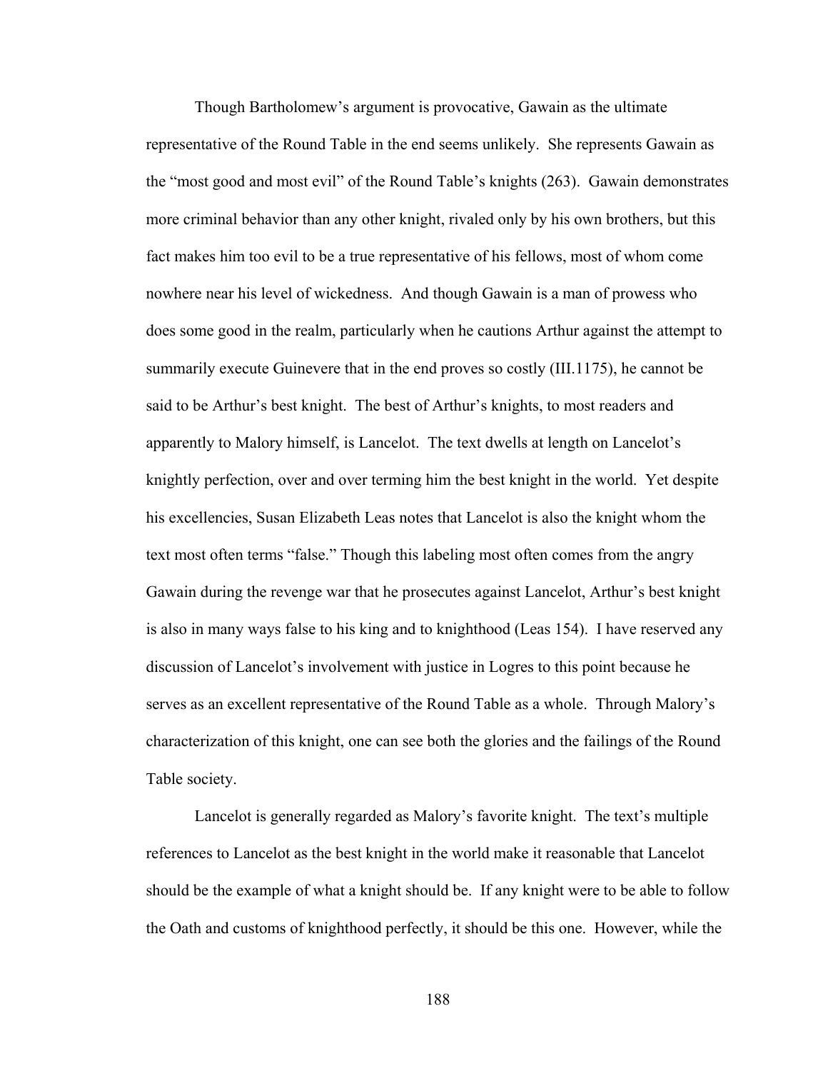Though Bartholomew's argument is provocative, Gawain as the ultimate representative of the Round Table in the end seems unlikely. She represents Gawain as the "most good and most evil" of the Round Table's knights (263). Gawain demonstrates more criminal behavior than any other knight, rivaled only by his own brothers, but this fact makes him too evil to be a true representative of his fellows, most of whom come nowhere near his level of wickedness. And though Gawain is a man of prowess who does some good in the realm, particularly when he cautions Arthur against the attempt to summarily execute Guinevere that in the end proves so costly (III.1175), he cannot be said to be Arthur's best knight. The best of Arthur's knights, to most readers and apparently to Malory himself, is Lancelot. The text dwells at length on Lancelot's knightly perfection, over and over terming him the best knight in the world. Yet despite his excellencies, Susan Elizabeth Leas notes that Lancelot is also the knight whom the text most often terms "false." Though this labeling most often comes from the angry Gawain during the revenge war that he prosecutes against Lancelot, Arthur's best knight is also in many ways false to his king and to knighthood (Leas 154). I have reserved any discussion of Lancelot's involvement with justice in Logres to this point because he serves as an excellent representative of the Round Table as a whole. Through Malory's characterization of this knight, one can see both the glories and the failings of the Round Table society.

Lancelot is generally regarded as Malory's favorite knight. The text's multiple references to Lancelot as the best knight in the world make it reasonable that Lancelot should be the example of what a knight should be. If any knight were to be able to follow the Oath and customs of knighthood perfectly, it should be this one. However, while the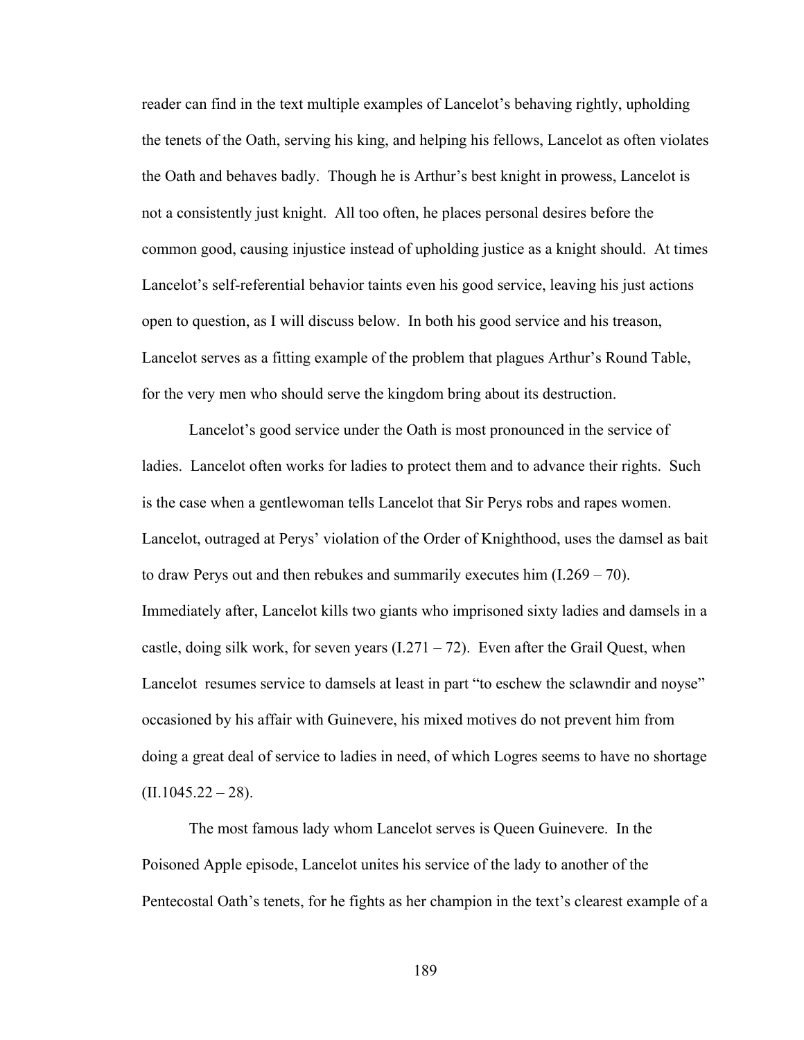reader can find in the text multiple examples of Lancelot's behaving rightly, upholding the tenets of the Oath, serving his king, and helping his fellows, Lancelot as often violates the Oath and behaves badly. Though he is Arthur's best knight in prowess, Lancelot is not a consistently just knight. All too often, he places personal desires before the common good, causing injustice instead of upholding justice as a knight should. At times Lancelot's self-referential behavior taints even his good service, leaving his just actions open to question, as I will discuss below. In both his good service and his treason, Lancelot serves as a fitting example of the problem that plagues Arthur's Round Table, for the very men who should serve the kingdom bring about its destruction.

Lancelot's good service under the Oath is most pronounced in the service of ladies. Lancelot often works for ladies to protect them and to advance their rights. Such is the case when a gentlewoman tells Lancelot that Sir Perys robs and rapes women. Lancelot, outraged at Perys' violation of the Order of Knighthood, uses the damsel as bait to draw Perys out and then rebukes and summarily executes him (I.269 – 70). Immediately after, Lancelot kills two giants who imprisoned sixty ladies and damsels in a castle, doing silk work, for seven years (I.271 – 72). Even after the Grail Quest, when Lancelot resumes service to damsels at least in part "to eschew the sclawndir and noyse" occasioned by his affair with Guinevere, his mixed motives do not prevent him from doing a great deal of service to ladies in need, of which Logres seems to have no shortage (II.1045.22 – 28).

The most famous lady whom Lancelot serves is Queen Guinevere. In the Poisoned Apple episode, Lancelot unites his service of the lady to another of the Pentecostal Oath's tenets, for he fights as her champion in the text's clearest example of a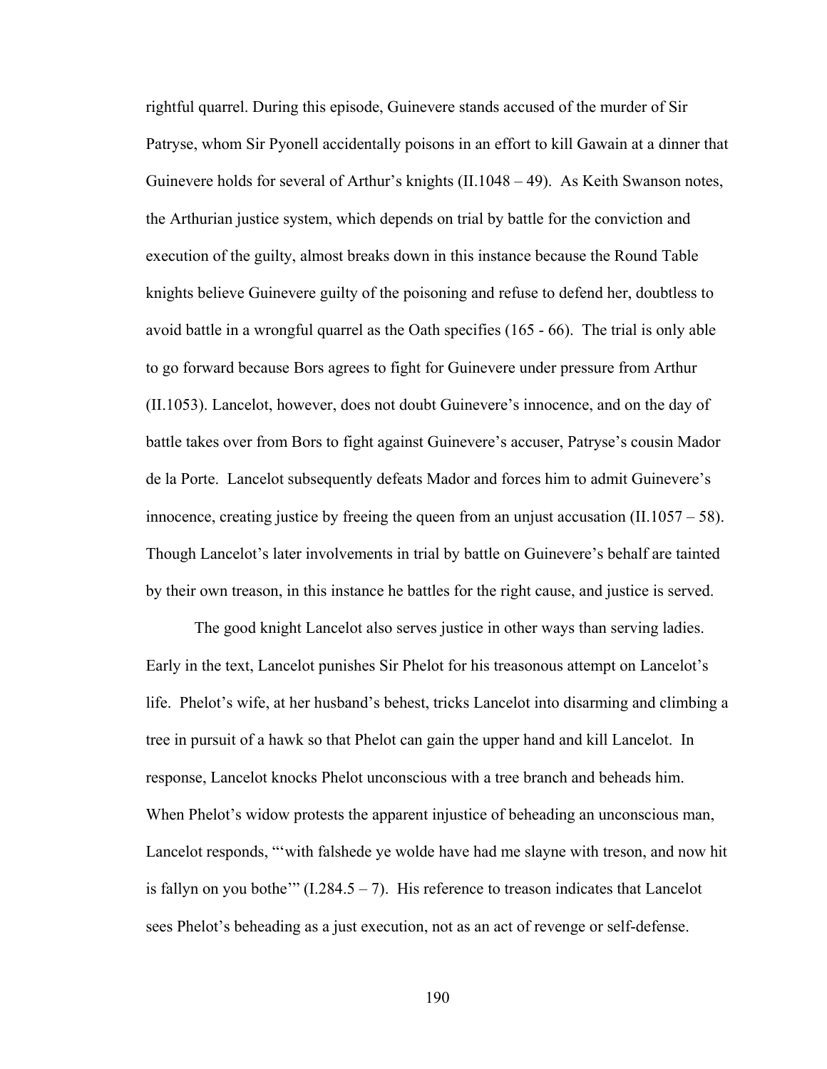rightful quarrel. During this episode, Guinevere stands accused of the murder of Sir Patryse, whom Sir Pyonell accidentally poisons in an effort to kill Gawain at a dinner that Guinevere holds for several of Arthur's knights (II.1048 – 49). As Keith Swanson notes, the Arthurian justice system, which depends on trial by battle for the conviction and execution of the guilty, almost breaks down in this instance because the Round Table knights believe Guinevere guilty of the poisoning and refuse to defend her, doubtless to avoid battle in a wrongful quarrel as the Oath specifies (165 - 66). The trial is only able to go forward because Bors agrees to fight for Guinevere under pressure from Arthur (II.1053). Lancelot, however, does not doubt Guinevere's innocence, and on the day of battle takes over from Bors to fight against Guinevere's accuser, Patryse's cousin Mador de la Porte. Lancelot subsequently defeats Mador and forces him to admit Guinevere's innocence, creating justice by freeing the queen from an unjust accusation (II.1057 – 58). Though Lancelot's later involvements in trial by battle on Guinevere's behalf are tainted by their own treason, in this instance he battles for the right cause, and justice is served.

The good knight Lancelot also serves justice in other ways than serving ladies. Early in the text, Lancelot punishes Sir Phelot for his treasonous attempt on Lancelot's life. Phelot's wife, at her husband's behest, tricks Lancelot into disarming and climbing a tree in pursuit of a hawk so that Phelot can gain the upper hand and kill Lancelot. In response, Lancelot knocks Phelot unconscious with a tree branch and beheads him. When Phelot's widow protests the apparent injustice of beheading an unconscious man, Lancelot responds, "'with falshede ye wolde have had me slayne with treson, and now hit is fallyn on you bothe'" (I.284.5 – 7). His reference to treason indicates that Lancelot sees Phelot's beheading as a just execution, not as an act of revenge or self-defense.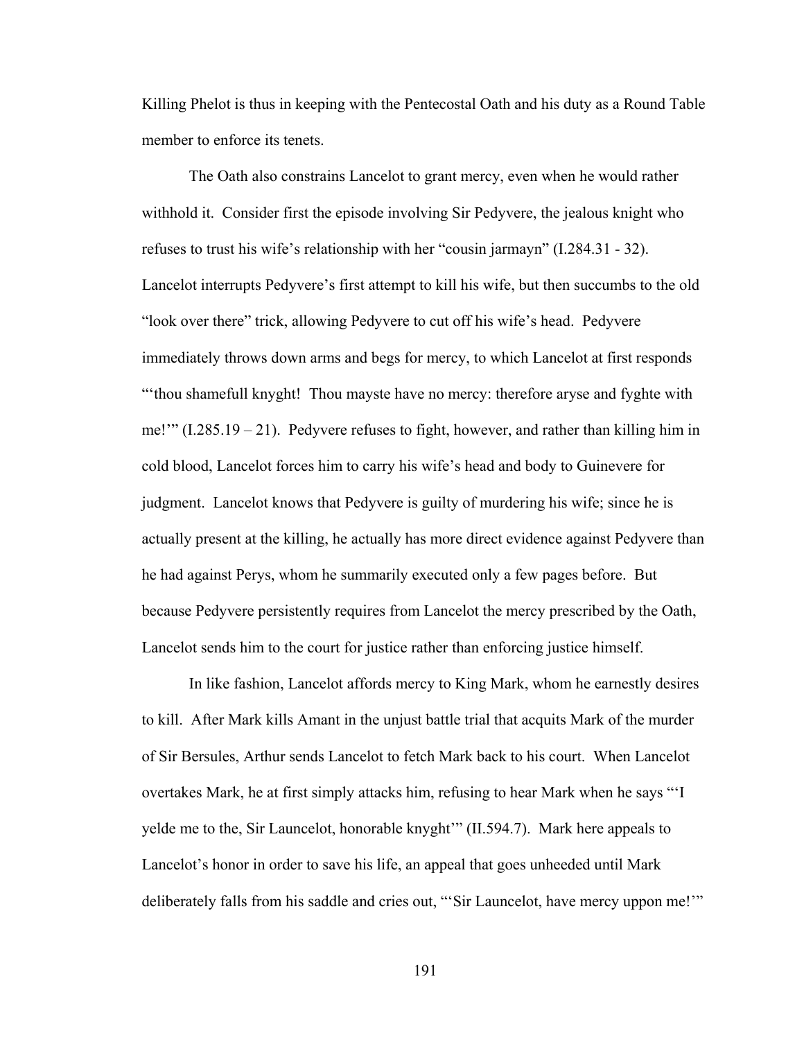Killing Phelot is thus in keeping with the Pentecostal Oath and his duty as a Round Table member to enforce its tenets.

The Oath also constrains Lancelot to grant mercy, even when he would rather withhold it. Consider first the episode involving Sir Pedyvere, the jealous knight who refuses to trust his wife's relationship with her "cousin jarmayn" (I.284.31 - 32). Lancelot interrupts Pedyvere's first attempt to kill his wife, but then succumbs to the old "look over there" trick, allowing Pedyvere to cut off his wife's head. Pedyvere immediately throws down arms and begs for mercy, to which Lancelot at first responds "'thou shamefull knyght! Thou mayste have no mercy: therefore aryse and fyghte with me!'" (I.285.19 – 21). Pedyvere refuses to fight, however, and rather than killing him in cold blood, Lancelot forces him to carry his wife's head and body to Guinevere for judgment. Lancelot knows that Pedyvere is guilty of murdering his wife; since he is actually present at the killing, he actually has more direct evidence against Pedyvere than he had against Perys, whom he summarily executed only a few pages before. But because Pedyvere persistently requires from Lancelot the mercy prescribed by the Oath, Lancelot sends him to the court for justice rather than enforcing justice himself.

In like fashion, Lancelot affords mercy to King Mark, whom he earnestly desires to kill. After Mark kills Amant in the unjust battle trial that acquits Mark of the murder of Sir Bersules, Arthur sends Lancelot to fetch Mark back to his court. When Lancelot overtakes Mark, he at first simply attacks him, refusing to hear Mark when he says "'I yelde me to the, Sir Launcelot, honorable knyght'" (II.594.7). Mark here appeals to Lancelot's honor in order to save his life, an appeal that goes unheeded until Mark deliberately falls from his saddle and cries out, "'Sir Launcelot, have mercy uppon me!'"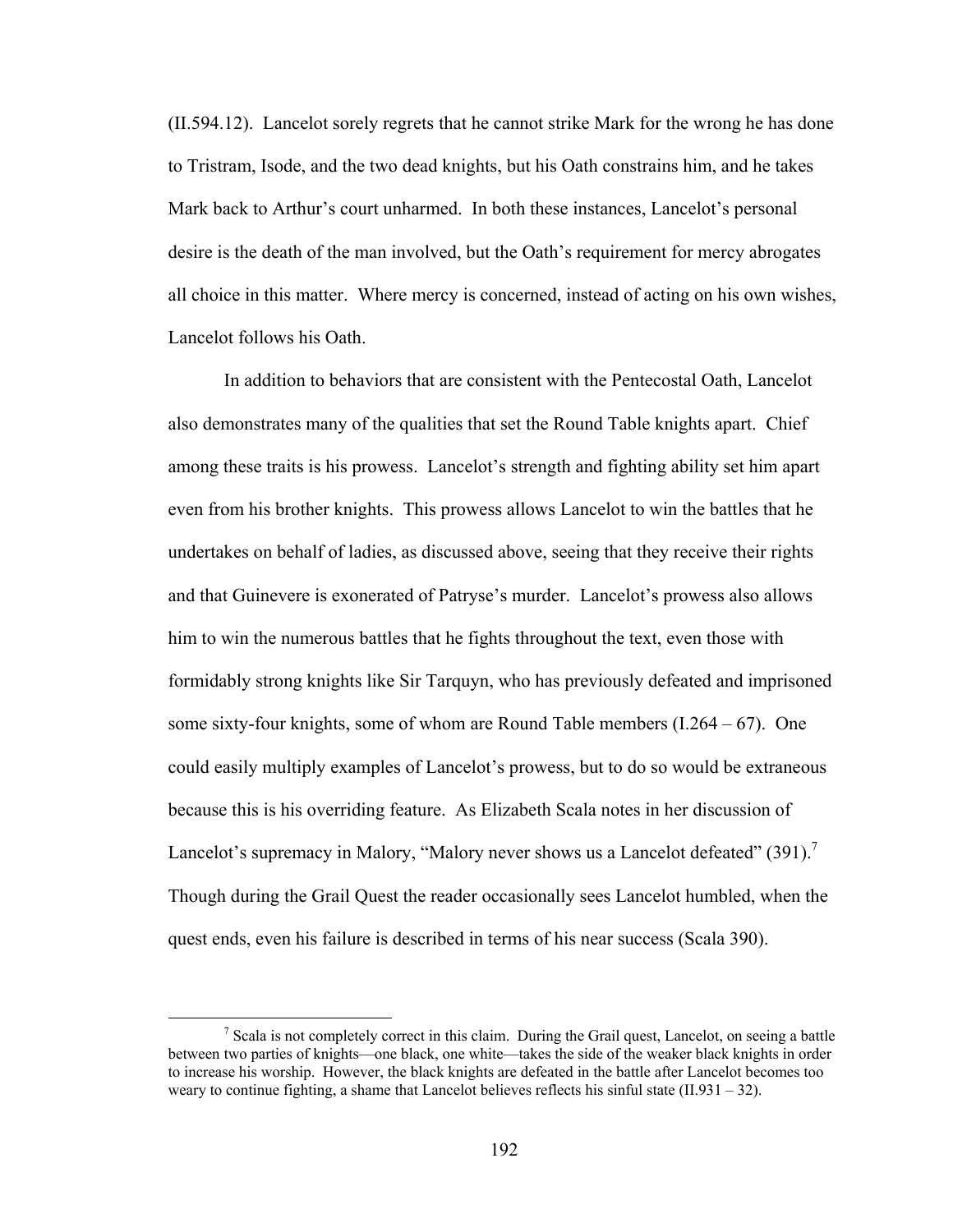(II.594.12). Lancelot sorely regrets that he cannot strike Mark for the wrong he has done to Tristram, Isode, and the two dead knights, but his Oath constrains him, and he takes Mark back to Arthur's court unharmed. In both these instances, Lancelot's personal desire is the death of the man involved, but the Oath's requirement for mercy abrogates all choice in this matter. Where mercy is concerned, instead of acting on his own wishes, Lancelot follows his Oath.

In addition to behaviors that are consistent with the Pentecostal Oath, Lancelot also demonstrates many of the qualities that set the Round Table knights apart. Chief among these traits is his prowess. Lancelot's strength and fighting ability set him apart even from his brother knights. This prowess allows Lancelot to win the battles that he undertakes on behalf of ladies, as discussed above, seeing that they receive their rights and that Guinevere is exonerated of Patryse's murder. Lancelot's prowess also allows him to win the numerous battles that he fights throughout the text, even those with formidably strong knights like Sir Tarquyn, who has previously defeated and imprisoned some sixty-four knights, some of whom are Round Table members (I.264 – 67). One could easily multiply examples of Lancelot's prowess, but to do so would be extraneous because this is his overriding feature. As Elizabeth Scala notes in her discussion of Lancelot's supremacy in Malory, "Malory never shows us a Lancelot defeated" (391).[7] Though during the Grail Quest the reader occasionally sees Lancelot humbled, when the quest ends, even his failure is described in terms of his near success (Scala 390).

[7] Scala is not completely correct in this claim. During the Grail quest, Lancelot, on seeing a battle between two parties of knights—one black, one white—takes the side of the weaker black knights in order to increase his worship. However, the black knights are defeated in the battle after Lancelot becomes too weary to continue fighting, a shame that Lancelot believes reflects his sinful state (II.931 – 32).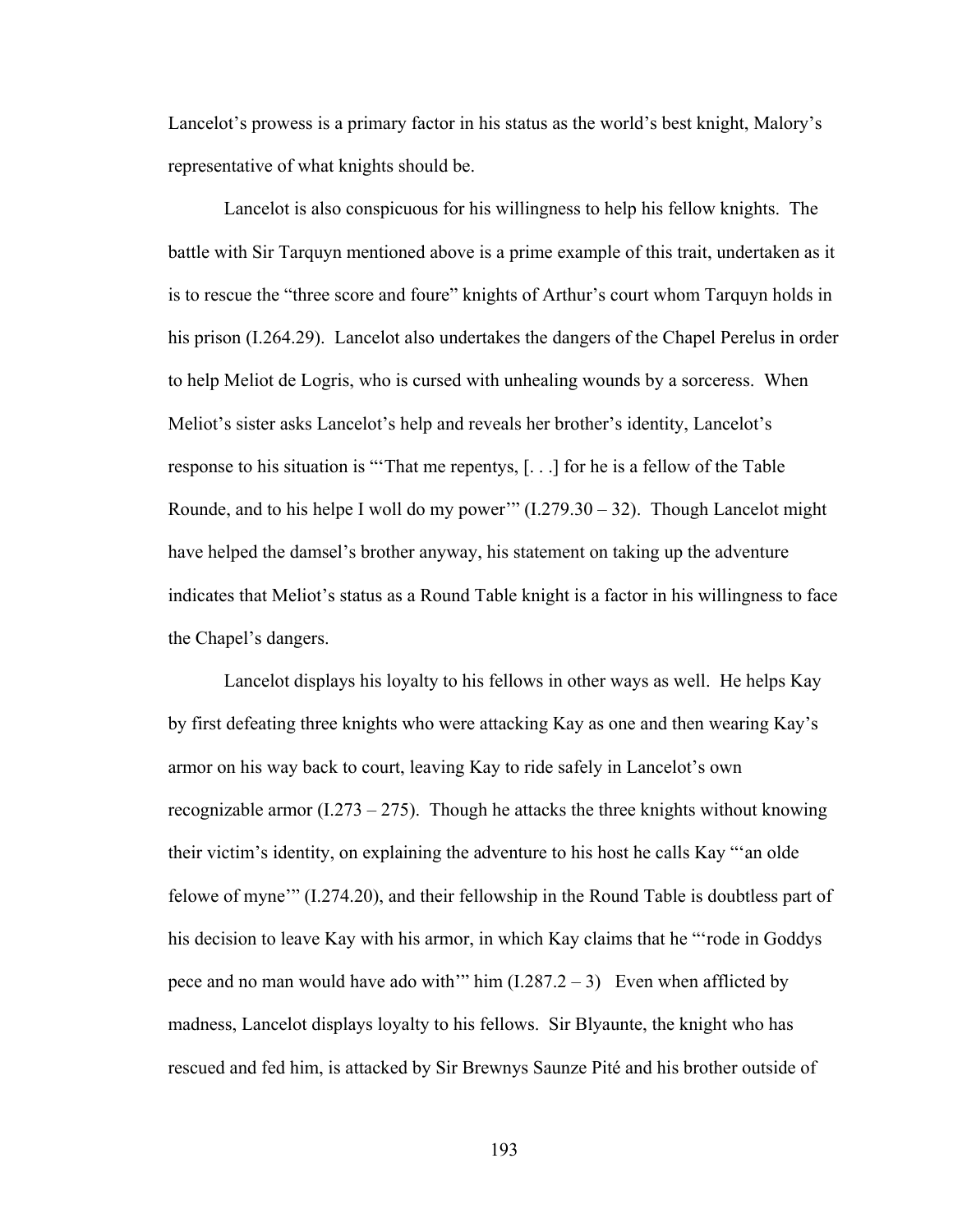Lancelot's prowess is a primary factor in his status as the world's best knight, Malory's representative of what knights should be.

Lancelot is also conspicuous for his willingness to help his fellow knights. The battle with Sir Tarquyn mentioned above is a prime example of this trait, undertaken as it is to rescue the "three score and foure" knights of Arthur's court whom Tarquyn holds in his prison (I.264.29). Lancelot also undertakes the dangers of the Chapel Perelus in order to help Meliot de Logris, who is cursed with unhealing wounds by a sorceress. When Meliot's sister asks Lancelot's help and reveals her brother's identity, Lancelot's response to his situation is "'That me repentys, [. . .] for he is a fellow of the Table Rounde, and to his helpe I woll do my power'" (I.279.30 – 32). Though Lancelot might have helped the damsel's brother anyway, his statement on taking up the adventure indicates that Meliot's status as a Round Table knight is a factor in his willingness to face the Chapel's dangers.

Lancelot displays his loyalty to his fellows in other ways as well. He helps Kay by first defeating three knights who were attacking Kay as one and then wearing Kay's armor on his way back to court, leaving Kay to ride safely in Lancelot's own recognizable armor (I.273 – 275). Though he attacks the three knights without knowing their victim's identity, on explaining the adventure to his host he calls Kay "'an olde felowe of myne'" (I.274.20), and their fellowship in the Round Table is doubtless part of his decision to leave Kay with his armor, in which Kay claims that he "'rode in Goddys pece and no man would have ado with'" him (I.287.2 – 3) Even when afflicted by madness, Lancelot displays loyalty to his fellows. Sir Blyaunte, the knight who has rescued and fed him, is attacked by Sir Brewnys Saunze Pité and his brother outside of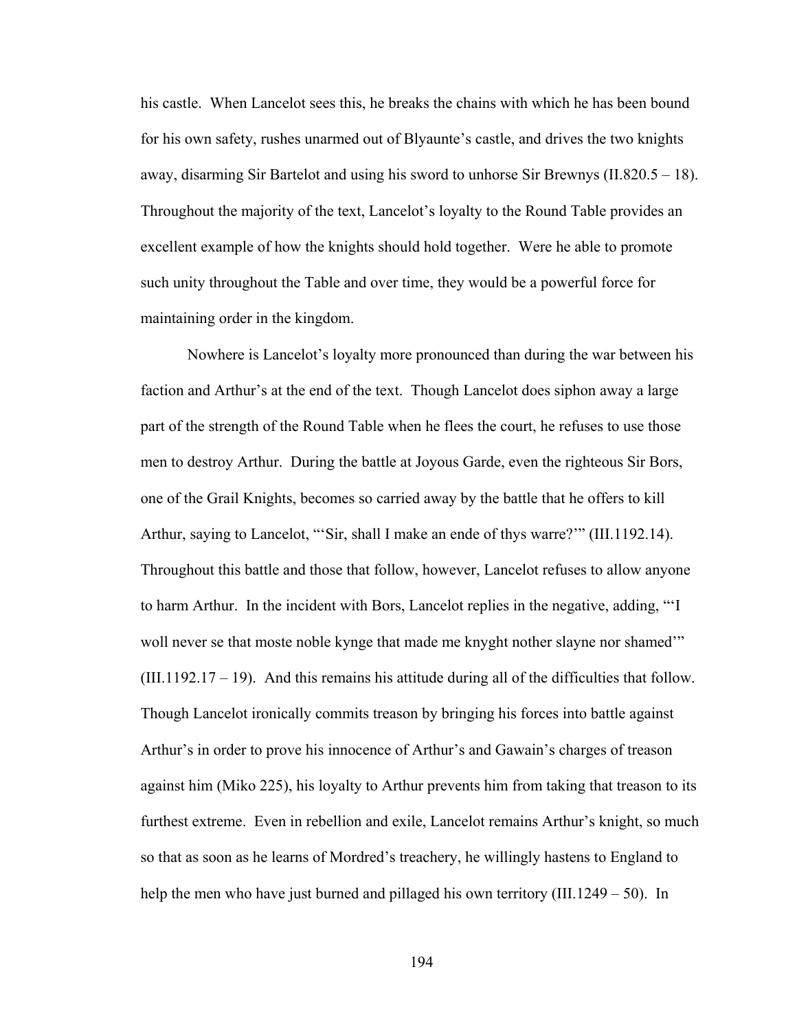his castle. When Lancelot sees this, he breaks the chains with which he has been bound for his own safety, rushes unarmed out of Blyaunte's castle, and drives the two knights away, disarming Sir Bartelot and using his sword to unhorse Sir Brewnys (II.820.5 – 18). Throughout the majority of the text, Lancelot's loyalty to the Round Table provides an excellent example of how the knights should hold together. Were he able to promote such unity throughout the Table and over time, they would be a powerful force for maintaining order in the kingdom.

Nowhere is Lancelot's loyalty more pronounced than during the war between his faction and Arthur's at the end of the text. Though Lancelot does siphon away a large part of the strength of the Round Table when he flees the court, he refuses to use those men to destroy Arthur. During the battle at Joyous Garde, even the righteous Sir Bors, one of the Grail Knights, becomes so carried away by the battle that he offers to kill Arthur, saying to Lancelot, "'Sir, shall I make an ende of thys warre?'" (III.1192.14). Throughout this battle and those that follow, however, Lancelot refuses to allow anyone to harm Arthur. In the incident with Bors, Lancelot replies in the negative, adding, "'I woll never se that moste noble kynge that made me knyght nother slayne nor shamed'" (III.1192.17 – 19). And this remains his attitude during all of the difficulties that follow. Though Lancelot ironically commits treason by bringing his forces into battle against Arthur's in order to prove his innocence of Arthur's and Gawain's charges of treason against him (Miko 225), his loyalty to Arthur prevents him from taking that treason to its furthest extreme. Even in rebellion and exile, Lancelot remains Arthur's knight, so much so that as soon as he learns of Mordred's treachery, he willingly hastens to England to help the men who have just burned and pillaged his own territory (III.1249 – 50). In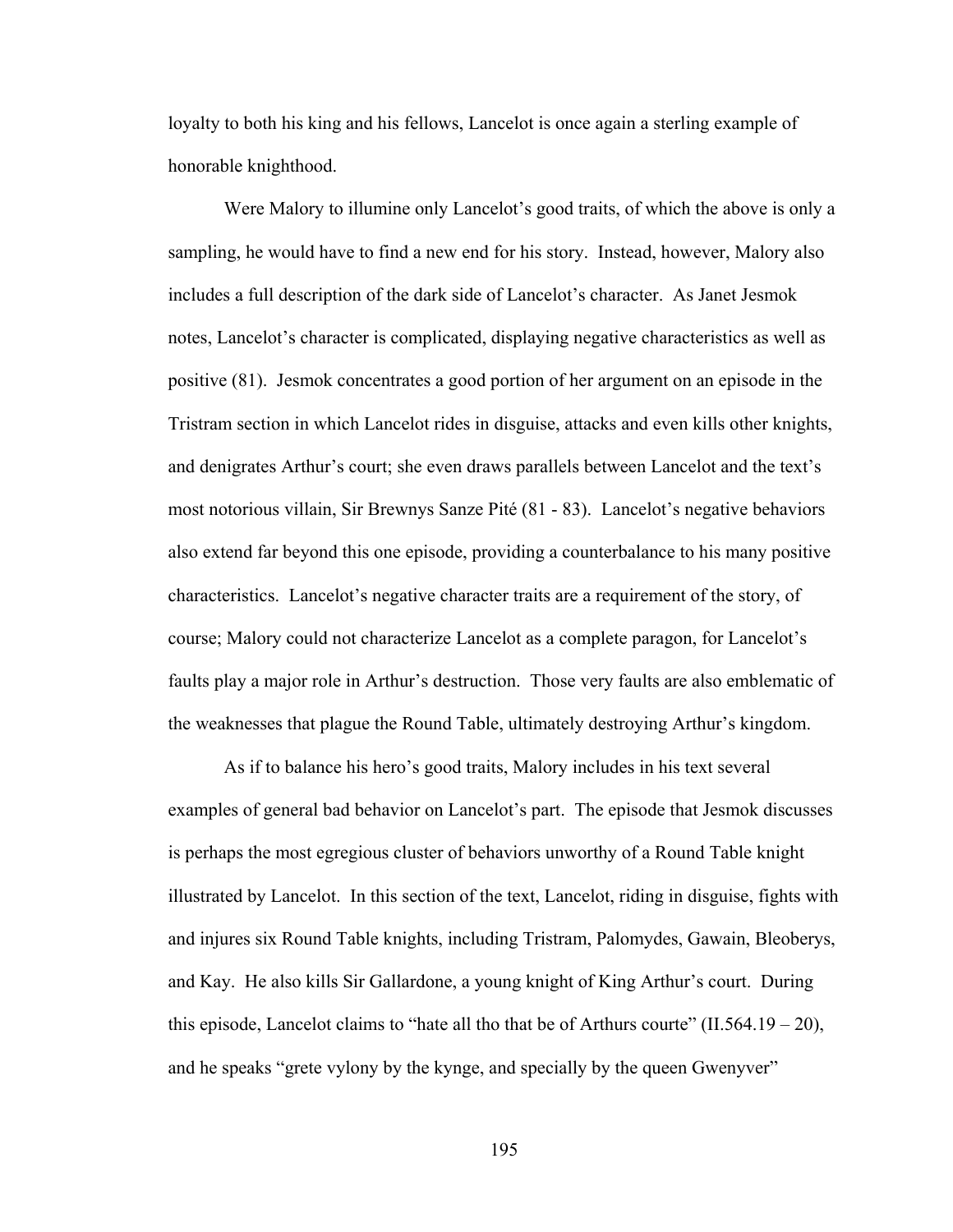loyalty to both his king and his fellows, Lancelot is once again a sterling example of honorable knighthood.

Were Malory to illumine only Lancelot's good traits, of which the above is only a sampling, he would have to find a new end for his story. Instead, however, Malory also includes a full description of the dark side of Lancelot's character. As Janet Jesmok notes, Lancelot's character is complicated, displaying negative characteristics as well as positive (81). Jesmok concentrates a good portion of her argument on an episode in the Tristram section in which Lancelot rides in disguise, attacks and even kills other knights, and denigrates Arthur's court; she even draws parallels between Lancelot and the text's most notorious villain, Sir Brewnys Sanze Pité (81 - 83). Lancelot's negative behaviors also extend far beyond this one episode, providing a counterbalance to his many positive characteristics. Lancelot's negative character traits are a requirement of the story, of course; Malory could not characterize Lancelot as a complete paragon, for Lancelot's faults play a major role in Arthur's destruction. Those very faults are also emblematic of the weaknesses that plague the Round Table, ultimately destroying Arthur's kingdom.

As if to balance his hero's good traits, Malory includes in his text several examples of general bad behavior on Lancelot's part. The episode that Jesmok discusses is perhaps the most egregious cluster of behaviors unworthy of a Round Table knight illustrated by Lancelot. In this section of the text, Lancelot, riding in disguise, fights with and injures six Round Table knights, including Tristram, Palomydes, Gawain, Bleoberys, and Kay. He also kills Sir Gallardone, a young knight of King Arthur's court. During this episode, Lancelot claims to "hate all tho that be of Arthurs courte" (II.564.19 – 20), and he speaks "grete vylony by the kynge, and specially by the queen Gwenyver"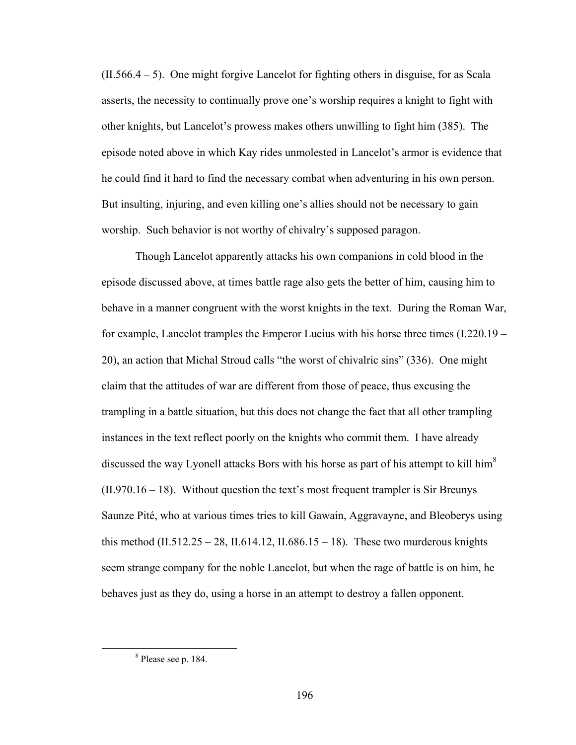(II.566.4 – 5). One might forgive Lancelot for fighting others in disguise, for as Scala asserts, the necessity to continually prove one's worship requires a knight to fight with other knights, but Lancelot's prowess makes others unwilling to fight him (385). The episode noted above in which Kay rides unmolested in Lancelot's armor is evidence that he could find it hard to find the necessary combat when adventuring in his own person. But insulting, injuring, and even killing one's allies should not be necessary to gain worship. Such behavior is not worthy of chivalry's supposed paragon.

Though Lancelot apparently attacks his own companions in cold blood in the episode discussed above, at times battle rage also gets the better of him, causing him to behave in a manner congruent with the worst knights in the text. During the Roman War, for example, Lancelot tramples the Emperor Lucius with his horse three times (I.220.19 – 20), an action that Michal Stroud calls "the worst of chivalric sins" (336). One might claim that the attitudes of war are different from those of peace, thus excusing the trampling in a battle situation, but this does not change the fact that all other trampling instances in the text reflect poorly on the knights who commit them. I have already discussed the way Lyonell attacks Bors with his horse as part of his attempt to kill him[8] (II.970.16 – 18). Without question the text's most frequent trampler is Sir Breunys Saunze Pité, who at various times tries to kill Gawain, Aggravayne, and Bleoberys using this method (II.512.25 – 28, II.614.12, II.686.15 – 18). These two murderous knights seem strange company for the noble Lancelot, but when the rage of battle is on him, he behaves just as they do, using a horse in an attempt to destroy a fallen opponent.

[8] Please see p. 184.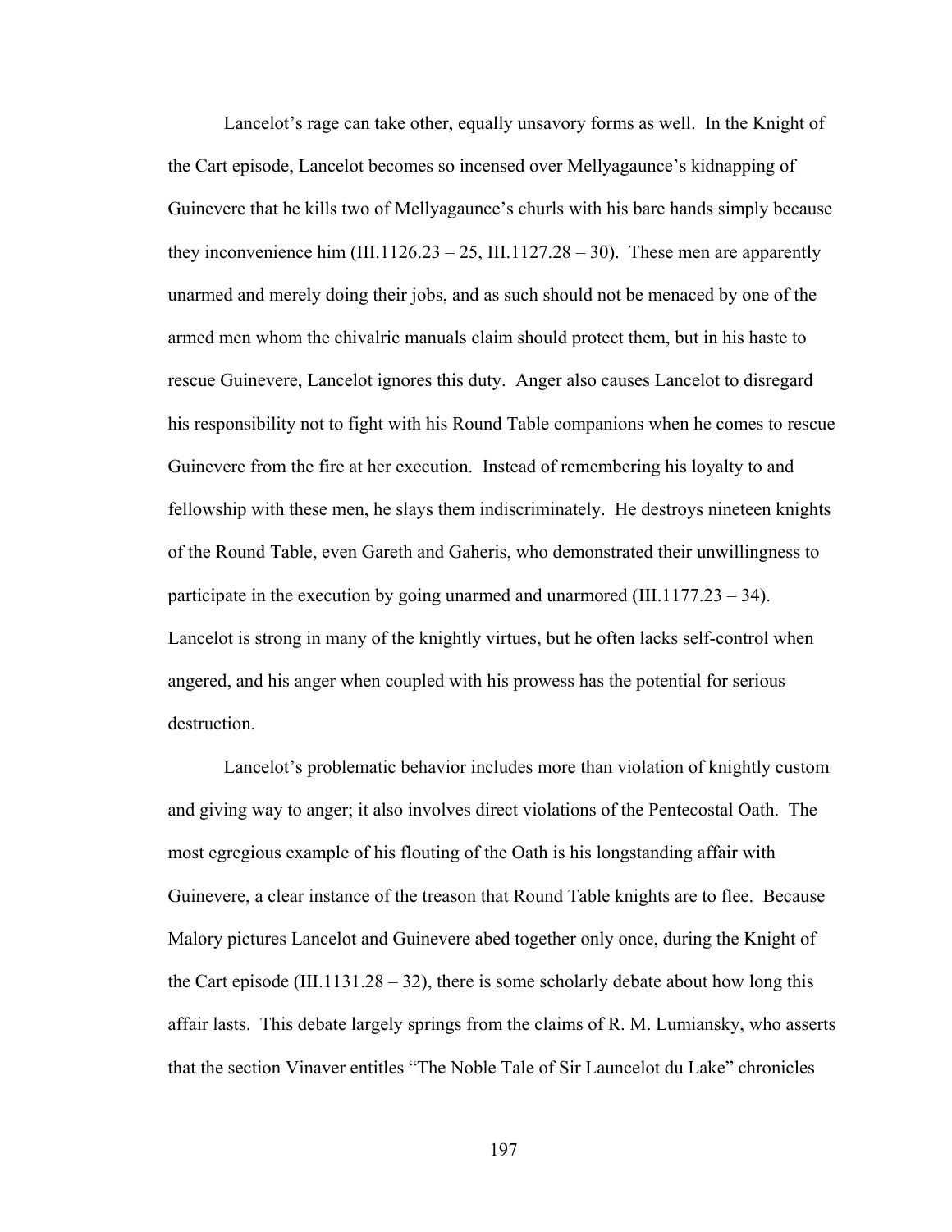Lancelot's rage can take other, equally unsavory forms as well. In the Knight of the Cart episode, Lancelot becomes so incensed over Mellyagaunce's kidnapping of Guinevere that he kills two of Mellyagaunce's churls with his bare hands simply because they inconvenience him (III.1126.23 – 25, III.1127.28 – 30). These men are apparently unarmed and merely doing their jobs, and as such should not be menaced by one of the armed men whom the chivalric manuals claim should protect them, but in his haste to rescue Guinevere, Lancelot ignores this duty. Anger also causes Lancelot to disregard his responsibility not to fight with his Round Table companions when he comes to rescue Guinevere from the fire at her execution. Instead of remembering his loyalty to and fellowship with these men, he slays them indiscriminately. He destroys nineteen knights of the Round Table, even Gareth and Gaheris, who demonstrated their unwillingness to participate in the execution by going unarmed and unarmored (III.1177.23 – 34). Lancelot is strong in many of the knightly virtues, but he often lacks self-control when angered, and his anger when coupled with his prowess has the potential for serious destruction.

Lancelot's problematic behavior includes more than violation of knightly custom and giving way to anger; it also involves direct violations of the Pentecostal Oath. The most egregious example of his flouting of the Oath is his longstanding affair with Guinevere, a clear instance of the treason that Round Table knights are to flee. Because Malory pictures Lancelot and Guinevere abed together only once, during the Knight of the Cart episode (III.1131.28 – 32), there is some scholarly debate about how long this affair lasts. This debate largely springs from the claims of R. M. Lumiansky, who asserts that the section Vinaver entitles "The Noble Tale of Sir Launcelot du Lake" chronicles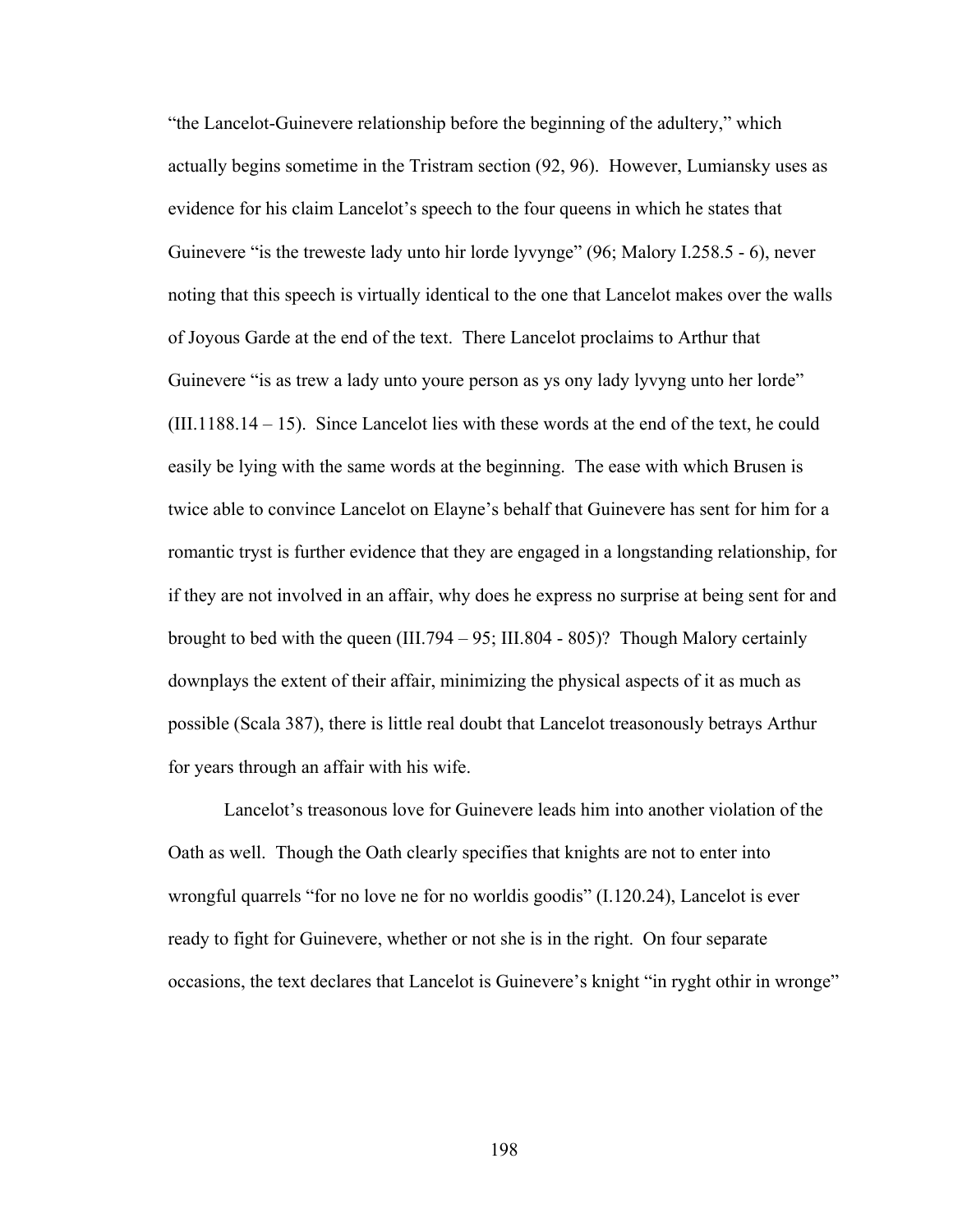"the Lancelot-Guinevere relationship before the beginning of the adultery," which actually begins sometime in the Tristram section (92, 96). However, Lumiansky uses as evidence for his claim Lancelot's speech to the four queens in which he states that Guinevere "is the treweste lady unto hir lorde lyvynge" (96; Malory I.258.5 - 6), never noting that this speech is virtually identical to the one that Lancelot makes over the walls of Joyous Garde at the end of the text. There Lancelot proclaims to Arthur that Guinevere "is as trew a lady unto youre person as ys ony lady lyvyng unto her lorde" (III.1188.14 – 15). Since Lancelot lies with these words at the end of the text, he could easily be lying with the same words at the beginning. The ease with which Brusen is twice able to convince Lancelot on Elayne's behalf that Guinevere has sent for him for a romantic tryst is further evidence that they are engaged in a longstanding relationship, for if they are not involved in an affair, why does he express no surprise at being sent for and brought to bed with the queen (III.794 – 95; III.804 - 805)? Though Malory certainly downplays the extent of their affair, minimizing the physical aspects of it as much as possible (Scala 387), there is little real doubt that Lancelot treasonously betrays Arthur for years through an affair with his wife.

Lancelot's treasonous love for Guinevere leads him into another violation of the Oath as well. Though the Oath clearly specifies that knights are not to enter into wrongful quarrels "for no love ne for no worldis goodis" (I.120.24), Lancelot is ever ready to fight for Guinevere, whether or not she is in the right. On four separate occasions, the text declares that Lancelot is Guinevere's knight "in ryght othir in wronge"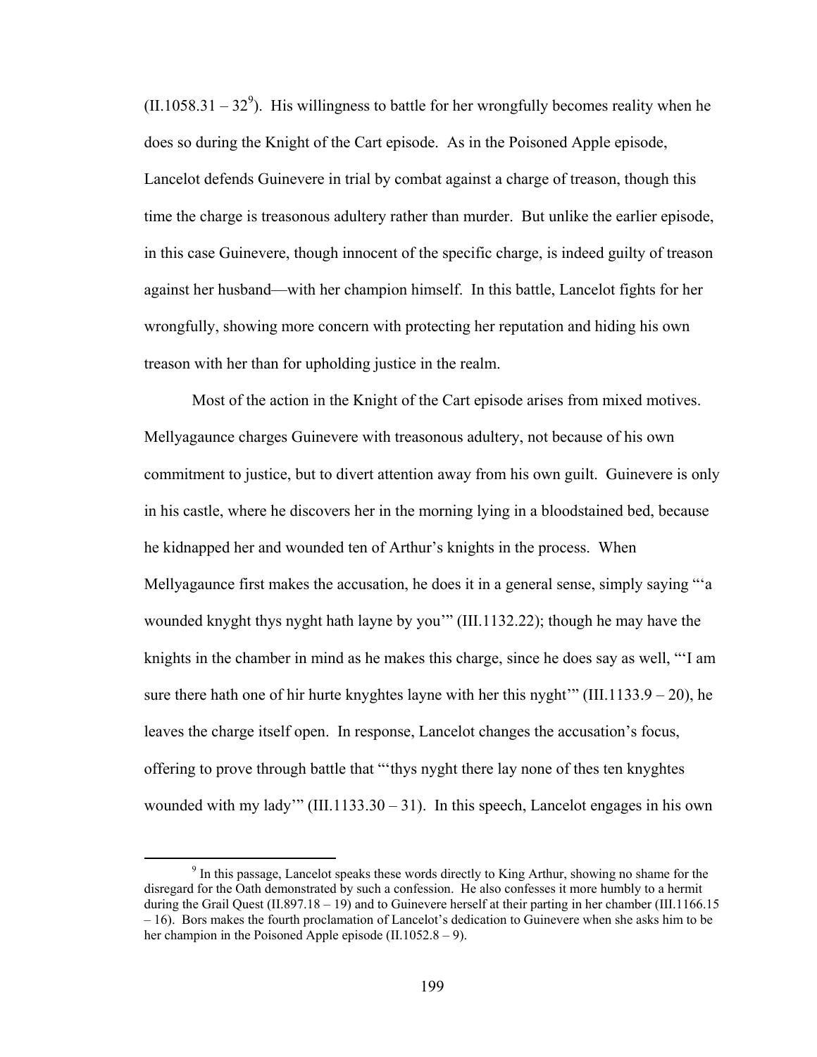(II.1058.31 – 32[9]). His willingness to battle for her wrongfully becomes reality when he does so during the Knight of the Cart episode. As in the Poisoned Apple episode, Lancelot defends Guinevere in trial by combat against a charge of treason, though this time the charge is treasonous adultery rather than murder. But unlike the earlier episode, in this case Guinevere, though innocent of the specific charge, is indeed guilty of treason against her husband—with her champion himself. In this battle, Lancelot fights for her wrongfully, showing more concern with protecting her reputation and hiding his own treason with her than for upholding justice in the realm.

Most of the action in the Knight of the Cart episode arises from mixed motives. Mellyagaunce charges Guinevere with treasonous adultery, not because of his own commitment to justice, but to divert attention away from his own guilt. Guinevere is only in his castle, where he discovers her in the morning lying in a bloodstained bed, because he kidnapped her and wounded ten of Arthur's knights in the process. When Mellyagaunce first makes the accusation, he does it in a general sense, simply saying "'a wounded knyght thys nyght hath layne by you'" (III.1132.22); though he may have the knights in the chamber in mind as he makes this charge, since he does say as well, "'I am sure there hath one of hir hurte knyghtes layne with her this nyght'" (III.1133.9 – 20), he leaves the charge itself open. In response, Lancelot changes the accusation's focus, offering to prove through battle that "'thys nyght there lay none of thes ten knyghtes wounded with my lady'" (III.1133.30 – 31). In this speech, Lancelot engages in his own

[9] In this passage, Lancelot speaks these words directly to King Arthur, showing no shame for the disregard for the Oath demonstrated by such a confession. He also confesses it more humbly to a hermit during the Grail Quest (II.897.18 – 19) and to Guinevere herself at their parting in her chamber (III.1166.15 – 16). Bors makes the fourth proclamation of Lancelot's dedication to Guinevere when she asks him to be her champion in the Poisoned Apple episode (II.1052.8 – 9).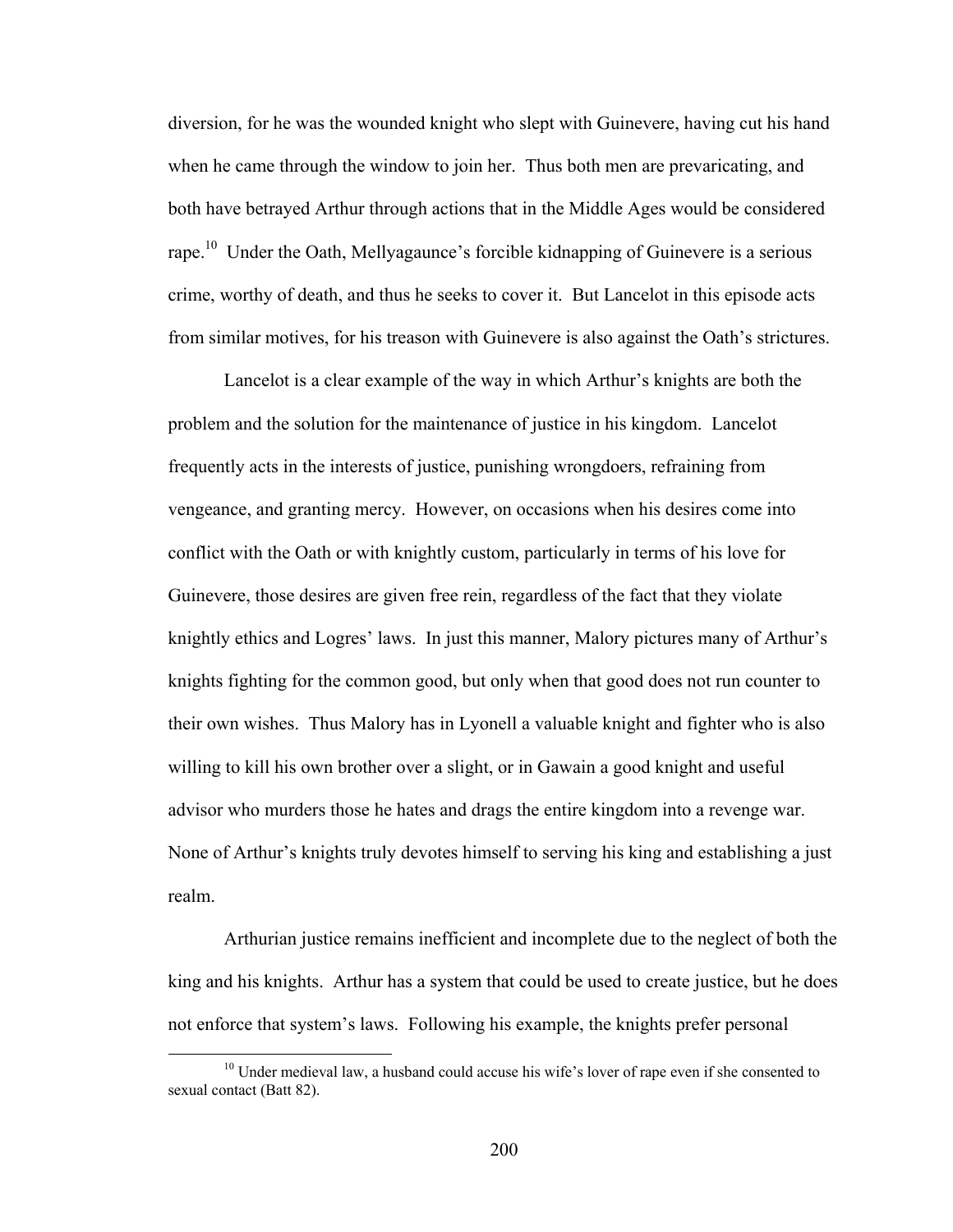diversion, for he was the wounded knight who slept with Guinevere, having cut his hand when he came through the window to join her. Thus both men are prevaricating, and both have betrayed Arthur through actions that in the Middle Ages would be considered rape.[10] Under the Oath, Mellyagaunce's forcible kidnapping of Guinevere is a serious crime, worthy of death, and thus he seeks to cover it. But Lancelot in this episode acts from similar motives, for his treason with Guinevere is also against the Oath's strictures.

Lancelot is a clear example of the way in which Arthur's knights are both the problem and the solution for the maintenance of justice in his kingdom. Lancelot frequently acts in the interests of justice, punishing wrongdoers, refraining from vengeance, and granting mercy. However, on occasions when his desires come into conflict with the Oath or with knightly custom, particularly in terms of his love for Guinevere, those desires are given free rein, regardless of the fact that they violate knightly ethics and Logres' laws. In just this manner, Malory pictures many of Arthur's knights fighting for the common good, but only when that good does not run counter to their own wishes. Thus Malory has in Lyonell a valuable knight and fighter who is also willing to kill his own brother over a slight, or in Gawain a good knight and useful advisor who murders those he hates and drags the entire kingdom into a revenge war. None of Arthur's knights truly devotes himself to serving his king and establishing a just realm.

Arthurian justice remains inefficient and incomplete due to the neglect of both the king and his knights. Arthur has a system that could be used to create justice, but he does not enforce that system's laws. Following his example, the knights prefer personal

[10] Under medieval law, a husband could accuse his wife's lover of rape even if she consented to sexual contact (Batt 82).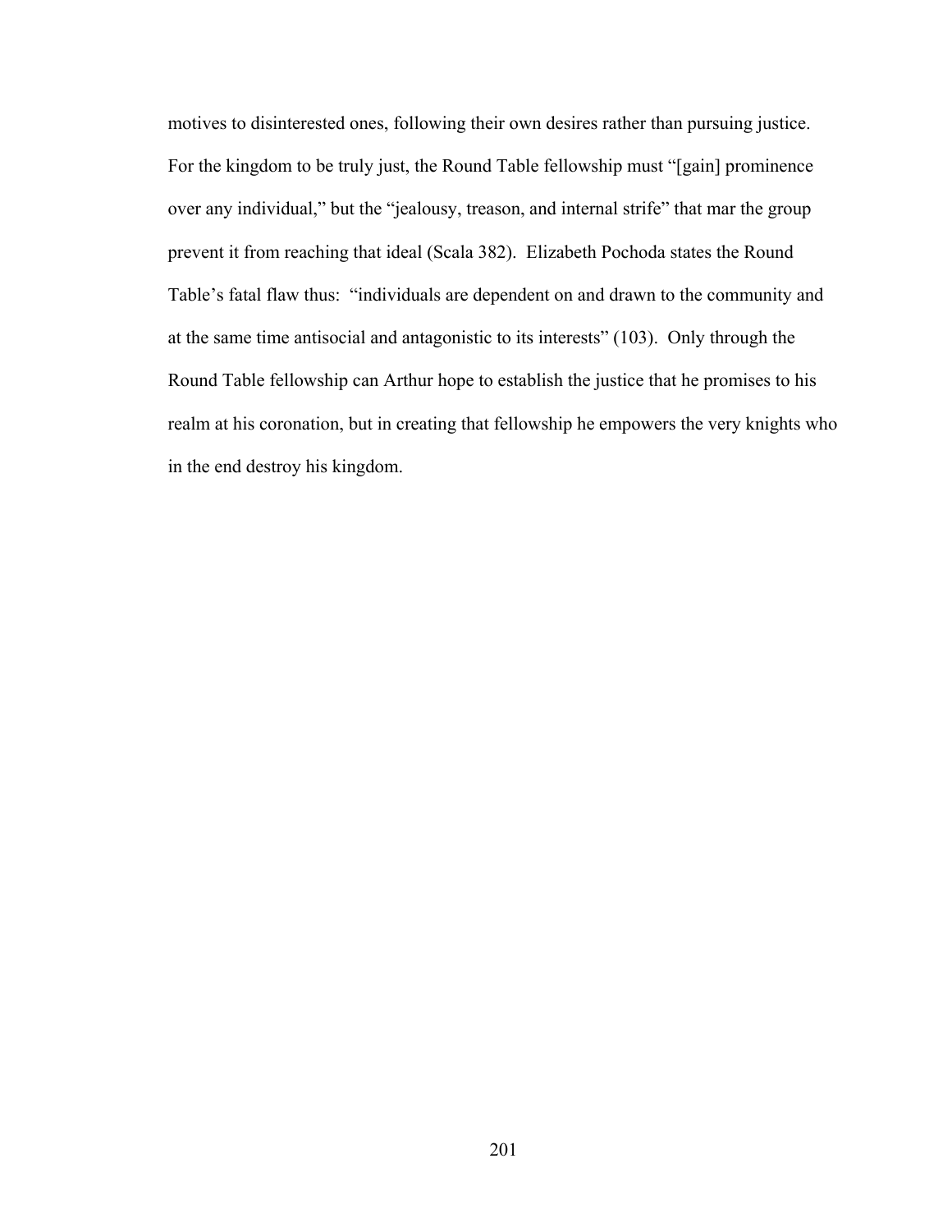motives to disinterested ones, following their own desires rather than pursuing justice. For the kingdom to be truly just, the Round Table fellowship must "[gain] prominence over any individual," but the "jealousy, treason, and internal strife" that mar the group prevent it from reaching that ideal (Scala 382). Elizabeth Pochoda states the Round Table's fatal flaw thus: "individuals are dependent on and drawn to the community and at the same time antisocial and antagonistic to its interests" (103). Only through the Round Table fellowship can Arthur hope to establish the justice that he promises to his realm at his coronation, but in creating that fellowship he empowers the very knights who in the end destroy his kingdom.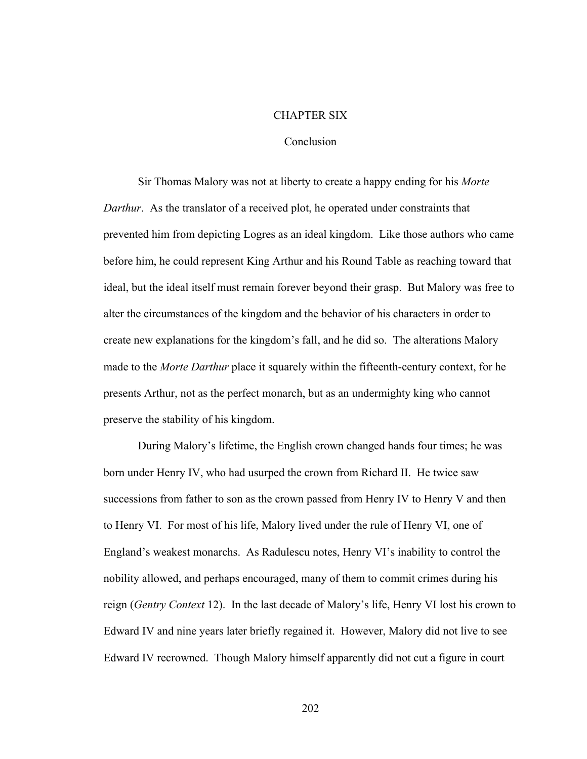# CHAPTER SIX

## Conclusion

Sir Thomas Malory was not at liberty to create a happy ending for his *Morte Darthur*. As the translator of a received plot, he operated under constraints that prevented him from depicting Logres as an ideal kingdom. Like those authors who came before him, he could represent King Arthur and his Round Table as reaching toward that ideal, but the ideal itself must remain forever beyond their grasp. But Malory was free to alter the circumstances of the kingdom and the behavior of his characters in order to create new explanations for the kingdom's fall, and he did so. The alterations Malory made to the *Morte Darthur* place it squarely within the fifteenth-century context, for he presents Arthur, not as the perfect monarch, but as an undermighty king who cannot preserve the stability of his kingdom.

During Malory's lifetime, the English crown changed hands four times; he was born under Henry IV, who had usurped the crown from Richard II. He twice saw successions from father to son as the crown passed from Henry IV to Henry V and then to Henry VI. For most of his life, Malory lived under the rule of Henry VI, one of England's weakest monarchs. As Radulescu notes, Henry VI's inability to control the nobility allowed, and perhaps encouraged, many of them to commit crimes during his reign (*Gentry Context* 12). In the last decade of Malory's life, Henry VI lost his crown to Edward IV and nine years later briefly regained it. However, Malory did not live to see Edward IV recrowned. Though Malory himself apparently did not cut a figure in court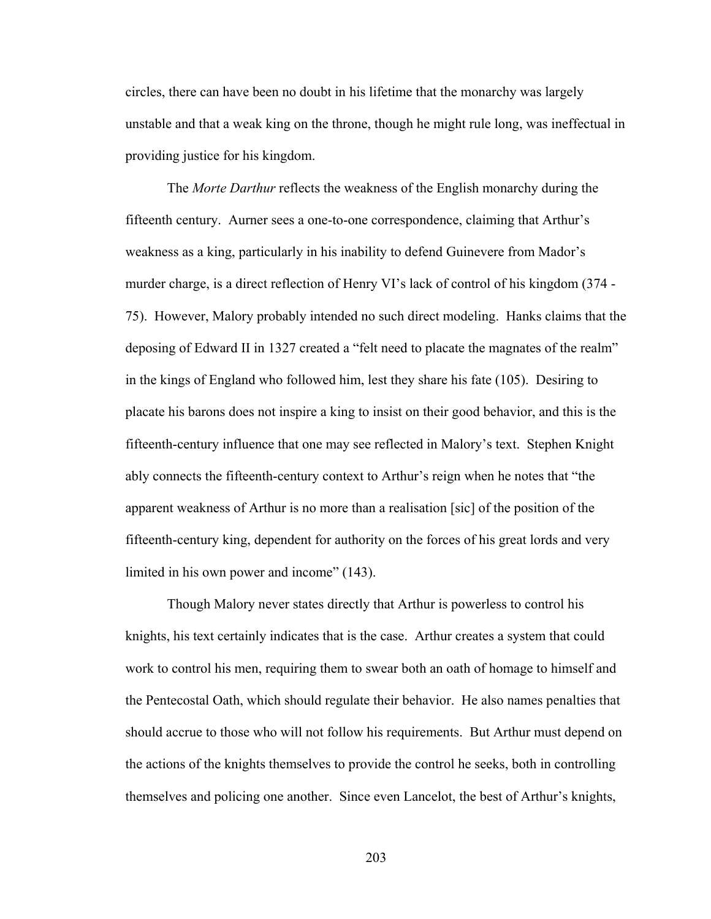circles, there can have been no doubt in his lifetime that the monarchy was largely unstable and that a weak king on the throne, though he might rule long, was ineffectual in providing justice for his kingdom.

The *Morte Darthur* reflects the weakness of the English monarchy during the fifteenth century. Aurner sees a one-to-one correspondence, claiming that Arthur's weakness as a king, particularly in his inability to defend Guinevere from Mador's murder charge, is a direct reflection of Henry VI's lack of control of his kingdom (374 - 75). However, Malory probably intended no such direct modeling. Hanks claims that the deposing of Edward II in 1327 created a "felt need to placate the magnates of the realm" in the kings of England who followed him, lest they share his fate (105). Desiring to placate his barons does not inspire a king to insist on their good behavior, and this is the fifteenth-century influence that one may see reflected in Malory's text. Stephen Knight ably connects the fifteenth-century context to Arthur's reign when he notes that "the apparent weakness of Arthur is no more than a realisation [sic] of the position of the fifteenth-century king, dependent for authority on the forces of his great lords and very limited in his own power and income" (143).

Though Malory never states directly that Arthur is powerless to control his knights, his text certainly indicates that is the case. Arthur creates a system that could work to control his men, requiring them to swear both an oath of homage to himself and the Pentecostal Oath, which should regulate their behavior. He also names penalties that should accrue to those who will not follow his requirements. But Arthur must depend on the actions of the knights themselves to provide the control he seeks, both in controlling themselves and policing one another. Since even Lancelot, the best of Arthur's knights,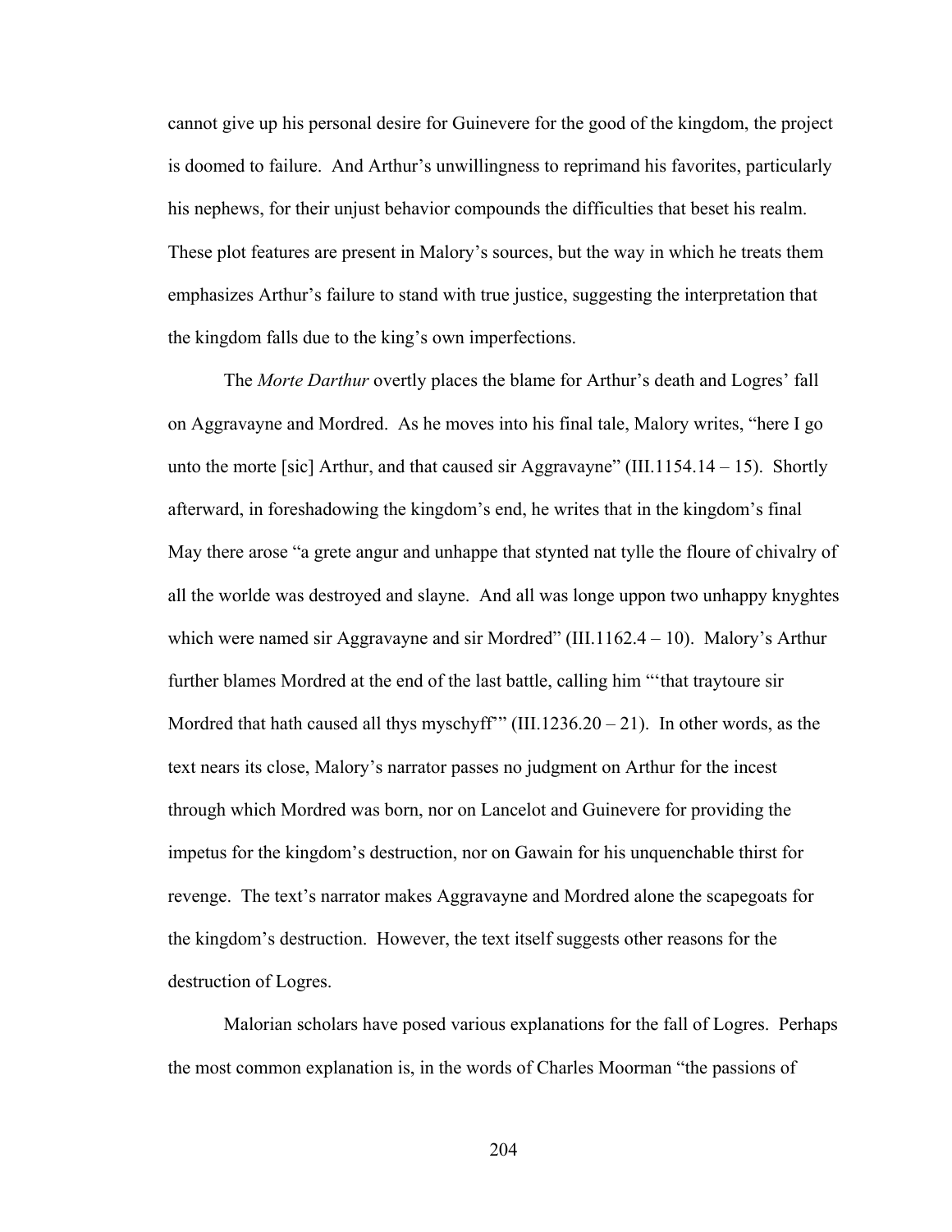cannot give up his personal desire for Guinevere for the good of the kingdom, the project is doomed to failure. And Arthur's unwillingness to reprimand his favorites, particularly his nephews, for their unjust behavior compounds the difficulties that beset his realm. These plot features are present in Malory's sources, but the way in which he treats them emphasizes Arthur's failure to stand with true justice, suggesting the interpretation that the kingdom falls due to the king's own imperfections.

The *Morte Darthur* overtly places the blame for Arthur's death and Logres' fall on Aggravayne and Mordred. As he moves into his final tale, Malory writes, "here I go unto the morte [sic] Arthur, and that caused sir Aggravayne" (III.1154.14 – 15). Shortly afterward, in foreshadowing the kingdom's end, he writes that in the kingdom's final May there arose "a grete angur and unhappe that stynted nat tylle the floure of chivalry of all the worlde was destroyed and slayne. And all was longe uppon two unhappy knyghtes which were named sir Aggravayne and sir Mordred" (III.1162.4 – 10). Malory's Arthur further blames Mordred at the end of the last battle, calling him "'that traytoure sir Mordred that hath caused all thys myschyff'" (III.1236.20 – 21). In other words, as the text nears its close, Malory's narrator passes no judgment on Arthur for the incest through which Mordred was born, nor on Lancelot and Guinevere for providing the impetus for the kingdom's destruction, nor on Gawain for his unquenchable thirst for revenge. The text's narrator makes Aggravayne and Mordred alone the scapegoats for the kingdom's destruction. However, the text itself suggests other reasons for the destruction of Logres.

Malorian scholars have posed various explanations for the fall of Logres. Perhaps the most common explanation is, in the words of Charles Moorman "the passions of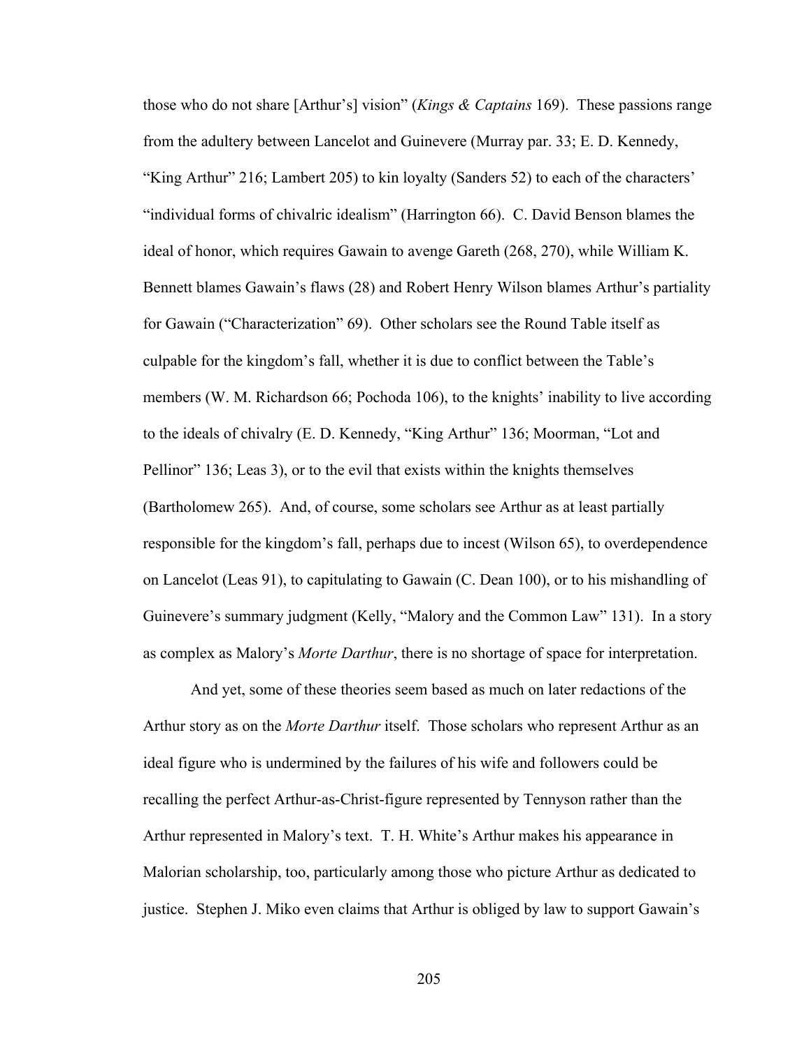those who do not share [Arthur's] vision" (*Kings & Captains* 169). These passions range from the adultery between Lancelot and Guinevere (Murray par. 33; E. D. Kennedy, "King Arthur" 216; Lambert 205) to kin loyalty (Sanders 52) to each of the characters' "individual forms of chivalric idealism" (Harrington 66). C. David Benson blames the ideal of honor, which requires Gawain to avenge Gareth (268, 270), while William K. Bennett blames Gawain's flaws (28) and Robert Henry Wilson blames Arthur's partiality for Gawain ("Characterization" 69). Other scholars see the Round Table itself as culpable for the kingdom's fall, whether it is due to conflict between the Table's members (W. M. Richardson 66; Pochoda 106), to the knights' inability to live according to the ideals of chivalry (E. D. Kennedy, "King Arthur" 136; Moorman, "Lot and Pellinor" 136; Leas 3), or to the evil that exists within the knights themselves (Bartholomew 265). And, of course, some scholars see Arthur as at least partially responsible for the kingdom's fall, perhaps due to incest (Wilson 65), to overdependence on Lancelot (Leas 91), to capitulating to Gawain (C. Dean 100), or to his mishandling of Guinevere's summary judgment (Kelly, "Malory and the Common Law" 131). In a story as complex as Malory's *Morte Darthur*, there is no shortage of space for interpretation.

And yet, some of these theories seem based as much on later redactions of the Arthur story as on the *Morte Darthur* itself. Those scholars who represent Arthur as an ideal figure who is undermined by the failures of his wife and followers could be recalling the perfect Arthur-as-Christ-figure represented by Tennyson rather than the Arthur represented in Malory's text. T. H. White's Arthur makes his appearance in Malorian scholarship, too, particularly among those who picture Arthur as dedicated to justice. Stephen J. Miko even claims that Arthur is obliged by law to support Gawain's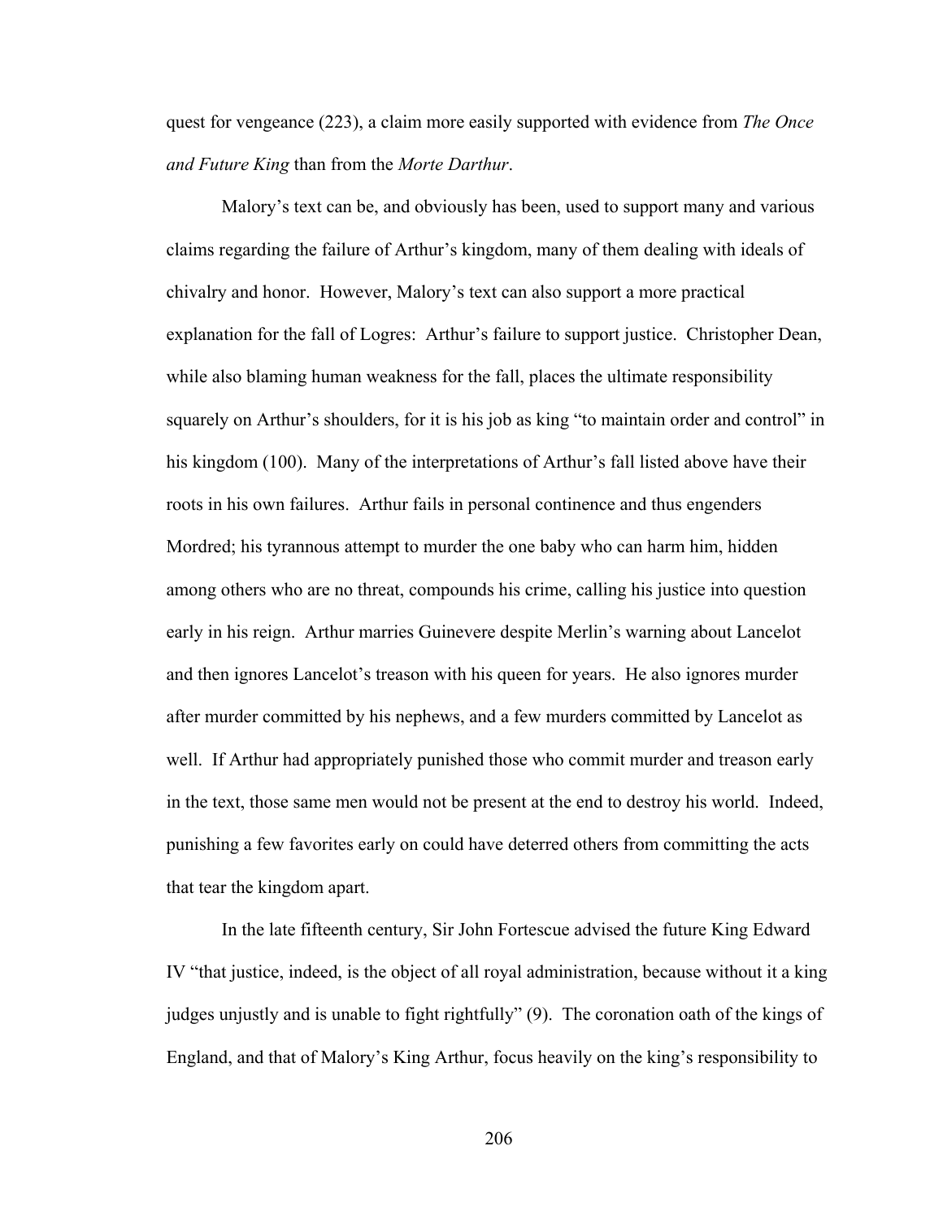quest for vengeance (223), a claim more easily supported with evidence from *The Once and Future King* than from the *Morte Darthur*.

Malory's text can be, and obviously has been, used to support many and various claims regarding the failure of Arthur's kingdom, many of them dealing with ideals of chivalry and honor. However, Malory's text can also support a more practical explanation for the fall of Logres: Arthur's failure to support justice. Christopher Dean, while also blaming human weakness for the fall, places the ultimate responsibility squarely on Arthur's shoulders, for it is his job as king "to maintain order and control" in his kingdom (100). Many of the interpretations of Arthur's fall listed above have their roots in his own failures. Arthur fails in personal continence and thus engenders Mordred; his tyrannous attempt to murder the one baby who can harm him, hidden among others who are no threat, compounds his crime, calling his justice into question early in his reign. Arthur marries Guinevere despite Merlin's warning about Lancelot and then ignores Lancelot's treason with his queen for years. He also ignores murder after murder committed by his nephews, and a few murders committed by Lancelot as well. If Arthur had appropriately punished those who commit murder and treason early in the text, those same men would not be present at the end to destroy his world. Indeed, punishing a few favorites early on could have deterred others from committing the acts that tear the kingdom apart.

In the late fifteenth century, Sir John Fortescue advised the future King Edward IV "that justice, indeed, is the object of all royal administration, because without it a king judges unjustly and is unable to fight rightfully" (9). The coronation oath of the kings of England, and that of Malory's King Arthur, focus heavily on the king's responsibility to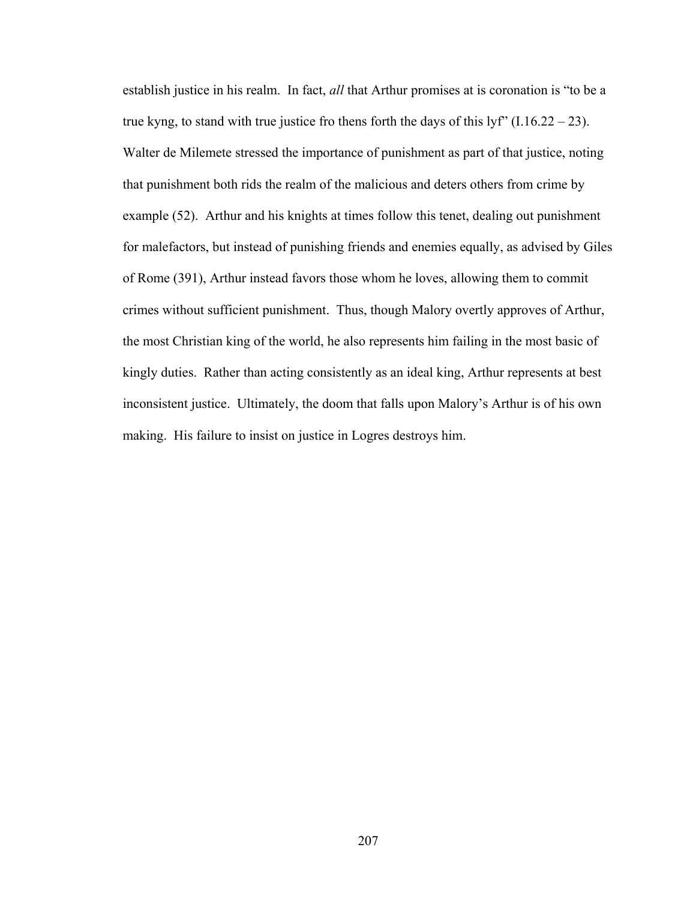establish justice in his realm. In fact, *all* that Arthur promises at is coronation is "to be a true kyng, to stand with true justice fro thens forth the days of this lyf" (I.16.22 – 23). Walter de Milemete stressed the importance of punishment as part of that justice, noting that punishment both rids the realm of the malicious and deters others from crime by example (52). Arthur and his knights at times follow this tenet, dealing out punishment for malefactors, but instead of punishing friends and enemies equally, as advised by Giles of Rome (391), Arthur instead favors those whom he loves, allowing them to commit crimes without sufficient punishment. Thus, though Malory overtly approves of Arthur, the most Christian king of the world, he also represents him failing in the most basic of kingly duties. Rather than acting consistently as an ideal king, Arthur represents at best inconsistent justice. Ultimately, the doom that falls upon Malory's Arthur is of his own making. His failure to insist on justice in Logres destroys him.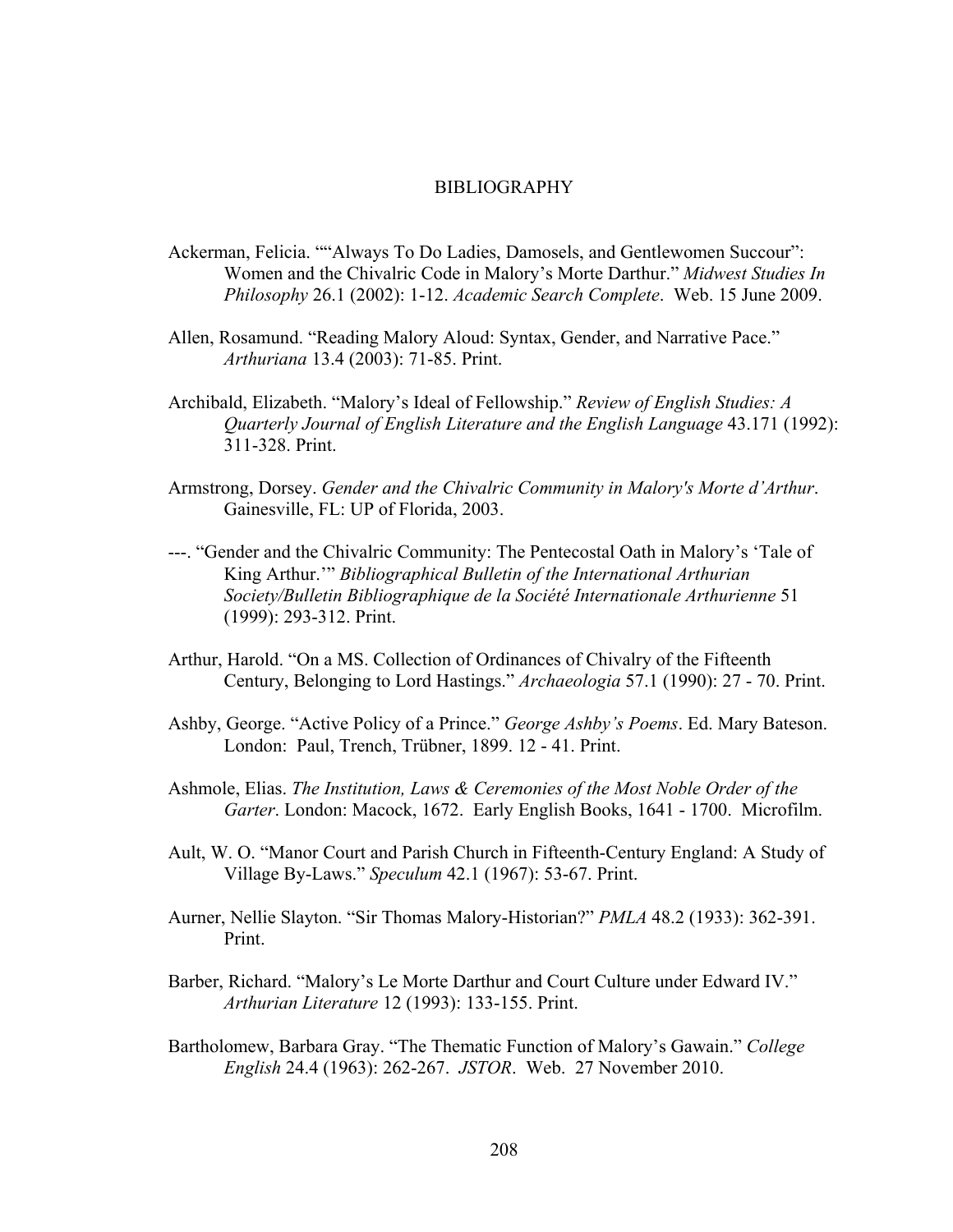# BIBLIOGRAPHY

Ackerman, Felicia. "“Always To Do Ladies, Damosels, and Gentlewomen Succour”: Women and the Chivalric Code in Malory’s Morte Darthur." *Midwest Studies In Philosophy* 26.1 (2002): 1-12. *Academic Search Complete*. Web. 15 June 2009.

Allen, Rosamund. “Reading Malory Aloud: Syntax, Gender, and Narrative Pace.” *Arthuriana* 13.4 (2003): 71-85. Print.

Archibald, Elizabeth. “Malory’s Ideal of Fellowship.” *Review of English Studies: A Quarterly Journal of English Literature and the English Language* 43.171 (1992): 311-328. Print.

Armstrong, Dorsey. *Gender and the Chivalric Community in Malory's Morte d’Arthur*. Gainesville, FL: UP of Florida, 2003.

---. “Gender and the Chivalric Community: The Pentecostal Oath in Malory’s ‘Tale of King Arthur.’” *Bibliographical Bulletin of the International Arthurian Society/Bulletin Bibliographique de la Société Internationale Arthurienne* 51 (1999): 293-312. Print.

Arthur, Harold. “On a MS. Collection of Ordinances of Chivalry of the Fifteenth Century, Belonging to Lord Hastings.” *Archaeologia* 57.1 (1990): 27 - 70. Print.

Ashby, George. “Active Policy of a Prince.” *George Ashby’s Poems*. Ed. Mary Bateson. London: Paul, Trench, Trübner, 1899. 12 - 41. Print.

Ashmole, Elias. *The Institution, Laws & Ceremonies of the Most Noble Order of the Garter*. London: Macock, 1672. Early English Books, 1641 - 1700. Microfilm.

Ault, W. O. “Manor Court and Parish Church in Fifteenth-Century England: A Study of Village By-Laws.” *Speculum* 42.1 (1967): 53-67. Print.

Aurner, Nellie Slayton. “Sir Thomas Malory-Historian?” *PMLA* 48.2 (1933): 362-391. Print.

Barber, Richard. “Malory’s Le Morte Darthur and Court Culture under Edward IV.” *Arthurian Literature* 12 (1993): 133-155. Print.

Bartholomew, Barbara Gray. “The Thematic Function of Malory’s Gawain.” *College English* 24.4 (1963): 262-267. *JSTOR*. Web. 27 November 2010.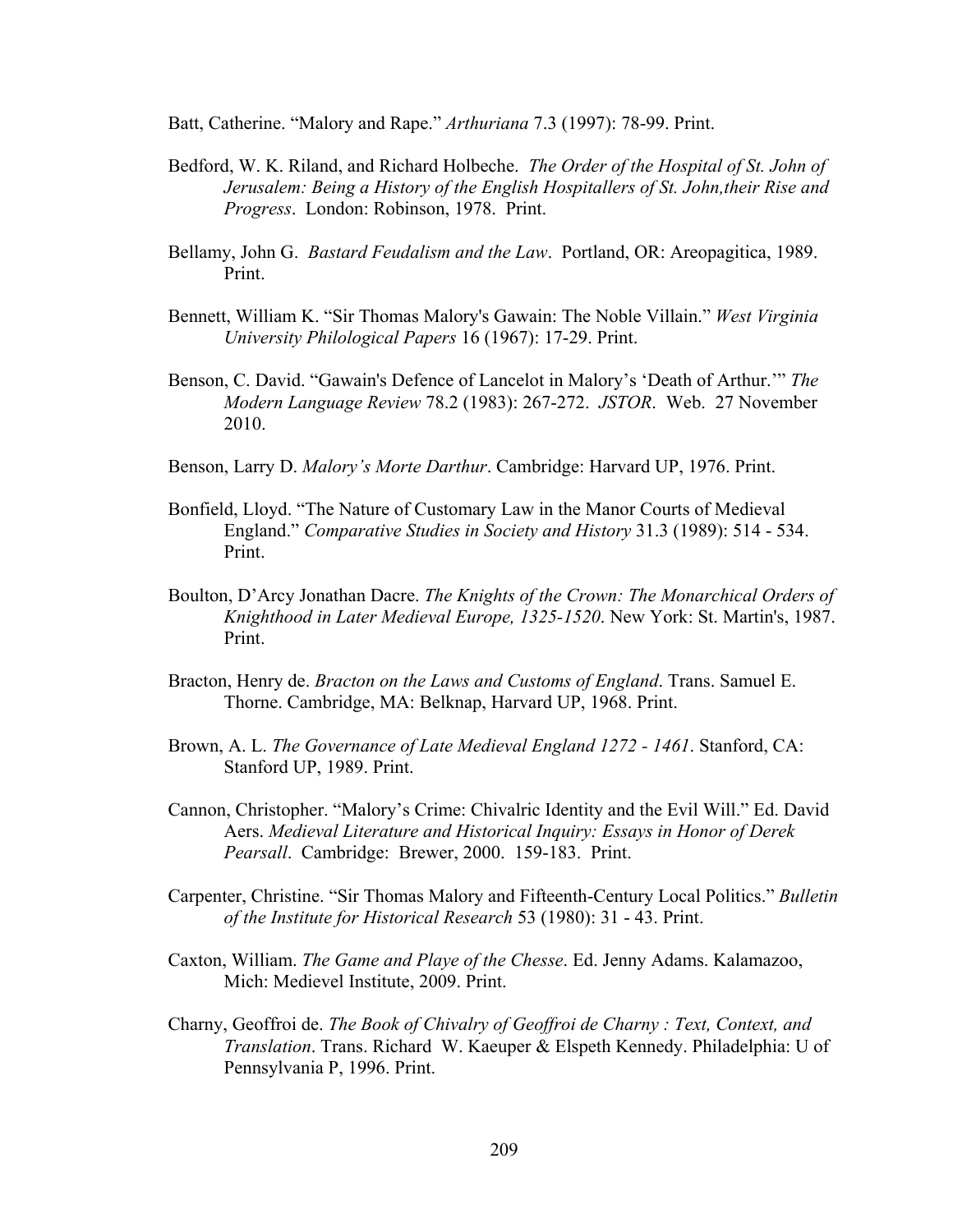Batt, Catherine. "Malory and Rape." *Arthuriana* 7.3 (1997): 78-99. Print.

Bedford, W. K. Riland, and Richard Holbeche. *The Order of the Hospital of St. John of Jerusalem: Being a History of the English Hospitallers of St. John,their Rise and Progress*. London: Robinson, 1978. Print.

Bellamy, John G. *Bastard Feudalism and the Law*. Portland, OR: Areopagitica, 1989. Print.

Bennett, William K. "Sir Thomas Malory's Gawain: The Noble Villain." *West Virginia University Philological Papers* 16 (1967): 17-29. Print.

Benson, C. David. "Gawain's Defence of Lancelot in Malory's 'Death of Arthur.'" *The Modern Language Review* 78.2 (1983): 267-272. *JSTOR*. Web. 27 November 2010.

Benson, Larry D. *Malory's Morte Darthur*. Cambridge: Harvard UP, 1976. Print.

Bonfield, Lloyd. "The Nature of Customary Law in the Manor Courts of Medieval England." *Comparative Studies in Society and History* 31.3 (1989): 514 - 534. Print.

Boulton, D'Arcy Jonathan Dacre. *The Knights of the Crown: The Monarchical Orders of Knighthood in Later Medieval Europe, 1325-1520*. New York: St. Martin's, 1987. Print.

Bracton, Henry de. *Bracton on the Laws and Customs of England*. Trans. Samuel E. Thorne. Cambridge, MA: Belknap, Harvard UP, 1968. Print.

Brown, A. L. *The Governance of Late Medieval England 1272 - 1461*. Stanford, CA: Stanford UP, 1989. Print.

Cannon, Christopher. "Malory's Crime: Chivalric Identity and the Evil Will." Ed. David Aers. *Medieval Literature and Historical Inquiry: Essays in Honor of Derek Pearsall*. Cambridge: Brewer, 2000. 159-183. Print.

Carpenter, Christine. "Sir Thomas Malory and Fifteenth-Century Local Politics." *Bulletin of the Institute for Historical Research* 53 (1980): 31 - 43. Print.

Caxton, William. *The Game and Playe of the Chesse*. Ed. Jenny Adams. Kalamazoo, Mich: Medievel Institute, 2009. Print.

Charny, Geoffroi de. *The Book of Chivalry of Geoffroi de Charny : Text, Context, and Translation*. Trans. Richard W. Kaeuper & Elspeth Kennedy. Philadelphia: U of Pennsylvania P, 1996. Print.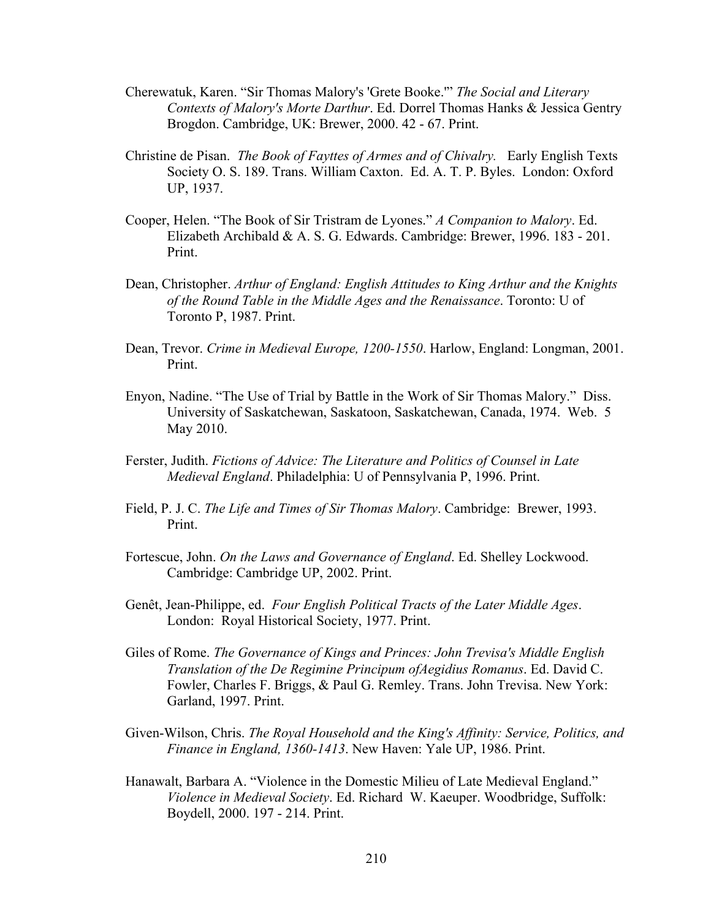Cherewatuk, Karen. “Sir Thomas Malory's 'Grete Booke.'” *The Social and Literary Contexts of Malory's Morte Darthur*. Ed. Dorrel Thomas Hanks & Jessica Gentry Brogdon. Cambridge, UK: Brewer, 2000. 42 - 67. Print.

Christine de Pisan. *The Book of Fayttes of Armes and of Chivalry.* Early English Texts Society O. S. 189. Trans. William Caxton. Ed. A. T. P. Byles. London: Oxford UP, 1937.

Cooper, Helen. “The Book of Sir Tristram de Lyones.” *A Companion to Malory*. Ed. Elizabeth Archibald & A. S. G. Edwards. Cambridge: Brewer, 1996. 183 - 201. Print.

Dean, Christopher. *Arthur of England: English Attitudes to King Arthur and the Knights of the Round Table in the Middle Ages and the Renaissance*. Toronto: U of Toronto P, 1987. Print.

Dean, Trevor. *Crime in Medieval Europe, 1200-1550*. Harlow, England: Longman, 2001. Print.

Enyon, Nadine. “The Use of Trial by Battle in the Work of Sir Thomas Malory.” Diss. University of Saskatchewan, Saskatoon, Saskatchewan, Canada, 1974. Web. 5 May 2010.

Ferster, Judith. *Fictions of Advice: The Literature and Politics of Counsel in Late Medieval England*. Philadelphia: U of Pennsylvania P, 1996. Print.

Field, P. J. C. *The Life and Times of Sir Thomas Malory*. Cambridge: Brewer, 1993. Print.

Fortescue, John. *On the Laws and Governance of England*. Ed. Shelley Lockwood. Cambridge: Cambridge UP, 2002. Print.

Genêt, Jean-Philippe, ed. *Four English Political Tracts of the Later Middle Ages*. London: Royal Historical Society, 1977. Print.

Giles of Rome. *The Governance of Kings and Princes: John Trevisa's Middle English Translation of the De Regimine Principum ofAegidius Romanus*. Ed. David C. Fowler, Charles F. Briggs, & Paul G. Remley. Trans. John Trevisa. New York: Garland, 1997. Print.

Given-Wilson, Chris. *The Royal Household and the King's Affinity: Service, Politics, and Finance in England, 1360-1413*. New Haven: Yale UP, 1986. Print.

Hanawalt, Barbara A. “Violence in the Domestic Milieu of Late Medieval England.” *Violence in Medieval Society*. Ed. Richard W. Kaeuper. Woodbridge, Suffolk: Boydell, 2000. 197 - 214. Print.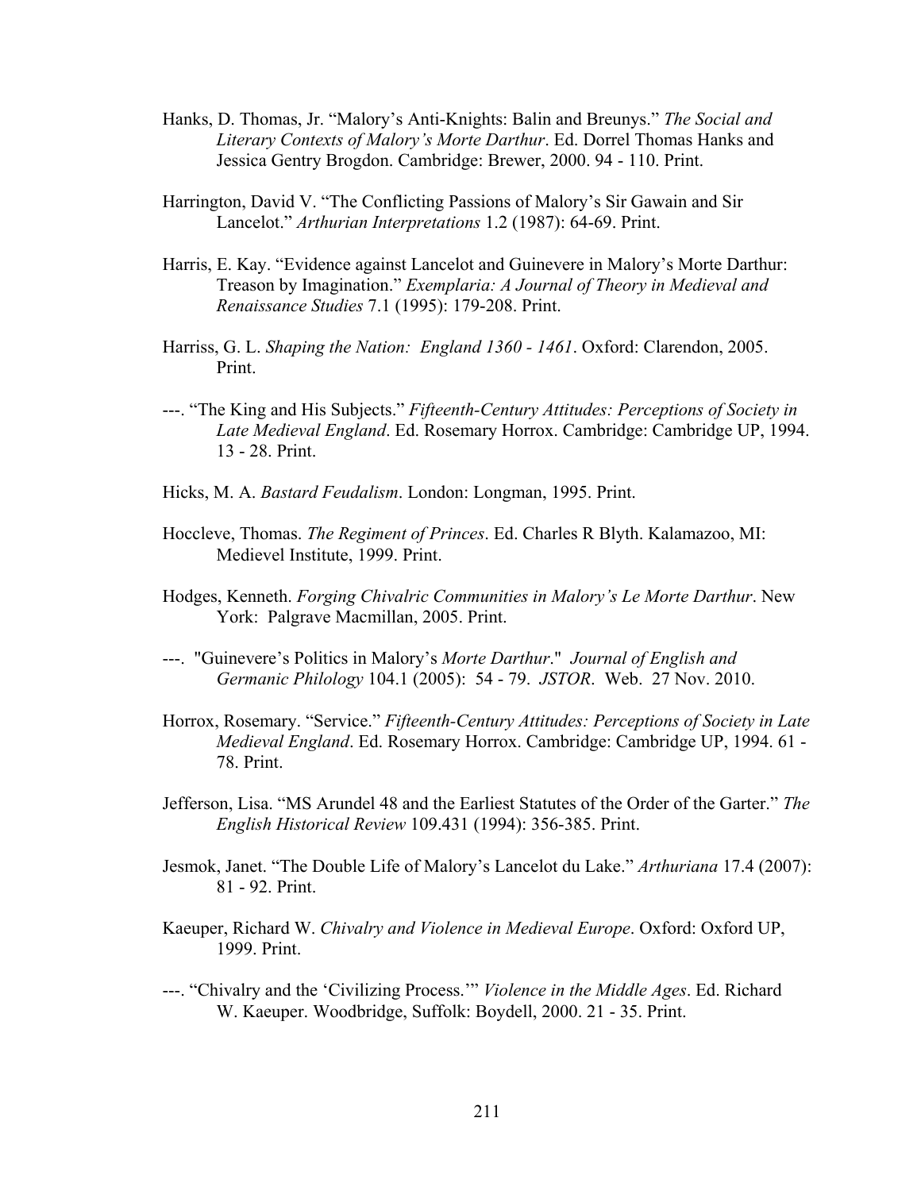Hanks, D. Thomas, Jr. "Malory's Anti-Knights: Balin and Breunys." *The Social and Literary Contexts of Malory's Morte Darthur*. Ed. Dorrel Thomas Hanks and Jessica Gentry Brogdon. Cambridge: Brewer, 2000. 94 - 110. Print.

Harrington, David V. "The Conflicting Passions of Malory's Sir Gawain and Sir Lancelot." *Arthurian Interpretations* 1.2 (1987): 64-69. Print.

Harris, E. Kay. "Evidence against Lancelot and Guinevere in Malory's Morte Darthur: Treason by Imagination." *Exemplaria: A Journal of Theory in Medieval and Renaissance Studies* 7.1 (1995): 179-208. Print.

Harriss, G. L. *Shaping the Nation: England 1360 - 1461*. Oxford: Clarendon, 2005. Print.

---. "The King and His Subjects." *Fifteenth-Century Attitudes: Perceptions of Society in Late Medieval England*. Ed. Rosemary Horrox. Cambridge: Cambridge UP, 1994. 13 - 28. Print.

Hicks, M. A. *Bastard Feudalism*. London: Longman, 1995. Print.

Hoccleve, Thomas. *The Regiment of Princes*. Ed. Charles R Blyth. Kalamazoo, MI: Medievel Institute, 1999. Print.

Hodges, Kenneth. *Forging Chivalric Communities in Malory's Le Morte Darthur*. New York: Palgrave Macmillan, 2005. Print.

---. "Guinevere's Politics in Malory's *Morte Darthur*." *Journal of English and Germanic Philology* 104.1 (2005): 54 - 79. *JSTOR*. Web. 27 Nov. 2010.

Horrox, Rosemary. "Service." *Fifteenth-Century Attitudes: Perceptions of Society in Late Medieval England*. Ed. Rosemary Horrox. Cambridge: Cambridge UP, 1994. 61 - 78. Print.

Jefferson, Lisa. "MS Arundel 48 and the Earliest Statutes of the Order of the Garter." *The English Historical Review* 109.431 (1994): 356-385. Print.

Jesmok, Janet. "The Double Life of Malory's Lancelot du Lake." *Arthuriana* 17.4 (2007): 81 - 92. Print.

Kaeuper, Richard W. *Chivalry and Violence in Medieval Europe*. Oxford: Oxford UP, 1999. Print.

---. "Chivalry and the 'Civilizing Process.'" *Violence in the Middle Ages*. Ed. Richard W. Kaeuper. Woodbridge, Suffolk: Boydell, 2000. 21 - 35. Print.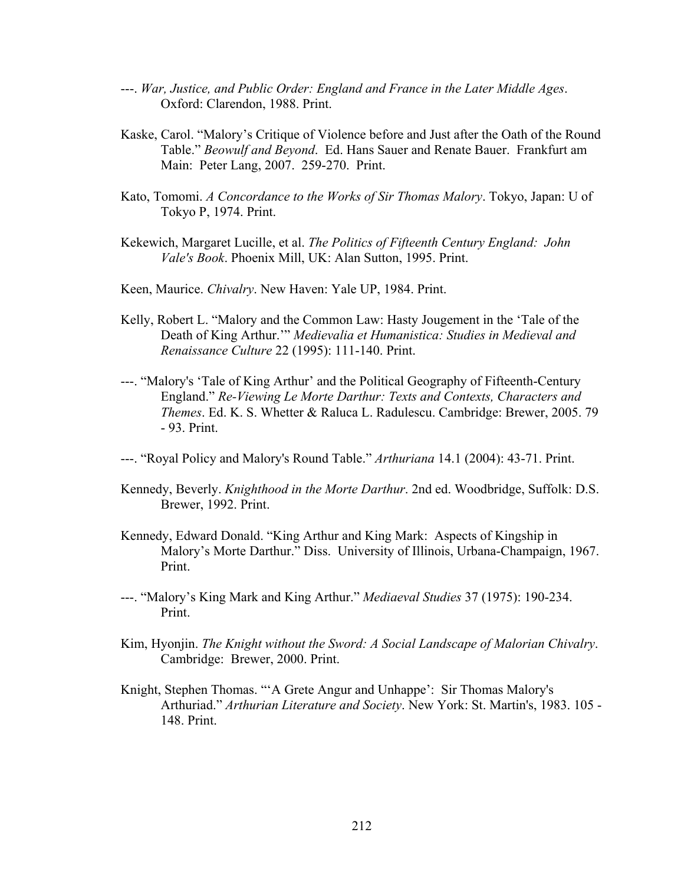---. *War, Justice, and Public Order: England and France in the Later Middle Ages*. Oxford: Clarendon, 1988. Print.

Kaske, Carol. "Malory's Critique of Violence before and Just after the Oath of the Round Table." *Beowulf and Beyond*. Ed. Hans Sauer and Renate Bauer. Frankfurt am Main: Peter Lang, 2007. 259-270. Print.

Kato, Tomomi. *A Concordance to the Works of Sir Thomas Malory*. Tokyo, Japan: U of Tokyo P, 1974. Print.

Kekewich, Margaret Lucille, et al. *The Politics of Fifteenth Century England: John Vale's Book*. Phoenix Mill, UK: Alan Sutton, 1995. Print.

Keen, Maurice. *Chivalry*. New Haven: Yale UP, 1984. Print.

Kelly, Robert L. "Malory and the Common Law: Hasty Jougement in the 'Tale of the Death of King Arthur.'" *Medievalia et Humanistica: Studies in Medieval and Renaissance Culture* 22 (1995): 111-140. Print.

---. "Malory's 'Tale of King Arthur' and the Political Geography of Fifteenth-Century England." *Re-Viewing Le Morte Darthur: Texts and Contexts, Characters and Themes*. Ed. K. S. Whetter & Raluca L. Radulescu. Cambridge: Brewer, 2005. 79 - 93. Print.

---. "Royal Policy and Malory's Round Table." *Arthuriana* 14.1 (2004): 43-71. Print.

Kennedy, Beverly. *Knighthood in the Morte Darthur*. 2nd ed. Woodbridge, Suffolk: D.S. Brewer, 1992. Print.

Kennedy, Edward Donald. "King Arthur and King Mark: Aspects of Kingship in Malory's Morte Darthur." Diss. University of Illinois, Urbana-Champaign, 1967. Print.

---. "Malory's King Mark and King Arthur." *Mediaeval Studies* 37 (1975): 190-234. Print.

Kim, Hyonjin. *The Knight without the Sword: A Social Landscape of Malorian Chivalry*. Cambridge: Brewer, 2000. Print.

Knight, Stephen Thomas. "'A Grete Angur and Unhappe': Sir Thomas Malory's Arthuriad." *Arthurian Literature and Society*. New York: St. Martin's, 1983. 105 - 148. Print.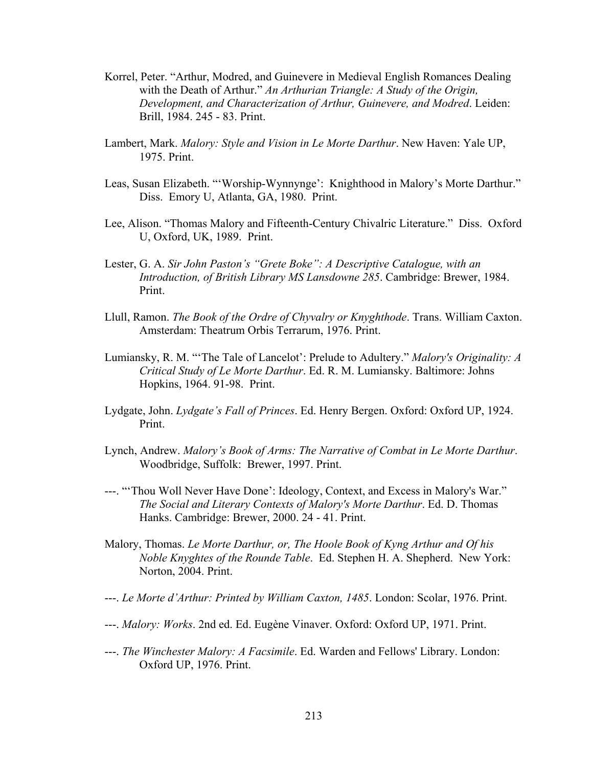Korrel, Peter. "Arthur, Modred, and Guinevere in Medieval English Romances Dealing with the Death of Arthur." *An Arthurian Triangle: A Study of the Origin, Development, and Characterization of Arthur, Guinevere, and Modred*. Leiden: Brill, 1984. 245 - 83. Print.

Lambert, Mark. *Malory: Style and Vision in Le Morte Darthur*. New Haven: Yale UP, 1975. Print.

Leas, Susan Elizabeth. "'Worship-Wynnynge': Knighthood in Malory's Morte Darthur." Diss. Emory U, Atlanta, GA, 1980. Print.

Lee, Alison. "Thomas Malory and Fifteenth-Century Chivalric Literature." Diss. Oxford U, Oxford, UK, 1989. Print.

Lester, G. A. *Sir John Paston's "Grete Boke": A Descriptive Catalogue, with an Introduction, of British Library MS Lansdowne 285*. Cambridge: Brewer, 1984. Print.

Llull, Ramon. *The Book of the Ordre of Chyvalry or Knyghthode*. Trans. William Caxton. Amsterdam: Theatrum Orbis Terrarum, 1976. Print.

Lumiansky, R. M. "'The Tale of Lancelot': Prelude to Adultery." *Malory's Originality: A Critical Study of Le Morte Darthur*. Ed. R. M. Lumiansky. Baltimore: Johns Hopkins, 1964. 91-98. Print.

Lydgate, John. *Lydgate's Fall of Princes*. Ed. Henry Bergen. Oxford: Oxford UP, 1924. Print.

Lynch, Andrew. *Malory's Book of Arms: The Narrative of Combat in Le Morte Darthur*. Woodbridge, Suffolk: Brewer, 1997. Print.

---. "'Thou Woll Never Have Done': Ideology, Context, and Excess in Malory's War." *The Social and Literary Contexts of Malory's Morte Darthur*. Ed. D. Thomas Hanks. Cambridge: Brewer, 2000. 24 - 41. Print.

Malory, Thomas. *Le Morte Darthur, or, The Hoole Book of Kyng Arthur and Of his Noble Knyghtes of the Rounde Table*. Ed. Stephen H. A. Shepherd. New York: Norton, 2004. Print.

---. *Le Morte d'Arthur: Printed by William Caxton, 1485*. London: Scolar, 1976. Print.

---. *Malory: Works*. 2nd ed. Ed. Eugène Vinaver. Oxford: Oxford UP, 1971. Print.

---. *The Winchester Malory: A Facsimile*. Ed. Warden and Fellows' Library. London: Oxford UP, 1976. Print.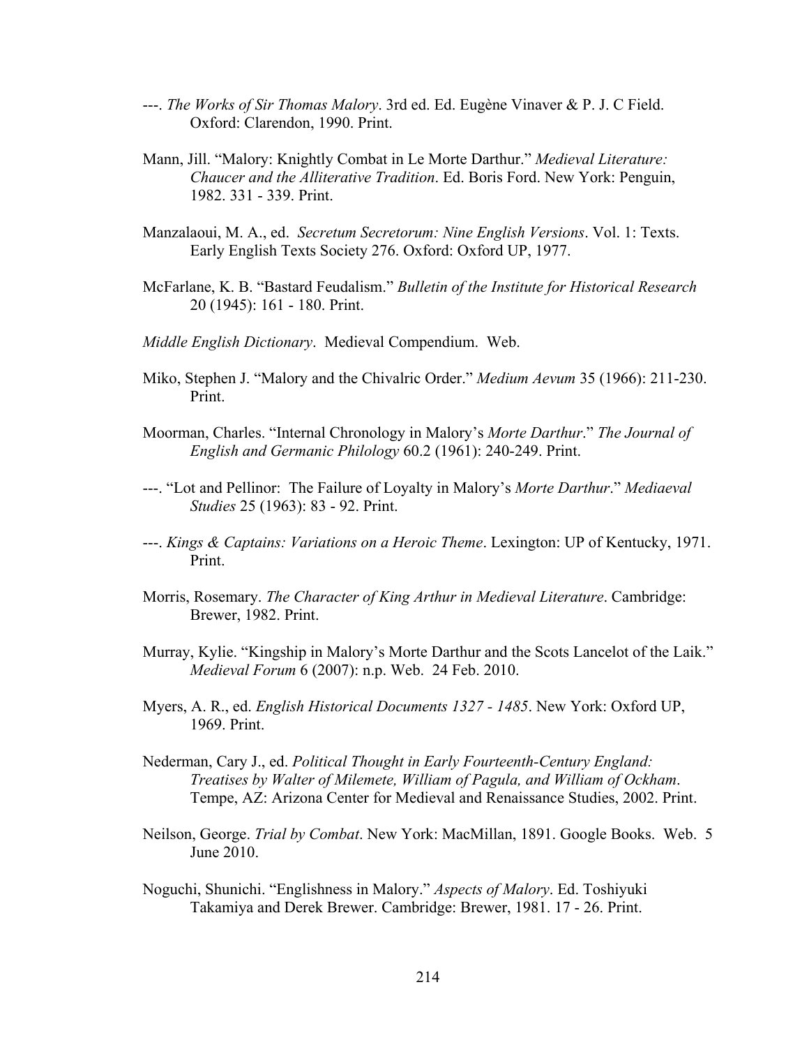---. *The Works of Sir Thomas Malory*. 3rd ed. Ed. Eugène Vinaver & P. J. C Field. Oxford: Clarendon, 1990. Print.

Mann, Jill. "Malory: Knightly Combat in Le Morte Darthur." *Medieval Literature: Chaucer and the Alliterative Tradition*. Ed. Boris Ford. New York: Penguin, 1982. 331 - 339. Print.

Manzalaoui, M. A., ed. *Secretum Secretorum: Nine English Versions*. Vol. 1: Texts. Early English Texts Society 276. Oxford: Oxford UP, 1977.

McFarlane, K. B. "Bastard Feudalism." *Bulletin of the Institute for Historical Research* 20 (1945): 161 - 180. Print.

*Middle English Dictionary*. Medieval Compendium. Web.

Miko, Stephen J. "Malory and the Chivalric Order." *Medium Aevum* 35 (1966): 211-230. Print.

Moorman, Charles. "Internal Chronology in Malory's *Morte Darthur*." *The Journal of English and Germanic Philology* 60.2 (1961): 240-249. Print.

---. "Lot and Pellinor: The Failure of Loyalty in Malory's *Morte Darthur*." *Mediaeval Studies* 25 (1963): 83 - 92. Print.

---. *Kings & Captains: Variations on a Heroic Theme*. Lexington: UP of Kentucky, 1971. Print.

Morris, Rosemary. *The Character of King Arthur in Medieval Literature*. Cambridge: Brewer, 1982. Print.

Murray, Kylie. "Kingship in Malory's Morte Darthur and the Scots Lancelot of the Laik." *Medieval Forum* 6 (2007): n.p. Web. 24 Feb. 2010.

Myers, A. R., ed. *English Historical Documents 1327 - 1485*. New York: Oxford UP, 1969. Print.

Nederman, Cary J., ed. *Political Thought in Early Fourteenth-Century England: Treatises by Walter of Milemete, William of Pagula, and William of Ockham*. Tempe, AZ: Arizona Center for Medieval and Renaissance Studies, 2002. Print.

Neilson, George. *Trial by Combat*. New York: MacMillan, 1891. Google Books. Web. 5 June 2010.

Noguchi, Shunichi. "Englishness in Malory." *Aspects of Malory*. Ed. Toshiyuki Takamiya and Derek Brewer. Cambridge: Brewer, 1981. 17 - 26. Print.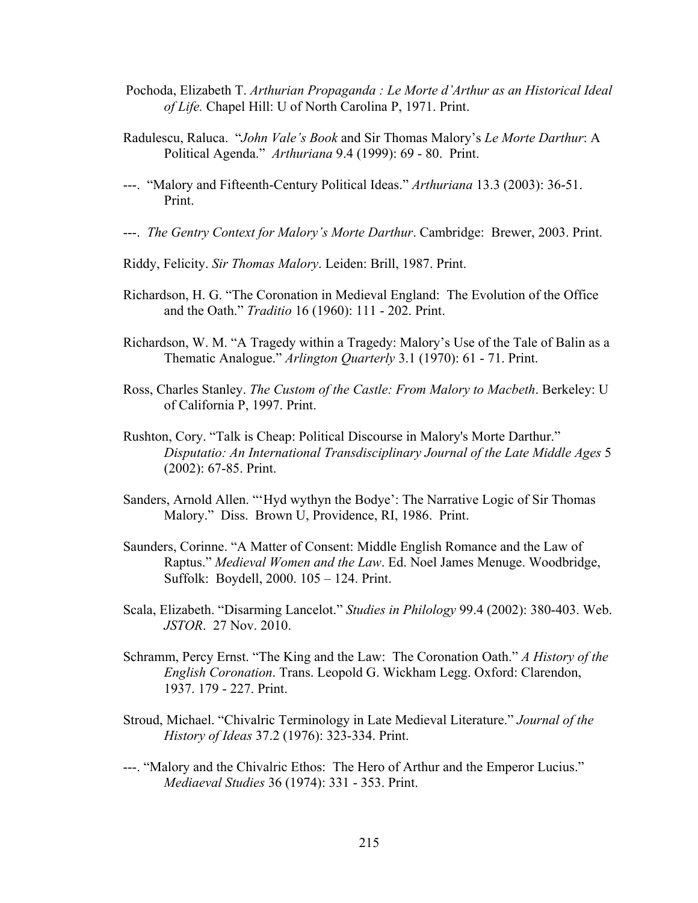Pochoda, Elizabeth T. *Arthurian Propaganda : Le Morte d'Arthur as an Historical Ideal of Life.* Chapel Hill: U of North Carolina P, 1971. Print.

Radulescu, Raluca. "*John Vale's Book* and Sir Thomas Malory's *Le Morte Darthur*: A Political Agenda." *Arthuriana* 9.4 (1999): 69 - 80. Print.

---. "Malory and Fifteenth-Century Political Ideas." *Arthuriana* 13.3 (2003): 36-51. Print.

---. *The Gentry Context for Malory's Morte Darthur*. Cambridge: Brewer, 2003. Print.

Riddy, Felicity. *Sir Thomas Malory*. Leiden: Brill, 1987. Print.

Richardson, H. G. "The Coronation in Medieval England: The Evolution of the Office and the Oath." *Traditio* 16 (1960): 111 - 202. Print.

Richardson, W. M. "A Tragedy within a Tragedy: Malory's Use of the Tale of Balin as a Thematic Analogue." *Arlington Quarterly* 3.1 (1970): 61 - 71. Print.

Ross, Charles Stanley. *The Custom of the Castle: From Malory to Macbeth*. Berkeley: U of California P, 1997. Print.

Rushton, Cory. "Talk is Cheap: Political Discourse in Malory's Morte Darthur." *Disputatio: An International Transdisciplinary Journal of the Late Middle Ages* 5 (2002): 67-85. Print.

Sanders, Arnold Allen. "'Hyd wythyn the Bodye': The Narrative Logic of Sir Thomas Malory." Diss. Brown U, Providence, RI, 1986. Print.

Saunders, Corinne. "A Matter of Consent: Middle English Romance and the Law of Raptus." *Medieval Women and the Law*. Ed. Noel James Menuge. Woodbridge, Suffolk: Boydell, 2000. 105 – 124. Print.

Scala, Elizabeth. "Disarming Lancelot." *Studies in Philology* 99.4 (2002): 380-403. Web. *JSTOR*. 27 Nov. 2010.

Schramm, Percy Ernst. "The King and the Law: The Coronation Oath." *A History of the English Coronation*. Trans. Leopold G. Wickham Legg. Oxford: Clarendon, 1937. 179 - 227. Print.

Stroud, Michael. "Chivalric Terminology in Late Medieval Literature." *Journal of the History of Ideas* 37.2 (1976): 323-334. Print.

---. "Malory and the Chivalric Ethos: The Hero of Arthur and the Emperor Lucius." *Mediaeval Studies* 36 (1974): 331 - 353. Print.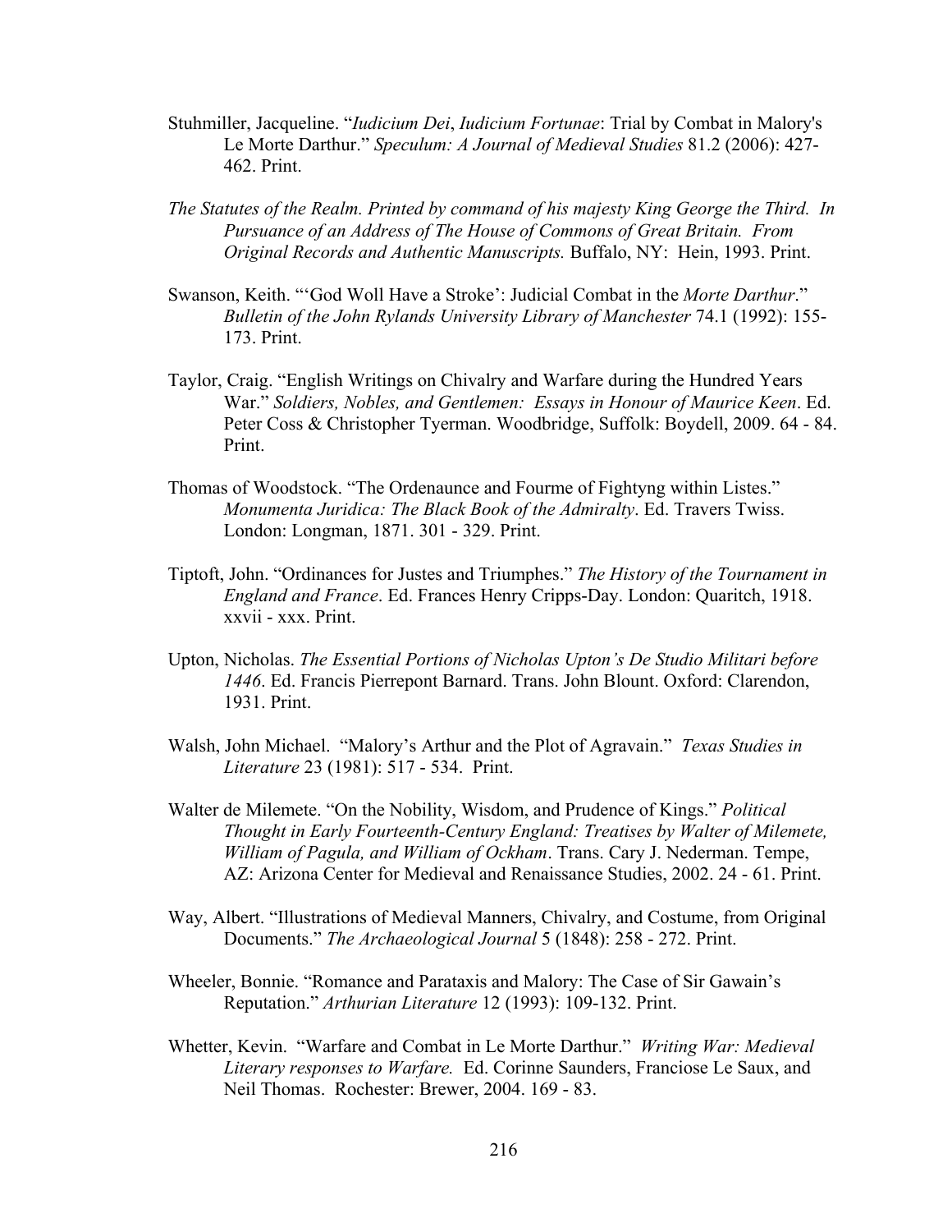Stuhmiller, Jacqueline. "*Iudicium Dei*, *Iudicium Fortunae*: Trial by Combat in Malory's Le Morte Darthur." *Speculum: A Journal of Medieval Studies* 81.2 (2006): 427-462. Print.

*The Statutes of the Realm. Printed by command of his majesty King George the Third. In Pursuance of an Address of The House of Commons of Great Britain. From Original Records and Authentic Manuscripts.* Buffalo, NY: Hein, 1993. Print.

Swanson, Keith. "'God Woll Have a Stroke': Judicial Combat in the *Morte Darthur*." *Bulletin of the John Rylands University Library of Manchester* 74.1 (1992): 155-173. Print.

Taylor, Craig. "English Writings on Chivalry and Warfare during the Hundred Years War." *Soldiers, Nobles, and Gentlemen: Essays in Honour of Maurice Keen*. Ed. Peter Coss & Christopher Tyerman. Woodbridge, Suffolk: Boydell, 2009. 64 - 84. Print.

Thomas of Woodstock. "The Ordenaunce and Fourme of Fightyng within Listes." *Monumenta Juridica: The Black Book of the Admiralty*. Ed. Travers Twiss. London: Longman, 1871. 301 - 329. Print.

Tiptoft, John. "Ordinances for Justes and Triumphes." *The History of the Tournament in England and France*. Ed. Frances Henry Cripps-Day. London: Quaritch, 1918. xxvii - xxx. Print.

Upton, Nicholas. *The Essential Portions of Nicholas Upton's De Studio Militari before 1446*. Ed. Francis Pierrepont Barnard. Trans. John Blount. Oxford: Clarendon, 1931. Print.

Walsh, John Michael. "Malory's Arthur and the Plot of Agravain." *Texas Studies in Literature* 23 (1981): 517 - 534. Print.

Walter de Milemete. "On the Nobility, Wisdom, and Prudence of Kings." *Political Thought in Early Fourteenth-Century England: Treatises by Walter of Milemete, William of Pagula, and William of Ockham*. Trans. Cary J. Nederman. Tempe, AZ: Arizona Center for Medieval and Renaissance Studies, 2002. 24 - 61. Print.

Way, Albert. "Illustrations of Medieval Manners, Chivalry, and Costume, from Original Documents." *The Archaeological Journal* 5 (1848): 258 - 272. Print.

Wheeler, Bonnie. "Romance and Parataxis and Malory: The Case of Sir Gawain's Reputation." *Arthurian Literature* 12 (1993): 109-132. Print.

Whetter, Kevin. "Warfare and Combat in Le Morte Darthur." *Writing War: Medieval Literary responses to Warfare.* Ed. Corinne Saunders, Franciose Le Saux, and Neil Thomas. Rochester: Brewer, 2004. 169 - 83.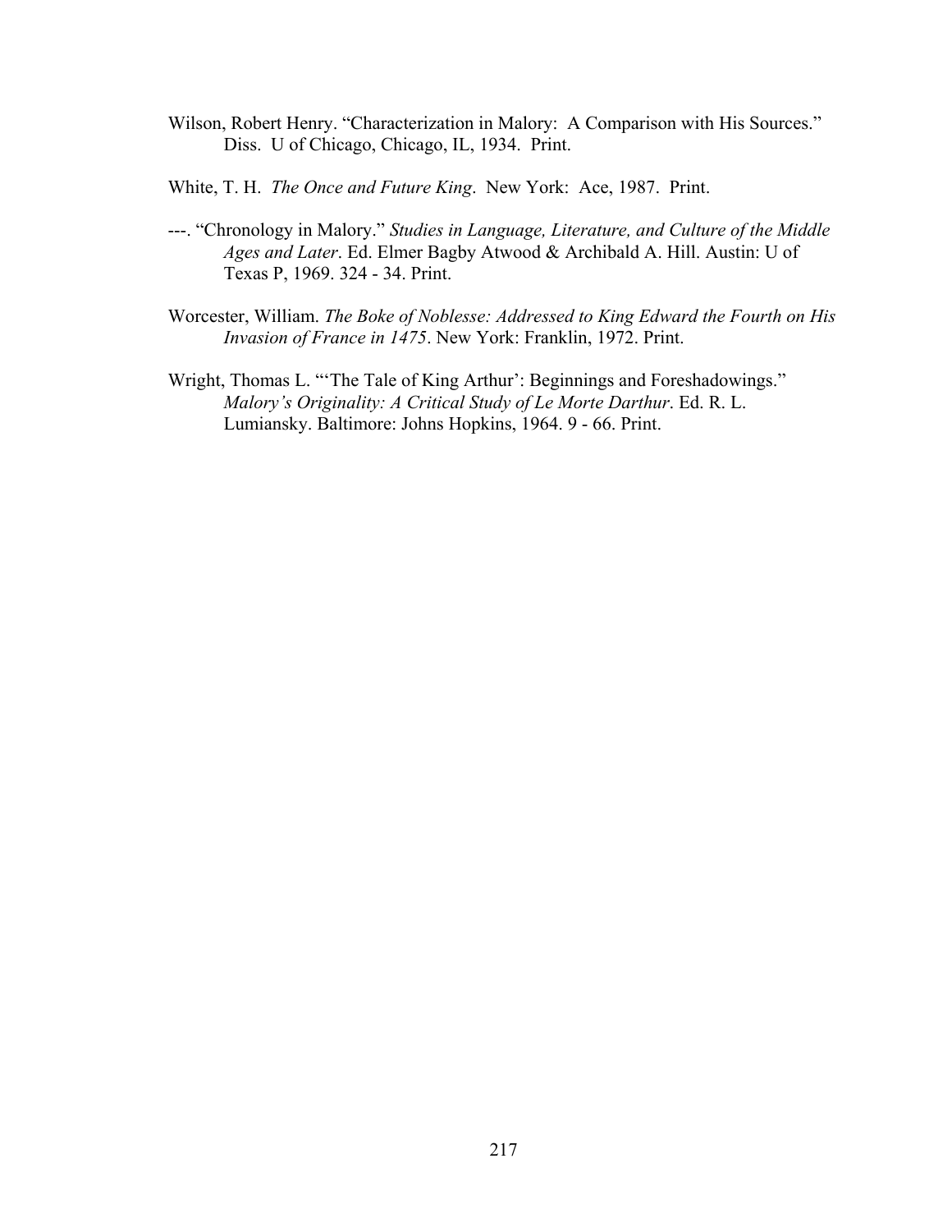Wilson, Robert Henry. “Characterization in Malory: A Comparison with His Sources.” Diss. U of Chicago, Chicago, IL, 1934. Print.

White, T. H. *The Once and Future King*. New York: Ace, 1987. Print.

---. “Chronology in Malory.” *Studies in Language, Literature, and Culture of the Middle Ages and Later*. Ed. Elmer Bagby Atwood & Archibald A. Hill. Austin: U of Texas P, 1969. 324 - 34. Print.

Worcester, William. *The Boke of Noblesse: Addressed to King Edward the Fourth on His Invasion of France in 1475*. New York: Franklin, 1972. Print.

Wright, Thomas L. “‘The Tale of King Arthur’: Beginnings and Foreshadowings.” *Malory’s Originality: A Critical Study of Le Morte Darthur*. Ed. R. L. Lumiansky. Baltimore: Johns Hopkins, 1964. 9 - 66. Print.